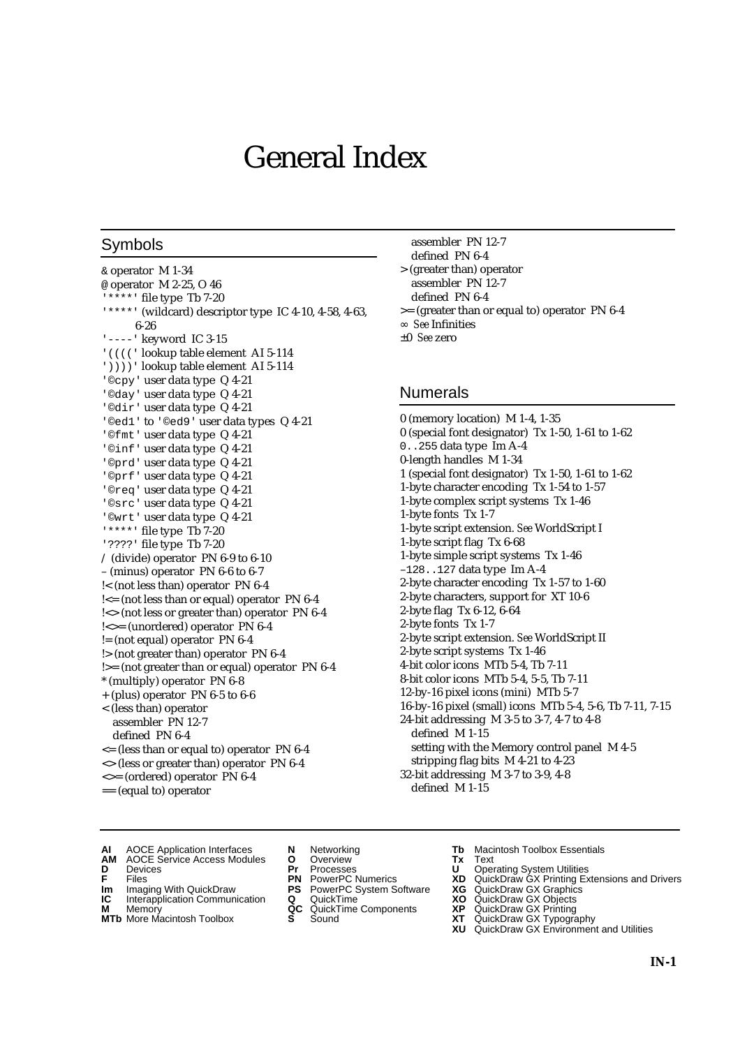# General Index

## Symbols

& operator M 1-34
@ operator M 2-25, O 46
'\*\*\*\*' file type Tb 7-20
'\*\*\*\*' (wildcard) descriptor type IC 4-10, 4-58, 4-63, 6-26
'----' keyword IC 3-15
'((((' lookup table element AI 5-114
'))))' lookup table element AI 5-114
'©cpy' user data type Q 4-21
'©day' user data type Q 4-21
'©dir' user data type Q 4-21
'©ed1' to '©ed9' user data types Q 4-21
'©fmt' user data type Q 4-21
'©inf' user data type Q 4-21
'©prd' user data type Q 4-21
'©prf' user data type Q 4-21
'©req' user data type Q 4-21
'©src' user data type Q 4-21
'©wrt' user data type Q 4-21
'\*\*\*\*' file type Tb 7-20
'????' file type Tb 7-20
/ (divide) operator PN 6-9 to 6-10
– (minus) operator PN 6-6 to 6-7
!< (not less than) operator PN 6-4
!<= (not less than or equal) operator PN 6-4
!<> (not less or greater than) operator PN 6-4
!<>= (unordered) operator PN 6-4
!= (not equal) operator PN 6-4
!> (not greater than) operator PN 6-4
!>= (not greater than or equal) operator PN 6-4
\* (multiply) operator PN 6-8
\+ (plus) operator PN 6-5 to 6-6
< (less than) operator
  assembler PN 12-7
  defined PN 6-4
<= (less than or equal to) operator PN 6-4
<> (less or greater than) operator PN 6-4
<>= (ordered) operator PN 6-4
== (equal to) operator
  assembler PN 12-7
  defined PN 6-4
\> (greater than) operator
  assembler PN 12-7
  defined PN 6-4
\>= (greater than or equal to) operator PN 6-4
∞ *See* Infinities
±0 *See* zero

## Numerals

0 (memory location) M 1-4, 1-35
0 (special font designator) Tx 1-50, 1-61 to 1-62
0..255 data type Im A-4
0-length handles M 1-34
1 (special font designator) Tx 1-50, 1-61 to 1-62
1-byte character encoding Tx 1-54 to 1-57
1-byte complex script systems Tx 1-46
1-byte fonts Tx 1-7
1-byte script extension. *See* WorldScript I
1-byte script flag Tx 6-68
1-byte simple script systems Tx 1-46
–128..127 data type Im A-4
2-byte character encoding Tx 1-57 to 1-60
2-byte characters, support for XT 10-6
2-byte flag Tx 6-12, 6-64
2-byte fonts Tx 1-7
2-byte script extension. *See* WorldScript II
2-byte script systems Tx 1-46
4-bit color icons MTb 5-4, Tb 7-11
8-bit color icons MTb 5-4, 5-5, Tb 7-11
12-by-16 pixel icons (mini) MTb 5-7
16-by-16 pixel (small) icons MTb 5-4, 5-6, Tb 7-11, 7-15
24-bit addressing M 3-5 to 3-7, 4-7 to 4-8
  defined M 1-15
  setting with the Memory control panel M 4-5
  stripping flag bits M 4-21 to 4-23
32-bit addressing M 3-7 to 3-9, 4-8
  defined M 1-15

**AI** AOCE Application Interfaces
**AM** AOCE Service Access Modules
**D** Devices
**F** Files
**Im** Imaging With QuickDraw
**IC** Interapplication Communication
**M** Memory
**MTb** More Macintosh Toolbox
**N** Networking
**O** Overview
**Pr** Processes
**PN** PowerPC Numerics
**PS** PowerPC System Software
**Q** QuickTime
**QC** QuickTime Components
**S** Sound
**Tb** Macintosh Toolbox Essentials
**Tx** Text
**U** Operating System Utilities
**XD** QuickDraw GX Printing Extensions and Drivers
**XG** QuickDraw GX Graphics
**XO** QuickDraw GX Objects
**XP** QuickDraw GX Printing
**XT** QuickDraw GX Typography
**XU** QuickDraw GX Environment and Utilities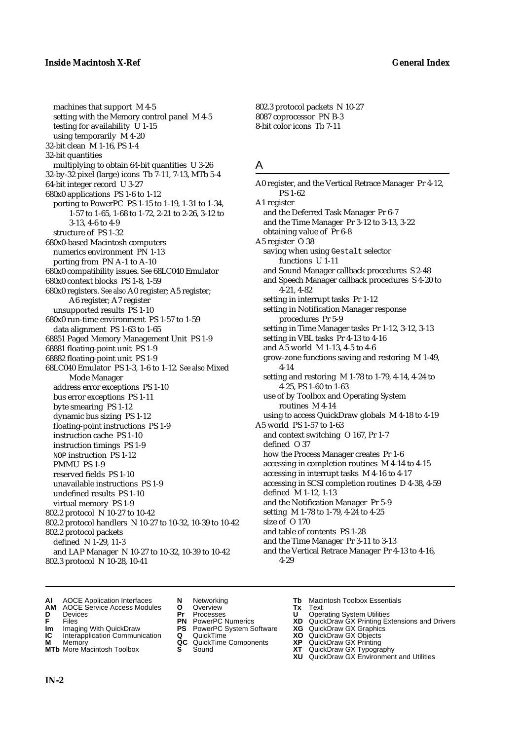machines that support M 4-5
setting with the Memory control panel M 4-5
testing for availability U 1-15
using temporarily M 4-20

32-bit clean M 1-16, PS 1-4

32-bit quantities
multiplying to obtain 64-bit quantities U 3-26

32-by-32 pixel (large) icons Tb 7-11, 7-13, MTb 5-4

64-bit integer record U 3-27

680x0 applications PS 1-6 to 1-12
porting to PowerPC PS 1-15 to 1-19, 1-31 to 1-34, 1-57 to 1-65, 1-68 to 1-72, 2-21 to 2-26, 3-12 to 3-13, 4-6 to 4-9
structure of PS 1-32

680x0-based Macintosh computers
numerics environment PN 1-13
porting from PN A-1 to A-10

680x0 compatibility issues. *See* 68LC040 Emulator

680x0 context blocks PS 1-8, 1-59

680x0 registers. *See also* A0 register; A5 register; A6 register; A7 register
unsupported results PS 1-10

680x0 run-time environment PS 1-57 to 1-59
data alignment PS 1-63 to 1-65

68851 Paged Memory Management Unit PS 1-9

68881 floating-point unit PS 1-9

68882 floating-point unit PS 1-9

68LC040 Emulator PS 1-3, 1-6 to 1-12. *See also* Mixed Mode Manager
address error exceptions PS 1-10
bus error exceptions PS 1-11
byte smearing PS 1-12
dynamic bus sizing PS 1-12
floating-point instructions PS 1-9
instruction cache PS 1-10
instruction timings PS 1-9
NOP instruction PS 1-12
PMMU PS 1-9
reserved fields PS 1-10
unavailable instructions PS 1-9
undefined results PS 1-10
virtual memory PS 1-9

802.2 protocol N 10-27 to 10-42

802.2 protocol handlers N 10-27 to 10-32, 10-39 to 10-42

802.2 protocol packets
defined N 1-29, 11-3
and LAP Manager N 10-27 to 10-32, 10-39 to 10-42

802.3 protocol N 10-28, 10-41

802.3 protocol packets N 10-27

8087 coprocessor PN B-3

8-bit color icons Tb 7-11

## A

A0 register, and the Vertical Retrace Manager Pr 4-12, PS 1-62

A1 register
and the Deferred Task Manager Pr 6-7
and the Time Manager Pr 3-12 to 3-13, 3-22
obtaining value of Pr 6-8

A5 register O 38
saving when using Gestalt selector functions U 1-11
and Sound Manager callback procedures S 2-48
and Speech Manager callback procedures S 4-20 to 4-21, 4-82
setting in interrupt tasks Pr 1-12
setting in Notification Manager response procedures Pr 5-9
setting in Time Manager tasks Pr 1-12, 3-12, 3-13
setting in VBL tasks Pr 4-13 to 4-16
and A5 world M 1-13, 4-5 to 4-6
grow-zone functions saving and restoring M 1-49, 4-14
setting and restoring M 1-78 to 1-79, 4-14, 4-24 to 4-25, PS 1-60 to 1-63
use of by Toolbox and Operating System routines M 4-14
using to access QuickDraw globals M 4-18 to 4-19

A5 world PS 1-57 to 1-63
and context switching O 167, Pr 1-7
defined O 37
how the Process Manager creates Pr 1-6
accessing in completion routines M 4-14 to 4-15
accessing in interrupt tasks M 4-16 to 4-17
accessing in SCSI completion routines D 4-38, 4-59
defined M 1-12, 1-13
and the Notification Manager Pr 5-9
setting M 1-78 to 1-79, 4-24 to 4-25
size of O 170
and table of contents PS 1-28
and the Time Manager Pr 3-11 to 3-13
and the Vertical Retrace Manager Pr 4-13 to 4-16, 4-29

**AI** AOCE Application Interfaces
**AM** AOCE Service Access Modules
**D** Devices
**F** Files
**Im** Imaging With QuickDraw
**IC** Interapplication Communication
**M** Memory
**MTb** More Macintosh Toolbox
**N** Networking
**O** Overview
**Pr** Processes
**PN** PowerPC Numerics
**PS** PowerPC System Software
**Q** QuickTime
**QC** QuickTime Components
**S** Sound
**Tb** Macintosh Toolbox Essentials
**Tx** Text
**U** Operating System Utilities
**XD** QuickDraw GX Printing Extensions and Drivers
**XG** QuickDraw GX Graphics
**XO** QuickDraw GX Objects
**XP** QuickDraw GX Printing
**XT** QuickDraw GX Typography
**XU** QuickDraw GX Environment and Utilities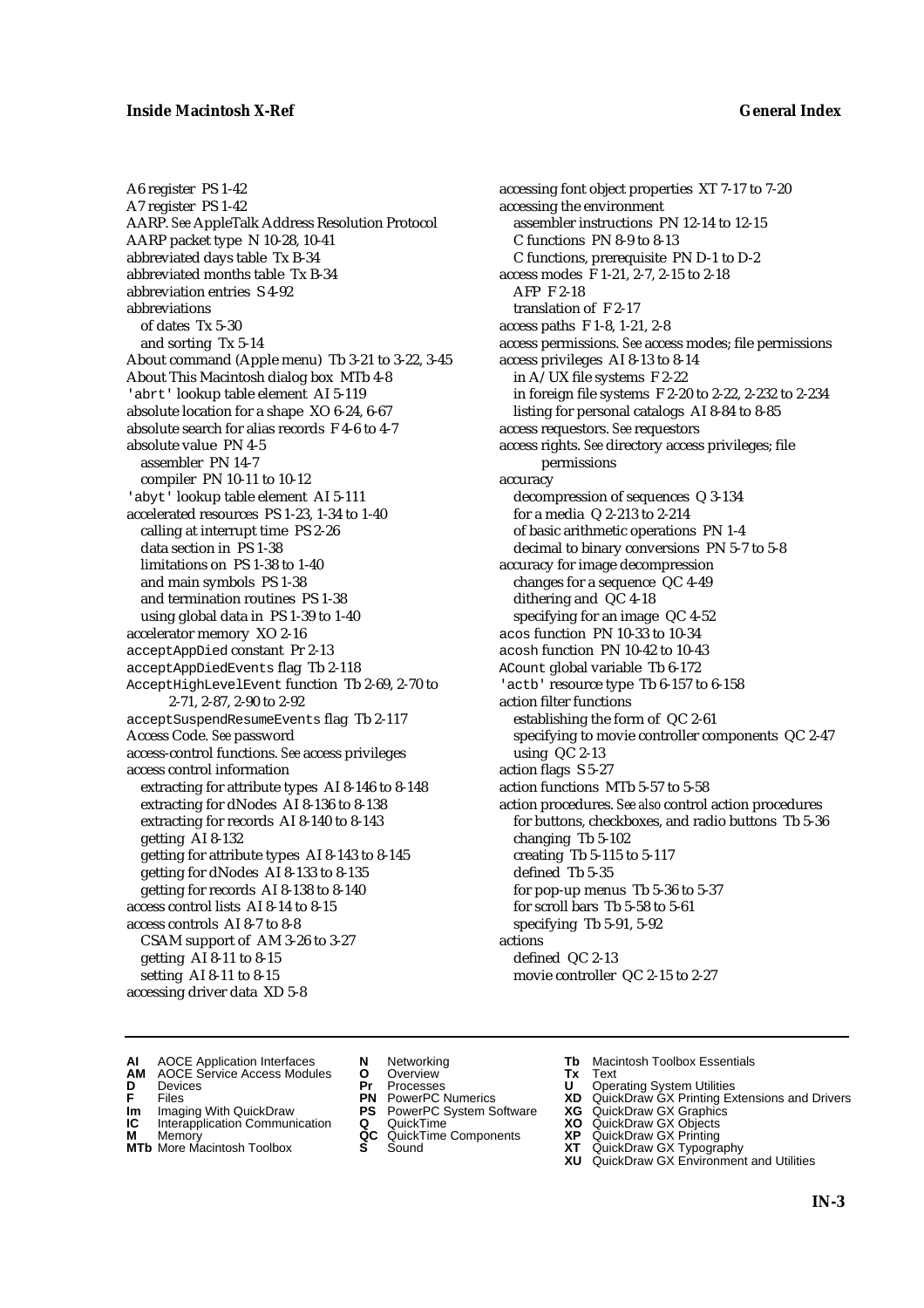A6 register PS 1-42
A7 register PS 1-42
AARP. *See* AppleTalk Address Resolution Protocol
AARP packet type N 10-28, 10-41
abbreviated days table Tx B-34
abbreviated months table Tx B-34
abbreviation entries S 4-92
abbreviations
  of dates Tx 5-30
  and sorting Tx 5-14
About command (Apple menu) Tb 3-21 to 3-22, 3-45
About This Macintosh dialog box MTb 4-8
'abrt' lookup table element AI 5-119
absolute location for a shape XO 6-24, 6-67
absolute search for alias records F 4-6 to 4-7
absolute value PN 4-5
  assembler PN 14-7
  compiler PN 10-11 to 10-12
'abyt' lookup table element AI 5-111
accelerated resources PS 1-23, 1-34 to 1-40
  calling at interrupt time PS 2-26
  data section in PS 1-38
  limitations on PS 1-38 to 1-40
  and main symbols PS 1-38
  and termination routines PS 1-38
  using global data in PS 1-39 to 1-40
accelerator memory XO 2-16
acceptAppDied constant Pr 2-13
acceptAppDiedEvents flag Tb 2-118
AcceptHighLevelEvent function Tb 2-69, 2-70 to 2-71, 2-87, 2-90 to 2-92
acceptSuspendResumeEvents flag Tb 2-117
Access Code. *See* password
access-control functions. *See* access privileges
access control information
  extracting for attribute types AI 8-146 to 8-148
  extracting for dNodes AI 8-136 to 8-138
  extracting for records AI 8-140 to 8-143
  getting AI 8-132
  getting for attribute types AI 8-143 to 8-145
  getting for dNodes AI 8-133 to 8-135
  getting for records AI 8-138 to 8-140
access control lists AI 8-14 to 8-15
access controls AI 8-7 to 8-8
  CSAM support of AM 3-26 to 3-27
  getting AI 8-11 to 8-15
  setting AI 8-11 to 8-15
accessing driver data XD 5-8
accessing font object properties XT 7-17 to 7-20
accessing the environment
  assembler instructions PN 12-14 to 12-15
  C functions PN 8-9 to 8-13
  C functions, prerequisite PN D-1 to D-2
access modes F 1-21, 2-7, 2-15 to 2-18
  AFP F 2-18
  translation of F 2-17
access paths F 1-8, 1-21, 2-8
access permissions. *See* access modes; file permissions
access privileges AI 8-13 to 8-14
  in A/UX file systems F 2-22
  in foreign file systems F 2-20 to 2-22, 2-232 to 2-234
  listing for personal catalogs AI 8-84 to 8-85
access requestors. *See* requestors
access rights. *See* directory access privileges; file permissions
accuracy
  decompression of sequences Q 3-134
  for a media Q 2-213 to 2-214
  of basic arithmetic operations PN 1-4
  decimal to binary conversions PN 5-7 to 5-8
accuracy for image decompression
  changes for a sequence QC 4-49
  dithering and QC 4-18
  specifying for an image QC 4-52
acos function PN 10-33 to 10-34
acosh function PN 10-42 to 10-43
ACount global variable Tb 6-172
'actb' resource type Tb 6-157 to 6-158
action filter functions
  establishing the form of QC 2-61
  specifying to movie controller components QC 2-47
  using QC 2-13
action flags S 5-27
action functions MTb 5-57 to 5-58
action procedures. *See also* control action procedures
  for buttons, checkboxes, and radio buttons Tb 5-36
  changing Tb 5-102
  creating Tb 5-115 to 5-117
  defined Tb 5-35
  for pop-up menus Tb 5-36 to 5-37
  for scroll bars Tb 5-58 to 5-61
  specifying Tb 5-91, 5-92
actions
  defined QC 2-13
  movie controller QC 2-15 to 2-27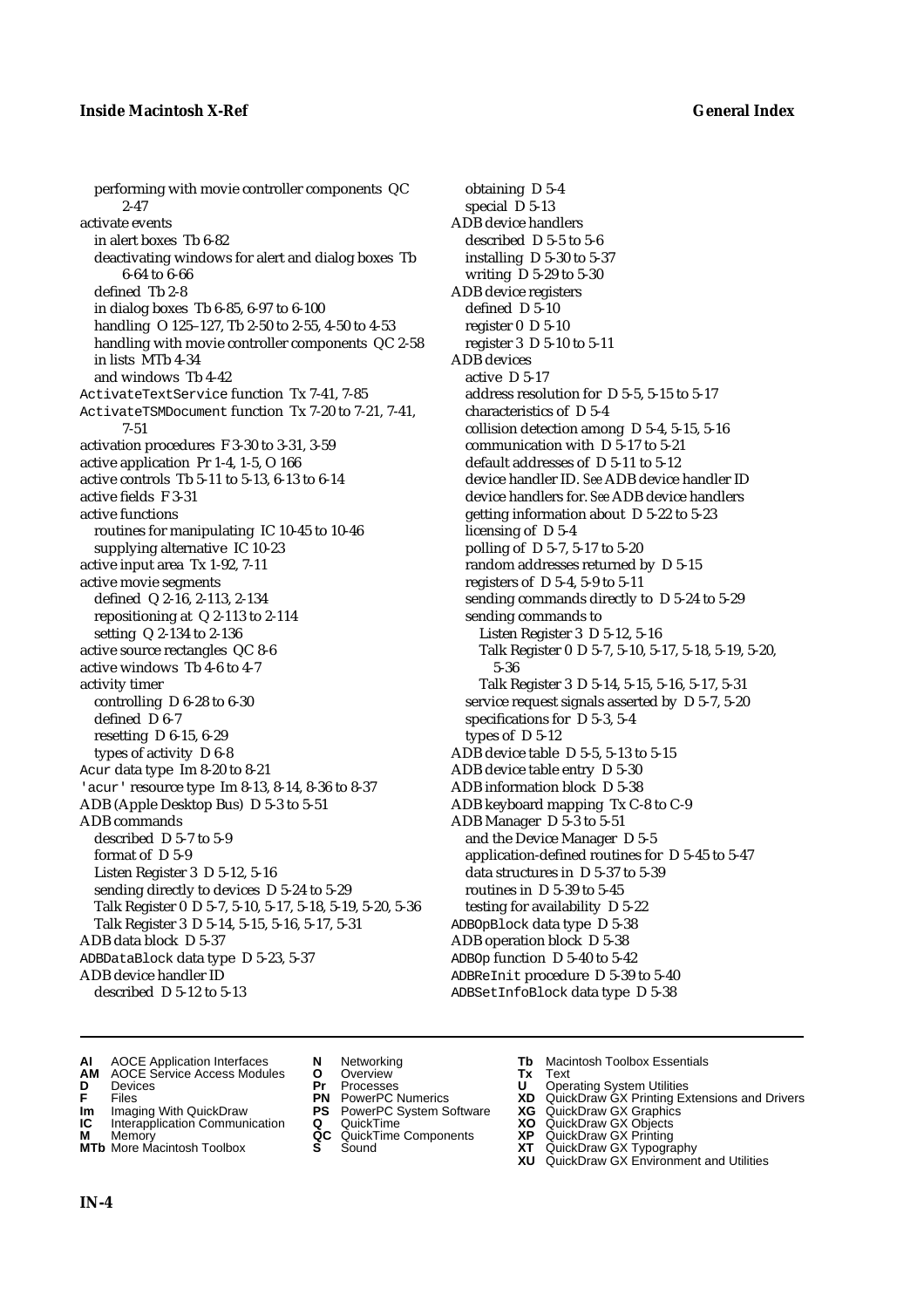performing with movie controller components QC 2-47

activate events
- in alert boxes Tb 6-82
- deactivating windows for alert and dialog boxes Tb 6-64 to 6-66
- defined Tb 2-8
- in dialog boxes Tb 6-85, 6-97 to 6-100
- handling O 125–127, Tb 2-50 to 2-55, 4-50 to 4-53
- handling with movie controller components QC 2-58
- in lists MTb 4-34
- and windows Tb 4-42

`ActivateTextService` function Tx 7-41, 7-85

`ActivateTSMDocument` function Tx 7-20 to 7-21, 7-41, 7-51

activation procedures F 3-30 to 3-31, 3-59

active application Pr 1-4, 1-5, O 166

active controls Tb 5-11 to 5-13, 6-13 to 6-14

active fields F 3-31

active functions
- routines for manipulating IC 10-45 to 10-46
- supplying alternative IC 10-23

active input area Tx 1-92, 7-11

active movie segments
- defined Q 2-16, 2-113, 2-134
- repositioning at Q 2-113 to 2-114
- setting Q 2-134 to 2-136

active source rectangles QC 8-6

active windows Tb 4-6 to 4-7

activity timer
- controlling D 6-28 to 6-30
- defined D 6-7
- resetting D 6-15, 6-29
- types of activity D 6-8

`Acur` data type Im 8-20 to 8-21

`'acur'` resource type Im 8-13, 8-14, 8-36 to 8-37

ADB (Apple Desktop Bus) D 5-3 to 5-51

ADB commands
- described D 5-7 to 5-9
- format of D 5-9
- Listen Register 3 D 5-12, 5-16
- sending directly to devices D 5-24 to 5-29
- Talk Register 0 D 5-7, 5-10, 5-17, 5-18, 5-19, 5-20, 5-36
- Talk Register 3 D 5-14, 5-15, 5-16, 5-17, 5-31

ADB data block D 5-37

`ADBDataBlock` data type D 5-23, 5-37

ADB device handler ID
- described D 5-12 to 5-13
- obtaining D 5-4
- special D 5-13

ADB device handlers
- described D 5-5 to 5-6
- installing D 5-30 to 5-37
- writing D 5-29 to 5-30

ADB device registers
- defined D 5-10
- register 0 D 5-10
- register 3 D 5-10 to 5-11

ADB devices
- active D 5-17
- address resolution for D 5-5, 5-15 to 5-17
- characteristics of D 5-4
- collision detection among D 5-4, 5-15, 5-16
- communication with D 5-17 to 5-21
- default addresses of D 5-11 to 5-12
- device handler ID. *See* ADB device handler ID
- device handlers for. *See* ADB device handlers
- getting information about D 5-22 to 5-23
- licensing of D 5-4
- polling of D 5-7, 5-17 to 5-20
- random addresses returned by D 5-15
- registers of D 5-4, 5-9 to 5-11
- sending commands directly to D 5-24 to 5-29
- sending commands to
  - Listen Register 3 D 5-12, 5-16
  - Talk Register 0 D 5-7, 5-10, 5-17, 5-18, 5-19, 5-20, 5-36
  - Talk Register 3 D 5-14, 5-15, 5-16, 5-17, 5-31
- service request signals asserted by D 5-7, 5-20
- specifications for D 5-3, 5-4
- types of D 5-12

ADB device table D 5-5, 5-13 to 5-15

ADB device table entry D 5-30

ADB information block D 5-38

ADB keyboard mapping Tx C-8 to C-9

ADB Manager D 5-3 to 5-51
- and the Device Manager D 5-5
- application-defined routines for D 5-45 to 5-47
- data structures in D 5-37 to 5-39
- routines in D 5-39 to 5-45
- testing for availability D 5-22

`ADBOpBlock` data type D 5-38

ADB operation block D 5-38

`ADBOp` function D 5-40 to 5-42

`ADBReInit` procedure D 5-39 to 5-40

`ADBSetInfoBlock` data type D 5-38

**AI** AOCE Application Interfaces
**AM** AOCE Service Access Modules
**D** Devices
**F** Files
**Im** Imaging With QuickDraw
**IC** Interapplication Communication
**M** Memory
**MTb** More Macintosh Toolbox
**N** Networking
**O** Overview
**Pr** Processes
**PN** PowerPC Numerics
**PS** PowerPC System Software
**Q** QuickTime
**QC** QuickTime Components
**S** Sound
**Tb** Macintosh Toolbox Essentials
**Tx** Text
**U** Operating System Utilities
**XD** QuickDraw GX Printing Extensions and Drivers
**XG** QuickDraw GX Graphics
**XO** QuickDraw GX Objects
**XP** QuickDraw GX Printing
**XT** QuickDraw GX Typography
**XU** QuickDraw GX Environment and Utilities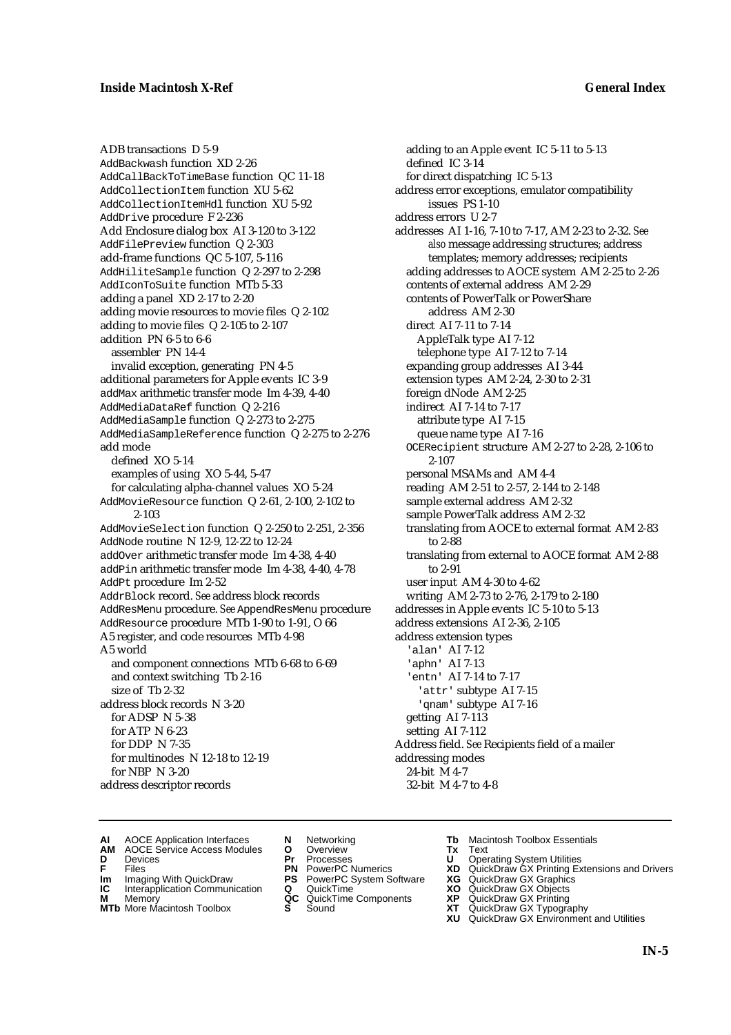ADB transactions D 5-9
AddBackwash function XD 2-26
AddCallBackToTimeBase function QC 11-18
AddCollectionItem function XU 5-62
AddCollectionItemHdl function XU 5-92
AddDrive procedure F 2-236
Add Enclosure dialog box AI 3-120 to 3-122
AddFilePreview function Q 2-303
add-frame functions QC 5-107, 5-116
AddHiliteSample function Q 2-297 to 2-298
AddIconToSuite function MTb 5-33
adding a panel XD 2-17 to 2-20
adding movie resources to movie files Q 2-102
adding to movie files Q 2-105 to 2-107
addition PN 6-5 to 6-6
  assembler PN 14-4
  invalid exception, generating PN 4-5
additional parameters for Apple events IC 3-9
addMax arithmetic transfer mode Im 4-39, 4-40
AddMediaDataRef function Q 2-216
AddMediaSample function Q 2-273 to 2-275
AddMediaSampleReference function Q 2-275 to 2-276
add mode
  defined XO 5-14
  examples of using XO 5-44, 5-47
  for calculating alpha-channel values XO 5-24
AddMovieResource function Q 2-61, 2-100, 2-102 to 2-103
AddMovieSelection function Q 2-250 to 2-251, 2-356
AddNode routine N 12-9, 12-22 to 12-24
addOver arithmetic transfer mode Im 4-38, 4-40
addPin arithmetic transfer mode Im 4-38, 4-40, 4-78
AddPt procedure Im 2-52
AddrBlock record. *See* address block records
AddResMenu procedure. *See* AppendResMenu procedure
AddResource procedure MTb 1-90 to 1-91, O 66
A5 register, and code resources MTb 4-98
A5 world
  and component connections MTb 6-68 to 6-69
  and context switching Tb 2-16
  size of Tb 2-32
address block records N 3-20
  for ADSP N 5-38
  for ATP N 6-23
  for DDP N 7-35
  for multinodes N 12-18 to 12-19
  for NBP N 3-20
address descriptor records
  adding to an Apple event IC 5-11 to 5-13
  defined IC 3-14
  for direct dispatching IC 5-13
address error exceptions, emulator compatibility issues PS 1-10
address errors U 2-7
addresses AI 1-16, 7-10 to 7-17, AM 2-23 to 2-32. *See also* message addressing structures; address templates; memory addresses; recipients
  adding addresses to AOCE system AM 2-25 to 2-26
  contents of external address AM 2-29
  contents of PowerTalk or PowerShare address AM 2-30
  direct AI 7-11 to 7-14
    AppleTalk type AI 7-12
    telephone type AI 7-12 to 7-14
  expanding group addresses AI 3-44
  extension types AM 2-24, 2-30 to 2-31
  foreign dNode AM 2-25
  indirect AI 7-14 to 7-17
    attribute type AI 7-15
    queue name type AI 7-16
  OCERecipient structure AM 2-27 to 2-28, 2-106 to 2-107
  personal MSAMs and AM 4-4
  reading AM 2-51 to 2-57, 2-144 to 2-148
  sample external address AM 2-32
  sample PowerTalk address AM 2-32
  translating from AOCE to external format AM 2-83 to 2-88
  translating from external to AOCE format AM 2-88 to 2-91
  user input AM 4-30 to 4-62
  writing AM 2-73 to 2-76, 2-179 to 2-180
addresses in Apple events IC 5-10 to 5-13
address extensions AI 2-36, 2-105
address extension types
  'alan' AI 7-12
  'aphn' AI 7-13
  'entn' AI 7-14 to 7-17
    'attr' subtype AI 7-15
    'qnam' subtype AI 7-16
  getting AI 7-113
  setting AI 7-112
Address field. *See* Recipients field of a mailer
addressing modes
  24-bit M 4-7
  32-bit M 4-7 to 4-8

**AI** AOCE Application Interfaces **AM** AOCE Service Access Modules **D** Devices **F** Files **Im** Imaging With QuickDraw **IC** Interapplication Communication **M** Memory **MTb** More Macintosh Toolbox **N** Networking **O** Overview **Pr** Processes **PN** PowerPC Numerics **PS** PowerPC System Software **Q** QuickTime **QC** QuickTime Components **S** Sound **Tb** Macintosh Toolbox Essentials **Tx** Text **U** Operating System Utilities **XD** QuickDraw GX Printing Extensions and Drivers **XG** QuickDraw GX Graphics **XO** QuickDraw GX Objects **XP** QuickDraw GX Printing **XT** QuickDraw GX Typography **XU** QuickDraw GX Environment and Utilities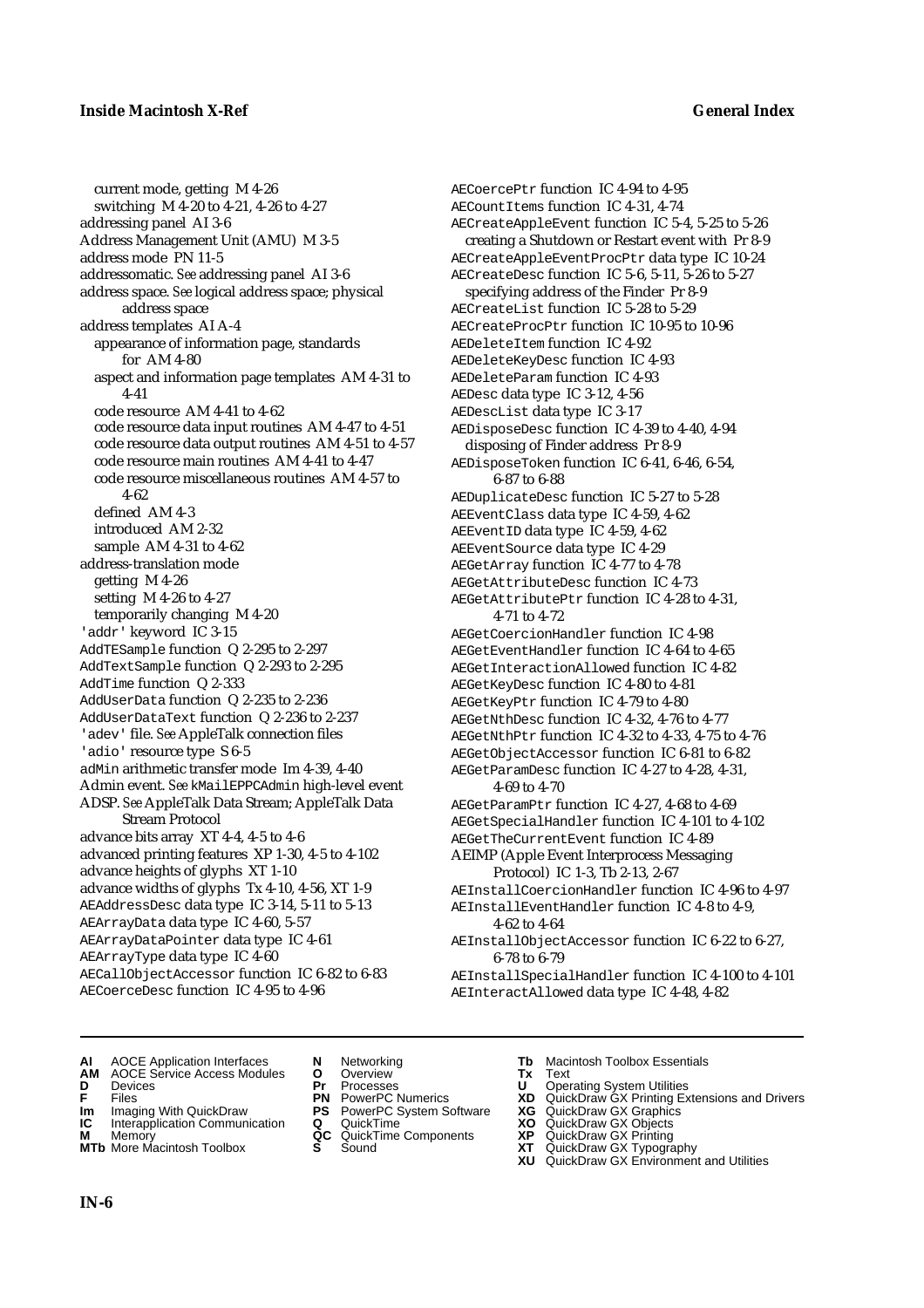current mode, getting M 4-26
switching M 4-20 to 4-21, 4-26 to 4-27
addressing panel AI 3-6
Address Management Unit (AMU) M 3-5
address mode PN 11-5
addressomatic. *See* addressing panel AI 3-6
address space. *See* logical address space; physical address space
address templates AI A-4
appearance of information page, standards for AM 4-80
aspect and information page templates AM 4-31 to 4-41
code resource AM 4-41 to 4-62
code resource data input routines AM 4-47 to 4-51
code resource data output routines AM 4-51 to 4-57
code resource main routines AM 4-41 to 4-47
code resource miscellaneous routines AM 4-57 to 4-62
defined AM 4-3
introduced AM 2-32
sample AM 4-31 to 4-62
address-translation mode
getting M 4-26
setting M 4-26 to 4-27
temporarily changing M 4-20
'addr' keyword IC 3-15
AddTESample function Q 2-295 to 2-297
AddTextSample function Q 2-293 to 2-295
AddTime function Q 2-333
AddUserData function Q 2-235 to 2-236
AddUserDataText function Q 2-236 to 2-237
'adev' file. *See* AppleTalk connection files
'adio' resource type S 6-5
adMin arithmetic transfer mode Im 4-39, 4-40
Admin event. *See* kMailEPPCAdmin high-level event
ADSP. *See* AppleTalk Data Stream; AppleTalk Data Stream Protocol
advance bits array XT 4-4, 4-5 to 4-6
advanced printing features XP 1-30, 4-5 to 4-102
advance heights of glyphs XT 1-10
advance widths of glyphs Tx 4-10, 4-56, XT 1-9
AEAddressDesc data type IC 3-14, 5-11 to 5-13
AEArrayData data type IC 4-60, 5-57
AEArrayDataPointer data type IC 4-61
AEArrayType data type IC 4-60
AECallObjectAccessor function IC 6-82 to 6-83
AECoerceDesc function IC 4-95 to 4-96
AECoercePtr function IC 4-94 to 4-95
AECountItems function IC 4-31, 4-74
AECreateAppleEvent function IC 5-4, 5-25 to 5-26
creating a Shutdown or Restart event with Pr 8-9
AECreateAppleEventProcPtr data type IC 10-24
AECreateDesc function IC 5-6, 5-11, 5-26 to 5-27
specifying address of the Finder Pr 8-9
AECreateList function IC 5-28 to 5-29
AECreateProcPtr function IC 10-95 to 10-96
AEDeleteItem function IC 4-92
AEDeleteKeyDesc function IC 4-93
AEDeleteParam function IC 4-93
AEDesc data type IC 3-12, 4-56
AEDescList data type IC 3-17
AEDisposeDesc function IC 4-39 to 4-40, 4-94
disposing of Finder address Pr 8-9
AEDisposeToken function IC 6-41, 6-46, 6-54, 6-87 to 6-88
AEDuplicateDesc function IC 5-27 to 5-28
AEEventClass data type IC 4-59, 4-62
AEEventID data type IC 4-59, 4-62
AEEventSource data type IC 4-29
AEGetArray function IC 4-77 to 4-78
AEGetAttributeDesc function IC 4-73
AEGetAttributePtr function IC 4-28 to 4-31, 4-71 to 4-72
AEGetCoercionHandler function IC 4-98
AEGetEventHandler function IC 4-64 to 4-65
AEGetInteractionAllowed function IC 4-82
AEGetKeyDesc function IC 4-80 to 4-81
AEGetKeyPtr function IC 4-79 to 4-80
AEGetNthDesc function IC 4-32, 4-76 to 4-77
AEGetNthPtr function IC 4-32 to 4-33, 4-75 to 4-76
AEGetObjectAccessor function IC 6-81 to 6-82
AEGetParamDesc function IC 4-27 to 4-28, 4-31, 4-69 to 4-70
AEGetParamPtr function IC 4-27, 4-68 to 4-69
AEGetSpecialHandler function IC 4-101 to 4-102
AEGetTheCurrentEvent function IC 4-89
AEIMP (Apple Event Interprocess Messaging Protocol) IC 1-3, Tb 2-13, 2-67
AEInstallCoercionHandler function IC 4-96 to 4-97
AEInstallEventHandler function IC 4-8 to 4-9, 4-62 to 4-64
AEInstallObjectAccessor function IC 6-22 to 6-27, 6-78 to 6-79
AEInstallSpecialHandler function IC 4-100 to 4-101
AEInteractAllowed data type IC 4-48, 4-82

**AI** AOCE Application Interfaces
**AM** AOCE Service Access Modules
**D** Devices
**F** Files
**Im** Imaging With QuickDraw
**IC** Interapplication Communication
**M** Memory
**MTb** More Macintosh Toolbox
**N** Networking
**O** Overview
**Pr** Processes
**PN** PowerPC Numerics
**PS** PowerPC System Software
**Q** QuickTime
**QC** QuickTime Components
**S** Sound
**Tb** Macintosh Toolbox Essentials
**Tx** Text
**U** Operating System Utilities
**XD** QuickDraw GX Printing Extensions and Drivers
**XG** QuickDraw GX Graphics
**XO** QuickDraw GX Objects
**XP** QuickDraw GX Printing
**XT** QuickDraw GX Typography
**XU** QuickDraw GX Environment and Utilities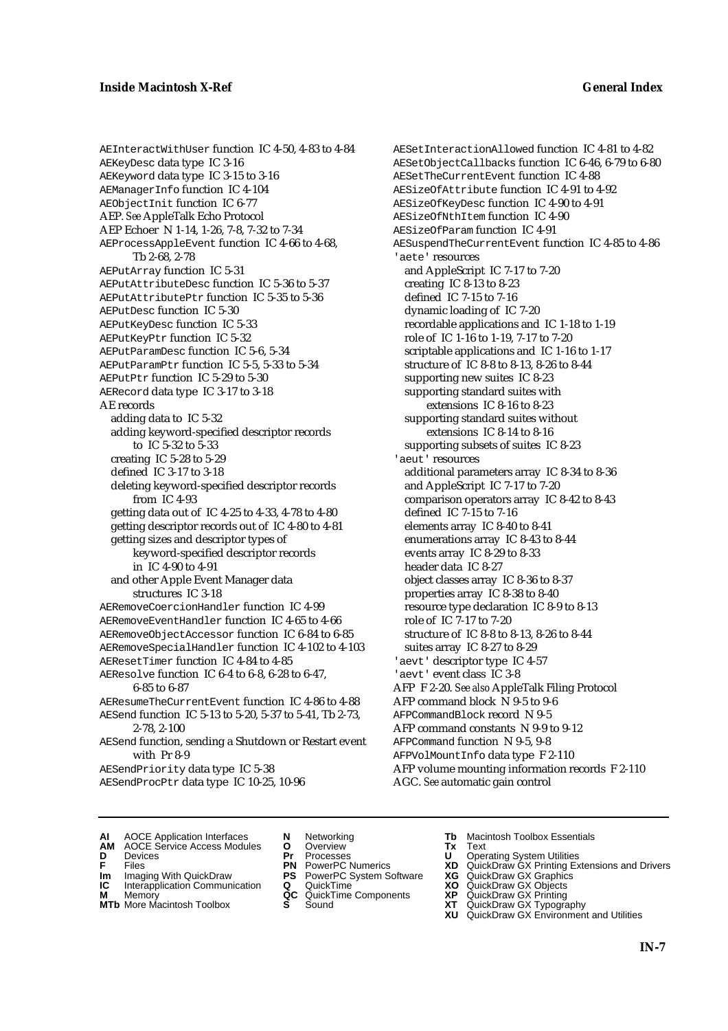AEInteractWithUser function IC 4-50, 4-83 to 4-84
AEKeyDesc data type IC 3-16
AEKeyword data type IC 3-15 to 3-16
AEManagerInfo function IC 4-104
AEObjectInit function IC 6-77
AEP. *See* AppleTalk Echo Protocol
AEP Echoer N 1-14, 1-26, 7-8, 7-32 to 7-34
AEProcessAppleEvent function IC 4-66 to 4-68, Tb 2-68, 2-78
AEPutArray function IC 5-31
AEPutAttributeDesc function IC 5-36 to 5-37
AEPutAttributePtr function IC 5-35 to 5-36
AEPutDesc function IC 5-30
AEPutKeyDesc function IC 5-33
AEPutKeyPtr function IC 5-32
AEPutParamDesc function IC 5-6, 5-34
AEPutParamPtr function IC 5-5, 5-33 to 5-34
AEPutPtr function IC 5-29 to 5-30
AERecord data type IC 3-17 to 3-18
AE records
- adding data to IC 5-32
- adding keyword-specified descriptor records to IC 5-32 to 5-33
- creating IC 5-28 to 5-29
- defined IC 3-17 to 3-18
- deleting keyword-specified descriptor records from IC 4-93
- getting data out of IC 4-25 to 4-33, 4-78 to 4-80
- getting descriptor records out of IC 4-80 to 4-81
- getting sizes and descriptor types of keyword-specified descriptor records in IC 4-90 to 4-91
- and other Apple Event Manager data structures IC 3-18

AERemoveCoercionHandler function IC 4-99
AERemoveEventHandler function IC 4-65 to 4-66
AERemoveObjectAccessor function IC 6-84 to 6-85
AERemoveSpecialHandler function IC 4-102 to 4-103
AEResetTimer function IC 4-84 to 4-85
AEResolve function IC 6-4 to 6-8, 6-28 to 6-47, 6-85 to 6-87
AEResumeTheCurrentEvent function IC 4-86 to 4-88
AESend function IC 5-13 to 5-20, 5-37 to 5-41, Tb 2-73, 2-78, 2-100
AESend function, sending a Shutdown or Restart event with Pr 8-9
AESendPriority data type IC 5-38
AESendProcPtr data type IC 10-25, 10-96
AESetInteractionAllowed function IC 4-81 to 4-82
AESetObjectCallbacks function IC 6-46, 6-79 to 6-80
AESetTheCurrentEvent function IC 4-88
AESizeOfAttribute function IC 4-91 to 4-92
AESizeOfKeyDesc function IC 4-90 to 4-91
AESizeOfNthItem function IC 4-90
AESizeOfParam function IC 4-91
AESuspendTheCurrentEvent function IC 4-85 to 4-86
'aete' resources
- and AppleScript IC 7-17 to 7-20
- creating IC 8-13 to 8-23
- defined IC 7-15 to 7-16
- dynamic loading of IC 7-20
- recordable applications and IC 1-18 to 1-19
- role of IC 1-16 to 1-19, 7-17 to 7-20
- scriptable applications and IC 1-16 to 1-17
- structure of IC 8-8 to 8-13, 8-26 to 8-44
- supporting new suites IC 8-23
- supporting standard suites with extensions IC 8-16 to 8-23
- supporting standard suites without extensions IC 8-14 to 8-16
- supporting subsets of suites IC 8-23

'aeut' resources
- additional parameters array IC 8-34 to 8-36
- and AppleScript IC 7-17 to 7-20
- comparison operators array IC 8-42 to 8-43
- defined IC 7-15 to 7-16
- elements array IC 8-40 to 8-41
- enumerations array IC 8-43 to 8-44
- events array IC 8-29 to 8-33
- header data IC 8-27
- object classes array IC 8-36 to 8-37
- properties array IC 8-38 to 8-40
- resource type declaration IC 8-9 to 8-13
- role of IC 7-17 to 7-20
- structure of IC 8-8 to 8-13, 8-26 to 8-44
- suites array IC 8-27 to 8-29

'aevt' descriptor type IC 4-57
'aevt' event class IC 3-8
AFP F 2-20. *See also* AppleTalk Filing Protocol
AFP command block N 9-5 to 9-6
AFPCommandBlock record N 9-5
AFP command constants N 9-9 to 9-12
AFPCommand function N 9-5, 9-8
AFPVolMountInfo data type F 2-110
AFP volume mounting information records F 2-110
AGC. *See* automatic gain control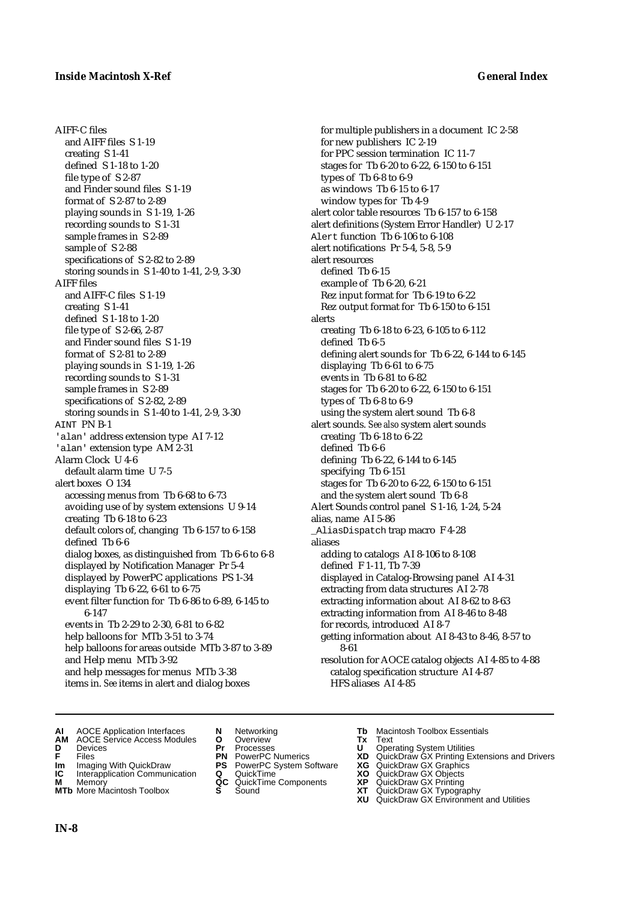AIFF-C files
- and AIFF files S 1-19
- creating S 1-41
- defined S 1-18 to 1-20
- file type of S 2-87
- and Finder sound files S 1-19
- format of S 2-87 to 2-89
- playing sounds in S 1-19, 1-26
- recording sounds to S 1-31
- sample frames in S 2-89
- sample of S 2-88
- specifications of S 2-82 to 2-89
- storing sounds in S 1-40 to 1-41, 2-9, 3-30

AIFF files
- and AIFF-C files S 1-19
- creating S 1-41
- defined S 1-18 to 1-20
- file type of S 2-66, 2-87
- and Finder sound files S 1-19
- format of S 2-81 to 2-89
- playing sounds in S 1-19, 1-26
- recording sounds to S 1-31
- sample frames in S 2-89
- specifications of S 2-82, 2-89
- storing sounds in S 1-40 to 1-41, 2-9, 3-30

`AINT` PN B-1

`'alan'` address extension type AI 7-12

`'alan'` extension type AM 2-31

Alarm Clock U 4-6
- default alarm time U 7-5

alert boxes O 134
- accessing menus from Tb 6-68 to 6-73
- avoiding use of by system extensions U 9-14
- creating Tb 6-18 to 6-23
- default colors of, changing Tb 6-157 to 6-158
- defined Tb 6-6
- dialog boxes, as distinguished from Tb 6-6 to 6-8
- displayed by Notification Manager Pr 5-4
- displayed by PowerPC applications PS 1-34
- displaying Tb 6-22, 6-61 to 6-75
- event filter function for Tb 6-86 to 6-89, 6-145 to 6-147
- events in Tb 2-29 to 2-30, 6-81 to 6-82
- help balloons for MTb 3-51 to 3-74
- help balloons for areas outside MTb 3-87 to 3-89
- and Help menu MTb 3-92
- and help messages for menus MTb 3-38
- items in. *See* items in alert and dialog boxes
- for multiple publishers in a document IC 2-58
- for new publishers IC 2-19
- for PPC session termination IC 11-7
- stages for Tb 6-20 to 6-22, 6-150 to 6-151
- types of Tb 6-8 to 6-9
- as windows Tb 6-15 to 6-17
- window types for Tb 4-9

alert color table resources Tb 6-157 to 6-158

alert definitions (System Error Handler) U 2-17

`Alert` function Tb 6-106 to 6-108

alert notifications Pr 5-4, 5-8, 5-9

alert resources
- defined Tb 6-15
- example of Tb 6-20, 6-21
- Rez input format for Tb 6-19 to 6-22
- Rez output format for Tb 6-150 to 6-151

alerts
- creating Tb 6-18 to 6-23, 6-105 to 6-112
- defined Tb 6-5
- defining alert sounds for Tb 6-22, 6-144 to 6-145
- displaying Tb 6-61 to 6-75
- events in Tb 6-81 to 6-82
- stages for Tb 6-20 to 6-22, 6-150 to 6-151
- types of Tb 6-8 to 6-9
- using the system alert sound Tb 6-8

alert sounds. *See also* system alert sounds
- creating Tb 6-18 to 6-22
- defined Tb 6-6
- defining Tb 6-22, 6-144 to 6-145
- specifying Tb 6-151
- stages for Tb 6-20 to 6-22, 6-150 to 6-151
- and the system alert sound Tb 6-8

Alert Sounds control panel S 1-16, 1-24, 5-24

alias, name AI 5-86

`_AliasDispatch` trap macro F 4-28

aliases
- adding to catalogs AI 8-106 to 8-108
- defined F 1-11, Tb 7-39
- displayed in Catalog-Browsing panel AI 4-31
- extracting from data structures AI 2-78
- extracting information about AI 8-62 to 8-63
- extracting information from AI 8-46 to 8-48
- for records, introduced AI 8-7
- getting information about AI 8-43 to 8-46, 8-57 to 8-61
- resolution for AOCE catalog objects AI 4-85 to 4-88
  - catalog specification structure AI 4-87
  - HFS aliases AI 4-85

**AI** AOCE Application Interfaces
**AM** AOCE Service Access Modules
**D** Devices
**F** Files
**Im** Imaging With QuickDraw
**IC** Interapplication Communication
**M** Memory
**MTb** More Macintosh Toolbox
**N** Networking
**O** Overview
**Pr** Processes
**PN** PowerPC Numerics
**PS** PowerPC System Software
**Q** QuickTime
**QC** QuickTime Components
**S** Sound
**Tb** Macintosh Toolbox Essentials
**Tx** Text
**U** Operating System Utilities
**XD** QuickDraw GX Printing Extensions and Drivers
**XG** QuickDraw GX Graphics
**XO** QuickDraw GX Objects
**XP** QuickDraw GX Printing
**XT** QuickDraw GX Typography
**XU** QuickDraw GX Environment and Utilities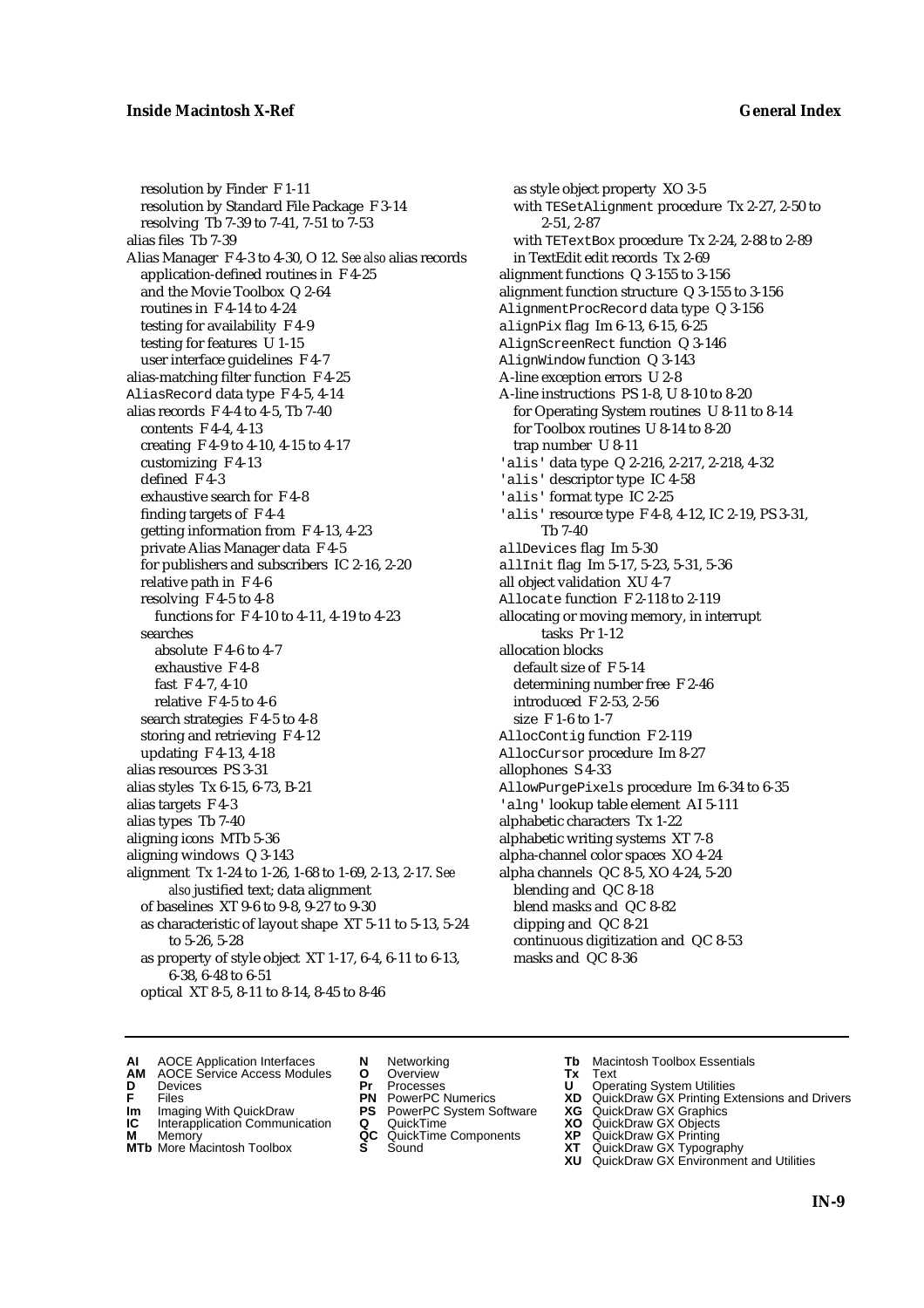resolution by Finder F 1-11
resolution by Standard File Package F 3-14
resolving Tb 7-39 to 7-41, 7-51 to 7-53
alias files Tb 7-39
Alias Manager F 4-3 to 4-30, O 12. *See also* alias records
application-defined routines in F 4-25
and the Movie Toolbox Q 2-64
routines in F 4-14 to 4-24
testing for availability F 4-9
testing for features U 1-15
user interface guidelines F 4-7
alias-matching filter function F 4-25
AliasRecord data type F 4-5, 4-14
alias records F 4-4 to 4-5, Tb 7-40
contents F 4-4, 4-13
creating F 4-9 to 4-10, 4-15 to 4-17
customizing F 4-13
defined F 4-3
exhaustive search for F 4-8
finding targets of F 4-4
getting information from F 4-13, 4-23
private Alias Manager data F 4-5
for publishers and subscribers IC 2-16, 2-20
relative path in F 4-6
resolving F 4-5 to 4-8
functions for F 4-10 to 4-11, 4-19 to 4-23
searches
absolute F 4-6 to 4-7
exhaustive F 4-8
fast F 4-7, 4-10
relative F 4-5 to 4-6
search strategies F 4-5 to 4-8
storing and retrieving F 4-12
updating F 4-13, 4-18
alias resources PS 3-31
alias styles Tx 6-15, 6-73, B-21
alias targets F 4-3
alias types Tb 7-40
aligning icons MTb 5-36
aligning windows Q 3-143
alignment Tx 1-24 to 1-26, 1-68 to 1-69, 2-13, 2-17. *See also* justified text; data alignment
of baselines XT 9-6 to 9-8, 9-27 to 9-30
as characteristic of layout shape XT 5-11 to 5-13, 5-24 to 5-26, 5-28
as property of style object XT 1-17, 6-4, 6-11 to 6-13, 6-38, 6-48 to 6-51
optical XT 8-5, 8-11 to 8-14, 8-45 to 8-46
as style object property XO 3-5
with TESetAlignment procedure Tx 2-27, 2-50 to 2-51, 2-87
with TETextBox procedure Tx 2-24, 2-88 to 2-89
in TextEdit edit records Tx 2-69
alignment functions Q 3-155 to 3-156
alignment function structure Q 3-155 to 3-156
AlignmentProcRecord data type Q 3-156
alignPix flag Im 6-13, 6-15, 6-25
AlignScreenRect function Q 3-146
AlignWindow function Q 3-143
A-line exception errors U 2-8
A-line instructions PS 1-8, U 8-10 to 8-20
for Operating System routines U 8-11 to 8-14
for Toolbox routines U 8-14 to 8-20
trap number U 8-11
'alis' data type Q 2-216, 2-217, 2-218, 4-32
'alis' descriptor type IC 4-58
'alis' format type IC 2-25
'alis' resource type F 4-8, 4-12, IC 2-19, PS 3-31, Tb 7-40
allDevices flag Im 5-30
allInit flag Im 5-17, 5-23, 5-31, 5-36
all object validation XU 4-7
Allocate function F 2-118 to 2-119
allocating or moving memory, in interrupt tasks Pr 1-12
allocation blocks
default size of F 5-14
determining number free F 2-46
introduced F 2-53, 2-56
size F 1-6 to 1-7
AllocContig function F 2-119
AllocCursor procedure Im 8-27
allophones S 4-33
AllowPurgePixels procedure Im 6-34 to 6-35
'alng' lookup table element AI 5-111
alphabetic characters Tx 1-22
alphabetic writing systems XT 7-8
alpha-channel color spaces XO 4-24
alpha channels QC 8-5, XO 4-24, 5-20
blending and QC 8-18
blend masks and QC 8-82
clipping and QC 8-21
continuous digitization and QC 8-53
masks and QC 8-36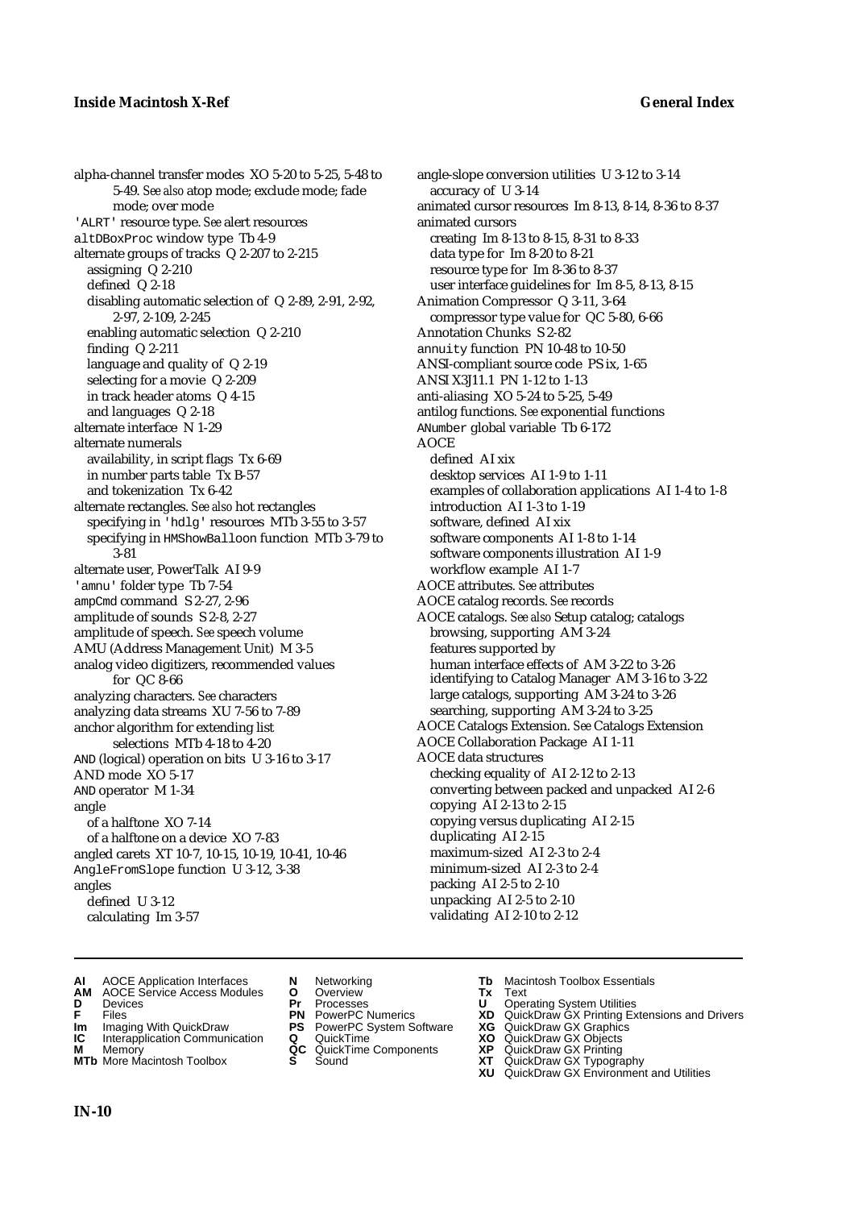alpha-channel transfer modes XO 5-20 to 5-25, 5-48 to 5-49. *See also* atop mode; exclude mode; fade mode; over mode
'ALRT' resource type. *See* alert resources
altDBoxProc window type Tb 4-9
alternate groups of tracks Q 2-207 to 2-215
  assigning Q 2-210
  defined Q 2-18
  disabling automatic selection of Q 2-89, 2-91, 2-92, 2-97, 2-109, 2-245
  enabling automatic selection Q 2-210
  finding Q 2-211
  language and quality of Q 2-19
  selecting for a movie Q 2-209
  in track header atoms Q 4-15
  and languages Q 2-18
alternate interface N 1-29
alternate numerals
  availability, in script flags Tx 6-69
  in number parts table Tx B-57
  and tokenization Tx 6-42
alternate rectangles. *See also* hot rectangles
  specifying in 'hdlg' resources MTb 3-55 to 3-57
  specifying in HMShowBalloon function MTb 3-79 to 3-81
alternate user, PowerTalk AI 9-9
'amnu' folder type Tb 7-54
ampCmd command S 2-27, 2-96
amplitude of sounds S 2-8, 2-27
amplitude of speech. *See* speech volume
AMU (Address Management Unit) M 3-5
analog video digitizers, recommended values for QC 8-66
analyzing characters. *See* characters
analyzing data streams XU 7-56 to 7-89
anchor algorithm for extending list selections MTb 4-18 to 4-20
AND (logical) operation on bits U 3-16 to 3-17
AND mode XO 5-17
AND operator M 1-34
angle
  of a halftone XO 7-14
  of a halftone on a device XO 7-83
angled carets XT 10-7, 10-15, 10-19, 10-41, 10-46
AngleFromSlope function U 3-12, 3-38
angles
  defined U 3-12
  calculating Im 3-57
angle-slope conversion utilities U 3-12 to 3-14
  accuracy of U 3-14
animated cursor resources Im 8-13, 8-14, 8-36 to 8-37
animated cursors
  creating Im 8-13 to 8-15, 8-31 to 8-33
  data type for Im 8-20 to 8-21
  resource type for Im 8-36 to 8-37
  user interface guidelines for Im 8-5, 8-13, 8-15
Animation Compressor Q 3-11, 3-64
  compressor type value for QC 5-80, 6-66
Annotation Chunks S 2-82
annuity function PN 10-48 to 10-50
ANSI-compliant source code PS ix, 1-65
ANSI X3J11.1 PN 1-12 to 1-13
anti-aliasing XO 5-24 to 5-25, 5-49
antilog functions. *See* exponential functions
ANumber global variable Tb 6-172
AOCE
  defined AI xix
  desktop services AI 1-9 to 1-11
  examples of collaboration applications AI 1-4 to 1-8
  introduction AI 1-3 to 1-19
  software, defined AI xix
  software components AI 1-8 to 1-14
  software components illustration AI 1-9
  workflow example AI 1-7
AOCE attributes. *See* attributes
AOCE catalog records. *See* records
AOCE catalogs. *See also* Setup catalog; catalogs
  browsing, supporting AM 3-24
  features supported by
  human interface effects of AM 3-22 to 3-26
  identifying to Catalog Manager AM 3-16 to 3-22
  large catalogs, supporting AM 3-24 to 3-26
  searching, supporting AM 3-24 to 3-25
AOCE Catalogs Extension. *See* Catalogs Extension
AOCE Collaboration Package AI 1-11
AOCE data structures
  checking equality of AI 2-12 to 2-13
  converting between packed and unpacked AI 2-6
  copying AI 2-13 to 2-15
  copying versus duplicating AI 2-15
  duplicating AI 2-15
  maximum-sized AI 2-3 to 2-4
  minimum-sized AI 2-3 to 2-4
  packing AI 2-5 to 2-10
  unpacking AI 2-5 to 2-10
  validating AI 2-10 to 2-12

**AI** AOCE Application Interfaces **AM** AOCE Service Access Modules **D** Devices **F** Files **Im** Imaging With QuickDraw **IC** Interapplication Communication **M** Memory **MTb** More Macintosh Toolbox **N** Networking **O** Overview **Pr** Processes **PN** PowerPC Numerics **PS** PowerPC System Software **Q** QuickTime **QC** QuickTime Components **S** Sound **Tb** Macintosh Toolbox Essentials **Tx** Text **U** Operating System Utilities **XD** QuickDraw GX Printing Extensions and Drivers **XG** QuickDraw GX Graphics **XO** QuickDraw GX Objects **XP** QuickDraw GX Printing **XT** QuickDraw GX Typography **XU** QuickDraw GX Environment and Utilities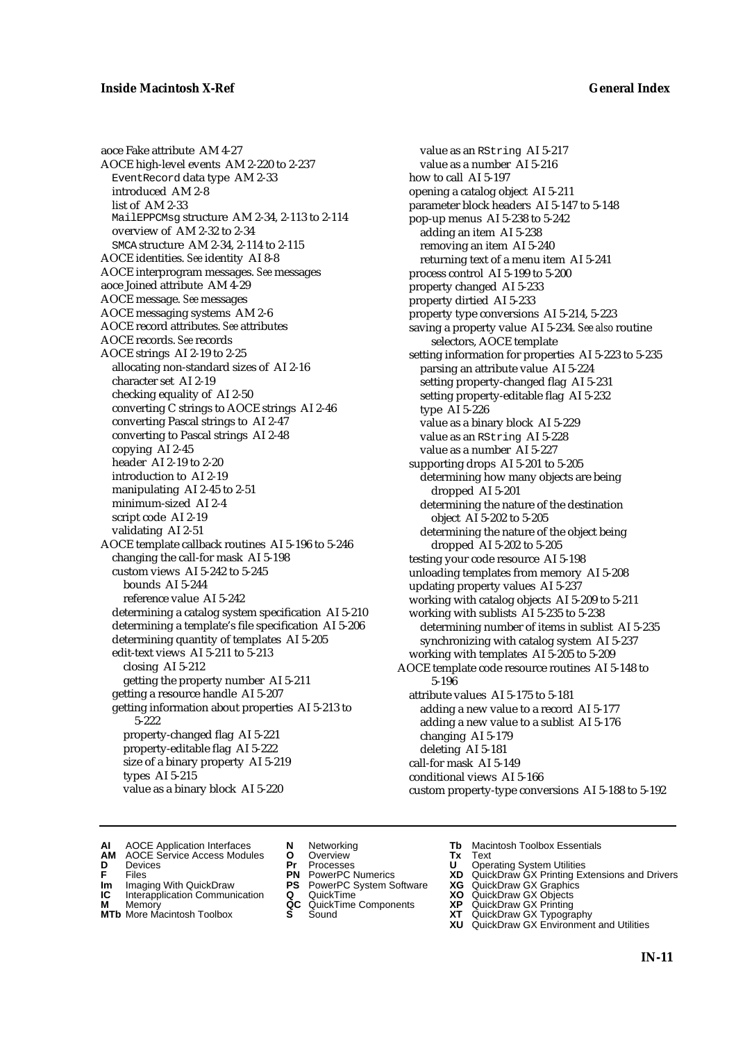aoce Fake attribute AM 4-27
AOCE high-level events AM 2-220 to 2-237
  EventRecord data type AM 2-33
  introduced AM 2-8
  list of AM 2-33
  MailEPPCMsg structure AM 2-34, 2-113 to 2-114
  overview of AM 2-32 to 2-34
  SMCA structure AM 2-34, 2-114 to 2-115
AOCE identities. *See* identity AI 8-8
AOCE interprogram messages. *See* messages
aoce Joined attribute AM 4-29
AOCE message. *See* messages
AOCE messaging systems AM 2-6
AOCE record attributes. *See* attributes
AOCE records. *See* records
AOCE strings AI 2-19 to 2-25
  allocating non-standard sizes of AI 2-16
  character set AI 2-19
  checking equality of AI 2-50
  converting C strings to AOCE strings AI 2-46
  converting Pascal strings to AI 2-47
  converting to Pascal strings AI 2-48
  copying AI 2-45
  header AI 2-19 to 2-20
  introduction to AI 2-19
  manipulating AI 2-45 to 2-51
  minimum-sized AI 2-4
  script code AI 2-19
  validating AI 2-51
AOCE template callback routines AI 5-196 to 5-246
  changing the call-for mask AI 5-198
  custom views AI 5-242 to 5-245
    bounds AI 5-244
    reference value AI 5-242
  determining a catalog system specification AI 5-210
  determining a template's file specification AI 5-206
  determining quantity of templates AI 5-205
  edit-text views AI 5-211 to 5-213
    closing AI 5-212
    getting the property number AI 5-211
  getting a resource handle AI 5-207
  getting information about properties AI 5-213 to 5-222
    property-changed flag AI 5-221
    property-editable flag AI 5-222
    size of a binary property AI 5-219
    types AI 5-215
    value as a binary block AI 5-220
    value as an RString AI 5-217
    value as a number AI 5-216
  how to call AI 5-197
  opening a catalog object AI 5-211
  parameter block headers AI 5-147 to 5-148
  pop-up menus AI 5-238 to 5-242
    adding an item AI 5-238
    removing an item AI 5-240
    returning text of a menu item AI 5-241
  process control AI 5-199 to 5-200
  property changed AI 5-233
  property dirtied AI 5-233
  property type conversions AI 5-214, 5-223
  saving a property value AI 5-234. *See also* routine selectors, AOCE template
  setting information for properties AI 5-223 to 5-235
    parsing an attribute value AI 5-224
    setting property-changed flag AI 5-231
    setting property-editable flag AI 5-232
    type AI 5-226
    value as a binary block AI 5-229
    value as an RString AI 5-228
    value as a number AI 5-227
  supporting drops AI 5-201 to 5-205
    determining how many objects are being dropped AI 5-201
    determining the nature of the destination object AI 5-202 to 5-205
    determining the nature of the object being dropped AI 5-202 to 5-205
  testing your code resource AI 5-198
  unloading templates from memory AI 5-208
  updating property values AI 5-237
  working with catalog objects AI 5-209 to 5-211
  working with sublists AI 5-235 to 5-238
    determining number of items in sublist AI 5-235
    synchronizing with catalog system AI 5-237
  working with templates AI 5-205 to 5-209
AOCE template code resource routines AI 5-148 to 5-196
  attribute values AI 5-175 to 5-181
    adding a new value to a record AI 5-177
    adding a new value to a sublist AI 5-176
    changing AI 5-179
    deleting AI 5-181
  call-for mask AI 5-149
  conditional views AI 5-166
  custom property-type conversions AI 5-188 to 5-192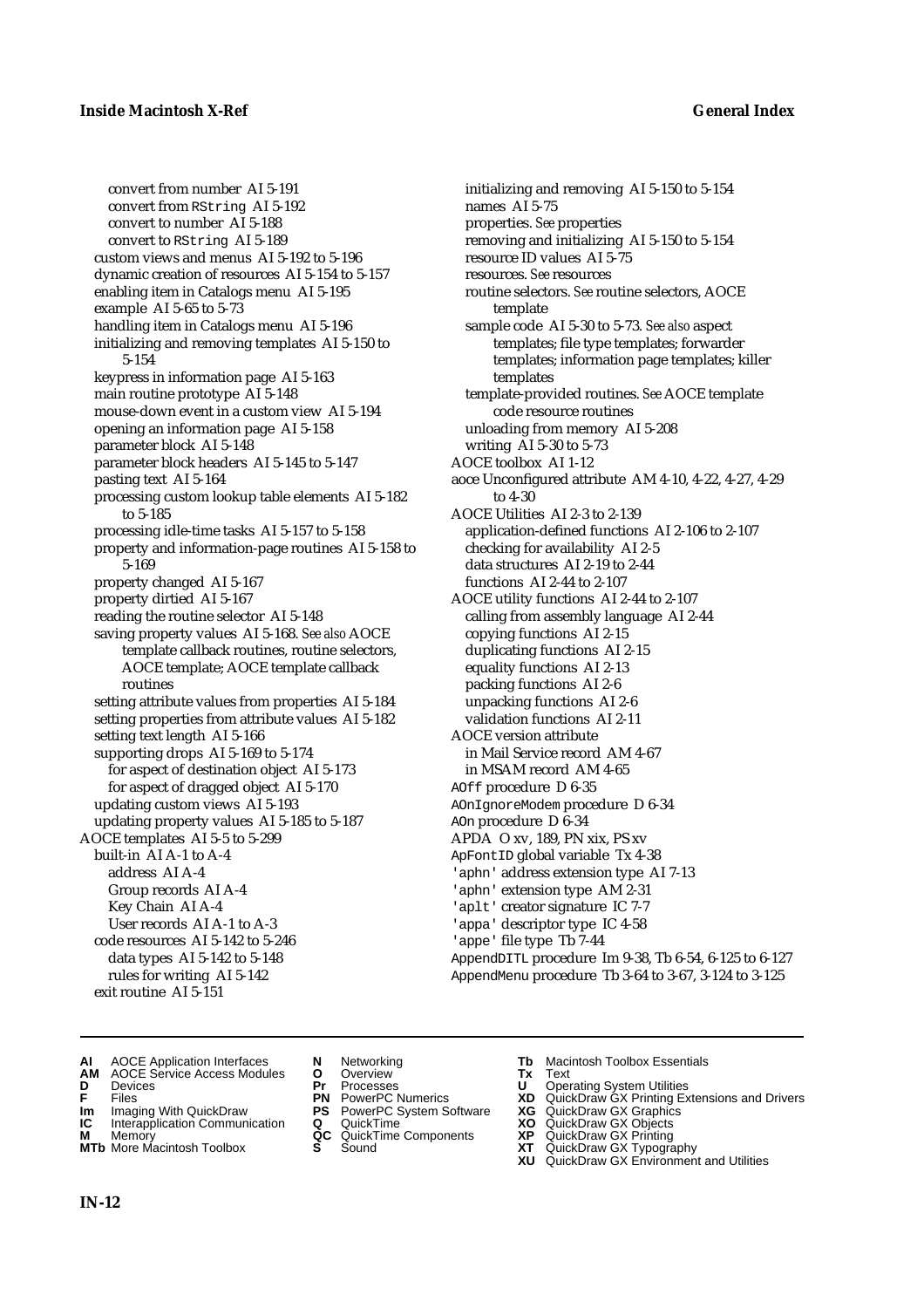convert from number AI 5-191
convert from RString AI 5-192
convert to number AI 5-188
convert to RString AI 5-189
custom views and menus AI 5-192 to 5-196
dynamic creation of resources AI 5-154 to 5-157
enabling item in Catalogs menu AI 5-195
example AI 5-65 to 5-73
handling item in Catalogs menu AI 5-196
initializing and removing templates AI 5-150 to 5-154
keypress in information page AI 5-163
main routine prototype AI 5-148
mouse-down event in a custom view AI 5-194
opening an information page AI 5-158
parameter block AI 5-148
parameter block headers AI 5-145 to 5-147
pasting text AI 5-164
processing custom lookup table elements AI 5-182 to 5-185
processing idle-time tasks AI 5-157 to 5-158
property and information-page routines AI 5-158 to 5-169
property changed AI 5-167
property dirtied AI 5-167
reading the routine selector AI 5-148
saving property values AI 5-168. *See also* AOCE template callback routines, routine selectors, AOCE template; AOCE template callback routines
setting attribute values from properties AI 5-184
setting properties from attribute values AI 5-182
setting text length AI 5-166
supporting drops AI 5-169 to 5-174
for aspect of destination object AI 5-173
for aspect of dragged object AI 5-170
updating custom views AI 5-193
updating property values AI 5-185 to 5-187

AOCE templates AI 5-5 to 5-299
built-in AI A-1 to A-4
address AI A-4
Group records AI A-4
Key Chain AI A-4
User records AI A-1 to A-3
code resources AI 5-142 to 5-246
data types AI 5-142 to 5-148
rules for writing AI 5-142
exit routine AI 5-151
initializing and removing AI 5-150 to 5-154
names AI 5-75
properties. *See* properties
removing and initializing AI 5-150 to 5-154
resource ID values AI 5-75
resources. *See* resources
routine selectors. *See* routine selectors, AOCE template
sample code AI 5-30 to 5-73. *See also* aspect templates; file type templates; forwarder templates; information page templates; killer templates
template-provided routines. *See* AOCE template code resource routines
unloading from memory AI 5-208
writing AI 5-30 to 5-73

AOCE toolbox AI 1-12
aoce Unconfigured attribute AM 4-10, 4-22, 4-27, 4-29 to 4-30
AOCE Utilities AI 2-3 to 2-139
application-defined functions AI 2-106 to 2-107
checking for availability AI 2-5
data structures AI 2-19 to 2-44
functions AI 2-44 to 2-107
AOCE utility functions AI 2-44 to 2-107
calling from assembly language AI 2-44
copying functions AI 2-15
duplicating functions AI 2-15
equality functions AI 2-13
packing functions AI 2-6
unpacking functions AI 2-6
validation functions AI 2-11
AOCE version attribute
in Mail Service record AM 4-67
in MSAM record AM 4-65
AOff procedure D 6-35
AOnIgnoreModem procedure D 6-34
AOn procedure D 6-34
APDA O xv, 189, PN xix, PS xv
ApFontID global variable Tx 4-38
'aphn' address extension type AI 7-13
'aphn' extension type AM 2-31
'aplt' creator signature IC 7-7
'appa' descriptor type IC 4-58
'appe' file type Tb 7-44
AppendDITL procedure Im 9-38, Tb 6-54, 6-125 to 6-127
AppendMenu procedure Tb 3-64 to 3-67, 3-124 to 3-125

**AI** AOCE Application Interfaces
**AM** AOCE Service Access Modules
**D** Devices
**F** Files
**Im** Imaging With QuickDraw
**IC** Interapplication Communication
**M** Memory
**MTb** More Macintosh Toolbox
**N** Networking
**O** Overview
**Pr** Processes
**PN** PowerPC Numerics
**PS** PowerPC System Software
**Q** QuickTime
**QC** QuickTime Components
**S** Sound
**Tb** Macintosh Toolbox Essentials
**Tx** Text
**U** Operating System Utilities
**XD** QuickDraw GX Printing Extensions and Drivers
**XG** QuickDraw GX Graphics
**XO** QuickDraw GX Objects
**XP** QuickDraw GX Printing
**XT** QuickDraw GX Typography
**XU** QuickDraw GX Environment and Utilities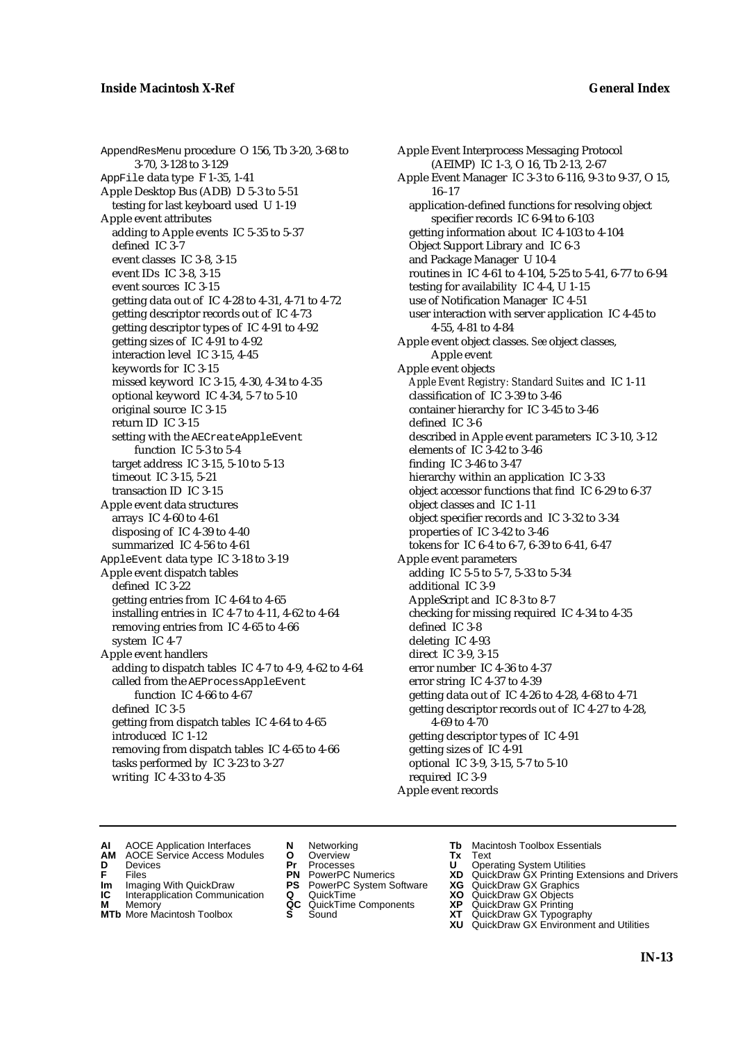AppendResMenu procedure O 156, Tb 3-20, 3-68 to 3-70, 3-128 to 3-129
AppFile data type F 1-35, 1-41
Apple Desktop Bus (ADB) D 5-3 to 5-51
  testing for last keyboard used U 1-19
Apple event attributes
  adding to Apple events IC 5-35 to 5-37
  defined IC 3-7
  event classes IC 3-8, 3-15
  event IDs IC 3-8, 3-15
  event sources IC 3-15
  getting data out of IC 4-28 to 4-31, 4-71 to 4-72
  getting descriptor records out of IC 4-73
  getting descriptor types of IC 4-91 to 4-92
  getting sizes of IC 4-91 to 4-92
  interaction level IC 3-15, 4-45
  keywords for IC 3-15
  missed keyword IC 3-15, 4-30, 4-34 to 4-35
  optional keyword IC 4-34, 5-7 to 5-10
  original source IC 3-15
  return ID IC 3-15
  setting with the AECreateAppleEvent function IC 5-3 to 5-4
  target address IC 3-15, 5-10 to 5-13
  timeout IC 3-15, 5-21
  transaction ID IC 3-15
Apple event data structures
  arrays IC 4-60 to 4-61
  disposing of IC 4-39 to 4-40
  summarized IC 4-56 to 4-61
AppleEvent data type IC 3-18 to 3-19
Apple event dispatch tables
  defined IC 3-22
  getting entries from IC 4-64 to 4-65
  installing entries in IC 4-7 to 4-11, 4-62 to 4-64
  removing entries from IC 4-65 to 4-66
  system IC 4-7
Apple event handlers
  adding to dispatch tables IC 4-7 to 4-9, 4-62 to 4-64
  called from the AEProcessAppleEvent function IC 4-66 to 4-67
  defined IC 3-5
  getting from dispatch tables IC 4-64 to 4-65
  introduced IC 1-12
  removing from dispatch tables IC 4-65 to 4-66
  tasks performed by IC 3-23 to 3-27
  writing IC 4-33 to 4-35
Apple Event Interprocess Messaging Protocol (AEIMP) IC 1-3, O 16, Tb 2-13, 2-67
Apple Event Manager IC 3-3 to 6-116, 9-3 to 9-37, O 15, 16–17
  application-defined functions for resolving object specifier records IC 6-94 to 6-103
  getting information about IC 4-103 to 4-104
  Object Support Library and IC 6-3
  and Package Manager U 10-4
  routines in IC 4-61 to 4-104, 5-25 to 5-41, 6-77 to 6-94
  testing for availability IC 4-4, U 1-15
  use of Notification Manager IC 4-51
  user interaction with server application IC 4-45 to 4-55, 4-81 to 4-84
Apple event object classes. *See* object classes, Apple event
Apple event objects
  *Apple Event Registry: Standard Suites* and IC 1-11
  classification of IC 3-39 to 3-46
  container hierarchy for IC 3-45 to 3-46
  defined IC 3-6
  described in Apple event parameters IC 3-10, 3-12
  elements of IC 3-42 to 3-46
  finding IC 3-46 to 3-47
  hierarchy within an application IC 3-33
  object accessor functions that find IC 6-29 to 6-37
  object classes and IC 1-11
  object specifier records and IC 3-32 to 3-34
  properties of IC 3-42 to 3-46
  tokens for IC 6-4 to 6-7, 6-39 to 6-41, 6-47
Apple event parameters
  adding IC 5-5 to 5-7, 5-33 to 5-34
  additional IC 3-9
  AppleScript and IC 8-3 to 8-7
  checking for missing required IC 4-34 to 4-35
  defined IC 3-8
  deleting IC 4-93
  direct IC 3-9, 3-15
  error number IC 4-36 to 4-37
  error string IC 4-37 to 4-39
  getting data out of IC 4-26 to 4-28, 4-68 to 4-71
  getting descriptor records out of IC 4-27 to 4-28, 4-69 to 4-70
  getting descriptor types of IC 4-91
  getting sizes of IC 4-91
  optional IC 3-9, 3-15, 5-7 to 5-10
  required IC 3-9
Apple event records

**AI** AOCE Application Interfaces **AM** AOCE Service Access Modules **D** Devices **F** Files **Im** Imaging With QuickDraw **IC** Interapplication Communication **M** Memory **MTb** More Macintosh Toolbox **N** Networking **O** Overview **Pr** Processes **PN** PowerPC Numerics **PS** PowerPC System Software **Q** QuickTime **QC** QuickTime Components **S** Sound **Tb** Macintosh Toolbox Essentials **Tx** Text **U** Operating System Utilities **XD** QuickDraw GX Printing Extensions and Drivers **XG** QuickDraw GX Graphics **XO** QuickDraw GX Objects **XP** QuickDraw GX Printing **XT** QuickDraw GX Typography **XU** QuickDraw GX Environment and Utilities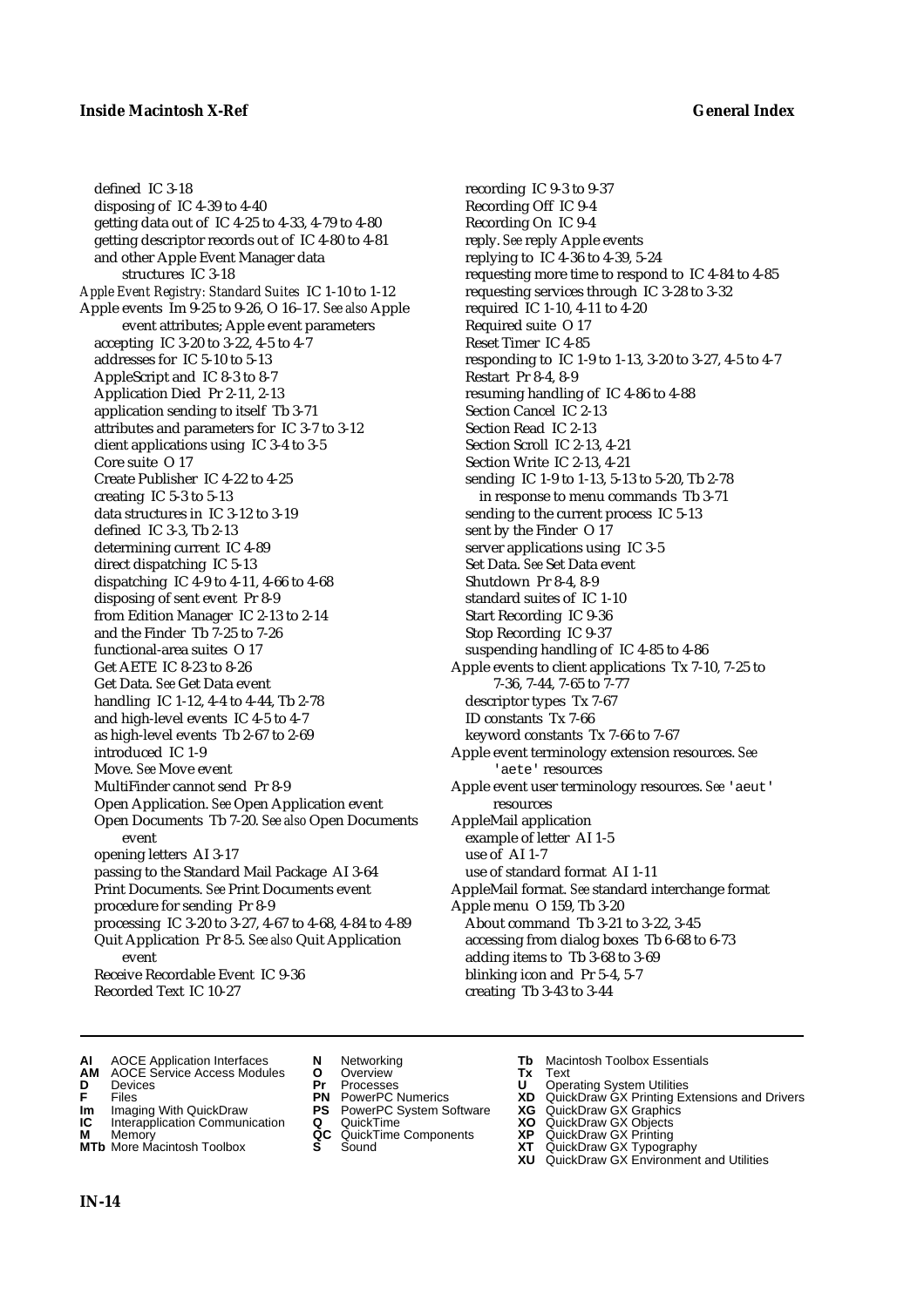defined IC 3-18
disposing of IC 4-39 to 4-40
getting data out of IC 4-25 to 4-33, 4-79 to 4-80
getting descriptor records out of IC 4-80 to 4-81
and other Apple Event Manager data structures IC 3-18

*Apple Event Registry: Standard Suites* IC 1-10 to 1-12

Apple events Im 9-25 to 9-26, O 16–17. *See also* Apple event attributes; Apple event parameters
accepting IC 3-20 to 3-22, 4-5 to 4-7
addresses for IC 5-10 to 5-13
AppleScript and IC 8-3 to 8-7
Application Died Pr 2-11, 2-13
application sending to itself Tb 3-71
attributes and parameters for IC 3-7 to 3-12
client applications using IC 3-4 to 3-5
Core suite O 17
Create Publisher IC 4-22 to 4-25
creating IC 5-3 to 5-13
data structures in IC 3-12 to 3-19
defined IC 3-3, Tb 2-13
determining current IC 4-89
direct dispatching IC 5-13
dispatching IC 4-9 to 4-11, 4-66 to 4-68
disposing of sent event Pr 8-9
from Edition Manager IC 2-13 to 2-14
and the Finder Tb 7-25 to 7-26
functional-area suites O 17
Get AETE IC 8-23 to 8-26
Get Data. *See* Get Data event
handling IC 1-12, 4-4 to 4-44, Tb 2-78
and high-level events IC 4-5 to 4-7
as high-level events Tb 2-67 to 2-69
introduced IC 1-9
Move. *See* Move event
MultiFinder cannot send Pr 8-9
Open Application. *See* Open Application event
Open Documents Tb 7-20. *See also* Open Documents event
opening letters AI 3-17
passing to the Standard Mail Package AI 3-64
Print Documents. *See* Print Documents event
procedure for sending Pr 8-9
processing IC 3-20 to 3-27, 4-67 to 4-68, 4-84 to 4-89
Quit Application Pr 8-5. *See also* Quit Application event
Receive Recordable Event IC 9-36
Recorded Text IC 10-27
recording IC 9-3 to 9-37
Recording Off IC 9-4
Recording On IC 9-4
reply. *See* reply Apple events
replying to IC 4-36 to 4-39, 5-24
requesting more time to respond to IC 4-84 to 4-85
requesting services through IC 3-28 to 3-32
required IC 1-10, 4-11 to 4-20
Required suite O 17
Reset Timer IC 4-85
responding to IC 1-9 to 1-13, 3-20 to 3-27, 4-5 to 4-7
Restart Pr 8-4, 8-9
resuming handling of IC 4-86 to 4-88
Section Cancel IC 2-13
Section Read IC 2-13
Section Scroll IC 2-13, 4-21
Section Write IC 2-13, 4-21
sending IC 1-9 to 1-13, 5-13 to 5-20, Tb 2-78
in response to menu commands Tb 3-71
sending to the current process IC 5-13
sent by the Finder O 17
server applications using IC 3-5
Set Data. *See* Set Data event
Shutdown Pr 8-4, 8-9
standard suites of IC 1-10
Start Recording IC 9-36
Stop Recording IC 9-37
suspending handling of IC 4-85 to 4-86

Apple events to client applications Tx 7-10, 7-25 to 7-36, 7-44, 7-65 to 7-77
descriptor types Tx 7-67
ID constants Tx 7-66
keyword constants Tx 7-66 to 7-77

Apple event terminology extension resources. *See* `'aete'` resources

Apple event user terminology resources. *See* `'aeut'` resources

AppleMail application
example of letter AI 1-5
use of AI 1-7
use of standard format AI 1-11

AppleMail format. *See* standard interchange format

Apple menu O 159, Tb 3-20
About command Tb 3-21 to 3-22, 3-45
accessing from dialog boxes Tb 6-68 to 6-73
adding items to Tb 3-68 to 3-69
blinking icon and Pr 5-4, 5-7
creating Tb 3-43 to 3-44

**AI** AOCE Application Interfaces
**AM** AOCE Service Access Modules
**D** Devices
**F** Files
**Im** Imaging With QuickDraw
**IC** Interapplication Communication
**M** Memory
**MTb** More Macintosh Toolbox
**N** Networking
**O** Overview
**Pr** Processes
**PN** PowerPC Numerics
**PS** PowerPC System Software
**Q** QuickTime
**QC** QuickTime Components
**S** Sound
**Tb** Macintosh Toolbox Essentials
**Tx** Text
**U** Operating System Utilities
**XD** QuickDraw GX Printing Extensions and Drivers
**XG** QuickDraw GX Graphics
**XO** QuickDraw GX Objects
**XP** QuickDraw GX Printing
**XT** QuickDraw GX Typography
**XU** QuickDraw GX Environment and Utilities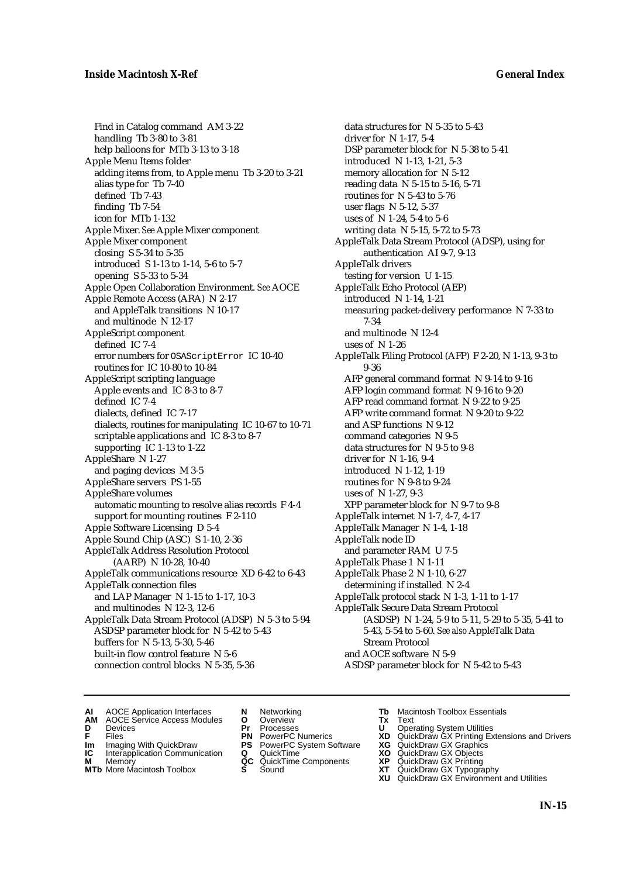Find in Catalog command AM 3-22
handling Tb 3-80 to 3-81
help balloons for MTb 3-13 to 3-18

Apple Menu Items folder
adding items from, to Apple menu Tb 3-20 to 3-21
alias type for Tb 7-40
defined Tb 7-43
finding Tb 7-54
icon for MTb 1-132

Apple Mixer. *See* Apple Mixer component

Apple Mixer component
closing S 5-34 to 5-35
introduced S 1-13 to 1-14, 5-6 to 5-7
opening S 5-33 to 5-34

Apple Open Collaboration Environment. *See* AOCE

Apple Remote Access (ARA) N 2-17
and AppleTalk transitions N 10-17
and multinode N 12-17

AppleScript component
defined IC 7-4
error numbers for `OSAScriptError` IC 10-40
routines for IC 10-80 to 10-84

AppleScript scripting language
Apple events and IC 8-3 to 8-7
defined IC 7-4
dialects, defined IC 7-17
dialects, routines for manipulating IC 10-67 to 10-71
scriptable applications and IC 8-3 to 8-7
supporting IC 1-13 to 1-22

AppleShare N 1-27
and paging devices M 3-5

AppleShare servers PS 1-55

AppleShare volumes
automatic mounting to resolve alias records F 4-4
support for mounting routines F 2-110

Apple Software Licensing D 5-4

Apple Sound Chip (ASC) S 1-10, 2-36

AppleTalk Address Resolution Protocol (AARP) N 10-28, 10-40

AppleTalk communications resource XD 6-42 to 6-43

AppleTalk connection files
and LAP Manager N 1-15 to 1-17, 10-3
and multinodes N 12-3, 12-6

AppleTalk Data Stream Protocol (ADSP) N 5-3 to 5-94
ASDSP parameter block for N 5-42 to 5-43
buffers for N 5-13, 5-30, 5-46
built-in flow control feature N 5-6
connection control blocks N 5-35, 5-36
data structures for N 5-35 to 5-43
driver for N 1-17, 5-4
DSP parameter block for N 5-38 to 5-41
introduced N 1-13, 1-21, 5-3
memory allocation for N 5-12
reading data N 5-15 to 5-16, 5-71
routines for N 5-43 to 5-76
user flags N 5-12, 5-37
uses of N 1-24, 5-4 to 5-6
writing data N 5-15, 5-72 to 5-73

AppleTalk Data Stream Protocol (ADSP), using for authentication AI 9-7, 9-13

AppleTalk drivers
testing for version U 1-15

AppleTalk Echo Protocol (AEP)
introduced N 1-14, 1-21
measuring packet-delivery performance N 7-33 to 7-34
and multinode N 12-4
uses of N 1-26

AppleTalk Filing Protocol (AFP) F 2-20, N 1-13, 9-3 to 9-36
AFP general command format N 9-14 to 9-16
AFP login command format N 9-16 to 9-20
AFP read command format N 9-22 to 9-25
AFP write command format N 9-20 to 9-22
and ASP functions N 9-12
command categories N 9-5
data structures for N 9-5 to 9-8
driver for N 1-16, 9-4
introduced N 1-12, 1-19
routines for N 9-8 to 9-24
uses of N 1-27, 9-3
XPP parameter block for N 9-7 to 9-8

AppleTalk internet N 1-7, 4-7, 4-17

AppleTalk Manager N 1-4, 1-18

AppleTalk node ID
and parameter RAM U 7-5

AppleTalk Phase 1 N 1-11

AppleTalk Phase 2 N 1-10, 6-27
determining if installed N 2-4

AppleTalk protocol stack N 1-3, 1-11 to 1-17

AppleTalk Secure Data Stream Protocol (ASDSP) N 1-24, 5-9 to 5-11, 5-29 to 5-35, 5-41 to 5-43, 5-54 to 5-60. *See also* AppleTalk Data Stream Protocol
and AOCE software N 5-9
ASDSP parameter block for N 5-42 to 5-43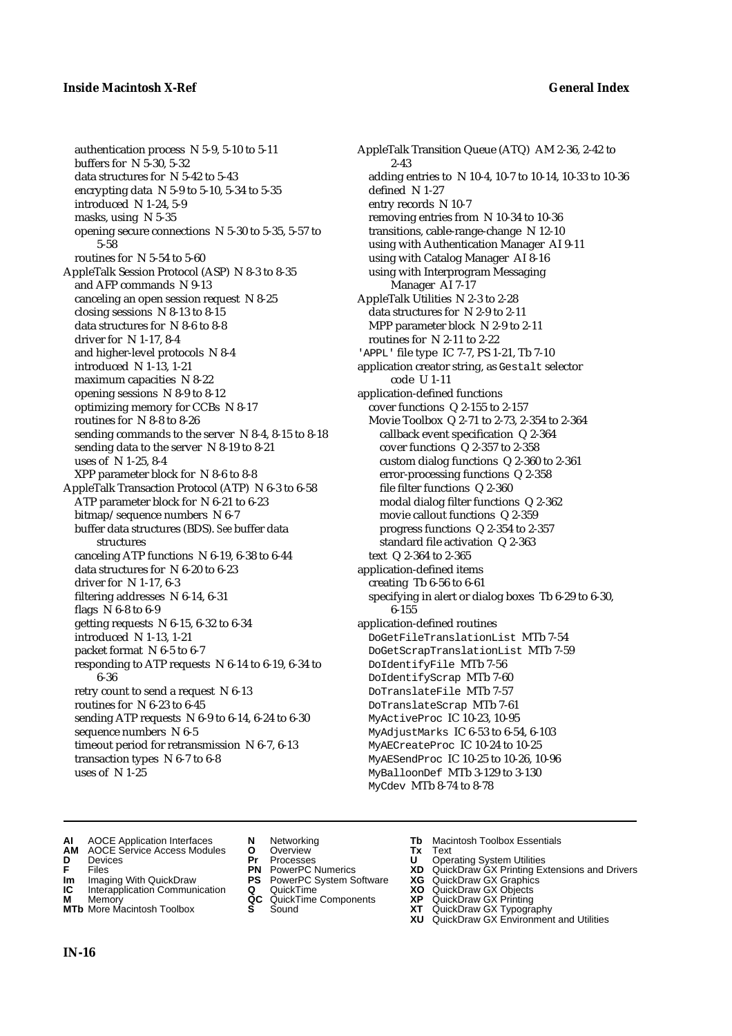authentication process N 5-9, 5-10 to 5-11
buffers for N 5-30, 5-32
data structures for N 5-42 to 5-43
encrypting data N 5-9 to 5-10, 5-34 to 5-35
introduced N 1-24, 5-9
masks, using N 5-35
opening secure connections N 5-30 to 5-35, 5-57 to 5-58
routines for N 5-54 to 5-60

AppleTalk Session Protocol (ASP) N 8-3 to 8-35
- and AFP commands N 9-13
- canceling an open session request N 8-25
- closing sessions N 8-13 to 8-15
- data structures for N 8-6 to 8-8
- driver for N 1-17, 8-4
- and higher-level protocols N 8-4
- introduced N 1-13, 1-21
- maximum capacities N 8-22
- opening sessions N 8-9 to 8-12
- optimizing memory for CCBs N 8-17
- routines for N 8-8 to 8-26
- sending commands to the server N 8-4, 8-15 to 8-18
- sending data to the server N 8-19 to 8-21
- uses of N 1-25, 8-4
- XPP parameter block for N 8-6 to 8-8

AppleTalk Transaction Protocol (ATP) N 6-3 to 6-58
- ATP parameter block for N 6-21 to 6-23
- bitmap/sequence numbers N 6-7
- buffer data structures (BDS). *See* buffer data structures
- canceling ATP functions N 6-19, 6-38 to 6-44
- data structures for N 6-20 to 6-23
- driver for N 1-17, 6-3
- filtering addresses N 6-14, 6-31
- flags N 6-8 to 6-9
- getting requests N 6-15, 6-32 to 6-34
- introduced N 1-13, 1-21
- packet format N 6-5 to 6-7
- responding to ATP requests N 6-14 to 6-19, 6-34 to 6-36
- retry count to send a request N 6-13
- routines for N 6-23 to 6-45
- sending ATP requests N 6-9 to 6-14, 6-24 to 6-30
- sequence numbers N 6-5
- timeout period for retransmission N 6-7, 6-13
- transaction types N 6-7 to 6-8
- uses of N 1-25

AppleTalk Transition Queue (ATQ) AM 2-36, 2-42 to 2-43
- adding entries to N 10-4, 10-7 to 10-14, 10-33 to 10-36
- defined N 1-27
- entry records N 10-7
- removing entries from N 10-34 to 10-36
- transitions, cable-range-change N 12-10
- using with Authentication Manager AI 9-11
- using with Catalog Manager AI 8-16
- using with Interprogram Messaging Manager AI 7-17

AppleTalk Utilities N 2-3 to 2-28
- data structures for N 2-9 to 2-11
- MPP parameter block N 2-9 to 2-11
- routines for N 2-11 to 2-22

'APPL' file type IC 7-7, PS 1-21, Tb 7-10

application creator string, as `Gestalt` selector code U 1-11

application-defined functions
- cover functions Q 2-155 to 2-157
- Movie Toolbox Q 2-71 to 2-73, 2-354 to 2-364
  - callback event specification Q 2-364
  - cover functions Q 2-357 to 2-358
  - custom dialog functions Q 2-360 to 2-361
  - error-processing functions Q 2-358
  - file filter functions Q 2-360
  - modal dialog filter functions Q 2-362
  - movie callout functions Q 2-359
  - progress functions Q 2-354 to 2-357
  - standard file activation Q 2-363
- text Q 2-364 to 2-365

application-defined items
- creating Tb 6-56 to 6-61
- specifying in alert or dialog boxes Tb 6-29 to 6-30, 6-155

application-defined routines
- `DoGetFileTranslationList` MTb 7-54
- `DoGetScrapTranslationList` MTb 7-59
- `DoIdentifyFile` MTb 7-56
- `DoIdentifyScrap` MTb 7-60
- `DoTranslateFile` MTb 7-57
- `DoTranslateScrap` MTb 7-61
- `MyActiveProc` IC 10-23, 10-95
- `MyAdjustMarks` IC 6-53 to 6-54, 6-103
- `MyAECreateProc` IC 10-24 to 10-25
- `MyAESendProc` IC 10-25 to 10-26, 10-96
- `MyBalloonDef` MTb 3-129 to 3-130
- `MyCdev` MTb 8-74 to 8-78

**AI** AOCE Application Interfaces
**AM** AOCE Service Access Modules
**D** Devices
**F** Files
**Im** Imaging With QuickDraw
**IC** Interapplication Communication
**M** Memory
**MTb** More Macintosh Toolbox
**N** Networking
**O** Overview
**Pr** Processes
**PN** PowerPC Numerics
**PS** PowerPC System Software
**Q** QuickTime
**QC** QuickTime Components
**S** Sound
**Tb** Macintosh Toolbox Essentials
**Tx** Text
**U** Operating System Utilities
**XD** QuickDraw GX Printing Extensions and Drivers
**XG** QuickDraw GX Graphics
**XO** QuickDraw GX Objects
**XP** QuickDraw GX Printing
**XT** QuickDraw GX Typography
**XU** QuickDraw GX Environment and Utilities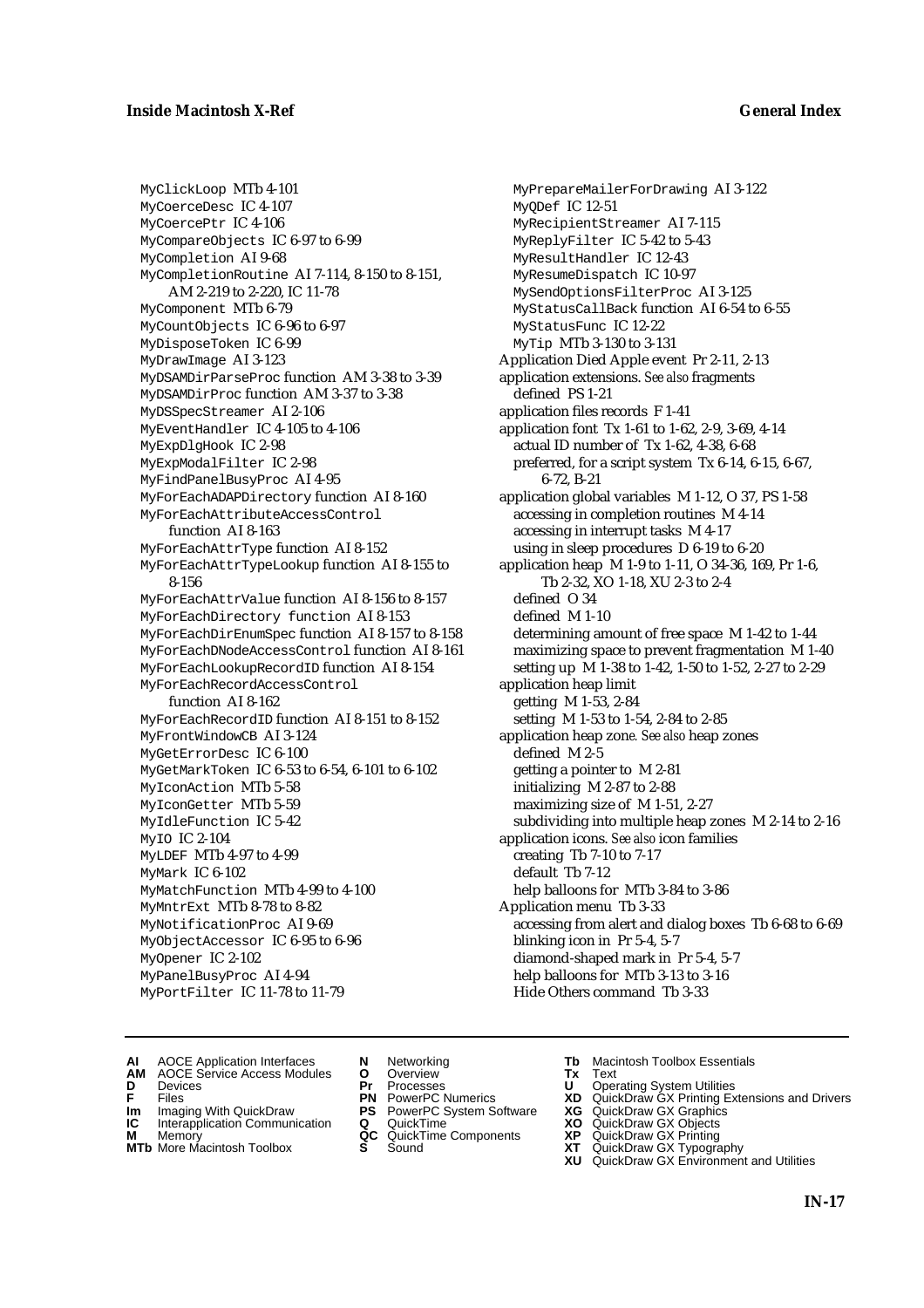MyClickLoop MTb 4-101
MyCoerceDesc IC 4-107
MyCoercePtr IC 4-106
MyCompareObjects IC 6-97 to 6-99
MyCompletion AI 9-68
MyCompletionRoutine AI 7-114, 8-150 to 8-151, AM 2-219 to 2-220, IC 11-78
MyComponent MTb 6-79
MyCountObjects IC 6-96 to 6-97
MyDisposeToken IC 6-99
MyDrawImage AI 3-123
MyDSAMDirParseProc function AM 3-38 to 3-39
MyDSAMDirProc function AM 3-37 to 3-38
MyDSSpecStreamer AI 2-106
MyEventHandler IC 4-105 to 4-106
MyExpDlgHook IC 2-98
MyExpModalFilter IC 2-98
MyFindPanelBusyProc AI 4-95
MyForEachADAPDirectory function AI 8-160
MyForEachAttributeAccessControl function AI 8-163
MyForEachAttrType function AI 8-152
MyForEachAttrTypeLookup function AI 8-155 to 8-156
MyForEachAttrValue function AI 8-156 to 8-157
MyForEachDirectory function AI 8-153
MyForEachDirEnumSpec function AI 8-157 to 8-158
MyForEachDNodeAccessControl function AI 8-161
MyForEachLookupRecordID function AI 8-154
MyForEachRecordAccessControl function AI 8-162
MyForEachRecordID function AI 8-151 to 8-152
MyFrontWindowCB AI 3-124
MyGetErrorDesc IC 6-100
MyGetMarkToken IC 6-53 to 6-54, 6-101 to 6-102
MyIconAction MTb 5-58
MyIconGetter MTb 5-59
MyIdleFunction IC 5-42
MyIO IC 2-104
MyLDEF MTb 4-97 to 4-99
MyMark IC 6-102
MyMatchFunction MTb 4-99 to 4-100
MyMntrExt MTb 8-78 to 8-82
MyNotificationProc AI 9-69
MyObjectAccessor IC 6-95 to 6-96
MyOpener IC 2-102
MyPanelBusyProc AI 4-94
MyPortFilter IC 11-78 to 11-79
MyPrepareMailerForDrawing AI 3-122
MyQDef IC 12-51
MyRecipientStreamer AI 7-115
MyReplyFilter IC 5-42 to 5-43
MyResultHandler IC 12-43
MyResumeDispatch IC 10-97
MySendOptionsFilterProc AI 3-125
MyStatusCallBack function AI 6-54 to 6-55
MyStatusFunc IC 12-22
MyTip MTb 3-130 to 3-131

Application Died Apple event Pr 2-11, 2-13

application extensions. *See also* fragments
  defined PS 1-21

application files records F 1-41

application font Tx 1-61 to 1-62, 2-9, 3-69, 4-14
  actual ID number of Tx 1-62, 4-38, 6-68
  preferred, for a script system Tx 6-14, 6-15, 6-67, 6-72, B-21

application global variables M 1-12, O 37, PS 1-58
  accessing in completion routines M 4-14
  accessing in interrupt tasks M 4-17
  using in sleep procedures D 6-19 to 6-20

application heap M 1-9 to 1-11, O 34-36, 169, Pr 1-6, Tb 2-32, XO 1-18, XU 2-3 to 2-4
  defined O 34
  defined M 1-10
  determining amount of free space M 1-42 to 1-44
  maximizing space to prevent fragmentation M 1-40
  setting up M 1-38 to 1-42, 1-50 to 1-52, 2-27 to 2-29

application heap limit
  getting M 1-53, 2-84
  setting M 1-53 to 1-54, 2-84 to 2-85

application heap zone. *See also* heap zones
  defined M 2-5
  getting a pointer to M 2-81
  initializing M 2-87 to 2-88
  maximizing size of M 1-51, 2-27
  subdividing into multiple heap zones M 2-14 to 2-16

application icons. *See also* icon families
  creating Tb 7-10 to 7-17
  default Tb 7-12
  help balloons for MTb 3-84 to 3-86

Application menu Tb 3-33
  accessing from alert and dialog boxes Tb 6-68 to 6-69
  blinking icon in Pr 5-4, 5-7
  diamond-shaped mark in Pr 5-4, 5-7
  help balloons for MTb 3-13 to 3-16
  Hide Others command Tb 3-33

**AI** AOCE Application Interfaces
**AM** AOCE Service Access Modules
**D** Devices
**F** Files
**Im** Imaging With QuickDraw
**IC** Interapplication Communication
**M** Memory
**MTb** More Macintosh Toolbox
**N** Networking
**O** Overview
**Pr** Processes
**PN** PowerPC Numerics
**PS** PowerPC System Software
**Q** QuickTime
**QC** QuickTime Components
**S** Sound
**Tb** Macintosh Toolbox Essentials
**Tx** Text
**U** Operating System Utilities
**XD** QuickDraw GX Printing Extensions and Drivers
**XG** QuickDraw GX Graphics
**XO** QuickDraw GX Objects
**XP** QuickDraw GX Printing
**XT** QuickDraw GX Typography
**XU** QuickDraw GX Environment and Utilities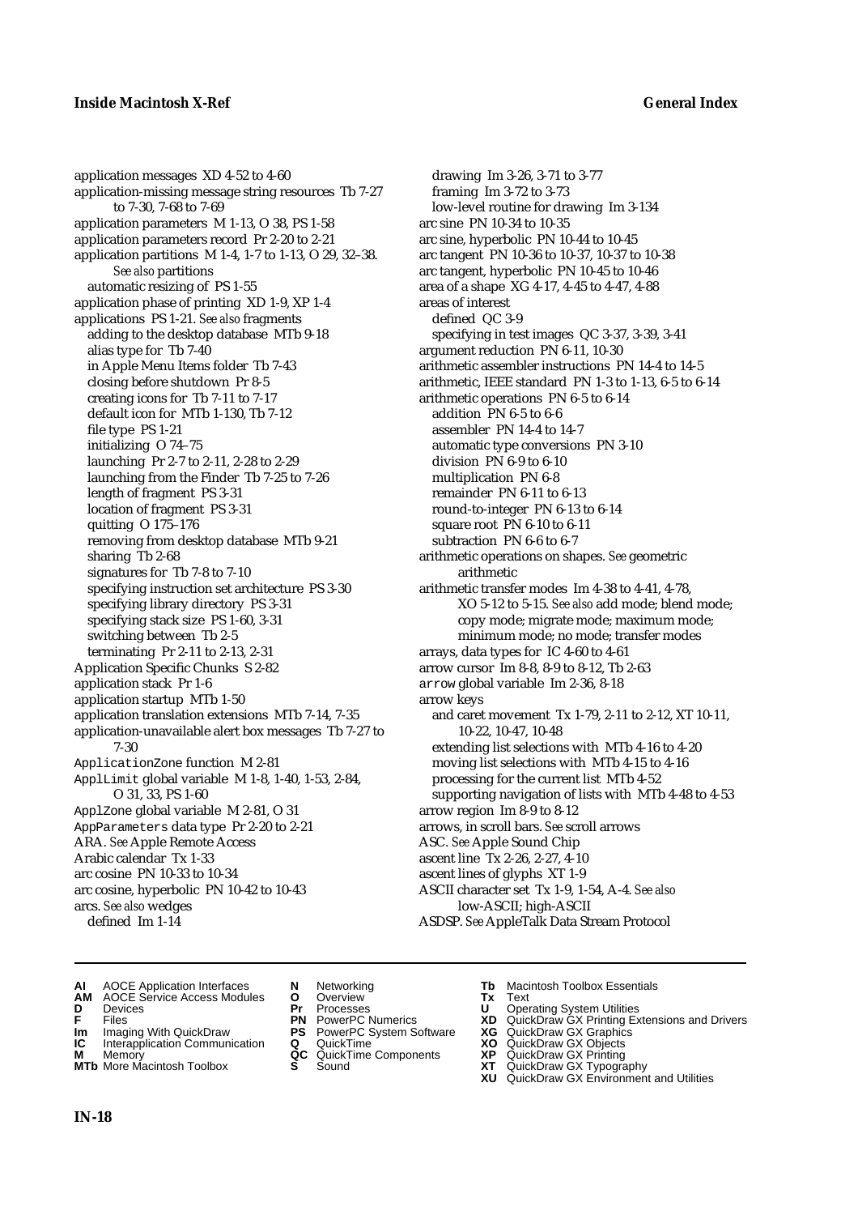application messages XD 4-52 to 4-60
application-missing message string resources Tb 7-27 to 7-30, 7-68 to 7-69
application parameters M 1-13, O 38, PS 1-58
application parameters record Pr 2-20 to 2-21
application partitions M 1-4, 1-7 to 1-13, O 29, 32–38. *See also* partitions
  automatic resizing of PS 1-55
application phase of printing XD 1-9, XP 1-4
applications PS 1-21. *See also* fragments
  adding to the desktop database MTb 9-18
  alias type for Tb 7-40
  in Apple Menu Items folder Tb 7-43
  closing before shutdown Pr 8-5
  creating icons for Tb 7-11 to 7-17
  default icon for MTb 1-130, Tb 7-12
  file type PS 1-21
  initializing O 74–75
  launching Pr 2-7 to 2-11, 2-28 to 2-29
  launching from the Finder Tb 7-25 to 7-26
  length of fragment PS 3-31
  location of fragment PS 3-31
  quitting O 175–176
  removing from desktop database MTb 9-21
  sharing Tb 2-68
  signatures for Tb 7-8 to 7-10
  specifying instruction set architecture PS 3-30
  specifying library directory PS 3-31
  specifying stack size PS 1-60, 3-31
  switching between Tb 2-5
  terminating Pr 2-11 to 2-13, 2-31
Application Specific Chunks S 2-82
application stack Pr 1-6
application startup MTb 1-50
application translation extensions MTb 7-14, 7-35
application-unavailable alert box messages Tb 7-27 to 7-30
`ApplicationZone` function M 2-81
`ApplLimit` global variable M 1-8, 1-40, 1-53, 2-84, O 31, 33, PS 1-60
`ApplZone` global variable M 2-81, O 31
`AppParameters` data type Pr 2-20 to 2-21
ARA. *See* Apple Remote Access
Arabic calendar Tx 1-33
arc cosine PN 10-33 to 10-34
arc cosine, hyperbolic PN 10-42 to 10-43
arcs. *See also* wedges
  defined Im 1-14
  drawing Im 3-26, 3-71 to 3-77
  framing Im 3-72 to 3-73
  low-level routine for drawing Im 3-134
arc sine PN 10-34 to 10-35
arc sine, hyperbolic PN 10-44 to 10-45
arc tangent PN 10-36 to 10-37, 10-37 to 10-38
arc tangent, hyperbolic PN 10-45 to 10-46
area of a shape XG 4-17, 4-45 to 4-47, 4-88
areas of interest
  defined QC 3-9
  specifying in test images QC 3-37, 3-39, 3-41
argument reduction PN 6-11, 10-30
arithmetic assembler instructions PN 14-4 to 14-5
arithmetic, IEEE standard PN 1-3 to 1-13, 6-5 to 6-14
arithmetic operations PN 6-5 to 6-14
  addition PN 6-5 to 6-6
  assembler PN 14-4 to 14-7
  automatic type conversions PN 3-10
  division PN 6-9 to 6-10
  multiplication PN 6-8
  remainder PN 6-11 to 6-13
  round-to-integer PN 6-13 to 6-14
  square root PN 6-10 to 6-11
  subtraction PN 6-6 to 6-7
arithmetic operations on shapes. *See* geometric arithmetic
arithmetic transfer modes Im 4-38 to 4-41, 4-78, XO 5-12 to 5-15. *See also* add mode; blend mode; copy mode; migrate mode; maximum mode; minimum mode; no mode; transfer modes
arrays, data types for IC 4-60 to 4-61
arrow cursor Im 8-8, 8-9 to 8-12, Tb 2-63
`arrow` global variable Im 2-36, 8-18
arrow keys
  and caret movement Tx 1-79, 2-11 to 2-12, XT 10-11, 10-22, 10-47, 10-48
  extending list selections with MTb 4-16 to 4-20
  moving list selections with MTb 4-15 to 4-16
  processing for the current list MTb 4-52
  supporting navigation of lists with MTb 4-48 to 4-53
arrow region Im 8-9 to 8-12
arrows, in scroll bars. *See* scroll arrows
ASC. *See* Apple Sound Chip
ascent line Tx 2-26, 2-27, 4-10
ascent lines of glyphs XT 1-9
ASCII character set Tx 1-9, 1-54, A-4. *See also* low-ASCII; high-ASCII
ASDSP. *See* AppleTalk Data Stream Protocol

**AI** AOCE Application Interfaces
**AM** AOCE Service Access Modules
**D** Devices
**F** Files
**Im** Imaging With QuickDraw
**IC** Interapplication Communication
**M** Memory
**MTb** More Macintosh Toolbox
**N** Networking
**O** Overview
**Pr** Processes
**PN** PowerPC Numerics
**PS** PowerPC System Software
**Q** QuickTime
**QC** QuickTime Components
**S** Sound
**Tb** Macintosh Toolbox Essentials
**Tx** Text
**U** Operating System Utilities
**XD** QuickDraw GX Printing Extensions and Drivers
**XG** QuickDraw GX Graphics
**XO** QuickDraw GX Objects
**XP** QuickDraw GX Printing
**XT** QuickDraw GX Typography
**XU** QuickDraw GX Environment and Utilities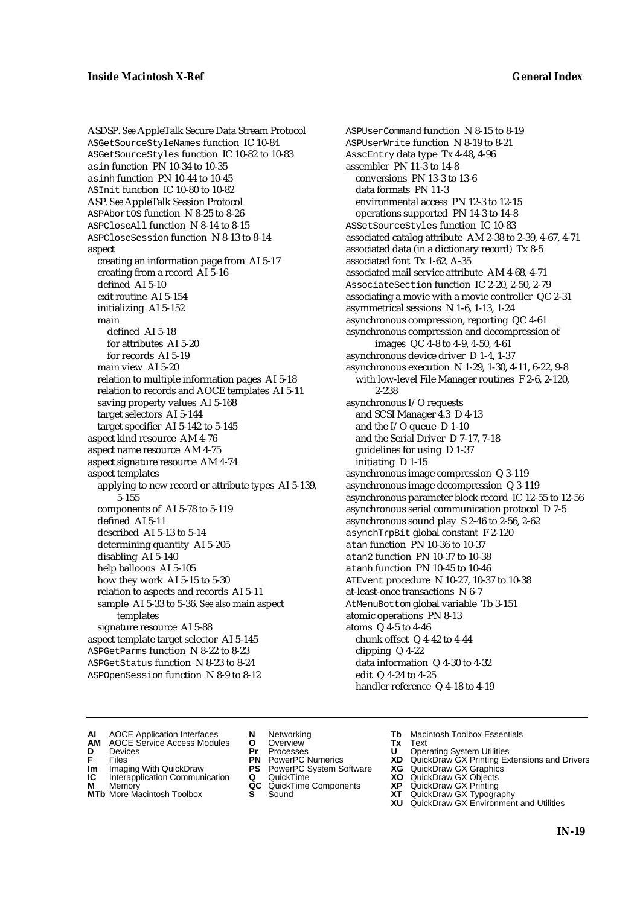ASDSP. *See* AppleTalk Secure Data Stream Protocol
ASGetSourceStyleNames function IC 10-84
ASGetSourceStyles function IC 10-82 to 10-83
asin function PN 10-34 to 10-35
asinh function PN 10-44 to 10-45
ASInit function IC 10-80 to 10-82
ASP. *See* AppleTalk Session Protocol
ASPAbortOS function N 8-25 to 8-26
ASPCloseAll function N 8-14 to 8-15
ASPCloseSession function N 8-13 to 8-14
aspect
- creating an information page from AI 5-17
- creating from a record AI 5-16
- defined AI 5-10
- exit routine AI 5-154
- initializing AI 5-152
- main
  - defined AI 5-18
  - for attributes AI 5-20
  - for records AI 5-19
- main view AI 5-20
- relation to multiple information pages AI 5-18
- relation to records and AOCE templates AI 5-11
- saving property values AI 5-168
- target selectors AI 5-144
- target specifier AI 5-142 to 5-145

aspect kind resource AM 4-76
aspect name resource AM 4-75
aspect signature resource AM 4-74
aspect templates
- applying to new record or attribute types AI 5-139, 5-155
- components of AI 5-78 to 5-119
- defined AI 5-11
- described AI 5-13 to 5-14
- determining quantity AI 5-205
- disabling AI 5-140
- help balloons AI 5-105
- how they work AI 5-15 to 5-30
- relation to aspects and records AI 5-11
- sample AI 5-33 to 5-36. *See also* main aspect templates
- signature resource AI 5-88

aspect template target selector AI 5-145
ASPGetParms function N 8-22 to 8-23
ASPGetStatus function N 8-23 to 8-24
ASPOpenSession function N 8-9 to 8-12
ASPUserCommand function N 8-15 to 8-19
ASPUserWrite function N 8-19 to 8-21
AsscEntry data type Tx 4-48, 4-96
assembler PN 11-3 to 14-8
- conversions PN 13-3 to 13-6
- data formats PN 11-3
- environmental access PN 12-3 to 12-15
- operations supported PN 14-3 to 14-8

ASSetSourceStyles function IC 10-83
associated catalog attribute AM 2-38 to 2-39, 4-67, 4-71
associated data (in a dictionary record) Tx 8-5
associated font Tx 1-62, A-35
associated mail service attribute AM 4-68, 4-71
AssociateSection function IC 2-20, 2-50, 2-79
associating a movie with a movie controller QC 2-31
asymmetrical sessions N 1-6, 1-13, 1-24
asynchronous compression, reporting QC 4-61
asynchronous compression and decompression of images QC 4-8 to 4-9, 4-50, 4-61
asynchronous device driver D 1-4, 1-37
asynchronous execution N 1-29, 1-30, 4-11, 6-22, 9-8
- with low-level File Manager routines F 2-6, 2-120, 2-238

asynchronous I/O requests
- and SCSI Manager 4.3 D 4-13
- and the I/O queue D 1-10
- and the Serial Driver D 7-17, 7-18
- guidelines for using D 1-37
- initiating D 1-15

asynchronous image compression Q 3-119
asynchronous image decompression Q 3-119
asynchronous parameter block record IC 12-55 to 12-56
asynchronous serial communication protocol D 7-5
asynchronous sound play S 2-46 to 2-56, 2-62
asynchTrpBit global constant F 2-120
atan function PN 10-36 to 10-37
atan2 function PN 10-37 to 10-38
atanh function PN 10-45 to 10-46
ATEvent procedure N 10-27, 10-37 to 10-38
at-least-once transactions N 6-7
AtMenuBottom global variable Tb 3-151
atomic operations PN 8-13
atoms Q 4-5 to 4-46
- chunk offset Q 4-42 to 4-44
- clipping Q 4-22
- data information Q 4-30 to 4-32
- edit Q 4-24 to 4-25
- handler reference Q 4-18 to 4-19

**AI** AOCE Application Interfaces
**AM** AOCE Service Access Modules
**D** Devices
**F** Files
**Im** Imaging With QuickDraw
**IC** Interapplication Communication
**M** Memory
**MTb** More Macintosh Toolbox
**N** Networking
**O** Overview
**Pr** Processes
**PN** PowerPC Numerics
**PS** PowerPC System Software
**Q** QuickTime
**QC** QuickTime Components
**S** Sound
**Tb** Macintosh Toolbox Essentials
**Tx** Text
**U** Operating System Utilities
**XD** QuickDraw GX Printing Extensions and Drivers
**XG** QuickDraw GX Graphics
**XO** QuickDraw GX Objects
**XP** QuickDraw GX Printing
**XT** QuickDraw GX Typography
**XU** QuickDraw GX Environment and Utilities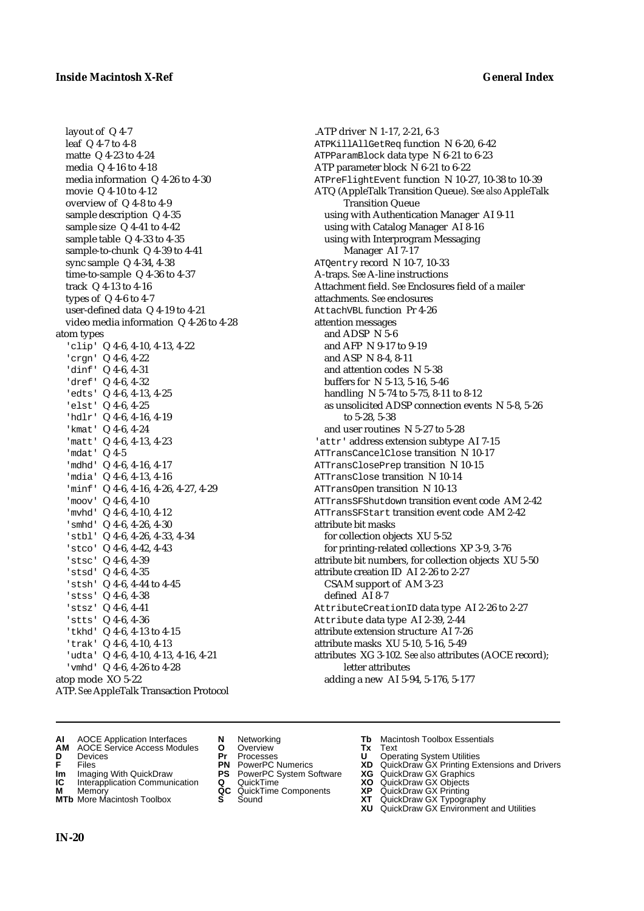layout of Q 4-7
leaf Q 4-7 to 4-8
matte Q 4-23 to 4-24
media Q 4-16 to 4-18
media information Q 4-26 to 4-30
movie Q 4-10 to 4-12
overview of Q 4-8 to 4-9
sample description Q 4-35
sample size Q 4-41 to 4-42
sample table Q 4-33 to 4-35
sample-to-chunk Q 4-39 to 4-41
sync sample Q 4-34, 4-38
time-to-sample Q 4-36 to 4-37
track Q 4-13 to 4-16
types of Q 4-6 to 4-7
user-defined data Q 4-19 to 4-21
video media information Q 4-26 to 4-28

atom types
'clip' Q 4-6, 4-10, 4-13, 4-22
'crgn' Q 4-6, 4-22
'dinf' Q 4-6, 4-31
'dref' Q 4-6, 4-32
'edts' Q 4-6, 4-13, 4-25
'elst' Q 4-6, 4-25
'hdlr' Q 4-6, 4-16, 4-19
'kmat' Q 4-6, 4-24
'matt' Q 4-6, 4-13, 4-23
'mdat' Q 4-5
'mdhd' Q 4-6, 4-16, 4-17
'mdia' Q 4-6, 4-13, 4-16
'minf' Q 4-6, 4-16, 4-26, 4-27, 4-29
'moov' Q 4-6, 4-10
'mvhd' Q 4-6, 4-10, 4-12
'smhd' Q 4-6, 4-26, 4-30
'stbl' Q 4-6, 4-26, 4-33, 4-34
'stco' Q 4-6, 4-42, 4-43
'stsc' Q 4-6, 4-39
'stsd' Q 4-6, 4-35
'stsh' Q 4-6, 4-44 to 4-45
'stss' Q 4-6, 4-38
'stsz' Q 4-6, 4-41
'stts' Q 4-6, 4-36
'tkhd' Q 4-6, 4-13 to 4-15
'trak' Q 4-6, 4-10, 4-13
'udta' Q 4-6, 4-10, 4-13, 4-16, 4-21
'vmhd' Q 4-6, 4-26 to 4-28

atop mode XO 5-22
ATP. *See* AppleTalk Transaction Protocol
.ATP driver N 1-17, 2-21, 6-3
ATPKillAllGetReq function N 6-20, 6-42
ATPParamBlock data type N 6-21 to 6-23
ATP parameter block N 6-21 to 6-22
ATPreFlightEvent function N 10-27, 10-38 to 10-39
ATQ (AppleTalk Transition Queue). *See also* AppleTalk Transition Queue
using with Authentication Manager AI 9-11
using with Catalog Manager AI 8-16
using with Interprogram Messaging Manager AI 7-17

ATQentry record N 10-7, 10-33
A-traps. *See* A-line instructions
Attachment field. *See* Enclosures field of a mailer
attachments. *See* enclosures
AttachVBL function Pr 4-26
attention messages
and ADSP N 5-6
and AFP N 9-17 to 9-19
and ASP N 8-4, 8-11
and attention codes N 5-38
buffers for N 5-13, 5-16, 5-46
handling N 5-74 to 5-75, 8-11 to 8-12
as unsolicited ADSP connection events N 5-8, 5-26 to 5-28, 5-38
and user routines N 5-27 to 5-28

'attr' address extension subtype AI 7-15
ATTransCancelClose transition N 10-17
ATTransClosePrep transition N 10-15
ATTransClose transition N 10-14
ATTransOpen transition N 10-13
ATTransSFShutdown transition event code AM 2-42
ATTransSFStart transition event code AM 2-42
attribute bit masks
for collection objects XU 5-52
for printing-related collections XP 3-9, 3-76

attribute bit numbers, for collection objects XU 5-50
attribute creation ID AI 2-26 to 2-27
CSAM support of AM 3-23
defined AI 8-7

AttributeCreationID data type AI 2-26 to 2-27
Attribute data type AI 2-39, 2-44
attribute extension structure AI 7-26
attribute masks XU 5-10, 5-16, 5-49
attributes XG 3-102. *See also* attributes (AOCE record); letter attributes
adding a new AI 5-94, 5-176, 5-177

**AI** AOCE Application Interfaces
**AM** AOCE Service Access Modules
**D** Devices
**F** Files
**Im** Imaging With QuickDraw
**IC** Interapplication Communication
**M** Memory
**MTb** More Macintosh Toolbox
**N** Networking
**O** Overview
**Pr** Processes
**PN** PowerPC Numerics
**PS** PowerPC System Software
**Q** QuickTime
**QC** QuickTime Components
**S** Sound
**Tb** Macintosh Toolbox Essentials
**Tx** Text
**U** Operating System Utilities
**XD** QuickDraw GX Printing Extensions and Drivers
**XG** QuickDraw GX Graphics
**XO** QuickDraw GX Objects
**XP** QuickDraw GX Printing
**XT** QuickDraw GX Typography
**XU** QuickDraw GX Environment and Utilities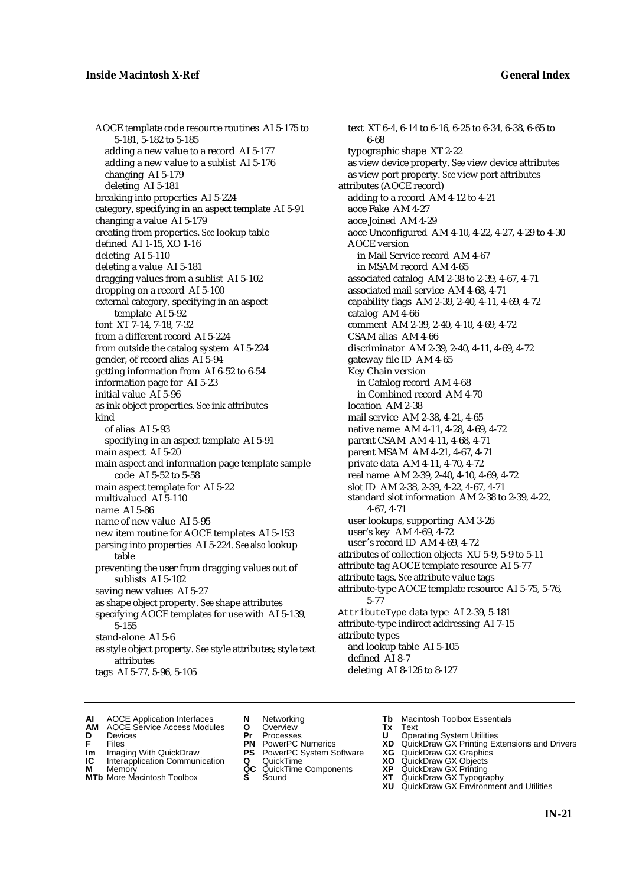AOCE template code resource routines AI 5-175 to 5-181, 5-182 to 5-185
- adding a new value to a record AI 5-177
- adding a new value to a sublist AI 5-176
- changing AI 5-179
- deleting AI 5-181

breaking into properties AI 5-224
category, specifying in an aspect template AI 5-91
changing a value AI 5-179
creating from properties. *See* lookup table
defined AI 1-15, XO 1-16
deleting AI 5-110
deleting a value AI 5-181
dragging values from a sublist AI 5-102
dropping on a record AI 5-100
external category, specifying in an aspect template AI 5-92
font XT 7-14, 7-18, 7-32
from a different record AI 5-224
from outside the catalog system AI 5-224
gender, of record alias AI 5-94
getting information from AI 6-52 to 6-54
information page for AI 5-23
initial value AI 5-96
as ink object properties. *See* ink attributes
kind
- of alias AI 5-93
- specifying in an aspect template AI 5-91

main aspect AI 5-20
main aspect and information page template sample code AI 5-52 to 5-58
main aspect template for AI 5-22
multivalued AI 5-110
name AI 5-86
name of new value AI 5-95
new item routine for AOCE templates AI 5-153
parsing into properties AI 5-224. *See also* lookup table
preventing the user from dragging values out of sublists AI 5-102
saving new values AI 5-27
as shape object property. *See* shape attributes
specifying AOCE templates for use with AI 5-139, 5-155
stand-alone AI 5-6
as style object property. *See* style attributes; style text attributes
tags AI 5-77, 5-96, 5-105
text XT 6-4, 6-14 to 6-16, 6-25 to 6-34, 6-38, 6-65 to 6-68
typographic shape XT 2-22
as view device property. *See* view device attributes
as view port property. *See* view port attributes

attributes (AOCE record)
- adding to a record AM 4-12 to 4-21
- aoce Fake AM 4-27
- aoce Joined AM 4-29
- aoce Unconfigured AM 4-10, 4-22, 4-27, 4-29 to 4-30
- AOCE version
  - in Mail Service record AM 4-67
  - in MSAM record AM 4-65
- associated catalog AM 2-38 to 2-39, 4-67, 4-71
- associated mail service AM 4-68, 4-71
- capability flags AM 2-39, 2-40, 4-11, 4-69, 4-72
- catalog AM 4-66
- comment AM 2-39, 2-40, 4-10, 4-69, 4-72
- CSAM alias AM 4-66
- discriminator AM 2-39, 2-40, 4-11, 4-69, 4-72
- gateway file ID AM 4-65
- Key Chain version
  - in Catalog record AM 4-68
  - in Combined record AM 4-70
- location AM 2-38
- mail service AM 2-38, 4-21, 4-65
- native name AM 4-11, 4-28, 4-69, 4-72
- parent CSAM AM 4-11, 4-68, 4-71
- parent MSAM AM 4-21, 4-67, 4-71
- private data AM 4-11, 4-70, 4-72
- real name AM 2-39, 2-40, 4-10, 4-69, 4-72
- slot ID AM 2-38, 2-39, 4-22, 4-67, 4-71
- standard slot information AM 2-38 to 2-39, 4-22, 4-67, 4-71
- user lookups, supporting AM 3-26
- user's key AM 4-69, 4-72
- user's record ID AM 4-69, 4-72

attributes of collection objects XU 5-9, 5-9 to 5-11
attribute tag AOCE template resource AI 5-77
attribute tags. *See* attribute value tags
attribute-type AOCE template resource AI 5-75, 5-76, 5-77
`AttributeType` data type AI 2-39, 5-181
attribute-type indirect addressing AI 7-15
attribute types
- and lookup table AI 5-105
- defined AI 8-7
- deleting AI 8-126 to 8-127

**AI** AOCE Application Interfaces
**AM** AOCE Service Access Modules
**D** Devices
**F** Files
**Im** Imaging With QuickDraw
**IC** Interapplication Communication
**M** Memory
**MTb** More Macintosh Toolbox
**N** Networking
**O** Overview
**Pr** Processes
**PN** PowerPC Numerics
**PS** PowerPC System Software
**Q** QuickTime
**QC** QuickTime Components
**S** Sound
**Tb** Macintosh Toolbox Essentials
**Tx** Text
**U** Operating System Utilities
**XD** QuickDraw GX Printing Extensions and Drivers
**XG** QuickDraw GX Graphics
**XO** QuickDraw GX Objects
**XP** QuickDraw GX Printing
**XT** QuickDraw GX Typography
**XU** QuickDraw GX Environment and Utilities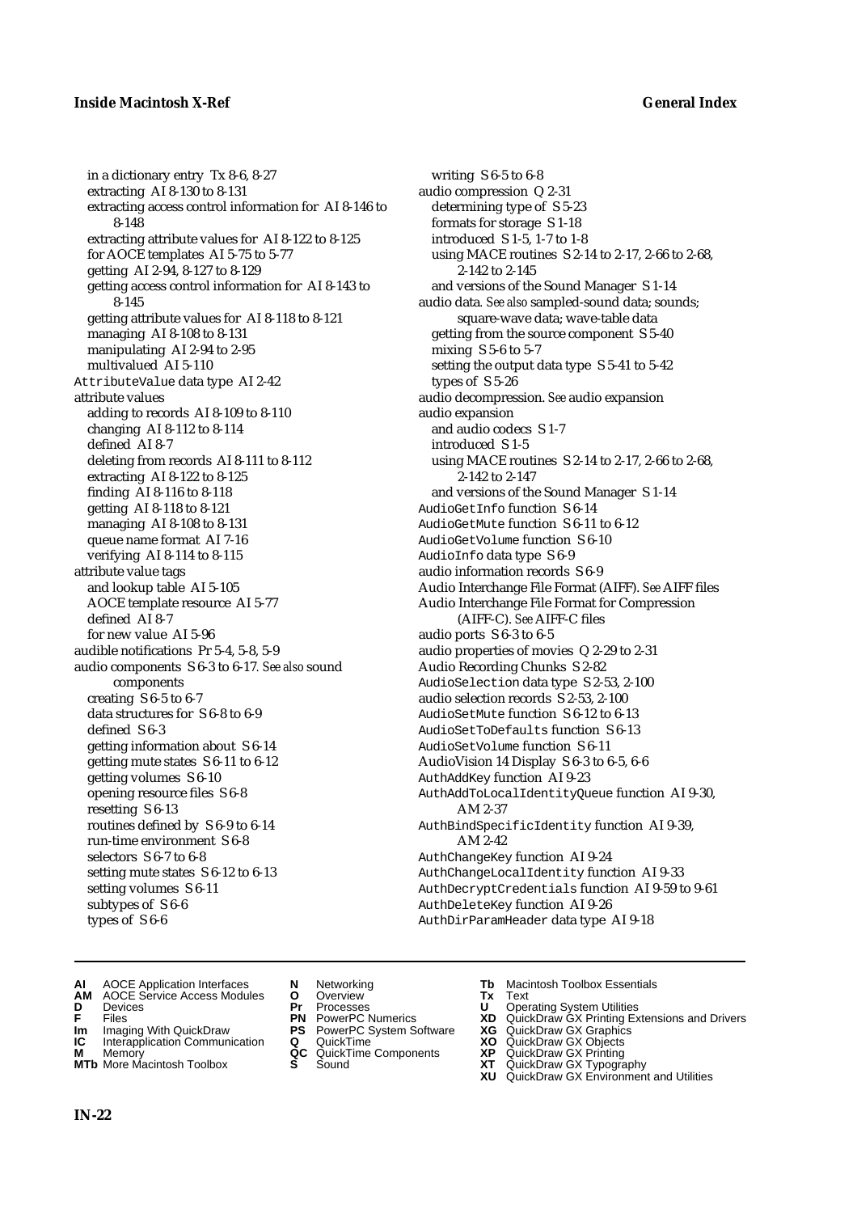in a dictionary entry Tx 8-6, 8-27
extracting AI 8-130 to 8-131
extracting access control information for AI 8-146 to 8-148
extracting attribute values for AI 8-122 to 8-125
for AOCE templates AI 5-75 to 5-77
getting AI 2-94, 8-127 to 8-129
getting access control information for AI 8-143 to 8-145
getting attribute values for AI 8-118 to 8-121
managing AI 8-108 to 8-131
manipulating AI 2-94 to 2-95
multivalued AI 5-110

`AttributeValue` data type AI 2-42

attribute values
adding to records AI 8-109 to 8-110
changing AI 8-112 to 8-114
defined AI 8-7
deleting from records AI 8-111 to 8-112
extracting AI 8-122 to 8-125
finding AI 8-116 to 8-118
getting AI 8-118 to 8-121
managing AI 8-108 to 8-131
queue name format AI 7-16
verifying AI 8-114 to 8-115

attribute value tags
and lookup table AI 5-105
AOCE template resource AI 5-77
defined AI 8-7
for new value AI 5-96

audible notifications Pr 5-4, 5-8, 5-9

audio components S 6-3 to 6-17. *See also* sound components
creating S 6-5 to 6-7
data structures for S 6-8 to 6-9
defined S 6-3
getting information about S 6-14
getting mute states S 6-11 to 6-12
getting volumes S 6-10
opening resource files S 6-8
resetting S 6-13
routines defined by S 6-9 to 6-14
run-time environment S 6-8
selectors S 6-7 to 6-8
setting mute states S 6-12 to 6-13
setting volumes S 6-11
subtypes of S 6-6
types of S 6-6
writing S 6-5 to 6-8

audio compression Q 2-31
determining type of S 5-23
formats for storage S 1-18
introduced S 1-5, 1-7 to 1-8
using MACE routines S 2-14 to 2-17, 2-66 to 2-68, 2-142 to 2-145
and versions of the Sound Manager S 1-14

audio data. *See also* sampled-sound data; sounds; square-wave data; wave-table data
getting from the source component S 5-40
mixing S 5-6 to 5-7
setting the output data type S 5-41 to 5-42
types of S 5-26

audio decompression. *See* audio expansion

audio expansion
and audio codecs S 1-7
introduced S 1-5
using MACE routines S 2-14 to 2-17, 2-66 to 2-68, 2-142 to 2-147
and versions of the Sound Manager S 1-14

`AudioGetInfo` function S 6-14
`AudioGetMute` function S 6-11 to 6-12
`AudioGetVolume` function S 6-10
`AudioInfo` data type S 6-9
audio information records S 6-9
Audio Interchange File Format (AIFF). *See* AIFF files
Audio Interchange File Format for Compression (AIFF-C). *See* AIFF-C files
audio ports S 6-3 to 6-5
audio properties of movies Q 2-29 to 2-31
Audio Recording Chunks S 2-82
`AudioSelection` data type S 2-53, 2-100
audio selection records S 2-53, 2-100
`AudioSetMute` function S 6-12 to 6-13
`AudioSetToDefaults` function S 6-13
`AudioSetVolume` function S 6-11
AudioVision 14 Display S 6-3 to 6-5, 6-6
`AuthAddKey` function AI 9-23
`AuthAddToLocalIdentityQueue` function AI 9-30, AM 2-37
`AuthBindSpecificIdentity` function AI 9-39, AM 2-42
`AuthChangeKey` function AI 9-24
`AuthChangeLocalIdentity` function AI 9-33
`AuthDecryptCredentials` function AI 9-59 to 9-61
`AuthDeleteKey` function AI 9-26
`AuthDirParamHeader` data type AI 9-18

**AI** AOCE Application Interfaces
**AM** AOCE Service Access Modules
**D** Devices
**F** Files
**Im** Imaging With QuickDraw
**IC** Interapplication Communication
**M** Memory
**MTb** More Macintosh Toolbox
**N** Networking
**O** Overview
**Pr** Processes
**PN** PowerPC Numerics
**PS** PowerPC System Software
**Q** QuickTime
**QC** QuickTime Components
**S** Sound
**Tb** Macintosh Toolbox Essentials
**Tx** Text
**U** Operating System Utilities
**XD** QuickDraw GX Printing Extensions and Drivers
**XG** QuickDraw GX Graphics
**XO** QuickDraw GX Objects
**XP** QuickDraw GX Printing
**XT** QuickDraw GX Typography
**XU** QuickDraw GX Environment and Utilities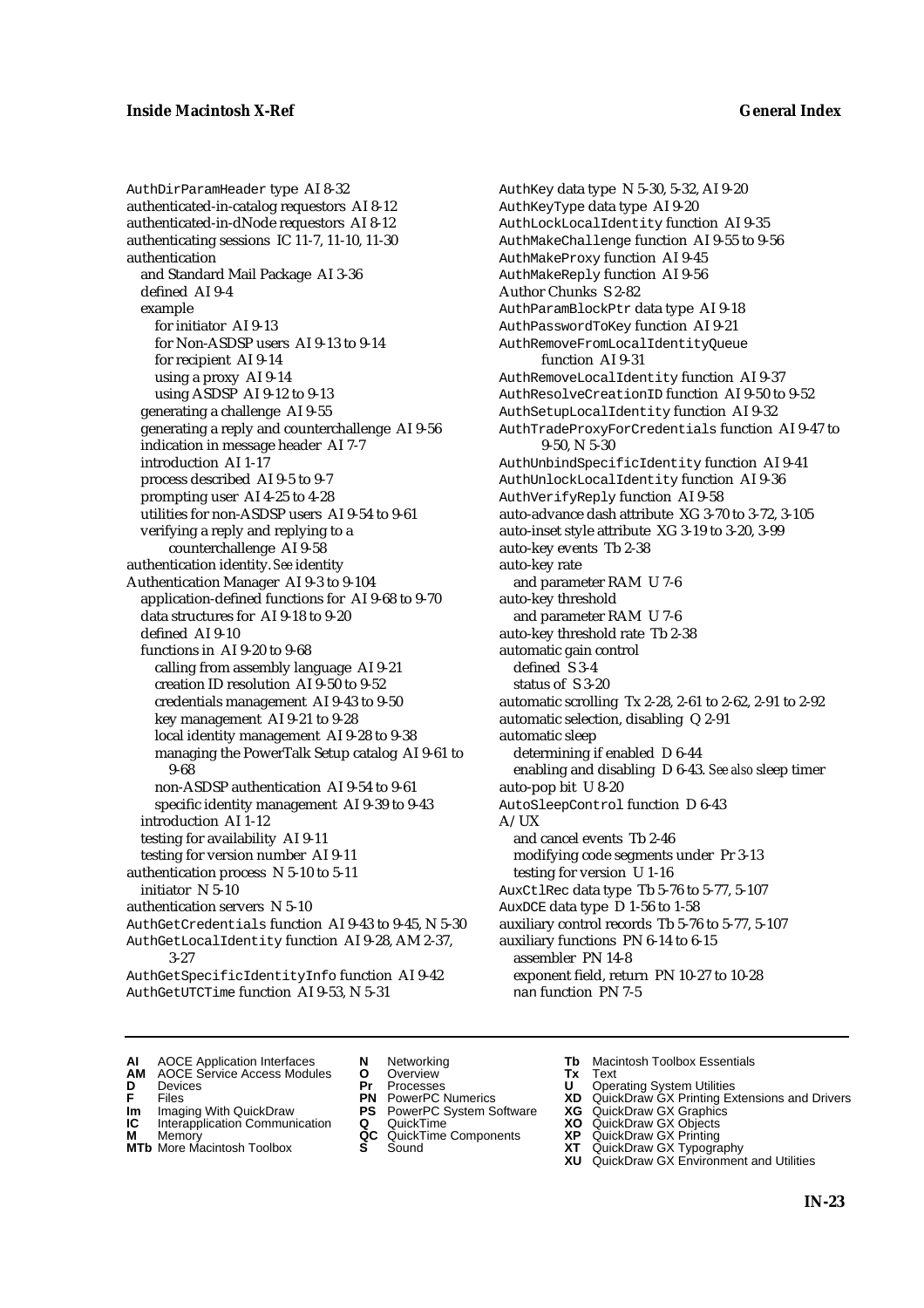AuthDirParamHeader type AI 8-32
authenticated-in-catalog requestors AI 8-12
authenticated-in-dNode requestors AI 8-12
authenticating sessions IC 11-7, 11-10, 11-30
authentication
  and Standard Mail Package AI 3-36
  defined AI 9-4
  example
    for initiator AI 9-13
    for Non-ASDSP users AI 9-13 to 9-14
    for recipient AI 9-14
    using a proxy AI 9-14
    using ASDSP AI 9-12 to 9-13
  generating a challenge AI 9-55
  generating a reply and counterchallenge AI 9-56
  indication in message header AI 7-7
  introduction AI 1-17
  process described AI 9-5 to 9-7
  prompting user AI 4-25 to 4-28
  utilities for non-ASDSP users AI 9-54 to 9-61
  verifying a reply and replying to a counterchallenge AI 9-58
authentication identity. *See* identity
Authentication Manager AI 9-3 to 9-104
  application-defined functions for AI 9-68 to 9-70
  data structures for AI 9-18 to 9-20
  defined AI 9-10
  functions in AI 9-20 to 9-68
    calling from assembly language AI 9-21
    creation ID resolution AI 9-50 to 9-52
    credentials management AI 9-43 to 9-50
    key management AI 9-21 to 9-28
    local identity management AI 9-28 to 9-38
    managing the PowerTalk Setup catalog AI 9-61 to 9-68
    non-ASDSP authentication AI 9-54 to 9-61
    specific identity management AI 9-39 to 9-43
  introduction AI 1-12
  testing for availability AI 9-11
  testing for version number AI 9-11
authentication process N 5-10 to 5-11
  initiator N 5-10
authentication servers N 5-10
AuthGetCredentials function AI 9-43 to 9-45, N 5-30
AuthGetLocalIdentity function AI 9-28, AM 2-37, 3-27
AuthGetSpecificIdentityInfo function AI 9-42
AuthGetUTCTime function AI 9-53, N 5-31
AuthKey data type N 5-30, 5-32, AI 9-20
AuthKeyType data type AI 9-20
AuthLockLocalIdentity function AI 9-35
AuthMakeChallenge function AI 9-55 to 9-56
AuthMakeProxy function AI 9-45
AuthMakeReply function AI 9-56
Author Chunks S 2-82
AuthParamBlockPtr data type AI 9-18
AuthPasswordToKey function AI 9-21
AuthRemoveFromLocalIdentityQueue function AI 9-31
AuthRemoveLocalIdentity function AI 9-37
AuthResolveCreationID function AI 9-50 to 9-52
AuthSetupLocalIdentity function AI 9-32
AuthTradeProxyForCredentials function AI 9-47 to 9-50, N 5-30
AuthUnbindSpecificIdentity function AI 9-41
AuthUnlockLocalIdentity function AI 9-36
AuthVerifyReply function AI 9-58
auto-advance dash attribute XG 3-70 to 3-72, 3-105
auto-inset style attribute XG 3-19 to 3-20, 3-99
auto-key events Tb 2-38
auto-key rate
  and parameter RAM U 7-6
auto-key threshold
  and parameter RAM U 7-6
auto-key threshold rate Tb 2-38
automatic gain control
  defined S 3-4
  status of S 3-20
automatic scrolling Tx 2-28, 2-61 to 2-62, 2-91 to 2-92
automatic selection, disabling Q 2-91
automatic sleep
  determining if enabled D 6-44
  enabling and disabling D 6-43. *See also* sleep timer
auto-pop bit U 8-20
AutoSleepControl function D 6-43
A/UX
  and cancel events Tb 2-46
  modifying code segments under Pr 3-13
  testing for version U 1-16
AuxCtlRec data type Tb 5-76 to 5-77, 5-107
AuxDCE data type D 1-56 to 1-58
auxiliary control records Tb 5-76 to 5-77, 5-107
auxiliary functions PN 6-14 to 6-15
  assembler PN 14-8
  exponent field, return PN 10-27 to 10-28
  nan function PN 7-5

**AI** AOCE Application Interfaces
**AM** AOCE Service Access Modules
**D** Devices
**F** Files
**Im** Imaging With QuickDraw
**IC** Interapplication Communication
**M** Memory
**MTb** More Macintosh Toolbox
**N** Networking
**O** Overview
**Pr** Processes
**PN** PowerPC Numerics
**PS** PowerPC System Software
**Q** QuickTime
**QC** QuickTime Components
**S** Sound
**Tb** Macintosh Toolbox Essentials
**Tx** Text
**U** Operating System Utilities
**XD** QuickDraw GX Printing Extensions and Drivers
**XG** QuickDraw GX Graphics
**XO** QuickDraw GX Objects
**XP** QuickDraw GX Printing
**XT** QuickDraw GX Typography
**XU** QuickDraw GX Environment and Utilities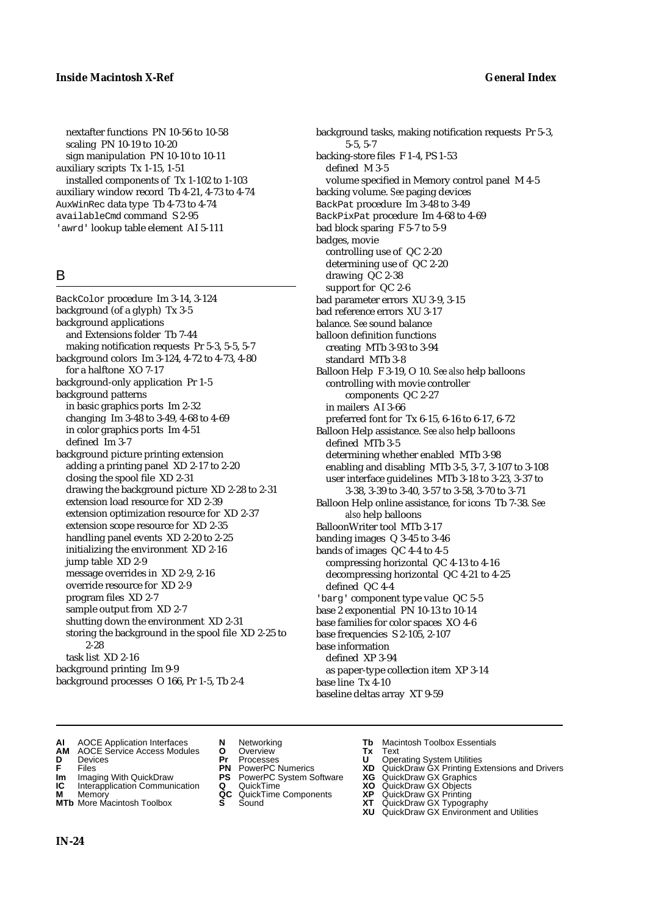nextafter functions PN 10-56 to 10-58
scaling PN 10-19 to 10-20
sign manipulation PN 10-10 to 10-11
auxiliary scripts Tx 1-15, 1-51
installed components of Tx 1-102 to 1-103
auxiliary window record Tb 4-21, 4-73 to 4-74
AuxWinRec data type Tb 4-73 to 4-74
availableCmd command S 2-95
'awrd' lookup table element AI 5-111

## B

BackColor procedure Im 3-14, 3-124
background (of a glyph) Tx 3-5
background applications
and Extensions folder Tb 7-44
making notification requests Pr 5-3, 5-5, 5-7
background colors Im 3-124, 4-72 to 4-73, 4-80
for a halftone XO 7-17
background-only application Pr 1-5
background patterns
in basic graphics ports Im 2-32
changing Im 3-48 to 3-49, 4-68 to 4-69
in color graphics ports Im 4-51
defined Im 3-7
background picture printing extension
adding a printing panel XD 2-17 to 2-20
closing the spool file XD 2-31
drawing the background picture XD 2-28 to 2-31
extension load resource for XD 2-39
extension optimization resource for XD 2-37
extension scope resource for XD 2-35
handling panel events XD 2-20 to 2-25
initializing the environment XD 2-16
jump table XD 2-9
message overrides in XD 2-9, 2-16
override resource for XD 2-9
program files XD 2-7
sample output from XD 2-7
shutting down the environment XD 2-31
storing the background in the spool file XD 2-25 to 2-28
task list XD 2-16
background printing Im 9-9
background processes O 166, Pr 1-5, Tb 2-4
background tasks, making notification requests Pr 5-3, 5-5, 5-7
backing-store files F 1-4, PS 1-53
defined M 3-5
volume specified in Memory control panel M 4-5
backing volume. *See* paging devices
BackPat procedure Im 3-48 to 3-49
BackPixPat procedure Im 4-68 to 4-69
bad block sparing F 5-7 to 5-9
badges, movie
controlling use of QC 2-20
determining use of QC 2-20
drawing QC 2-38
support for QC 2-6
bad parameter errors XU 3-9, 3-15
bad reference errors XU 3-17
balance. *See* sound balance
balloon definition functions
creating MTb 3-93 to 3-94
standard MTb 3-8
Balloon Help F 3-19, O 10. *See also* help balloons
controlling with movie controller components QC 2-27
in mailers AI 3-66
preferred font for Tx 6-15, 6-16 to 6-17, 6-72
Balloon Help assistance. *See also* help balloons
defined MTb 3-5
determining whether enabled MTb 3-98
enabling and disabling MTb 3-5, 3-7, 3-107 to 3-108
user interface guidelines MTb 3-18 to 3-23, 3-37 to 3-38, 3-39 to 3-40, 3-57 to 3-58, 3-70 to 3-71
Balloon Help online assistance, for icons Tb 7-38. *See also* help balloons
BalloonWriter tool MTb 3-17
banding images Q 3-45 to 3-46
bands of images QC 4-4 to 4-5
compressing horizontal QC 4-13 to 4-16
decompressing horizontal QC 4-21 to 4-25
defined QC 4-4
'barg' component type value QC 5-5
base 2 exponential PN 10-13 to 10-14
base families for color spaces XO 4-6
base frequencies S 2-105, 2-107
base information
defined XP 3-94
as paper-type collection item XP 3-14
base line Tx 4-10
baseline deltas array XT 9-59

**AI** AOCE Application Interfaces
**AM** AOCE Service Access Modules
**D** Devices
**F** Files
**Im** Imaging With QuickDraw
**IC** Interapplication Communication
**M** Memory
**MTb** More Macintosh Toolbox
**N** Networking
**O** Overview
**Pr** Processes
**PN** PowerPC Numerics
**PS** PowerPC System Software
**Q** QuickTime
**QC** QuickTime Components
**S** Sound
**Tb** Macintosh Toolbox Essentials
**Tx** Text
**U** Operating System Utilities
**XD** QuickDraw GX Printing Extensions and Drivers
**XG** QuickDraw GX Graphics
**XO** QuickDraw GX Objects
**XP** QuickDraw GX Printing
**XT** QuickDraw GX Typography
**XU** QuickDraw GX Environment and Utilities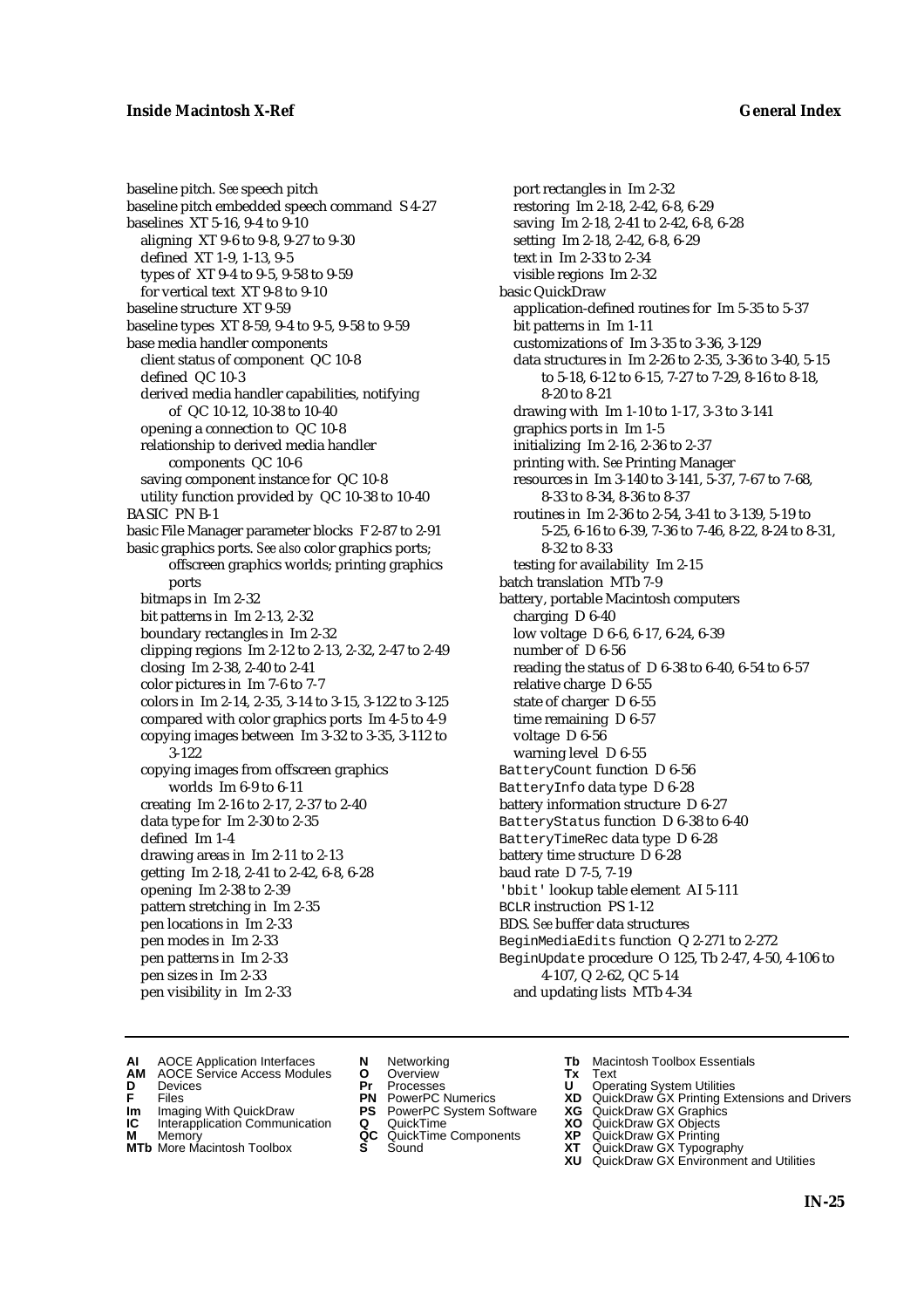baseline pitch. *See* speech pitch
baseline pitch embedded speech command S 4-27
baselines XT 5-16, 9-4 to 9-10
  aligning XT 9-6 to 9-8, 9-27 to 9-30
  defined XT 1-9, 1-13, 9-5
  types of XT 9-4 to 9-5, 9-58 to 9-59
  for vertical text XT 9-8 to 9-10
baseline structure XT 9-59
baseline types XT 8-59, 9-4 to 9-5, 9-58 to 9-59
base media handler components
  client status of component QC 10-8
  defined QC 10-3
  derived media handler capabilities, notifying of QC 10-12, 10-38 to 10-40
  opening a connection to QC 10-8
  relationship to derived media handler components QC 10-6
  saving component instance for QC 10-8
  utility function provided by QC 10-38 to 10-40
BASIC PN B-1
basic File Manager parameter blocks F 2-87 to 2-91
basic graphics ports. *See also* color graphics ports; offscreen graphics worlds; printing graphics ports
  bitmaps in Im 2-32
  bit patterns in Im 2-13, 2-32
  boundary rectangles in Im 2-32
  clipping regions Im 2-12 to 2-13, 2-32, 2-47 to 2-49
  closing Im 2-38, 2-40 to 2-41
  color pictures in Im 7-6 to 7-7
  colors in Im 2-14, 2-35, 3-14 to 3-15, 3-122 to 3-125
  compared with color graphics ports Im 4-5 to 4-9
  copying images between Im 3-32 to 3-35, 3-112 to 3-122
  copying images from offscreen graphics worlds Im 6-9 to 6-11
  creating Im 2-16 to 2-17, 2-37 to 2-40
  data type for Im 2-30 to 2-35
  defined Im 1-4
  drawing areas in Im 2-11 to 2-13
  getting Im 2-18, 2-41 to 2-42, 6-8, 6-28
  opening Im 2-38 to 2-39
  pattern stretching in Im 2-35
  pen locations in Im 2-33
  pen modes in Im 2-33
  pen patterns in Im 2-33
  pen sizes in Im 2-33
  pen visibility in Im 2-33
  port rectangles in Im 2-32
  restoring Im 2-18, 2-42, 6-8, 6-29
  saving Im 2-18, 2-41 to 2-42, 6-8, 6-28
  setting Im 2-18, 2-42, 6-8, 6-29
  text in Im 2-33 to 2-34
  visible regions Im 2-32
basic QuickDraw
  application-defined routines for Im 5-35 to 5-37
  bit patterns in Im 1-11
  customizations of Im 3-35 to 3-36, 3-129
  data structures in Im 2-26 to 2-35, 3-36 to 3-40, 5-15 to 5-18, 6-12 to 6-15, 7-27 to 7-29, 8-16 to 8-18, 8-20 to 8-21
  drawing with Im 1-10 to 1-17, 3-3 to 3-141
  graphics ports in Im 1-5
  initializing Im 2-16, 2-36 to 2-37
  printing with. *See* Printing Manager
  resources in Im 3-140 to 3-141, 5-37, 7-67 to 7-68, 8-33 to 8-34, 8-36 to 8-37
  routines in Im 2-36 to 2-54, 3-41 to 3-139, 5-19 to 5-25, 6-16 to 6-39, 7-36 to 7-46, 8-22, 8-24 to 8-31, 8-32 to 8-33
  testing for availability Im 2-15
batch translation MTb 7-9
battery, portable Macintosh computers
  charging D 6-40
  low voltage D 6-6, 6-17, 6-24, 6-39
  number of D 6-56
  reading the status of D 6-38 to 6-40, 6-54 to 6-57
  relative charge D 6-55
  state of charger D 6-55
  time remaining D 6-57
  voltage D 6-56
  warning level D 6-55
`BatteryCount` function D 6-56
`BatteryInfo` data type D 6-28
battery information structure D 6-27
`BatteryStatus` function D 6-38 to 6-40
`BatteryTimeRec` data type D 6-28
battery time structure D 6-28
baud rate D 7-5, 7-19
`'bbit'` lookup table element AI 5-111
`BCLR` instruction PS 1-12
BDS. *See* buffer data structures
`BeginMediaEdits` function Q 2-271 to 2-272
`BeginUpdate` procedure O 125, Tb 2-47, 4-50, 4-106 to 4-107, Q 2-62, QC 5-14
  and updating lists MTb 4-34

**AI** AOCE Application Interfaces
**AM** AOCE Service Access Modules
**D** Devices
**F** Files
**Im** Imaging With QuickDraw
**IC** Interapplication Communication
**M** Memory
**MTb** More Macintosh Toolbox
**N** Networking
**O** Overview
**Pr** Processes
**PN** PowerPC Numerics
**PS** PowerPC System Software
**Q** QuickTime
**QC** QuickTime Components
**S** Sound
**Tb** Macintosh Toolbox Essentials
**Tx** Text
**U** Operating System Utilities
**XD** QuickDraw GX Printing Extensions and Drivers
**XG** QuickDraw GX Graphics
**XO** QuickDraw GX Objects
**XP** QuickDraw GX Printing
**XT** QuickDraw GX Typography
**XU** QuickDraw GX Environment and Utilities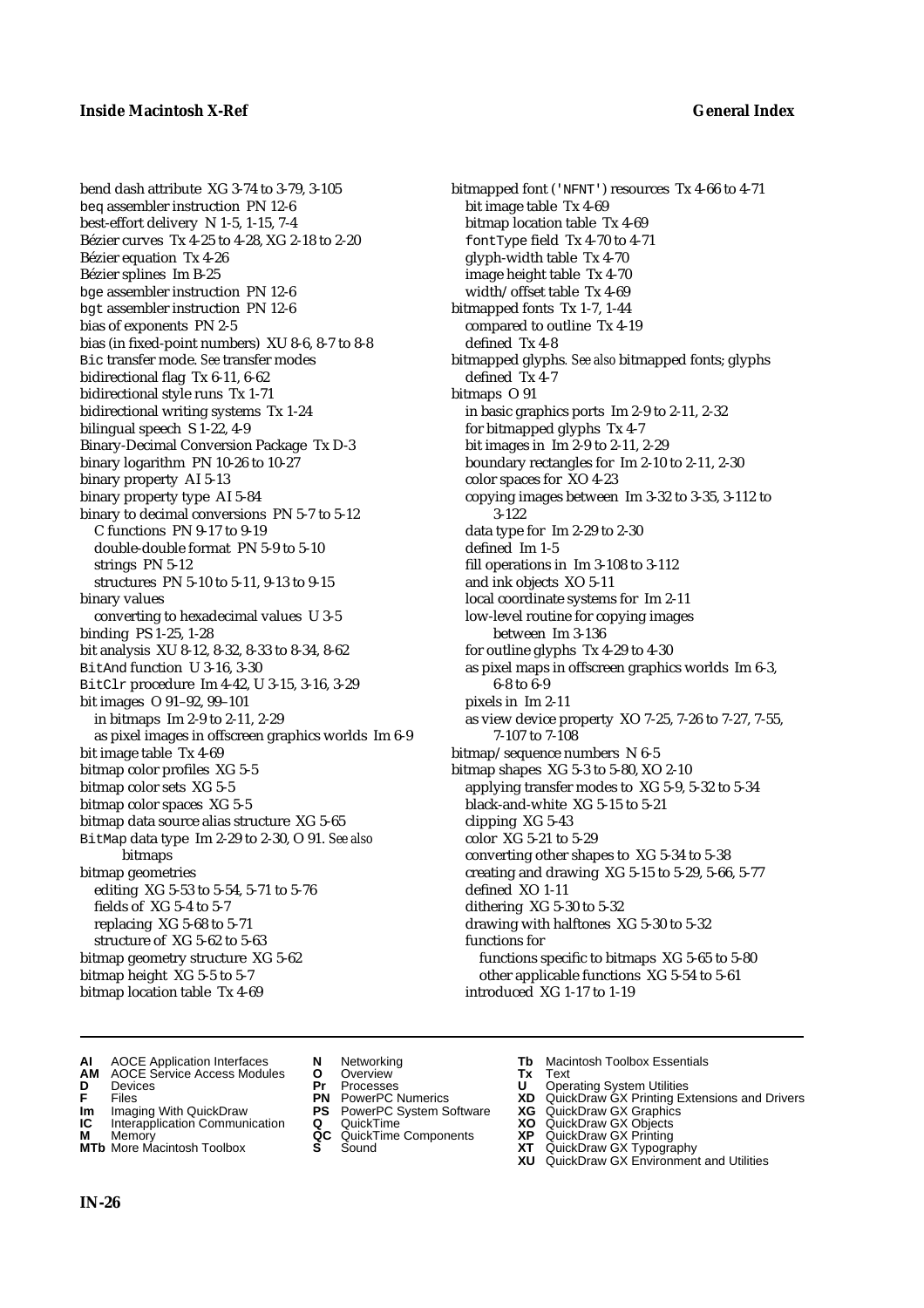bend dash attribute XG 3-74 to 3-79, 3-105
beq assembler instruction PN 12-6
best-effort delivery N 1-5, 1-15, 7-4
Bézier curves Tx 4-25 to 4-28, XG 2-18 to 2-20
Bézier equation Tx 4-26
Bézier splines Im B-25
bge assembler instruction PN 12-6
bgt assembler instruction PN 12-6
bias of exponents PN 2-5
bias (in fixed-point numbers) XU 8-6, 8-7 to 8-8
Bic transfer mode. *See* transfer modes
bidirectional flag Tx 6-11, 6-62
bidirectional style runs Tx 1-71
bidirectional writing systems Tx 1-24
bilingual speech S 1-22, 4-9
Binary-Decimal Conversion Package Tx D-3
binary logarithm PN 10-26 to 10-27
binary property AI 5-13
binary property type AI 5-84
binary to decimal conversions PN 5-7 to 5-12
  C functions PN 9-17 to 9-19
  double-double format PN 5-9 to 5-10
  strings PN 5-12
  structures PN 5-10 to 5-11, 9-13 to 9-15
binary values
  converting to hexadecimal values U 3-5
binding PS 1-25, 1-28
bit analysis XU 8-12, 8-32, 8-33 to 8-34, 8-62
BitAnd function U 3-16, 3-30
BitClr procedure Im 4-42, U 3-15, 3-16, 3-29
bit images O 91–92, 99–101
  in bitmaps Im 2-9 to 2-11, 2-29
  as pixel images in offscreen graphics worlds Im 6-9
bit image table Tx 4-69
bitmap color profiles XG 5-5
bitmap color sets XG 5-5
bitmap color spaces XG 5-5
bitmap data source alias structure XG 5-65
BitMap data type Im 2-29 to 2-30, O 91. *See also* bitmaps
bitmap geometries
  editing XG 5-53 to 5-54, 5-71 to 5-76
  fields of XG 5-4 to 5-7
  replacing XG 5-68 to 5-71
  structure of XG 5-62 to 5-63
bitmap geometry structure XG 5-62
bitmap height XG 5-5 to 5-7
bitmap location table Tx 4-69
bitmapped font ('NFNT') resources Tx 4-66 to 4-71
  bit image table Tx 4-69
  bitmap location table Tx 4-69
  fontType field Tx 4-70 to 4-71
  glyph-width table Tx 4-70
  image height table Tx 4-70
  width/offset table Tx 4-69
bitmapped fonts Tx 1-7, 1-44
  compared to outline Tx 4-19
  defined Tx 4-8
bitmapped glyphs. *See also* bitmapped fonts; glyphs
  defined Tx 4-7
bitmaps O 91
  in basic graphics ports Im 2-9 to 2-11, 2-32
  for bitmapped glyphs Tx 4-7
  bit images in Im 2-9 to 2-11, 2-29
  boundary rectangles for Im 2-10 to 2-11, 2-30
  color spaces for XO 4-23
  copying images between Im 3-32 to 3-35, 3-112 to 3-122
  data type for Im 2-29 to 2-30
  defined Im 1-5
  fill operations in Im 3-108 to 3-112
  and ink objects XO 5-11
  local coordinate systems for Im 2-11
  low-level routine for copying images between Im 3-136
  for outline glyphs Tx 4-29 to 4-30
  as pixel maps in offscreen graphics worlds Im 6-3, 6-8 to 6-9
  pixels in Im 2-11
  as view device property XO 7-25, 7-26 to 7-27, 7-55, 7-107 to 7-108
bitmap/sequence numbers N 6-5
bitmap shapes XG 5-3 to 5-80, XO 2-10
  applying transfer modes to XG 5-9, 5-32 to 5-34
  black-and-white XG 5-15 to 5-21
  clipping XG 5-43
  color XG 5-21 to 5-29
  converting other shapes to XG 5-34 to 5-38
  creating and drawing XG 5-15 to 5-29, 5-66, 5-77
  defined XO 1-11
  dithering XG 5-30 to 5-32
  drawing with halftones XG 5-30 to 5-32
  functions for
    functions specific to bitmaps XG 5-65 to 5-80
    other applicable functions XG 5-54 to 5-61
  introduced XG 1-17 to 1-19

**AI** AOCE Application Interfaces **AM** AOCE Service Access Modules **D** Devices **F** Files **Im** Imaging With QuickDraw **IC** Interapplication Communication **M** Memory **MTb** More Macintosh Toolbox **N** Networking **O** Overview **Pr** Processes **PN** PowerPC Numerics **PS** PowerPC System Software **Q** QuickTime **QC** QuickTime Components **S** Sound **Tb** Macintosh Toolbox Essentials **Tx** Text **U** Operating System Utilities **XD** QuickDraw GX Printing Extensions and Drivers **XG** QuickDraw GX Graphics **XO** QuickDraw GX Objects **XP** QuickDraw GX Printing **XT** QuickDraw GX Typography **XU** QuickDraw GX Environment and Utilities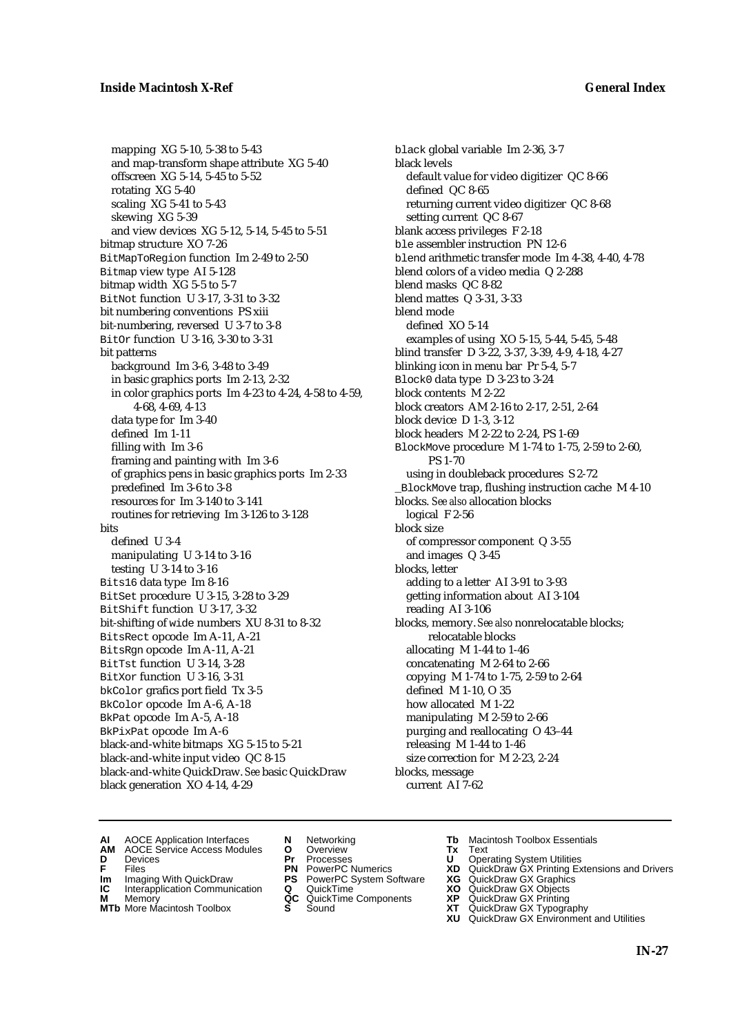mapping XG 5-10, 5-38 to 5-43
and map-transform shape attribute XG 5-40
offscreen XG 5-14, 5-45 to 5-52
rotating XG 5-40
scaling XG 5-41 to 5-43
skewing XG 5-39
and view devices XG 5-12, 5-14, 5-45 to 5-51
bitmap structure XO 7-26
BitMapToRegion function Im 2-49 to 2-50
Bitmap view type AI 5-128
bitmap width XG 5-5 to 5-7
BitNot function U 3-17, 3-31 to 3-32
bit numbering conventions PS xiii
bit-numbering, reversed U 3-7 to 3-8
BitOr function U 3-16, 3-30 to 3-31
bit patterns
background Im 3-6, 3-48 to 3-49
in basic graphics ports Im 2-13, 2-32
in color graphics ports Im 4-23 to 4-24, 4-58 to 4-59, 4-68, 4-69, 4-13
data type for Im 3-40
defined Im 1-11
filling with Im 3-6
framing and painting with Im 3-6
of graphics pens in basic graphics ports Im 2-33
predefined Im 3-6 to 3-8
resources for Im 3-140 to 3-141
routines for retrieving Im 3-126 to 3-128
bits
defined U 3-4
manipulating U 3-14 to 3-16
testing U 3-14 to 3-16
Bits16 data type Im 8-16
BitSet procedure U 3-15, 3-28 to 3-29
BitShift function U 3-17, 3-32
bit-shifting of wide numbers XU 8-31 to 8-32
BitsRect opcode Im A-11, A-21
BitsRgn opcode Im A-11, A-21
BitTst function U 3-14, 3-28
BitXor function U 3-16, 3-31
bkColor grafics port field Tx 3-5
BkColor opcode Im A-6, A-18
BkPat opcode Im A-5, A-18
BkPixPat opcode Im A-6
black-and-white bitmaps XG 5-15 to 5-21
black-and-white input video QC 8-15
black-and-white QuickDraw. *See* basic QuickDraw
black generation XO 4-14, 4-29
black global variable Im 2-36, 3-7
black levels
default value for video digitizer QC 8-66
defined QC 8-65
returning current video digitizer QC 8-68
setting current QC 8-67
blank access privileges F 2-18
ble assembler instruction PN 12-6
blend arithmetic transfer mode Im 4-38, 4-40, 4-78
blend colors of a video media Q 2-288
blend masks QC 8-82
blend mattes Q 3-31, 3-33
blend mode
defined XO 5-14
examples of using XO 5-15, 5-44, 5-45, 5-48
blind transfer D 3-22, 3-37, 3-39, 4-9, 4-18, 4-27
blinking icon in menu bar Pr 5-4, 5-7
Block0 data type D 3-23 to 3-24
block contents M 2-22
block creators AM 2-16 to 2-17, 2-51, 2-64
block device D 1-3, 3-12
block headers M 2-22 to 2-24, PS 1-69
BlockMove procedure M 1-74 to 1-75, 2-59 to 2-60, PS 1-70
using in doubleback procedures S 2-72
_BlockMove trap, flushing instruction cache M 4-10
blocks. *See also* allocation blocks
logical F 2-56
block size
of compressor component Q 3-55
and images Q 3-45
blocks, letter
adding to a letter AI 3-91 to 3-93
getting information about AI 3-104
reading AI 3-106
blocks, memory. *See also* nonrelocatable blocks; relocatable blocks
allocating M 1-44 to 1-46
concatenating M 2-64 to 2-66
copying M 1-74 to 1-75, 2-59 to 2-64
defined M 1-10, O 35
how allocated M 1-22
manipulating M 2-59 to 2-66
purging and reallocating O 43–44
releasing M 1-44 to 1-46
size correction for M 2-23, 2-24
blocks, message
current AI 7-62

**AI** AOCE Application Interfaces
**AM** AOCE Service Access Modules
**D** Devices
**F** Files
**Im** Imaging With QuickDraw
**IC** Interapplication Communication
**M** Memory
**MTb** More Macintosh Toolbox
**N** Networking
**O** Overview
**Pr** Processes
**PN** PowerPC Numerics
**PS** PowerPC System Software
**Q** QuickTime
**QC** QuickTime Components
**S** Sound
**Tb** Macintosh Toolbox Essentials
**Tx** Text
**U** Operating System Utilities
**XD** QuickDraw GX Printing Extensions and Drivers
**XG** QuickDraw GX Graphics
**XO** QuickDraw GX Objects
**XP** QuickDraw GX Printing
**XT** QuickDraw GX Typography
**XU** QuickDraw GX Environment and Utilities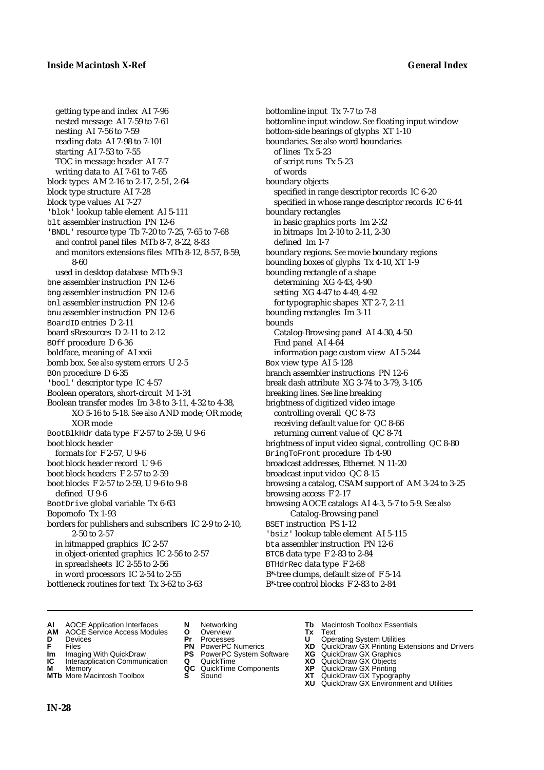getting type and index AI 7-96
nested message AI 7-59 to 7-61
nesting AI 7-56 to 7-59
reading data AI 7-98 to 7-101
starting AI 7-53 to 7-55
TOC in message header AI 7-7
writing data to AI 7-61 to 7-65

block types AM 2-16 to 2-17, 2-51, 2-64
block type structure AI 7-28
block type values AI 7-27
'blok' lookup table element AI 5-111
blt assembler instruction PN 12-6
'BNDL' resource type Tb 7-20 to 7-25, 7-65 to 7-68
and control panel files MTb 8-7, 8-22, 8-83
and monitors extensions files MTb 8-12, 8-57, 8-59, 8-60
used in desktop database MTb 9-3
bne assembler instruction PN 12-6
bng assembler instruction PN 12-6
bnl assembler instruction PN 12-6
bnu assembler instruction PN 12-6
BoardID entries D 2-11
board sResources D 2-11 to 2-12
BOff procedure D 6-36
boldface, meaning of AI xxii
bomb box. *See also* system errors U 2-5
BOn procedure D 6-35
'bool' descriptor type IC 4-57
Boolean operators, short-circuit M 1-34
Boolean transfer modes Im 3-8 to 3-11, 4-32 to 4-38, XO 5-16 to 5-18. *See also* AND mode; OR mode; XOR mode
BootBlkHdr data type F 2-57 to 2-59, U 9-6
boot block header
formats for F 2-57, U 9-6
boot block header record U 9-6
boot block headers F 2-57 to 2-59
boot blocks F 2-57 to 2-59, U 9-6 to 9-8
defined U 9-6
BootDrive global variable Tx 6-63
Bopomofo Tx 1-93
borders for publishers and subscribers IC 2-9 to 2-10, 2-50 to 2-57
in bitmapped graphics IC 2-57
in object-oriented graphics IC 2-56 to 2-57
in spreadsheets IC 2-55 to 2-56
in word processors IC 2-54 to 2-55
bottleneck routines for text Tx 3-62 to 3-63
bottomline input Tx 7-7 to 7-8
bottomline input window. *See* floating input window
bottom-side bearings of glyphs XT 1-10
boundaries. *See also* word boundaries
of lines Tx 5-23
of script runs Tx 5-23
of words
boundary objects
specified in range descriptor records IC 6-20
specified in whose range descriptor records IC 6-44
boundary rectangles
in basic graphics ports Im 2-32
in bitmaps Im 2-10 to 2-11, 2-30
defined Im 1-7
boundary regions. *See* movie boundary regions
bounding boxes of glyphs Tx 4-10, XT 1-9
bounding rectangle of a shape
determining XG 4-43, 4-90
setting XG 4-47 to 4-49, 4-92
for typographic shapes XT 2-7, 2-11
bounding rectangles Im 3-11
bounds
Catalog-Browsing panel AI 4-30, 4-50
Find panel AI 4-64
information page custom view AI 5-244
Box view type AI 5-128
branch assembler instructions PN 12-6
break dash attribute XG 3-74 to 3-79, 3-105
breaking lines. *See* line breaking
brightness of digitized video image
controlling overall QC 8-73
receiving default value for QC 8-66
returning current value of QC 8-74
brightness of input video signal, controlling QC 8-80
BringToFront procedure Tb 4-90
broadcast addresses, Ethernet N 11-20
broadcast input video QC 8-15
browsing a catalog, CSAM support of AM 3-24 to 3-25
browsing access F 2-17
browsing AOCE catalogs AI 4-3, 5-7 to 5-9. *See also* Catalog-Browsing panel
BSET instruction PS 1-12
'bsiz' lookup table element AI 5-115
bta assembler instruction PN 12-6
BTCB data type F 2-83 to 2-84
BTHdrRec data type F 2-68
B*-tree clumps, default size of F 5-14
B*-tree control blocks F 2-83 to 2-84

**AI** AOCE Application Interfaces
**AM** AOCE Service Access Modules
**D** Devices
**F** Files
**Im** Imaging With QuickDraw
**IC** Interapplication Communication
**M** Memory
**MTb** More Macintosh Toolbox
**N** Networking
**O** Overview
**Pr** Processes
**PN** PowerPC Numerics
**PS** PowerPC System Software
**Q** QuickTime
**QC** QuickTime Components
**S** Sound
**Tb** Macintosh Toolbox Essentials
**Tx** Text
**U** Operating System Utilities
**XD** QuickDraw GX Printing Extensions and Drivers
**XG** QuickDraw GX Graphics
**XO** QuickDraw GX Objects
**XP** QuickDraw GX Printing
**XT** QuickDraw GX Typography
**XU** QuickDraw GX Environment and Utilities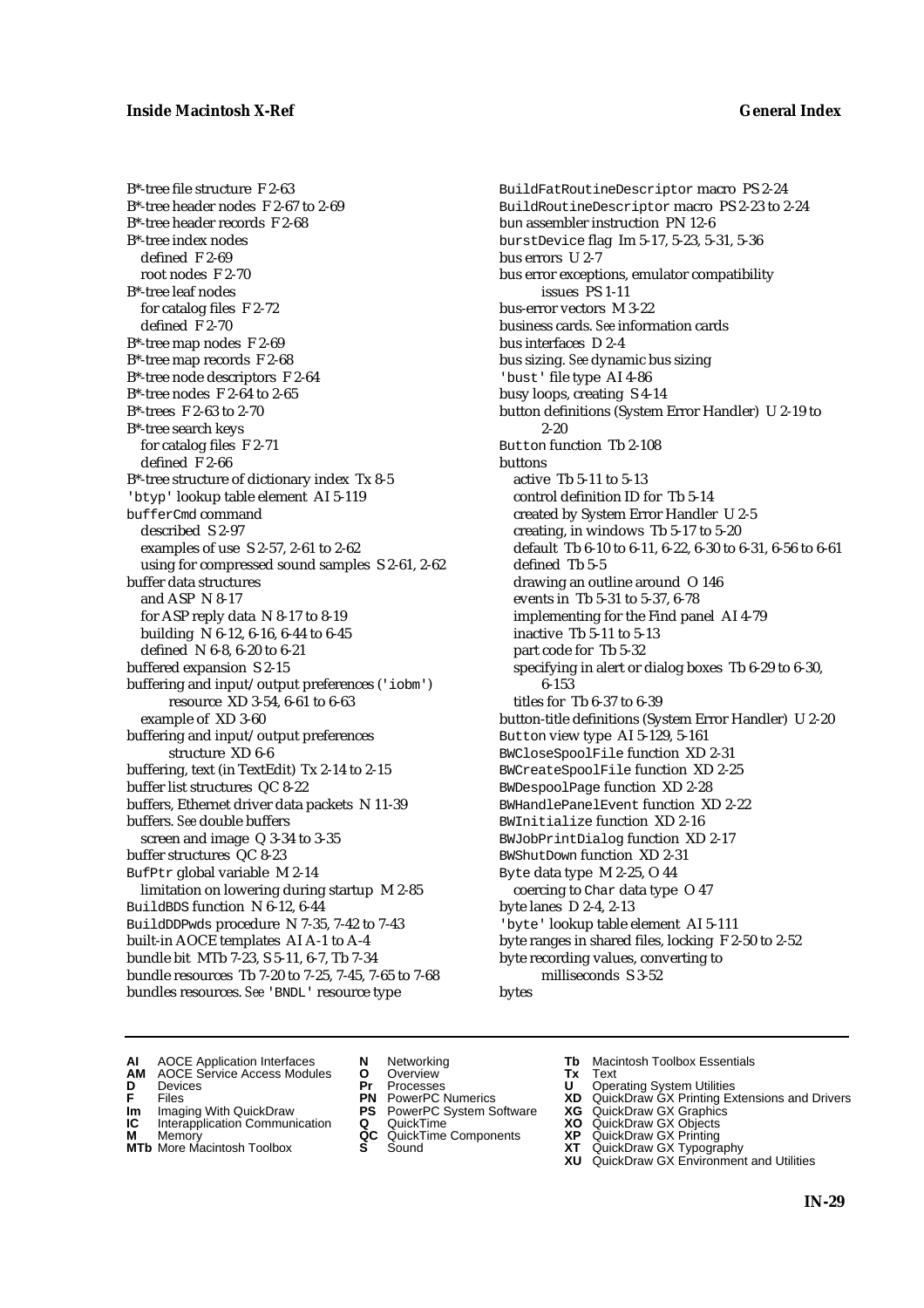B*-tree file structure F 2-63
B*-tree header nodes F 2-67 to 2-69
B*-tree header records F 2-68
B*-tree index nodes
  defined F 2-69
  root nodes F 2-70
B*-tree leaf nodes
  for catalog files F 2-72
  defined F 2-70
B*-tree map nodes F 2-69
B*-tree map records F 2-68
B*-tree node descriptors F 2-64
B*-tree nodes F 2-64 to 2-65
B*-trees F 2-63 to 2-70
B*-tree search keys
  for catalog files F 2-71
  defined F 2-66
B*-tree structure of dictionary index Tx 8-5
'btyp' lookup table element AI 5-119
bufferCmd command
  described S 2-97
  examples of use S 2-57, 2-61 to 2-62
  using for compressed sound samples S 2-61, 2-62
buffer data structures
  and ASP N 8-17
  for ASP reply data N 8-17 to 8-19
  building N 6-12, 6-16, 6-44 to 6-45
  defined N 6-8, 6-20 to 6-21
buffered expansion S 2-15
buffering and input/output preferences ('iobm') resource XD 3-54, 6-61 to 6-63
  example of XD 3-60
buffering and input/output preferences structure XD 6-6
buffering, text (in TextEdit) Tx 2-14 to 2-15
buffer list structures QC 8-22
buffers, Ethernet driver data packets N 11-39
buffers. *See* double buffers
  screen and image Q 3-34 to 3-35
buffer structures QC 8-23
BufPtr global variable M 2-14
  limitation on lowering during startup M 2-85
BuildBDS function N 6-12, 6-44
BuildDDPwds procedure N 7-35, 7-42 to 7-43
built-in AOCE templates AI A-1 to A-4
bundle bit MTb 7-23, S 5-11, 6-7, Tb 7-34
bundle resources Tb 7-20 to 7-25, 7-45, 7-65 to 7-68
bundles resources. *See* 'BNDL' resource type
BuildFatRoutineDescriptor macro PS 2-24
BuildRoutineDescriptor macro PS 2-23 to 2-24
bun assembler instruction PN 12-6
burstDevice flag Im 5-17, 5-23, 5-31, 5-36
bus errors U 2-7
bus error exceptions, emulator compatibility issues PS 1-11
bus-error vectors M 3-22
business cards. *See* information cards
bus interfaces D 2-4
bus sizing. *See* dynamic bus sizing
'bust' file type AI 4-86
busy loops, creating S 4-14
button definitions (System Error Handler) U 2-19 to 2-20
Button function Tb 2-108
buttons
  active Tb 5-11 to 5-13
  control definition ID for Tb 5-14
  created by System Error Handler U 2-5
  creating, in windows Tb 5-17 to 5-20
  default Tb 6-10 to 6-11, 6-22, 6-30 to 6-31, 6-56 to 6-61
  defined Tb 5-5
  drawing an outline around O 146
  events in Tb 5-31 to 5-37, 6-78
  implementing for the Find panel AI 4-79
  inactive Tb 5-11 to 5-13
  part code for Tb 5-32
  specifying in alert or dialog boxes Tb 6-29 to 6-30, 6-153
  titles for Tb 6-37 to 6-39
button-title definitions (System Error Handler) U 2-20
Button view type AI 5-129, 5-161
BWCloseSpoolFile function XD 2-31
BWCreateSpoolFile function XD 2-25
BWDespoolPage function XD 2-28
BWHandlePanelEvent function XD 2-22
BWInitialize function XD 2-16
BWJobPrintDialog function XD 2-17
BWShutDown function XD 2-31
Byte data type M 2-25, O 44
  coercing to Char data type O 47
byte lanes D 2-4, 2-13
'byte' lookup table element AI 5-111
byte ranges in shared files, locking F 2-50 to 2-52
byte recording values, converting to milliseconds S 3-52
bytes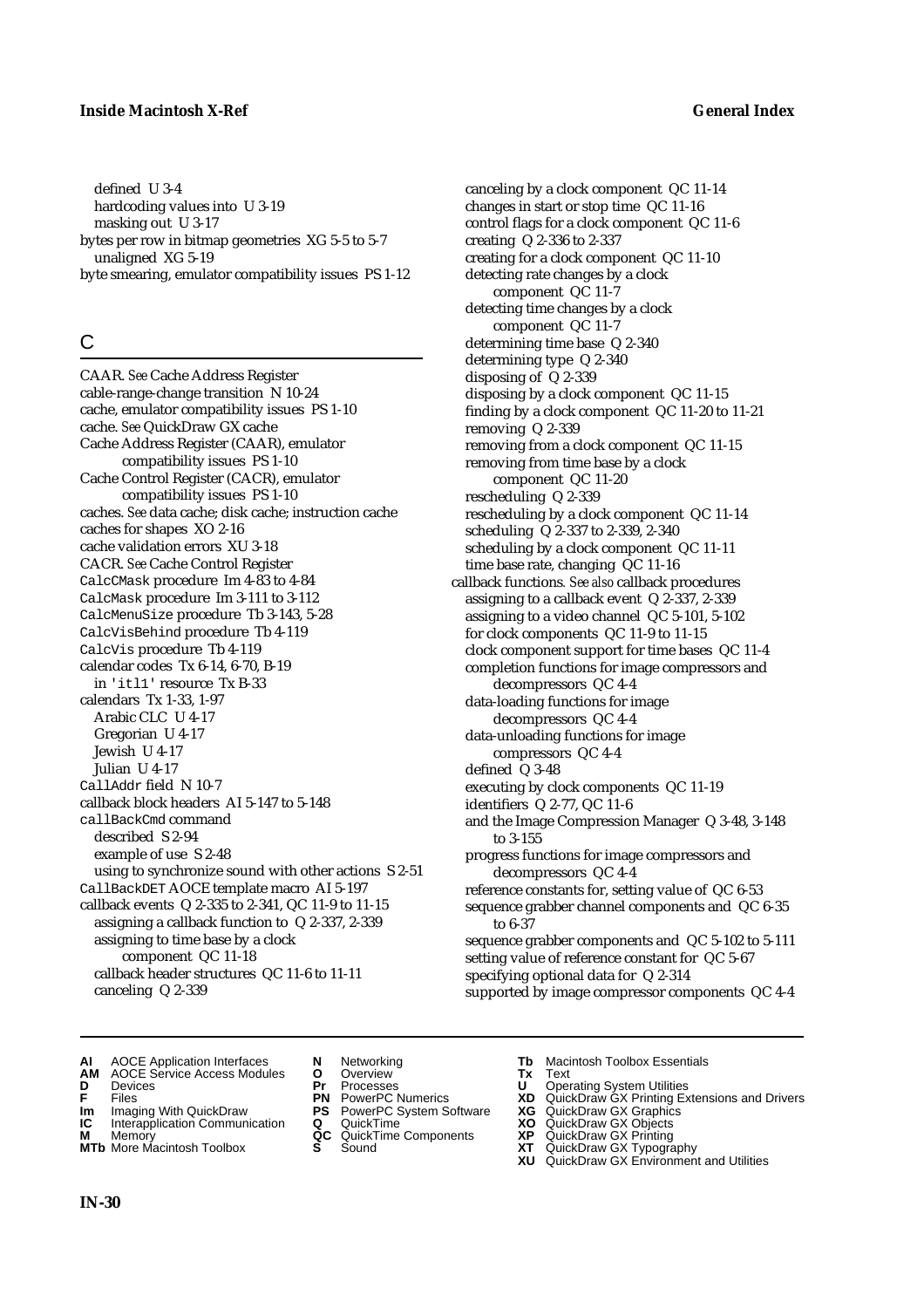defined U 3-4
hardcoding values into U 3-19
masking out U 3-17
bytes per row in bitmap geometries XG 5-5 to 5-7
unaligned XG 5-19
byte smearing, emulator compatibility issues PS 1-12

## C

CAAR. *See* Cache Address Register
cable-range-change transition N 10-24
cache, emulator compatibility issues PS 1-10
cache. *See* QuickDraw GX cache
Cache Address Register (CAAR), emulator compatibility issues PS 1-10
Cache Control Register (CACR), emulator compatibility issues PS 1-10
caches. *See* data cache; disk cache; instruction cache
caches for shapes XO 2-16
cache validation errors XU 3-18
CACR. *See* Cache Control Register
`CalcCMask` procedure Im 4-83 to 4-84
`CalcMask` procedure Im 3-111 to 3-112
`CalcMenuSize` procedure Tb 3-143, 5-28
`CalcVisBehind` procedure Tb 4-119
`CalcVis` procedure Tb 4-119
calendar codes Tx 6-14, 6-70, B-19
in `'itl1'` resource Tx B-33
calendars Tx 1-33, 1-97
Arabic CLC U 4-17
Gregorian U 4-17
Jewish U 4-17
Julian U 4-17
`CallAddr` field N 10-7
callback block headers AI 5-147 to 5-148
`callBackCmd` command
described S 2-94
example of use S 2-48
using to synchronize sound with other actions S 2-51
`CallBackDET` AOCE template macro AI 5-197
callback events Q 2-335 to 2-341, QC 11-9 to 11-15
assigning a callback function to Q 2-337, 2-339
assigning to time base by a clock component QC 11-18
callback header structures QC 11-6 to 11-11
canceling Q 2-339
canceling by a clock component QC 11-14
changes in start or stop time QC 11-16
control flags for a clock component QC 11-6
creating Q 2-336 to 2-337
creating for a clock component QC 11-10
detecting rate changes by a clock component QC 11-7
detecting time changes by a clock component QC 11-7
determining time base Q 2-340
determining type Q 2-340
disposing of Q 2-339
disposing by a clock component QC 11-15
finding by a clock component QC 11-20 to 11-21
removing Q 2-339
removing from a clock component QC 11-15
removing from time base by a clock component QC 11-20
rescheduling Q 2-339
rescheduling by a clock component QC 11-14
scheduling Q 2-337 to 2-339, 2-340
scheduling by a clock component QC 11-11
time base rate, changing QC 11-16
callback functions. *See also* callback procedures
assigning to a callback event Q 2-337, 2-339
assigning to a video channel QC 5-101, 5-102
for clock components QC 11-9 to 11-15
clock component support for time bases QC 11-4
completion functions for image compressors and decompressors QC 4-4
data-loading functions for image decompressors QC 4-4
data-unloading functions for image compressors QC 4-4
defined Q 3-48
executing by clock components QC 11-19
identifiers Q 2-77, QC 11-6
and the Image Compression Manager Q 3-48, 3-148 to 3-155
progress functions for image compressors and decompressors QC 4-4
reference constants for, setting value of QC 6-53
sequence grabber channel components and QC 6-35 to 6-37
sequence grabber components and QC 5-102 to 5-111
setting value of reference constant for QC 5-67
specifying optional data for Q 2-314
supported by image compressor components QC 4-4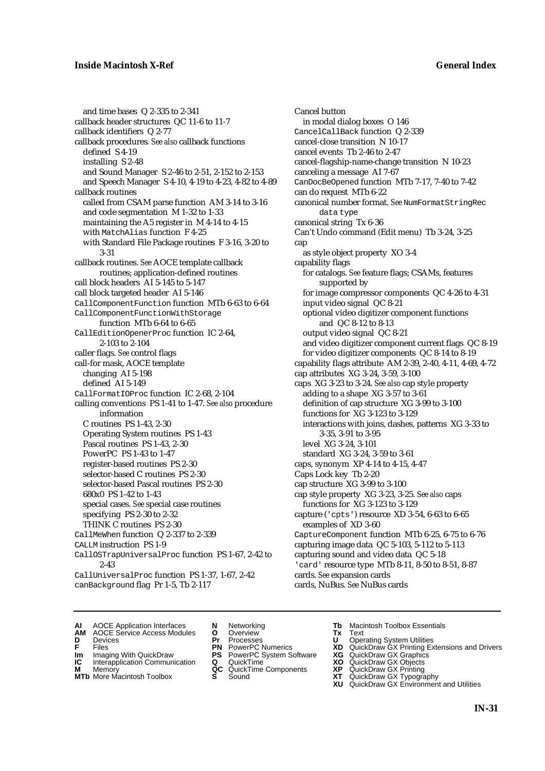and time bases Q 2-335 to 2-341
callback header structures QC 11-6 to 11-7
callback identifiers Q 2-77
callback procedures. *See also* callback functions
  defined S 4-19
  installing S 2-48
  and Sound Manager S 2-46 to 2-51, 2-152 to 2-153
  and Speech Manager S 4-10, 4-19 to 4-23, 4-82 to 4-89
callback routines
  called from CSAM parse function AM 3-14 to 3-16
  and code segmentation M 1-32 to 1-33
  maintaining the A5 register in M 4-14 to 4-15
  with `MatchAlias` function F 4-25
  with Standard File Package routines F 3-16, 3-20 to 3-31
callback routines. *See* AOCE template callback routines; application-defined routines
call block headers AI 5-145 to 5-147
call block targeted header AI 5-146
`CallComponentFunction` function MTb 6-63 to 6-64
`CallComponentFunctionWithStorage` function MTb 6-64 to 6-65
`CallEditionOpenerProc` function IC 2-64, 2-103 to 2-104
caller flags. *See* control flags
call-for mask, AOCE template
  changing AI 5-198
  defined AI 5-149
`CallFormatIOProc` function IC 2-68, 2-104
calling conventions PS 1-41 to 1-47. *See also* procedure information
  C routines PS 1-43, 2-30
  Operating System routines PS 1-43
  Pascal routines PS 1-43, 2-30
  PowerPC PS 1-43 to 1-47
  register-based routines PS 2-30
  selector-based C routines PS 2-30
  selector-based Pascal routines PS 2-30
  680x0 PS 1-42 to 1-43
  special cases. *See* special case routines
  specifying PS 2-30 to 2-32
  THINK C routines PS 2-30
`CallMeWhen` function Q 2-337 to 2-339
`CALLM` instruction PS 1-9
`CallOSTrapUniversalProc` function PS 1-67, 2-42 to 2-43
`CallUniversalProc` function PS 1-37, 1-67, 2-42
`canBackground` flag Pr 1-5, Tb 2-117
Cancel button
  in modal dialog boxes O 146
`CancelCallBack` function Q 2-339
cancel-close transition N 10-17
cancel events Tb 2-46 to 2-47
cancel-flagship-name-change transition N 10-23
canceling a message AI 7-67
`CanDocBeOpened` function MTb 7-17, 7-40 to 7-42
can do request MTb 6-22
canonical number format. *See* `NumFormatStringRec` data type
canonical string Tx 6-36
Can't Undo command (Edit menu) Tb 3-24, 3-25
cap
  as style object property XO 3-4
capability flags
  for catalogs. *See* feature flags; CSAMs, features supported by
  for image compressor components QC 4-26 to 4-31
  input video signal QC 8-21
  optional video digitizer component functions and QC 8-12 to 8-13
  output video signal QC 8-21
  and video digitizer component current flags QC 8-19
  for video digitizer components QC 8-14 to 8-19
capability flags attribute AM 2-39, 2-40, 4-11, 4-69, 4-72
cap attributes XG 3-24, 3-59, 3-100
caps XG 3-23 to 3-24. *See also* cap style property
  adding to a shape XG 3-57 to 3-61
  definition of cap structure XG 3-99 to 3-100
  functions for XG 3-123 to 3-129
  interactions with joins, dashes, patterns XG 3-33 to 3-35, 3-91 to 3-95
  level XG 3-24, 3-101
  standard XG 3-24, 3-59 to 3-61
caps, synonym XP 4-14 to 4-15, 4-47
Caps Lock key Tb 2-20
cap structure XG 3-99 to 3-100
cap style property XG 3-23, 3-25. *See also* caps
  functions for XG 3-123 to 3-129
capture (`'cpts'`) resource XD 3-54, 6-63 to 6-65
  examples of XD 3-60
`CaptureComponent` function MTb 6-25, 6-75 to 6-76
capturing image data QC 5-103, 5-112 to 5-113
capturing sound and video data QC 5-18
`'card'` resource type MTb 8-11, 8-50 to 8-51, 8-87
cards. *See* expansion cards
cards, NuBus. *See* NuBus cards

**AI** AOCE Application Interfaces
**AM** AOCE Service Access Modules
**D** Devices
**F** Files
**Im** Imaging With QuickDraw
**IC** Interapplication Communication
**M** Memory
**MTb** More Macintosh Toolbox
**N** Networking
**O** Overview
**Pr** Processes
**PN** PowerPC Numerics
**PS** PowerPC System Software
**Q** QuickTime
**QC** QuickTime Components
**S** Sound
**Tb** Macintosh Toolbox Essentials
**Tx** Text
**U** Operating System Utilities
**XD** QuickDraw GX Printing Extensions and Drivers
**XG** QuickDraw GX Graphics
**XO** QuickDraw GX Objects
**XP** QuickDraw GX Printing
**XT** QuickDraw GX Typography
**XU** QuickDraw GX Environment and Utilities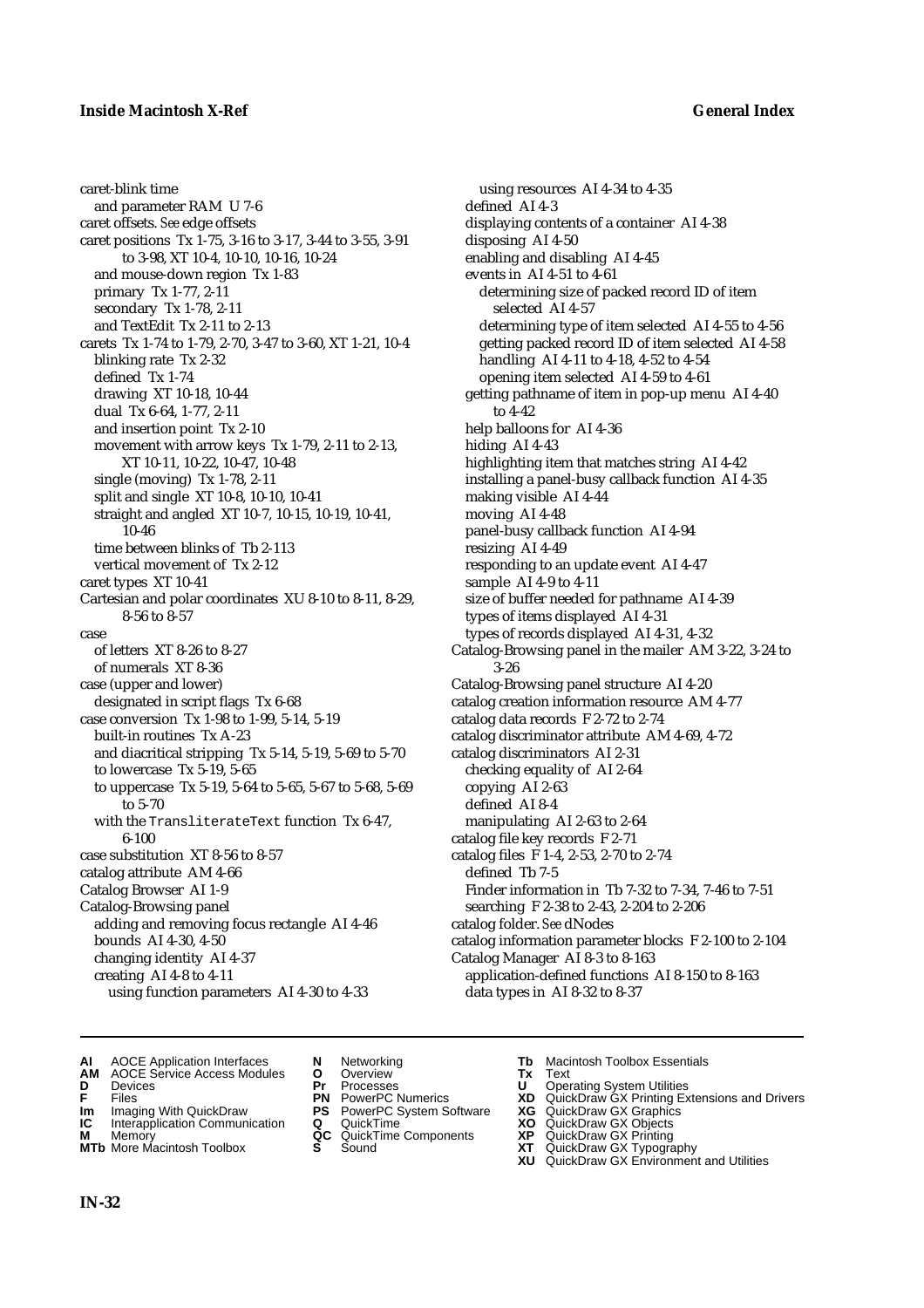caret-blink time
  and parameter RAM U 7-6
caret offsets. *See* edge offsets
caret positions Tx 1-75, 3-16 to 3-17, 3-44 to 3-55, 3-91 to 3-98, XT 10-4, 10-10, 10-16, 10-24
  and mouse-down region Tx 1-83
  primary Tx 1-77, 2-11
  secondary Tx 1-78, 2-11
  and TextEdit Tx 2-11 to 2-13
carets Tx 1-74 to 1-79, 2-70, 3-47 to 3-60, XT 1-21, 10-4
  blinking rate Tx 2-32
  defined Tx 1-74
  drawing XT 10-18, 10-44
  dual Tx 6-64, 1-77, 2-11
  and insertion point Tx 2-10
  movement with arrow keys Tx 1-79, 2-11 to 2-13, XT 10-11, 10-22, 10-47, 10-48
  single (moving) Tx 1-78, 2-11
  split and single XT 10-8, 10-10, 10-41
  straight and angled XT 10-7, 10-15, 10-19, 10-41, 10-46
  time between blinks of Tb 2-113
  vertical movement of Tx 2-12
caret types XT 10-41
Cartesian and polar coordinates XU 8-10 to 8-11, 8-29, 8-56 to 8-57
case
  of letters XT 8-26 to 8-27
  of numerals XT 8-36
case (upper and lower)
  designated in script flags Tx 6-68
case conversion Tx 1-98 to 1-99, 5-14, 5-19
  built-in routines Tx A-23
  and diacritical stripping Tx 5-14, 5-19, 5-69 to 5-70
  to lowercase Tx 5-19, 5-65
  to uppercase Tx 5-19, 5-64 to 5-65, 5-67 to 5-68, 5-69 to 5-70
  with the `TransliterateText` function Tx 6-47, 6-100
case substitution XT 8-56 to 8-57
catalog attribute AM 4-66
Catalog Browser AI 1-9
Catalog-Browsing panel
  adding and removing focus rectangle AI 4-46
  bounds AI 4-30, 4-50
  changing identity AI 4-37
  creating AI 4-8 to 4-11
    using function parameters AI 4-30 to 4-33
    using resources AI 4-34 to 4-35
  defined AI 4-3
  displaying contents of a container AI 4-38
  disposing AI 4-50
  enabling and disabling AI 4-45
  events in AI 4-51 to 4-61
    determining size of packed record ID of item selected AI 4-57
    determining type of item selected AI 4-55 to 4-56
    getting packed record ID of item selected AI 4-58
    handling AI 4-11 to 4-18, 4-52 to 4-54
    opening item selected AI 4-59 to 4-61
  getting pathname of item in pop-up menu AI 4-40 to 4-42
  help balloons for AI 4-36
  hiding AI 4-43
  highlighting item that matches string AI 4-42
  installing a panel-busy callback function AI 4-35
  making visible AI 4-44
  moving AI 4-48
  panel-busy callback function AI 4-94
  resizing AI 4-49
  responding to an update event AI 4-47
  sample AI 4-9 to 4-11
  size of buffer needed for pathname AI 4-39
  types of items displayed AI 4-31
  types of records displayed AI 4-31, 4-32
Catalog-Browsing panel in the mailer AM 3-22, 3-24 to 3-26
Catalog-Browsing panel structure AI 4-20
catalog creation information resource AM 4-77
catalog data records F 2-72 to 2-74
catalog discriminator attribute AM 4-69, 4-72
catalog discriminators AI 2-31
  checking equality of AI 2-64
  copying AI 2-63
  defined AI 8-4
  manipulating AI 2-63 to 2-64
catalog file key records F 2-71
catalog files F 1-4, 2-53, 2-70 to 2-74
  defined Tb 7-5
  Finder information in Tb 7-32 to 7-34, 7-46 to 7-51
  searching F 2-38 to 2-43, 2-204 to 2-206
catalog folder. *See* dNodes
catalog information parameter blocks F 2-100 to 2-104
Catalog Manager AI 8-3 to 8-163
  application-defined functions AI 8-150 to 8-163
  data types in AI 8-32 to 8-37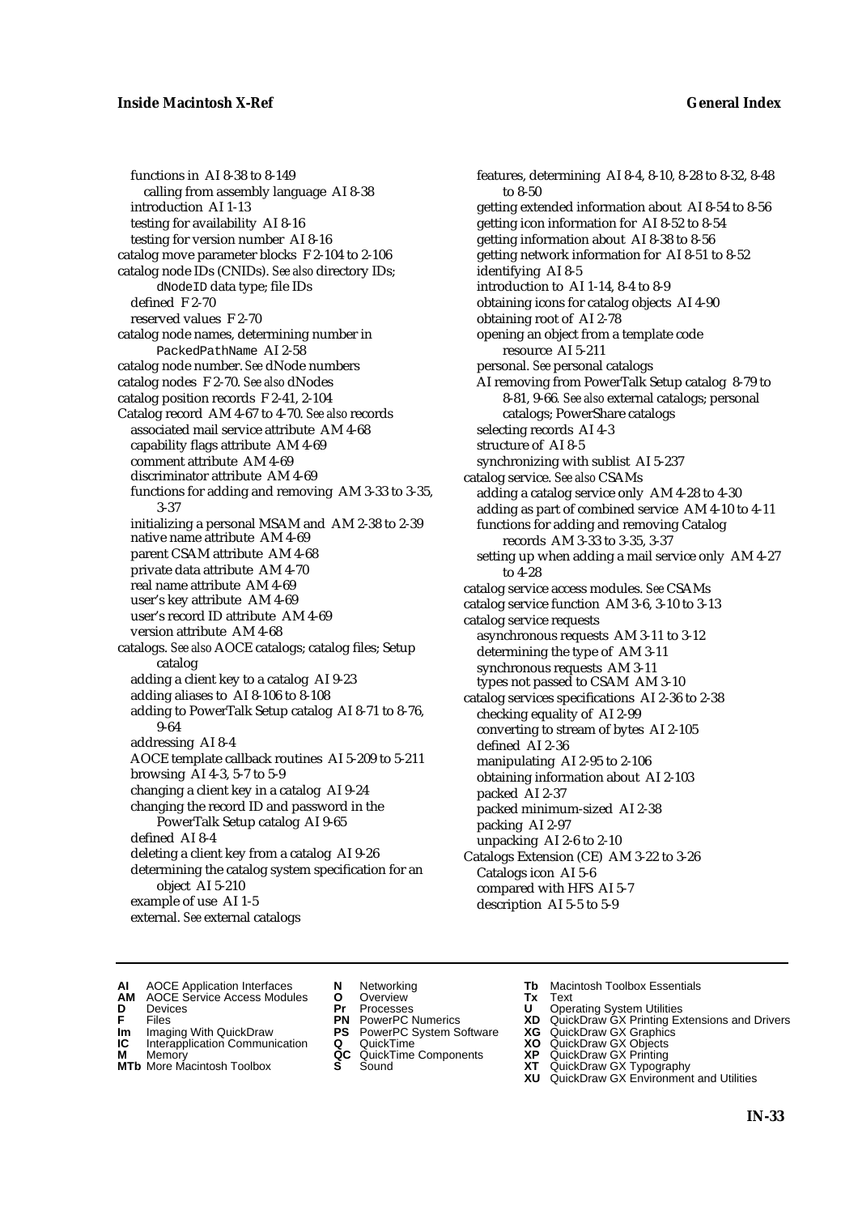functions in AI 8-38 to 8-149
calling from assembly language AI 8-38
introduction AI 1-13
testing for availability AI 8-16
testing for version number AI 8-16
catalog move parameter blocks F 2-104 to 2-106
catalog node IDs (CNIDs). *See also* directory IDs; `dNodeID` data type; file IDs
defined F 2-70
reserved values F 2-70
catalog node names, determining number in `PackedPathName` AI 2-58
catalog node number. *See* dNode numbers
catalog nodes F 2-70. *See also* dNodes
catalog position records F 2-41, 2-104
Catalog record AM 4-67 to 4-70. *See also* records
associated mail service attribute AM 4-68
capability flags attribute AM 4-69
comment attribute AM 4-69
discriminator attribute AM 4-69
functions for adding and removing AM 3-33 to 3-35, 3-37
initializing a personal MSAM and AM 2-38 to 2-39
native name attribute AM 4-69
parent CSAM attribute AM 4-68
private data attribute AM 4-70
real name attribute AM 4-69
user's key attribute AM 4-69
user's record ID attribute AM 4-69
version attribute AM 4-68
catalogs. *See also* AOCE catalogs; catalog files; Setup catalog
adding a client key to a catalog AI 9-23
adding aliases to AI 8-106 to 8-108
adding to PowerTalk Setup catalog AI 8-71 to 8-76, 9-64
addressing AI 8-4
AOCE template callback routines AI 5-209 to 5-211
browsing AI 4-3, 5-7 to 5-9
changing a client key in a catalog AI 9-24
changing the record ID and password in the PowerTalk Setup catalog AI 9-65
defined AI 8-4
deleting a client key from a catalog AI 9-26
determining the catalog system specification for an object AI 5-210
example of use AI 1-5
external. *See* external catalogs
features, determining AI 8-4, 8-10, 8-28 to 8-32, 8-48 to 8-50
getting extended information about AI 8-54 to 8-56
getting icon information for AI 8-52 to 8-54
getting information about AI 8-38 to 8-56
getting network information for AI 8-51 to 8-52
identifying AI 8-5
introduction to AI 1-14, 8-4 to 8-9
obtaining icons for catalog objects AI 4-90
obtaining root of AI 2-78
opening an object from a template code resource AI 5-211
personal. *See* personal catalogs
AI removing from PowerTalk Setup catalog 8-79 to 8-81, 9-66. *See also* external catalogs; personal catalogs; PowerShare catalogs
selecting records AI 4-3
structure of AI 8-5
synchronizing with sublist AI 5-237
catalog service. *See also* CSAMs
adding a catalog service only AM 4-28 to 4-30
adding as part of combined service AM 4-10 to 4-11
functions for adding and removing Catalog records AM 3-33 to 3-35, 3-37
setting up when adding a mail service only AM 4-27 to 4-28
catalog service access modules. *See* CSAMs
catalog service function AM 3-6, 3-10 to 3-13
catalog service requests
asynchronous requests AM 3-11 to 3-12
determining the type of AM 3-11
synchronous requests AM 3-11
types not passed to CSAM AM 3-10
catalog services specifications AI 2-36 to 2-38
checking equality of AI 2-99
converting to stream of bytes AI 2-105
defined AI 2-36
manipulating AI 2-95 to 2-106
obtaining information about AI 2-103
packed AI 2-37
packed minimum-sized AI 2-38
packing AI 2-97
unpacking AI 2-6 to 2-10
Catalogs Extension (CE) AM 3-22 to 3-26
Catalogs icon AI 5-6
compared with HFS AI 5-7
description AI 5-5 to 5-9

**AI** AOCE Application Interfaces **AM** AOCE Service Access Modules **D** Devices **F** Files **Im** Imaging With QuickDraw **IC** Interapplication Communication **M** Memory **MTb** More Macintosh Toolbox **N** Networking **O** Overview **Pr** Processes **PN** PowerPC Numerics **PS** PowerPC System Software **Q** QuickTime **QC** QuickTime Components **S** Sound **Tb** Macintosh Toolbox Essentials **Tx** Text **U** Operating System Utilities **XD** QuickDraw GX Printing Extensions and Drivers **XG** QuickDraw GX Graphics **XO** QuickDraw GX Objects **XP** QuickDraw GX Printing **XT** QuickDraw GX Typography **XU** QuickDraw GX Environment and Utilities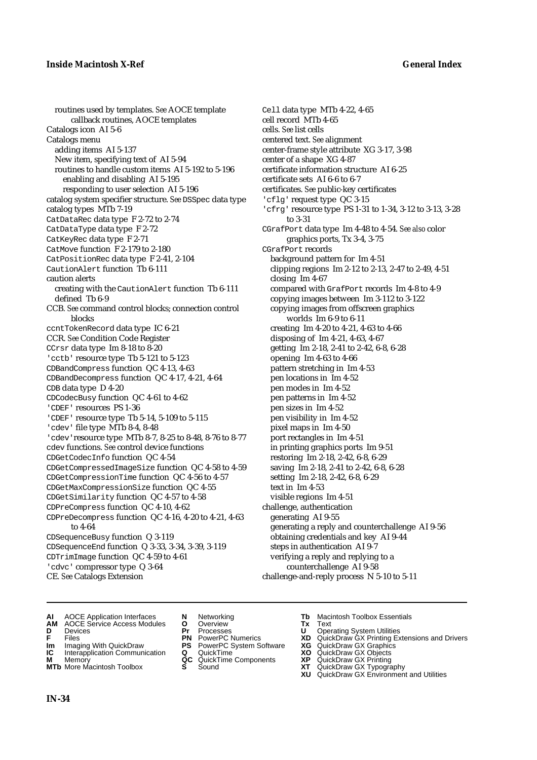routines used by templates. *See* AOCE template callback routines, AOCE templates
Catalogs icon AI 5-6
Catalogs menu
  adding items AI 5-137
  New item, specifying text of AI 5-94
  routines to handle custom items AI 5-192 to 5-196
    enabling and disabling AI 5-195
    responding to user selection AI 5-196
catalog system specifier structure. *See* `DSSpec` data type
catalog types MTb 7-19
`CatDataRec` data type F 2-72 to 2-74
`CatDataType` data type F 2-72
`CatKeyRec` data type F 2-71
`CatMove` function F 2-179 to 2-180
`CatPositionRec` data type F 2-41, 2-104
`CautionAlert` function Tb 6-111
caution alerts
  creating with the `CautionAlert` function Tb 6-111
  defined Tb 6-9
CCB. *See* command control blocks; connection control blocks
`ccntTokenRecord` data type IC 6-21
CCR. *See* Condition Code Register
`CCrsr` data type Im 8-18 to 8-20
`'cctb'` resource type Tb 5-121 to 5-123
`CDBandCompress` function QC 4-13, 4-63
`CDBandDecompress` function QC 4-17, 4-21, 4-64
`CDB` data type D 4-20
`CDCodecBusy` function QC 4-61 to 4-62
`'CDEF'` resources PS 1-36
`'CDEF'` resource type Tb 5-14, 5-109 to 5-115
`'cdev'` file type MTb 8-4, 8-48
`'cdev'`resource type MTb 8-7, 8-25 to 8-48, 8-76 to 8-77
cdev functions. *See* control device functions
`CDGetCodecInfo` function QC 4-54
`CDGetCompressedImageSize` function QC 4-58 to 4-59
`CDGetCompressionTime` function QC 4-56 to 4-57
`CDGetMaxCompressionSize` function QC 4-55
`CDGetSimilarity` function QC 4-57 to 4-58
`CDPreCompress` function QC 4-10, 4-62
`CDPreDecompress` function QC 4-16, 4-20 to 4-21, 4-63 to 4-64
`CDSequenceBusy` function Q 3-119
`CDSequenceEnd` function Q 3-33, 3-34, 3-39, 3-119
`CDTrimImage` function QC 4-59 to 4-61
`'cdvc'` compressor type Q 3-64
CE. *See* Catalogs Extension
`Cell` data type MTb 4-22, 4-65
cell record MTb 4-65
cells. *See* list cells
centered text. *See* alignment
center-frame style attribute XG 3-17, 3-98
center of a shape XG 4-87
certificate information structure AI 6-25
certificate sets AI 6-6 to 6-7
certificates. *See* public-key certificates
`'cflg'` request type QC 3-15
`'cfrg'` resource type PS 1-31 to 1-34, 3-12 to 3-13, 3-28 to 3-31
`CGrafPort` data type Im 4-48 to 4-54. *See also* color graphics ports, Tx 3-4, 3-75
`CGrafPort` records
  background pattern for Im 4-51
  clipping regions Im 2-12 to 2-13, 2-47 to 2-49, 4-51
  closing Im 4-67
  compared with `GrafPort` records Im 4-8 to 4-9
  copying images between Im 3-112 to 3-122
  copying images from offscreen graphics worlds Im 6-9 to 6-11
  creating Im 4-20 to 4-21, 4-63 to 4-66
  disposing of Im 4-21, 4-63, 4-67
  getting Im 2-18, 2-41 to 2-42, 6-8, 6-28
  opening Im 4-63 to 4-66
  pattern stretching in Im 4-53
  pen locations in Im 4-52
  pen modes in Im 4-52
  pen patterns in Im 4-52
  pen sizes in Im 4-52
  pen visibility in Im 4-52
  pixel maps in Im 4-50
  port rectangles in Im 4-51
  in printing graphics ports Im 9-51
  restoring Im 2-18, 2-42, 6-8, 6-29
  saving Im 2-18, 2-41 to 2-42, 6-8, 6-28
  setting Im 2-18, 2-42, 6-8, 6-29
  text in Im 4-53
  visible regions Im 4-51
challenge, authentication
  generating AI 9-55
  generating a reply and counterchallenge AI 9-56
  obtaining credentials and key AI 9-44
  steps in authentication AI 9-7
  verifying a reply and replying to a counterchallenge AI 9-58
challenge-and-reply process N 5-10 to 5-11

**AI** AOCE Application Interfaces
**AM** AOCE Service Access Modules
**D** Devices
**F** Files
**Im** Imaging With QuickDraw
**IC** Interapplication Communication
**M** Memory
**MTb** More Macintosh Toolbox
**N** Networking
**O** Overview
**Pr** Processes
**PN** PowerPC Numerics
**PS** PowerPC System Software
**Q** QuickTime
**QC** QuickTime Components
**S** Sound
**Tb** Macintosh Toolbox Essentials
**Tx** Text
**U** Operating System Utilities
**XD** QuickDraw GX Printing Extensions and Drivers
**XG** QuickDraw GX Graphics
**XO** QuickDraw GX Objects
**XP** QuickDraw GX Printing
**XT** QuickDraw GX Typography
**XU** QuickDraw GX Environment and Utilities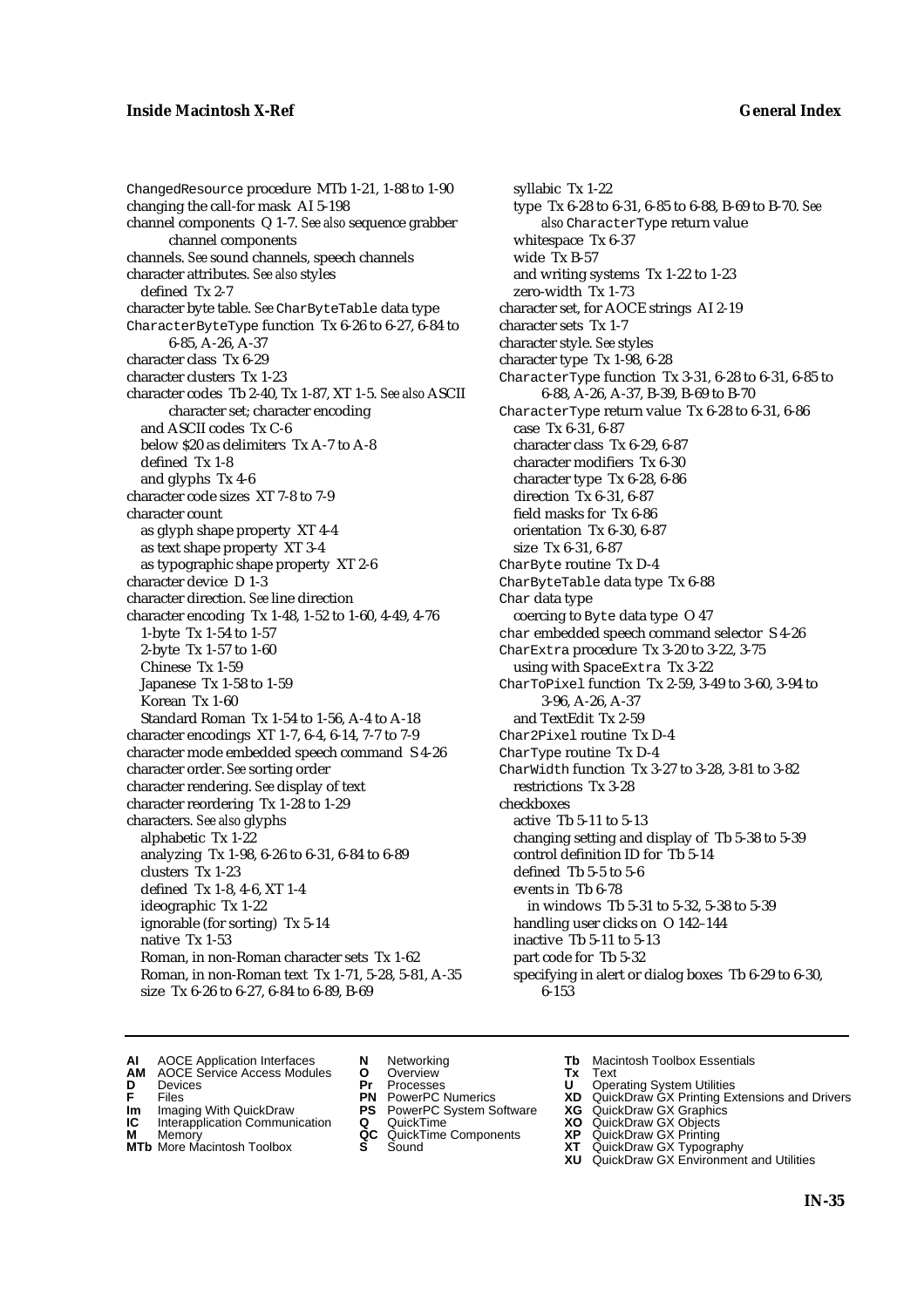ChangedResource procedure MTb 1-21, 1-88 to 1-90
changing the call-for mask AI 5-198
channel components Q 1-7. *See also* sequence grabber channel components
channels. *See* sound channels, speech channels
character attributes. *See also* styles
  defined Tx 2-7
character byte table. *See* CharByteTable data type
CharacterByteType function Tx 6-26 to 6-27, 6-84 to 6-85, A-26, A-37
character class Tx 6-29
character clusters Tx 1-23
character codes Tb 2-40, Tx 1-87, XT 1-5. *See also* ASCII character set; character encoding
  and ASCII codes Tx C-6
  below $20 as delimiters Tx A-7 to A-8
  defined Tx 1-8
  and glyphs Tx 4-6
character code sizes XT 7-8 to 7-9
character count
  as glyph shape property XT 4-4
  as text shape property XT 3-4
  as typographic shape property XT 2-6
character device D 1-3
character direction. *See* line direction
character encoding Tx 1-48, 1-52 to 1-60, 4-49, 4-76
  1-byte Tx 1-54 to 1-57
  2-byte Tx 1-57 to 1-60
  Chinese Tx 1-59
  Japanese Tx 1-58 to 1-59
  Korean Tx 1-60
  Standard Roman Tx 1-54 to 1-56, A-4 to A-18
character encodings XT 1-7, 6-4, 6-14, 7-7 to 7-9
character mode embedded speech command S 4-26
character order. *See* sorting order
character rendering. *See* display of text
character reordering Tx 1-28 to 1-29
characters. *See also* glyphs
  alphabetic Tx 1-22
  analyzing Tx 1-98, 6-26 to 6-31, 6-84 to 6-89
  clusters Tx 1-23
  defined Tx 1-8, 4-6, XT 1-4
  ideographic Tx 1-22
  ignorable (for sorting) Tx 5-14
  native Tx 1-53
  Roman, in non-Roman character sets Tx 1-62
  Roman, in non-Roman text Tx 1-71, 5-28, 5-81, A-35
  size Tx 6-26 to 6-27, 6-84 to 6-89, B-69
  syllabic Tx 1-22
  type Tx 6-28 to 6-31, 6-85 to 6-88, B-69 to B-70. *See also* CharacterType return value
  whitespace Tx 6-37
  wide Tx B-57
  and writing systems Tx 1-22 to 1-23
  zero-width Tx 1-73
character set, for AOCE strings AI 2-19
character sets Tx 1-7
character style. *See* styles
character type Tx 1-98, 6-28
CharacterType function Tx 3-31, 6-28 to 6-31, 6-85 to 6-88, A-26, A-37, B-39, B-69 to B-70
CharacterType return value Tx 6-28 to 6-31, 6-86
  case Tx 6-31, 6-87
  character class Tx 6-29, 6-87
  character modifiers Tx 6-30
  character type Tx 6-28, 6-86
  direction Tx 6-31, 6-87
  field masks for Tx 6-86
  orientation Tx 6-30, 6-87
  size Tx 6-31, 6-87
CharByte routine Tx D-4
CharByteTable data type Tx 6-88
Char data type
  coercing to Byte data type O 47
char embedded speech command selector S 4-26
CharExtra procedure Tx 3-20 to 3-22, 3-75
  using with SpaceExtra Tx 3-22
CharToPixel function Tx 2-59, 3-49 to 3-60, 3-94 to 3-96, A-26, A-37
  and TextEdit Tx 2-59
Char2Pixel routine Tx D-4
CharType routine Tx D-4
CharWidth function Tx 3-27 to 3-28, 3-81 to 3-82
  restrictions Tx 3-28
checkboxes
  active Tb 5-11 to 5-13
  changing setting and display of Tb 5-38 to 5-39
  control definition ID for Tb 5-14
  defined Tb 5-5 to 5-6
  events in Tb 6-78
    in windows Tb 5-31 to 5-32, 5-38 to 5-39
  handling user clicks on O 142–144
  inactive Tb 5-11 to 5-13
  part code for Tb 5-32
  specifying in alert or dialog boxes Tb 6-29 to 6-30, 6-153

**AI** AOCE Application Interfaces **AM** AOCE Service Access Modules **D** Devices **F** Files **Im** Imaging With QuickDraw **IC** Interapplication Communication **M** Memory **MTb** More Macintosh Toolbox **N** Networking **O** Overview **Pr** Processes **PN** PowerPC Numerics **PS** PowerPC System Software **Q** QuickTime **QC** QuickTime Components **S** Sound **Tb** Macintosh Toolbox Essentials **Tx** Text **U** Operating System Utilities **XD** QuickDraw GX Printing Extensions and Drivers **XG** QuickDraw GX Graphics **XO** QuickDraw GX Objects **XP** QuickDraw GX Printing **XT** QuickDraw GX Typography **XU** QuickDraw GX Environment and Utilities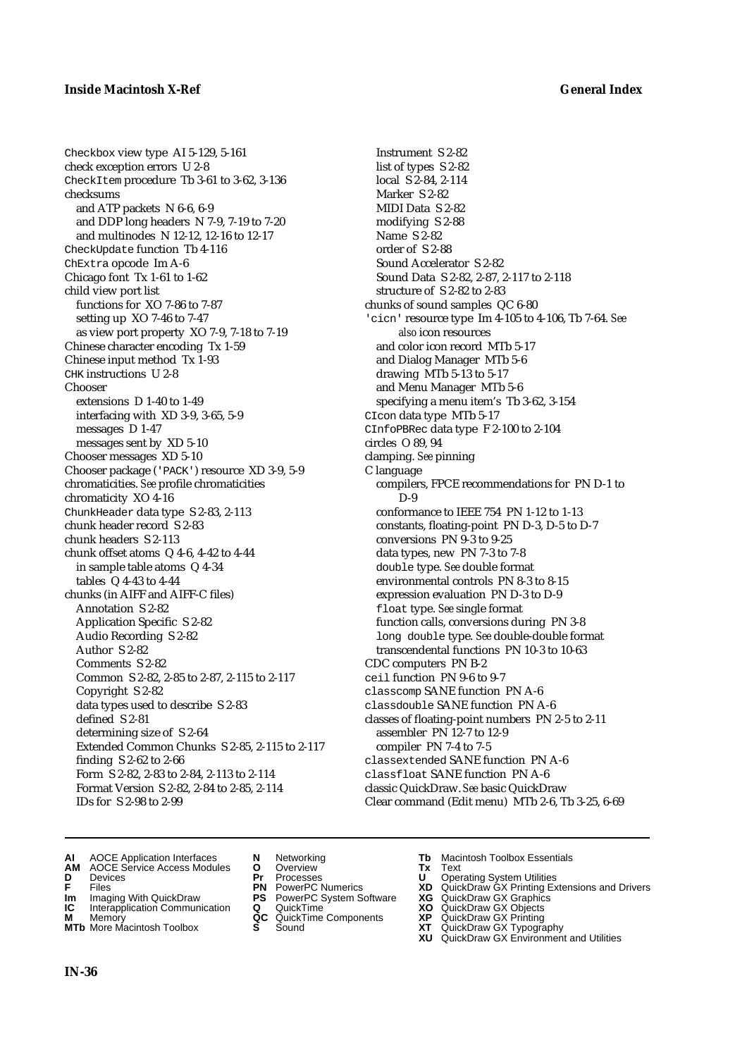Checkbox view type AI 5-129, 5-161
check exception errors U 2-8
CheckItem procedure Tb 3-61 to 3-62, 3-136
checksums
  and ATP packets N 6-6, 6-9
  and DDP long headers N 7-9, 7-19 to 7-20
  and multinodes N 12-12, 12-16 to 12-17
CheckUpdate function Tb 4-116
ChExtra opcode Im A-6
Chicago font Tx 1-61 to 1-62
child view port list
  functions for XO 7-86 to 7-87
  setting up XO 7-46 to 7-47
  as view port property XO 7-9, 7-18 to 7-19
Chinese character encoding Tx 1-59
Chinese input method Tx 1-93
CHK instructions U 2-8
Chooser
  extensions D 1-40 to 1-49
  interfacing with XD 3-9, 3-65, 5-9
  messages D 1-47
  messages sent by XD 5-10
Chooser messages XD 5-10
Chooser package ('PACK') resource XD 3-9, 5-9
chromaticities. *See* profile chromaticities
chromaticity XO 4-16
ChunkHeader data type S 2-83, 2-113
chunk header record S 2-83
chunk headers S 2-113
chunk offset atoms Q 4-6, 4-42 to 4-44
  in sample table atoms Q 4-34
  tables Q 4-43 to 4-44
chunks (in AIFF and AIFF-C files)
  Annotation S 2-82
  Application Specific S 2-82
  Audio Recording S 2-82
  Author S 2-82
  Comments S 2-82
  Common S 2-82, 2-85 to 2-87, 2-115 to 2-117
  Copyright S 2-82
  data types used to describe S 2-83
  defined S 2-81
  determining size of S 2-64
  Extended Common Chunks S 2-85, 2-115 to 2-117
  finding S 2-62 to 2-66
  Form S 2-82, 2-83 to 2-84, 2-113 to 2-114
  Format Version S 2-82, 2-84 to 2-85, 2-114
  IDs for S 2-98 to 2-99
  Instrument S 2-82
  list of types S 2-82
  local S 2-84, 2-114
  Marker S 2-82
  MIDI Data S 2-82
  modifying S 2-88
  Name S 2-82
  order of S 2-88
  Sound Accelerator S 2-82
  Sound Data S 2-82, 2-87, 2-117 to 2-118
  structure of S 2-82 to 2-83
chunks of sound samples QC 6-80
'cicn' resource type Im 4-105 to 4-106, Tb 7-64. *See also* icon resources
  and color icon record MTb 5-17
  and Dialog Manager MTb 5-6
  drawing MTb 5-13 to 5-17
  and Menu Manager MTb 5-6
  specifying a menu item's Tb 3-62, 3-154
CIcon data type MTb 5-17
CInfoPBRec data type F 2-100 to 2-104
circles O 89, 94
clamping. *See* pinning
C language
  compilers, FPCE recommendations for PN D-1 to D-9
  conformance to IEEE 754 PN 1-12 to 1-13
  constants, floating-point PN D-3, D-5 to D-7
  conversions PN 9-3 to 9-25
  data types, new PN 7-3 to 7-8
  double type. *See* double format
  environmental controls PN 8-3 to 8-15
  expression evaluation PN D-3 to D-9
  float type. *See* single format
  function calls, conversions during PN 3-8
  long double type. *See* double-double format
  transcendental functions PN 10-3 to 10-63
CDC computers PN B-2
ceil function PN 9-6 to 9-7
classcomp SANE function PN A-6
classdouble SANE function PN A-6
classes of floating-point numbers PN 2-5 to 2-11
  assembler PN 12-7 to 12-9
  compiler PN 7-4 to 7-5
classextended SANE function PN A-6
classfloat SANE function PN A-6
classic QuickDraw. *See* basic QuickDraw
Clear command (Edit menu) MTb 2-6, Tb 3-25, 6-69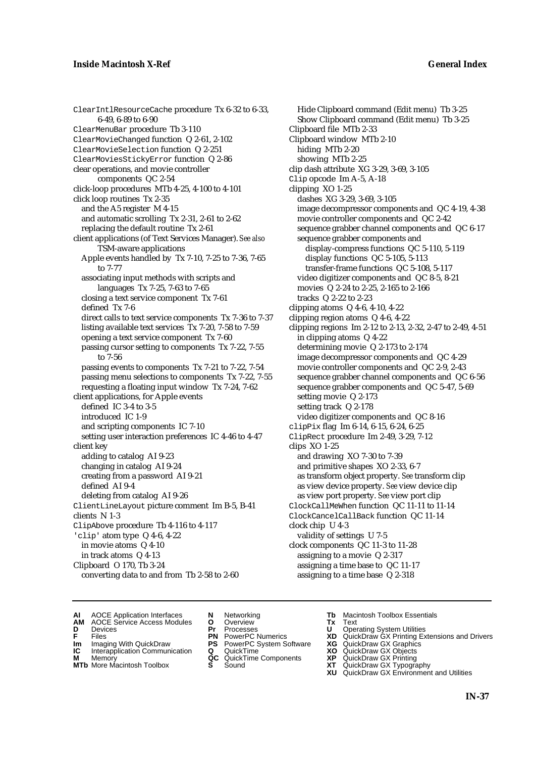ClearIntlResourceCache procedure Tx 6-32 to 6-33, 6-49, 6-89 to 6-90
ClearMenuBar procedure Tb 3-110
ClearMovieChanged function Q 2-61, 2-102
ClearMovieSelection function Q 2-251
ClearMoviesStickyError function Q 2-86
clear operations, and movie controller components QC 2-54
click-loop procedures MTb 4-25, 4-100 to 4-101
click loop routines Tx 2-35
  and the A5 register M 4-15
  and automatic scrolling Tx 2-31, 2-61 to 2-62
  replacing the default routine Tx 2-61
client applications (of Text Services Manager). *See also* TSM-aware applications
  Apple events handled by Tx 7-10, 7-25 to 7-36, 7-65 to 7-77
  associating input methods with scripts and languages Tx 7-25, 7-63 to 7-65
  closing a text service component Tx 7-61
  defined Tx 7-6
  direct calls to text service components Tx 7-36 to 7-37
  listing available text services Tx 7-20, 7-58 to 7-59
  opening a text service component Tx 7-60
  passing cursor setting to components Tx 7-22, 7-55 to 7-56
  passing events to components Tx 7-21 to 7-22, 7-54
  passing menu selections to components Tx 7-22, 7-55
  requesting a floating input window Tx 7-24, 7-62
client applications, for Apple events
  defined IC 3-4 to 3-5
  introduced IC 1-9
  and scripting components IC 7-10
  setting user interaction preferences IC 4-46 to 4-47
client key
  adding to catalog AI 9-23
  changing in catalog AI 9-24
  creating from a password AI 9-21
  defined AI 9-4
  deleting from catalog AI 9-26
ClientLineLayout picture comment Im B-5, B-41
clients N 1-3
ClipAbove procedure Tb 4-116 to 4-117
'clip' atom type Q 4-6, 4-22
  in movie atoms Q 4-10
  in track atoms Q 4-13
Clipboard O 170, Tb 3-24
  converting data to and from Tb 2-58 to 2-60
  Hide Clipboard command (Edit menu) Tb 3-25
  Show Clipboard command (Edit menu) Tb 3-25
Clipboard file MTb 2-33
Clipboard window MTb 2-10
  hiding MTb 2-20
  showing MTb 2-25
clip dash attribute XG 3-29, 3-69, 3-105
Clip opcode Im A-5, A-18
clipping XO 1-25
  dashes XG 3-29, 3-69, 3-105
  image decompressor components and QC 4-19, 4-38
  movie controller components and QC 2-42
  sequence grabber channel components and QC 6-17
  sequence grabber components and
    display-compress functions QC 5-110, 5-119
    display functions QC 5-105, 5-113
    transfer-frame functions QC 5-108, 5-117
  video digitizer components and QC 8-5, 8-21
  movies Q 2-24 to 2-25, 2-165 to 2-166
  tracks Q 2-22 to 2-23
clipping atoms Q 4-6, 4-10, 4-22
clipping region atoms Q 4-6, 4-22
clipping regions Im 2-12 to 2-13, 2-32, 2-47 to 2-49, 4-51
  in clipping atoms Q 4-22
  determining movie Q 2-173 to 2-174
  image decompressor components and QC 4-29
  movie controller components and QC 2-9, 2-43
  sequence grabber channel components and QC 6-56
  sequence grabber components and QC 5-47, 5-69
  setting movie Q 2-173
  setting track Q 2-178
  video digitizer components and QC 8-16
clipPix flag Im 6-14, 6-15, 6-24, 6-25
ClipRect procedure Im 2-49, 3-29, 7-12
clips XO 1-25
  and drawing XO 7-30 to 7-39
  and primitive shapes XO 2-33, 6-7
  as transform object property. *See* transform clip
  as view device property. *See* view device clip
  as view port property. *See* view port clip
ClockCallMeWhen function QC 11-11 to 11-14
ClockCancelCallBack function QC 11-14
clock chip U 4-3
  validity of settings U 7-5
clock components QC 11-3 to 11-28
  assigning to a movie Q 2-317
  assigning a time base to QC 11-17
  assigning to a time base Q 2-318

**AI** AOCE Application Interfaces
**AM** AOCE Service Access Modules
**D** Devices
**F** Files
**Im** Imaging With QuickDraw
**IC** Interapplication Communication
**M** Memory
**MTb** More Macintosh Toolbox
**N** Networking
**O** Overview
**Pr** Processes
**PN** PowerPC Numerics
**PS** PowerPC System Software
**Q** QuickTime
**QC** QuickTime Components
**S** Sound
**Tb** Macintosh Toolbox Essentials
**Tx** Text
**U** Operating System Utilities
**XD** QuickDraw GX Printing Extensions and Drivers
**XG** QuickDraw GX Graphics
**XO** QuickDraw GX Objects
**XP** QuickDraw GX Printing
**XT** QuickDraw GX Typography
**XU** QuickDraw GX Environment and Utilities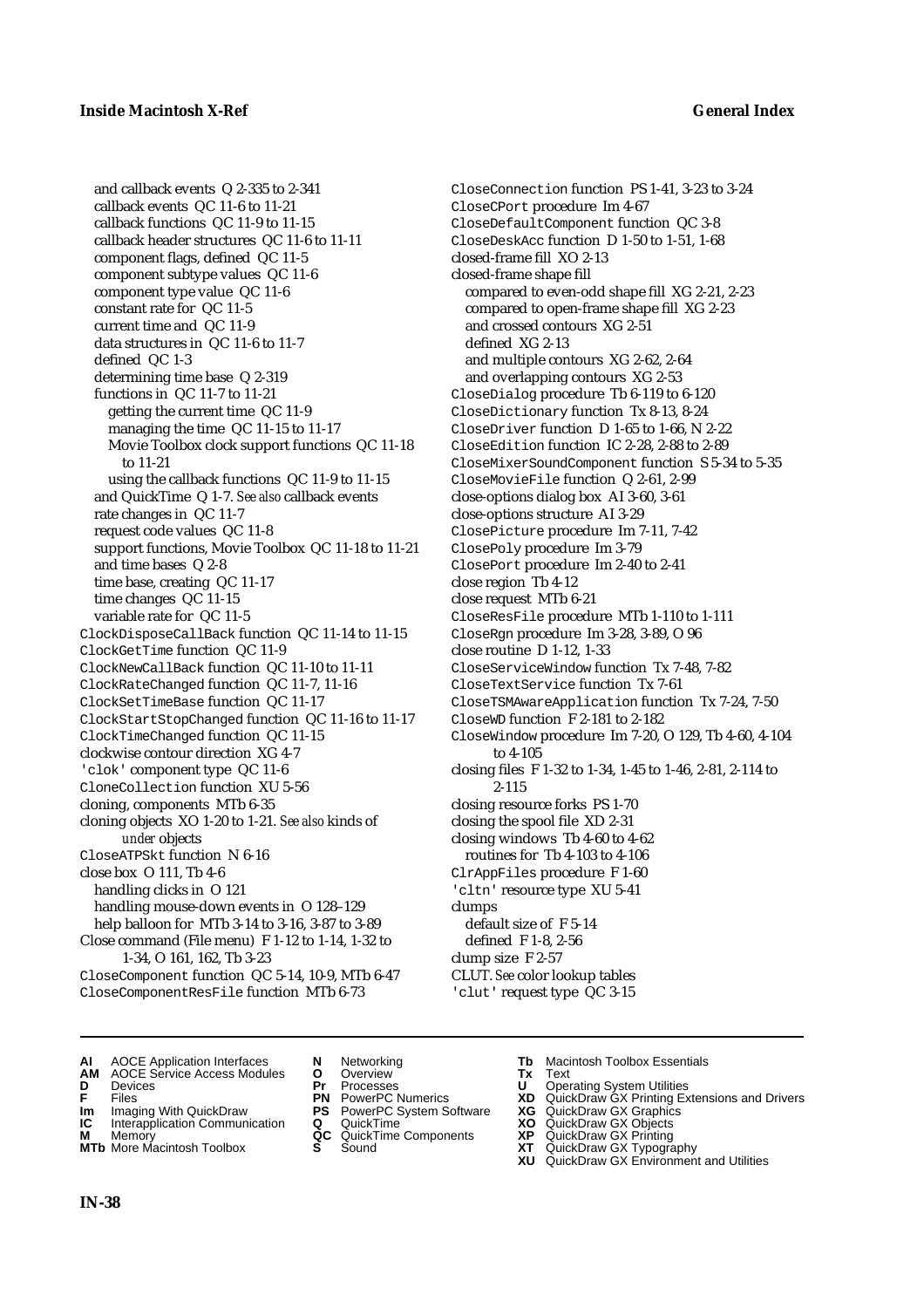and callback events Q 2-335 to 2-341
callback events QC 11-6 to 11-21
callback functions QC 11-9 to 11-15
callback header structures QC 11-6 to 11-11
component flags, defined QC 11-5
component subtype values QC 11-6
component type value QC 11-6
constant rate for QC 11-5
current time and QC 11-9
data structures in QC 11-6 to 11-7
defined QC 1-3
determining time base Q 2-319
functions in QC 11-7 to 11-21
getting the current time QC 11-9
managing the time QC 11-15 to 11-17
Movie Toolbox clock support functions QC 11-18 to 11-21
using the callback functions QC 11-9 to 11-15
and QuickTime Q 1-7. *See also* callback events
rate changes in QC 11-7
request code values QC 11-8
support functions, Movie Toolbox QC 11-18 to 11-21
and time bases Q 2-8
time base, creating QC 11-17
time changes QC 11-15
variable rate for QC 11-5
`ClockDisposeCallBack` function QC 11-14 to 11-15
`ClockGetTime` function QC 11-9
`ClockNewCallBack` function QC 11-10 to 11-11
`ClockRateChanged` function QC 11-7, 11-16
`ClockSetTimeBase` function QC 11-17
`ClockStartStopChanged` function QC 11-16 to 11-17
`ClockTimeChanged` function QC 11-15
clockwise contour direction XG 4-7
`'clok'` component type QC 11-6
`CloneCollection` function XU 5-56
cloning, components MTb 6-35
cloning objects XO 1-20 to 1-21. *See also* kinds of *under* objects
`CloseATPSkt` function N 6-16
close box O 111, Tb 4-6
handling clicks in O 121
handling mouse-down events in O 128–129
help balloon for MTb 3-14 to 3-16, 3-87 to 3-89
Close command (File menu) F 1-12 to 1-14, 1-32 to 1-34, O 161, 162, Tb 3-23
`CloseComponent` function QC 5-14, 10-9, MTb 6-47
`CloseComponentResFile` function MTb 6-73
`CloseConnection` function PS 1-41, 3-23 to 3-24
`CloseCPort` procedure Im 4-67
`CloseDefaultComponent` function QC 3-8
`CloseDeskAcc` function D 1-50 to 1-51, 1-68
closed-frame fill XO 2-13
closed-frame shape fill
compared to even-odd shape fill XG 2-21, 2-23
compared to open-frame shape fill XG 2-23
and crossed contours XG 2-51
defined XG 2-13
and multiple contours XG 2-62, 2-64
and overlapping contours XG 2-53
`CloseDialog` procedure Tb 6-119 to 6-120
`CloseDictionary` function Tx 8-13, 8-24
`CloseDriver` function D 1-65 to 1-66, N 2-22
`CloseEdition` function IC 2-28, 2-88 to 2-89
`CloseMixerSoundComponent` function S 5-34 to 5-35
`CloseMovieFile` function Q 2-61, 2-99
close-options dialog box AI 3-60, 3-61
close-options structure AI 3-29
`ClosePicture` procedure Im 7-11, 7-42
`ClosePoly` procedure Im 3-79
`ClosePort` procedure Im 2-40 to 2-41
close region Tb 4-12
close request MTb 6-21
`CloseResFile` procedure MTb 1-110 to 1-111
`CloseRgn` procedure Im 3-28, 3-89, O 96
close routine D 1-12, 1-33
`CloseServiceWindow` function Tx 7-48, 7-82
`CloseTextService` function Tx 7-61
`CloseTSMAwareApplication` function Tx 7-24, 7-50
`CloseWD` function F 2-181 to 2-182
`CloseWindow` procedure Im 7-20, O 129, Tb 4-60, 4-104 to 4-105
closing files F 1-32 to 1-34, 1-45 to 1-46, 2-81, 2-114 to 2-115
closing resource forks PS 1-70
closing the spool file XD 2-31
closing windows Tb 4-60 to 4-62
routines for Tb 4-103 to 4-106
`ClrAppFiles` procedure F 1-60
`'cltn'` resource type XU 5-41
clumps
default size of F 5-14
defined F 1-8, 2-56
clump size F 2-57
CLUT. *See* color lookup tables
`'clut'` request type QC 3-15

**AI** AOCE Application Interfaces
**AM** AOCE Service Access Modules
**D** Devices
**F** Files
**Im** Imaging With QuickDraw
**IC** Interapplication Communication
**M** Memory
**MTb** More Macintosh Toolbox
**N** Networking
**O** Overview
**Pr** Processes
**PN** PowerPC Numerics
**PS** PowerPC System Software
**Q** QuickTime
**QC** QuickTime Components
**S** Sound
**Tb** Macintosh Toolbox Essentials
**Tx** Text
**U** Operating System Utilities
**XD** QuickDraw GX Printing Extensions and Drivers
**XG** QuickDraw GX Graphics
**XO** QuickDraw GX Objects
**XP** QuickDraw GX Printing
**XT** QuickDraw GX Typography
**XU** QuickDraw GX Environment and Utilities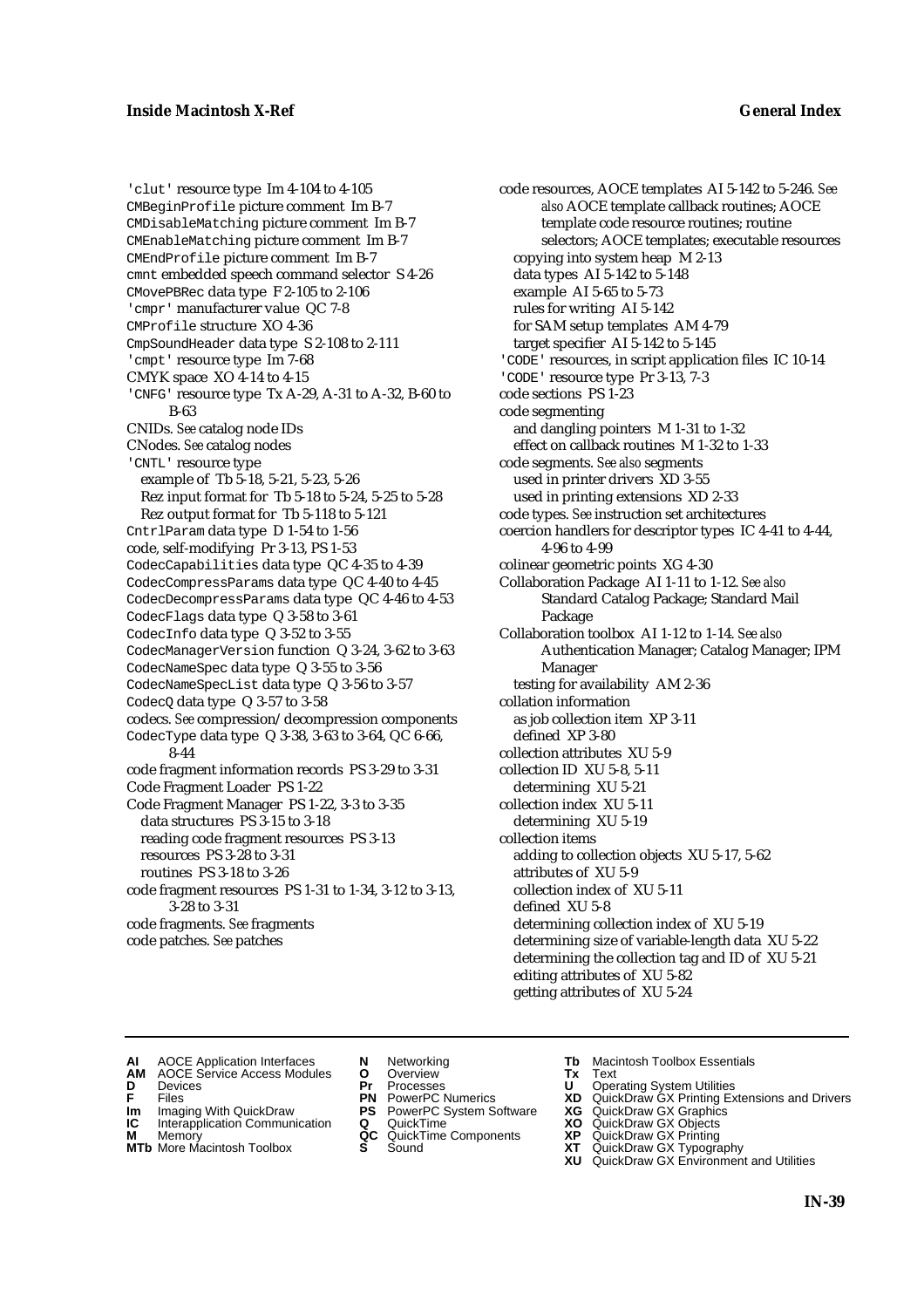'clut' resource type Im 4-104 to 4-105
CMBeginProfile picture comment Im B-7
CMDisableMatching picture comment Im B-7
CMEnableMatching picture comment Im B-7
CMEndProfile picture comment Im B-7
cmnt embedded speech command selector S 4-26
CMovePBRec data type F 2-105 to 2-106
'cmpr' manufacturer value QC 7-8
CMProfile structure XO 4-36
CmpSoundHeader data type S 2-108 to 2-111
'cmpt' resource type Im 7-68
CMYK space XO 4-14 to 4-15
'CNFG' resource type Tx A-29, A-31 to A-32, B-60 to B-63
CNIDs. *See* catalog node IDs
CNodes. *See* catalog nodes
'CNTL' resource type
  example of Tb 5-18, 5-21, 5-23, 5-26
  Rez input format for Tb 5-18 to 5-24, 5-25 to 5-28
  Rez output format for Tb 5-118 to 5-121
CntrlParam data type D 1-54 to 1-56
code, self-modifying Pr 3-13, PS 1-53
CodecCapabilities data type QC 4-35 to 4-39
CodecCompressParams data type QC 4-40 to 4-45
CodecDecompressParams data type QC 4-46 to 4-53
CodecFlags data type Q 3-58 to 3-61
CodecInfo data type Q 3-52 to 3-55
CodecManagerVersion function Q 3-24, 3-62 to 3-63
CodecNameSpec data type Q 3-55 to 3-56
CodecNameSpecList data type Q 3-56 to 3-57
CodecQ data type Q 3-57 to 3-58
codecs. *See* compression/decompression components
CodecType data type Q 3-38, 3-63 to 3-64, QC 6-66, 8-44
code fragment information records PS 3-29 to 3-31
Code Fragment Loader PS 1-22
Code Fragment Manager PS 1-22, 3-3 to 3-35
  data structures PS 3-15 to 3-18
  reading code fragment resources PS 3-13
  resources PS 3-28 to 3-31
  routines PS 3-18 to 3-26
code fragment resources PS 1-31 to 1-34, 3-12 to 3-13, 3-28 to 3-31
code fragments. *See* fragments
code patches. *See* patches
code resources, AOCE templates AI 5-142 to 5-246. *See also* AOCE template callback routines; AOCE template code resource routines; routine selectors; AOCE templates; executable resources
  copying into system heap M 2-13
  data types AI 5-142 to 5-148
  example AI 5-65 to 5-73
  rules for writing AI 5-142
  for SAM setup templates AM 4-79
  target specifier AI 5-142 to 5-145
'CODE' resources, in script application files IC 10-14
'CODE' resource type Pr 3-13, 7-3
code sections PS 1-23
code segmenting
  and dangling pointers M 1-31 to 1-32
  effect on callback routines M 1-32 to 1-33
code segments. *See also* segments
  used in printer drivers XD 3-55
  used in printing extensions XD 2-33
code types. *See* instruction set architectures
coercion handlers for descriptor types IC 4-41 to 4-44, 4-96 to 4-99
colinear geometric points XG 4-30
Collaboration Package AI 1-11 to 1-12. *See also* Standard Catalog Package; Standard Mail Package
Collaboration toolbox AI 1-12 to 1-14. *See also* Authentication Manager; Catalog Manager; IPM Manager
  testing for availability AM 2-36
collation information
  as job collection item XP 3-11
  defined XP 3-80
collection attributes XU 5-9
collection ID XU 5-8, 5-11
  determining XU 5-21
collection index XU 5-11
  determining XU 5-19
collection items
  adding to collection objects XU 5-17, 5-62
  attributes of XU 5-9
  collection index of XU 5-11
  defined XU 5-8
  determining collection index of XU 5-19
  determining size of variable-length data XU 5-22
  determining the collection tag and ID of XU 5-21
  editing attributes of XU 5-82
  getting attributes of XU 5-24

**AI** AOCE Application Interfaces
**AM** AOCE Service Access Modules
**D** Devices
**F** Files
**Im** Imaging With QuickDraw
**IC** Interapplication Communication
**M** Memory
**MTb** More Macintosh Toolbox
**N** Networking
**O** Overview
**Pr** Processes
**PN** PowerPC Numerics
**PS** PowerPC System Software
**Q** QuickTime
**QC** QuickTime Components
**S** Sound
**Tb** Macintosh Toolbox Essentials
**Tx** Text
**U** Operating System Utilities
**XD** QuickDraw GX Printing Extensions and Drivers
**XG** QuickDraw GX Graphics
**XO** QuickDraw GX Objects
**XP** QuickDraw GX Printing
**XT** QuickDraw GX Typography
**XU** QuickDraw GX Environment and Utilities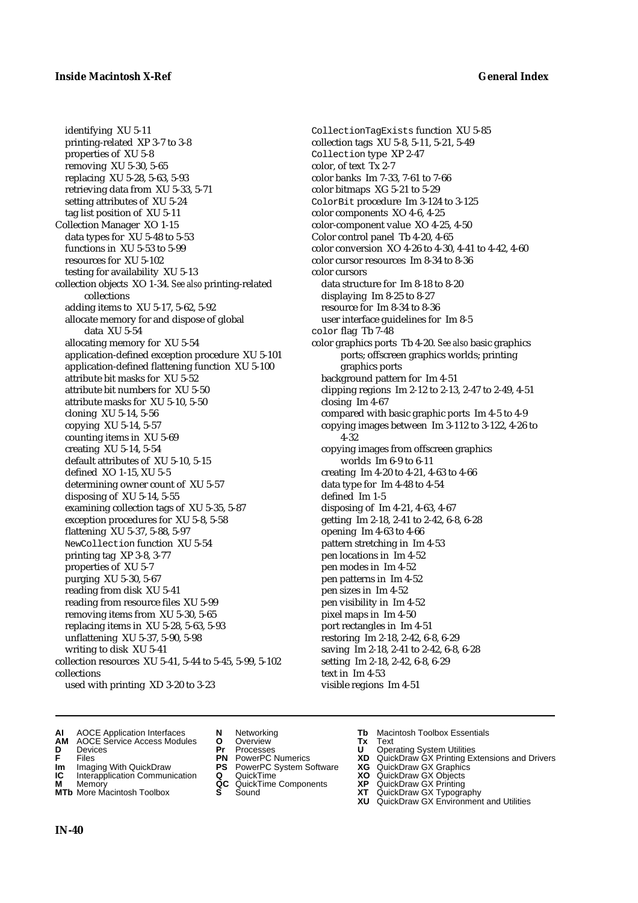identifying XU 5-11
printing-related XP 3-7 to 3-8
properties of XU 5-8
removing XU 5-30, 5-65
replacing XU 5-28, 5-63, 5-93
retrieving data from XU 5-33, 5-71
setting attributes of XU 5-24
tag list position of XU 5-11

Collection Manager XO 1-15
data types for XU 5-48 to 5-53
functions in XU 5-53 to 5-99
resources for XU 5-102
testing for availability XU 5-13

collection objects XO 1-34. *See also* printing-related collections
adding items to XU 5-17, 5-62, 5-92
allocate memory for and dispose of global data XU 5-54
allocating memory for XU 5-54
application-defined exception procedure XU 5-101
application-defined flattening function XU 5-100
attribute bit masks for XU 5-52
attribute bit numbers for XU 5-50
attribute masks for XU 5-10, 5-50
cloning XU 5-14, 5-56
copying XU 5-14, 5-57
counting items in XU 5-69
creating XU 5-14, 5-54
default attributes of XU 5-10, 5-15
defined XO 1-15, XU 5-5
determining owner count of XU 5-57
disposing of XU 5-14, 5-55
examining collection tags of XU 5-35, 5-87
exception procedures for XU 5-8, 5-58
flattening XU 5-37, 5-88, 5-97
`NewCollection` function XU 5-54
printing tag XP 3-8, 3-77
properties of XU 5-7
purging XU 5-30, 5-67
reading from disk XU 5-41
reading from resource files XU 5-99
removing items from XU 5-30, 5-65
replacing items in XU 5-28, 5-63, 5-93
unflattening XU 5-37, 5-90, 5-98
writing to disk XU 5-41

collection resources XU 5-41, 5-44 to 5-45, 5-99, 5-102

collections
used with printing XD 3-20 to 3-23

`CollectionTagExists` function XU 5-85
collection tags XU 5-8, 5-11, 5-21, 5-49
`Collection` type XP 2-47
color, of text Tx 2-7
color banks Im 7-33, 7-61 to 7-66
color bitmaps XG 5-21 to 5-29
`ColorBit` procedure Im 3-124 to 3-125
color components XO 4-6, 4-25
color-component value XO 4-25, 4-50
Color control panel Tb 4-20, 4-65
color conversion XO 4-26 to 4-30, 4-41 to 4-42, 4-60
color cursor resources Im 8-34 to 8-36

color cursors
data structure for Im 8-18 to 8-20
displaying Im 8-25 to 8-27
resource for Im 8-34 to 8-36
user interface guidelines for Im 8-5

`color` flag Tb 7-48

color graphics ports Tb 4-20. *See also* basic graphics ports; offscreen graphics worlds; printing graphics ports
background pattern for Im 4-51
clipping regions Im 2-12 to 2-13, 2-47 to 2-49, 4-51
closing Im 4-67
compared with basic graphic ports Im 4-5 to 4-9
copying images between Im 3-112 to 3-122, 4-26 to 4-32
copying images from offscreen graphics worlds Im 6-9 to 6-11
creating Im 4-20 to 4-21, 4-63 to 4-66
data type for Im 4-48 to 4-54
defined Im 1-5
disposing of Im 4-21, 4-63, 4-67
getting Im 2-18, 2-41 to 2-42, 6-8, 6-28
opening Im 4-63 to 4-66
pattern stretching in Im 4-53
pen locations in Im 4-52
pen modes in Im 4-52
pen patterns in Im 4-52
pen sizes in Im 4-52
pen visibility in Im 4-52
pixel maps in Im 4-50
port rectangles in Im 4-51
restoring Im 2-18, 2-42, 6-8, 6-29
saving Im 2-18, 2-41 to 2-42, 6-8, 6-28
setting Im 2-18, 2-42, 6-8, 6-29
text in Im 4-53
visible regions Im 4-51

**AI** AOCE Application Interfaces
**AM** AOCE Service Access Modules
**D** Devices
**F** Files
**Im** Imaging With QuickDraw
**IC** Interapplication Communication
**M** Memory
**MTb** More Macintosh Toolbox
**N** Networking
**O** Overview
**Pr** Processes
**PN** PowerPC Numerics
**PS** PowerPC System Software
**Q** QuickTime
**QC** QuickTime Components
**S** Sound
**Tb** Macintosh Toolbox Essentials
**Tx** Text
**U** Operating System Utilities
**XD** QuickDraw GX Printing Extensions and Drivers
**XG** QuickDraw GX Graphics
**XO** QuickDraw GX Objects
**XP** QuickDraw GX Printing
**XT** QuickDraw GX Typography
**XU** QuickDraw GX Environment and Utilities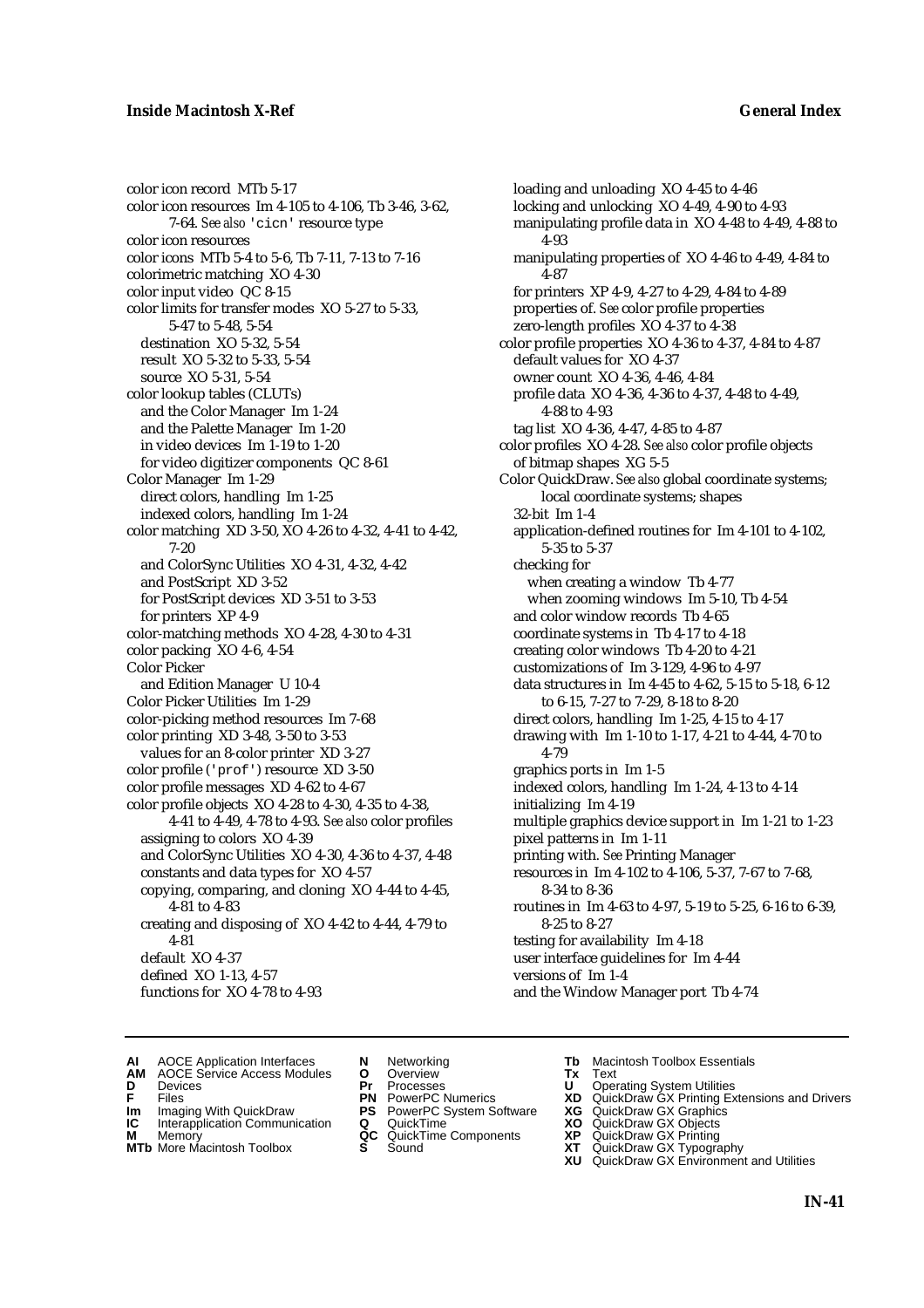color icon record MTb 5-17
color icon resources Im 4-105 to 4-106, Tb 3-46, 3-62, 7-64. *See also* 'cicn' resource type
color icon resources
color icons MTb 5-4 to 5-6, Tb 7-11, 7-13 to 7-16
colorimetric matching XO 4-30
color input video QC 8-15
color limits for transfer modes XO 5-27 to 5-33, 5-47 to 5-48, 5-54
- destination XO 5-32, 5-54
- result XO 5-32 to 5-33, 5-54
- source XO 5-31, 5-54

color lookup tables (CLUTs)
- and the Color Manager Im 1-24
- and the Palette Manager Im 1-20
- in video devices Im 1-19 to 1-20
- for video digitizer components QC 8-61

Color Manager Im 1-29
- direct colors, handling Im 1-25
- indexed colors, handling Im 1-24

color matching XD 3-50, XO 4-26 to 4-32, 4-41 to 4-42, 7-20
- and ColorSync Utilities XO 4-31, 4-32, 4-42
- and PostScript XD 3-52
- for PostScript devices XD 3-51 to 3-53
- for printers XP 4-9

color-matching methods XO 4-28, 4-30 to 4-31
color packing XO 4-6, 4-54
Color Picker
- and Edition Manager U 10-4

Color Picker Utilities Im 1-29
color-picking method resources Im 7-68
color printing XD 3-48, 3-50 to 3-53
- values for an 8-color printer XD 3-27

color profile ('prof') resource XD 3-50
color profile messages XD 4-62 to 4-67
color profile objects XO 4-28 to 4-30, 4-35 to 4-38, 4-41 to 4-49, 4-78 to 4-93. *See also* color profiles
- assigning to colors XO 4-39
- and ColorSync Utilities XO 4-30, 4-36 to 4-37, 4-48
- constants and data types for XO 4-57
- copying, comparing, and cloning XO 4-44 to 4-45, 4-81 to 4-83
- creating and disposing of XO 4-42 to 4-44, 4-79 to 4-81
- default XO 4-37
- defined XO 1-13, 4-57
- functions for XO 4-78 to 4-93
- loading and unloading XO 4-45 to 4-46
- locking and unlocking XO 4-49, 4-90 to 4-93
- manipulating profile data in XO 4-48 to 4-49, 4-88 to 4-93
- manipulating properties of XO 4-46 to 4-49, 4-84 to 4-87
- for printers XP 4-9, 4-27 to 4-29, 4-84 to 4-89
- properties of. *See* color profile properties
- zero-length profiles XO 4-37 to 4-38

color profile properties XO 4-36 to 4-37, 4-84 to 4-87
- default values for XO 4-37
- owner count XO 4-36, 4-46, 4-84
- profile data XO 4-36, 4-36 to 4-37, 4-48 to 4-49, 4-88 to 4-93
- tag list XO 4-36, 4-47, 4-85 to 4-87

color profiles XO 4-28. *See also* color profile objects
- of bitmap shapes XG 5-5

Color QuickDraw. *See also* global coordinate systems; local coordinate systems; shapes
- 32-bit Im 1-4
- application-defined routines for Im 4-101 to 4-102, 5-35 to 5-37
- checking for
  - when creating a window Tb 4-77
  - when zooming windows Im 5-10, Tb 4-54
- and color window records Tb 4-65
- coordinate systems in Tb 4-17 to 4-18
- creating color windows Tb 4-20 to 4-21
- customizations of Im 3-129, 4-96 to 4-97
- data structures in Im 4-45 to 4-62, 5-15 to 5-18, 6-12 to 6-15, 7-27 to 7-29, 8-18 to 8-20
- direct colors, handling Im 1-25, 4-15 to 4-17
- drawing with Im 1-10 to 1-17, 4-21 to 4-44, 4-70 to 4-79
- graphics ports in Im 1-5
- indexed colors, handling Im 1-24, 4-13 to 4-14
- initializing Im 4-19
- multiple graphics device support in Im 1-21 to 1-23
- pixel patterns in Im 1-11
- printing with. *See* Printing Manager
- resources in Im 4-102 to 4-106, 5-37, 7-67 to 7-68, 8-34 to 8-36
- routines in Im 4-63 to 4-97, 5-19 to 5-25, 6-16 to 6-39, 8-25 to 8-27
- testing for availability Im 4-18
- user interface guidelines for Im 4-44
- versions of Im 1-4
- and the Window Manager port Tb 4-74

**AI** AOCE Application Interfaces **AM** AOCE Service Access Modules **D** Devices **F** Files **Im** Imaging With QuickDraw **IC** Interapplication Communication **M** Memory **MTb** More Macintosh Toolbox **N** Networking **O** Overview **Pr** Processes **PN** PowerPC Numerics **PS** PowerPC System Software **Q** QuickTime **QC** QuickTime Components **S** Sound **Tb** Macintosh Toolbox Essentials **Tx** Text **U** Operating System Utilities **XD** QuickDraw GX Printing Extensions and Drivers **XG** QuickDraw GX Graphics **XO** QuickDraw GX Objects **XP** QuickDraw GX Printing **XT** QuickDraw GX Typography **XU** QuickDraw GX Environment and Utilities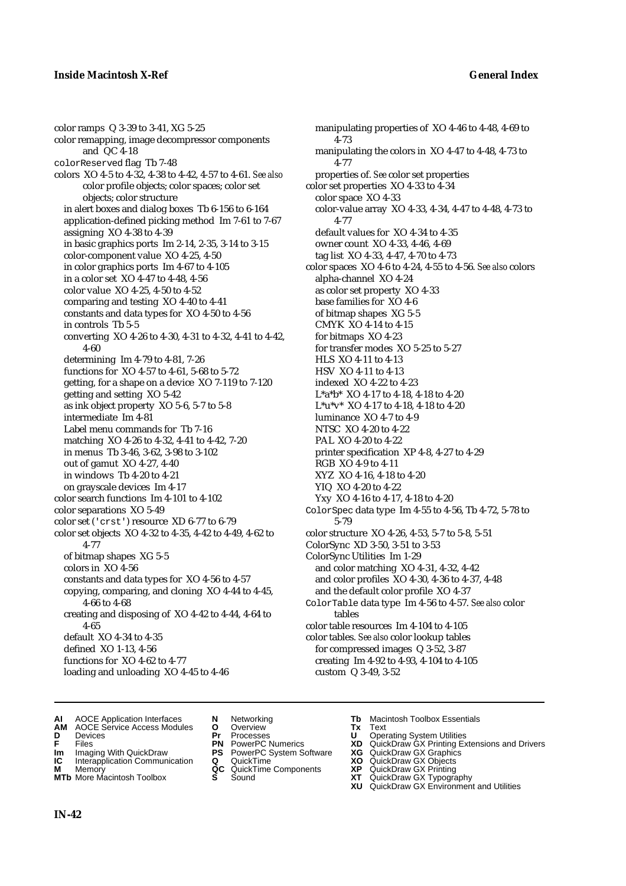color ramps Q 3-39 to 3-41, XG 5-25
color remapping, image decompressor components and QC 4-18
`colorReserved` flag Tb 7-48
colors XO 4-5 to 4-32, 4-38 to 4-42, 4-57 to 4-61. *See also* color profile objects; color spaces; color set objects; color structure
  in alert boxes and dialog boxes Tb 6-156 to 6-164
  application-defined picking method Im 7-61 to 7-67
  assigning XO 4-38 to 4-39
  in basic graphics ports Im 2-14, 2-35, 3-14 to 3-15
  color-component value XO 4-25, 4-50
  in color graphics ports Im 4-67 to 4-105
  in a color set XO 4-47 to 4-48, 4-56
  color value XO 4-25, 4-50 to 4-52
  comparing and testing XO 4-40 to 4-41
  constants and data types for XO 4-50 to 4-56
  in controls Tb 5-5
  converting XO 4-26 to 4-30, 4-31 to 4-32, 4-41 to 4-42, 4-60
  determining Im 4-79 to 4-81, 7-26
  functions for XO 4-57 to 4-61, 5-68 to 5-72
  getting, for a shape on a device XO 7-119 to 7-120
  getting and setting XO 5-42
  as ink object property XO 5-6, 5-7 to 5-8
  intermediate Im 4-81
  Label menu commands for Tb 7-16
  matching XO 4-26 to 4-32, 4-41 to 4-42, 7-20
  in menus Tb 3-46, 3-62, 3-98 to 3-102
  out of gamut XO 4-27, 4-40
  in windows Tb 4-20 to 4-21
  on grayscale devices Im 4-17
color search functions Im 4-101 to 4-102
color separations XO 5-49
color set (`'crst'`) resource XD 6-77 to 6-79
color set objects XO 4-32 to 4-35, 4-42 to 4-49, 4-62 to 4-77
  of bitmap shapes XG 5-5
  colors in XO 4-56
  constants and data types for XO 4-56 to 4-57
  copying, comparing, and cloning XO 4-44 to 4-45, 4-66 to 4-68
  creating and disposing of XO 4-42 to 4-44, 4-64 to 4-65
  default XO 4-34 to 4-35
  defined XO 1-13, 4-56
  functions for XO 4-62 to 4-77
  loading and unloading XO 4-45 to 4-46
  manipulating properties of XO 4-46 to 4-48, 4-69 to 4-73
  manipulating the colors in XO 4-47 to 4-48, 4-73 to 4-77
  properties of. *See* color set properties
color set properties XO 4-33 to 4-34
  color space XO 4-33
  color-value array XO 4-33, 4-34, 4-47 to 4-48, 4-73 to 4-77
  default values for XO 4-34 to 4-35
  owner count XO 4-33, 4-46, 4-69
  tag list XO 4-33, 4-47, 4-70 to 4-73
color spaces XO 4-6 to 4-24, 4-55 to 4-56. *See also* colors
  alpha-channel XO 4-24
  as color set property XO 4-33
  base families for XO 4-6
  of bitmap shapes XG 5-5
  CMYK XO 4-14 to 4-15
  for bitmaps XO 4-23
  for transfer modes XO 5-25 to 5-27
  HLS XO 4-11 to 4-13
  HSV XO 4-11 to 4-13
  indexed XO 4-22 to 4-23
  L*a*b* XO 4-17 to 4-18, 4-18 to 4-20
  L*u*v* XO 4-17 to 4-18, 4-18 to 4-20
  luminance XO 4-7 to 4-9
  NTSC XO 4-20 to 4-22
  PAL XO 4-20 to 4-22
  printer specification XP 4-8, 4-27 to 4-29
  RGB XO 4-9 to 4-11
  XYZ XO 4-16, 4-18 to 4-20
  YIQ XO 4-20 to 4-22
  Yxy XO 4-16 to 4-17, 4-18 to 4-20
`ColorSpec` data type Im 4-55 to 4-56, Tb 4-72, 5-78 to 5-79
color structure XO 4-26, 4-53, 5-7 to 5-8, 5-51
ColorSync XD 3-50, 3-51 to 3-53
ColorSync Utilities Im 1-29
  and color matching XO 4-31, 4-32, 4-42
  and color profiles XO 4-30, 4-36 to 4-37, 4-48
  and the default color profile XO 4-37
`ColorTable` data type Im 4-56 to 4-57. *See also* color tables
color table resources Im 4-104 to 4-105
color tables. *See also* color lookup tables
  for compressed images Q 3-52, 3-87
  creating Im 4-92 to 4-93, 4-104 to 4-105
  custom Q 3-49, 3-52

**AI** AOCE Application Interfaces
**AM** AOCE Service Access Modules
**D** Devices
**F** Files
**Im** Imaging With QuickDraw
**IC** Interapplication Communication
**M** Memory
**MTb** More Macintosh Toolbox
**N** Networking
**O** Overview
**Pr** Processes
**PN** PowerPC Numerics
**PS** PowerPC System Software
**Q** QuickTime
**QC** QuickTime Components
**S** Sound
**Tb** Macintosh Toolbox Essentials
**Tx** Text
**U** Operating System Utilities
**XD** QuickDraw GX Printing Extensions and Drivers
**XG** QuickDraw GX Graphics
**XO** QuickDraw GX Objects
**XP** QuickDraw GX Printing
**XT** QuickDraw GX Typography
**XU** QuickDraw GX Environment and Utilities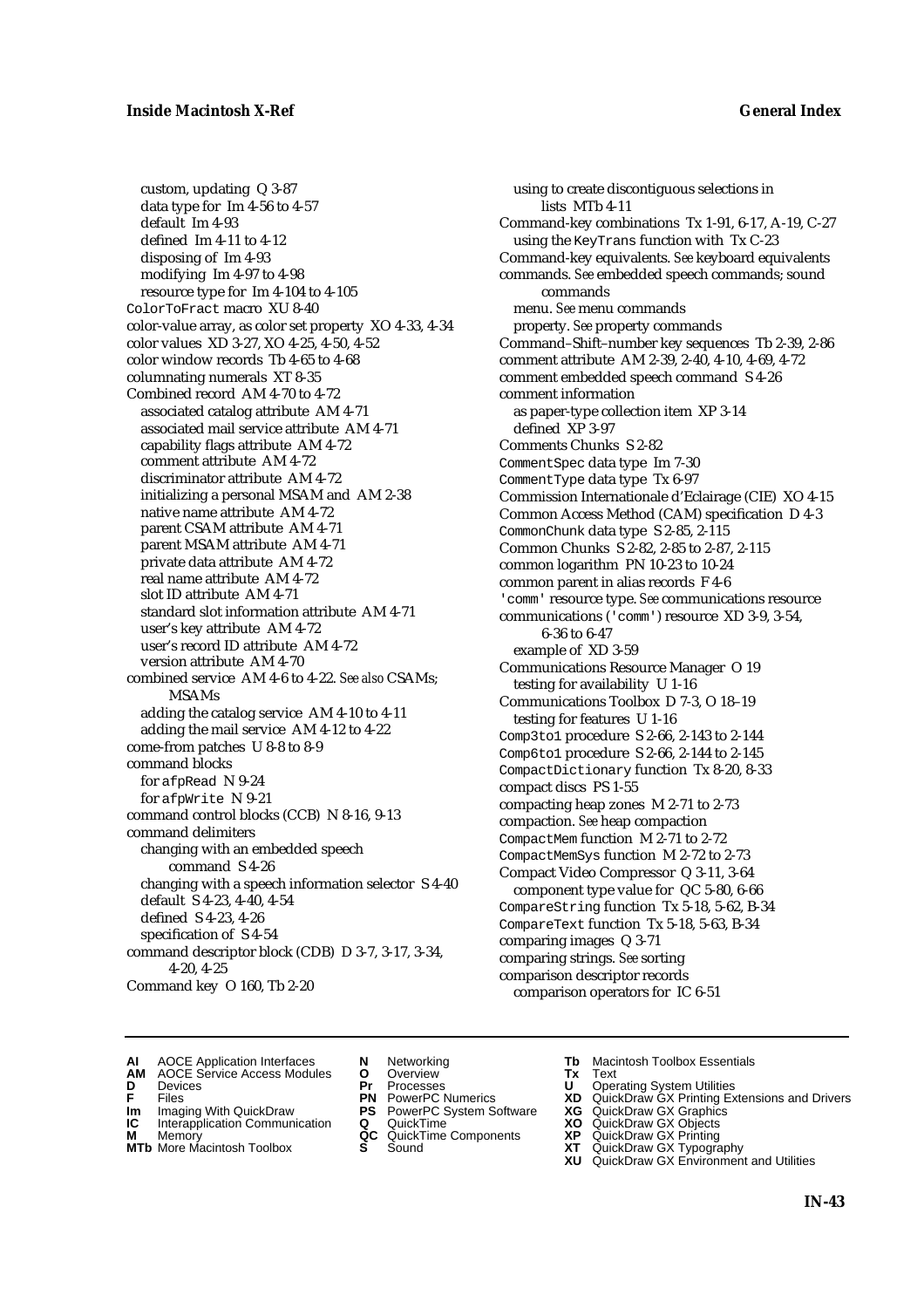custom, updating Q 3-87
data type for Im 4-56 to 4-57
default Im 4-93
defined Im 4-11 to 4-12
disposing of Im 4-93
modifying Im 4-97 to 4-98
resource type for Im 4-104 to 4-105

ColorToFract macro XU 8-40
color-value array, as color set property XO 4-33, 4-34
color values XD 3-27, XO 4-25, 4-50, 4-52
color window records Tb 4-65 to 4-68
columnating numerals XT 8-35
Combined record AM 4-70 to 4-72
associated catalog attribute AM 4-71
associated mail service attribute AM 4-71
capability flags attribute AM 4-72
comment attribute AM 4-72
discriminator attribute AM 4-72
initializing a personal MSAM and AM 2-38
native name attribute AM 4-72
parent CSAM attribute AM 4-71
parent MSAM attribute AM 4-71
private data attribute AM 4-72
real name attribute AM 4-72
slot ID attribute AM 4-71
standard slot information attribute AM 4-71
user's key attribute AM 4-72
user's record ID attribute AM 4-72
version attribute AM 4-70

combined service AM 4-6 to 4-22. *See also* CSAMs; MSAMs
adding the catalog service AM 4-10 to 4-11
adding the mail service AM 4-12 to 4-22

come-from patches U 8-8 to 8-9
command blocks
for afpRead N 9-24
for afpWrite N 9-21

command control blocks (CCB) N 8-16, 9-13
command delimiters
changing with an embedded speech command S 4-26
changing with a speech information selector S 4-40
default S 4-23, 4-40, 4-54
defined S 4-23, 4-26
specification of S 4-54

command descriptor block (CDB) D 3-7, 3-17, 3-34, 4-20, 4-25
Command key O 160, Tb 2-20
using to create discontiguous selections in lists MTb 4-11

Command-key combinations Tx 1-91, 6-17, A-19, C-27
using the KeyTrans function with Tx C-23

Command-key equivalents. *See* keyboard equivalents
commands. *See* embedded speech commands; sound commands
menu. *See* menu commands
property. *See* property commands

Command–Shift–number key sequences Tb 2-39, 2-86
comment attribute AM 2-39, 2-40, 4-10, 4-69, 4-72
comment embedded speech command S 4-26
comment information
as paper-type collection item XP 3-14
defined XP 3-97

Comments Chunks S 2-82
CommentSpec data type Im 7-30
CommentType data type Tx 6-97
Commission Internationale d'Eclairage (CIE) XO 4-15
Common Access Method (CAM) specification D 4-3
CommonChunk data type S 2-85, 2-115
Common Chunks S 2-82, 2-85 to 2-87, 2-115
common logarithm PN 10-23 to 10-24
common parent in alias records F 4-6
'comm' resource type. *See* communications resource
communications ('comm') resource XD 3-9, 3-54, 6-36 to 6-47
example of XD 3-59

Communications Resource Manager O 19
testing for availability U 1-16

Communications Toolbox D 7-3, O 18–19
testing for features U 1-16

Comp3to1 procedure S 2-66, 2-143 to 2-144
Comp6to1 procedure S 2-66, 2-144 to 2-145
CompactDictionary function Tx 8-20, 8-33
compact discs PS 1-55
compacting heap zones M 2-71 to 2-73
compaction. *See* heap compaction
CompactMem function M 2-71 to 2-72
CompactMemSys function M 2-72 to 2-73
Compact Video Compressor Q 3-11, 3-64
component type value for QC 5-80, 6-66

CompareString function Tx 5-18, 5-62, B-34
CompareText function Tx 5-18, 5-63, B-34
comparing images Q 3-71
comparing strings. *See* sorting
comparison descriptor records
comparison operators for IC 6-51

**AI** AOCE Application Interfaces
**AM** AOCE Service Access Modules
**D** Devices
**F** Files
**Im** Imaging With QuickDraw
**IC** Interapplication Communication
**M** Memory
**MTb** More Macintosh Toolbox
**N** Networking
**O** Overview
**Pr** Processes
**PN** PowerPC Numerics
**PS** PowerPC System Software
**Q** QuickTime
**QC** QuickTime Components
**S** Sound
**Tb** Macintosh Toolbox Essentials
**Tx** Text
**U** Operating System Utilities
**XD** QuickDraw GX Printing Extensions and Drivers
**XG** QuickDraw GX Graphics
**XO** QuickDraw GX Objects
**XP** QuickDraw GX Printing
**XT** QuickDraw GX Typography
**XU** QuickDraw GX Environment and Utilities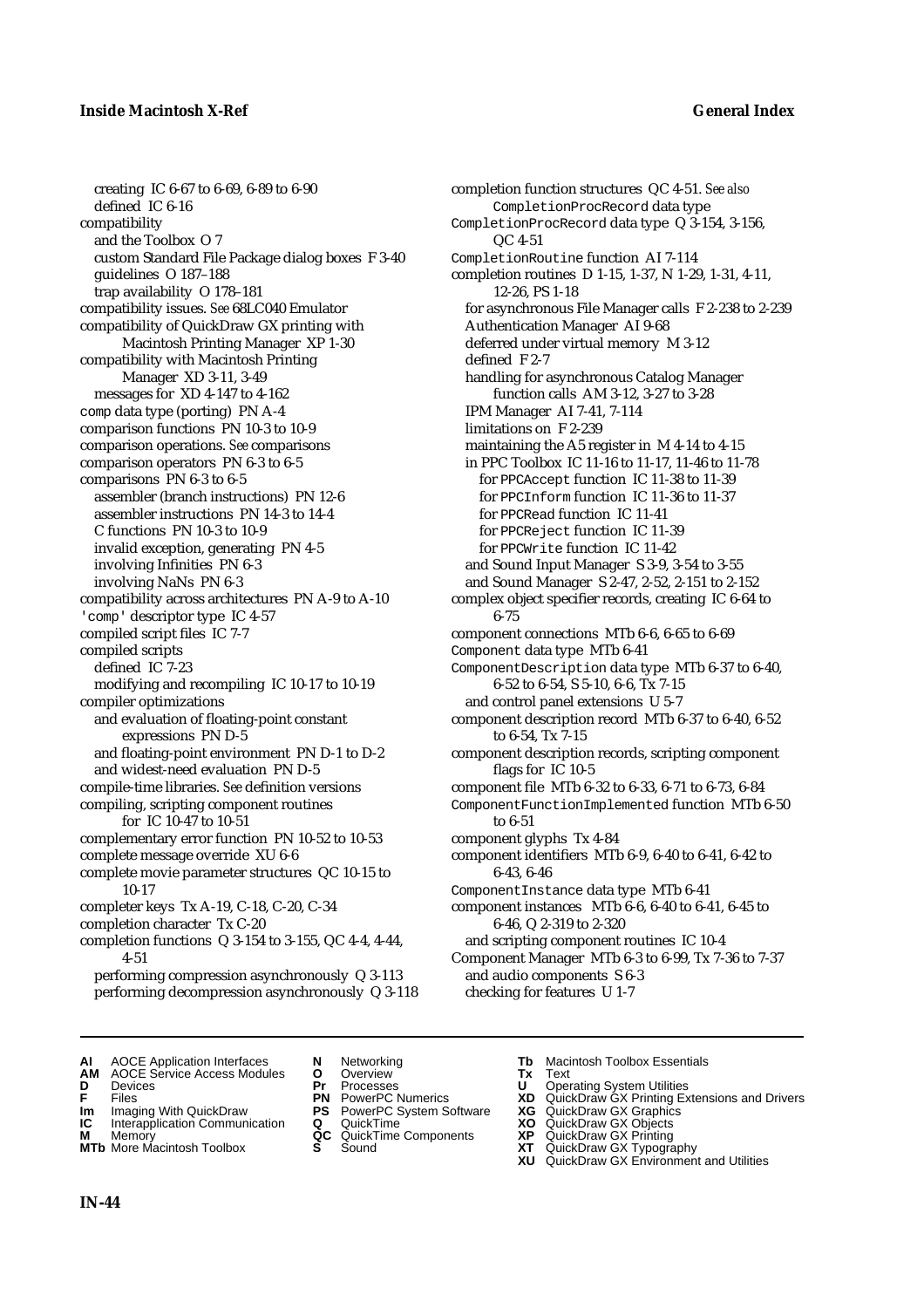creating IC 6-67 to 6-69, 6-89 to 6-90
  defined IC 6-16
compatibility
  and the Toolbox O 7
  custom Standard File Package dialog boxes F 3-40
  guidelines O 187–188
  trap availability O 178–181
compatibility issues. *See* 68LC040 Emulator
compatibility of QuickDraw GX printing with Macintosh Printing Manager XP 1-30
compatibility with Macintosh Printing Manager XD 3-11, 3-49
  messages for XD 4-147 to 4-162
comp data type (porting) PN A-4
comparison functions PN 10-3 to 10-9
comparison operations. *See* comparisons
comparison operators PN 6-3 to 6-5
comparisons PN 6-3 to 6-5
  assembler (branch instructions) PN 12-6
  assembler instructions PN 14-3 to 14-4
  C functions PN 10-3 to 10-9
  invalid exception, generating PN 4-5
  involving Infinities PN 6-3
  involving NaNs PN 6-3
compatibility across architectures PN A-9 to A-10
'comp' descriptor type IC 4-57
compiled script files IC 7-7
compiled scripts
  defined IC 7-23
  modifying and recompiling IC 10-17 to 10-19
compiler optimizations
  and evaluation of floating-point constant expressions PN D-5
  and floating-point environment PN D-1 to D-2
  and widest-need evaluation PN D-5
compile-time libraries. *See* definition versions
compiling, scripting component routines for IC 10-47 to 10-51
complementary error function PN 10-52 to 10-53
complete message override XU 6-6
complete movie parameter structures QC 10-15 to 10-17
completer keys Tx A-19, C-18, C-20, C-34
completion character Tx C-20
completion functions Q 3-154 to 3-155, QC 4-4, 4-44, 4-51
  performing compression asynchronously Q 3-113
  performing decompression asynchronously Q 3-118
completion function structures QC 4-51. *See also* CompletionProcRecord data type
CompletionProcRecord data type Q 3-154, 3-156, QC 4-51
CompletionRoutine function AI 7-114
completion routines D 1-15, 1-37, N 1-29, 1-31, 4-11, 12-26, PS 1-18
  for asynchronous File Manager calls F 2-238 to 2-239
  Authentication Manager AI 9-68
  deferred under virtual memory M 3-12
  defined F 2-7
  handling for asynchronous Catalog Manager function calls AM 3-12, 3-27 to 3-28
  IPM Manager AI 7-41, 7-114
  limitations on F 2-239
  maintaining the A5 register in M 4-14 to 4-15
  in PPC Toolbox IC 11-16 to 11-17, 11-46 to 11-78
    for PPCAccept function IC 11-38 to 11-39
    for PPCInform function IC 11-36 to 11-37
    for PPCRead function IC 11-41
    for PPCReject function IC 11-39
    for PPCWrite function IC 11-42
  and Sound Input Manager S 3-9, 3-54 to 3-55
  and Sound Manager S 2-47, 2-52, 2-151 to 2-152
complex object specifier records, creating IC 6-64 to 6-75
component connections MTb 6-6, 6-65 to 6-69
Component data type MTb 6-41
ComponentDescription data type MTb 6-37 to 6-40, 6-52 to 6-54, S 5-10, 6-6, Tx 7-15
  and control panel extensions U 5-7
component description record MTb 6-37 to 6-40, 6-52 to 6-54, Tx 7-15
component description records, scripting component flags for IC 10-5
component file MTb 6-32 to 6-33, 6-71 to 6-73, 6-84
ComponentFunctionImplemented function MTb 6-50 to 6-51
component glyphs Tx 4-84
component identifiers MTb 6-9, 6-40 to 6-41, 6-42 to 6-43, 6-46
ComponentInstance data type MTb 6-41
component instances MTb 6-6, 6-40 to 6-41, 6-45 to 6-46, Q 2-319 to 2-320
  and scripting component routines IC 10-4
Component Manager MTb 6-3 to 6-99, Tx 7-36 to 7-37
  and audio components S 6-3
  checking for features U 1-7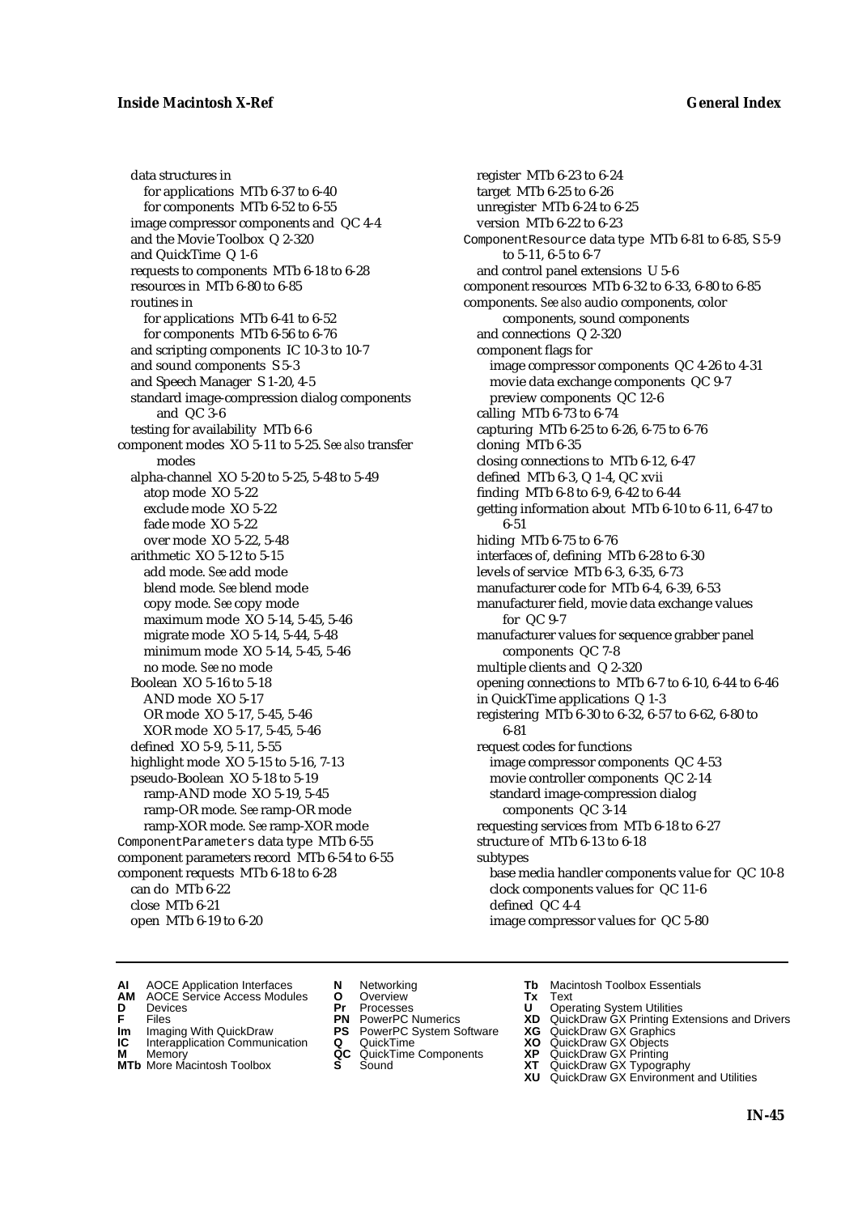data structures in
  for applications MTb 6-37 to 6-40
  for components MTb 6-52 to 6-55
image compressor components and QC 4-4
and the Movie Toolbox Q 2-320
and QuickTime Q 1-6
requests to components MTb 6-18 to 6-28
resources in MTb 6-80 to 6-85
routines in
  for applications MTb 6-41 to 6-52
  for components MTb 6-56 to 6-76
and scripting components IC 10-3 to 10-7
and sound components S 5-3
and Speech Manager S 1-20, 4-5
standard image-compression dialog components and QC 3-6
testing for availability MTb 6-6

component modes XO 5-11 to 5-25. *See also* transfer modes
  alpha-channel XO 5-20 to 5-25, 5-48 to 5-49
    atop mode XO 5-22
    exclude mode XO 5-22
    fade mode XO 5-22
    over mode XO 5-22, 5-48
  arithmetic XO 5-12 to 5-15
    add mode. *See* add mode
    blend mode. *See* blend mode
    copy mode. *See* copy mode
    maximum mode XO 5-14, 5-45, 5-46
    migrate mode XO 5-14, 5-44, 5-48
    minimum mode XO 5-14, 5-45, 5-46
    no mode. *See* no mode
  Boolean XO 5-16 to 5-18
    AND mode XO 5-17
    OR mode XO 5-17, 5-45, 5-46
    XOR mode XO 5-17, 5-45, 5-46
  defined XO 5-9, 5-11, 5-55
  highlight mode XO 5-15 to 5-16, 7-13
  pseudo-Boolean XO 5-18 to 5-19
    ramp-AND mode XO 5-19, 5-45
    ramp-OR mode. *See* ramp-OR mode
    ramp-XOR mode. *See* ramp-XOR mode

`ComponentParameters` data type MTb 6-55

component parameters record MTb 6-54 to 6-55

component requests MTb 6-18 to 6-28
  can do MTb 6-22
  close MTb 6-21
  open MTb 6-19 to 6-20
  register MTb 6-23 to 6-24
  target MTb 6-25 to 6-26
  unregister MTb 6-24 to 6-25
  version MTb 6-22 to 6-23

`ComponentResource` data type MTb 6-81 to 6-85, S 5-9 to 5-11, 6-5 to 6-7
  and control panel extensions U 5-6

component resources MTb 6-32 to 6-33, 6-80 to 6-85

components. *See also* audio components, color components, sound components
  and connections Q 2-320
  component flags for
    image compressor components QC 4-26 to 4-31
    movie data exchange components QC 9-7
    preview components QC 12-6
  calling MTb 6-73 to 6-74
  capturing MTb 6-25 to 6-26, 6-75 to 6-76
  cloning MTb 6-35
  closing connections to MTb 6-12, 6-47
  defined MTb 6-3, Q 1-4, QC xvii
  finding MTb 6-8 to 6-9, 6-42 to 6-44
  getting information about MTb 6-10 to 6-11, 6-47 to 6-51
  hiding MTb 6-75 to 6-76
  interfaces of, defining MTb 6-28 to 6-30
  levels of service MTb 6-3, 6-35, 6-73
  manufacturer code for MTb 6-4, 6-39, 6-53
  manufacturer field, movie data exchange values for QC 9-7
  manufacturer values for sequence grabber panel components QC 7-8
  multiple clients and Q 2-320
  opening connections to MTb 6-7 to 6-10, 6-44 to 6-46
  in QuickTime applications Q 1-3
  registering MTb 6-30 to 6-32, 6-57 to 6-62, 6-80 to 6-81
  request codes for functions
    image compressor components QC 4-53
    movie controller components QC 2-14
    standard image-compression dialog components QC 3-14
  requesting services from MTb 6-18 to 6-27
  structure of MTb 6-13 to 6-18
  subtypes
    base media handler components value for QC 10-8
    clock components values for QC 11-6
    defined QC 4-4
    image compressor values for QC 5-80

**AI** AOCE Application Interfaces **AM** AOCE Service Access Modules **D** Devices **F** Files **Im** Imaging With QuickDraw **IC** Interapplication Communication **M** Memory **MTb** More Macintosh Toolbox **N** Networking **O** Overview **Pr** Processes **PN** PowerPC Numerics **PS** PowerPC System Software **Q** QuickTime **QC** QuickTime Components **S** Sound **Tb** Macintosh Toolbox Essentials **Tx** Text **U** Operating System Utilities **XD** QuickDraw GX Printing Extensions and Drivers **XG** QuickDraw GX Graphics **XO** QuickDraw GX Objects **XP** QuickDraw GX Printing **XT** QuickDraw GX Typography **XU** QuickDraw GX Environment and Utilities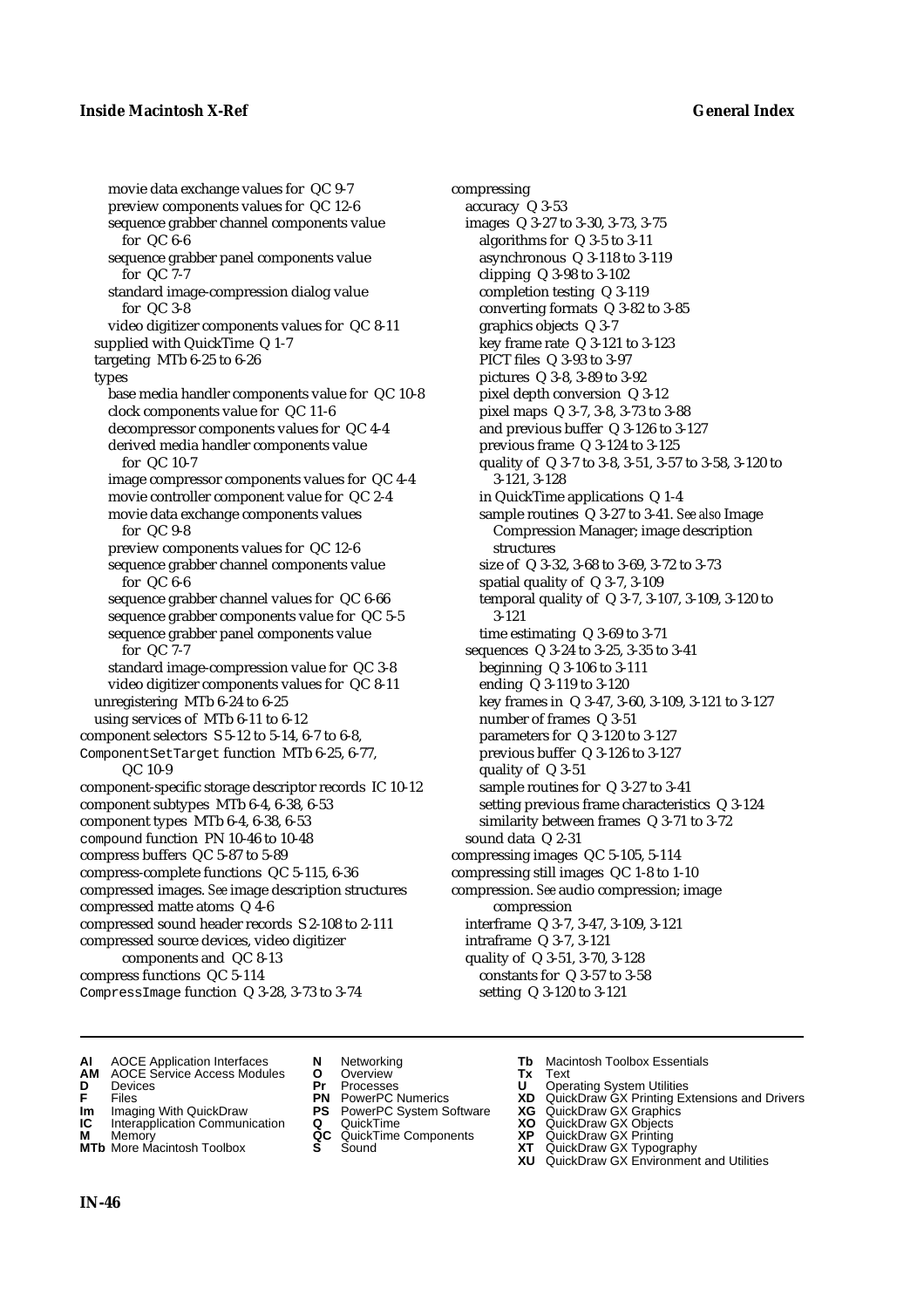movie data exchange values for QC 9-7
preview components values for QC 12-6
sequence grabber channel components value for QC 6-6
sequence grabber panel components value for QC 7-7
standard image-compression dialog value for QC 3-8
video digitizer components values for QC 8-11
supplied with QuickTime Q 1-7
targeting MTb 6-25 to 6-26
types
base media handler components value for QC 10-8
clock components value for QC 11-6
decompressor components values for QC 4-4
derived media handler components value for QC 10-7
image compressor components values for QC 4-4
movie controller component value for QC 2-4
movie data exchange components values for QC 9-8
preview components values for QC 12-6
sequence grabber channel components value for QC 6-6
sequence grabber channel values for QC 6-66
sequence grabber components value for QC 5-5
sequence grabber panel components value for QC 7-7
standard image-compression value for QC 3-8
video digitizer components values for QC 8-11
unregistering MTb 6-24 to 6-25
using services of MTb 6-11 to 6-12
component selectors S 5-12 to 5-14, 6-7 to 6-8,
`ComponentSetTarget` function MTb 6-25, 6-77, QC 10-9
component-specific storage descriptor records IC 10-12
component subtypes MTb 6-4, 6-38, 6-53
component types MTb 6-4, 6-38, 6-53
`compound` function PN 10-46 to 10-48
compress buffers QC 5-87 to 5-89
compress-complete functions QC 5-115, 6-36
compressed images. *See* image description structures
compressed matte atoms Q 4-6
compressed sound header records S 2-108 to 2-111
compressed source devices, video digitizer components and QC 8-13
compress functions QC 5-114
`CompressImage` function Q 3-28, 3-73 to 3-74

compressing
accuracy Q 3-53
images Q 3-27 to 3-30, 3-73, 3-75
algorithms for Q 3-5 to 3-11
asynchronous Q 3-118 to 3-119
clipping Q 3-98 to 3-102
completion testing Q 3-119
converting formats Q 3-82 to 3-85
graphics objects Q 3-7
key frame rate Q 3-121 to 3-123
PICT files Q 3-93 to 3-97
pictures Q 3-8, 3-89 to 3-92
pixel depth conversion Q 3-12
pixel maps Q 3-7, 3-8, 3-73 to 3-88
and previous buffer Q 3-126 to 3-127
previous frame Q 3-124 to 3-125
quality of Q 3-7 to 3-8, 3-51, 3-57 to 3-58, 3-120 to 3-121, 3-128
in QuickTime applications Q 1-4
sample routines Q 3-27 to 3-41. *See also* Image Compression Manager; image description structures
size of Q 3-32, 3-68 to 3-69, 3-72 to 3-73
spatial quality of Q 3-7, 3-109
temporal quality of Q 3-7, 3-107, 3-109, 3-120 to 3-121
time estimating Q 3-69 to 3-71
sequences Q 3-24 to 3-25, 3-35 to 3-41
beginning Q 3-106 to 3-111
ending Q 3-119 to 3-120
key frames in Q 3-47, 3-60, 3-109, 3-121 to 3-127
number of frames Q 3-51
parameters for Q 3-120 to 3-127
previous buffer Q 3-126 to 3-127
quality of Q 3-51
sample routines for Q 3-27 to 3-41
setting previous frame characteristics Q 3-124
similarity between frames Q 3-71 to 3-72
sound data Q 2-31
compressing images QC 5-105, 5-114
compressing still images QC 1-8 to 1-10
compression. *See* audio compression; image compression
interframe Q 3-7, 3-47, 3-109, 3-121
intraframe Q 3-7, 3-121
quality of Q 3-51, 3-70, 3-128
constants for Q 3-57 to 3-58
setting Q 3-120 to 3-121

**AI** AOCE Application Interfaces
**AM** AOCE Service Access Modules
**D** Devices
**F** Files
**Im** Imaging With QuickDraw
**IC** Interapplication Communication
**M** Memory
**MTb** More Macintosh Toolbox
**N** Networking
**O** Overview
**Pr** Processes
**PN** PowerPC Numerics
**PS** PowerPC System Software
**Q** QuickTime
**QC** QuickTime Components
**S** Sound
**Tb** Macintosh Toolbox Essentials
**Tx** Text
**U** Operating System Utilities
**XD** QuickDraw GX Printing Extensions and Drivers
**XG** QuickDraw GX Graphics
**XO** QuickDraw GX Objects
**XP** QuickDraw GX Printing
**XT** QuickDraw GX Typography
**XU** QuickDraw GX Environment and Utilities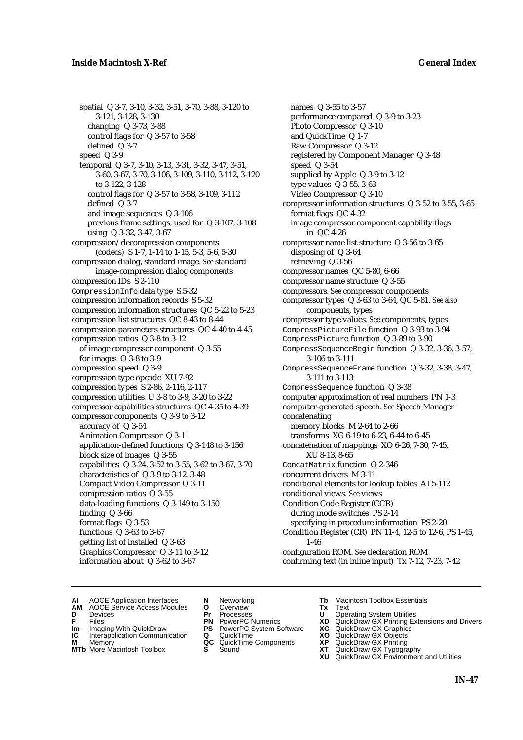spatial Q 3-7, 3-10, 3-32, 3-51, 3-70, 3-88, 3-120 to 3-121, 3-128, 3-130
  changing Q 3-73, 3-88
  control flags for Q 3-57 to 3-58
  defined Q 3-7
speed Q 3-9
temporal Q 3-7, 3-10, 3-13, 3-31, 3-32, 3-47, 3-51, 3-60, 3-67, 3-70, 3-106, 3-109, 3-110, 3-112, 3-120 to 3-122, 3-128
  control flags for Q 3-57 to 3-58, 3-109, 3-112
  defined Q 3-7
  and image sequences Q 3-106
  previous frame settings, used for Q 3-107, 3-108
  using Q 3-32, 3-47, 3-67

compression/decompression components (codecs) S 1-7, 1-14 to 1-15, 5-3, 5-6, 5-30
compression dialog, standard image. *See* standard image-compression dialog components
compression IDs S 2-110
`CompressionInfo` data type S 5-32
compression information records S 5-32
compression information structures QC 5-22 to 5-23
compression list structures QC 8-43 to 8-44
compression parameters structures QC 4-40 to 4-45
compression ratios Q 3-8 to 3-12
  of image compressor component Q 3-55
  for images Q 3-8 to 3-9
compression speed Q 3-9
compression type opcode XU 7-92
compression types S 2-86, 2-116, 2-117
compression utilities U 3-8 to 3-9, 3-20 to 3-22
compressor capabilities structures QC 4-35 to 4-39
compressor components Q 3-9 to 3-12
  accuracy of Q 3-54
  Animation Compressor Q 3-11
  application-defined functions Q 3-148 to 3-156
  block size of images Q 3-55
  capabilities Q 3-24, 3-52 to 3-55, 3-62 to 3-67, 3-70
  characteristics of Q 3-9 to 3-12, 3-48
  Compact Video Compressor Q 3-11
  compression ratios Q 3-55
  data-loading functions Q 3-149 to 3-150
  finding Q 3-66
  format flags Q 3-53
  functions Q 3-63 to 3-67
  getting list of installed Q 3-63
  Graphics Compressor Q 3-11 to 3-12
  information about Q 3-62 to 3-67
  names Q 3-55 to 3-57
  performance compared Q 3-9 to 3-23
  Photo Compressor Q 3-10
  and QuickTime Q 1-7
  Raw Compressor Q 3-12
  registered by Component Manager Q 3-48
  speed Q 3-54
  supplied by Apple Q 3-9 to 3-12
  type values Q 3-55, 3-63
  Video Compressor Q 3-10

compressor information structures Q 3-52 to 3-55, 3-65
  format flags QC 4-32
  image compressor component capability flags in QC 4-26
compressor name list structure Q 3-56 to 3-65
  disposing of Q 3-64
  retrieving Q 3-56
compressor names QC 5-80, 6-66
compressor name structure Q 3-55
compressors. *See* compressor components
compressor types Q 3-63 to 3-64, QC 5-81. *See also* components, types
compressor type values. *See* components, types
`CompressPictureFile` function Q 3-93 to 3-94
`CompressPicture` function Q 3-89 to 3-90
`CompressSequenceBegin` function Q 3-32, 3-36, 3-57, 3-106 to 3-111
`CompressSequenceFrame` function Q 3-32, 3-38, 3-47, 3-111 to 3-113
`CompressSequence` function Q 3-38
computer approximation of real numbers PN 1-3
computer-generated speech. *See* Speech Manager
concatenating
  memory blocks M 2-64 to 2-66
  transforms XG 6-19 to 6-23, 6-44 to 6-45
concatenation of mappings XO 6-26, 7-30, 7-45, XU 8-13, 8-65
`ConcatMatrix` function Q 2-346
concurrent drivers M 3-11
conditional elements for lookup tables AI 5-112
conditional views. *See* views
Condition Code Register (CCR)
  during mode switches PS 2-14
  specifying in procedure information PS 2-20
Condition Register (CR) PN 11-4, 12-5 to 12-6, PS 1-45, 1-46
configuration ROM. *See* declaration ROM
confirming text (in inline input) Tx 7-12, 7-23, 7-42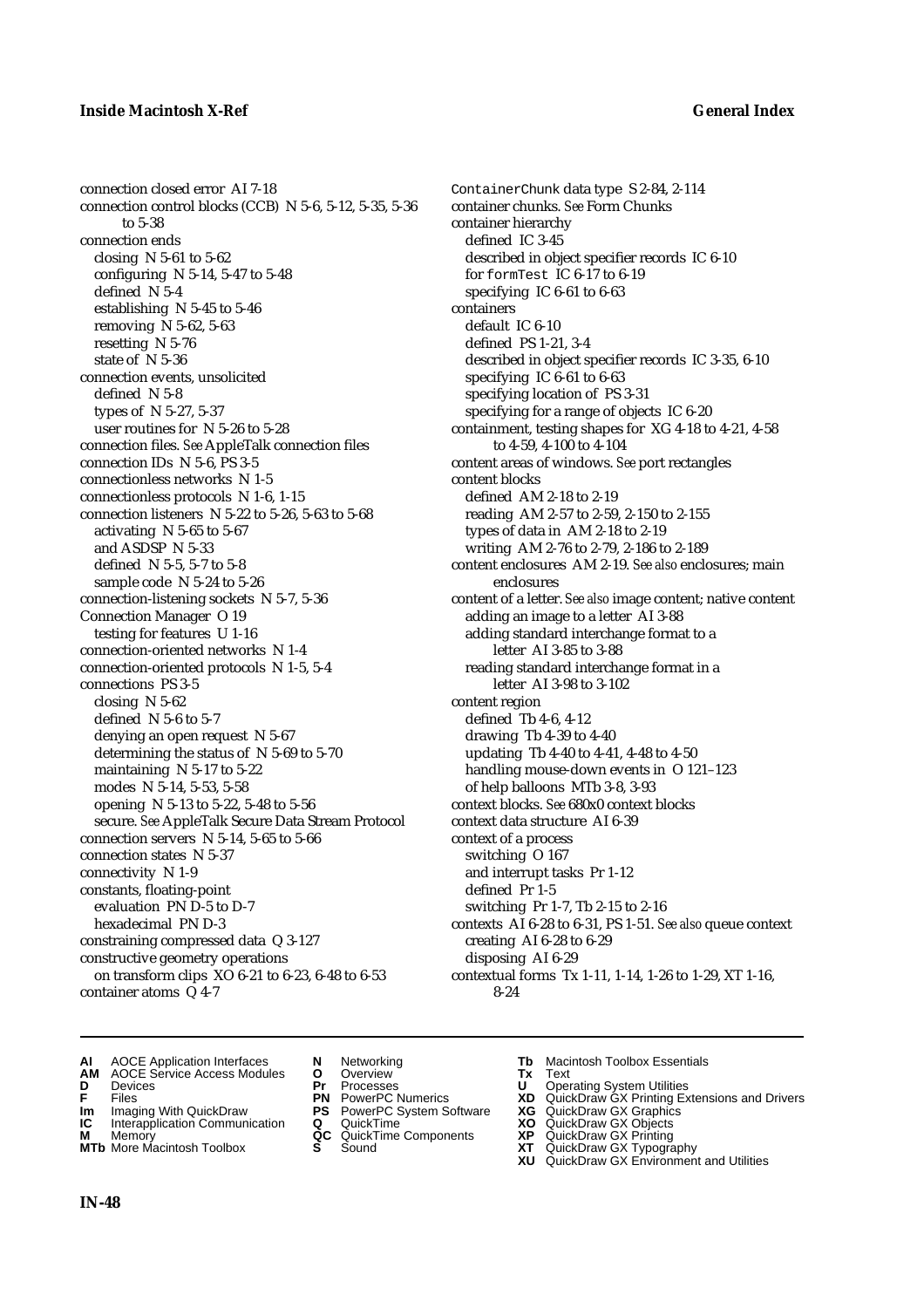connection closed error AI 7-18
connection control blocks (CCB) N 5-6, 5-12, 5-35, 5-36 to 5-38
connection ends
  closing N 5-61 to 5-62
  configuring N 5-14, 5-47 to 5-48
  defined N 5-4
  establishing N 5-45 to 5-46
  removing N 5-62, 5-63
  resetting N 5-76
  state of N 5-36
connection events, unsolicited
  defined N 5-8
  types of N 5-27, 5-37
  user routines for N 5-26 to 5-28
connection files. *See* AppleTalk connection files
connection IDs N 5-6, PS 3-5
connectionless networks N 1-5
connectionless protocols N 1-6, 1-15
connection listeners N 5-22 to 5-26, 5-63 to 5-68
  activating N 5-65 to 5-67
  and ASDSP N 5-33
  defined N 5-5, 5-7 to 5-8
  sample code N 5-24 to 5-26
connection-listening sockets N 5-7, 5-36
Connection Manager O 19
  testing for features U 1-16
connection-oriented networks N 1-4
connection-oriented protocols N 1-5, 5-4
connections PS 3-5
  closing N 5-62
  defined N 5-6 to 5-7
  denying an open request N 5-67
  determining the status of N 5-69 to 5-70
  maintaining N 5-17 to 5-22
  modes N 5-14, 5-53, 5-58
  opening N 5-13 to 5-22, 5-48 to 5-56
  secure. *See* AppleTalk Secure Data Stream Protocol
connection servers N 5-14, 5-65 to 5-66
connection states N 5-37
connectivity N 1-9
constants, floating-point
  evaluation PN D-5 to D-7
  hexadecimal PN D-3
constraining compressed data Q 3-127
constructive geometry operations
  on transform clips XO 6-21 to 6-23, 6-48 to 6-53
container atoms Q 4-7
`ContainerChunk` data type S 2-84, 2-114
container chunks. *See* Form Chunks
container hierarchy
  defined IC 3-45
  described in object specifier records IC 6-10
  for `formTest` IC 6-17 to 6-19
  specifying IC 6-61 to 6-63
containers
  default IC 6-10
  defined PS 1-21, 3-4
  described in object specifier records IC 3-35, 6-10
  specifying IC 6-61 to 6-63
  specifying location of PS 3-31
  specifying for a range of objects IC 6-20
containment, testing shapes for XG 4-18 to 4-21, 4-58 to 4-59, 4-100 to 4-104
content areas of windows. *See* port rectangles
content blocks
  defined AM 2-18 to 2-19
  reading AM 2-57 to 2-59, 2-150 to 2-155
  types of data in AM 2-18 to 2-19
  writing AM 2-76 to 2-79, 2-186 to 2-189
content enclosures AM 2-19. *See also* enclosures; main enclosures
content of a letter. *See also* image content; native content
  adding an image to a letter AI 3-88
  adding standard interchange format to a letter AI 3-85 to 3-88
  reading standard interchange format in a letter AI 3-98 to 3-102
content region
  defined Tb 4-6, 4-12
  drawing Tb 4-39 to 4-40
  updating Tb 4-40 to 4-41, 4-48 to 4-50
  handling mouse-down events in O 121–123
  of help balloons MTb 3-8, 3-93
context blocks. *See* 680x0 context blocks
context data structure AI 6-39
context of a process
  switching O 167
  and interrupt tasks Pr 1-12
  defined Pr 1-5
  switching Pr 1-7, Tb 2-15 to 2-16
contexts AI 6-28 to 6-31, PS 1-51. *See also* queue context
  creating AI 6-28 to 6-29
  disposing AI 6-29
contextual forms Tx 1-11, 1-14, 1-26 to 1-29, XT 1-16, 8-24

**AI** AOCE Application Interfaces
**AM** AOCE Service Access Modules
**D** Devices
**F** Files
**Im** Imaging With QuickDraw
**IC** Interapplication Communication
**M** Memory
**MTb** More Macintosh Toolbox
**N** Networking
**O** Overview
**Pr** Processes
**PN** PowerPC Numerics
**PS** PowerPC System Software
**Q** QuickTime
**QC** QuickTime Components
**S** Sound
**Tb** Macintosh Toolbox Essentials
**Tx** Text
**U** Operating System Utilities
**XD** QuickDraw GX Printing Extensions and Drivers
**XG** QuickDraw GX Graphics
**XO** QuickDraw GX Objects
**XP** QuickDraw GX Printing
**XT** QuickDraw GX Typography
**XU** QuickDraw GX Environment and Utilities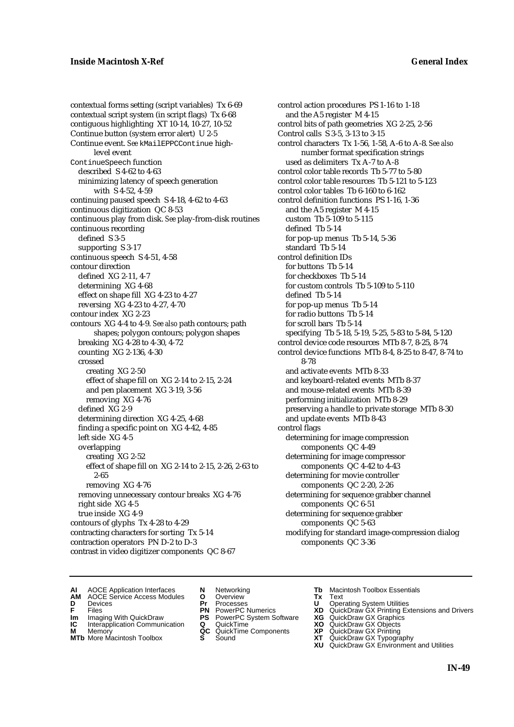contextual forms setting (script variables) Tx 6-69
contextual script system (in script flags) Tx 6-68
contiguous highlighting XT 10-14, 10-27, 10-52
Continue button (system error alert) U 2-5
Continue event. *See* kMailEPPCContinue high-level event
ContinueSpeech function
  described S 4-62 to 4-63
  minimizing latency of speech generation with S 4-52, 4-59
continuing paused speech S 4-18, 4-62 to 4-63
continuous digitization QC 8-53
continuous play from disk. *See* play-from-disk routines
continuous recording
  defined S 3-5
  supporting S 3-17
continuous speech S 4-51, 4-58
contour direction
  defined XG 2-11, 4-7
  determining XG 4-68
  effect on shape fill XG 4-23 to 4-27
  reversing XG 4-23 to 4-27, 4-70
contour index XG 2-23
contours XG 4-4 to 4-9. *See also* path contours; path shapes; polygon contours; polygon shapes
  breaking XG 4-28 to 4-30, 4-72
  counting XG 2-136, 4-30
  crossed
    creating XG 2-50
    effect of shape fill on XG 2-14 to 2-15, 2-24
    and pen placement XG 3-19, 3-56
    removing XG 4-76
  defined XG 2-9
  determining direction XG 4-25, 4-68
  finding a specific point on XG 4-42, 4-85
  left side XG 4-5
  overlapping
    creating XG 2-52
    effect of shape fill on XG 2-14 to 2-15, 2-26, 2-63 to 2-65
    removing XG 4-76
  removing unnecessary contour breaks XG 4-76
  right side XG 4-5
  true inside XG 4-9
contours of glyphs Tx 4-28 to 4-29
contracting characters for sorting Tx 5-14
contraction operators PN D-2 to D-3
contrast in video digitizer components QC 8-67
control action procedures PS 1-16 to 1-18
  and the A5 register M 4-15
control bits of path geometries XG 2-25, 2-56
Control calls S 3-5, 3-13 to 3-15
control characters Tx 1-56, 1-58, A-6 to A-8. *See also* number format specification strings
  used as delimiters Tx A-7 to A-8
control color table records Tb 5-77 to 5-80
control color table resources Tb 5-121 to 5-123
control color tables Tb 6-160 to 6-162
control definition functions PS 1-16, 1-36
  and the A5 register M 4-15
  custom Tb 5-109 to 5-115
  defined Tb 5-14
  for pop-up menus Tb 5-14, 5-36
  standard Tb 5-14
control definition IDs
  for buttons Tb 5-14
  for checkboxes Tb 5-14
  for custom controls Tb 5-109 to 5-110
  defined Tb 5-14
  for pop-up menus Tb 5-14
  for radio buttons Tb 5-14
  for scroll bars Tb 5-14
  specifying Tb 5-18, 5-19, 5-25, 5-83 to 5-84, 5-120
control device code resources MTb 8-7, 8-25, 8-74
control device functions MTb 8-4, 8-25 to 8-47, 8-74 to 8-78
  and activate events MTb 8-33
  and keyboard-related events MTb 8-37
  and mouse-related events MTb 8-39
  performing initialization MTb 8-29
  preserving a handle to private storage MTb 8-30
  and update events MTb 8-43
control flags
  determining for image compression components QC 4-49
  determining for image compressor components QC 4-42 to 4-43
  determining for movie controller components QC 2-20, 2-26
  determining for sequence grabber channel components QC 6-51
  determining for sequence grabber components QC 5-63
  modifying for standard image-compression dialog components QC 3-36

**AI** AOCE Application Interfaces
**AM** AOCE Service Access Modules
**D** Devices
**F** Files
**Im** Imaging With QuickDraw
**IC** Interapplication Communication
**M** Memory
**MTb** More Macintosh Toolbox
**N** Networking
**O** Overview
**Pr** Processes
**PN** PowerPC Numerics
**PS** PowerPC System Software
**Q** QuickTime
**QC** QuickTime Components
**S** Sound
**Tb** Macintosh Toolbox Essentials
**Tx** Text
**U** Operating System Utilities
**XD** QuickDraw GX Printing Extensions and Drivers
**XG** QuickDraw GX Graphics
**XO** QuickDraw GX Objects
**XP** QuickDraw GX Printing
**XT** QuickDraw GX Typography
**XU** QuickDraw GX Environment and Utilities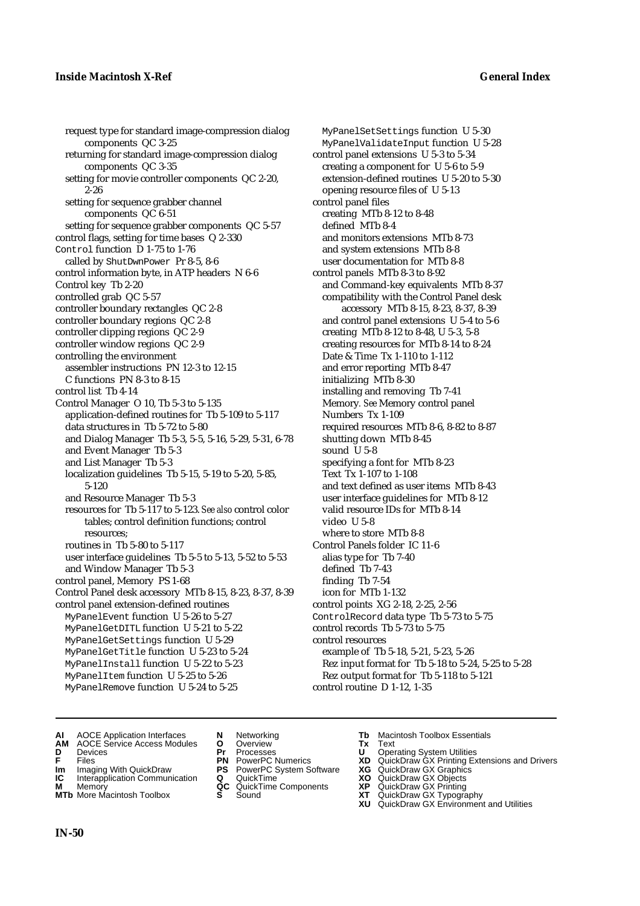request type for standard image-compression dialog components QC 3-25
returning for standard image-compression dialog components QC 3-35
setting for movie controller components QC 2-20, 2-26
setting for sequence grabber channel components QC 6-51
setting for sequence grabber components QC 5-57
control flags, setting for time bases Q 2-330
Control function D 1-75 to 1-76
called by ShutDwnPower Pr 8-5, 8-6
control information byte, in ATP headers N 6-6
Control key Tb 2-20
controlled grab QC 5-57
controller boundary rectangles QC 2-8
controller boundary regions QC 2-8
controller clipping regions QC 2-9
controller window regions QC 2-9
controlling the environment
assembler instructions PN 12-3 to 12-15
C functions PN 8-3 to 8-15
control list Tb 4-14
Control Manager O 10, Tb 5-3 to 5-135
application-defined routines for Tb 5-109 to 5-117
data structures in Tb 5-72 to 5-80
and Dialog Manager Tb 5-3, 5-5, 5-16, 5-29, 5-31, 6-78
and Event Manager Tb 5-3
and List Manager Tb 5-3
localization guidelines Tb 5-15, 5-19 to 5-20, 5-85, 5-120
and Resource Manager Tb 5-3
resources for Tb 5-117 to 5-123. *See also* control color tables; control definition functions; control resources;
routines in Tb 5-80 to 5-117
user interface guidelines Tb 5-5 to 5-13, 5-52 to 5-53
and Window Manager Tb 5-3
control panel, Memory PS 1-68
Control Panel desk accessory MTb 8-15, 8-23, 8-37, 8-39
control panel extension-defined routines
MyPanelEvent function U 5-26 to 5-27
MyPanelGetDITL function U 5-21 to 5-22
MyPanelGetSettings function U 5-29
MyPanelGetTitle function U 5-23 to 5-24
MyPanelInstall function U 5-22 to 5-23
MyPanelItem function U 5-25 to 5-26
MyPanelRemove function U 5-24 to 5-25
MyPanelSetSettings function U 5-30
MyPanelValidateInput function U 5-28
control panel extensions U 5-3 to 5-34
creating a component for U 5-6 to 5-9
extension-defined routines U 5-20 to 5-30
opening resource files of U 5-13
control panel files
creating MTb 8-12 to 8-48
defined MTb 8-4
and monitors extensions MTb 8-73
and system extensions MTb 8-8
user documentation for MTb 8-8
control panels MTb 8-3 to 8-92
and Command-key equivalents MTb 8-37
compatibility with the Control Panel desk accessory MTb 8-15, 8-23, 8-37, 8-39
and control panel extensions U 5-4 to 5-6
creating MTb 8-12 to 8-48, U 5-3, 5-8
creating resources for MTb 8-14 to 8-24
Date & Time Tx 1-110 to 1-112
and error reporting MTb 8-47
initializing MTb 8-30
installing and removing Tb 7-41
Memory. *See* Memory control panel
Numbers Tx 1-109
required resources MTb 8-6, 8-82 to 8-87
shutting down MTb 8-45
sound U 5-8
specifying a font for MTb 8-23
Text Tx 1-107 to 1-108
and text defined as user items MTb 8-43
user interface guidelines for MTb 8-12
valid resource IDs for MTb 8-14
video U 5-8
where to store MTb 8-8
Control Panels folder IC 11-6
alias type for Tb 7-40
defined Tb 7-43
finding Tb 7-54
icon for MTb 1-132
control points XG 2-18, 2-25, 2-56
ControlRecord data type Tb 5-73 to 5-75
control records Tb 5-73 to 5-75
control resources
example of Tb 5-18, 5-21, 5-23, 5-26
Rez input format for Tb 5-18 to 5-24, 5-25 to 5-28
Rez output format for Tb 5-118 to 5-121
control routine D 1-12, 1-35

**AI** AOCE Application Interfaces **AM** AOCE Service Access Modules **D** Devices **F** Files **Im** Imaging With QuickDraw **IC** Interapplication Communication **M** Memory **MTb** More Macintosh Toolbox **N** Networking **O** Overview **Pr** Processes **PN** PowerPC Numerics **PS** PowerPC System Software **Q** QuickTime **QC** QuickTime Components **S** Sound **Tb** Macintosh Toolbox Essentials **Tx** Text **U** Operating System Utilities **XD** QuickDraw GX Printing Extensions and Drivers **XG** QuickDraw GX Graphics **XO** QuickDraw GX Objects **XP** QuickDraw GX Printing **XT** QuickDraw GX Typography **XU** QuickDraw GX Environment and Utilities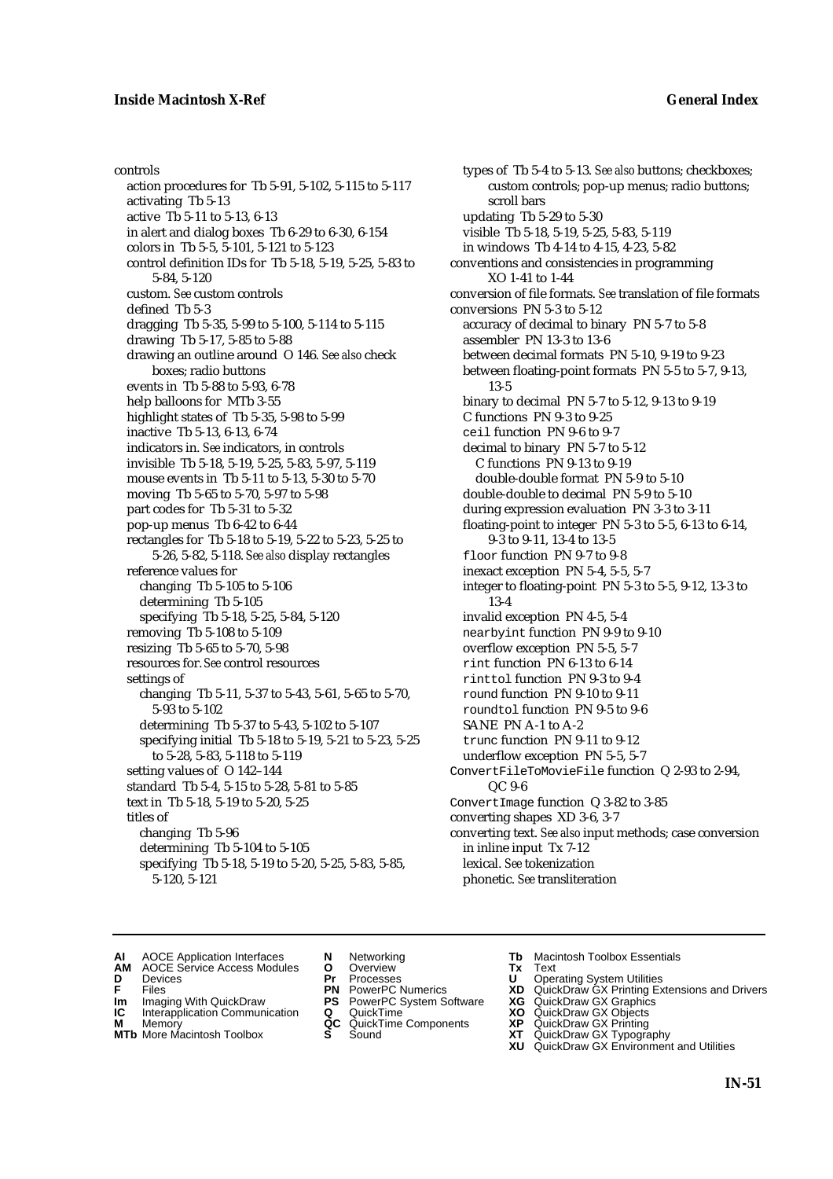controls
  action procedures for Tb 5-91, 5-102, 5-115 to 5-117
  activating Tb 5-13
  active Tb 5-11 to 5-13, 6-13
  in alert and dialog boxes Tb 6-29 to 6-30, 6-154
  colors in Tb 5-5, 5-101, 5-121 to 5-123
  control definition IDs for Tb 5-18, 5-19, 5-25, 5-83 to 5-84, 5-120
  custom. *See* custom controls
  defined Tb 5-3
  dragging Tb 5-35, 5-99 to 5-100, 5-114 to 5-115
  drawing Tb 5-17, 5-85 to 5-88
  drawing an outline around O 146. *See also* check boxes; radio buttons
  events in Tb 5-88 to 5-93, 6-78
  help balloons for MTb 3-55
  highlight states of Tb 5-35, 5-98 to 5-99
  inactive Tb 5-13, 6-13, 6-74
  indicators in. *See* indicators, in controls
  invisible Tb 5-18, 5-19, 5-25, 5-83, 5-97, 5-119
  mouse events in Tb 5-11 to 5-13, 5-30 to 5-70
  moving Tb 5-65 to 5-70, 5-97 to 5-98
  part codes for Tb 5-31 to 5-32
  pop-up menus Tb 6-42 to 6-44
  rectangles for Tb 5-18 to 5-19, 5-22 to 5-23, 5-25 to 5-26, 5-82, 5-118. *See also* display rectangles
  reference values for
    changing Tb 5-105 to 5-106
    determining Tb 5-105
    specifying Tb 5-18, 5-25, 5-84, 5-120
  removing Tb 5-108 to 5-109
  resizing Tb 5-65 to 5-70, 5-98
  resources for. *See* control resources
  settings of
    changing Tb 5-11, 5-37 to 5-43, 5-61, 5-65 to 5-70, 5-93 to 5-102
    determining Tb 5-37 to 5-43, 5-102 to 5-107
    specifying initial Tb 5-18 to 5-19, 5-21 to 5-23, 5-25 to 5-28, 5-83, 5-118 to 5-119
  setting values of O 142–144
  standard Tb 5-4, 5-15 to 5-28, 5-81 to 5-85
  text in Tb 5-18, 5-19 to 5-20, 5-25
  titles of
    changing Tb 5-96
    determining Tb 5-104 to 5-105
    specifying Tb 5-18, 5-19 to 5-20, 5-25, 5-83, 5-85, 5-120, 5-121
  types of Tb 5-4 to 5-13. *See also* buttons; checkboxes; custom controls; pop-up menus; radio buttons; scroll bars
  updating Tb 5-29 to 5-30
  visible Tb 5-18, 5-19, 5-25, 5-83, 5-119
  in windows Tb 4-14 to 4-15, 4-23, 5-82
conventions and consistencies in programming XO 1-41 to 1-44
conversion of file formats. *See* translation of file formats
conversions PN 5-3 to 5-12
  accuracy of decimal to binary PN 5-7 to 5-8
  assembler PN 13-3 to 13-6
  between decimal formats PN 5-10, 9-19 to 9-23
  between floating-point formats PN 5-5 to 5-7, 9-13, 13-5
  binary to decimal PN 5-7 to 5-12, 9-13 to 9-19
  C functions PN 9-3 to 9-25
  `ceil` function PN 9-6 to 9-7
  decimal to binary PN 5-7 to 5-12
    C functions PN 9-13 to 9-19
    double-double format PN 5-9 to 5-10
  double-double to decimal PN 5-9 to 5-10
  during expression evaluation PN 3-3 to 3-11
  floating-point to integer PN 5-3 to 5-5, 6-13 to 6-14, 9-3 to 9-11, 13-4 to 13-5
  `floor` function PN 9-7 to 9-8
  inexact exception PN 5-4, 5-5, 5-7
  integer to floating-point PN 5-3 to 5-5, 9-12, 13-3 to 13-4
  invalid exception PN 4-5, 5-4
  `nearbyint` function PN 9-9 to 9-10
  overflow exception PN 5-5, 5-7
  `rint` function PN 6-13 to 6-14
  `rinttol` function PN 9-3 to 9-4
  `round` function PN 9-10 to 9-11
  `roundtol` function PN 9-5 to 9-6
  SANE PN A-1 to A-2
  `trunc` function PN 9-11 to 9-12
  underflow exception PN 5-5, 5-7
`ConvertFileToMovieFile` function Q 2-93 to 2-94, QC 9-6
`ConvertImage` function Q 3-82 to 3-85
converting shapes XD 3-6, 3-7
converting text. *See also* input methods; case conversion
  in inline input Tx 7-12
  lexical. *See* tokenization
  phonetic. *See* transliteration

**AI** AOCE Application Interfaces
**AM** AOCE Service Access Modules
**D** Devices
**F** Files
**Im** Imaging With QuickDraw
**IC** Interapplication Communication
**M** Memory
**MTb** More Macintosh Toolbox
**N** Networking
**O** Overview
**Pr** Processes
**PN** PowerPC Numerics
**PS** PowerPC System Software
**Q** QuickTime
**QC** QuickTime Components
**S** Sound
**Tb** Macintosh Toolbox Essentials
**Tx** Text
**U** Operating System Utilities
**XD** QuickDraw GX Printing Extensions and Drivers
**XG** QuickDraw GX Graphics
**XO** QuickDraw GX Objects
**XP** QuickDraw GX Printing
**XT** QuickDraw GX Typography
**XU** QuickDraw GX Environment and Utilities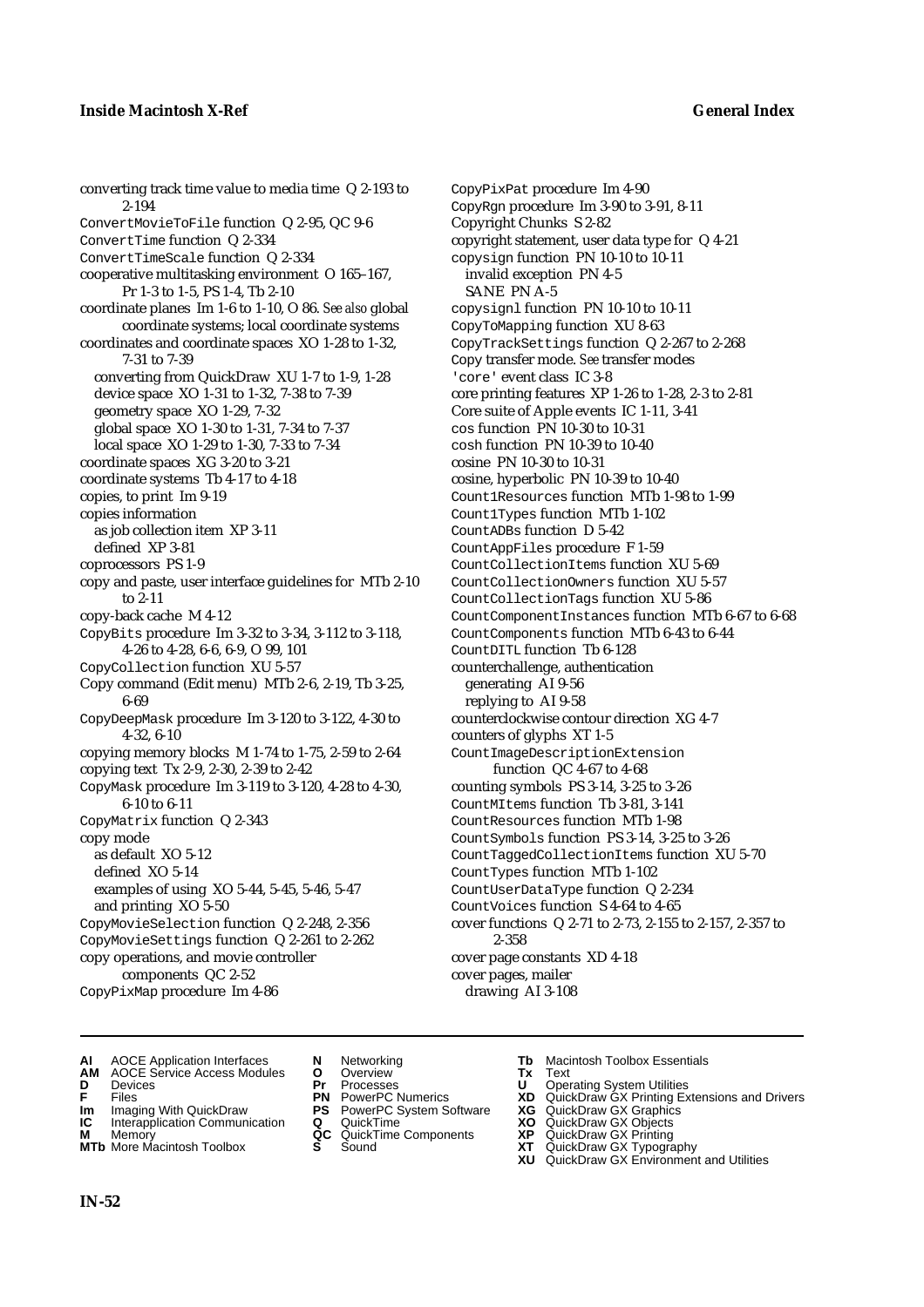converting track time value to media time Q 2-193 to 2-194
ConvertMovieToFile function Q 2-95, QC 9-6
ConvertTime function Q 2-334
ConvertTimeScale function Q 2-334
cooperative multitasking environment O 165–167, Pr 1-3 to 1-5, PS 1-4, Tb 2-10
coordinate planes Im 1-6 to 1-10, O 86. *See also* global coordinate systems; local coordinate systems
coordinates and coordinate spaces XO 1-28 to 1-32, 7-31 to 7-39
  converting from QuickDraw XU 1-7 to 1-9, 1-28
  device space XO 1-31 to 1-32, 7-38 to 7-39
  geometry space XO 1-29, 7-32
  global space XO 1-30 to 1-31, 7-34 to 7-37
  local space XO 1-29 to 1-30, 7-33 to 7-34
coordinate spaces XG 3-20 to 3-21
coordinate systems Tb 4-17 to 4-18
copies, to print Im 9-19
copies information
  as job collection item XP 3-11
  defined XP 3-81
coprocessors PS 1-9
copy and paste, user interface guidelines for MTb 2-10 to 2-11
copy-back cache M 4-12
CopyBits procedure Im 3-32 to 3-34, 3-112 to 3-118, 4-26 to 4-28, 6-6, 6-9, O 99, 101
CopyCollection function XU 5-57
Copy command (Edit menu) MTb 2-6, 2-19, Tb 3-25, 6-69
CopyDeepMask procedure Im 3-120 to 3-122, 4-30 to 4-32, 6-10
copying memory blocks M 1-74 to 1-75, 2-59 to 2-64
copying text Tx 2-9, 2-30, 2-39 to 2-42
CopyMask procedure Im 3-119 to 3-120, 4-28 to 4-30, 6-10 to 6-11
CopyMatrix function Q 2-343
copy mode
  as default XO 5-12
  defined XO 5-14
  examples of using XO 5-44, 5-45, 5-46, 5-47
  and printing XO 5-50
CopyMovieSelection function Q 2-248, 2-356
CopyMovieSettings function Q 2-261 to 2-262
copy operations, and movie controller components QC 2-52
CopyPixMap procedure Im 4-86
CopyPixPat procedure Im 4-90
CopyRgn procedure Im 3-90 to 3-91, 8-11
Copyright Chunks S 2-82
copyright statement, user data type for Q 4-21
copysign function PN 10-10 to 10-11
  invalid exception PN 4-5
  SANE PN A-5
copysignl function PN 10-10 to 10-11
CopyToMapping function XU 8-63
CopyTrackSettings function Q 2-267 to 2-268
Copy transfer mode. *See* transfer modes
'core' event class IC 3-8
core printing features XP 1-26 to 1-28, 2-3 to 2-81
Core suite of Apple events IC 1-11, 3-41
cos function PN 10-30 to 10-31
cosh function PN 10-39 to 10-40
cosine PN 10-30 to 10-31
cosine, hyperbolic PN 10-39 to 10-40
Count1Resources function MTb 1-98 to 1-99
Count1Types function MTb 1-102
CountADBs function D 5-42
CountAppFiles procedure F 1-59
CountCollectionItems function XU 5-69
CountCollectionOwners function XU 5-57
CountCollectionTags function XU 5-86
CountComponentInstances function MTb 6-67 to 6-68
CountComponents function MTb 6-43 to 6-44
CountDITL function Tb 6-128
counterchallenge, authentication
  generating AI 9-56
  replying to AI 9-58
counterclockwise contour direction XG 4-7
counters of glyphs XT 1-5
CountImageDescriptionExtension function QC 4-67 to 4-68
counting symbols PS 3-14, 3-25 to 3-26
CountMItems function Tb 3-81, 3-141
CountResources function MTb 1-98
CountSymbols function PS 3-14, 3-25 to 3-26
CountTaggedCollectionItems function XU 5-70
CountTypes function MTb 1-102
CountUserDataType function Q 2-234
CountVoices function S 4-64 to 4-65
cover functions Q 2-71 to 2-73, 2-155 to 2-157, 2-357 to 2-358
cover page constants XD 4-18
cover pages, mailer
  drawing AI 3-108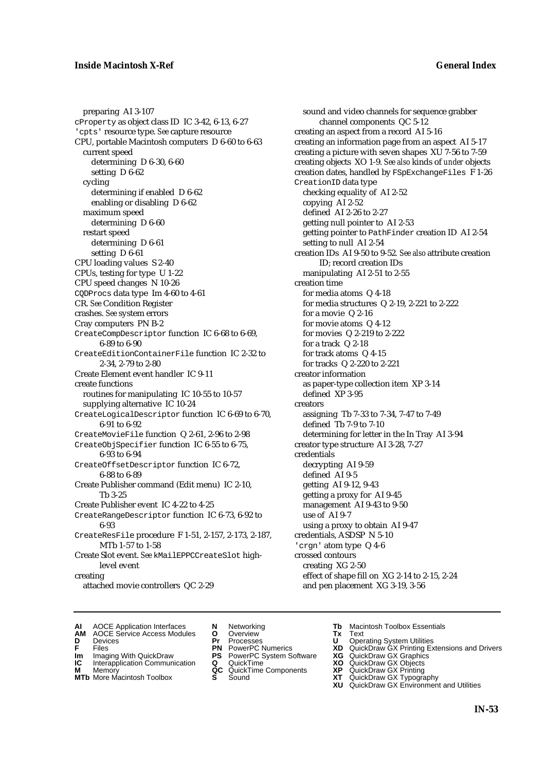preparing AI 3-107
cProperty as object class ID IC 3-42, 6-13, 6-27
'cpts' resource type. *See* capture resource
CPU, portable Macintosh computers D 6-60 to 6-63
  current speed
    determining D 6-30, 6-60
    setting D 6-62
  cycling
    determining if enabled D 6-62
    enabling or disabling D 6-62
  maximum speed
    determining D 6-60
  restart speed
    determining D 6-61
    setting D 6-61
CPU loading values S 2-40
CPUs, testing for type U 1-22
CPU speed changes N 10-26
CQDProcs data type Im 4-60 to 4-61
CR. *See* Condition Register
crashes. *See* system errors
Cray computers PN B-2
CreateCompDescriptor function IC 6-68 to 6-69, 6-89 to 6-90
CreateEditionContainerFile function IC 2-32 to 2-34, 2-79 to 2-80
Create Element event handler IC 9-11
create functions
  routines for manipulating IC 10-55 to 10-57
  supplying alternative IC 10-24
CreateLogicalDescriptor function IC 6-69 to 6-70, 6-91 to 6-92
CreateMovieFile function Q 2-61, 2-96 to 2-98
CreateObjSpecifier function IC 6-55 to 6-75, 6-93 to 6-94
CreateOffsetDescriptor function IC 6-72, 6-88 to 6-89
Create Publisher command (Edit menu) IC 2-10, Tb 3-25
Create Publisher event IC 4-22 to 4-25
CreateRangeDescriptor function IC 6-73, 6-92 to 6-93
CreateResFile procedure F 1-51, 2-157, 2-173, 2-187, MTb 1-57 to 1-58
Create Slot event. *See* kMailEPPCCreateSlot high-level event
creating
  attached movie controllers QC 2-29
  sound and video channels for sequence grabber channel components QC 5-12
creating an aspect from a record AI 5-16
creating an information page from an aspect AI 5-17
creating a picture with seven shapes XU 7-56 to 7-59
creating objects XO 1-9. *See also* kinds of *under* objects
creation dates, handled by FSpExchangeFiles F 1-26
CreationID data type
  checking equality of AI 2-52
  copying AI 2-52
  defined AI 2-26 to 2-27
  getting null pointer to AI 2-53
  getting pointer to PathFinder creation ID AI 2-54
  setting to null AI 2-54
creation IDs AI 9-50 to 9-52. *See also* attribute creation ID; record creation IDs
  manipulating AI 2-51 to 2-55
creation time
  for media atoms Q 4-18
  for media structures Q 2-19, 2-221 to 2-222
  for a movie Q 2-16
  for movie atoms Q 4-12
  for movies Q 2-219 to 2-222
  for a track Q 2-18
  for track atoms Q 4-15
  for tracks Q 2-220 to 2-221
creator information
  as paper-type collection item XP 3-14
  defined XP 3-95
creators
  assigning Tb 7-33 to 7-34, 7-47 to 7-49
  defined Tb 7-9 to 7-10
  determining for letter in the In Tray AI 3-94
creator type structure AI 3-28, 7-27
credentials
  decrypting AI 9-59
  defined AI 9-5
  getting AI 9-12, 9-43
  getting a proxy for AI 9-45
  management AI 9-43 to 9-50
  use of AI 9-7
  using a proxy to obtain AI 9-47
credentials, ASDSP N 5-10
'crgn' atom type Q 4-6
crossed contours
  creating XG 2-50
  effect of shape fill on XG 2-14 to 2-15, 2-24
  and pen placement XG 3-19, 3-56

**AI** AOCE Application Interfaces
**AM** AOCE Service Access Modules
**D** Devices
**F** Files
**Im** Imaging With QuickDraw
**IC** Interapplication Communication
**M** Memory
**MTb** More Macintosh Toolbox
**N** Networking
**O** Overview
**Pr** Processes
**PN** PowerPC Numerics
**PS** PowerPC System Software
**Q** QuickTime
**QC** QuickTime Components
**S** Sound
**Tb** Macintosh Toolbox Essentials
**Tx** Text
**U** Operating System Utilities
**XD** QuickDraw GX Printing Extensions and Drivers
**XG** QuickDraw GX Graphics
**XO** QuickDraw GX Objects
**XP** QuickDraw GX Printing
**XT** QuickDraw GX Typography
**XU** QuickDraw GX Environment and Utilities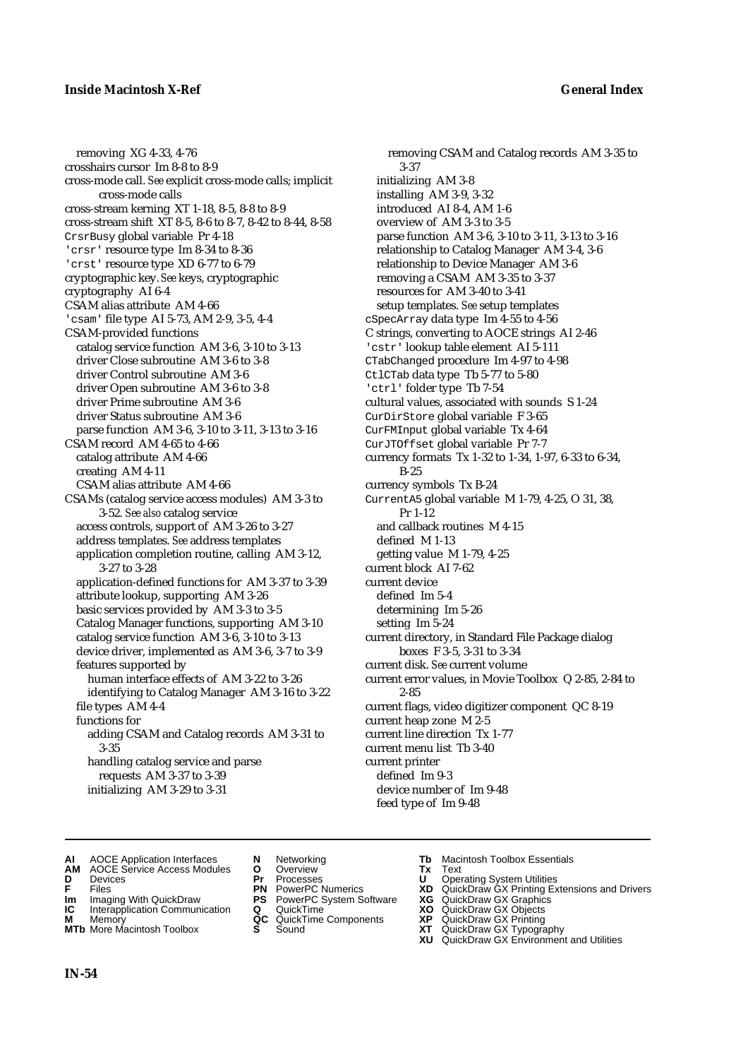removing XG 4-33, 4-76
crosshairs cursor Im 8-8 to 8-9
cross-mode call. *See* explicit cross-mode calls; implicit cross-mode calls
cross-stream kerning XT 1-18, 8-5, 8-8 to 8-9
cross-stream shift XT 8-5, 8-6 to 8-7, 8-42 to 8-44, 8-58
`CrsrBusy` global variable Pr 4-18
`'crsr'` resource type Im 8-34 to 8-36
`'crst'` resource type XD 6-77 to 6-79
cryptographic key. *See* keys, cryptographic
cryptography AI 6-4
CSAM alias attribute AM 4-66
`'csam'` file type AI 5-73, AM 2-9, 3-5, 4-4
CSAM-provided functions
  catalog service function AM 3-6, 3-10 to 3-13
  driver Close subroutine AM 3-6 to 3-8
  driver Control subroutine AM 3-6
  driver Open subroutine AM 3-6 to 3-8
  driver Prime subroutine AM 3-6
  driver Status subroutine AM 3-6
  parse function AM 3-6, 3-10 to 3-11, 3-13 to 3-16
CSAM record AM 4-65 to 4-66
  catalog attribute AM 4-66
  creating AM 4-11
  CSAM alias attribute AM 4-66
CSAMs (catalog service access modules) AM 3-3 to 3-52. *See also* catalog service
  access controls, support of AM 3-26 to 3-27
  address templates. *See* address templates
  application completion routine, calling AM 3-12, 3-27 to 3-28
  application-defined functions for AM 3-37 to 3-39
  attribute lookup, supporting AM 3-26
  basic services provided by AM 3-3 to 3-5
  Catalog Manager functions, supporting AM 3-10
  catalog service function AM 3-6, 3-10 to 3-13
  device driver, implemented as AM 3-6, 3-7 to 3-9
  features supported by
    human interface effects of AM 3-22 to 3-26
    identifying to Catalog Manager AM 3-16 to 3-22
  file types AM 4-4
  functions for
    adding CSAM and Catalog records AM 3-31 to 3-35
    handling catalog service and parse requests AM 3-37 to 3-39
    initializing AM 3-29 to 3-31
    removing CSAM and Catalog records AM 3-35 to 3-37
  initializing AM 3-8
  installing AM 3-9, 3-32
  introduced AI 8-4, AM 1-6
  overview of AM 3-3 to 3-5
  parse function AM 3-6, 3-10 to 3-11, 3-13 to 3-16
  relationship to Catalog Manager AM 3-4, 3-6
  relationship to Device Manager AM 3-6
  removing a CSAM AM 3-35 to 3-37
  resources for AM 3-40 to 3-41
  setup templates. *See* setup templates
`cSpecArray` data type Im 4-55 to 4-56
C strings, converting to AOCE strings AI 2-46
`'cstr'` lookup table element AI 5-111
`CTabChanged` procedure Im 4-97 to 4-98
`CtlCTab` data type Tb 5-77 to 5-80
`'ctrl'` folder type Tb 7-54
cultural values, associated with sounds S 1-24
`CurDirStore` global variable F 3-65
`CurFMInput` global variable Tx 4-64
`CurJTOffset` global variable Pr 7-7
currency formats Tx 1-32 to 1-34, 1-97, 6-33 to 6-34, B-25
currency symbols Tx B-24
`CurrentA5` global variable M 1-79, 4-25, O 31, 38, Pr 1-12
  and callback routines M 4-15
  defined M 1-13
  getting value M 1-79, 4-25
current block AI 7-62
current device
  defined Im 5-4
  determining Im 5-26
  setting Im 5-24
current directory, in Standard File Package dialog boxes F 3-5, 3-31 to 3-34
current disk. *See* current volume
current error values, in Movie Toolbox Q 2-85, 2-84 to 2-85
current flags, video digitizer component QC 8-19
current heap zone M 2-5
current line direction Tx 1-77
current menu list Tb 3-40
current printer
  defined Im 9-3
  device number of Im 9-48
  feed type of Im 9-48

**AI** AOCE Application Interfaces
**AM** AOCE Service Access Modules
**D** Devices
**F** Files
**Im** Imaging With QuickDraw
**IC** Interapplication Communication
**M** Memory
**MTb** More Macintosh Toolbox
**N** Networking
**O** Overview
**Pr** Processes
**PN** PowerPC Numerics
**PS** PowerPC System Software
**Q** QuickTime
**QC** QuickTime Components
**S** Sound
**Tb** Macintosh Toolbox Essentials
**Tx** Text
**U** Operating System Utilities
**XD** QuickDraw GX Printing Extensions and Drivers
**XG** QuickDraw GX Graphics
**XO** QuickDraw GX Objects
**XP** QuickDraw GX Printing
**XT** QuickDraw GX Typography
**XU** QuickDraw GX Environment and Utilities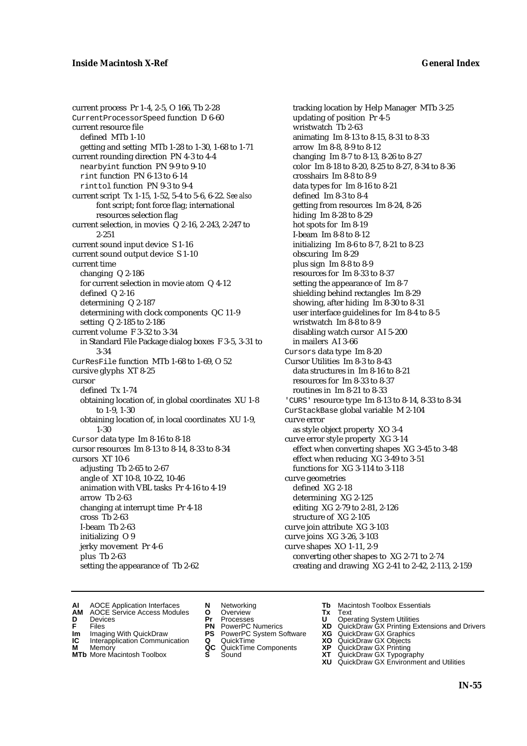current process Pr 1-4, 2-5, O 166, Tb 2-28
CurrentProcessorSpeed function D 6-60
current resource file
  defined MTb 1-10
  getting and setting MTb 1-28 to 1-30, 1-68 to 1-71
current rounding direction PN 4-3 to 4-4
  nearbyint function PN 9-9 to 9-10
  rint function PN 6-13 to 6-14
  rinttol function PN 9-3 to 9-4
current script Tx 1-15, 1-52, 5-4 to 5-6, 6-22. *See also* font script; font force flag; international resources selection flag
current selection, in movies Q 2-16, 2-243, 2-247 to 2-251
current sound input device S 1-16
current sound output device S 1-10
current time
  changing Q 2-186
  for current selection in movie atom Q 4-12
  defined Q 2-16
  determining Q 2-187
  determining with clock components QC 11-9
  setting Q 2-185 to 2-186
current volume F 3-32 to 3-34
  in Standard File Package dialog boxes F 3-5, 3-31 to 3-34
CurResFile function MTb 1-68 to 1-69, O 52
cursive glyphs XT 8-25
cursor
  defined Tx 1-74
  obtaining location of, in global coordinates XU 1-8 to 1-9, 1-30
  obtaining location of, in local coordinates XU 1-9, 1-30
Cursor data type Im 8-16 to 8-18
cursor resources Im 8-13 to 8-14, 8-33 to 8-34
cursors XT 10-6
  adjusting Tb 2-65 to 2-67
  angle of XT 10-8, 10-22, 10-46
  animation with VBL tasks Pr 4-16 to 4-19
  arrow Tb 2-63
  changing at interrupt time Pr 4-18
  cross Tb 2-63
  I-beam Tb 2-63
  initializing O 9
  jerky movement Pr 4-6
  plus Tb 2-63
  setting the appearance of Tb 2-62
  tracking location by Help Manager MTb 3-25
  updating of position Pr 4-5
  wristwatch Tb 2-63
  animating Im 8-13 to 8-15, 8-31 to 8-33
  arrow Im 8-8, 8-9 to 8-12
  changing Im 8-7 to 8-13, 8-26 to 8-27
  color Im 8-18 to 8-20, 8-25 to 8-27, 8-34 to 8-36
  crosshairs Im 8-8 to 8-9
  data types for Im 8-16 to 8-21
  defined Im 8-3 to 8-4
  getting from resources Im 8-24, 8-26
  hiding Im 8-28 to 8-29
  hot spots for Im 8-19
  I-beam Im 8-8 to 8-12
  initializing Im 8-6 to 8-7, 8-21 to 8-23
  obscuring Im 8-29
  plus sign Im 8-8 to 8-9
  resources for Im 8-33 to 8-37
  setting the appearance of Im 8-7
  shielding behind rectangles Im 8-29
  showing, after hiding Im 8-30 to 8-31
  user interface guidelines for Im 8-4 to 8-5
  wristwatch Im 8-8 to 8-9
  disabling watch cursor AI 5-200
  in mailers AI 3-66
Cursors data type Im 8-20
Cursor Utilities Im 8-3 to 8-43
  data structures in Im 8-16 to 8-21
  resources for Im 8-33 to 8-37
  routines in Im 8-21 to 8-33
'CURS' resource type Im 8-13 to 8-14, 8-33 to 8-34
CurStackBase global variable M 2-104
curve error
  as style object property XO 3-4
curve error style property XG 3-14
  effect when converting shapes XG 3-45 to 3-48
  effect when reducing XG 3-49 to 3-51
  functions for XG 3-114 to 3-118
curve geometries
  defined XG 2-18
  determining XG 2-125
  editing XG 2-79 to 2-81, 2-126
  structure of XG 2-105
curve join attribute XG 3-103
curve joins XG 3-26, 3-103
curve shapes XO 1-11, 2-9
  converting other shapes to XG 2-71 to 2-74
  creating and drawing XG 2-41 to 2-42, 2-113, 2-159

**AI** AOCE Application Interfaces
**AM** AOCE Service Access Modules
**D** Devices
**F** Files
**Im** Imaging With QuickDraw
**IC** Interapplication Communication
**M** Memory
**MTb** More Macintosh Toolbox
**N** Networking
**O** Overview
**Pr** Processes
**PN** PowerPC Numerics
**PS** PowerPC System Software
**Q** QuickTime
**QC** QuickTime Components
**S** Sound
**Tb** Macintosh Toolbox Essentials
**Tx** Text
**U** Operating System Utilities
**XD** QuickDraw GX Printing Extensions and Drivers
**XG** QuickDraw GX Graphics
**XO** QuickDraw GX Objects
**XP** QuickDraw GX Printing
**XT** QuickDraw GX Typography
**XU** QuickDraw GX Environment and Utilities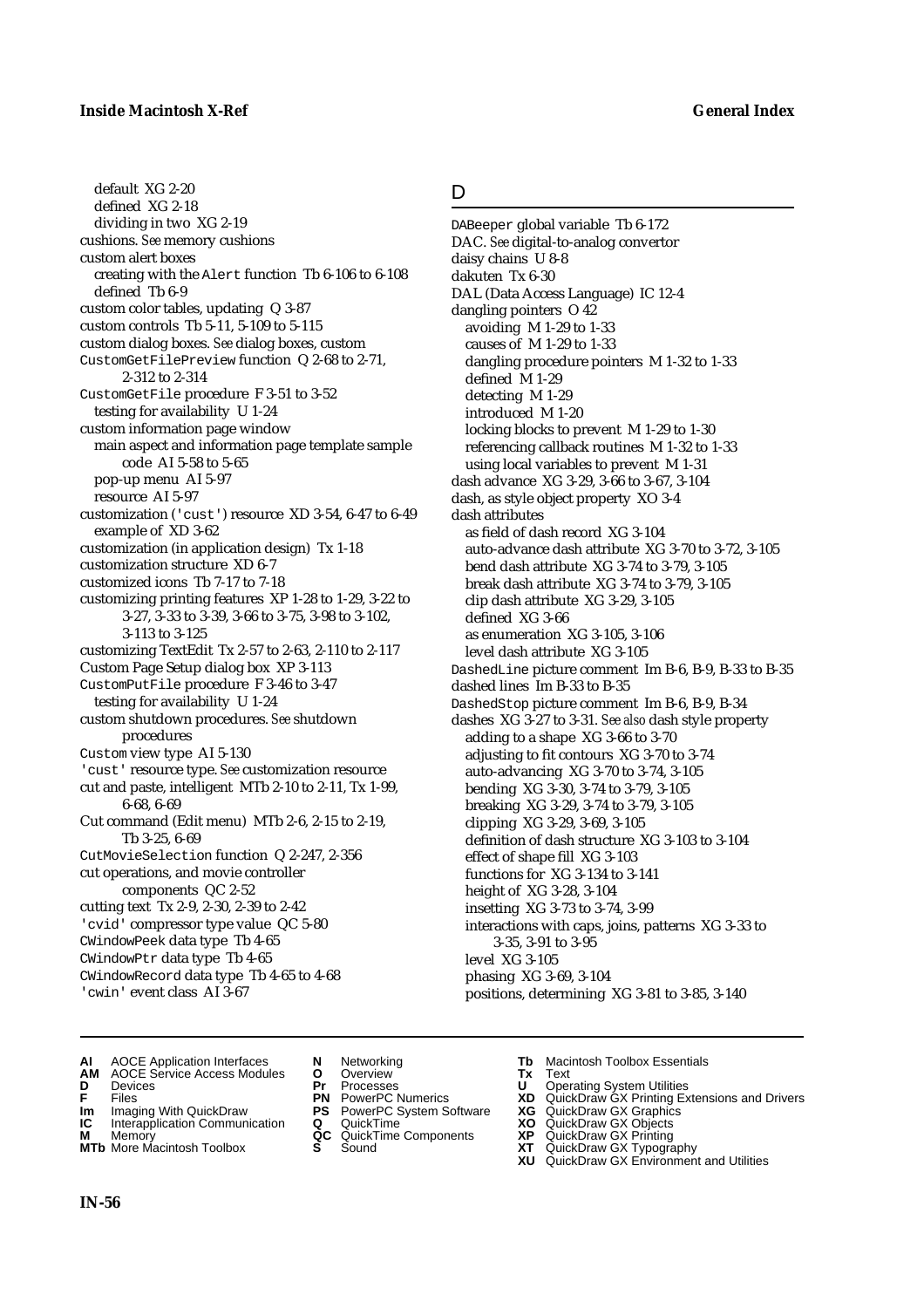default XG 2-20
defined XG 2-18
dividing in two XG 2-19
cushions. *See* memory cushions
custom alert boxes
creating with the `Alert` function Tb 6-106 to 6-108
defined Tb 6-9
custom color tables, updating Q 3-87
custom controls Tb 5-11, 5-109 to 5-115
custom dialog boxes. *See* dialog boxes, custom
`CustomGetFilePreview` function Q 2-68 to 2-71, 2-312 to 2-314
`CustomGetFile` procedure F 3-51 to 3-52
testing for availability U 1-24
custom information page window
main aspect and information page template sample code AI 5-58 to 5-65
pop-up menu AI 5-97
resource AI 5-97
customization (`'cust'`) resource XD 3-54, 6-47 to 6-49
example of XD 3-62
customization (in application design) Tx 1-18
customization structure XD 6-7
customized icons Tb 7-17 to 7-18
customizing printing features XP 1-28 to 1-29, 3-22 to 3-27, 3-33 to 3-39, 3-66 to 3-75, 3-98 to 3-102, 3-113 to 3-125
customizing TextEdit Tx 2-57 to 2-63, 2-110 to 2-117
Custom Page Setup dialog box XP 3-113
`CustomPutFile` procedure F 3-46 to 3-47
testing for availability U 1-24
custom shutdown procedures. *See* shutdown procedures
`Custom` view type AI 5-130
`'cust'` resource type. *See* customization resource
cut and paste, intelligent MTb 2-10 to 2-11, Tx 1-99, 6-68, 6-69
Cut command (Edit menu) MTb 2-6, 2-15 to 2-19, Tb 3-25, 6-69
`CutMovieSelection` function Q 2-247, 2-356
cut operations, and movie controller components QC 2-52
cutting text Tx 2-9, 2-30, 2-39 to 2-42
`'cvid'` compressor type value QC 5-80
`CWindowPeek` data type Tb 4-65
`CWindowPtr` data type Tb 4-65
`CWindowRecord` data type Tb 4-65 to 4-68
`'cwin'` event class AI 3-67

## D

`DABeeper` global variable Tb 6-172
DAC. *See* digital-to-analog convertor
daisy chains U 8-8
dakuten Tx 6-30
DAL (Data Access Language) IC 12-4
dangling pointers O 42
avoiding M 1-29 to 1-33
causes of M 1-29 to 1-33
dangling procedure pointers M 1-32 to 1-33
defined M 1-29
detecting M 1-29
introduced M 1-20
locking blocks to prevent M 1-29 to 1-30
referencing callback routines M 1-32 to 1-33
using local variables to prevent M 1-31
dash advance XG 3-29, 3-66 to 3-67, 3-104
dash, as style object property XO 3-4
dash attributes
as field of dash record XG 3-104
auto-advance dash attribute XG 3-70 to 3-72, 3-105
bend dash attribute XG 3-74 to 3-79, 3-105
break dash attribute XG 3-74 to 3-79, 3-105
clip dash attribute XG 3-29, 3-105
defined XG 3-66
as enumeration XG 3-105, 3-106
level dash attribute XG 3-105
`DashedLine` picture comment Im B-6, B-9, B-33 to B-35
dashed lines Im B-33 to B-35
`DashedStop` picture comment Im B-6, B-9, B-34
dashes XG 3-27 to 3-31. *See also* dash style property
adding to a shape XG 3-66 to 3-70
adjusting to fit contours XG 3-70 to 3-74
auto-advancing XG 3-70 to 3-74, 3-105
bending XG 3-30, 3-74 to 3-79, 3-105
breaking XG 3-29, 3-74 to 3-79, 3-105
clipping XG 3-29, 3-69, 3-105
definition of dash structure XG 3-103 to 3-104
effect of shape fill XG 3-103
functions for XG 3-134 to 3-141
height of XG 3-28, 3-104
insetting XG 3-73 to 3-74, 3-99
interactions with caps, joins, patterns XG 3-33 to 3-35, 3-91 to 3-95
level XG 3-105
phasing XG 3-69, 3-104
positions, determining XG 3-81 to 3-85, 3-140

**AI** AOCE Application Interfaces
**AM** AOCE Service Access Modules
**D** Devices
**F** Files
**Im** Imaging With QuickDraw
**IC** Interapplication Communication
**M** Memory
**MTb** More Macintosh Toolbox
**N** Networking
**O** Overview
**Pr** Processes
**PN** PowerPC Numerics
**PS** PowerPC System Software
**Q** QuickTime
**QC** QuickTime Components
**S** Sound
**Tb** Macintosh Toolbox Essentials
**Tx** Text
**U** Operating System Utilities
**XD** QuickDraw GX Printing Extensions and Drivers
**XG** QuickDraw GX Graphics
**XO** QuickDraw GX Objects
**XP** QuickDraw GX Printing
**XT** QuickDraw GX Typography
**XU** QuickDraw GX Environment and Utilities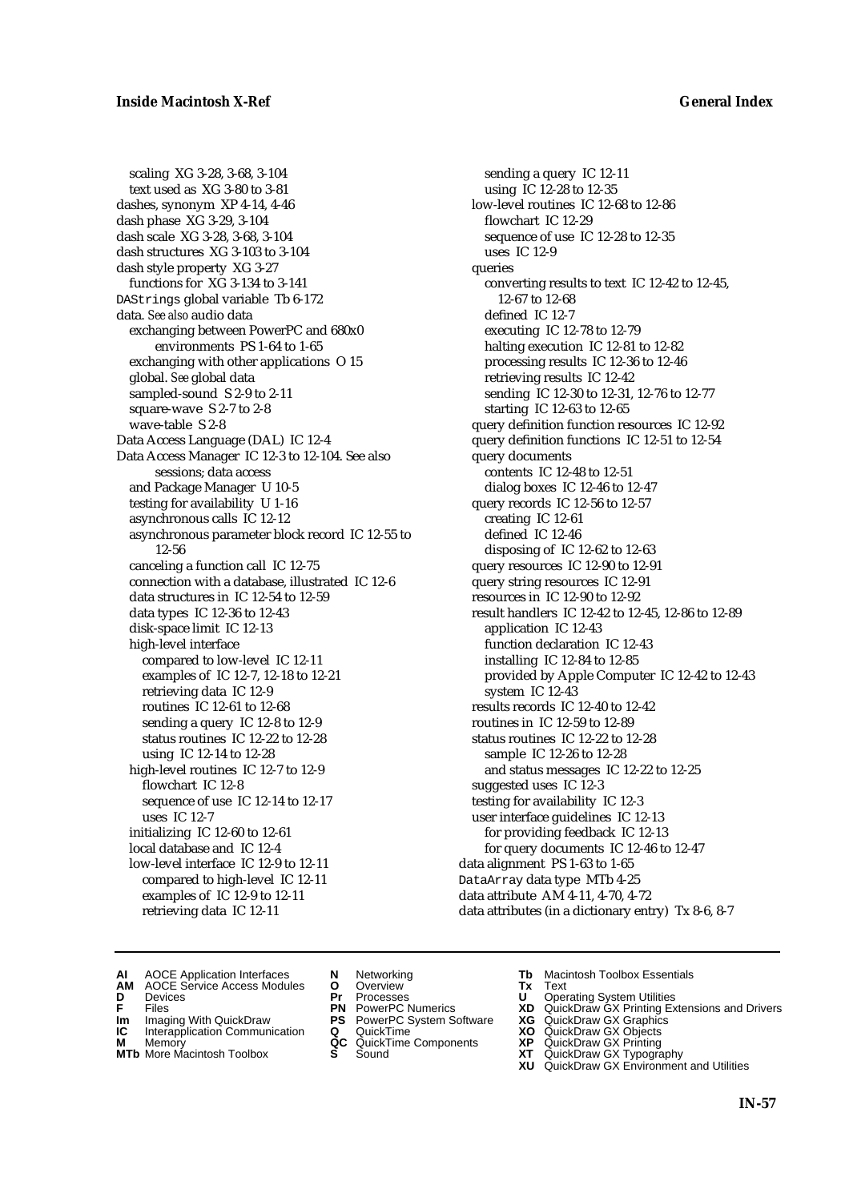scaling XG 3-28, 3-68, 3-104
  text used as XG 3-80 to 3-81
dashes, synonym XP 4-14, 4-46
dash phase XG 3-29, 3-104
dash scale XG 3-28, 3-68, 3-104
dash structures XG 3-103 to 3-104
dash style property XG 3-27
  functions for XG 3-134 to 3-141
DAStrings global variable Tb 6-172
data. *See also* audio data
  exchanging between PowerPC and 680x0 environments PS 1-64 to 1-65
  exchanging with other applications O 15
  global. *See* global data
  sampled-sound S 2-9 to 2-11
  square-wave S 2-7 to 2-8
  wave-table S 2-8
Data Access Language (DAL) IC 12-4
Data Access Manager IC 12-3 to 12-104. See also sessions; data access
  and Package Manager U 10-5
  testing for availability U 1-16
  asynchronous calls IC 12-12
  asynchronous parameter block record IC 12-55 to 12-56
  canceling a function call IC 12-75
  connection with a database, illustrated IC 12-6
  data structures in IC 12-54 to 12-59
  data types IC 12-36 to 12-43
  disk-space limit IC 12-13
  high-level interface
    compared to low-level IC 12-11
    examples of IC 12-7, 12-18 to 12-21
    retrieving data IC 12-9
    routines IC 12-61 to 12-68
    sending a query IC 12-8 to 12-9
    status routines IC 12-22 to 12-28
    using IC 12-14 to 12-28
  high-level routines IC 12-7 to 12-9
    flowchart IC 12-8
    sequence of use IC 12-14 to 12-17
    uses IC 12-7
  initializing IC 12-60 to 12-61
  local database and IC 12-4
  low-level interface IC 12-9 to 12-11
    compared to high-level IC 12-11
    examples of IC 12-9 to 12-11
    retrieving data IC 12-11
    sending a query IC 12-11
    using IC 12-28 to 12-35
  low-level routines IC 12-68 to 12-86
    flowchart IC 12-29
    sequence of use IC 12-28 to 12-35
    uses IC 12-9
  queries
    converting results to text IC 12-42 to 12-45, 12-67 to 12-68
    defined IC 12-7
    executing IC 12-78 to 12-79
    halting execution IC 12-81 to 12-82
    processing results IC 12-36 to 12-46
    retrieving results IC 12-42
    sending IC 12-30 to 12-31, 12-76 to 12-77
    starting IC 12-63 to 12-65
  query definition function resources IC 12-92
  query definition functions IC 12-51 to 12-54
  query documents
    contents IC 12-48 to 12-51
    dialog boxes IC 12-46 to 12-47
  query records IC 12-56 to 12-57
    creating IC 12-61
    defined IC 12-46
    disposing of IC 12-62 to 12-63
  query resources IC 12-90 to 12-91
  query string resources IC 12-91
  resources in IC 12-90 to 12-92
  result handlers IC 12-42 to 12-45, 12-86 to 12-89
    application IC 12-43
    function declaration IC 12-43
    installing IC 12-84 to 12-85
    provided by Apple Computer IC 12-42 to 12-43
    system IC 12-43
  results records IC 12-40 to 12-42
  routines in IC 12-59 to 12-89
  status routines IC 12-22 to 12-28
    sample IC 12-26 to 12-28
    and status messages IC 12-22 to 12-25
  suggested uses IC 12-3
  testing for availability IC 12-3
  user interface guidelines IC 12-13
    for providing feedback IC 12-13
    for query documents IC 12-46 to 12-47
data alignment PS 1-63 to 1-65
DataArray data type MTb 4-25
data attribute AM 4-11, 4-70, 4-72
data attributes (in a dictionary entry) Tx 8-6, 8-7

**AI** AOCE Application Interfaces
**AM** AOCE Service Access Modules
**D** Devices
**F** Files
**Im** Imaging With QuickDraw
**IC** Interapplication Communication
**M** Memory
**MTb** More Macintosh Toolbox
**N** Networking
**O** Overview
**Pr** Processes
**PN** PowerPC Numerics
**PS** PowerPC System Software
**Q** QuickTime
**QC** QuickTime Components
**S** Sound
**Tb** Macintosh Toolbox Essentials
**Tx** Text
**U** Operating System Utilities
**XD** QuickDraw GX Printing Extensions and Drivers
**XG** QuickDraw GX Graphics
**XO** QuickDraw GX Objects
**XP** QuickDraw GX Printing
**XT** QuickDraw GX Typography
**XU** QuickDraw GX Environment and Utilities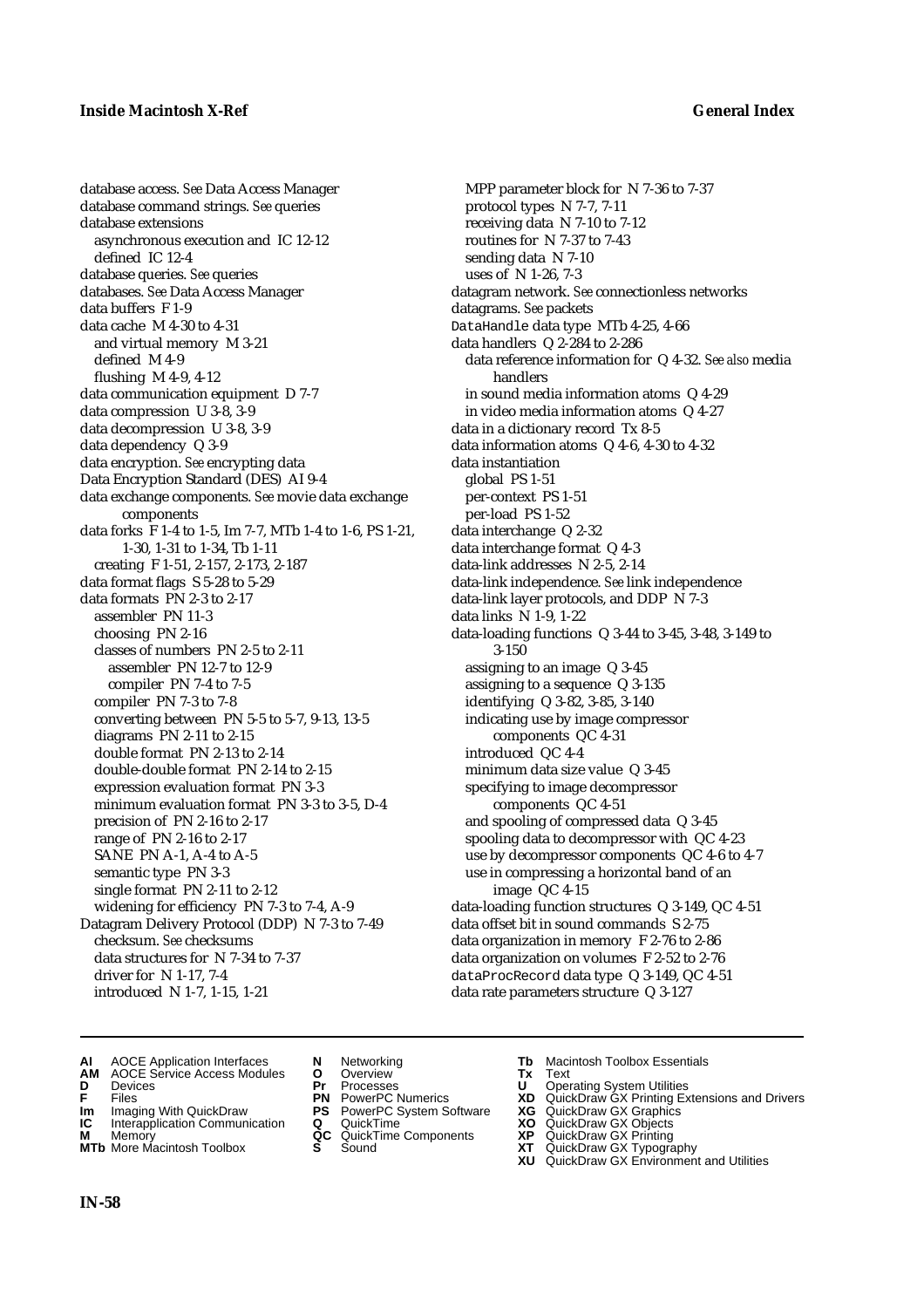database access. *See* Data Access Manager
database command strings. *See* queries
database extensions
  asynchronous execution and IC 12-12
  defined IC 12-4
database queries. *See* queries
databases. *See* Data Access Manager
data buffers F 1-9
data cache M 4-30 to 4-31
  and virtual memory M 3-21
  defined M 4-9
  flushing M 4-9, 4-12
data communication equipment D 7-7
data compression U 3-8, 3-9
data decompression U 3-8, 3-9
data dependency Q 3-9
data encryption. *See* encrypting data
Data Encryption Standard (DES) AI 9-4
data exchange components. *See* movie data exchange components
data forks F 1-4 to 1-5, Im 7-7, MTb 1-4 to 1-6, PS 1-21, 1-30, 1-31 to 1-34, Tb 1-11
  creating F 1-51, 2-157, 2-173, 2-187
data format flags S 5-28 to 5-29
data formats PN 2-3 to 2-17
  assembler PN 11-3
  choosing PN 2-16
  classes of numbers PN 2-5 to 2-11
    assembler PN 12-7 to 12-9
    compiler PN 7-4 to 7-5
  compiler PN 7-3 to 7-8
  converting between PN 5-5 to 5-7, 9-13, 13-5
  diagrams PN 2-11 to 2-15
  double format PN 2-13 to 2-14
  double-double format PN 2-14 to 2-15
  expression evaluation format PN 3-3
  minimum evaluation format PN 3-3 to 3-5, D-4
  precision of PN 2-16 to 2-17
  range of PN 2-16 to 2-17
  SANE PN A-1, A-4 to A-5
  semantic type PN 3-3
  single format PN 2-11 to 2-12
  widening for efficiency PN 7-3 to 7-4, A-9
Datagram Delivery Protocol (DDP) N 7-3 to 7-49
  checksum. *See* checksums
  data structures for N 7-34 to 7-37
  driver for N 1-17, 7-4
  introduced N 1-7, 1-15, 1-21
  MPP parameter block for N 7-36 to 7-37
  protocol types N 7-7, 7-11
  receiving data N 7-10 to 7-12
  routines for N 7-37 to 7-43
  sending data N 7-10
  uses of N 1-26, 7-3
datagram network. *See* connectionless networks
datagrams. *See* packets
`DataHandle` data type MTb 4-25, 4-66
data handlers Q 2-284 to 2-286
  data reference information for Q 4-32. *See also* media handlers
  in sound media information atoms Q 4-29
  in video media information atoms Q 4-27
data in a dictionary record Tx 8-5
data information atoms Q 4-6, 4-30 to 4-32
data instantiation
  global PS 1-51
  per-context PS 1-51
  per-load PS 1-52
data interchange Q 2-32
data interchange format Q 4-3
data-link addresses N 2-5, 2-14
data-link independence. *See* link independence
data-link layer protocols, and DDP N 7-3
data links N 1-9, 1-22
data-loading functions Q 3-44 to 3-45, 3-48, 3-149 to 3-150
  assigning to an image Q 3-45
  assigning to a sequence Q 3-135
  identifying Q 3-82, 3-85, 3-140
  indicating use by image compressor components QC 4-31
  introduced QC 4-4
  minimum data size value Q 3-45
  specifying to image decompressor components QC 4-51
  and spooling of compressed data Q 3-45
  spooling data to decompressor with QC 4-23
  use by decompressor components QC 4-6 to 4-7
  use in compressing a horizontal band of an image QC 4-15
data-loading function structures Q 3-149, QC 4-51
data offset bit in sound commands S 2-75
data organization in memory F 2-76 to 2-86
data organization on volumes F 2-52 to 2-76
`dataProcRecord` data type Q 3-149, QC 4-51
data rate parameters structure Q 3-127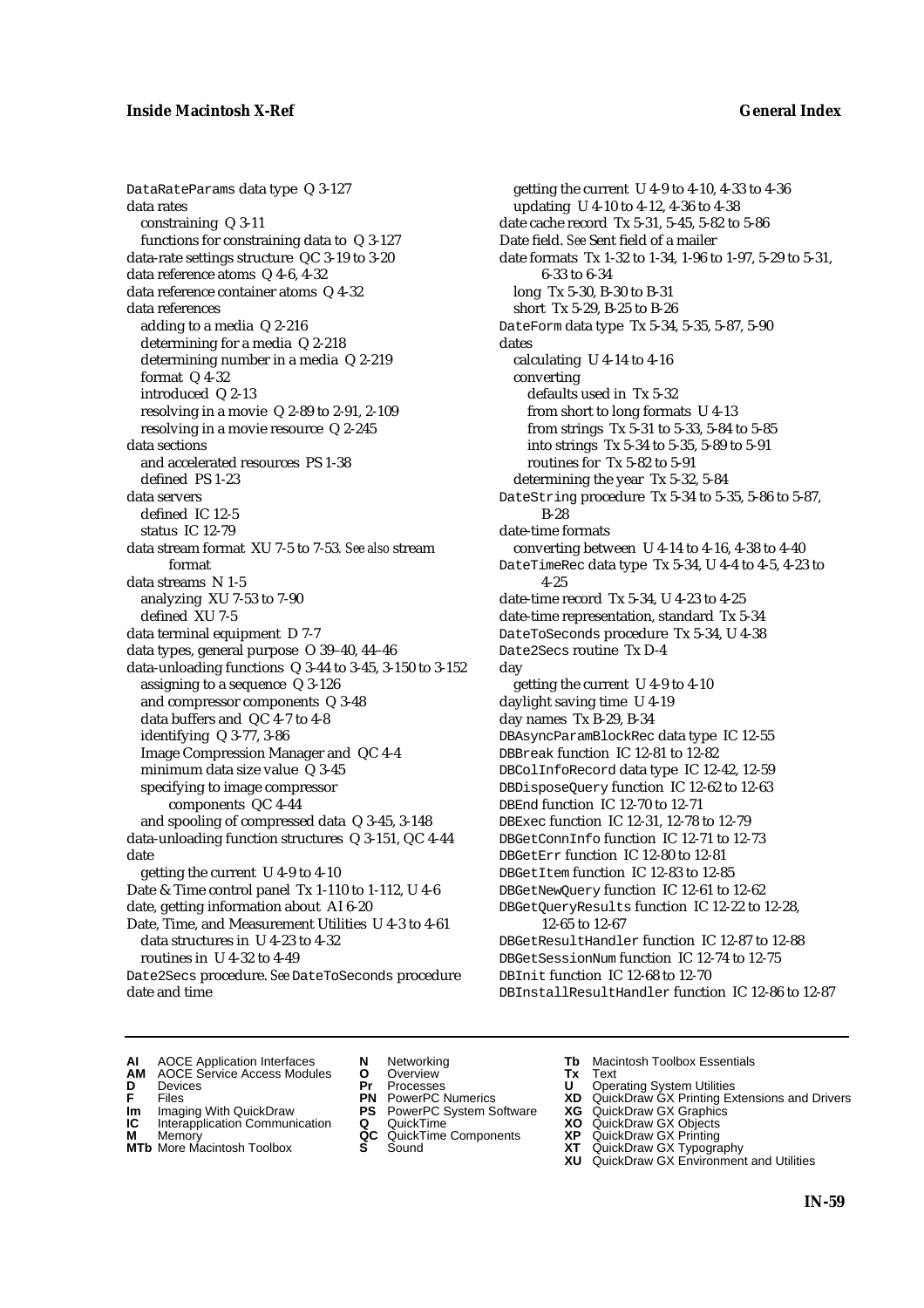DataRateParams data type Q 3-127
data rates
  constraining Q 3-11
  functions for constraining data to Q 3-127
data-rate settings structure QC 3-19 to 3-20
data reference atoms Q 4-6, 4-32
data reference container atoms Q 4-32
data references
  adding to a media Q 2-216
  determining for a media Q 2-218
  determining number in a media Q 2-219
  format Q 4-32
  introduced Q 2-13
  resolving in a movie Q 2-89 to 2-91, 2-109
  resolving in a movie resource Q 2-245
data sections
  and accelerated resources PS 1-38
  defined PS 1-23
data servers
  defined IC 12-5
  status IC 12-79
data stream format XU 7-5 to 7-53. *See also* stream format
data streams N 1-5
  analyzing XU 7-53 to 7-90
  defined XU 7-5
data terminal equipment D 7-7
data types, general purpose O 39–40, 44–46
data-unloading functions Q 3-44 to 3-45, 3-150 to 3-152
  assigning to a sequence Q 3-126
  and compressor components Q 3-48
  data buffers and QC 4-7 to 4-8
  identifying Q 3-77, 3-86
  Image Compression Manager and QC 4-4
  minimum data size value Q 3-45
  specifying to image compressor components QC 4-44
  and spooling of compressed data Q 3-45, 3-148
data-unloading function structures Q 3-151, QC 4-44
date
  getting the current U 4-9 to 4-10
Date & Time control panel Tx 1-110 to 1-112, U 4-6
date, getting information about AI 6-20
Date, Time, and Measurement Utilities U 4-3 to 4-61
  data structures in U 4-23 to 4-32
  routines in U 4-32 to 4-49
Date2Secs procedure. *See* DateToSeconds procedure
date and time
  getting the current U 4-9 to 4-10, 4-33 to 4-36
  updating U 4-10 to 4-12, 4-36 to 4-38
date cache record Tx 5-31, 5-45, 5-82 to 5-86
Date field. *See* Sent field of a mailer
date formats Tx 1-32 to 1-34, 1-96 to 1-97, 5-29 to 5-31, 6-33 to 6-34
  long Tx 5-30, B-30 to B-31
  short Tx 5-29, B-25 to B-26
DateForm data type Tx 5-34, 5-35, 5-87, 5-90
dates
  calculating U 4-14 to 4-16
  converting
    defaults used in Tx 5-32
    from short to long formats U 4-13
    from strings Tx 5-31 to 5-33, 5-84 to 5-85
    into strings Tx 5-34 to 5-35, 5-89 to 5-91
    routines for Tx 5-82 to 5-91
  determining the year Tx 5-32, 5-84
DateString procedure Tx 5-34 to 5-35, 5-86 to 5-87, B-28
date-time formats
  converting between U 4-14 to 4-16, 4-38 to 4-40
DateTimeRec data type Tx 5-34, U 4-4 to 4-5, 4-23 to 4-25
date-time record Tx 5-34, U 4-23 to 4-25
date-time representation, standard Tx 5-34
DateToSeconds procedure Tx 5-34, U 4-38
Date2Secs routine Tx D-4
day
  getting the current U 4-9 to 4-10
daylight saving time U 4-19
day names Tx B-29, B-34
DBAsyncParamBlockRec data type IC 12-55
DBBreak function IC 12-81 to 12-82
DBColInfoRecord data type IC 12-42, 12-59
DBDisposeQuery function IC 12-62 to 12-63
DBEnd function IC 12-70 to 12-71
DBExec function IC 12-31, 12-78 to 12-79
DBGetConnInfo function IC 12-71 to 12-73
DBGetErr function IC 12-80 to 12-81
DBGetItem function IC 12-83 to 12-85
DBGetNewQuery function IC 12-61 to 12-62
DBGetQueryResults function IC 12-22 to 12-28, 12-65 to 12-67
DBGetResultHandler function IC 12-87 to 12-88
DBGetSessionNum function IC 12-74 to 12-75
DBInit function IC 12-68 to 12-70
DBInstallResultHandler function IC 12-86 to 12-87

**AI** AOCE Application Interfaces
**AM** AOCE Service Access Modules
**D** Devices
**F** Files
**Im** Imaging With QuickDraw
**IC** Interapplication Communication
**M** Memory
**MTb** More Macintosh Toolbox
**N** Networking
**O** Overview
**Pr** Processes
**PN** PowerPC Numerics
**PS** PowerPC System Software
**Q** QuickTime
**QC** QuickTime Components
**S** Sound
**Tb** Macintosh Toolbox Essentials
**Tx** Text
**U** Operating System Utilities
**XD** QuickDraw GX Printing Extensions and Drivers
**XG** QuickDraw GX Graphics
**XO** QuickDraw GX Objects
**XP** QuickDraw GX Printing
**XT** QuickDraw GX Typography
**XU** QuickDraw GX Environment and Utilities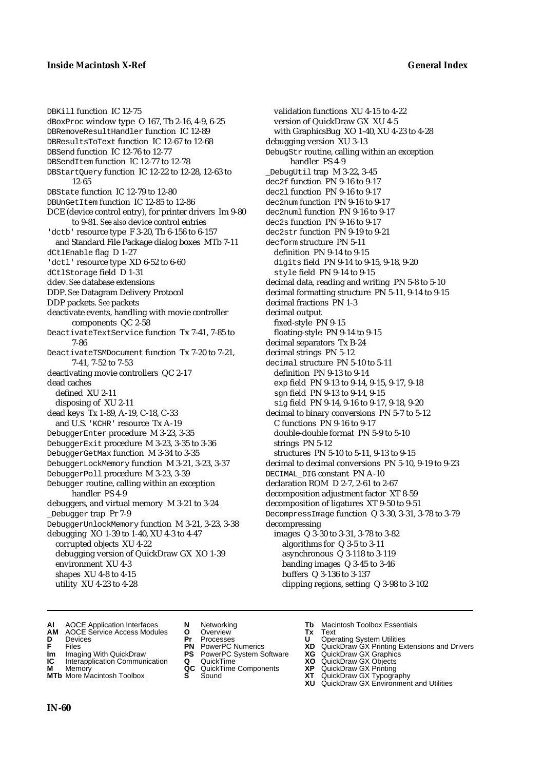DBKill function IC 12-75
dBoxProc window type O 167, Tb 2-16, 4-9, 6-25
DBRemoveResultHandler function IC 12-89
DBResultsToText function IC 12-67 to 12-68
DBSend function IC 12-76 to 12-77
DBSendItem function IC 12-77 to 12-78
DBStartQuery function IC 12-22 to 12-28, 12-63 to 12-65
DBState function IC 12-79 to 12-80
DBUnGetItem function IC 12-85 to 12-86
DCE (device control entry), for printer drivers Im 9-80 to 9-81. *See also* device control entries
'dctb' resource type F 3-20, Tb 6-156 to 6-157
  and Standard File Package dialog boxes MTb 7-11
dCtlEnable flag D 1-27
'dctl' resource type XD 6-52 to 6-60
dCtlStorage field D 1-31
ddev. *See* database extensions
DDP. *See* Datagram Delivery Protocol
DDP packets. *See* packets
deactivate events, handling with movie controller components QC 2-58
DeactivateTextService function Tx 7-41, 7-85 to 7-86
DeactivateTSMDocument function Tx 7-20 to 7-21, 7-41, 7-52 to 7-53
deactivating movie controllers QC 2-17
dead caches
  defined XU 2-11
  disposing of XU 2-11
dead keys Tx 1-89, A-19, C-18, C-33
  and U.S. 'KCHR' resource Tx A-19
DebuggerEnter procedure M 3-23, 3-35
DebuggerExit procedure M 3-23, 3-35 to 3-36
DebuggerGetMax function M 3-34 to 3-35
DebuggerLockMemory function M 3-21, 3-23, 3-37
DebuggerPoll procedure M 3-23, 3-39
Debugger routine, calling within an exception handler PS 4-9
debuggers, and virtual memory M 3-21 to 3-24
_Debugger trap Pr 7-9
DebuggerUnlockMemory function M 3-21, 3-23, 3-38
debugging XO 1-39 to 1-40, XU 4-3 to 4-47
  corrupted objects XU 4-22
  debugging version of QuickDraw GX XO 1-39
  environment XU 4-3
  shapes XU 4-8 to 4-15
  utility XU 4-23 to 4-28
  validation functions XU 4-15 to 4-22
  version of QuickDraw GX XU 4-5
  with GraphicsBug XO 1-40, XU 4-23 to 4-28
debugging version XU 3-13
DebugStr routine, calling within an exception handler PS 4-9
_DebugUtil trap M 3-22, 3-45
dec2f function PN 9-16 to 9-17
dec2l function PN 9-16 to 9-17
dec2num function PN 9-16 to 9-17
dec2numl function PN 9-16 to 9-17
dec2s function PN 9-16 to 9-17
dec2str function PN 9-19 to 9-21
decform structure PN 5-11
  definition PN 9-14 to 9-15
  digits field PN 9-14 to 9-15, 9-18, 9-20
  style field PN 9-14 to 9-15
decimal data, reading and writing PN 5-8 to 5-10
decimal formatting structure PN 5-11, 9-14 to 9-15
decimal fractions PN 1-3
decimal output
  fixed-style PN 9-15
  floating-style PN 9-14 to 9-15
decimal separators Tx B-24
decimal strings PN 5-12
decimal structure PN 5-10 to 5-11
  definition PN 9-13 to 9-14
  exp field PN 9-13 to 9-14, 9-15, 9-17, 9-18
  sgn field PN 9-13 to 9-14, 9-15
  sig field PN 9-14, 9-16 to 9-17, 9-18, 9-20
decimal to binary conversions PN 5-7 to 5-12
  C functions PN 9-16 to 9-17
  double-double format PN 5-9 to 5-10
  strings PN 5-12
  structures PN 5-10 to 5-11, 9-13 to 9-15
decimal to decimal conversions PN 5-10, 9-19 to 9-23
DECIMAL_DIG constant PN A-10
declaration ROM D 2-7, 2-61 to 2-67
decomposition adjustment factor XT 8-59
decomposition of ligatures XT 9-50 to 9-51
DecompressImage function Q 3-30, 3-31, 3-78 to 3-79
decompressing
  images Q 3-30 to 3-31, 3-78 to 3-82
    algorithms for Q 3-5 to 3-11
    asynchronous Q 3-118 to 3-119
    banding images Q 3-45 to 3-46
    buffers Q 3-136 to 3-137
    clipping regions, setting Q 3-98 to 3-102

**AI** AOCE Application Interfaces
**AM** AOCE Service Access Modules
**D** Devices
**F** Files
**Im** Imaging With QuickDraw
**IC** Interapplication Communication
**M** Memory
**MTb** More Macintosh Toolbox
**N** Networking
**O** Overview
**Pr** Processes
**PN** PowerPC Numerics
**PS** PowerPC System Software
**Q** QuickTime
**QC** QuickTime Components
**S** Sound
**Tb** Macintosh Toolbox Essentials
**Tx** Text
**U** Operating System Utilities
**XD** QuickDraw GX Printing Extensions and Drivers
**XG** QuickDraw GX Graphics
**XO** QuickDraw GX Objects
**XP** QuickDraw GX Printing
**XT** QuickDraw GX Typography
**XU** QuickDraw GX Environment and Utilities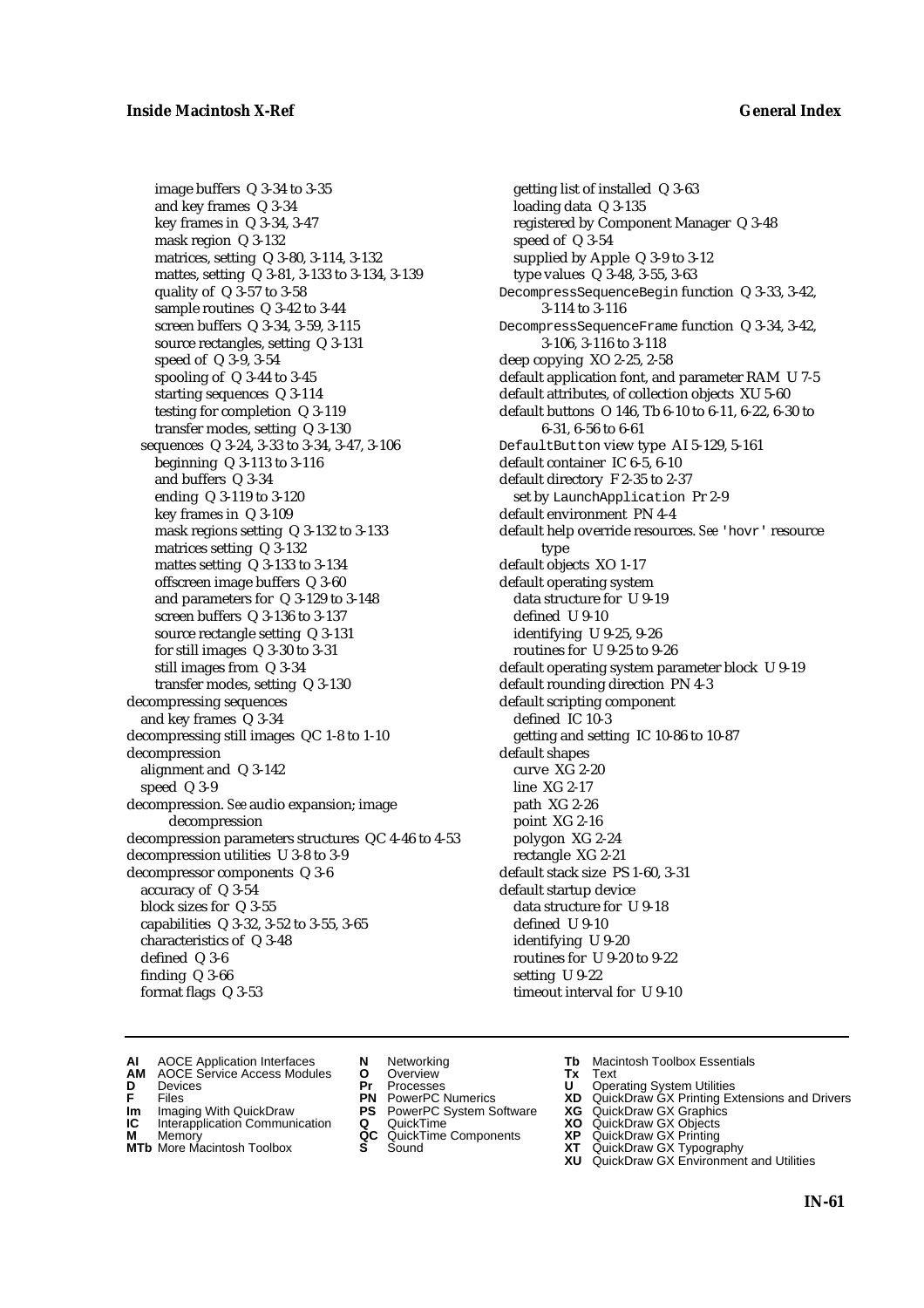image buffers Q 3-34 to 3-35
  and key frames Q 3-34
  key frames in Q 3-34, 3-47
  mask region Q 3-132
  matrices, setting Q 3-80, 3-114, 3-132
  mattes, setting Q 3-81, 3-133 to 3-134, 3-139
  quality of Q 3-57 to 3-58
  sample routines Q 3-42 to 3-44
  screen buffers Q 3-34, 3-59, 3-115
  source rectangles, setting Q 3-131
  speed of Q 3-9, 3-54
  spooling of Q 3-44 to 3-45
  starting sequences Q 3-114
  testing for completion Q 3-119
  transfer modes, setting Q 3-130
sequences Q 3-24, 3-33 to 3-34, 3-47, 3-106
  beginning Q 3-113 to 3-116
  and buffers Q 3-34
  ending Q 3-119 to 3-120
  key frames in Q 3-109
  mask regions setting Q 3-132 to 3-133
  matrices setting Q 3-132
  mattes setting Q 3-133 to 3-134
  offscreen image buffers Q 3-60
  and parameters for Q 3-129 to 3-148
  screen buffers Q 3-136 to 3-137
  source rectangle setting Q 3-131
  for still images Q 3-30 to 3-31
  still images from Q 3-34
  transfer modes, setting Q 3-130
decompressing sequences
  and key frames Q 3-34
decompressing still images QC 1-8 to 1-10
decompression
  alignment and Q 3-142
  speed Q 3-9
decompression. *See* audio expansion; image decompression
decompression parameters structures QC 4-46 to 4-53
decompression utilities U 3-8 to 3-9
decompressor components Q 3-6
  accuracy of Q 3-54
  block sizes for Q 3-55
  capabilities Q 3-32, 3-52 to 3-55, 3-65
  characteristics of Q 3-48
  defined Q 3-6
  finding Q 3-66
  format flags Q 3-53
  getting list of installed Q 3-63
  loading data Q 3-135
  registered by Component Manager Q 3-48
  speed of Q 3-54
  supplied by Apple Q 3-9 to 3-12
  type values Q 3-48, 3-55, 3-63
`DecompressSequenceBegin` function Q 3-33, 3-42, 3-114 to 3-116
`DecompressSequenceFrame` function Q 3-34, 3-42, 3-106, 3-116 to 3-118
deep copying XO 2-25, 2-58
default application font, and parameter RAM U 7-5
default attributes, of collection objects XU 5-60
default buttons O 146, Tb 6-10 to 6-11, 6-22, 6-30 to 6-31, 6-56 to 6-61
`DefaultButton` view type AI 5-129, 5-161
default container IC 6-5, 6-10
default directory F 2-35 to 2-37
  set by `LaunchApplication` Pr 2-9
default environment PN 4-4
default help override resources. *See* `'hovr'` resource type
default objects XO 1-17
default operating system
  data structure for U 9-19
  defined U 9-10
  identifying U 9-25, 9-26
  routines for U 9-25 to 9-26
default operating system parameter block U 9-19
default rounding direction PN 4-3
default scripting component
  defined IC 10-3
  getting and setting IC 10-86 to 10-87
default shapes
  curve XG 2-20
  line XG 2-17
  path XG 2-26
  point XG 2-16
  polygon XG 2-24
  rectangle XG 2-21
default stack size PS 1-60, 3-31
default startup device
  data structure for U 9-18
  defined U 9-10
  identifying U 9-20
  routines for U 9-20 to 9-22
  setting U 9-22
  timeout interval for U 9-10

**AI** AOCE Application Interfaces **AM** AOCE Service Access Modules **D** Devices **F** Files **Im** Imaging With QuickDraw **IC** Interapplication Communication **M** Memory **MTb** More Macintosh Toolbox **N** Networking **O** Overview **Pr** Processes **PN** PowerPC Numerics **PS** PowerPC System Software **Q** QuickTime **QC** QuickTime Components **S** Sound **Tb** Macintosh Toolbox Essentials **Tx** Text **U** Operating System Utilities **XD** QuickDraw GX Printing Extensions and Drivers **XG** QuickDraw GX Graphics **XO** QuickDraw GX Objects **XP** QuickDraw GX Printing **XT** QuickDraw GX Typography **XU** QuickDraw GX Environment and Utilities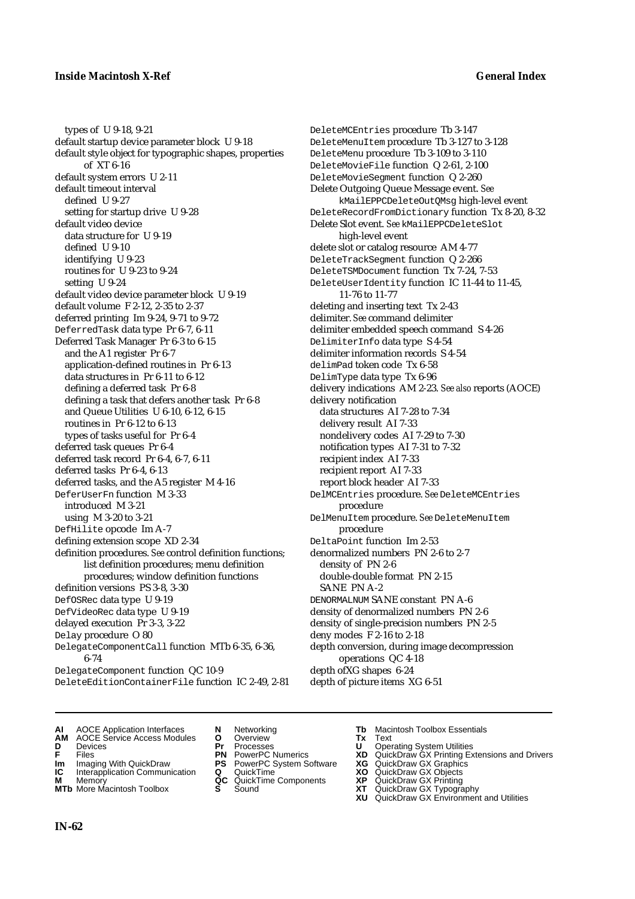types of U 9-18, 9-21
default startup device parameter block U 9-18
default style object for typographic shapes, properties of XT 6-16
default system errors U 2-11
default timeout interval
  defined U 9-27
  setting for startup drive U 9-28
default video device
  data structure for U 9-19
  defined U 9-10
  identifying U 9-23
  routines for U 9-23 to 9-24
  setting U 9-24
default video device parameter block U 9-19
default volume F 2-12, 2-35 to 2-37
deferred printing Im 9-24, 9-71 to 9-72
DeferredTask data type Pr 6-7, 6-11
Deferred Task Manager Pr 6-3 to 6-15
  and the A1 register Pr 6-7
  application-defined routines in Pr 6-13
  data structures in Pr 6-11 to 6-12
  defining a deferred task Pr 6-8
  defining a task that defers another task Pr 6-8
  and Queue Utilities U 6-10, 6-12, 6-15
  routines in Pr 6-12 to 6-13
  types of tasks useful for Pr 6-4
deferred task queues Pr 6-4
deferred task record Pr 6-4, 6-7, 6-11
deferred tasks Pr 6-4, 6-13
deferred tasks, and the A5 register M 4-16
DeferUserFn function M 3-33
  introduced M 3-21
  using M 3-20 to 3-21
DefHilite opcode Im A-7
defining extension scope XD 2-34
definition procedures. *See* control definition functions; list definition procedures; menu definition procedures; window definition functions
definition versions PS 3-8, 3-30
DefOSRec data type U 9-19
DefVideoRec data type U 9-19
delayed execution Pr 3-3, 3-22
Delay procedure O 80
DelegateComponentCall function MTb 6-35, 6-36, 6-74
DelegateComponent function QC 10-9
DeleteEditionContainerFile function IC 2-49, 2-81
DeleteMCEntries procedure Tb 3-147
DeleteMenuItem procedure Tb 3-127 to 3-128
DeleteMenu procedure Tb 3-109 to 3-110
DeleteMovieFile function Q 2-61, 2-100
DeleteMovieSegment function Q 2-260
Delete Outgoing Queue Message event. *See* kMailEPPCDeleteOutQMsg high-level event
DeleteRecordFromDictionary function Tx 8-20, 8-32
Delete Slot event. *See* kMailEPPCDeleteSlot high-level event
delete slot or catalog resource AM 4-77
DeleteTrackSegment function Q 2-266
DeleteTSMDocument function Tx 7-24, 7-53
DeleteUserIdentity function IC 11-44 to 11-45, 11-76 to 11-77
deleting and inserting text Tx 2-43
delimiter. *See* command delimiter
delimiter embedded speech command S 4-26
DelimiterInfo data type S 4-54
delimiter information records S 4-54
delimPad token code Tx 6-58
DelimType data type Tx 6-96
delivery indications AM 2-23. *See also* reports (AOCE)
delivery notification
  data structures AI 7-28 to 7-34
  delivery result AI 7-33
  nondelivery codes AI 7-29 to 7-30
  notification types AI 7-31 to 7-32
  recipient index AI 7-33
  recipient report AI 7-33
  report block header AI 7-33
DelMCEntries procedure. *See* DeleteMCEntries procedure
DelMenuItem procedure. *See* DeleteMenuItem procedure
DeltaPoint function Im 2-53
denormalized numbers PN 2-6 to 2-7
  density of PN 2-6
  double-double format PN 2-15
  SANE PN A-2
DENORMALNUM SANE constant PN A-6
density of denormalized numbers PN 2-6
density of single-precision numbers PN 2-5
deny modes F 2-16 to 2-18
depth conversion, during image decompression operations QC 4-18
depth ofXG shapes 6-24
depth of picture items XG 6-51

**AI** AOCE Application Interfaces
**AM** AOCE Service Access Modules
**D** Devices
**F** Files
**Im** Imaging With QuickDraw
**IC** Interapplication Communication
**M** Memory
**MTb** More Macintosh Toolbox
**N** Networking
**O** Overview
**Pr** Processes
**PN** PowerPC Numerics
**PS** PowerPC System Software
**Q** QuickTime
**QC** QuickTime Components
**S** Sound
**Tb** Macintosh Toolbox Essentials
**Tx** Text
**U** Operating System Utilities
**XD** QuickDraw GX Printing Extensions and Drivers
**XG** QuickDraw GX Graphics
**XO** QuickDraw GX Objects
**XP** QuickDraw GX Printing
**XT** QuickDraw GX Typography
**XU** QuickDraw GX Environment and Utilities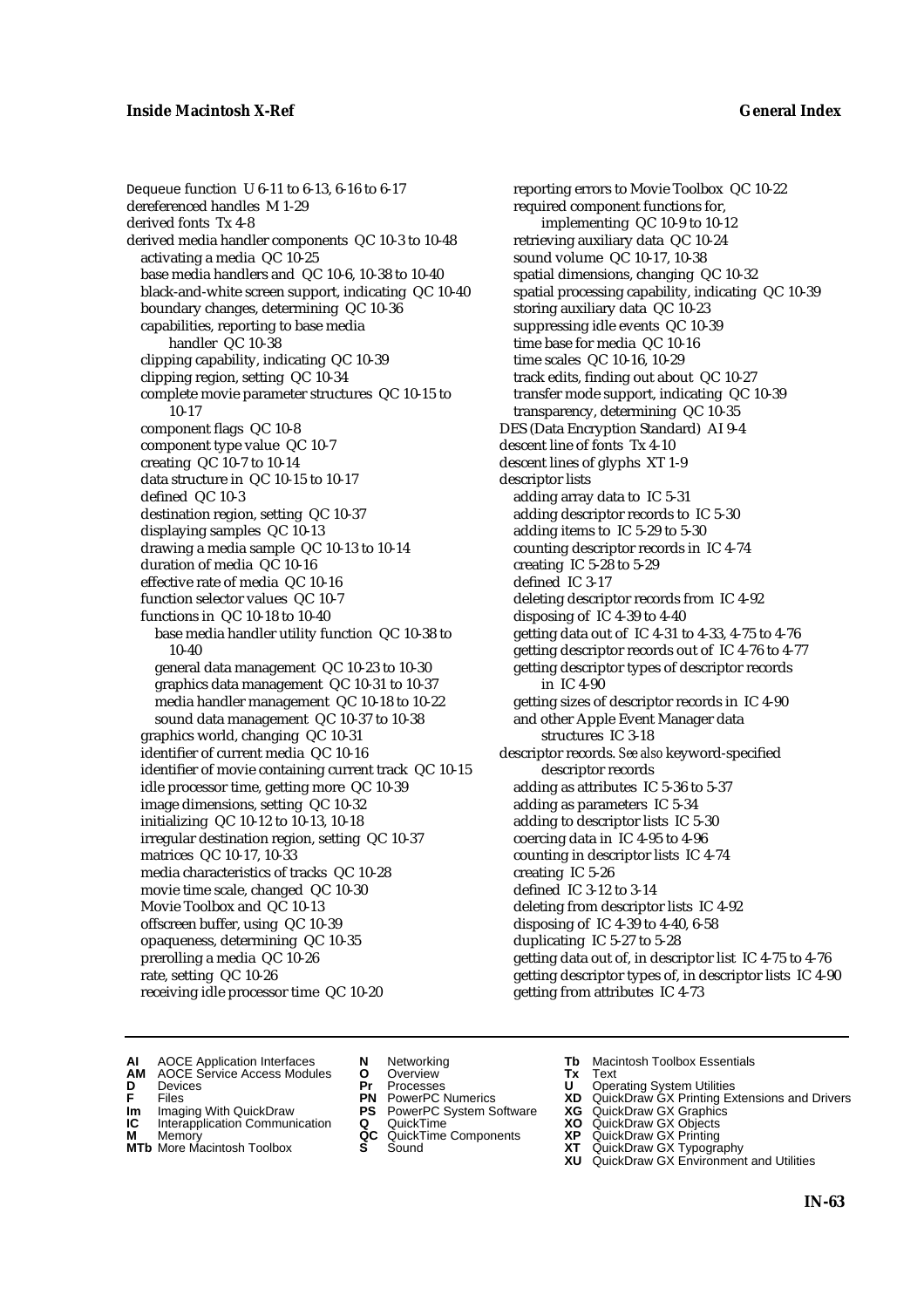Dequeue function U 6-11 to 6-13, 6-16 to 6-17
dereferenced handles M 1-29
derived fonts Tx 4-8
derived media handler components QC 10-3 to 10-48
  activating a media QC 10-25
  base media handlers and QC 10-6, 10-38 to 10-40
  black-and-white screen support, indicating QC 10-40
  boundary changes, determining QC 10-36
  capabilities, reporting to base media handler QC 10-38
  clipping capability, indicating QC 10-39
  clipping region, setting QC 10-34
  complete movie parameter structures QC 10-15 to 10-17
  component flags QC 10-8
  component type value QC 10-7
  creating QC 10-7 to 10-14
  data structure in QC 10-15 to 10-17
  defined QC 10-3
  destination region, setting QC 10-37
  displaying samples QC 10-13
  drawing a media sample QC 10-13 to 10-14
  duration of media QC 10-16
  effective rate of media QC 10-16
  function selector values QC 10-7
  functions in QC 10-18 to 10-40
    base media handler utility function QC 10-38 to 10-40
    general data management QC 10-23 to 10-30
    graphics data management QC 10-31 to 10-37
    media handler management QC 10-18 to 10-22
    sound data management QC 10-37 to 10-38
  graphics world, changing QC 10-31
  identifier of current media QC 10-16
  identifier of movie containing current track QC 10-15
  idle processor time, getting more QC 10-39
  image dimensions, setting QC 10-32
  initializing QC 10-12 to 10-13, 10-18
  irregular destination region, setting QC 10-37
  matrices QC 10-17, 10-33
  media characteristics of tracks QC 10-28
  movie time scale, changed QC 10-30
  Movie Toolbox and QC 10-13
  offscreen buffer, using QC 10-39
  opaqueness, determining QC 10-35
  prerolling a media QC 10-26
  rate, setting QC 10-26
  receiving idle processor time QC 10-20
  reporting errors to Movie Toolbox QC 10-22
  required component functions for, implementing QC 10-9 to 10-12
  retrieving auxiliary data QC 10-24
  sound volume QC 10-17, 10-38
  spatial dimensions, changing QC 10-32
  spatial processing capability, indicating QC 10-39
  storing auxiliary data QC 10-23
  suppressing idle events QC 10-39
  time base for media QC 10-16
  time scales QC 10-16, 10-29
  track edits, finding out about QC 10-27
  transfer mode support, indicating QC 10-39
  transparency, determining QC 10-35
DES (Data Encryption Standard) AI 9-4
descent line of fonts Tx 4-10
descent lines of glyphs XT 1-9
descriptor lists
  adding array data to IC 5-31
  adding descriptor records to IC 5-30
  adding items to IC 5-29 to 5-30
  counting descriptor records in IC 4-74
  creating IC 5-28 to 5-29
  defined IC 3-17
  deleting descriptor records from IC 4-92
  disposing of IC 4-39 to 4-40
  getting data out of IC 4-31 to 4-33, 4-75 to 4-76
  getting descriptor records out of IC 4-76 to 4-77
  getting descriptor types of descriptor records in IC 4-90
  getting sizes of descriptor records in IC 4-90
  and other Apple Event Manager data structures IC 3-18
descriptor records. *See also* keyword-specified descriptor records
  adding as attributes IC 5-36 to 5-37
  adding as parameters IC 5-34
  adding to descriptor lists IC 5-30
  coercing data in IC 4-95 to 4-96
  counting in descriptor lists IC 4-74
  creating IC 5-26
  defined IC 3-12 to 3-14
  deleting from descriptor lists IC 4-92
  disposing of IC 4-39 to 4-40, 6-58
  duplicating IC 5-27 to 5-28
  getting data out of, in descriptor list IC 4-75 to 4-76
  getting descriptor types of, in descriptor lists IC 4-90
  getting from attributes IC 4-73

**AI** AOCE Application Interfaces **AM** AOCE Service Access Modules **D** Devices **F** Files **Im** Imaging With QuickDraw **IC** Interapplication Communication **M** Memory **MTb** More Macintosh Toolbox **N** Networking **O** Overview **Pr** Processes **PN** PowerPC Numerics **PS** PowerPC System Software **Q** QuickTime **QC** QuickTime Components **S** Sound **Tb** Macintosh Toolbox Essentials **Tx** Text **U** Operating System Utilities **XD** QuickDraw GX Printing Extensions and Drivers **XG** QuickDraw GX Graphics **XO** QuickDraw GX Objects **XP** QuickDraw GX Printing **XT** QuickDraw GX Typography **XU** QuickDraw GX Environment and Utilities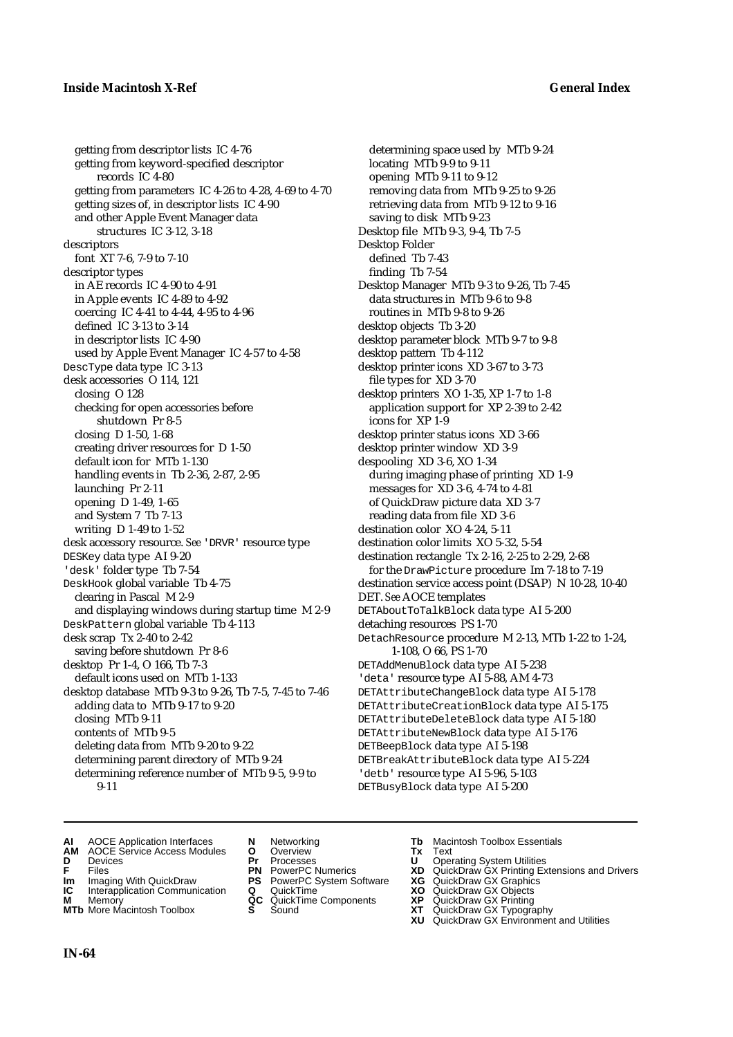getting from descriptor lists IC 4-76
getting from keyword-specified descriptor records IC 4-80
getting from parameters IC 4-26 to 4-28, 4-69 to 4-70
getting sizes of, in descriptor lists IC 4-90
and other Apple Event Manager data structures IC 3-12, 3-18

descriptors
font XT 7-6, 7-9 to 7-10

descriptor types
in AE records IC 4-90 to 4-91
in Apple events IC 4-89 to 4-92
coercing IC 4-41 to 4-44, 4-95 to 4-96
defined IC 3-13 to 3-14
in descriptor lists IC 4-90
used by Apple Event Manager IC 4-57 to 4-58

DescType data type IC 3-13

desk accessories O 114, 121
closing O 128
checking for open accessories before shutdown Pr 8-5
closing D 1-50, 1-68
creating driver resources for D 1-50
default icon for MTb 1-130
handling events in Tb 2-36, 2-87, 2-95
launching Pr 2-11
opening D 1-49, 1-65
and System 7 Tb 7-13
writing D 1-49 to 1-52

desk accessory resource. *See* 'DRVR' resource type

DESKey data type AI 9-20

'desk' folder type Tb 7-54

DeskHook global variable Tb 4-75
clearing in Pascal M 2-9
and displaying windows during startup time M 2-9

DeskPattern global variable Tb 4-113

desk scrap Tx 2-40 to 2-42
saving before shutdown Pr 8-6

desktop Pr 1-4, O 166, Tb 7-3
default icons used on MTb 1-133

desktop database MTb 9-3 to 9-26, Tb 7-5, 7-45 to 7-46
adding data to MTb 9-17 to 9-20
closing MTb 9-11
contents of MTb 9-5
deleting data from MTb 9-20 to 9-22
determining parent directory of MTb 9-24
determining reference number of MTb 9-5, 9-9 to 9-11
determining space used by MTb 9-24
locating MTb 9-9 to 9-11
opening MTb 9-11 to 9-12
removing data from MTb 9-25 to 9-26
retrieving data from MTb 9-12 to 9-16
saving to disk MTb 9-23

Desktop file MTb 9-3, 9-4, Tb 7-5

Desktop Folder
defined Tb 7-43
finding Tb 7-54

Desktop Manager MTb 9-3 to 9-26, Tb 7-45
data structures in MTb 9-6 to 9-8
routines in MTb 9-8 to 9-26

desktop objects Tb 3-20

desktop parameter block MTb 9-7 to 9-8

desktop pattern Tb 4-112

desktop printer icons XD 3-67 to 3-73
file types for XD 3-70

desktop printers XO 1-35, XP 1-7 to 1-8
application support for XP 2-39 to 2-42
icons for XP 1-9

desktop printer status icons XD 3-66

desktop printer window XD 3-9

despooling XD 3-6, XO 1-34
during imaging phase of printing XD 1-9
messages for XD 3-6, 4-74 to 4-81
of QuickDraw picture data XD 3-7
reading data from file XD 3-6

destination color XO 4-24, 5-11

destination color limits XO 5-32, 5-54

destination rectangle Tx 2-16, 2-25 to 2-29, 2-68
for the DrawPicture procedure Im 7-18 to 7-19

destination service access point (DSAP) N 10-28, 10-40

DET. *See* AOCE templates

DETAboutToTalkBlock data type AI 5-200

detaching resources PS 1-70

DetachResource procedure M 2-13, MTb 1-22 to 1-24, 1-108, O 66, PS 1-70

DETAddMenuBlock data type AI 5-238

'deta' resource type AI 5-88, AM 4-73

DETAttributeChangeBlock data type AI 5-178

DETAttributeCreationBlock data type AI 5-175

DETAttributeDeleteBlock data type AI 5-180

DETAttributeNewBlock data type AI 5-176

DETBeepBlock data type AI 5-198

DETBreakAttributeBlock data type AI 5-224

'detb' resource type AI 5-96, 5-103

DETBusyBlock data type AI 5-200

**AI** AOCE Application Interfaces
**AM** AOCE Service Access Modules
**D** Devices
**F** Files
**Im** Imaging With QuickDraw
**IC** Interapplication Communication
**M** Memory
**MTb** More Macintosh Toolbox
**N** Networking
**O** Overview
**Pr** Processes
**PN** PowerPC Numerics
**PS** PowerPC System Software
**Q** QuickTime
**QC** QuickTime Components
**S** Sound
**Tb** Macintosh Toolbox Essentials
**Tx** Text
**U** Operating System Utilities
**XD** QuickDraw GX Printing Extensions and Drivers
**XG** QuickDraw GX Graphics
**XO** QuickDraw GX Objects
**XP** QuickDraw GX Printing
**XT** QuickDraw GX Typography
**XU** QuickDraw GX Environment and Utilities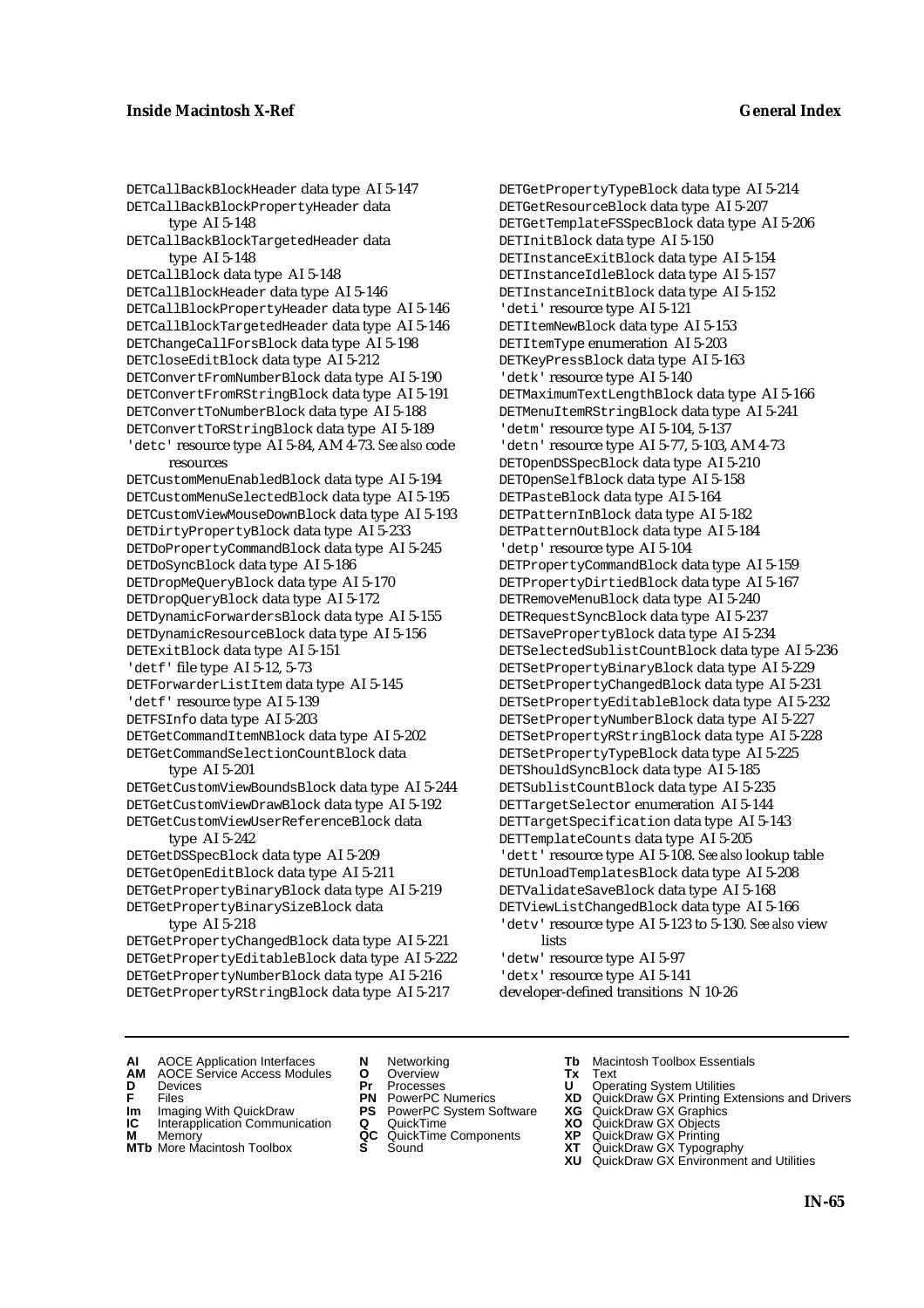DETCallBackBlockHeader data type AI 5-147
DETCallBackBlockPropertyHeader data type AI 5-148
DETCallBackBlockTargetedHeader data type AI 5-148
DETCallBlock data type AI 5-148
DETCallBlockHeader data type AI 5-146
DETCallBlockPropertyHeader data type AI 5-146
DETCallBlockTargetedHeader data type AI 5-146
DETChangeCallForsBlock data type AI 5-198
DETCloseEditBlock data type AI 5-212
DETConvertFromNumberBlock data type AI 5-190
DETConvertFromRStringBlock data type AI 5-191
DETConvertToNumberBlock data type AI 5-188
DETConvertToRStringBlock data type AI 5-189
'detc' resource type AI 5-84, AM 4-73. *See also* code resources
DETCustomMenuEnabledBlock data type AI 5-194
DETCustomMenuSelectedBlock data type AI 5-195
DETCustomViewMouseDownBlock data type AI 5-193
DETDirtyPropertyBlock data type AI 5-233
DETDoPropertyCommandBlock data type AI 5-245
DETDoSyncBlock data type AI 5-186
DETDropMeQueryBlock data type AI 5-170
DETDropQueryBlock data type AI 5-172
DETDynamicForwardersBlock data type AI 5-155
DETDynamicResourceBlock data type AI 5-156
DETExitBlock data type AI 5-151
'detf' file type AI 5-12, 5-73
DETForwarderListItem data type AI 5-145
'detf' resource type AI 5-139
DETFSInfo data type AI 5-203
DETGetCommandItemNBlock data type AI 5-202
DETGetCommandSelectionCountBlock data type AI 5-201
DETGetCustomViewBoundsBlock data type AI 5-244
DETGetCustomViewDrawBlock data type AI 5-192
DETGetCustomViewUserReferenceBlock data type AI 5-242
DETGetDSSpecBlock data type AI 5-209
DETGetOpenEditBlock data type AI 5-211
DETGetPropertyBinaryBlock data type AI 5-219
DETGetPropertyBinarySizeBlock data type AI 5-218
DETGetPropertyChangedBlock data type AI 5-221
DETGetPropertyEditableBlock data type AI 5-222
DETGetPropertyNumberBlock data type AI 5-216
DETGetPropertyRStringBlock data type AI 5-217
DETGetPropertyTypeBlock data type AI 5-214
DETGetResourceBlock data type AI 5-207
DETGetTemplateFSSpecBlock data type AI 5-206
DETInitBlock data type AI 5-150
DETInstanceExitBlock data type AI 5-154
DETInstanceIdleBlock data type AI 5-157
DETInstanceInitBlock data type AI 5-152
'deti' resource type AI 5-121
DETItemNewBlock data type AI 5-153
DETItemType enumeration AI 5-203
DETKeyPressBlock data type AI 5-163
'detk' resource type AI 5-140
DETMaximumTextLengthBlock data type AI 5-166
DETMenuItemRStringBlock data type AI 5-241
'detm' resource type AI 5-104, 5-137
'detn' resource type AI 5-77, 5-103, AM 4-73
DETOpenDSSpecBlock data type AI 5-210
DETOpenSelfBlock data type AI 5-158
DETPasteBlock data type AI 5-164
DETPatternInBlock data type AI 5-182
DETPatternOutBlock data type AI 5-184
'detp' resource type AI 5-104
DETPropertyCommandBlock data type AI 5-159
DETPropertyDirtiedBlock data type AI 5-167
DETRemoveMenuBlock data type AI 5-240
DETRequestSyncBlock data type AI 5-237
DETSavePropertyBlock data type AI 5-234
DETSelectedSublistCountBlock data type AI 5-236
DETSetPropertyBinaryBlock data type AI 5-229
DETSetPropertyChangedBlock data type AI 5-231
DETSetPropertyEditableBlock data type AI 5-232
DETSetPropertyNumberBlock data type AI 5-227
DETSetPropertyRStringBlock data type AI 5-228
DETSetPropertyTypeBlock data type AI 5-225
DETShouldSyncBlock data type AI 5-185
DETSublistCountBlock data type AI 5-235
DETTargetSelector enumeration AI 5-144
DETTargetSpecification data type AI 5-143
DETTemplateCounts data type AI 5-205
'dett' resource type AI 5-108. *See also* lookup table
DETUnloadTemplatesBlock data type AI 5-208
DETValidateSaveBlock data type AI 5-168
DETViewListChangedBlock data type AI 5-166
'detv' resource type AI 5-123 to 5-130. *See also* view lists
'detw' resource type AI 5-97
'detx' resource type AI 5-141
developer-defined transitions N 10-26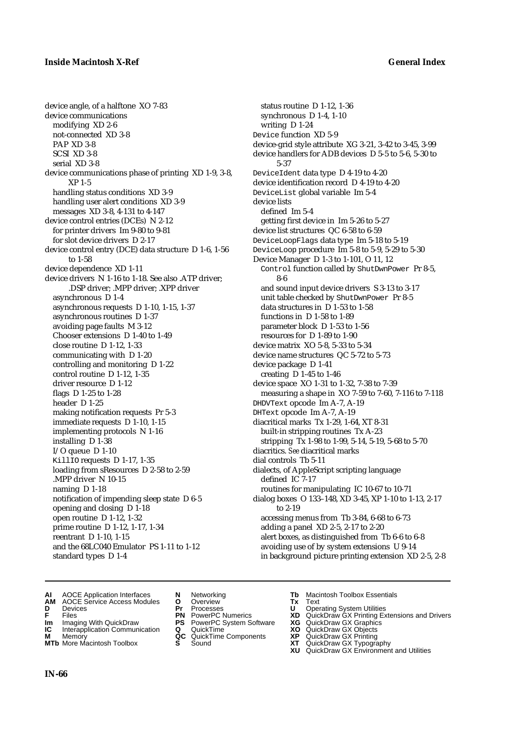device angle, of a halftone XO 7-83
device communications
  modifying XD 2-6
  not-connected XD 3-8
  PAP XD 3-8
  SCSI XD 3-8
  serial XD 3-8
device communications phase of printing XD 1-9, 3-8, XP 1-5
  handling status conditions XD 3-9
  handling user alert conditions XD 3-9
  messages XD 3-8, 4-131 to 4-147
device control entries (DCEs) N 2-12
  for printer drivers Im 9-80 to 9-81
  for slot device drivers D 2-17
device control entry (DCE) data structure D 1-6, 1-56 to 1-58
device dependence XD 1-11
device drivers N 1-16 to 1-18. See also .ATP driver; .DSP driver; .MPP driver; .XPP driver
  asynchronous D 1-4
  asynchronous requests D 1-10, 1-15, 1-37
  asynchronous routines D 1-37
  avoiding page faults M 3-12
  Chooser extensions D 1-40 to 1-49
  close routine D 1-12, 1-33
  communicating with D 1-20
  controlling and monitoring D 1-22
  control routine D 1-12, 1-35
  driver resource D 1-12
  flags D 1-25 to 1-28
  header D 1-25
  making notification requests Pr 5-3
  immediate requests D 1-10, 1-15
  implementing protocols N 1-16
  installing D 1-38
  I/O queue D 1-10
  KillIO requests D 1-17, 1-35
  loading from sResources D 2-58 to 2-59
  .MPP driver N 10-15
  naming D 1-18
  notification of impending sleep state D 6-5
  opening and closing D 1-18
  open routine D 1-12, 1-32
  prime routine D 1-12, 1-17, 1-34
  reentrant D 1-10, 1-15
  and the 68LC040 Emulator PS 1-11 to 1-12
  standard types D 1-4
  status routine D 1-12, 1-36
  synchronous D 1-4, 1-10
  writing D 1-24
Device function XD 5-9
device-grid style attribute XG 3-21, 3-42 to 3-45, 3-99
device handlers for ADB devices D 5-5 to 5-6, 5-30 to 5-37
DeviceIdent data type D 4-19 to 4-20
device identification record D 4-19 to 4-20
DeviceList global variable Im 5-4
device lists
  defined Im 5-4
  getting first device in Im 5-26 to 5-27
device list structures QC 6-58 to 6-59
DeviceLoopFlags data type Im 5-18 to 5-19
DeviceLoop procedure Im 5-8 to 5-9, 5-29 to 5-30
Device Manager D 1-3 to 1-101, O 11, 12
  Control function called by ShutDwnPower Pr 8-5, 8-6
  and sound input device drivers S 3-13 to 3-17
  unit table checked by ShutDwnPower Pr 8-5
  data structures in D 1-53 to 1-58
  functions in D 1-58 to 1-89
  parameter block D 1-53 to 1-56
  resources for D 1-89 to 1-90
device matrix XO 5-8, 5-33 to 5-34
device name structures QC 5-72 to 5-73
device package D 1-41
  creating D 1-45 to 1-46
device space XO 1-31 to 1-32, 7-38 to 7-39
  measuring a shape in XO 7-59 to 7-60, 7-116 to 7-118
DHDVText opcode Im A-7, A-19
DHText opcode Im A-7, A-19
diacritical marks Tx 1-29, 1-64, XT 8-31
  built-in stripping routines Tx A-23
  stripping Tx 1-98 to 1-99, 5-14, 5-19, 5-68 to 5-70
diacritics. *See* diacritical marks
dial controls Tb 5-11
dialects, of AppleScript scripting language
  defined IC 7-17
  routines for manipulating IC 10-67 to 10-71
dialog boxes O 133–148, XD 3-45, XP 1-10 to 1-13, 2-17 to 2-19
  accessing menus from Tb 3-84, 6-68 to 6-73
  adding a panel XD 2-5, 2-17 to 2-20
  alert boxes, as distinguished from Tb 6-6 to 6-8
  avoiding use of by system extensions U 9-14
  in background picture printing extension XD 2-5, 2-8

**AI** AOCE Application Interfaces
**AM** AOCE Service Access Modules
**D** Devices
**F** Files
**Im** Imaging With QuickDraw
**IC** Interapplication Communication
**M** Memory
**MTb** More Macintosh Toolbox
**N** Networking
**O** Overview
**Pr** Processes
**PN** PowerPC Numerics
**PS** PowerPC System Software
**Q** QuickTime
**QC** QuickTime Components
**S** Sound
**Tb** Macintosh Toolbox Essentials
**Tx** Text
**U** Operating System Utilities
**XD** QuickDraw GX Printing Extensions and Drivers
**XG** QuickDraw GX Graphics
**XO** QuickDraw GX Objects
**XP** QuickDraw GX Printing
**XT** QuickDraw GX Typography
**XU** QuickDraw GX Environment and Utilities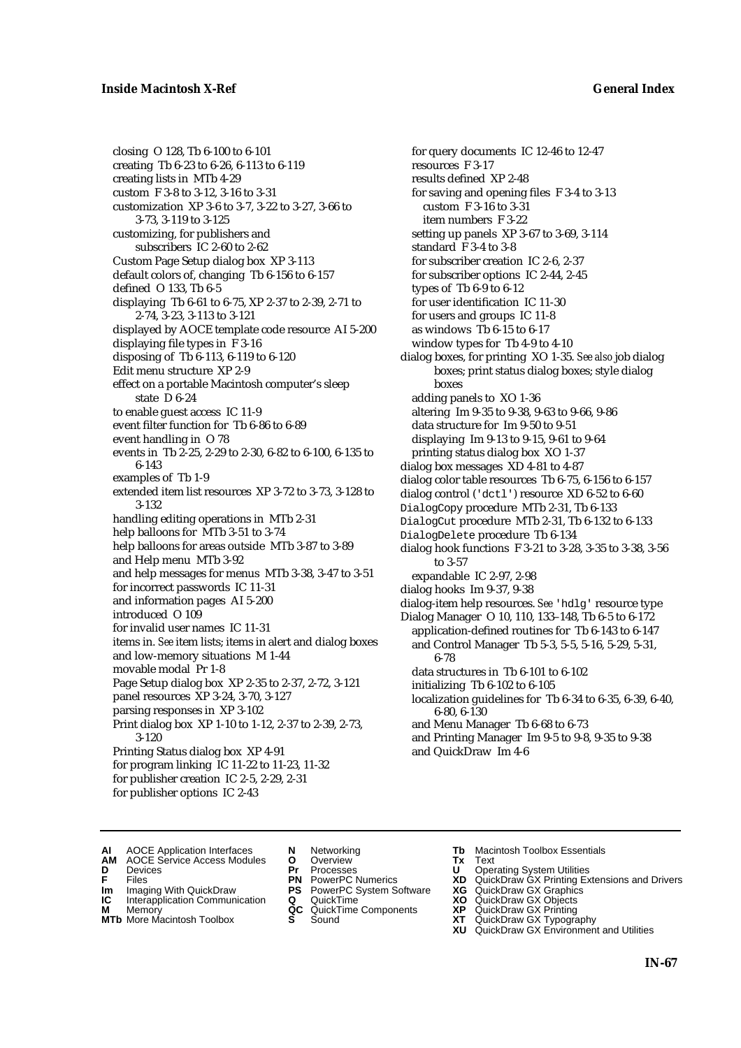closing O 128, Tb 6-100 to 6-101
creating Tb 6-23 to 6-26, 6-113 to 6-119
creating lists in MTb 4-29
custom F 3-8 to 3-12, 3-16 to 3-31
customization XP 3-6 to 3-7, 3-22 to 3-27, 3-66 to 3-73, 3-119 to 3-125
customizing, for publishers and subscribers IC 2-60 to 2-62
Custom Page Setup dialog box XP 3-113
default colors of, changing Tb 6-156 to 6-157
defined O 133, Tb 6-5
displaying Tb 6-61 to 6-75, XP 2-37 to 2-39, 2-71 to 2-74, 3-23, 3-113 to 3-121
displayed by AOCE template code resource AI 5-200
displaying file types in F 3-16
disposing of Tb 6-113, 6-119 to 6-120
Edit menu structure XP 2-9
effect on a portable Macintosh computer's sleep state D 6-24
to enable guest access IC 11-9
event filter function for Tb 6-86 to 6-89
event handling in O 78
events in Tb 2-25, 2-29 to 2-30, 6-82 to 6-100, 6-135 to 6-143
examples of Tb 1-9
extended item list resources XP 3-72 to 3-73, 3-128 to 3-132
handling editing operations in MTb 2-31
help balloons for MTb 3-51 to 3-74
help balloons for areas outside MTb 3-87 to 3-89
and Help menu MTb 3-92
and help messages for menus MTb 3-38, 3-47 to 3-51
for incorrect passwords IC 11-31
and information pages AI 5-200
introduced O 109
for invalid user names IC 11-31
items in. *See* item lists; items in alert and dialog boxes
and low-memory situations M 1-44
movable modal Pr 1-8
Page Setup dialog box XP 2-35 to 2-37, 2-72, 3-121
panel resources XP 3-24, 3-70, 3-127
parsing responses in XP 3-102
Print dialog box XP 1-10 to 1-12, 2-37 to 2-39, 2-73, 3-120
Printing Status dialog box XP 4-91
for program linking IC 11-22 to 11-23, 11-32
for publisher creation IC 2-5, 2-29, 2-31
for publisher options IC 2-43
for query documents IC 12-46 to 12-47
resources F 3-17
results defined XP 2-48
for saving and opening files F 3-4 to 3-13
custom F 3-16 to 3-31
item numbers F 3-22
setting up panels XP 3-67 to 3-69, 3-114
standard F 3-4 to 3-8
for subscriber creation IC 2-6, 2-37
for subscriber options IC 2-44, 2-45
types of Tb 6-9 to 6-12
for user identification IC 11-30
for users and groups IC 11-8
as windows Tb 6-15 to 6-17
window types for Tb 4-9 to 4-10
dialog boxes, for printing XO 1-35. *See also* job dialog boxes; print status dialog boxes; style dialog boxes
adding panels to XO 1-36
altering Im 9-35 to 9-38, 9-63 to 9-66, 9-86
data structure for Im 9-50 to 9-51
displaying Im 9-13 to 9-15, 9-61 to 9-64
printing status dialog box XO 1-37
dialog box messages XD 4-81 to 4-87
dialog color table resources Tb 6-75, 6-156 to 6-157
dialog control ('dctl') resource XD 6-52 to 6-60
DialogCopy procedure MTb 2-31, Tb 6-133
DialogCut procedure MTb 2-31, Tb 6-132 to 6-133
DialogDelete procedure Tb 6-134
dialog hook functions F 3-21 to 3-28, 3-35 to 3-38, 3-56 to 3-57
expandable IC 2-97, 2-98
dialog hooks Im 9-37, 9-38
dialog-item help resources. *See* 'hdlg' resource type
Dialog Manager O 10, 110, 133–148, Tb 6-5 to 6-172
application-defined routines for Tb 6-143 to 6-147
and Control Manager Tb 5-3, 5-5, 5-16, 5-29, 5-31, 6-78
data structures in Tb 6-101 to 6-102
initializing Tb 6-102 to 6-105
localization guidelines for Tb 6-34 to 6-35, 6-39, 6-40, 6-80, 6-130
and Menu Manager Tb 6-68 to 6-73
and Printing Manager Im 9-5 to 9-8, 9-35 to 9-38
and QuickDraw Im 4-6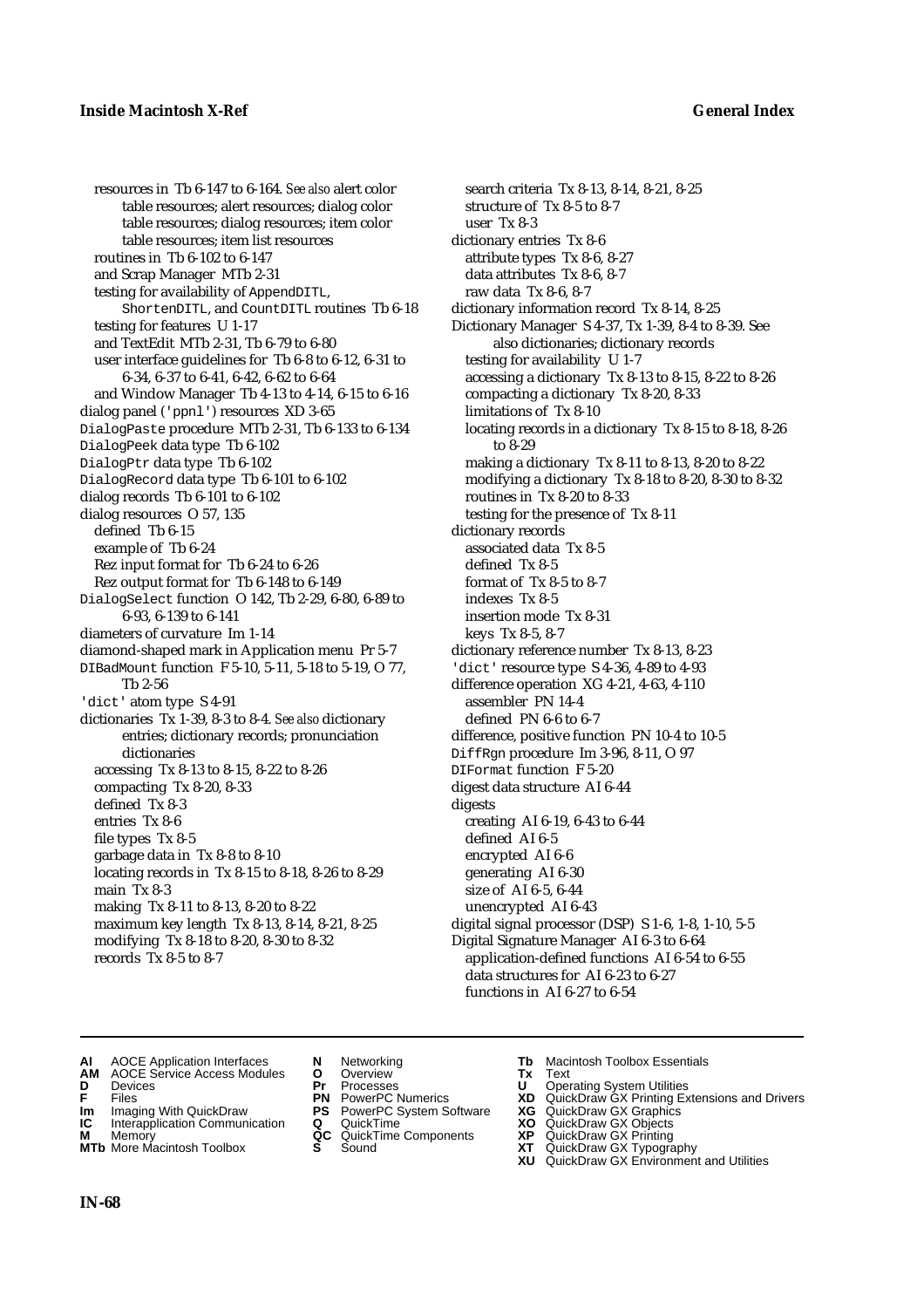resources in Tb 6-147 to 6-164. *See also* alert color table resources; alert resources; dialog color table resources; dialog resources; item color table resources; item list resources
routines in Tb 6-102 to 6-147
and Scrap Manager MTb 2-31
testing for availability of `AppendDITL`, `ShortenDITL`, and `CountDITL` routines Tb 6-18
testing for features U 1-17
and TextEdit MTb 2-31, Tb 6-79 to 6-80
user interface guidelines for Tb 6-8 to 6-12, 6-31 to 6-34, 6-37 to 6-41, 6-42, 6-62 to 6-64
and Window Manager Tb 4-13 to 4-14, 6-15 to 6-16
dialog panel (`'ppnl'`) resources XD 3-65
`DialogPaste` procedure MTb 2-31, Tb 6-133 to 6-134
`DialogPeek` data type Tb 6-102
`DialogPtr` data type Tb 6-102
`DialogRecord` data type Tb 6-101 to 6-102
dialog records Tb 6-101 to 6-102
dialog resources O 57, 135
defined Tb 6-15
example of Tb 6-24
Rez input format for Tb 6-24 to 6-26
Rez output format for Tb 6-148 to 6-149
`DialogSelect` function O 142, Tb 2-29, 6-80, 6-89 to 6-93, 6-139 to 6-141
diameters of curvature Im 1-14
diamond-shaped mark in Application menu Pr 5-7
`DIBadMount` function F 5-10, 5-11, 5-18 to 5-19, O 77, Tb 2-56
`'dict'` atom type S 4-91
dictionaries Tx 1-39, 8-3 to 8-4. *See also* dictionary entries; dictionary records; pronunciation dictionaries
accessing Tx 8-13 to 8-15, 8-22 to 8-26
compacting Tx 8-20, 8-33
defined Tx 8-3
entries Tx 8-6
file types Tx 8-5
garbage data in Tx 8-8 to 8-10
locating records in Tx 8-15 to 8-18, 8-26 to 8-29
main Tx 8-3
making Tx 8-11 to 8-13, 8-20 to 8-22
maximum key length Tx 8-13, 8-14, 8-21, 8-25
modifying Tx 8-18 to 8-20, 8-30 to 8-32
records Tx 8-5 to 8-7
search criteria Tx 8-13, 8-14, 8-21, 8-25
structure of Tx 8-5 to 8-7
user Tx 8-3
dictionary entries Tx 8-6
attribute types Tx 8-6, 8-27
data attributes Tx 8-6, 8-7
raw data Tx 8-6, 8-7
dictionary information record Tx 8-14, 8-25
Dictionary Manager S 4-37, Tx 1-39, 8-4 to 8-39. See also dictionaries; dictionary records
testing for availability U 1-7
accessing a dictionary Tx 8-13 to 8-15, 8-22 to 8-26
compacting a dictionary Tx 8-20, 8-33
limitations of Tx 8-10
locating records in a dictionary Tx 8-15 to 8-18, 8-26 to 8-29
making a dictionary Tx 8-11 to 8-13, 8-20 to 8-22
modifying a dictionary Tx 8-18 to 8-20, 8-30 to 8-32
routines in Tx 8-20 to 8-33
testing for the presence of Tx 8-11
dictionary records
associated data Tx 8-5
defined Tx 8-5
format of Tx 8-5 to 8-7
indexes Tx 8-5
insertion mode Tx 8-31
keys Tx 8-5, 8-7
dictionary reference number Tx 8-13, 8-23
`'dict'` resource type S 4-36, 4-89 to 4-93
difference operation XG 4-21, 4-63, 4-110
assembler PN 14-4
defined PN 6-6 to 6-7
difference, positive function PN 10-4 to 10-5
`DiffRgn` procedure Im 3-96, 8-11, O 97
`DIFormat` function F 5-20
digest data structure AI 6-44
digests
creating AI 6-19, 6-43 to 6-44
defined AI 6-5
encrypted AI 6-6
generating AI 6-30
size of AI 6-5, 6-44
unencrypted AI 6-43
digital signal processor (DSP) S 1-6, 1-8, 1-10, 5-5
Digital Signature Manager AI 6-3 to 6-64
application-defined functions AI 6-54 to 6-55
data structures for AI 6-23 to 6-27
functions in AI 6-27 to 6-54

**AI** AOCE Application Interfaces
**AM** AOCE Service Access Modules
**D** Devices
**F** Files
**Im** Imaging With QuickDraw
**IC** Interapplication Communication
**M** Memory
**MTb** More Macintosh Toolbox
**N** Networking
**O** Overview
**Pr** Processes
**PN** PowerPC Numerics
**PS** PowerPC System Software
**Q** QuickTime
**QC** QuickTime Components
**S** Sound
**Tb** Macintosh Toolbox Essentials
**Tx** Text
**U** Operating System Utilities
**XD** QuickDraw GX Printing Extensions and Drivers
**XG** QuickDraw GX Graphics
**XO** QuickDraw GX Objects
**XP** QuickDraw GX Printing
**XT** QuickDraw GX Typography
**XU** QuickDraw GX Environment and Utilities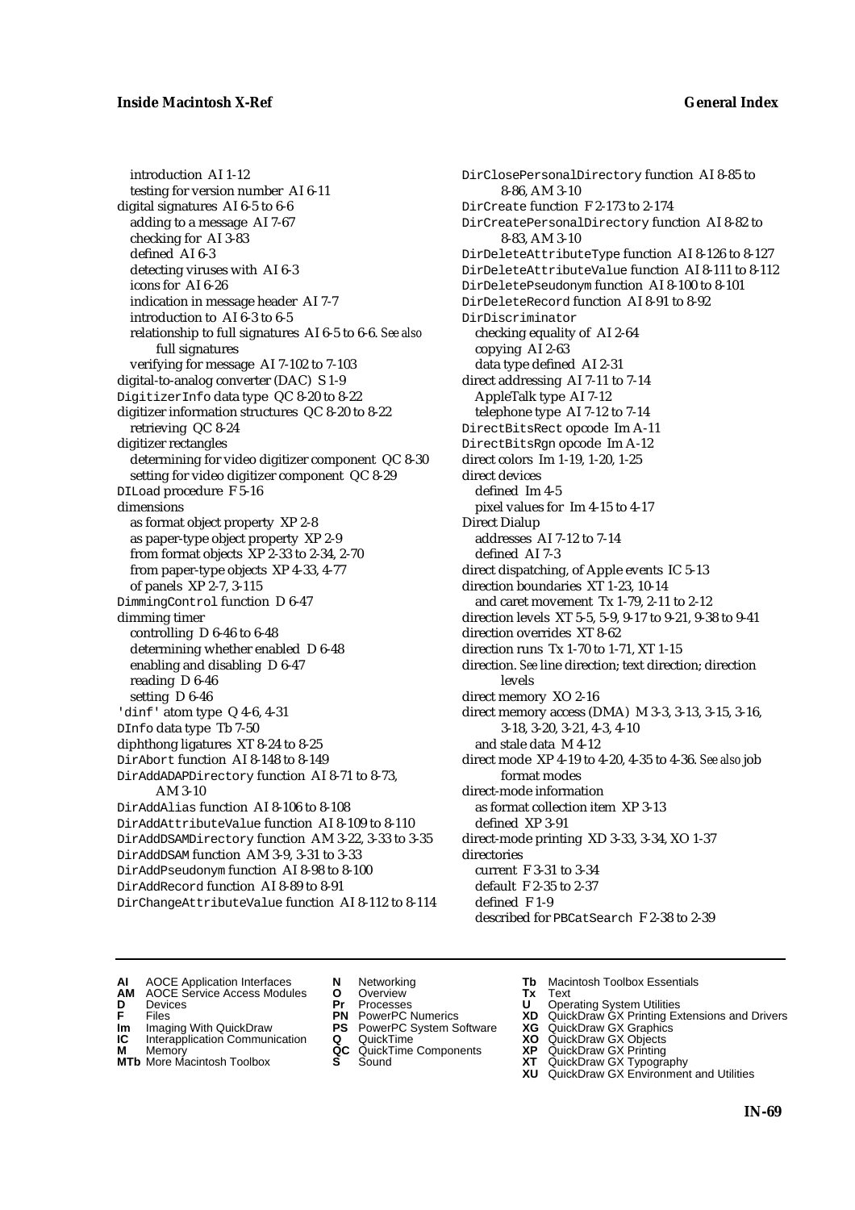introduction AI 1-12
testing for version number AI 6-11
digital signatures AI 6-5 to 6-6
adding to a message AI 7-67
checking for AI 3-83
defined AI 6-3
detecting viruses with AI 6-3
icons for AI 6-26
indication in message header AI 7-7
introduction to AI 6-3 to 6-5
relationship to full signatures AI 6-5 to 6-6. *See also* full signatures
verifying for message AI 7-102 to 7-103
digital-to-analog converter (DAC) S 1-9
DigitizerInfo data type QC 8-20 to 8-22
digitizer information structures QC 8-20 to 8-22
retrieving QC 8-24
digitizer rectangles
determining for video digitizer component QC 8-30
setting for video digitizer component QC 8-29
DILoad procedure F 5-16
dimensions
as format object property XP 2-8
as paper-type object property XP 2-9
from format objects XP 2-33 to 2-34, 2-70
from paper-type objects XP 4-33, 4-77
of panels XP 2-7, 3-115
DimmingControl function D 6-47
dimming timer
controlling D 6-46 to 6-48
determining whether enabled D 6-48
enabling and disabling D 6-47
reading D 6-46
setting D 6-46
'dinf' atom type Q 4-6, 4-31
DInfo data type Tb 7-50
diphthong ligatures XT 8-24 to 8-25
DirAbort function AI 8-148 to 8-149
DirAddADAPDirectory function AI 8-71 to 8-73, AM 3-10
DirAddAlias function AI 8-106 to 8-108
DirAddAttributeValue function AI 8-109 to 8-110
DirAddDSAMDirectory function AM 3-22, 3-33 to 3-35
DirAddDSAM function AM 3-9, 3-31 to 3-33
DirAddPseudonym function AI 8-98 to 8-100
DirAddRecord function AI 8-89 to 8-91
DirChangeAttributeValue function AI 8-112 to 8-114
DirClosePersonalDirectory function AI 8-85 to 8-86, AM 3-10
DirCreate function F 2-173 to 2-174
DirCreatePersonalDirectory function AI 8-82 to 8-83, AM 3-10
DirDeleteAttributeType function AI 8-126 to 8-127
DirDeleteAttributeValue function AI 8-111 to 8-112
DirDeletePseudonym function AI 8-100 to 8-101
DirDeleteRecord function AI 8-91 to 8-92
DirDiscriminator
checking equality of AI 2-64
copying AI 2-63
data type defined AI 2-31
direct addressing AI 7-11 to 7-14
AppleTalk type AI 7-12
telephone type AI 7-12 to 7-14
DirectBitsRect opcode Im A-11
DirectBitsRgn opcode Im A-12
direct colors Im 1-19, 1-20, 1-25
direct devices
defined Im 4-5
pixel values for Im 4-15 to 4-17
Direct Dialup
addresses AI 7-12 to 7-14
defined AI 7-3
direct dispatching, of Apple events IC 5-13
direction boundaries XT 1-23, 10-14
and caret movement Tx 1-79, 2-11 to 2-12
direction levels XT 5-5, 5-9, 9-17 to 9-21, 9-38 to 9-41
direction overrides XT 8-62
direction runs Tx 1-70 to 1-71, XT 1-15
direction. *See* line direction; text direction; direction levels
direct memory XO 2-16
direct memory access (DMA) M 3-3, 3-13, 3-15, 3-16, 3-18, 3-20, 3-21, 4-3, 4-10
and stale data M 4-12
direct mode XP 4-19 to 4-20, 4-35 to 4-36. *See also* job format modes
direct-mode information
as format collection item XP 3-13
defined XP 3-91
direct-mode printing XD 3-33, 3-34, XO 1-37
directories
current F 3-31 to 3-34
default F 2-35 to 2-37
defined F 1-9
described for PBCatSearch F 2-38 to 2-39

**AI** AOCE Application Interfaces
**AM** AOCE Service Access Modules
**D** Devices
**F** Files
**Im** Imaging With QuickDraw
**IC** Interapplication Communication
**M** Memory
**MTb** More Macintosh Toolbox
**N** Networking
**O** Overview
**Pr** Processes
**PN** PowerPC Numerics
**PS** PowerPC System Software
**Q** QuickTime
**QC** QuickTime Components
**S** Sound
**Tb** Macintosh Toolbox Essentials
**Tx** Text
**U** Operating System Utilities
**XD** QuickDraw GX Printing Extensions and Drivers
**XG** QuickDraw GX Graphics
**XO** QuickDraw GX Objects
**XP** QuickDraw GX Printing
**XT** QuickDraw GX Typography
**XU** QuickDraw GX Environment and Utilities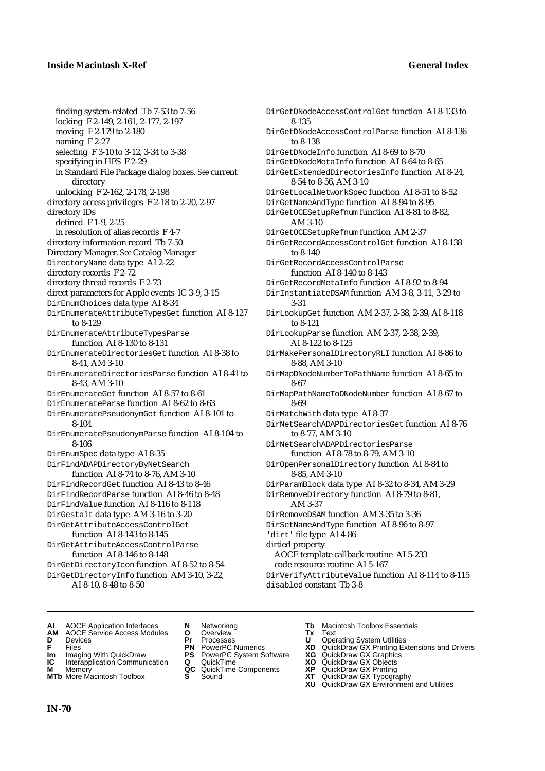finding system-related Tb 7-53 to 7-56
locking F 2-149, 2-161, 2-177, 2-197
moving F 2-179 to 2-180
naming F 2-27
selecting F 3-10 to 3-12, 3-34 to 3-38
specifying in HFS F 2-29
in Standard File Package dialog boxes. *See* current directory
unlocking F 2-162, 2-178, 2-198

directory access privileges F 2-18 to 2-20, 2-97
directory IDs
defined F 1-9, 2-25
in resolution of alias records F 4-7
directory information record Tb 7-50
Directory Manager. *See* Catalog Manager
DirectoryName data type AI 2-22
directory records F 2-72
directory thread records F 2-73
direct parameters for Apple events IC 3-9, 3-15
DirEnumChoices data type AI 8-34
DirEnumerateAttributeTypesGet function AI 8-127 to 8-129
DirEnumerateAttributeTypesParse function AI 8-130 to 8-131
DirEnumerateDirectoriesGet function AI 8-38 to 8-41, AM 3-10
DirEnumerateDirectoriesParse function AI 8-41 to 8-43, AM 3-10
DirEnumerateGet function AI 8-57 to 8-61
DirEnumerateParse function AI 8-62 to 8-63
DirEnumeratePseudonymGet function AI 8-101 to 8-104
DirEnumeratePseudonymParse function AI 8-104 to 8-106
DirEnumSpec data type AI 8-35
DirFindADAPDirectoryByNetSearch function AI 8-74 to 8-76, AM 3-10
DirFindRecordGet function AI 8-43 to 8-46
DirFindRecordParse function AI 8-46 to 8-48
DirFindValue function AI 8-116 to 8-118
DirGestalt data type AM 3-16 to 3-20
DirGetAttributeAccessControlGet function AI 8-143 to 8-145
DirGetAttributeAccessControlParse function AI 8-146 to 8-148
DirGetDirectoryIcon function AI 8-52 to 8-54
DirGetDirectoryInfo function AM 3-10, 3-22, AI 8-10, 8-48 to 8-50
DirGetDNodeAccessControlGet function AI 8-133 to 8-135
DirGetDNodeAccessControlParse function AI 8-136 to 8-138
DirGetDNodeInfo function AI 8-69 to 8-70
DirGetDNodeMetaInfo function AI 8-64 to 8-65
DirGetExtendedDirectoriesInfo function AI 8-24, 8-54 to 8-56, AM 3-10
DirGetLocalNetworkSpec function AI 8-51 to 8-52
DirGetNameAndType function AI 8-94 to 8-95
DirGetOCESetupRefnum function AI 8-81 to 8-82, AM 3-10
DirGetOCESetupRefnum function AM 2-37
DirGetRecordAccessControlGet function AI 8-138 to 8-140
DirGetRecordAccessControlParse function AI 8-140 to 8-143
DirGetRecordMetaInfo function AI 8-92 to 8-94
DirInstantiateDSAM function AM 3-8, 3-11, 3-29 to 3-31
DirLookupGet function AM 2-37, 2-38, 2-39, AI 8-118 to 8-121
DirLookupParse function AM 2-37, 2-38, 2-39, AI 8-122 to 8-125
DirMakePersonalDirectoryRLI function AI 8-86 to 8-88, AM 3-10
DirMapDNodeNumberToPathName function AI 8-65 to 8-67
DirMapPathNameToDNodeNumber function AI 8-67 to 8-69
DirMatchWith data type AI 8-37
DirNetSearchADAPDirectoriesGet function AI 8-76 to 8-77, AM 3-10
DirNetSearchADAPDirectoriesParse function AI 8-78 to 8-79, AM 3-10
DirOpenPersonalDirectory function AI 8-84 to 8-85, AM 3-10
DirParamBlock data type AI 8-32 to 8-34, AM 3-29
DirRemoveDirectory function AI 8-79 to 8-81, AM 3-37
DirRemoveDSAM function AM 3-35 to 3-36
DirSetNameAndType function AI 8-96 to 8-97
'dirt' file type AI 4-86
dirtied property
AOCE template callback routine AI 5-233
code resource routine AI 5-167
DirVerifyAttributeValue function AI 8-114 to 8-115
disabled constant Tb 3-8

**AI** AOCE Application Interfaces
**AM** AOCE Service Access Modules
**D** Devices
**F** Files
**Im** Imaging With QuickDraw
**IC** Interapplication Communication
**M** Memory
**MTb** More Macintosh Toolbox
**N** Networking
**O** Overview
**Pr** Processes
**PN** PowerPC Numerics
**PS** PowerPC System Software
**Q** QuickTime
**QC** QuickTime Components
**S** Sound
**Tb** Macintosh Toolbox Essentials
**Tx** Text
**U** Operating System Utilities
**XD** QuickDraw GX Printing Extensions and Drivers
**XG** QuickDraw GX Graphics
**XO** QuickDraw GX Objects
**XP** QuickDraw GX Printing
**XT** QuickDraw GX Typography
**XU** QuickDraw GX Environment and Utilities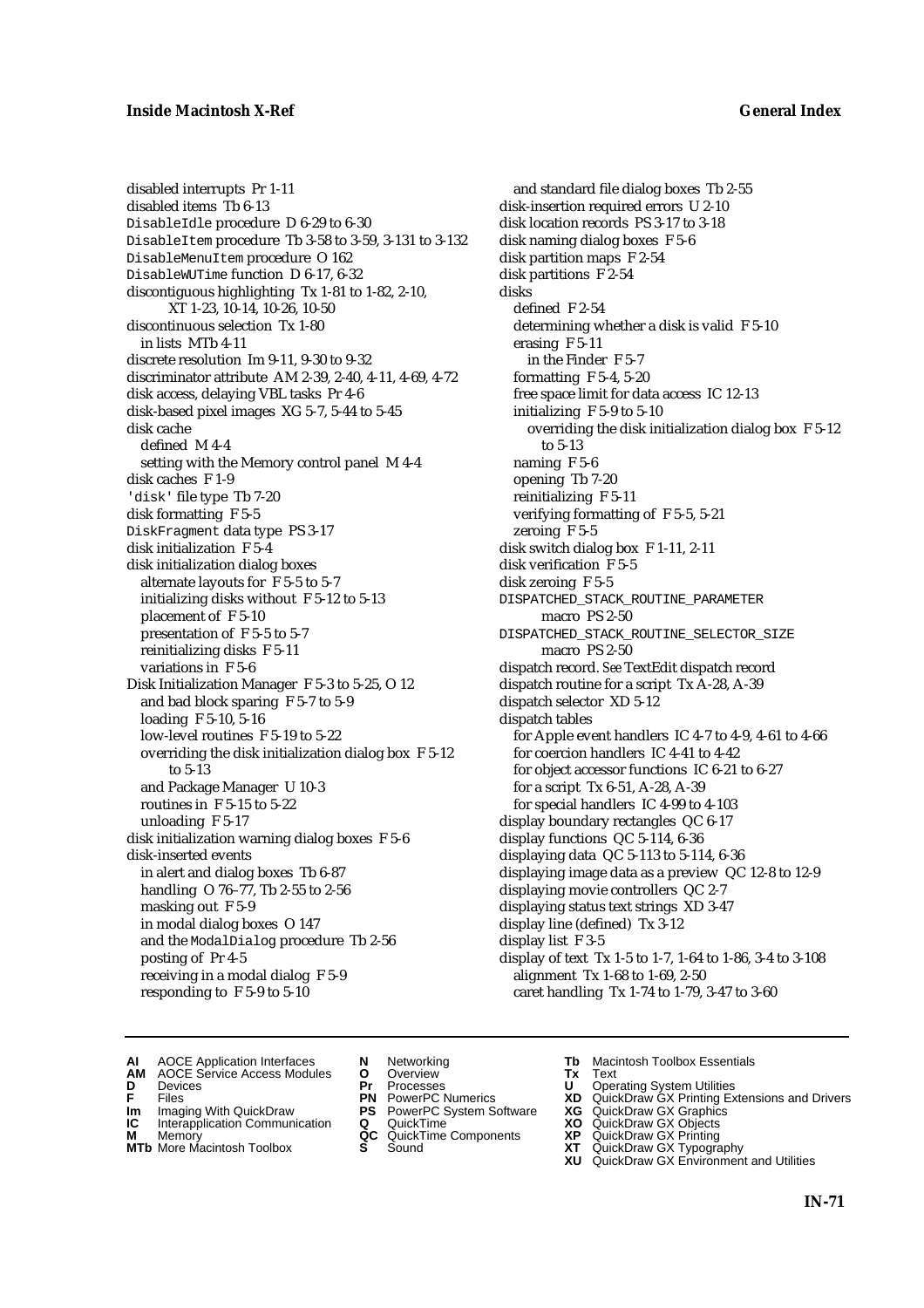disabled interrupts Pr 1-11
disabled items Tb 6-13
`DisableIdle` procedure D 6-29 to 6-30
`DisableItem` procedure Tb 3-58 to 3-59, 3-131 to 3-132
`DisableMenuItem` procedure O 162
`DisableWUTime` function D 6-17, 6-32
discontiguous highlighting Tx 1-81 to 1-82, 2-10, XT 1-23, 10-14, 10-26, 10-50
discontinuous selection Tx 1-80
  in lists MTb 4-11
discrete resolution Im 9-11, 9-30 to 9-32
discriminator attribute AM 2-39, 2-40, 4-11, 4-69, 4-72
disk access, delaying VBL tasks Pr 4-6
disk-based pixel images XG 5-7, 5-44 to 5-45
disk cache
  defined M 4-4
  setting with the Memory control panel M 4-4
disk caches F 1-9
`'disk'` file type Tb 7-20
disk formatting F 5-5
`DiskFragment` data type PS 3-17
disk initialization F 5-4
disk initialization dialog boxes
  alternate layouts for F 5-5 to 5-7
  initializing disks without F 5-12 to 5-13
  placement of F 5-10
  presentation of F 5-5 to 5-7
  reinitializing disks F 5-11
  variations in F 5-6
Disk Initialization Manager F 5-3 to 5-25, O 12
  and bad block sparing F 5-7 to 5-9
  loading F 5-10, 5-16
  low-level routines F 5-19 to 5-22
  overriding the disk initialization dialog box F 5-12 to 5-13
  and Package Manager U 10-3
  routines in F 5-15 to 5-22
  unloading F 5-17
disk initialization warning dialog boxes F 5-6
disk-inserted events
  in alert and dialog boxes Tb 6-87
  handling O 76–77, Tb 2-55 to 2-56
  masking out F 5-9
  in modal dialog boxes O 147
  and the `ModalDialog` procedure Tb 2-56
  posting of Pr 4-5
  receiving in a modal dialog F 5-9
  responding to F 5-9 to 5-10
  and standard file dialog boxes Tb 2-55
disk-insertion required errors U 2-10
disk location records PS 3-17 to 3-18
disk naming dialog boxes F 5-6
disk partition maps F 2-54
disk partitions F 2-54
disks
  defined F 2-54
  determining whether a disk is valid F 5-10
  erasing F 5-11
    in the Finder F 5-7
  formatting F 5-4, 5-20
  free space limit for data access IC 12-13
  initializing F 5-9 to 5-10
    overriding the disk initialization dialog box F 5-12 to 5-13
  naming F 5-6
  opening Tb 7-20
  reinitializing F 5-11
  verifying formatting of F 5-5, 5-21
  zeroing F 5-5
disk switch dialog box F 1-11, 2-11
disk verification F 5-5
disk zeroing F 5-5
`DISPATCHED_STACK_ROUTINE_PARAMETER` macro PS 2-50
`DISPATCHED_STACK_ROUTINE_SELECTOR_SIZE` macro PS 2-50
dispatch record. *See* TextEdit dispatch record
dispatch routine for a script Tx A-28, A-39
dispatch selector XD 5-12
dispatch tables
  for Apple event handlers IC 4-7 to 4-9, 4-61 to 4-66
  for coercion handlers IC 4-41 to 4-42
  for object accessor functions IC 6-21 to 6-27
  for a script Tx 6-51, A-28, A-39
  for special handlers IC 4-99 to 4-103
display boundary rectangles QC 6-17
display functions QC 5-114, 6-36
displaying data QC 5-113 to 5-114, 6-36
displaying image data as a preview QC 12-8 to 12-9
displaying movie controllers QC 2-7
displaying status text strings XD 3-47
display line (defined) Tx 3-12
display list F 3-5
display of text Tx 1-5 to 1-7, 1-64 to 1-86, 3-4 to 3-108
  alignment Tx 1-68 to 1-69, 2-50
  caret handling Tx 1-74 to 1-79, 3-47 to 3-60

**AI** AOCE Application Interfaces
**AM** AOCE Service Access Modules
**D** Devices
**F** Files
**Im** Imaging With QuickDraw
**IC** Interapplication Communication
**M** Memory
**MTb** More Macintosh Toolbox
**N** Networking
**O** Overview
**Pr** Processes
**PN** PowerPC Numerics
**PS** PowerPC System Software
**Q** QuickTime
**QC** QuickTime Components
**S** Sound
**Tb** Macintosh Toolbox Essentials
**Tx** Text
**U** Operating System Utilities
**XD** QuickDraw GX Printing Extensions and Drivers
**XG** QuickDraw GX Graphics
**XO** QuickDraw GX Objects
**XP** QuickDraw GX Printing
**XT** QuickDraw GX Typography
**XU** QuickDraw GX Environment and Utilities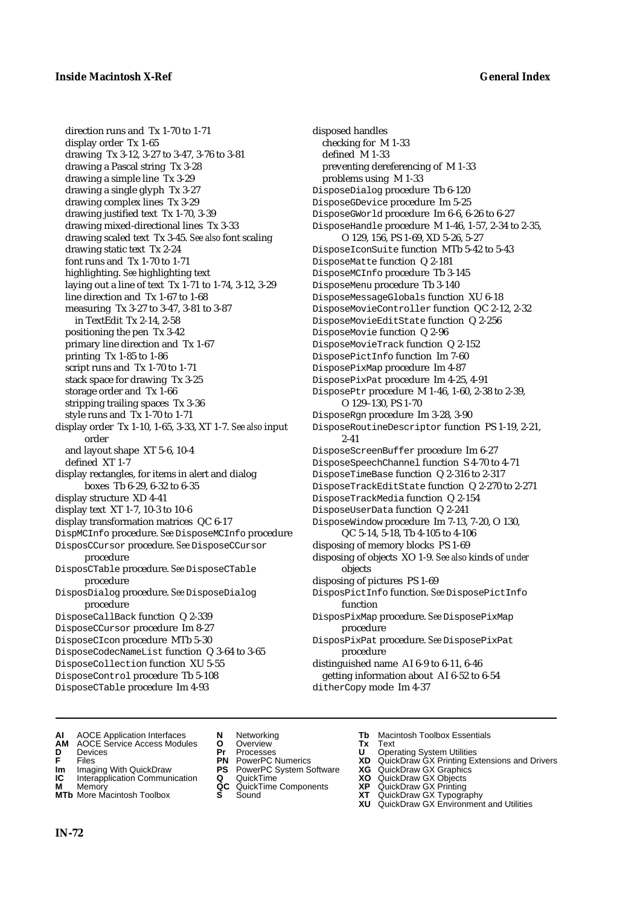direction runs and Tx 1-70 to 1-71
display order Tx 1-65
drawing Tx 3-12, 3-27 to 3-47, 3-76 to 3-81
drawing a Pascal string Tx 3-28
drawing a simple line Tx 3-29
drawing a single glyph Tx 3-27
drawing complex lines Tx 3-29
drawing justified text Tx 1-70, 3-39
drawing mixed-directional lines Tx 3-33
drawing scaled text Tx 3-45. *See also* font scaling
drawing static text Tx 2-24
font runs and Tx 1-70 to 1-71
highlighting. *See* highlighting text
laying out a line of text Tx 1-71 to 1-74, 3-12, 3-29
line direction and Tx 1-67 to 1-68
measuring Tx 3-27 to 3-47, 3-81 to 3-87
in TextEdit Tx 2-14, 2-58
positioning the pen Tx 3-42
primary line direction and Tx 1-67
printing Tx 1-85 to 1-86
script runs and Tx 1-70 to 1-71
stack space for drawing Tx 3-25
storage order and Tx 1-66
stripping trailing spaces Tx 3-36
style runs and Tx 1-70 to 1-71
display order Tx 1-10, 1-65, 3-33, XT 1-7. *See also* input order
and layout shape XT 5-6, 10-4
defined XT 1-7
display rectangles, for items in alert and dialog boxes Tb 6-29, 6-32 to 6-35
display structure XD 4-41
display text XT 1-7, 10-3 to 10-6
display transformation matrices QC 6-17
DispMCInfo procedure. *See* DisposeMCInfo procedure
DisposCCursor procedure. *See* DisposeCCursor procedure
DisposCTable procedure. *See* DisposeCTable procedure
DisposDialog procedure. *See* DisposeDialog procedure
DisposeCallBack function Q 2-339
DisposeCCursor procedure Im 8-27
DisposeCIcon procedure MTb 5-30
DisposeCodecNameList function Q 3-64 to 3-65
DisposeCollection function XU 5-55
DisposeControl procedure Tb 5-108
DisposeCTable procedure Im 4-93
disposed handles
checking for M 1-33
defined M 1-33
preventing dereferencing of M 1-33
problems using M 1-33
DisposeDialog procedure Tb 6-120
DisposeGDevice procedure Im 5-25
DisposeGWorld procedure Im 6-6, 6-26 to 6-27
DisposeHandle procedure M 1-46, 1-57, 2-34 to 2-35, O 129, 156, PS 1-69, XD 5-26, 5-27
DisposeIconSuite function MTb 5-42 to 5-43
DisposeMatte function Q 2-181
DisposeMCInfo procedure Tb 3-145
DisposeMenu procedure Tb 3-140
DisposeMessageGlobals function XU 6-18
DisposeMovieController function QC 2-12, 2-32
DisposeMovieEditState function Q 2-256
DisposeMovie function Q 2-96
DisposeMovieTrack function Q 2-152
DisposePictInfo function Im 7-60
DisposePixMap procedure Im 4-87
DisposePixPat procedure Im 4-25, 4-91
DisposePtr procedure M 1-46, 1-60, 2-38 to 2-39, O 129–130, PS 1-70
DisposeRgn procedure Im 3-28, 3-90
DisposeRoutineDescriptor function PS 1-19, 2-21, 2-41
DisposeScreenBuffer procedure Im 6-27
DisposeSpeechChannel function S 4-70 to 4-71
DisposeTimeBase function Q 2-316 to 2-317
DisposeTrackEditState function Q 2-270 to 2-271
DisposeTrackMedia function Q 2-154
DisposeUserData function Q 2-241
DisposeWindow procedure Im 7-13, 7-20, O 130, QC 5-14, 5-18, Tb 4-105 to 4-106
disposing of memory blocks PS 1-69
disposing of objects XO 1-9. *See also* kinds of *under* objects
disposing of pictures PS 1-69
DisposPictInfo function. *See* DisposePictInfo function
DisposPixMap procedure. *See* DisposePixMap procedure
DisposPixPat procedure. *See* DisposePixPat procedure
distinguished name AI 6-9 to 6-11, 6-46
getting information about AI 6-52 to 6-54
ditherCopy mode Im 4-37

**AI** AOCE Application Interfaces
**AM** AOCE Service Access Modules
**D** Devices
**F** Files
**Im** Imaging With QuickDraw
**IC** Interapplication Communication
**M** Memory
**MTb** More Macintosh Toolbox
**N** Networking
**O** Overview
**Pr** Processes
**PN** PowerPC Numerics
**PS** PowerPC System Software
**Q** QuickTime
**QC** QuickTime Components
**S** Sound
**Tb** Macintosh Toolbox Essentials
**Tx** Text
**U** Operating System Utilities
**XD** QuickDraw GX Printing Extensions and Drivers
**XG** QuickDraw GX Graphics
**XO** QuickDraw GX Objects
**XP** QuickDraw GX Printing
**XT** QuickDraw GX Typography
**XU** QuickDraw GX Environment and Utilities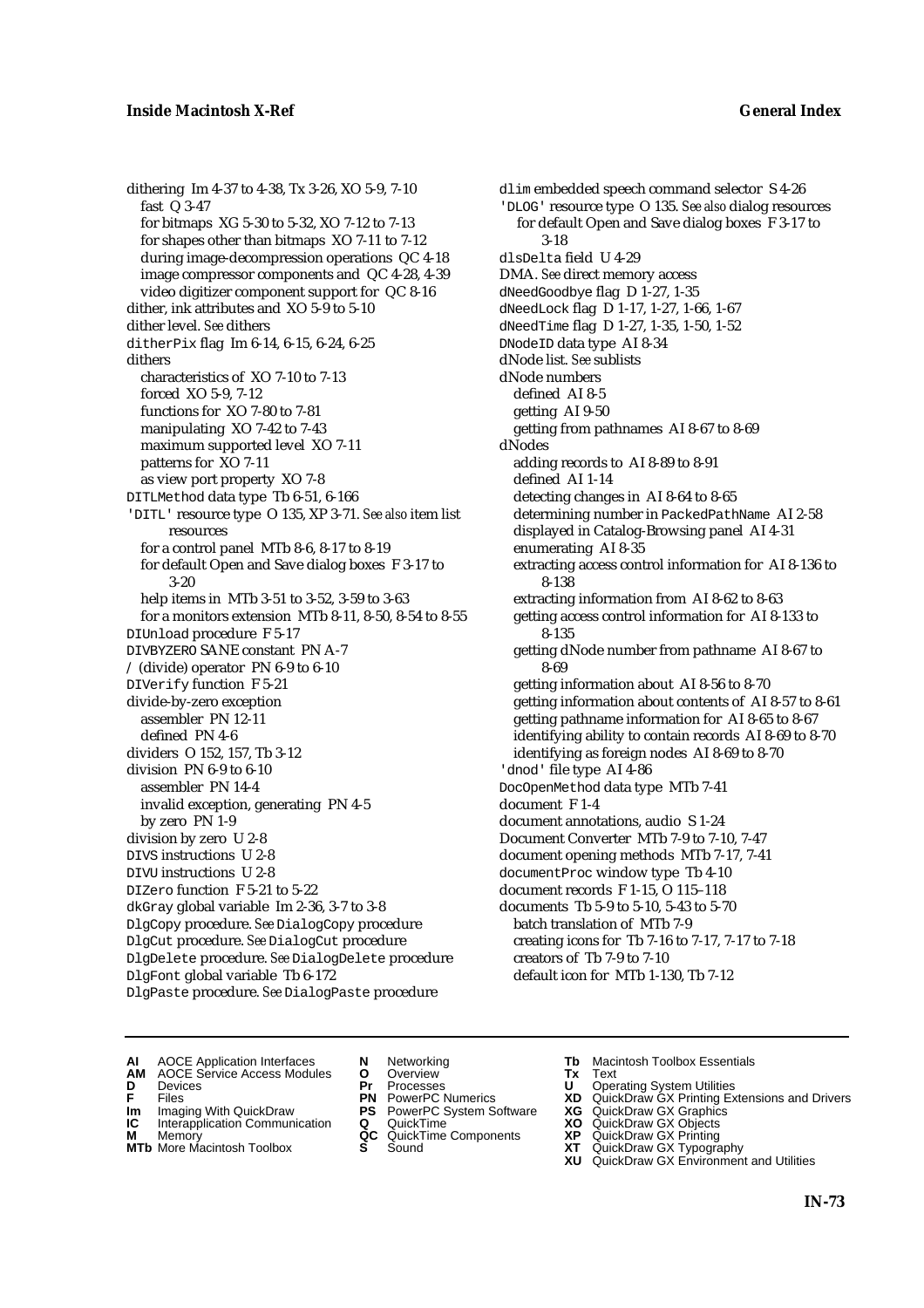dithering Im 4-37 to 4-38, Tx 3-26, XO 5-9, 7-10
  fast Q 3-47
  for bitmaps XG 5-30 to 5-32, XO 7-12 to 7-13
  for shapes other than bitmaps XO 7-11 to 7-12
  during image-decompression operations QC 4-18
  image compressor components and QC 4-28, 4-39
  video digitizer component support for QC 8-16
dither, ink attributes and XO 5-9 to 5-10
dither level. *See* dithers
ditherPix flag Im 6-14, 6-15, 6-24, 6-25
dithers
  characteristics of XO 7-10 to 7-13
  forced XO 5-9, 7-12
  functions for XO 7-80 to 7-81
  manipulating XO 7-42 to 7-43
  maximum supported level XO 7-11
  patterns for XO 7-11
  as view port property XO 7-8
DITLMethod data type Tb 6-51, 6-166
'DITL' resource type O 135, XP 3-71. *See also* item list resources
  for a control panel MTb 8-6, 8-17 to 8-19
  for default Open and Save dialog boxes F 3-17 to 3-20
  help items in MTb 3-51 to 3-52, 3-59 to 3-63
  for a monitors extension MTb 8-11, 8-50, 8-54 to 8-55
DIUnload procedure F 5-17
DIVBYZERO SANE constant PN A-7
/ (divide) operator PN 6-9 to 6-10
DIVerify function F 5-21
divide-by-zero exception
  assembler PN 12-11
  defined PN 4-6
dividers O 152, 157, Tb 3-12
division PN 6-9 to 6-10
  assembler PN 14-4
  invalid exception, generating PN 4-5
  by zero PN 1-9
division by zero U 2-8
DIVS instructions U 2-8
DIVU instructions U 2-8
DIZero function F 5-21 to 5-22
dkGray global variable Im 2-36, 3-7 to 3-8
DlgCopy procedure. *See* DialogCopy procedure
DlgCut procedure. *See* DialogCut procedure
DlgDelete procedure. *See* DialogDelete procedure
DlgFont global variable Tb 6-172
DlgPaste procedure. *See* DialogPaste procedure
dlim embedded speech command selector S 4-26
'DLOG' resource type O 135. *See also* dialog resources
  for default Open and Save dialog boxes F 3-17 to 3-18
dlsDelta field U 4-29
DMA. *See* direct memory access
dNeedGoodbye flag D 1-27, 1-35
dNeedLock flag D 1-17, 1-27, 1-66, 1-67
dNeedTime flag D 1-27, 1-35, 1-50, 1-52
DNodeID data type AI 8-34
dNode list. *See* sublists
dNode numbers
  defined AI 8-5
  getting AI 9-50
  getting from pathnames AI 8-67 to 8-69
dNodes
  adding records to AI 8-89 to 8-91
  defined AI 1-14
  detecting changes in AI 8-64 to 8-65
  determining number in PackedPathName AI 2-58
  displayed in Catalog-Browsing panel AI 4-31
  enumerating AI 8-35
  extracting access control information for AI 8-136 to 8-138
  extracting information from AI 8-62 to 8-63
  getting access control information for AI 8-133 to 8-135
  getting dNode number from pathname AI 8-67 to 8-69
  getting information about AI 8-56 to 8-70
  getting information about contents of AI 8-57 to 8-61
  getting pathname information for AI 8-65 to 8-67
  identifying ability to contain records AI 8-69 to 8-70
  identifying as foreign nodes AI 8-69 to 8-70
'dnod' file type AI 4-86
DocOpenMethod data type MTb 7-41
document F 1-4
document annotations, audio S 1-24
Document Converter MTb 7-9 to 7-10, 7-47
document opening methods MTb 7-17, 7-41
documentProc window type Tb 4-10
document records F 1-15, O 115–118
documents Tb 5-9 to 5-10, 5-43 to 5-70
  batch translation of MTb 7-9
  creating icons for Tb 7-16 to 7-17, 7-17 to 7-18
  creators of Tb 7-9 to 7-10
  default icon for MTb 1-130, Tb 7-12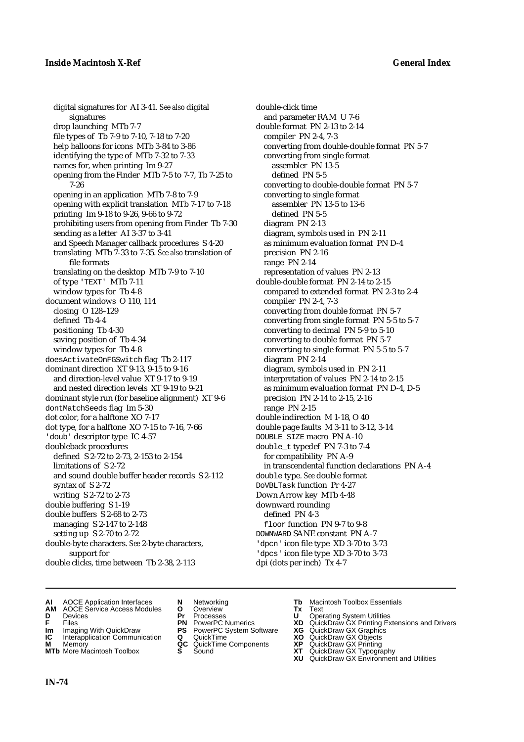digital signatures for AI 3-41. *See also* digital signatures
drop launching MTb 7-7
file types of Tb 7-9 to 7-10, 7-18 to 7-20
help balloons for icons MTb 3-84 to 3-86
identifying the type of MTb 7-32 to 7-33
names for, when printing Im 9-27
opening from the Finder MTb 7-5 to 7-7, Tb 7-25 to 7-26
opening in an application MTb 7-8 to 7-9
opening with explicit translation MTb 7-17 to 7-18
printing Im 9-18 to 9-26, 9-66 to 9-72
prohibiting users from opening from Finder Tb 7-30
sending as a letter AI 3-37 to 3-41
and Speech Manager callback procedures S 4-20
translating MTb 7-33 to 7-35. *See also* translation of file formats
translating on the desktop MTb 7-9 to 7-10
of type 'TEXT' MTb 7-11
window types for Tb 4-8
document windows O 110, 114
closing O 128–129
defined Tb 4-4
positioning Tb 4-30
saving position of Tb 4-34
window types for Tb 4-8
doesActivateOnFGSwitch flag Tb 2-117
dominant direction XT 9-13, 9-15 to 9-16
and direction-level value XT 9-17 to 9-19
and nested direction levels XT 9-19 to 9-21
dominant style run (for baseline alignment) XT 9-6
dontMatchSeeds flag Im 5-30
dot color, for a halftone XO 7-17
dot type, for a halftone XO 7-15 to 7-16, 7-66
'doub' descriptor type IC 4-57
doubleback procedures
defined S 2-72 to 2-73, 2-153 to 2-154
limitations of S 2-72
and sound double buffer header records S 2-112
syntax of S 2-72
writing S 2-72 to 2-73
double buffering S 1-19
double buffers S 2-68 to 2-73
managing S 2-147 to 2-148
setting up S 2-70 to 2-72
double-byte characters. *See* 2-byte characters, support for
double clicks, time between Tb 2-38, 2-113
double-click time
and parameter RAM U 7-6
double format PN 2-13 to 2-14
compiler PN 2-4, 7-3
converting from double-double format PN 5-7
converting from single format
assembler PN 13-5
defined PN 5-5
converting to double-double format PN 5-7
converting to single format
assembler PN 13-5 to 13-6
defined PN 5-5
diagram PN 2-13
diagram, symbols used in PN 2-11
as minimum evaluation format PN D-4
precision PN 2-16
range PN 2-14
representation of values PN 2-13
double-double format PN 2-14 to 2-15
compared to extended format PN 2-3 to 2-4
compiler PN 2-4, 7-3
converting from double format PN 5-7
converting from single format PN 5-5 to 5-7
converting to decimal PN 5-9 to 5-10
converting to double format PN 5-7
converting to single format PN 5-5 to 5-7
diagram PN 2-14
diagram, symbols used in PN 2-11
interpretation of values PN 2-14 to 2-15
as minimum evaluation format PN D-4, D-5
precision PN 2-14 to 2-15, 2-16
range PN 2-15
double indirection M 1-18, O 40
double page faults M 3-11 to 3-12, 3-14
DOUBLE_SIZE macro PN A-10
double_t typedef PN 7-3 to 7-4
for compatibility PN A-9
in transcendental function declarations PN A-4
double type. *See* double format
DoVBLTask function Pr 4-27
Down Arrow key MTb 4-48
downward rounding
defined PN 4-3
floor function PN 9-7 to 9-8
DOWNWARD SANE constant PN A-7
'dpcn' icon file type XD 3-70 to 3-73
'dpcs' icon file type XD 3-70 to 3-73
dpi (dots per inch) Tx 4-7

**AI** AOCE Application Interfaces
**AM** AOCE Service Access Modules
**D** Devices
**F** Files
**Im** Imaging With QuickDraw
**IC** Interapplication Communication
**M** Memory
**MTb** More Macintosh Toolbox
**N** Networking
**O** Overview
**Pr** Processes
**PN** PowerPC Numerics
**PS** PowerPC System Software
**Q** QuickTime
**QC** QuickTime Components
**S** Sound
**Tb** Macintosh Toolbox Essentials
**Tx** Text
**U** Operating System Utilities
**XD** QuickDraw GX Printing Extensions and Drivers
**XG** QuickDraw GX Graphics
**XO** QuickDraw GX Objects
**XP** QuickDraw GX Printing
**XT** QuickDraw GX Typography
**XU** QuickDraw GX Environment and Utilities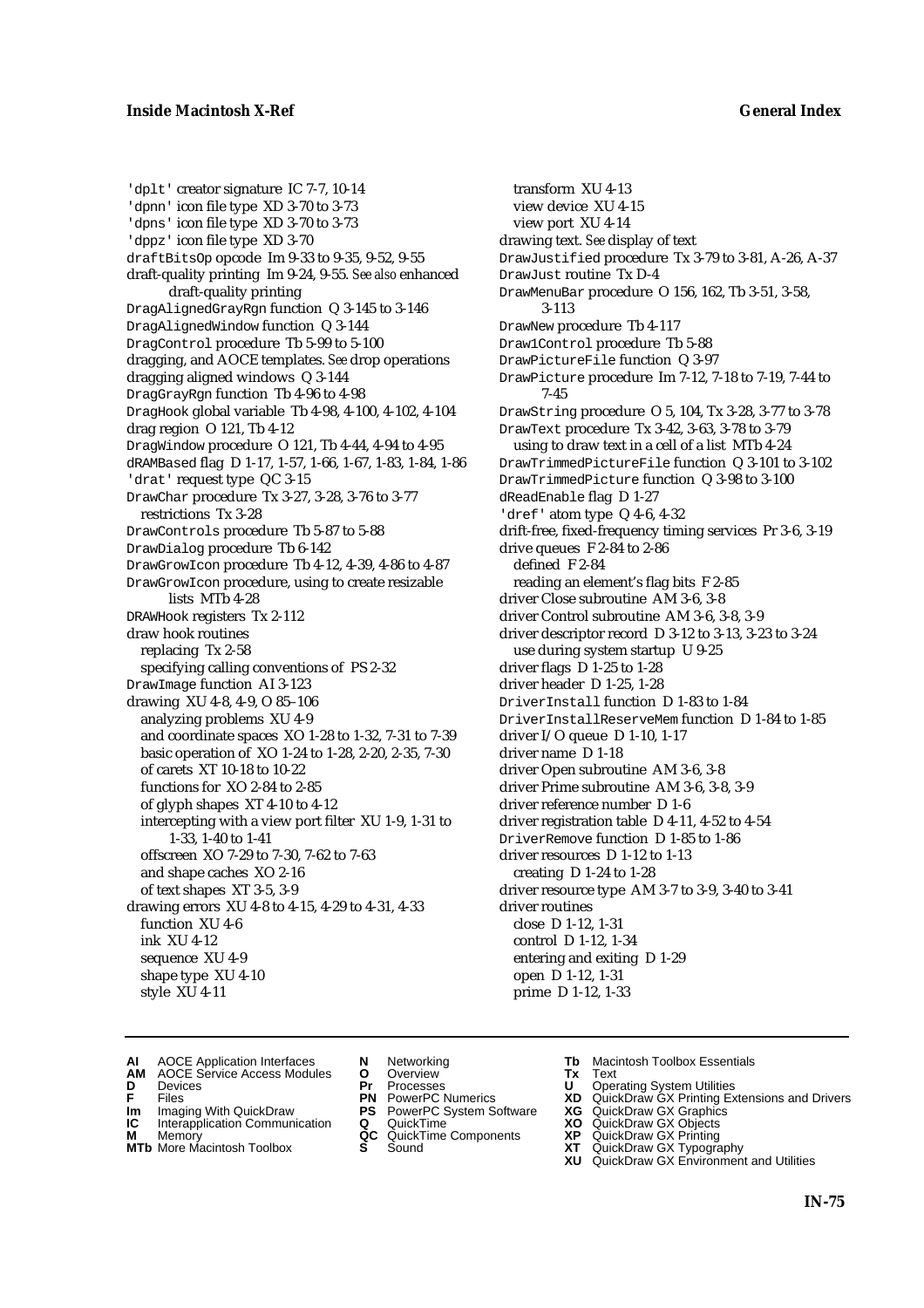'dplt' creator signature IC 7-7, 10-14
'dpnn' icon file type XD 3-70 to 3-73
'dpns' icon file type XD 3-70 to 3-73
'dppz' icon file type XD 3-70
draftBitsOp opcode Im 9-33 to 9-35, 9-52, 9-55
draft-quality printing Im 9-24, 9-55. *See also* enhanced draft-quality printing
DragAlignedGrayRgn function Q 3-145 to 3-146
DragAlignedWindow function Q 3-144
DragControl procedure Tb 5-99 to 5-100
dragging, and AOCE templates. *See* drop operations
dragging aligned windows Q 3-144
DragGrayRgn function Tb 4-96 to 4-98
DragHook global variable Tb 4-98, 4-100, 4-102, 4-104
drag region O 121, Tb 4-12
DragWindow procedure O 121, Tb 4-44, 4-94 to 4-95
dRAMBased flag D 1-17, 1-57, 1-66, 1-67, 1-83, 1-84, 1-86
'drat' request type QC 3-15
DrawChar procedure Tx 3-27, 3-28, 3-76 to 3-77
  restrictions Tx 3-28
DrawControls procedure Tb 5-87 to 5-88
DrawDialog procedure Tb 6-142
DrawGrowIcon procedure Tb 4-12, 4-39, 4-86 to 4-87
DrawGrowIcon procedure, using to create resizable lists MTb 4-28
DRAWHook registers Tx 2-112
draw hook routines
  replacing Tx 2-58
  specifying calling conventions of PS 2-32
DrawImage function AI 3-123
drawing XU 4-8, 4-9, O 85–106
  analyzing problems XU 4-9
  and coordinate spaces XO 1-28 to 1-32, 7-31 to 7-39
  basic operation of XO 1-24 to 1-28, 2-20, 2-35, 7-30
  of carets XT 10-18 to 10-22
  functions for XO 2-84 to 2-85
  of glyph shapes XT 4-10 to 4-12
  intercepting with a view port filter XU 1-9, 1-31 to 1-33, 1-40 to 1-41
  offscreen XO 7-29 to 7-30, 7-62 to 7-63
  and shape caches XO 2-16
  of text shapes XT 3-5, 3-9
drawing errors XU 4-8 to 4-15, 4-29 to 4-31, 4-33
  function XU 4-6
  ink XU 4-12
  sequence XU 4-9
  shape type XU 4-10
  style XU 4-11
  transform XU 4-13
  view device XU 4-15
  view port XU 4-14
drawing text. *See* display of text
DrawJustified procedure Tx 3-79 to 3-81, A-26, A-37
DrawJust routine Tx D-4
DrawMenuBar procedure O 156, 162, Tb 3-51, 3-58, 3-113
DrawNew procedure Tb 4-117
Draw1Control procedure Tb 5-88
DrawPictureFile function Q 3-97
DrawPicture procedure Im 7-12, 7-18 to 7-19, 7-44 to 7-45
DrawString procedure O 5, 104, Tx 3-28, 3-77 to 3-78
DrawText procedure Tx 3-42, 3-63, 3-78 to 3-79
  using to draw text in a cell of a list MTb 4-24
DrawTrimmedPictureFile function Q 3-101 to 3-102
DrawTrimmedPicture function Q 3-98 to 3-100
dReadEnable flag D 1-27
'dref' atom type Q 4-6, 4-32
drift-free, fixed-frequency timing services Pr 3-6, 3-19
drive queues F 2-84 to 2-86
  defined F 2-84
  reading an element's flag bits F 2-85
driver Close subroutine AM 3-6, 3-8
driver Control subroutine AM 3-6, 3-8, 3-9
driver descriptor record D 3-12 to 3-13, 3-23 to 3-24
  use during system startup U 9-25
driver flags D 1-25 to 1-28
driver header D 1-25, 1-28
DriverInstall function D 1-83 to 1-84
DriverInstallReserveMem function D 1-84 to 1-85
driver I/O queue D 1-10, 1-17
driver name D 1-18
driver Open subroutine AM 3-6, 3-8
driver Prime subroutine AM 3-6, 3-8, 3-9
driver reference number D 1-6
driver registration table D 4-11, 4-52 to 4-54
DriverRemove function D 1-85 to 1-86
driver resources D 1-12 to 1-13
  creating D 1-24 to 1-28
driver resource type AM 3-7 to 3-9, 3-40 to 3-41
driver routines
  close D 1-12, 1-31
  control D 1-12, 1-34
  entering and exiting D 1-29
  open D 1-12, 1-31
  prime D 1-12, 1-33

**AI** AOCE Application Interfaces
**AM** AOCE Service Access Modules
**D** Devices
**F** Files
**Im** Imaging With QuickDraw
**IC** Interapplication Communication
**M** Memory
**MTb** More Macintosh Toolbox
**N** Networking
**O** Overview
**Pr** Processes
**PN** PowerPC Numerics
**PS** PowerPC System Software
**Q** QuickTime
**QC** QuickTime Components
**S** Sound
**Tb** Macintosh Toolbox Essentials
**Tx** Text
**U** Operating System Utilities
**XD** QuickDraw GX Printing Extensions and Drivers
**XG** QuickDraw GX Graphics
**XO** QuickDraw GX Objects
**XP** QuickDraw GX Printing
**XT** QuickDraw GX Typography
**XU** QuickDraw GX Environment and Utilities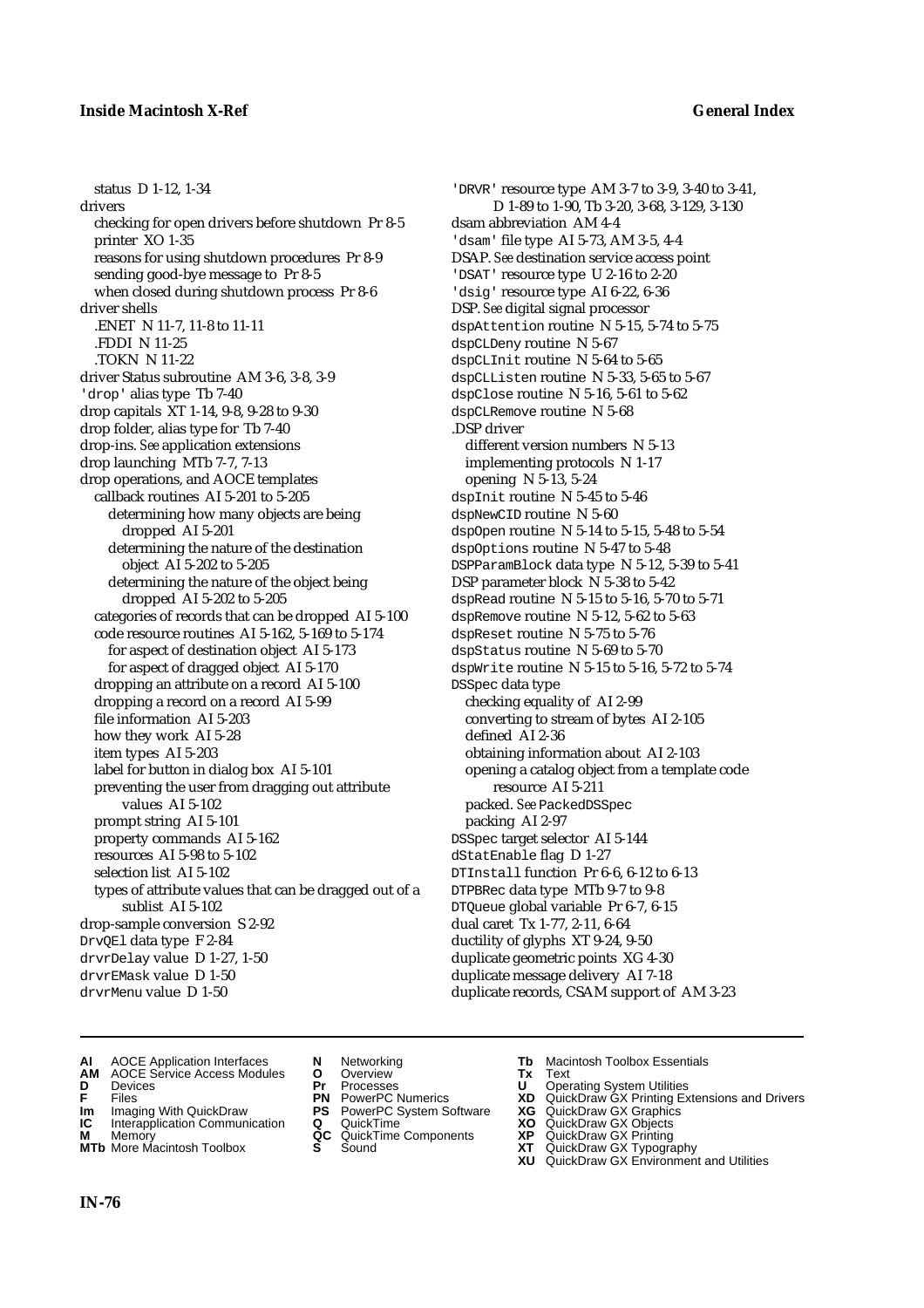status D 1-12, 1-34
drivers
  checking for open drivers before shutdown Pr 8-5
  printer XO 1-35
  reasons for using shutdown procedures Pr 8-9
  sending good-bye message to Pr 8-5
  when closed during shutdown process Pr 8-6
driver shells
  .ENET N 11-7, 11-8 to 11-11
  .FDDI N 11-25
  .TOKN N 11-22
driver Status subroutine AM 3-6, 3-8, 3-9
'drop' alias type Tb 7-40
drop capitals XT 1-14, 9-8, 9-28 to 9-30
drop folder, alias type for Tb 7-40
drop-ins. *See* application extensions
drop launching MTb 7-7, 7-13
drop operations, and AOCE templates
  callback routines AI 5-201 to 5-205
    determining how many objects are being dropped AI 5-201
    determining the nature of the destination object AI 5-202 to 5-205
    determining the nature of the object being dropped AI 5-202 to 5-205
  categories of records that can be dropped AI 5-100
  code resource routines AI 5-162, 5-169 to 5-174
    for aspect of destination object AI 5-173
    for aspect of dragged object AI 5-170
  dropping an attribute on a record AI 5-100
  dropping a record on a record AI 5-99
  file information AI 5-203
  how they work AI 5-28
  item types AI 5-203
  label for button in dialog box AI 5-101
  preventing the user from dragging out attribute values AI 5-102
  prompt string AI 5-101
  property commands AI 5-162
  resources AI 5-98 to 5-102
  selection list AI 5-102
  types of attribute values that can be dragged out of a sublist AI 5-102
drop-sample conversion S 2-92
DrvQEl data type F 2-84
drvrDelay value D 1-27, 1-50
drvrEMask value D 1-50
drvrMenu value D 1-50
'DRVR' resource type AM 3-7 to 3-9, 3-40 to 3-41, D 1-89 to 1-90, Tb 3-20, 3-68, 3-129, 3-130
dsam abbreviation AM 4-4
'dsam' file type AI 5-73, AM 3-5, 4-4
DSAP. *See* destination service access point
'DSAT' resource type U 2-16 to 2-20
'dsig' resource type AI 6-22, 6-36
DSP. *See* digital signal processor
dspAttention routine N 5-15, 5-74 to 5-75
dspCLDeny routine N 5-67
dspCLInit routine N 5-64 to 5-65
dspCLListen routine N 5-33, 5-65 to 5-67
dspClose routine N 5-16, 5-61 to 5-62
dspCLRemove routine N 5-68
.DSP driver
  different version numbers N 5-13
  implementing protocols N 1-17
  opening N 5-13, 5-24
dspInit routine N 5-45 to 5-46
dspNewCID routine N 5-60
dspOpen routine N 5-14 to 5-15, 5-48 to 5-54
dspOptions routine N 5-47 to 5-48
DSPParamBlock data type N 5-12, 5-39 to 5-41
DSP parameter block N 5-38 to 5-42
dspRead routine N 5-15 to 5-16, 5-70 to 5-71
dspRemove routine N 5-12, 5-62 to 5-63
dspReset routine N 5-75 to 5-76
dspStatus routine N 5-69 to 5-70
dspWrite routine N 5-15 to 5-16, 5-72 to 5-74
DSSpec data type
  checking equality of AI 2-99
  converting to stream of bytes AI 2-105
  defined AI 2-36
  obtaining information about AI 2-103
  opening a catalog object from a template code resource AI 5-211
  packed. *See* PackedDSSpec
  packing AI 2-97
DSSpec target selector AI 5-144
dStatEnable flag D 1-27
DTInstall function Pr 6-6, 6-12 to 6-13
DTPBRec data type MTb 9-7 to 9-8
DTQueue global variable Pr 6-7, 6-15
dual caret Tx 1-77, 2-11, 6-64
ductility of glyphs XT 9-24, 9-50
duplicate geometric points XG 4-30
duplicate message delivery AI 7-18
duplicate records, CSAM support of AM 3-23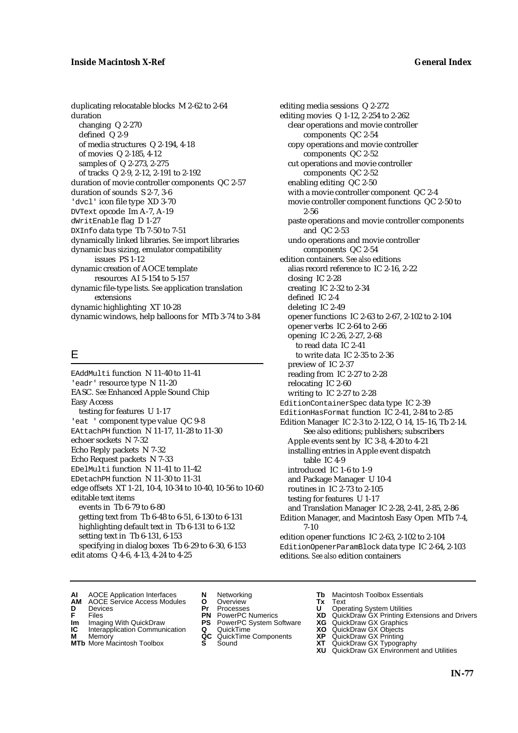duplicating relocatable blocks M 2-62 to 2-64
duration
  changing Q 2-270
  defined Q 2-9
  of media structures Q 2-194, 4-18
  of movies Q 2-185, 4-12
  samples of Q 2-273, 2-275
  of tracks Q 2-9, 2-12, 2-191 to 2-192
duration of movie controller components QC 2-57
duration of sounds S 2-7, 3-6
'dvcl' icon file type XD 3-70
DVText opcode Im A-7, A-19
dWritEnable flag D 1-27
DXInfo data type Tb 7-50 to 7-51
dynamically linked libraries. *See* import libraries
dynamic bus sizing, emulator compatibility issues PS 1-12
dynamic creation of AOCE template resources AI 5-154 to 5-157
dynamic file-type lists. *See* application translation extensions
dynamic highlighting XT 10-28
dynamic windows, help balloons for MTb 3-74 to 3-84

## E

EAddMulti function N 11-40 to 11-41
'eadr' resource type N 11-20
EASC. *See* Enhanced Apple Sound Chip
Easy Access
  testing for features U 1-17
'eat ' component type value QC 9-8
EAttachPH function N 11-17, 11-28 to 11-30
echoer sockets N 7-32
Echo Reply packets N 7-32
Echo Request packets N 7-33
EDelMulti function N 11-41 to 11-42
EDetachPH function N 11-30 to 11-31
edge offsets XT 1-21, 10-4, 10-34 to 10-40, 10-56 to 10-60
editable text items
  events in Tb 6-79 to 6-80
  getting text from Tb 6-48 to 6-51, 6-130 to 6-131
  highlighting default text in Tb 6-131 to 6-132
  setting text in Tb 6-131, 6-153
  specifying in dialog boxes Tb 6-29 to 6-30, 6-153
edit atoms Q 4-6, 4-13, 4-24 to 4-25
editing media sessions Q 2-272
editing movies Q 1-12, 2-254 to 2-262
  clear operations and movie controller components QC 2-54
  copy operations and movie controller components QC 2-52
  cut operations and movie controller components QC 2-52
  enabling editing QC 2-50
  with a movie controller component QC 2-4
  movie controller component functions QC 2-50 to 2-56
  paste operations and movie controller components and QC 2-53
  undo operations and movie controller components QC 2-54
edition containers. *See also* editions
  alias record reference to IC 2-16, 2-22
  closing IC 2-28
  creating IC 2-32 to 2-34
  defined IC 2-4
  deleting IC 2-49
  opener functions IC 2-63 to 2-67, 2-102 to 2-104
  opener verbs IC 2-64 to 2-66
  opening IC 2-26, 2-27, 2-68
    to read data IC 2-41
    to write data IC 2-35 to 2-36
  preview of IC 2-37
  reading from IC 2-27 to 2-28
  relocating IC 2-60
  writing to IC 2-27 to 2-28
EditionContainerSpec data type IC 2-39
EditionHasFormat function IC 2-41, 2-84 to 2-85
Edition Manager IC 2-3 to 2-122, O 14, 15–16, Tb 2-14. See also editions; publishers; subscribers
  Apple events sent by IC 3-8, 4-20 to 4-21
  installing entries in Apple event dispatch table IC 4-9
  introduced IC 1-6 to 1-9
  and Package Manager U 10-4
  routines in IC 2-73 to 2-105
  testing for features U 1-17
  and Translation Manager IC 2-28, 2-41, 2-85, 2-86
Edition Manager, and Macintosh Easy Open MTb 7-4, 7-10
edition opener functions IC 2-63, 2-102 to 2-104
EditionOpenerParamBlock data type IC 2-64, 2-103
editions. *See also* edition containers

**AI** AOCE Application Interfaces **AM** AOCE Service Access Modules **D** Devices **F** Files **Im** Imaging With QuickDraw **IC** Interapplication Communication **M** Memory **MTb** More Macintosh Toolbox **N** Networking **O** Overview **Pr** Processes **PN** PowerPC Numerics **PS** PowerPC System Software **Q** QuickTime **QC** QuickTime Components **S** Sound **Tb** Macintosh Toolbox Essentials **Tx** Text **U** Operating System Utilities **XD** QuickDraw GX Printing Extensions and Drivers **XG** QuickDraw GX Graphics **XO** QuickDraw GX Objects **XP** QuickDraw GX Printing **XT** QuickDraw GX Typography **XU** QuickDraw GX Environment and Utilities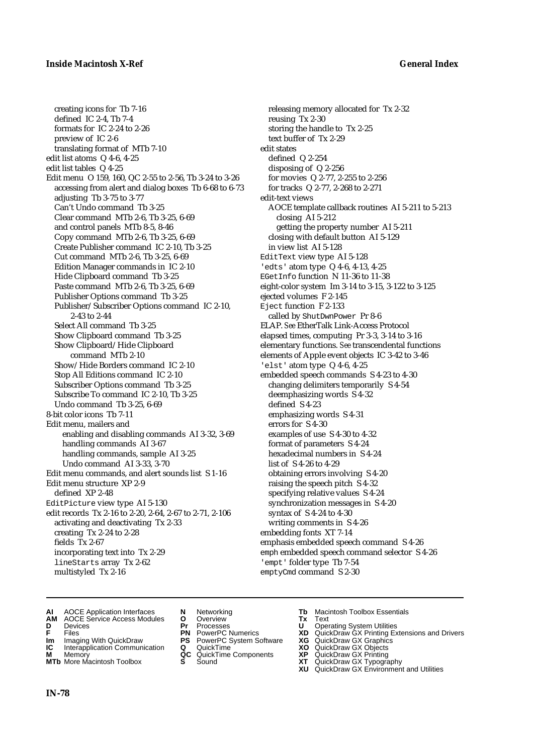creating icons for Tb 7-16
defined IC 2-4, Tb 7-4
formats for IC 2-24 to 2-26
preview of IC 2-6
translating format of MTb 7-10
edit list atoms Q 4-6, 4-25
edit list tables Q 4-25
Edit menu O 159, 160, QC 2-55 to 2-56, Tb 3-24 to 3-26
accessing from alert and dialog boxes Tb 6-68 to 6-73
adjusting Tb 3-75 to 3-77
Can't Undo command Tb 3-25
Clear command MTb 2-6, Tb 3-25, 6-69
and control panels MTb 8-5, 8-46
Copy command MTb 2-6, Tb 3-25, 6-69
Create Publisher command IC 2-10, Tb 3-25
Cut command MTb 2-6, Tb 3-25, 6-69
Edition Manager commands in IC 2-10
Hide Clipboard command Tb 3-25
Paste command MTb 2-6, Tb 3-25, 6-69
Publisher Options command Tb 3-25
Publisher/Subscriber Options command IC 2-10, 2-43 to 2-44
Select All command Tb 3-25
Show Clipboard command Tb 3-25
Show Clipboard/Hide Clipboard command MTb 2-10
Show/Hide Borders command IC 2-10
Stop All Editions command IC 2-10
Subscriber Options command Tb 3-25
Subscribe To command IC 2-10, Tb 3-25
Undo command Tb 3-25, 6-69
8-bit color icons Tb 7-11
Edit menu, mailers and
enabling and disabling commands AI 3-32, 3-69
handling commands AI 3-67
handling commands, sample AI 3-25
Undo command AI 3-33, 3-70
Edit menu commands, and alert sounds list S 1-16
Edit menu structure XP 2-9
defined XP 2-48
EditPicture view type AI 5-130
edit records Tx 2-16 to 2-20, 2-64, 2-67 to 2-71, 2-106
activating and deactivating Tx 2-33
creating Tx 2-24 to 2-28
fields Tx 2-67
incorporating text into Tx 2-29
lineStarts array Tx 2-62
multistyled Tx 2-16
releasing memory allocated for Tx 2-32
reusing Tx 2-30
storing the handle to Tx 2-25
text buffer of Tx 2-29
edit states
defined Q 2-254
disposing of Q 2-256
for movies Q 2-77, 2-255 to 2-256
for tracks Q 2-77, 2-268 to 2-271
edit-text views
AOCE template callback routines AI 5-211 to 5-213
closing AI 5-212
getting the property number AI 5-211
closing with default button AI 5-129
in view list AI 5-128
EditText view type AI 5-128
'edts' atom type Q 4-6, 4-13, 4-25
EGetInfo function N 11-36 to 11-38
eight-color system Im 3-14 to 3-15, 3-122 to 3-125
ejected volumes F 2-145
Eject function F 2-133
called by ShutDwnPower Pr 8-6
ELAP. *See* EtherTalk Link-Access Protocol
elapsed times, computing Pr 3-3, 3-14 to 3-16
elementary functions. *See* transcendental functions
elements of Apple event objects IC 3-42 to 3-46
'elst' atom type Q 4-6, 4-25
embedded speech commands S 4-23 to 4-30
changing delimiters temporarily S 4-54
deemphasizing words S 4-32
defined S 4-23
emphasizing words S 4-31
errors for S 4-30
examples of use S 4-30 to 4-32
format of parameters S 4-24
hexadecimal numbers in S 4-24
list of S 4-26 to 4-29
obtaining errors involving S 4-20
raising the speech pitch S 4-32
specifying relative values S 4-24
synchronization messages in S 4-20
syntax of S 4-24 to 4-30
writing comments in S 4-26
embedding fonts XT 7-14
emphasis embedded speech command S 4-26
emph embedded speech command selector S 4-26
'empt' folder type Tb 7-54
emptyCmd command S 2-30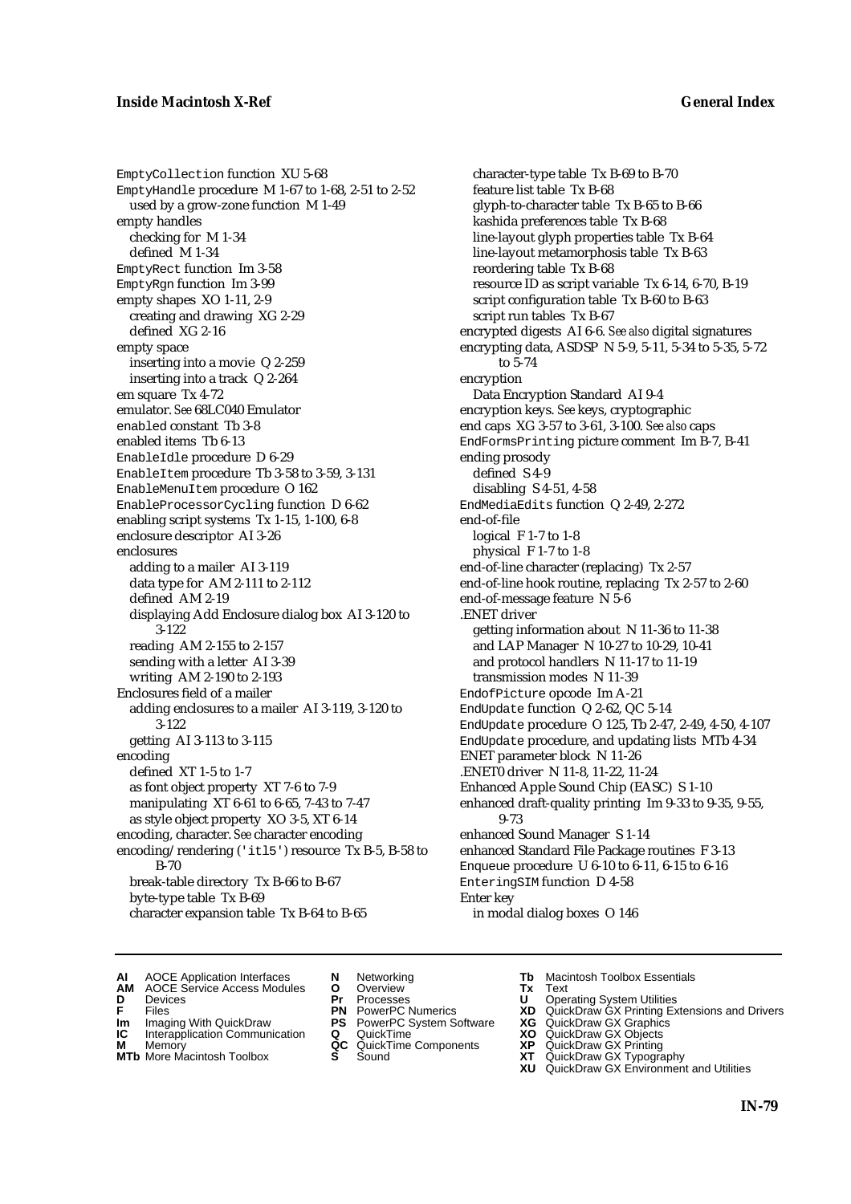EmptyCollection function XU 5-68
EmptyHandle procedure M 1-67 to 1-68, 2-51 to 2-52
  used by a grow-zone function M 1-49
empty handles
  checking for M 1-34
  defined M 1-34
EmptyRect function Im 3-58
EmptyRgn function Im 3-99
empty shapes XO 1-11, 2-9
  creating and drawing XG 2-29
  defined XG 2-16
empty space
  inserting into a movie Q 2-259
  inserting into a track Q 2-264
em square Tx 4-72
emulator. *See* 68LC040 Emulator
enabled constant Tb 3-8
enabled items Tb 6-13
EnableIdle procedure D 6-29
EnableItem procedure Tb 3-58 to 3-59, 3-131
EnableMenuItem procedure O 162
EnableProcessorCycling function D 6-62
enabling script systems Tx 1-15, 1-100, 6-8
enclosure descriptor AI 3-26
enclosures
  adding to a mailer AI 3-119
  data type for AM 2-111 to 2-112
  defined AM 2-19
  displaying Add Enclosure dialog box AI 3-120 to 3-122
  reading AM 2-155 to 2-157
  sending with a letter AI 3-39
  writing AM 2-190 to 2-193
Enclosures field of a mailer
  adding enclosures to a mailer AI 3-119, 3-120 to 3-122
  getting AI 3-113 to 3-115
encoding
  defined XT 1-5 to 1-7
  as font object property XT 7-6 to 7-9
  manipulating XT 6-61 to 6-65, 7-43 to 7-47
  as style object property XO 3-5, XT 6-14
encoding, character. *See* character encoding
encoding/rendering ('itl5') resource Tx B-5, B-58 to B-70
  break-table directory Tx B-66 to B-67
  byte-type table Tx B-69
  character expansion table Tx B-64 to B-65
  character-type table Tx B-69 to B-70
  feature list table Tx B-68
  glyph-to-character table Tx B-65 to B-66
  kashida preferences table Tx B-68
  line-layout glyph properties table Tx B-64
  line-layout metamorphosis table Tx B-63
  reordering table Tx B-68
  resource ID as script variable Tx 6-14, 6-70, B-19
  script configuration table Tx B-60 to B-63
  script run tables Tx B-67
encrypted digests AI 6-6. *See also* digital signatures
encrypting data, ASDSP N 5-9, 5-11, 5-34 to 5-35, 5-72 to 5-74
encryption
  Data Encryption Standard AI 9-4
encryption keys. *See* keys, cryptographic
end caps XG 3-57 to 3-61, 3-100. *See also* caps
EndFormsPrinting picture comment Im B-7, B-41
ending prosody
  defined S 4-9
  disabling S 4-51, 4-58
EndMediaEdits function Q 2-49, 2-272
end-of-file
  logical F 1-7 to 1-8
  physical F 1-7 to 1-8
end-of-line character (replacing) Tx 2-57
end-of-line hook routine, replacing Tx 2-57 to 2-60
end-of-message feature N 5-6
.ENET driver
  getting information about N 11-36 to 11-38
  and LAP Manager N 10-27 to 10-29, 10-41
  and protocol handlers N 11-17 to 11-19
  transmission modes N 11-39
EndofPicture opcode Im A-21
EndUpdate function Q 2-62, QC 5-14
EndUpdate procedure O 125, Tb 2-47, 2-49, 4-50, 4-107
EndUpdate procedure, and updating lists MTb 4-34
ENET parameter block N 11-26
.ENET0 driver N 11-8, 11-22, 11-24
Enhanced Apple Sound Chip (EASC) S 1-10
enhanced draft-quality printing Im 9-33 to 9-35, 9-55, 9-73
enhanced Sound Manager S 1-14
enhanced Standard File Package routines F 3-13
Enqueue procedure U 6-10 to 6-11, 6-15 to 6-16
EnteringSIM function D 4-58
Enter key
  in modal dialog boxes O 146

**AI** AOCE Application Interfaces
**AM** AOCE Service Access Modules
**D** Devices
**F** Files
**Im** Imaging With QuickDraw
**IC** Interapplication Communication
**M** Memory
**MTb** More Macintosh Toolbox
**N** Networking
**O** Overview
**Pr** Processes
**PN** PowerPC Numerics
**PS** PowerPC System Software
**Q** QuickTime
**QC** QuickTime Components
**S** Sound
**Tb** Macintosh Toolbox Essentials
**Tx** Text
**U** Operating System Utilities
**XD** QuickDraw GX Printing Extensions and Drivers
**XG** QuickDraw GX Graphics
**XO** QuickDraw GX Objects
**XP** QuickDraw GX Printing
**XT** QuickDraw GX Typography
**XU** QuickDraw GX Environment and Utilities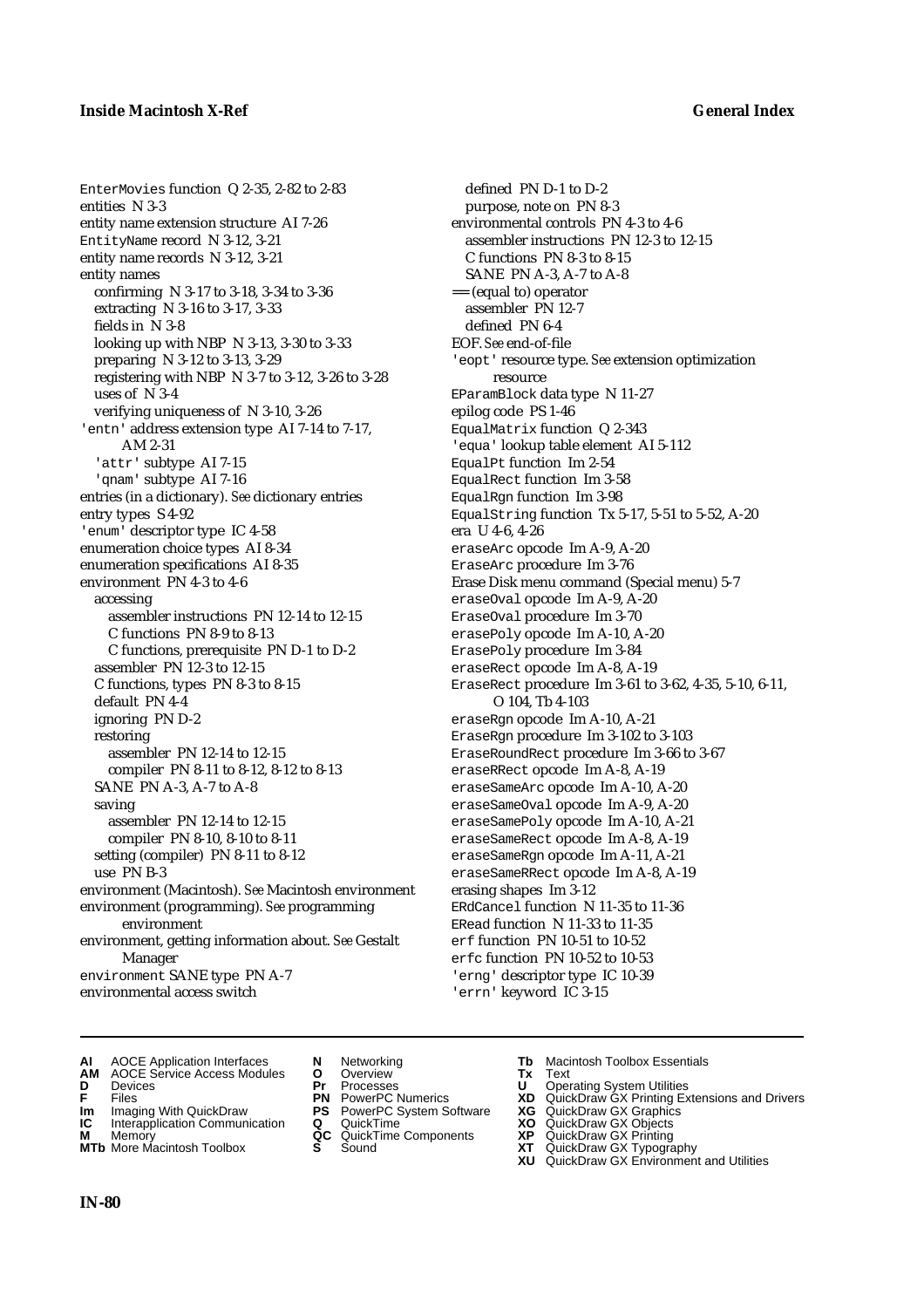EnterMovies function Q 2-35, 2-82 to 2-83
entities N 3-3
entity name extension structure AI 7-26
EntityName record N 3-12, 3-21
entity name records N 3-12, 3-21
entity names
  confirming N 3-17 to 3-18, 3-34 to 3-36
  extracting N 3-16 to 3-17, 3-33
  fields in N 3-8
  looking up with NBP N 3-13, 3-30 to 3-33
  preparing N 3-12 to 3-13, 3-29
  registering with NBP N 3-7 to 3-12, 3-26 to 3-28
  uses of N 3-4
  verifying uniqueness of N 3-10, 3-26
'entn' address extension type AI 7-14 to 7-17, AM 2-31
  'attr' subtype AI 7-15
  'qnam' subtype AI 7-16
entries (in a dictionary). *See* dictionary entries
entry types S 4-92
'enum' descriptor type IC 4-58
enumeration choice types AI 8-34
enumeration specifications AI 8-35
environment PN 4-3 to 4-6
  accessing
    assembler instructions PN 12-14 to 12-15
    C functions PN 8-9 to 8-13
    C functions, prerequisite PN D-1 to D-2
  assembler PN 12-3 to 12-15
  C functions, types PN 8-3 to 8-15
  default PN 4-4
  ignoring PN D-2
  restoring
    assembler PN 12-14 to 12-15
    compiler PN 8-11 to 8-12, 8-12 to 8-13
  SANE PN A-3, A-7 to A-8
  saving
    assembler PN 12-14 to 12-15
    compiler PN 8-10, 8-10 to 8-11
  setting (compiler) PN 8-11 to 8-12
  use PN B-3
environment (Macintosh). *See* Macintosh environment
environment (programming). *See* programming environment
environment, getting information about. *See* Gestalt Manager
environment SANE type PN A-7
environmental access switch
  defined PN D-1 to D-2
  purpose, note on PN 8-3
environmental controls PN 4-3 to 4-6
  assembler instructions PN 12-3 to 12-15
  C functions PN 8-3 to 8-15
  SANE PN A-3, A-7 to A-8
== (equal to) operator
  assembler PN 12-7
  defined PN 6-4
EOF. *See* end-of-file
'eopt' resource type. *See* extension optimization resource
EParamBlock data type N 11-27
epilog code PS 1-46
EqualMatrix function Q 2-343
'equa' lookup table element AI 5-112
EqualPt function Im 2-54
EqualRect function Im 3-58
EqualRgn function Im 3-98
EqualString function Tx 5-17, 5-51 to 5-52, A-20
era U 4-6, 4-26
eraseArc opcode Im A-9, A-20
EraseArc procedure Im 3-76
Erase Disk menu command (Special menu) 5-7
eraseOval opcode Im A-9, A-20
EraseOval procedure Im 3-70
erasePoly opcode Im A-10, A-20
ErasePoly procedure Im 3-84
eraseRect opcode Im A-8, A-19
EraseRect procedure Im 3-61 to 3-62, 4-35, 5-10, 6-11, O 104, Tb 4-103
eraseRgn opcode Im A-10, A-21
EraseRgn procedure Im 3-102 to 3-103
EraseRoundRect procedure Im 3-66 to 3-67
eraseRRect opcode Im A-8, A-19
eraseSameArc opcode Im A-10, A-20
eraseSameOval opcode Im A-9, A-20
eraseSamePoly opcode Im A-10, A-21
eraseSameRect opcode Im A-8, A-19
eraseSameRgn opcode Im A-11, A-21
eraseSameRRect opcode Im A-8, A-19
erasing shapes Im 3-12
ERdCancel function N 11-35 to 11-36
ERead function N 11-33 to 11-35
erf function PN 10-51 to 10-52
erfc function PN 10-52 to 10-53
'erng' descriptor type IC 10-39
'errn' keyword IC 3-15

**AI** AOCE Application Interfaces
**AM** AOCE Service Access Modules
**D** Devices
**F** Files
**Im** Imaging With QuickDraw
**IC** Interapplication Communication
**M** Memory
**MTb** More Macintosh Toolbox
**N** Networking
**O** Overview
**Pr** Processes
**PN** PowerPC Numerics
**PS** PowerPC System Software
**Q** QuickTime
**QC** QuickTime Components
**S** Sound
**Tb** Macintosh Toolbox Essentials
**Tx** Text
**U** Operating System Utilities
**XD** QuickDraw GX Printing Extensions and Drivers
**XG** QuickDraw GX Graphics
**XO** QuickDraw GX Objects
**XP** QuickDraw GX Printing
**XT** QuickDraw GX Typography
**XU** QuickDraw GX Environment and Utilities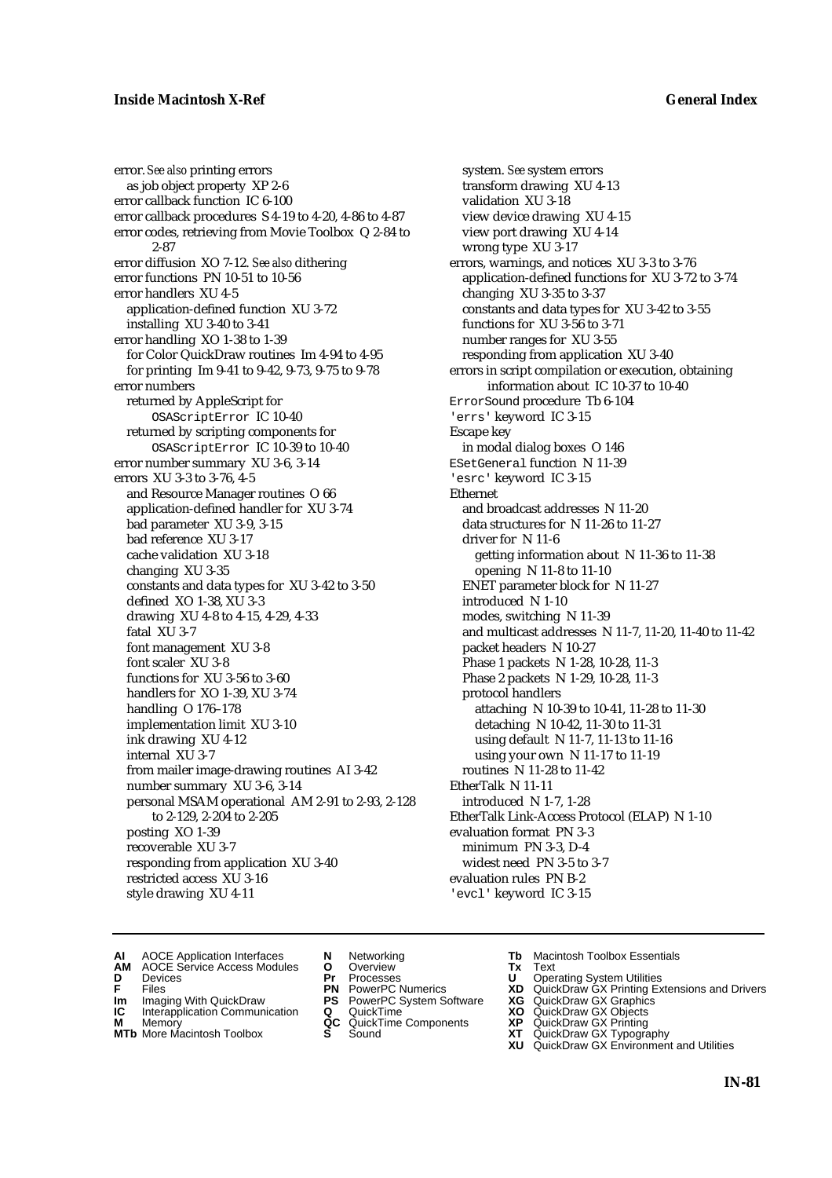error. *See also* printing errors
  as job object property XP 2-6
error callback function IC 6-100
error callback procedures S 4-19 to 4-20, 4-86 to 4-87
error codes, retrieving from Movie Toolbox Q 2-84 to 2-87
error diffusion XO 7-12. *See also* dithering
error functions PN 10-51 to 10-56
error handlers XU 4-5
  application-defined function XU 3-72
  installing XU 3-40 to 3-41
error handling XO 1-38 to 1-39
  for Color QuickDraw routines Im 4-94 to 4-95
  for printing Im 9-41 to 9-42, 9-73, 9-75 to 9-78
error numbers
  returned by AppleScript for `OSAScriptError` IC 10-40
  returned by scripting components for `OSAScriptError` IC 10-39 to 10-40
error number summary XU 3-6, 3-14
errors XU 3-3 to 3-76, 4-5
  and Resource Manager routines O 66
  application-defined handler for XU 3-74
  bad parameter XU 3-9, 3-15
  bad reference XU 3-17
  cache validation XU 3-18
  changing XU 3-35
  constants and data types for XU 3-42 to 3-50
  defined XO 1-38, XU 3-3
  drawing XU 4-8 to 4-15, 4-29, 4-33
  fatal XU 3-7
  font management XU 3-8
  font scaler XU 3-8
  functions for XU 3-56 to 3-60
  handlers for XO 1-39, XU 3-74
  handling O 176–178
  implementation limit XU 3-10
  ink drawing XU 4-12
  internal XU 3-7
  from mailer image-drawing routines AI 3-42
  number summary XU 3-6, 3-14
  personal MSAM operational AM 2-91 to 2-93, 2-128 to 2-129, 2-204 to 2-205
  posting XO 1-39
  recoverable XU 3-7
  responding from application XU 3-40
  restricted access XU 3-16
  style drawing XU 4-11
  system. *See* system errors
  transform drawing XU 4-13
  validation XU 3-18
  view device drawing XU 4-15
  view port drawing XU 4-14
  wrong type XU 3-17
errors, warnings, and notices XU 3-3 to 3-76
  application-defined functions for XU 3-72 to 3-74
  changing XU 3-35 to 3-37
  constants and data types for XU 3-42 to 3-55
  functions for XU 3-56 to 3-71
  number ranges for XU 3-55
  responding from application XU 3-40
errors in script compilation or execution, obtaining information about IC 10-37 to 10-40
`ErrorSound` procedure Tb 6-104
`'errs'` keyword IC 3-15
Escape key
  in modal dialog boxes O 146
`ESetGeneral` function N 11-39
`'esrc'` keyword IC 3-15
Ethernet
  and broadcast addresses N 11-20
  data structures for N 11-26 to 11-27
  driver for N 11-6
    getting information about N 11-36 to 11-38
    opening N 11-8 to 11-10
  ENET parameter block for N 11-27
  introduced N 1-10
  modes, switching N 11-39
  and multicast addresses N 11-7, 11-20, 11-40 to 11-42
  packet headers N 10-27
  Phase 1 packets N 1-28, 10-28, 11-3
  Phase 2 packets N 1-29, 10-28, 11-3
  protocol handlers
    attaching N 10-39 to 10-41, 11-28 to 11-30
    detaching N 10-42, 11-30 to 11-31
    using default N 11-7, 11-13 to 11-16
    using your own N 11-17 to 11-19
  routines N 11-28 to 11-42
EtherTalk N 11-11
  introduced N 1-7, 1-28
EtherTalk Link-Access Protocol (ELAP) N 1-10
evaluation format PN 3-3
  minimum PN 3-3, D-4
  widest need PN 3-5 to 3-7
evaluation rules PN B-2
`'evcl'` keyword IC 3-15

**AI** AOCE Application Interfaces
**AM** AOCE Service Access Modules
**D** Devices
**F** Files
**Im** Imaging With QuickDraw
**IC** Interapplication Communication
**M** Memory
**MTb** More Macintosh Toolbox
**N** Networking
**O** Overview
**Pr** Processes
**PN** PowerPC Numerics
**PS** PowerPC System Software
**Q** QuickTime
**QC** QuickTime Components
**S** Sound
**Tb** Macintosh Toolbox Essentials
**Tx** Text
**U** Operating System Utilities
**XD** QuickDraw GX Printing Extensions and Drivers
**XG** QuickDraw GX Graphics
**XO** QuickDraw GX Objects
**XP** QuickDraw GX Printing
**XT** QuickDraw GX Typography
**XU** QuickDraw GX Environment and Utilities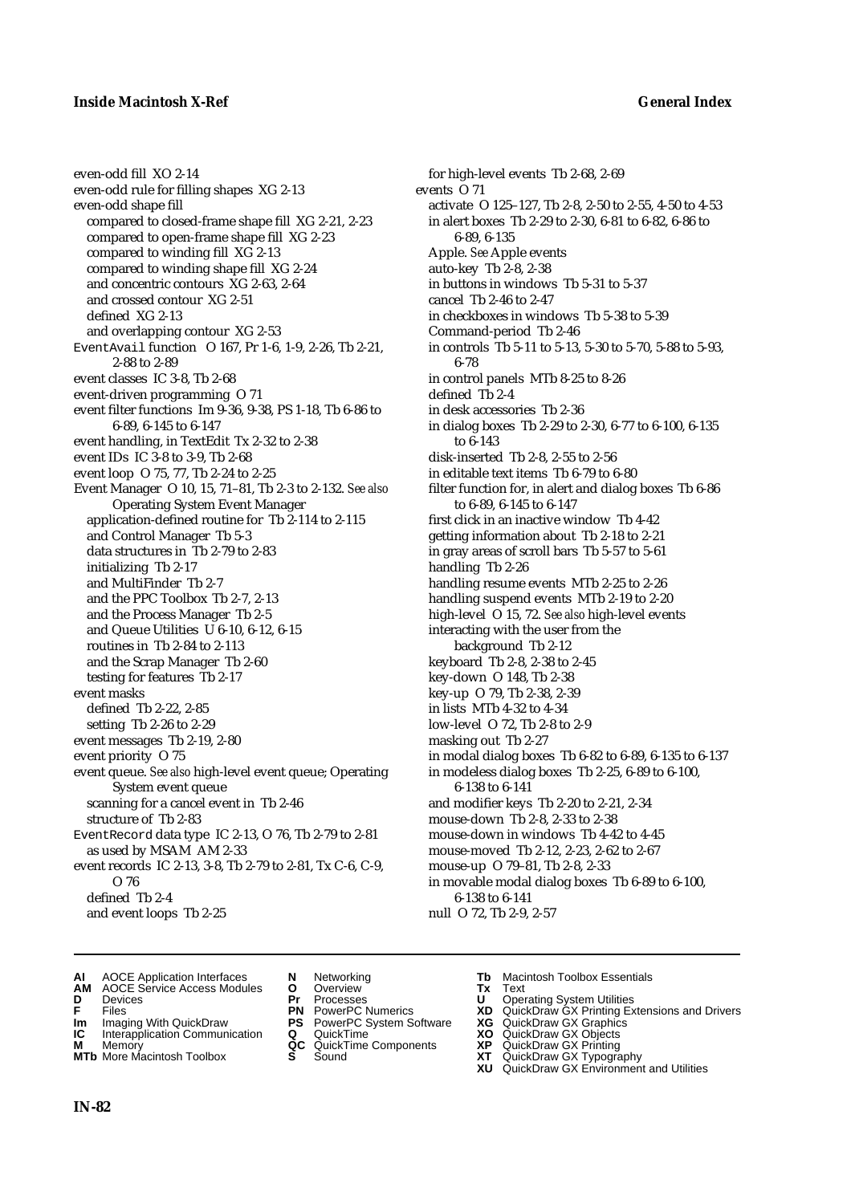even-odd fill XO 2-14
even-odd rule for filling shapes XG 2-13
even-odd shape fill
  compared to closed-frame shape fill XG 2-21, 2-23
  compared to open-frame shape fill XG 2-23
  compared to winding fill XG 2-13
  compared to winding shape fill XG 2-24
  and concentric contours XG 2-63, 2-64
  and crossed contour XG 2-51
  defined XG 2-13
  and overlapping contour XG 2-53
`EventAvail` function O 167, Pr 1-6, 1-9, 2-26, Tb 2-21, 2-88 to 2-89
event classes IC 3-8, Tb 2-68
event-driven programming O 71
event filter functions Im 9-36, 9-38, PS 1-18, Tb 6-86 to 6-89, 6-145 to 6-147
event handling, in TextEdit Tx 2-32 to 2-38
event IDs IC 3-8 to 3-9, Tb 2-68
event loop O 75, 77, Tb 2-24 to 2-25
Event Manager O 10, 15, 71–81, Tb 2-3 to 2-132. *See also* Operating System Event Manager
  application-defined routine for Tb 2-114 to 2-115
  and Control Manager Tb 5-3
  data structures in Tb 2-79 to 2-83
  initializing Tb 2-17
  and MultiFinder Tb 2-7
  and the PPC Toolbox Tb 2-7, 2-13
  and the Process Manager Tb 2-5
  and Queue Utilities U 6-10, 6-12, 6-15
  routines in Tb 2-84 to 2-113
  and the Scrap Manager Tb 2-60
  testing for features Tb 2-17
event masks
  defined Tb 2-22, 2-85
  setting Tb 2-26 to 2-29
event messages Tb 2-19, 2-80
event priority O 75
event queue. *See also* high-level event queue; Operating System event queue
  scanning for a cancel event in Tb 2-46
  structure of Tb 2-83
`EventRecord` data type IC 2-13, O 76, Tb 2-79 to 2-81
  as used by MSAM AM 2-33
event records IC 2-13, 3-8, Tb 2-79 to 2-81, Tx C-6, C-9, O 76
  defined Tb 2-4
  and event loops Tb 2-25
  for high-level events Tb 2-68, 2-69
events O 71
  activate O 125–127, Tb 2-8, 2-50 to 2-55, 4-50 to 4-53
  in alert boxes Tb 2-29 to 2-30, 6-81 to 6-82, 6-86 to 6-89, 6-135
  Apple. *See* Apple events
  auto-key Tb 2-8, 2-38
  in buttons in windows Tb 5-31 to 5-37
  cancel Tb 2-46 to 2-47
  in checkboxes in windows Tb 5-38 to 5-39
  Command-period Tb 2-46
  in controls Tb 5-11 to 5-13, 5-30 to 5-70, 5-88 to 5-93, 6-78
  in control panels MTb 8-25 to 8-26
  defined Tb 2-4
  in desk accessories Tb 2-36
  in dialog boxes Tb 2-29 to 2-30, 6-77 to 6-100, 6-135 to 6-143
  disk-inserted Tb 2-8, 2-55 to 2-56
  in editable text items Tb 6-79 to 6-80
  filter function for, in alert and dialog boxes Tb 6-86 to 6-89, 6-145 to 6-147
  first click in an inactive window Tb 4-42
  getting information about Tb 2-18 to 2-21
  in gray areas of scroll bars Tb 5-57 to 5-61
  handling Tb 2-26
  handling resume events MTb 2-25 to 2-26
  handling suspend events MTb 2-19 to 2-20
  high-level O 15, 72. *See also* high-level events
  interacting with the user from the background Tb 2-12
  keyboard Tb 2-8, 2-38 to 2-45
  key-down O 148, Tb 2-38
  key-up O 79, Tb 2-38, 2-39
  in lists MTb 4-32 to 4-34
  low-level O 72, Tb 2-8 to 2-9
  masking out Tb 2-27
  in modal dialog boxes Tb 6-82 to 6-89, 6-135 to 6-137
  in modeless dialog boxes Tb 2-25, 6-89 to 6-100, 6-138 to 6-141
  and modifier keys Tb 2-20 to 2-21, 2-34
  mouse-down Tb 2-8, 2-33 to 2-38
  mouse-down in windows Tb 4-42 to 4-45
  mouse-moved Tb 2-12, 2-23, 2-62 to 2-67
  mouse-up O 79–81, Tb 2-8, 2-33
  in movable modal dialog boxes Tb 6-89 to 6-100, 6-138 to 6-141
  null O 72, Tb 2-9, 2-57

**AI** AOCE Application Interfaces **AM** AOCE Service Access Modules **D** Devices **F** Files **Im** Imaging With QuickDraw **IC** Interapplication Communication **M** Memory **MTb** More Macintosh Toolbox **N** Networking **O** Overview **Pr** Processes **PN** PowerPC Numerics **PS** PowerPC System Software **Q** QuickTime **QC** QuickTime Components **S** Sound **Tb** Macintosh Toolbox Essentials **Tx** Text **U** Operating System Utilities **XD** QuickDraw GX Printing Extensions and Drivers **XG** QuickDraw GX Graphics **XO** QuickDraw GX Objects **XP** QuickDraw GX Printing **XT** QuickDraw GX Typography **XU** QuickDraw GX Environment and Utilities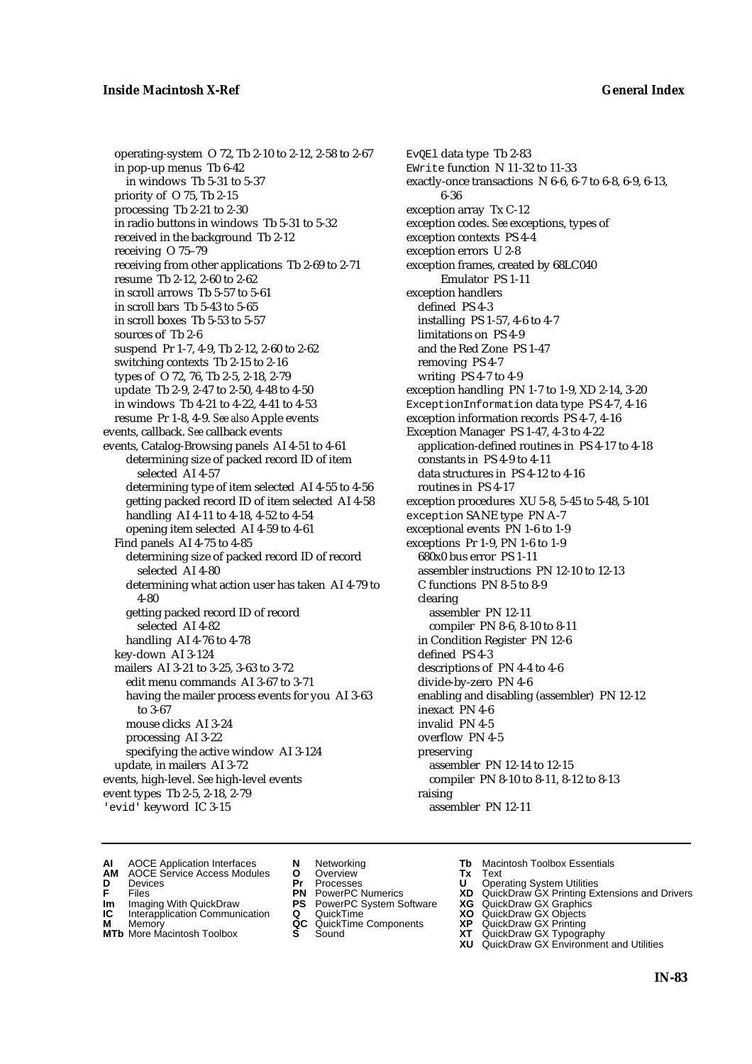operating-system O 72, Tb 2-10 to 2-12, 2-58 to 2-67
in pop-up menus Tb 6-42
in windows Tb 5-31 to 5-37
priority of O 75, Tb 2-15
processing Tb 2-21 to 2-30
in radio buttons in windows Tb 5-31 to 5-32
received in the background Tb 2-12
receiving O 75–79
receiving from other applications Tb 2-69 to 2-71
resume Tb 2-12, 2-60 to 2-62
in scroll arrows Tb 5-57 to 5-61
in scroll bars Tb 5-43 to 5-65
in scroll boxes Tb 5-53 to 5-57
sources of Tb 2-6
suspend Pr 1-7, 4-9, Tb 2-12, 2-60 to 2-62
switching contexts Tb 2-15 to 2-16
types of O 72, 76, Tb 2-5, 2-18, 2-79
update Tb 2-9, 2-47 to 2-50, 4-48 to 4-50
in windows Tb 4-21 to 4-22, 4-41 to 4-53
resume Pr 1-8, 4-9. *See also* Apple events
events, callback. *See* callback events
events, Catalog-Browsing panels AI 4-51 to 4-61
determining size of packed record ID of item selected AI 4-57
determining type of item selected AI 4-55 to 4-56
getting packed record ID of item selected AI 4-58
handling AI 4-11 to 4-18, 4-52 to 4-54
opening item selected AI 4-59 to 4-61
Find panels AI 4-75 to 4-85
determining size of packed record ID of record selected AI 4-80
determining what action user has taken AI 4-79 to 4-80
getting packed record ID of record selected AI 4-82
handling AI 4-76 to 4-78
key-down AI 3-124
mailers AI 3-21 to 3-25, 3-63 to 3-72
edit menu commands AI 3-67 to 3-71
having the mailer process events for you AI 3-63 to 3-67
mouse clicks AI 3-24
processing AI 3-22
specifying the active window AI 3-124
update, in mailers AI 3-72
events, high-level. *See* high-level events
event types Tb 2-5, 2-18, 2-79
'evid' keyword IC 3-15

EvQEl data type Tb 2-83
EWrite function N 11-32 to 11-33
exactly-once transactions N 6-6, 6-7 to 6-8, 6-9, 6-13, 6-36
exception array Tx C-12
exception codes. *See* exceptions, types of
exception contexts PS 4-4
exception errors U 2-8
exception frames, created by 68LC040 Emulator PS 1-11
exception handlers
defined PS 4-3
installing PS 1-57, 4-6 to 4-7
limitations on PS 4-9
and the Red Zone PS 1-47
removing PS 4-7
writing PS 4-7 to 4-9
exception handling PN 1-7 to 1-9, XD 2-14, 3-20
ExceptionInformation data type PS 4-7, 4-16
exception information records PS 4-7, 4-16
Exception Manager PS 1-47, 4-3 to 4-22
application-defined routines in PS 4-17 to 4-18
constants in PS 4-9 to 4-11
data structures in PS 4-12 to 4-16
routines in PS 4-17
exception procedures XU 5-8, 5-45 to 5-48, 5-101
exception SANE type PN A-7
exceptional events PN 1-6 to 1-9
exceptions Pr 1-9, PN 1-6 to 1-9
680x0 bus error PS 1-11
assembler instructions PN 12-10 to 12-13
C functions PN 8-5 to 8-9
clearing
assembler PN 12-11
compiler PN 8-6, 8-10 to 8-11
in Condition Register PN 12-6
defined PS 4-3
descriptions of PN 4-4 to 4-6
divide-by-zero PN 4-6
enabling and disabling (assembler) PN 12-12
inexact PN 4-6
invalid PN 4-5
overflow PN 4-5
preserving
assembler PN 12-14 to 12-15
compiler PN 8-10 to 8-11, 8-12 to 8-13
raising
assembler PN 12-11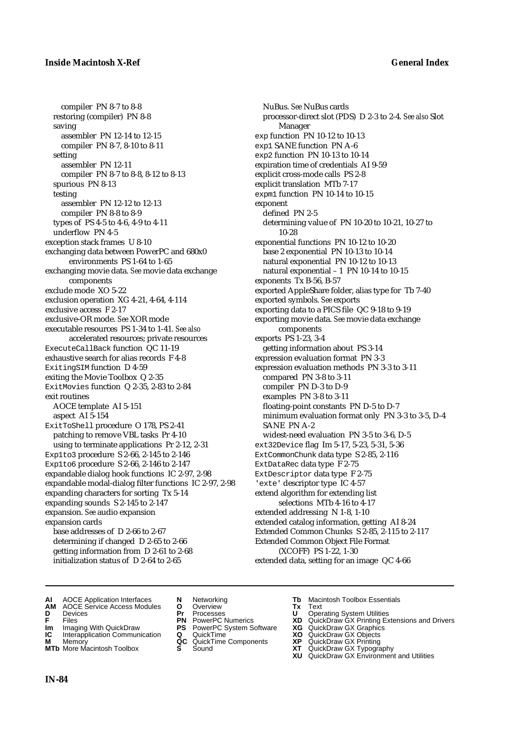compiler PN 8-7 to 8-8
restoring (compiler) PN 8-8
saving
assembler PN 12-14 to 12-15
compiler PN 8-7, 8-10 to 8-11
setting
assembler PN 12-11
compiler PN 8-7 to 8-8, 8-12 to 8-13
spurious PN 8-13
testing
assembler PN 12-12 to 12-13
compiler PN 8-8 to 8-9
types of PS 4-5 to 4-6, 4-9 to 4-11
underflow PN 4-5
exception stack frames U 8-10
exchanging data between PowerPC and 680x0 environments PS 1-64 to 1-65
exchanging movie data. *See* movie data exchange components
exclude mode XO 5-22
exclusion operation XG 4-21, 4-64, 4-114
exclusive access F 2-17
exclusive-OR mode. *See* XOR mode
executable resources PS 1-34 to 1-41. *See also* accelerated resources; private resources
ExecuteCallBack function QC 11-19
exhaustive search for alias records F 4-8
ExitingSIM function D 4-59
exiting the Movie Toolbox Q 2-35
ExitMovies function Q 2-35, 2-83 to 2-84
exit routines
AOCE template AI 5-151
aspect AI 5-154
ExitToShell procedure O 178, PS 2-41
patching to remove VBL tasks Pr 4-10
using to terminate applications Pr 2-12, 2-31
Exp1to3 procedure S 2-66, 2-145 to 2-146
Exp1to6 procedure S 2-66, 2-146 to 2-147
expandable dialog hook functions IC 2-97, 2-98
expandable modal-dialog filter functions IC 2-97, 2-98
expanding characters for sorting Tx 5-14
expanding sounds S 2-145 to 2-147
expansion. *See* audio expansion
expansion cards
base addresses of D 2-66 to 2-67
determining if changed D 2-65 to 2-66
getting information from D 2-61 to 2-68
initialization status of D 2-64 to 2-65
NuBus. *See* NuBus cards
processor-direct slot (PDS) D 2-3 to 2-4. *See also* Slot Manager
exp function PN 10-12 to 10-13
exp1 SANE function PN A-6
exp2 function PN 10-13 to 10-14
expiration time of credentials AI 9-59
explicit cross-mode calls PS 2-8
explicit translation MTb 7-17
expm1 function PN 10-14 to 10-15
exponent
defined PN 2-5
determining value of PN 10-20 to 10-21, 10-27 to 10-28
exponential functions PN 10-12 to 10-20
base 2 exponential PN 10-13 to 10-14
natural exponential PN 10-12 to 10-13
natural exponential – 1 PN 10-14 to 10-15
exponents Tx B-56, B-57
exported AppleShare folder, alias type for Tb 7-40
exported symbols. *See* exports
exporting data to a PICS file QC 9-18 to 9-19
exporting movie data. *See* movie data exchange components
exports PS 1-23, 3-4
getting information about PS 3-14
expression evaluation format PN 3-3
expression evaluation methods PN 3-3 to 3-11
compared PN 3-8 to 3-11
compiler PN D-3 to D-9
examples PN 3-8 to 3-11
floating-point constants PN D-5 to D-7
minimum evaluation format only PN 3-3 to 3-5, D-4
SANE PN A-2
widest-need evaluation PN 3-5 to 3-6, D-5
ext32Device flag Im 5-17, 5-23, 5-31, 5-36
ExtCommonChunk data type S 2-85, 2-116
ExtDataRec data type F 2-75
ExtDescriptor data type F 2-75
'exte' descriptor type IC 4-57
extend algorithm for extending list selections MTb 4-16 to 4-17
extended addressing N 1-8, 1-10
extended catalog information, getting AI 8-24
Extended Common Chunks S 2-85, 2-115 to 2-117
Extended Common Object File Format (XCOFF) PS 1-22, 1-30
extended data, setting for an image QC 4-66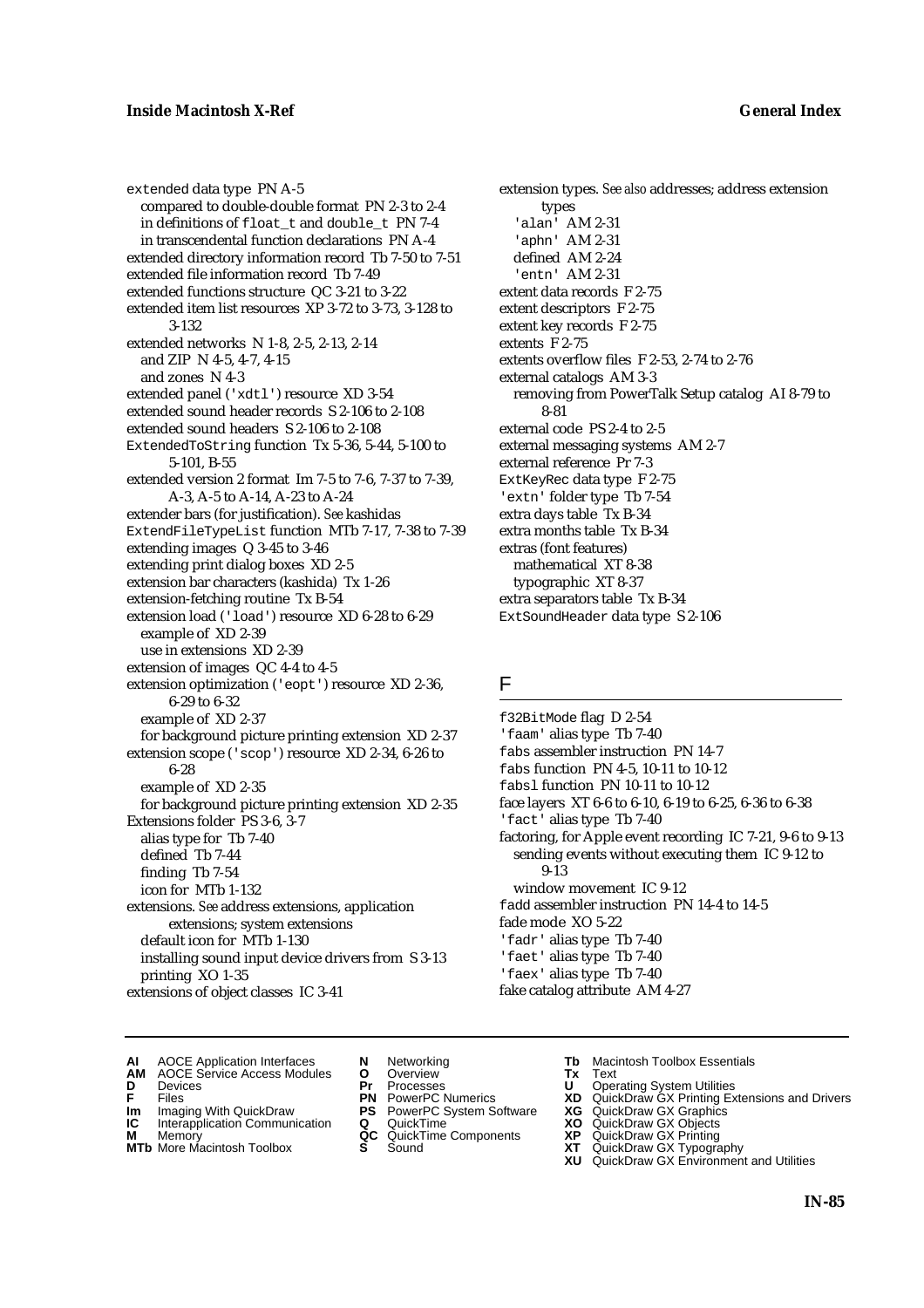extended data type PN A-5
  compared to double-double format PN 2-3 to 2-4
  in definitions of float_t and double_t PN 7-4
  in transcendental function declarations PN A-4
extended directory information record Tb 7-50 to 7-51
extended file information record Tb 7-49
extended functions structure QC 3-21 to 3-22
extended item list resources XP 3-72 to 3-73, 3-128 to 3-132
extended networks N 1-8, 2-5, 2-13, 2-14
  and ZIP N 4-5, 4-7, 4-15
  and zones N 4-3
extended panel ('xdtl') resource XD 3-54
extended sound header records S 2-106 to 2-108
extended sound headers S 2-106 to 2-108
ExtendedToString function Tx 5-36, 5-44, 5-100 to 5-101, B-55
extended version 2 format Im 7-5 to 7-6, 7-37 to 7-39, A-3, A-5 to A-14, A-23 to A-24
extender bars (for justification). *See* kashidas
ExtendFileTypeList function MTb 7-17, 7-38 to 7-39
extending images Q 3-45 to 3-46
extending print dialog boxes XD 2-5
extension bar characters (kashida) Tx 1-26
extension-fetching routine Tx B-54
extension load ('load') resource XD 6-28 to 6-29
  example of XD 2-39
  use in extensions XD 2-39
extension of images QC 4-4 to 4-5
extension optimization ('eopt') resource XD 2-36, 6-29 to 6-32
  example of XD 2-37
  for background picture printing extension XD 2-37
extension scope ('scop') resource XD 2-34, 6-26 to 6-28
  example of XD 2-35
  for background picture printing extension XD 2-35
Extensions folder PS 3-6, 3-7
  alias type for Tb 7-40
  defined Tb 7-44
  finding Tb 7-54
  icon for MTb 1-132
extensions. *See* address extensions, application extensions; system extensions
  default icon for MTb 1-130
  installing sound input device drivers from S 3-13
  printing XO 1-35
extensions of object classes IC 3-41
extension types. *See also* addresses; address extension types
  'alan' AM 2-31
  'aphn' AM 2-31
  defined AM 2-24
  'entn' AM 2-31
extent data records F 2-75
extent descriptors F 2-75
extent key records F 2-75
extents F 2-75
extents overflow files F 2-53, 2-74 to 2-76
external catalogs AM 3-3
  removing from PowerTalk Setup catalog AI 8-79 to 8-81
external code PS 2-4 to 2-5
external messaging systems AM 2-7
external reference Pr 7-3
ExtKeyRec data type F 2-75
'extn' folder type Tb 7-54
extra days table Tx B-34
extra months table Tx B-34
extras (font features)
  mathematical XT 8-38
  typographic XT 8-37
extra separators table Tx B-34
ExtSoundHeader data type S 2-106

## F

f32BitMode flag D 2-54
'faam' alias type Tb 7-40
fabs assembler instruction PN 14-7
fabs function PN 4-5, 10-11 to 10-12
fabsl function PN 10-11 to 10-12
face layers XT 6-6 to 6-10, 6-19 to 6-25, 6-36 to 6-38
'fact' alias type Tb 7-40
factoring, for Apple event recording IC 7-21, 9-6 to 9-13
  sending events without executing them IC 9-12 to 9-13
  window movement IC 9-12
fadd assembler instruction PN 14-4 to 14-5
fade mode XO 5-22
'fadr' alias type Tb 7-40
'faet' alias type Tb 7-40
'faex' alias type Tb 7-40
fake catalog attribute AM 4-27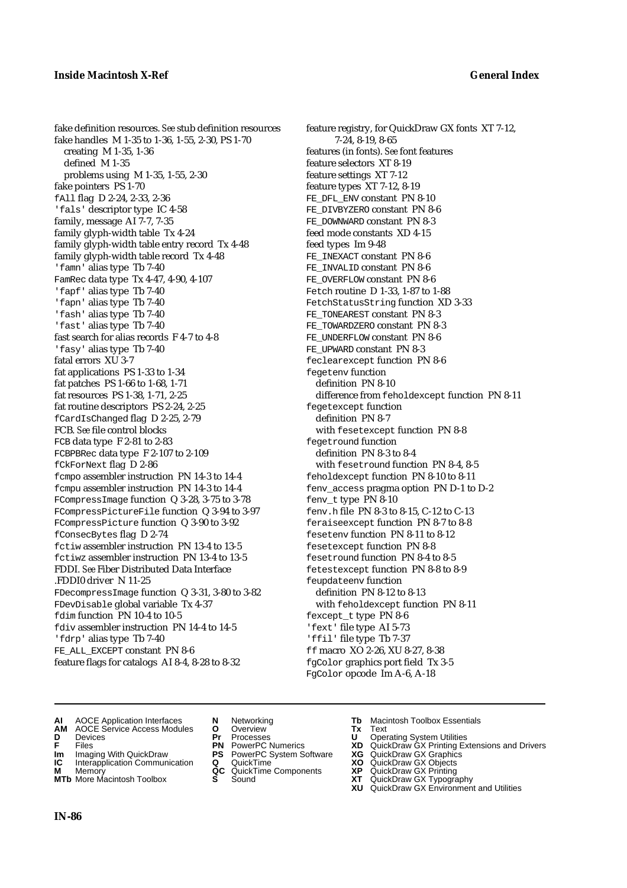fake definition resources. *See* stub definition resources
fake handles M 1-35 to 1-36, 1-55, 2-30, PS 1-70
  creating M 1-35, 1-36
  defined M 1-35
  problems using M 1-35, 1-55, 2-30
fake pointers PS 1-70
fAll flag D 2-24, 2-33, 2-36
'fals' descriptor type IC 4-58
family, message AI 7-7, 7-35
family glyph-width table Tx 4-24
family glyph-width table entry record Tx 4-48
family glyph-width table record Tx 4-48
'famn' alias type Tb 7-40
FamRec data type Tx 4-47, 4-90, 4-107
'fapf' alias type Tb 7-40
'fapn' alias type Tb 7-40
'fash' alias type Tb 7-40
'fast' alias type Tb 7-40
fast search for alias records F 4-7 to 4-8
'fasy' alias type Tb 7-40
fatal errors XU 3-7
fat applications PS 1-33 to 1-34
fat patches PS 1-66 to 1-68, 1-71
fat resources PS 1-38, 1-71, 2-25
fat routine descriptors PS 2-24, 2-25
fCardIsChanged flag D 2-25, 2-79
FCB. *See* file control blocks
FCB data type F 2-81 to 2-83
FCBPBRec data type F 2-107 to 2-109
fCkForNext flag D 2-86
fcmpo assembler instruction PN 14-3 to 14-4
fcmpu assembler instruction PN 14-3 to 14-4
FCompressImage function Q 3-28, 3-75 to 3-78
FCompressPictureFile function Q 3-94 to 3-97
FCompressPicture function Q 3-90 to 3-92
fConsecBytes flag D 2-74
fctiw assembler instruction PN 13-4 to 13-5
fctiwz assembler instruction PN 13-4 to 13-5
FDDI. *See* Fiber Distributed Data Interface
.FDDI0 driver N 11-25
FDecompressImage function Q 3-31, 3-80 to 3-82
FDevDisable global variable Tx 4-37
fdim function PN 10-4 to 10-5
fdiv assembler instruction PN 14-4 to 14-5
'fdrp' alias type Tb 7-40
FE_ALL_EXCEPT constant PN 8-6
feature flags for catalogs AI 8-4, 8-28 to 8-32
feature registry, for QuickDraw GX fonts XT 7-12, 7-24, 8-19, 8-65
features (in fonts). *See* font features
feature selectors XT 8-19
feature settings XT 7-12
feature types XT 7-12, 8-19
FE_DFL_ENV constant PN 8-10
FE_DIVBYZERO constant PN 8-6
FE_DOWNWARD constant PN 8-3
feed mode constants XD 4-15
feed types Im 9-48
FE_INEXACT constant PN 8-6
FE_INVALID constant PN 8-6
FE_OVERFLOW constant PN 8-6
Fetch routine D 1-33, 1-87 to 1-88
FetchStatusString function XD 3-33
FE_TONEAREST constant PN 8-3
FE_TOWARDZERO constant PN 8-3
FE_UNDERFLOW constant PN 8-6
FE_UPWARD constant PN 8-3
feclearexcept function PN 8-6
fegetenv function
  definition PN 8-10
  difference from feholdexcept function PN 8-11
fegetexcept function
  definition PN 8-7
  with fesetexcept function PN 8-8
fegetround function
  definition PN 8-3 to 8-4
  with fesetround function PN 8-4, 8-5
feholdexcept function PN 8-10 to 8-11
fenv_access pragma option PN D-1 to D-2
fenv_t type PN 8-10
fenv.h file PN 8-3 to 8-15, C-12 to C-13
feraiseexcept function PN 8-7 to 8-8
fesetenv function PN 8-11 to 8-12
fesetexcept function PN 8-8
fesetround function PN 8-4 to 8-5
fetestexcept function PN 8-8 to 8-9
feupdateenv function
  definition PN 8-12 to 8-13
  with feholdexcept function PN 8-11
fexcept_t type PN 8-6
'fext' file type AI 5-73
'ffil' file type Tb 7-37
ff macro XO 2-26, XU 8-27, 8-38
fgColor graphics port field Tx 3-5
FgColor opcode Im A-6, A-18

**AI** AOCE Application Interfaces
**AM** AOCE Service Access Modules
**D** Devices
**F** Files
**Im** Imaging With QuickDraw
**IC** Interapplication Communication
**M** Memory
**MTb** More Macintosh Toolbox
**N** Networking
**O** Overview
**Pr** Processes
**PN** PowerPC Numerics
**PS** PowerPC System Software
**Q** QuickTime
**QC** QuickTime Components
**S** Sound
**Tb** Macintosh Toolbox Essentials
**Tx** Text
**U** Operating System Utilities
**XD** QuickDraw GX Printing Extensions and Drivers
**XG** QuickDraw GX Graphics
**XO** QuickDraw GX Objects
**XP** QuickDraw GX Printing
**XT** QuickDraw GX Typography
**XU** QuickDraw GX Environment and Utilities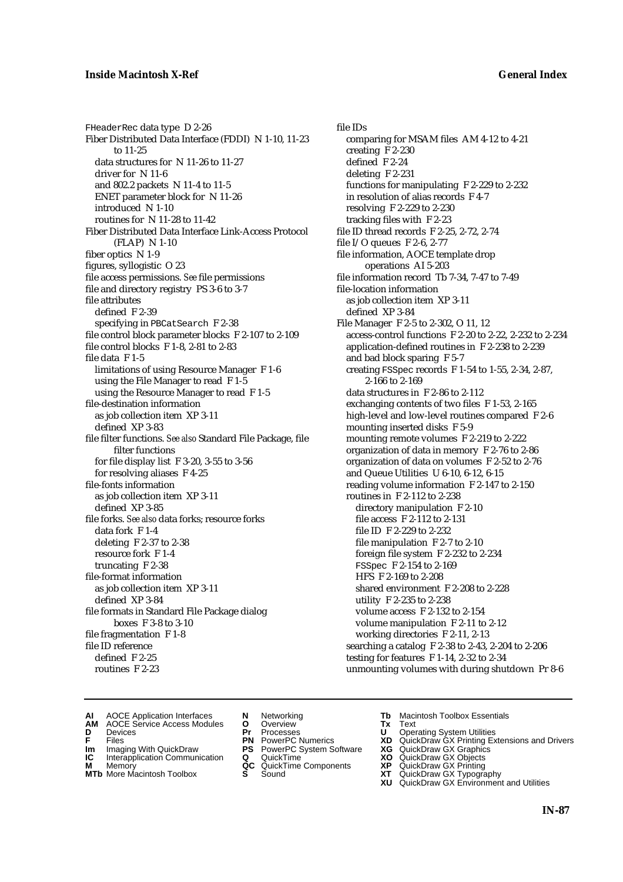FHeaderRec data type D 2-26
Fiber Distributed Data Interface (FDDI) N 1-10, 11-23 to 11-25
  data structures for N 11-26 to 11-27
  driver for N 11-6
  and 802.2 packets N 11-4 to 11-5
  ENET parameter block for N 11-26
  introduced N 1-10
  routines for N 11-28 to 11-42
Fiber Distributed Data Interface Link-Access Protocol (FLAP) N 1-10
fiber optics N 1-9
figures, syllogistic O 23
file access permissions. *See* file permissions
file and directory registry PS 3-6 to 3-7
file attributes
  defined F 2-39
  specifying in PBCatSearch F 2-38
file control block parameter blocks F 2-107 to 2-109
file control blocks F 1-8, 2-81 to 2-83
file data F 1-5
  limitations of using Resource Manager F 1-6
  using the File Manager to read F 1-5
  using the Resource Manager to read F 1-5
file-destination information
  as job collection item XP 3-11
  defined XP 3-83
file filter functions. *See also* Standard File Package, file filter functions
  for file display list F 3-20, 3-55 to 3-56
  for resolving aliases F 4-25
file-fonts information
  as job collection item XP 3-11
  defined XP 3-85
file forks. *See also* data forks; resource forks
  data fork F 1-4
  deleting F 2-37 to 2-38
  resource fork F 1-4
  truncating F 2-38
file-format information
  as job collection item XP 3-11
  defined XP 3-84
file formats in Standard File Package dialog boxes F 3-8 to 3-10
file fragmentation F 1-8
file ID reference
  defined F 2-25
  routines F 2-23
file IDs
  comparing for MSAM files AM 4-12 to 4-21
  creating F 2-230
  defined F 2-24
  deleting F 2-231
  functions for manipulating F 2-229 to 2-232
  in resolution of alias records F 4-7
  resolving F 2-229 to 2-230
  tracking files with F 2-23
file ID thread records F 2-25, 2-72, 2-74
file I/O queues F 2-6, 2-77
file information, AOCE template drop operations AI 5-203
file information record Tb 7-34, 7-47 to 7-49
file-location information
  as job collection item XP 3-11
  defined XP 3-84
File Manager F 2-5 to 2-302, O 11, 12
  access-control functions F 2-20 to 2-22, 2-232 to 2-234
  application-defined routines in F 2-238 to 2-239
  and bad block sparing F 5-7
  creating FSSpec records F 1-54 to 1-55, 2-34, 2-87, 2-166 to 2-169
  data structures in F 2-86 to 2-112
  exchanging contents of two files F 1-53, 2-165
  high-level and low-level routines compared F 2-6
  mounting inserted disks F 5-9
  mounting remote volumes F 2-219 to 2-222
  organization of data in memory F 2-76 to 2-86
  organization of data on volumes F 2-52 to 2-76
  and Queue Utilities U 6-10, 6-12, 6-15
  reading volume information F 2-147 to 2-150
  routines in F 2-112 to 2-238
    directory manipulation F 2-10
    file access F 2-112 to 2-131
    file ID F 2-229 to 2-232
    file manipulation F 2-7 to 2-10
    foreign file system F 2-232 to 2-234
    FSSpec F 2-154 to 2-169
    HFS F 2-169 to 2-208
    shared environment F 2-208 to 2-228
    utility F 2-235 to 2-238
    volume access F 2-132 to 2-154
    volume manipulation F 2-11 to 2-12
    working directories F 2-11, 2-13
  searching a catalog F 2-38 to 2-43, 2-204 to 2-206
  testing for features F 1-14, 2-32 to 2-34
  unmounting volumes with during shutdown Pr 8-6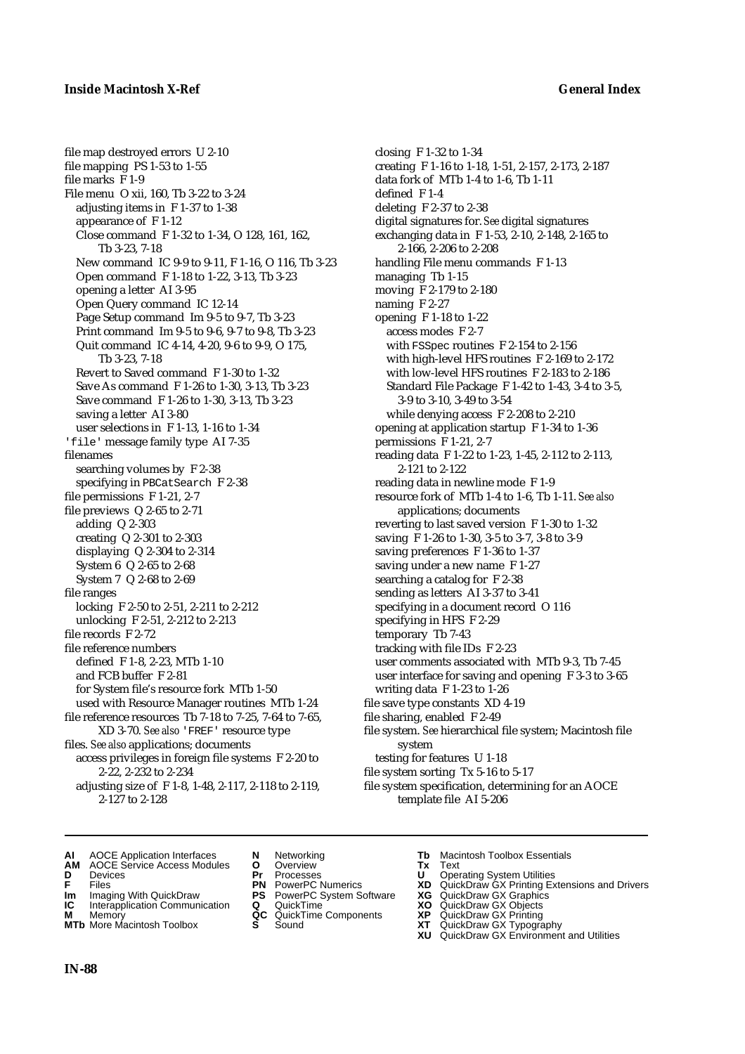file map destroyed errors U 2-10
file mapping PS 1-53 to 1-55
file marks F 1-9
File menu O xii, 160, Tb 3-22 to 3-24
  adjusting items in F 1-37 to 1-38
  appearance of F 1-12
  Close command F 1-32 to 1-34, O 128, 161, 162, Tb 3-23, 7-18
  New command IC 9-9 to 9-11, F 1-16, O 116, Tb 3-23
  Open command F 1-18 to 1-22, 3-13, Tb 3-23
  opening a letter AI 3-95
  Open Query command IC 12-14
  Page Setup command Im 9-5 to 9-7, Tb 3-23
  Print command Im 9-5 to 9-6, 9-7 to 9-8, Tb 3-23
  Quit command IC 4-14, 4-20, 9-6 to 9-9, O 175, Tb 3-23, 7-18
  Revert to Saved command F 1-30 to 1-32
  Save As command F 1-26 to 1-30, 3-13, Tb 3-23
  Save command F 1-26 to 1-30, 3-13, Tb 3-23
  saving a letter AI 3-80
  user selections in F 1-13, 1-16 to 1-34
'file' message family type AI 7-35
filenames
  searching volumes by F 2-38
  specifying in PBCatSearch F 2-38
file permissions F 1-21, 2-7
file previews Q 2-65 to 2-71
  adding Q 2-303
  creating Q 2-301 to 2-303
  displaying Q 2-304 to 2-314
  System 6 Q 2-65 to 2-68
  System 7 Q 2-68 to 2-69
file ranges
  locking F 2-50 to 2-51, 2-211 to 2-212
  unlocking F 2-51, 2-212 to 2-213
file records F 2-72
file reference numbers
  defined F 1-8, 2-23, MTb 1-10
  and FCB buffer F 2-81
  for System file's resource fork MTb 1-50
  used with Resource Manager routines MTb 1-24
file reference resources Tb 7-18 to 7-25, 7-64 to 7-65, XD 3-70. *See also* 'FREF' resource type
files. *See also* applications; documents
  access privileges in foreign file systems F 2-20 to 2-22, 2-232 to 2-234
  adjusting size of F 1-8, 1-48, 2-117, 2-118 to 2-119, 2-127 to 2-128
  closing F 1-32 to 1-34
  creating F 1-16 to 1-18, 1-51, 2-157, 2-173, 2-187
  data fork of MTb 1-4 to 1-6, Tb 1-11
  defined F 1-4
  deleting F 2-37 to 2-38
  digital signatures for. *See* digital signatures
  exchanging data in F 1-53, 2-10, 2-148, 2-165 to 2-166, 2-206 to 2-208
  handling File menu commands F 1-13
  managing Tb 1-15
  moving F 2-179 to 2-180
  naming F 2-27
  opening F 1-18 to 1-22
    access modes F 2-7
    with FSSpec routines F 2-154 to 2-156
    with high-level HFS routines F 2-169 to 2-172
    with low-level HFS routines F 2-183 to 2-186
    Standard File Package F 1-42 to 1-43, 3-4 to 3-5, 3-9 to 3-10, 3-49 to 3-54
    while denying access F 2-208 to 2-210
  opening at application startup F 1-34 to 1-36
  permissions F 1-21, 2-7
  reading data F 1-22 to 1-23, 1-45, 2-112 to 2-113, 2-121 to 2-122
  reading data in newline mode F 1-9
  resource fork of MTb 1-4 to 1-6, Tb 1-11. *See also* applications; documents
  reverting to last saved version F 1-30 to 1-32
  saving F 1-26 to 1-30, 3-5 to 3-7, 3-8 to 3-9
  saving preferences F 1-36 to 1-37
  saving under a new name F 1-27
  searching a catalog for F 2-38
  sending as letters AI 3-37 to 3-41
  specifying in a document record O 116
  specifying in HFS F 2-29
  temporary Tb 7-43
  tracking with file IDs F 2-23
  user comments associated with MTb 9-3, Tb 7-45
  user interface for saving and opening F 3-3 to 3-65
  writing data F 1-23 to 1-26
file save type constants XD 4-19
file sharing, enabled F 2-49
file system. *See* hierarchical file system; Macintosh file system
  testing for features U 1-18
file system sorting Tx 5-16 to 5-17
file system specification, determining for an AOCE template file AI 5-206

**AI** AOCE Application Interfaces
**AM** AOCE Service Access Modules
**D** Devices
**F** Files
**Im** Imaging With QuickDraw
**IC** Interapplication Communication
**M** Memory
**MTb** More Macintosh Toolbox
**N** Networking
**O** Overview
**Pr** Processes
**PN** PowerPC Numerics
**PS** PowerPC System Software
**Q** QuickTime
**QC** QuickTime Components
**S** Sound
**Tb** Macintosh Toolbox Essentials
**Tx** Text
**U** Operating System Utilities
**XD** QuickDraw GX Printing Extensions and Drivers
**XG** QuickDraw GX Graphics
**XO** QuickDraw GX Objects
**XP** QuickDraw GX Printing
**XT** QuickDraw GX Typography
**XU** QuickDraw GX Environment and Utilities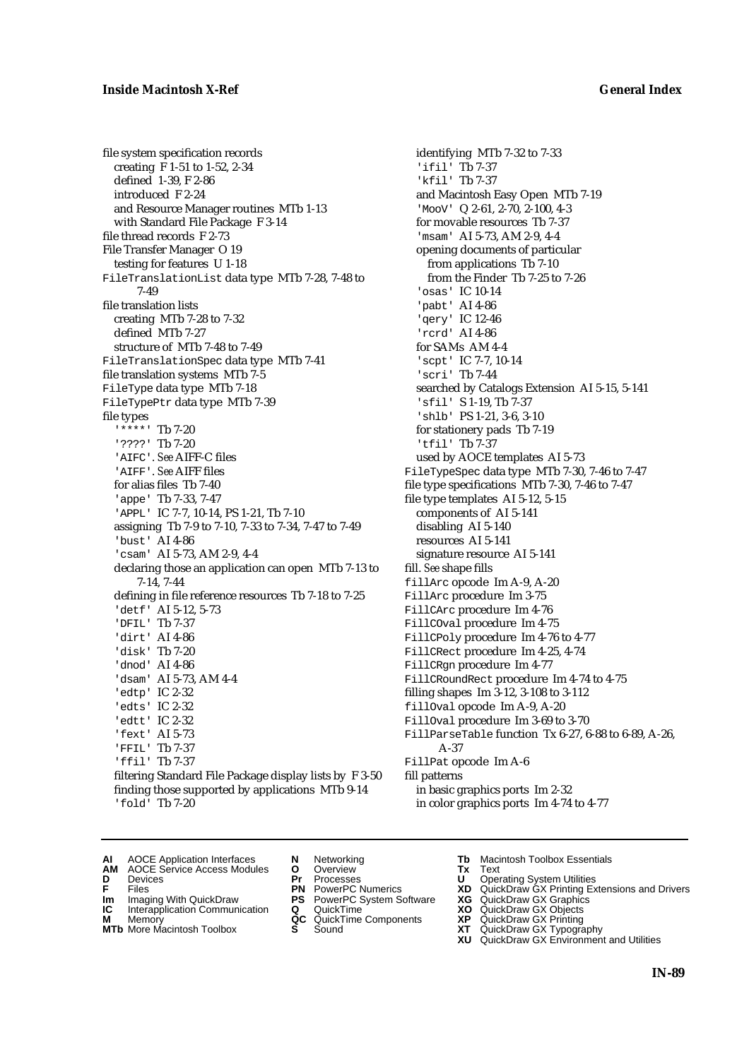file system specification records
  creating F 1-51 to 1-52, 2-34
  defined 1-39, F 2-86
  introduced F 2-24
  and Resource Manager routines MTb 1-13
  with Standard File Package F 3-14
file thread records F 2-73
File Transfer Manager O 19
  testing for features U 1-18
`FileTranslationList` data type MTb 7-28, 7-48 to 7-49
file translation lists
  creating MTb 7-28 to 7-32
  defined MTb 7-27
  structure of MTb 7-48 to 7-49
`FileTranslationSpec` data type MTb 7-41
file translation systems MTb 7-5
`FileType` data type MTb 7-18
`FileTypePtr` data type MTb 7-39
file types
  `'****'` Tb 7-20
  `'????'` Tb 7-20
  `'AIFC'`. *See* AIFF-C files
  `'AIFF'`. *See* AIFF files
  for alias files Tb 7-40
  `'appe'` Tb 7-33, 7-47
  `'APPL'` IC 7-7, 10-14, PS 1-21, Tb 7-10
  assigning Tb 7-9 to 7-10, 7-33 to 7-34, 7-47 to 7-49
  `'bust'` AI 4-86
  `'csam'` AI 5-73, AM 2-9, 4-4
  declaring those an application can open MTb 7-13 to 7-14, 7-44
  defining in file reference resources Tb 7-18 to 7-25
  `'detf'` AI 5-12, 5-73
  `'DFIL'` Tb 7-37
  `'dirt'` AI 4-86
  `'disk'` Tb 7-20
  `'dnod'` AI 4-86
  `'dsam'` AI 5-73, AM 4-4
  `'edtp'` IC 2-32
  `'edts'` IC 2-32
  `'edtt'` IC 2-32
  `'fext'` AI 5-73
  `'FFIL'` Tb 7-37
  `'ffil'` Tb 7-37
  filtering Standard File Package display lists by F 3-50
  finding those supported by applications MTb 9-14
  `'fold'` Tb 7-20
  identifying MTb 7-32 to 7-33
  `'ifil'` Tb 7-37
  `'kfil'` Tb 7-37
  and Macintosh Easy Open MTb 7-19
  `'MooV'` Q 2-61, 2-70, 2-100, 4-3
  for movable resources Tb 7-37
  `'msam'` AI 5-73, AM 2-9, 4-4
  opening documents of particular
    from applications Tb 7-10
    from the Finder Tb 7-25 to 7-26
  `'osas'` IC 10-14
  `'pabt'` AI 4-86
  `'qery'` IC 12-46
  `'rcrd'` AI 4-86
  for SAMs AM 4-4
  `'scpt'` IC 7-7, 10-14
  `'scri'` Tb 7-44
  searched by Catalogs Extension AI 5-15, 5-141
  `'sfil'` S 1-19, Tb 7-37
  `'shlb'` PS 1-21, 3-6, 3-10
  for stationery pads Tb 7-19
  `'tfil'` Tb 7-37
  used by AOCE templates AI 5-73
`FileTypeSpec` data type MTb 7-30, 7-46 to 7-47
file type specifications MTb 7-30, 7-46 to 7-47
file type templates AI 5-12, 5-15
  components of AI 5-141
  disabling AI 5-140
  resources AI 5-141
  signature resource AI 5-141
fill. *See* shape fills
`fillArc` opcode Im A-9, A-20
`FillArc` procedure Im 3-75
`FillCArc` procedure Im 4-76
`FillCOval` procedure Im 4-75
`FillCPoly` procedure Im 4-76 to 4-77
`FillCRect` procedure Im 4-25, 4-74
`FillCRgn` procedure Im 4-77
`FillCRoundRect` procedure Im 4-74 to 4-75
filling shapes Im 3-12, 3-108 to 3-112
`fillOval` opcode Im A-9, A-20
`FillOval` procedure Im 3-69 to 3-70
`FillParseTable` function Tx 6-27, 6-88 to 6-89, A-26, A-37
`FillPat` opcode Im A-6
fill patterns
  in basic graphics ports Im 2-32
  in color graphics ports Im 4-74 to 4-77

**AI** AOCE Application Interfaces
**AM** AOCE Service Access Modules
**D** Devices
**F** Files
**Im** Imaging With QuickDraw
**IC** Interapplication Communication
**M** Memory
**MTb** More Macintosh Toolbox
**N** Networking
**O** Overview
**Pr** Processes
**PN** PowerPC Numerics
**PS** PowerPC System Software
**Q** QuickTime
**QC** QuickTime Components
**S** Sound
**Tb** Macintosh Toolbox Essentials
**Tx** Text
**U** Operating System Utilities
**XD** QuickDraw GX Printing Extensions and Drivers
**XG** QuickDraw GX Graphics
**XO** QuickDraw GX Objects
**XP** QuickDraw GX Printing
**XT** QuickDraw GX Typography
**XU** QuickDraw GX Environment and Utilities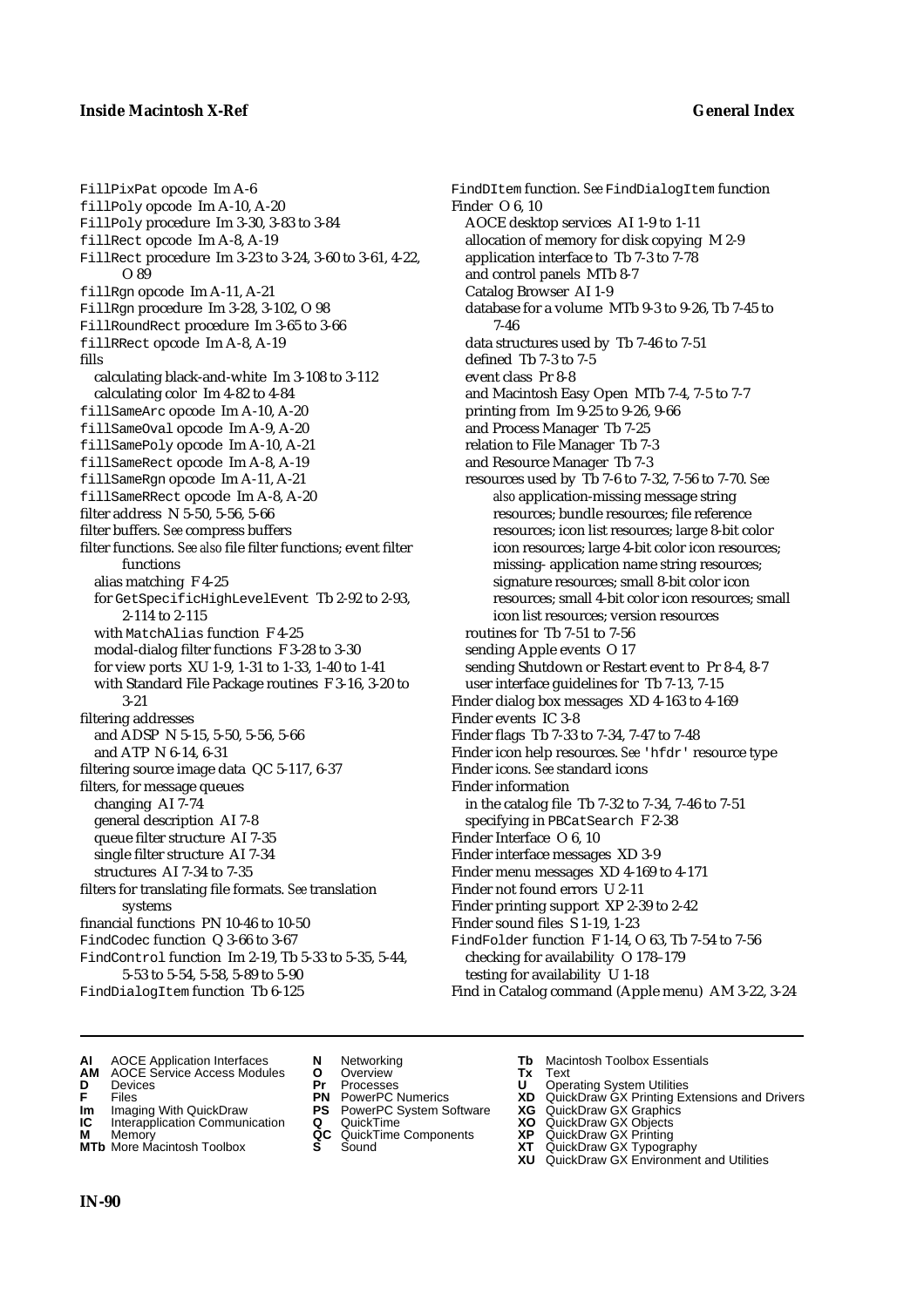FillPixPat opcode Im A-6
fillPoly opcode Im A-10, A-20
FillPoly procedure Im 3-30, 3-83 to 3-84
fillRect opcode Im A-8, A-19
FillRect procedure Im 3-23 to 3-24, 3-60 to 3-61, 4-22, O 89
fillRgn opcode Im A-11, A-21
FillRgn procedure Im 3-28, 3-102, O 98
FillRoundRect procedure Im 3-65 to 3-66
fillRRect opcode Im A-8, A-19
fills
  calculating black-and-white Im 3-108 to 3-112
  calculating color Im 4-82 to 4-84
fillSameArc opcode Im A-10, A-20
fillSameOval opcode Im A-9, A-20
fillSamePoly opcode Im A-10, A-21
fillSameRect opcode Im A-8, A-19
fillSameRgn opcode Im A-11, A-21
fillSameRRect opcode Im A-8, A-20
filter address N 5-50, 5-56, 5-66
filter buffers. *See* compress buffers
filter functions. *See also* file filter functions; event filter functions
  alias matching F 4-25
  for GetSpecificHighLevelEvent Tb 2-92 to 2-93, 2-114 to 2-115
  with MatchAlias function F 4-25
  modal-dialog filter functions F 3-28 to 3-30
  for view ports XU 1-9, 1-31 to 1-33, 1-40 to 1-41
  with Standard File Package routines F 3-16, 3-20 to 3-21
filtering addresses
  and ADSP N 5-15, 5-50, 5-56, 5-66
  and ATP N 6-14, 6-31
filtering source image data QC 5-117, 6-37
filters, for message queues
  changing AI 7-74
  general description AI 7-8
  queue filter structure AI 7-35
  single filter structure AI 7-34
  structures AI 7-34 to 7-35
filters for translating file formats. *See* translation systems
financial functions PN 10-46 to 10-50
FindCodec function Q 3-66 to 3-67
FindControl function Im 2-19, Tb 5-33 to 5-35, 5-44, 5-53 to 5-54, 5-58, 5-89 to 5-90
FindDialogItem function Tb 6-125
FindDItem function. *See* FindDialogItem function
Finder O 6, 10
  AOCE desktop services AI 1-9 to 1-11
  allocation of memory for disk copying M 2-9
  application interface to Tb 7-3 to 7-78
  and control panels MTb 8-7
  Catalog Browser AI 1-9
  database for a volume MTb 9-3 to 9-26, Tb 7-45 to 7-46
  data structures used by Tb 7-46 to 7-51
  defined Tb 7-3 to 7-5
  event class Pr 8-8
  and Macintosh Easy Open MTb 7-4, 7-5 to 7-7
  printing from Im 9-25 to 9-26, 9-66
  and Process Manager Tb 7-25
  relation to File Manager Tb 7-3
  and Resource Manager Tb 7-3
  resources used by Tb 7-6 to 7-32, 7-56 to 7-70. *See also* application-missing message string resources; bundle resources; file reference resources; icon list resources; large 8-bit color icon resources; large 4-bit color icon resources; missing- application name string resources; signature resources; small 8-bit color icon resources; small 4-bit color icon resources; small icon list resources; version resources
  routines for Tb 7-51 to 7-56
  sending Apple events O 17
  sending Shutdown or Restart event to Pr 8-4, 8-7
  user interface guidelines for Tb 7-13, 7-15
Finder dialog box messages XD 4-163 to 4-169
Finder events IC 3-8
Finder flags Tb 7-33 to 7-34, 7-47 to 7-48
Finder icon help resources. *See* 'hfdr' resource type
Finder icons. *See* standard icons
Finder information
  in the catalog file Tb 7-32 to 7-34, 7-46 to 7-51
  specifying in PBCatSearch F 2-38
Finder Interface O 6, 10
Finder interface messages XD 3-9
Finder menu messages XD 4-169 to 4-171
Finder not found errors U 2-11
Finder printing support XP 2-39 to 2-42
Finder sound files S 1-19, 1-23
FindFolder function F 1-14, O 63, Tb 7-54 to 7-56
  checking for availability O 178–179
  testing for availability U 1-18
Find in Catalog command (Apple menu) AM 3-22, 3-24

**AI** AOCE Application Interfaces
**AM** AOCE Service Access Modules
**D** Devices
**F** Files
**Im** Imaging With QuickDraw
**IC** Interapplication Communication
**M** Memory
**MTb** More Macintosh Toolbox
**N** Networking
**O** Overview
**Pr** Processes
**PN** PowerPC Numerics
**PS** PowerPC System Software
**Q** QuickTime
**QC** QuickTime Components
**S** Sound
**Tb** Macintosh Toolbox Essentials
**Tx** Text
**U** Operating System Utilities
**XD** QuickDraw GX Printing Extensions and Drivers
**XG** QuickDraw GX Graphics
**XO** QuickDraw GX Objects
**XP** QuickDraw GX Printing
**XT** QuickDraw GX Typography
**XU** QuickDraw GX Environment and Utilities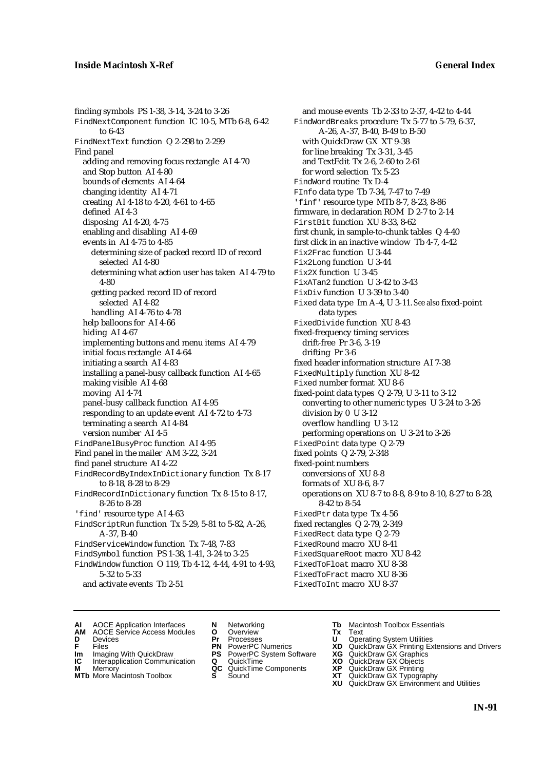finding symbols PS 1-38, 3-14, 3-24 to 3-26
FindNextComponent function IC 10-5, MTb 6-8, 6-42 to 6-43
FindNextText function Q 2-298 to 2-299
Find panel
  adding and removing focus rectangle AI 4-70
  and Stop button AI 4-80
  bounds of elements AI 4-64
  changing identity AI 4-71
  creating AI 4-18 to 4-20, 4-61 to 4-65
  defined AI 4-3
  disposing AI 4-20, 4-75
  enabling and disabling AI 4-69
  events in AI 4-75 to 4-85
    determining size of packed record ID of record selected AI 4-80
    determining what action user has taken AI 4-79 to 4-80
    getting packed record ID of record selected AI 4-82
    handling AI 4-76 to 4-78
  help balloons for AI 4-66
  hiding AI 4-67
  implementing buttons and menu items AI 4-79
  initial focus rectangle AI 4-64
  initiating a search AI 4-83
  installing a panel-busy callback function AI 4-65
  making visible AI 4-68
  moving AI 4-74
  panel-busy callback function AI 4-95
  responding to an update event AI 4-72 to 4-73
  terminating a search AI 4-84
  version number AI 4-5
FindPanelBusyProc function AI 4-95
Find panel in the mailer AM 3-22, 3-24
find panel structure AI 4-22
FindRecordByIndexInDictionary function Tx 8-17 to 8-18, 8-28 to 8-29
FindRecordInDictionary function Tx 8-15 to 8-17, 8-26 to 8-28
'find' resource type AI 4-63
FindScriptRun function Tx 5-29, 5-81 to 5-82, A-26, A-37, B-40
FindServiceWindow function Tx 7-48, 7-83
FindSymbol function PS 1-38, 1-41, 3-24 to 3-25
FindWindow function O 119, Tb 4-12, 4-44, 4-91 to 4-93, 5-32 to 5-33
  and activate events Tb 2-51
  and mouse events Tb 2-33 to 2-37, 4-42 to 4-44
FindWordBreaks procedure Tx 5-77 to 5-79, 6-37, A-26, A-37, B-40, B-49 to B-50
  with QuickDraw GX XT 9-38
  for line breaking Tx 3-31, 3-45
  and TextEdit Tx 2-6, 2-60 to 2-61
  for word selection Tx 5-23
FindWord routine Tx D-4
FInfo data type Tb 7-34, 7-47 to 7-49
'finf' resource type MTb 8-7, 8-23, 8-86
firmware, in declaration ROM D 2-7 to 2-14
FirstBit function XU 8-33, 8-62
first chunk, in sample-to-chunk tables Q 4-40
first click in an inactive window Tb 4-7, 4-42
Fix2Frac function U 3-44
Fix2Long function U 3-44
Fix2X function U 3-45
FixATan2 function U 3-42 to 3-43
FixDiv function U 3-39 to 3-40
Fixed data type Im A-4, U 3-11. *See also* fixed-point data types
FixedDivide function XU 8-43
fixed-frequency timing services
  drift-free Pr 3-6, 3-19
  drifting Pr 3-6
fixed header information structure AI 7-38
FixedMultiply function XU 8-42
Fixed number format XU 8-6
fixed-point data types Q 2-79, U 3-11 to 3-12
  converting to other numeric types U 3-24 to 3-26
  division by 0 U 3-12
  overflow handling U 3-12
  performing operations on U 3-24 to 3-26
FixedPoint data type Q 2-79
fixed points Q 2-79, 2-348
fixed-point numbers
  conversions of XU 8-8
  formats of XU 8-6, 8-7
  operations on XU 8-7 to 8-8, 8-9 to 8-10, 8-27 to 8-28, 8-42 to 8-54
FixedPtr data type Tx 4-56
fixed rectangles Q 2-79, 2-349
FixedRect data type Q 2-79
FixedRound macro XU 8-41
FixedSquareRoot macro XU 8-42
FixedToFloat macro XU 8-38
FixedToFract macro XU 8-36
FixedToInt macro XU 8-37

**AI** AOCE Application Interfaces
**AM** AOCE Service Access Modules
**D** Devices
**F** Files
**Im** Imaging With QuickDraw
**IC** Interapplication Communication
**M** Memory
**MTb** More Macintosh Toolbox
**N** Networking
**O** Overview
**Pr** Processes
**PN** PowerPC Numerics
**PS** PowerPC System Software
**Q** QuickTime
**QC** QuickTime Components
**S** Sound
**Tb** Macintosh Toolbox Essentials
**Tx** Text
**U** Operating System Utilities
**XD** QuickDraw GX Printing Extensions and Drivers
**XG** QuickDraw GX Graphics
**XO** QuickDraw GX Objects
**XP** QuickDraw GX Printing
**XT** QuickDraw GX Typography
**XU** QuickDraw GX Environment and Utilities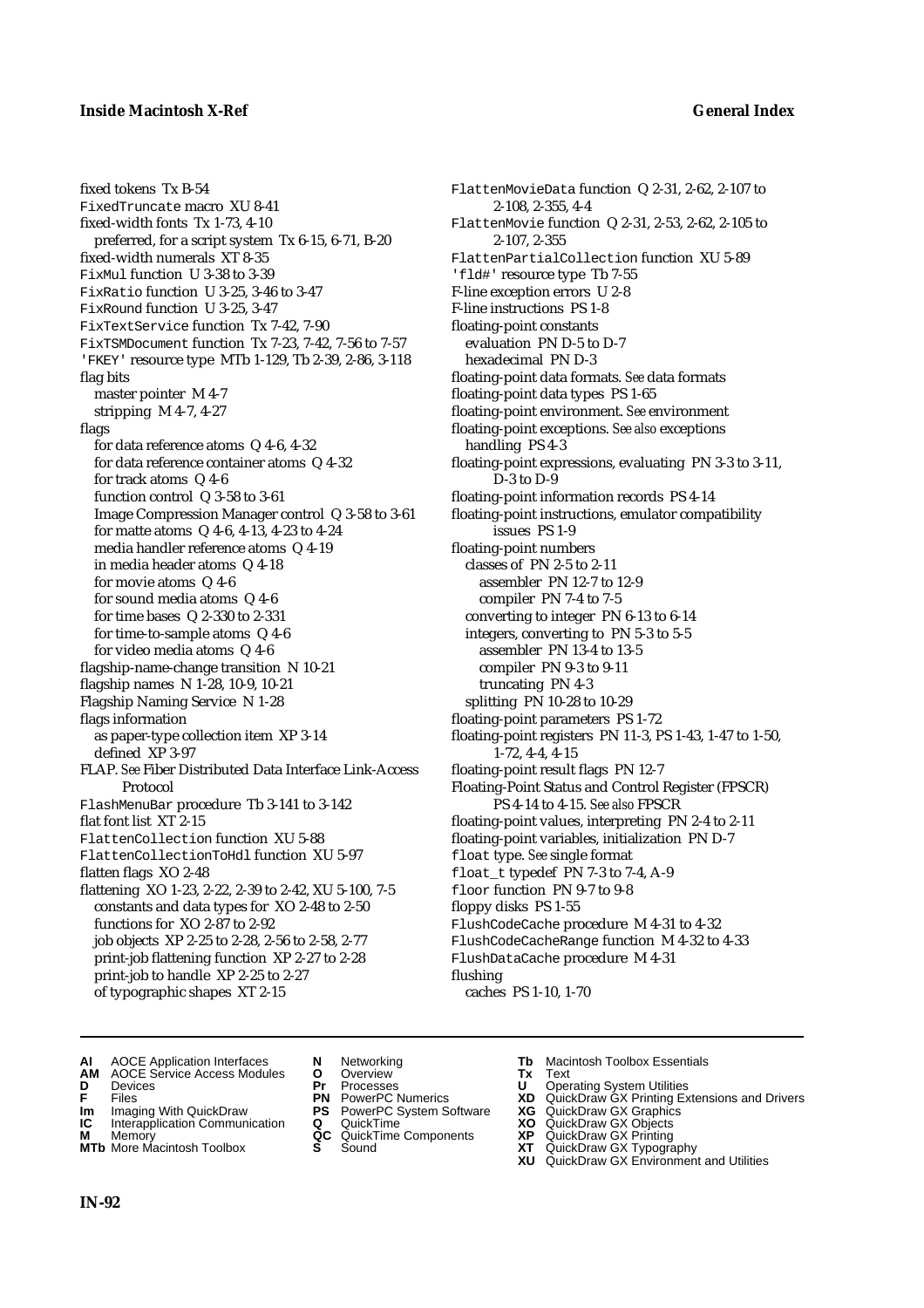fixed tokens Tx B-54
FixedTruncate macro XU 8-41
fixed-width fonts Tx 1-73, 4-10
  preferred, for a script system Tx 6-15, 6-71, B-20
fixed-width numerals XT 8-35
FixMul function U 3-38 to 3-39
FixRatio function U 3-25, 3-46 to 3-47
FixRound function U 3-25, 3-47
FixTextService function Tx 7-42, 7-90
FixTSMDocument function Tx 7-23, 7-42, 7-56 to 7-57
'FKEY' resource type MTb 1-129, Tb 2-39, 2-86, 3-118
flag bits
  master pointer M 4-7
  stripping M 4-7, 4-27
flags
  for data reference atoms Q 4-6, 4-32
  for data reference container atoms Q 4-32
  for track atoms Q 4-6
  function control Q 3-58 to 3-61
  Image Compression Manager control Q 3-58 to 3-61
  for matte atoms Q 4-6, 4-13, 4-23 to 4-24
  media handler reference atoms Q 4-19
  in media header atoms Q 4-18
  for movie atoms Q 4-6
  for sound media atoms Q 4-6
  for time bases Q 2-330 to 2-331
  for time-to-sample atoms Q 4-6
  for video media atoms Q 4-6
flagship-name-change transition N 10-21
flagship names N 1-28, 10-9, 10-21
Flagship Naming Service N 1-28
flags information
  as paper-type collection item XP 3-14
  defined XP 3-97
FLAP. *See* Fiber Distributed Data Interface Link-Access Protocol
FlashMenuBar procedure Tb 3-141 to 3-142
flat font list XT 2-15
FlattenCollection function XU 5-88
FlattenCollectionToHdl function XU 5-97
flatten flags XO 2-48
flattening XO 1-23, 2-22, 2-39 to 2-42, XU 5-100, 7-5
  constants and data types for XO 2-48 to 2-50
  functions for XO 2-87 to 2-92
  job objects XP 2-25 to 2-28, 2-56 to 2-58, 2-77
  print-job flattening function XP 2-27 to 2-28
  print-job to handle XP 2-25 to 2-27
  of typographic shapes XT 2-15
FlattenMovieData function Q 2-31, 2-62, 2-107 to 2-108, 2-355, 4-4
FlattenMovie function Q 2-31, 2-53, 2-62, 2-105 to 2-107, 2-355
FlattenPartialCollection function XU 5-89
'fld#' resource type Tb 7-55
F-line exception errors U 2-8
F-line instructions PS 1-8
floating-point constants
  evaluation PN D-5 to D-7
  hexadecimal PN D-3
floating-point data formats. *See* data formats
floating-point data types PS 1-65
floating-point environment. *See* environment
floating-point exceptions. *See also* exceptions
  handling PS 4-3
floating-point expressions, evaluating PN 3-3 to 3-11, D-3 to D-9
floating-point information records PS 4-14
floating-point instructions, emulator compatibility issues PS 1-9
floating-point numbers
  classes of PN 2-5 to 2-11
    assembler PN 12-7 to 12-9
    compiler PN 7-4 to 7-5
  converting to integer PN 6-13 to 6-14
  integers, converting to PN 5-3 to 5-5
    assembler PN 13-4 to 13-5
    compiler PN 9-3 to 9-11
    truncating PN 4-3
  splitting PN 10-28 to 10-29
floating-point parameters PS 1-72
floating-point registers PN 11-3, PS 1-43, 1-47 to 1-50, 1-72, 4-4, 4-15
floating-point result flags PN 12-7
Floating-Point Status and Control Register (FPSCR) PS 4-14 to 4-15. *See also* FPSCR
floating-point values, interpreting PN 2-4 to 2-11
floating-point variables, initialization PN D-7
float type. *See* single format
float_t typedef PN 7-3 to 7-4, A-9
floor function PN 9-7 to 9-8
floppy disks PS 1-55
FlushCodeCache procedure M 4-31 to 4-32
FlushCodeCacheRange function M 4-32 to 4-33
FlushDataCache procedure M 4-31
flushing
  caches PS 1-10, 1-70

**AI** AOCE Application Interfaces
**AM** AOCE Service Access Modules
**D** Devices
**F** Files
**Im** Imaging With QuickDraw
**IC** Interapplication Communication
**M** Memory
**MTb** More Macintosh Toolbox
**N** Networking
**O** Overview
**Pr** Processes
**PN** PowerPC Numerics
**PS** PowerPC System Software
**Q** QuickTime
**QC** QuickTime Components
**S** Sound
**Tb** Macintosh Toolbox Essentials
**Tx** Text
**U** Operating System Utilities
**XD** QuickDraw GX Printing Extensions and Drivers
**XG** QuickDraw GX Graphics
**XO** QuickDraw GX Objects
**XP** QuickDraw GX Printing
**XT** QuickDraw GX Typography
**XU** QuickDraw GX Environment and Utilities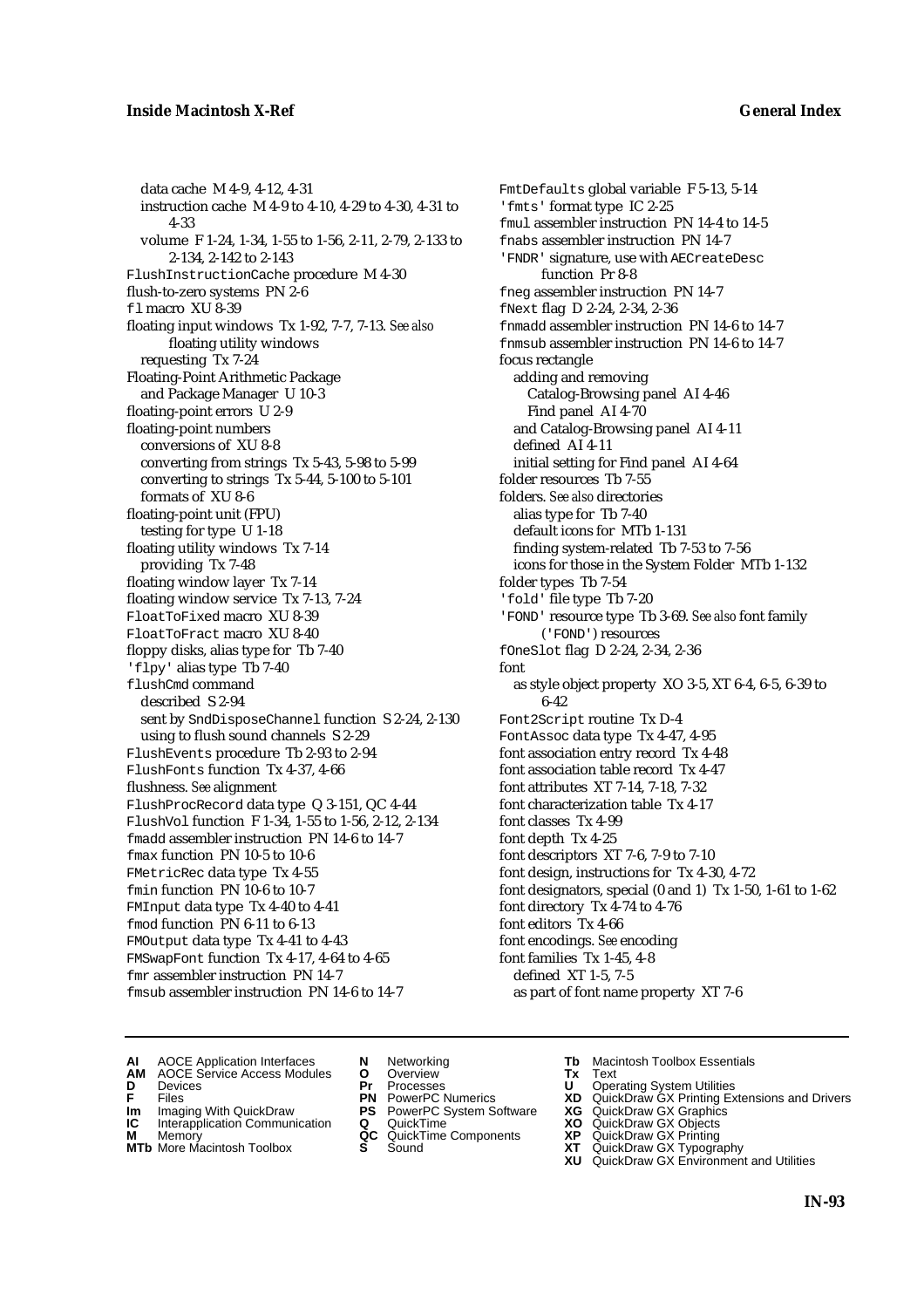data cache M 4-9, 4-12, 4-31
instruction cache M 4-9 to 4-10, 4-29 to 4-30, 4-31 to 4-33
volume F 1-24, 1-34, 1-55 to 1-56, 2-11, 2-79, 2-133 to 2-134, 2-142 to 2-143

FlushInstructionCache procedure M 4-30
flush-to-zero systems PN 2-6
fl macro XU 8-39
floating input windows Tx 1-92, 7-7, 7-13. *See also* floating utility windows
requesting Tx 7-24
Floating-Point Arithmetic Package
and Package Manager U 10-3
floating-point errors U 2-9
floating-point numbers
conversions of XU 8-8
converting from strings Tx 5-43, 5-98 to 5-99
converting to strings Tx 5-44, 5-100 to 5-101
formats of XU 8-6
floating-point unit (FPU)
testing for type U 1-18
floating utility windows Tx 7-14
providing Tx 7-48
floating window layer Tx 7-14
floating window service Tx 7-13, 7-24
FloatToFixed macro XU 8-39
FloatToFract macro XU 8-40
floppy disks, alias type for Tb 7-40
'flpy' alias type Tb 7-40
flushCmd command
described S 2-94
sent by SndDisposeChannel function S 2-24, 2-130
using to flush sound channels S 2-29
FlushEvents procedure Tb 2-93 to 2-94
FlushFonts function Tx 4-37, 4-66
flushness. *See* alignment
FlushProcRecord data type Q 3-151, QC 4-44
FlushVol function F 1-34, 1-55 to 1-56, 2-12, 2-134
fmadd assembler instruction PN 14-6 to 14-7
fmax function PN 10-5 to 10-6
FMetricRec data type Tx 4-55
fmin function PN 10-6 to 10-7
FMInput data type Tx 4-40 to 4-41
fmod function PN 6-11 to 6-13
FMOutput data type Tx 4-41 to 4-43
FMSwapFont function Tx 4-17, 4-64 to 4-65
fmr assembler instruction PN 14-7
fmsub assembler instruction PN 14-6 to 14-7
FmtDefaults global variable F 5-13, 5-14
'fmts' format type IC 2-25
fmul assembler instruction PN 14-4 to 14-5
fnabs assembler instruction PN 14-7
'FNDR' signature, use with AECreateDesc function Pr 8-8
fneg assembler instruction PN 14-7
fNext flag D 2-24, 2-34, 2-36
fnmadd assembler instruction PN 14-6 to 14-7
fnmsub assembler instruction PN 14-6 to 14-7
focus rectangle
adding and removing
Catalog-Browsing panel AI 4-46
Find panel AI 4-70
and Catalog-Browsing panel AI 4-11
defined AI 4-11
initial setting for Find panel AI 4-64
folder resources Tb 7-55
folders. *See also* directories
alias type for Tb 7-40
default icons for MTb 1-131
finding system-related Tb 7-53 to 7-56
icons for those in the System Folder MTb 1-132
folder types Tb 7-54
'fold' file type Tb 7-20
'FOND' resource type Tb 3-69. *See also* font family ('FOND') resources
fOneSlot flag D 2-24, 2-34, 2-36
font
as style object property XO 3-5, XT 6-4, 6-5, 6-39 to 6-42
Font2Script routine Tx D-4
FontAssoc data type Tx 4-47, 4-95
font association entry record Tx 4-48
font association table record Tx 4-47
font attributes XT 7-14, 7-18, 7-32
font characterization table Tx 4-17
font classes Tx 4-99
font depth Tx 4-25
font descriptors XT 7-6, 7-9 to 7-10
font design, instructions for Tx 4-30, 4-72
font designators, special (0 and 1) Tx 1-50, 1-61 to 1-62
font directory Tx 4-74 to 4-76
font editors Tx 4-66
font encodings. *See* encoding
font families Tx 1-45, 4-8
defined XT 1-5, 7-5
as part of font name property XT 7-6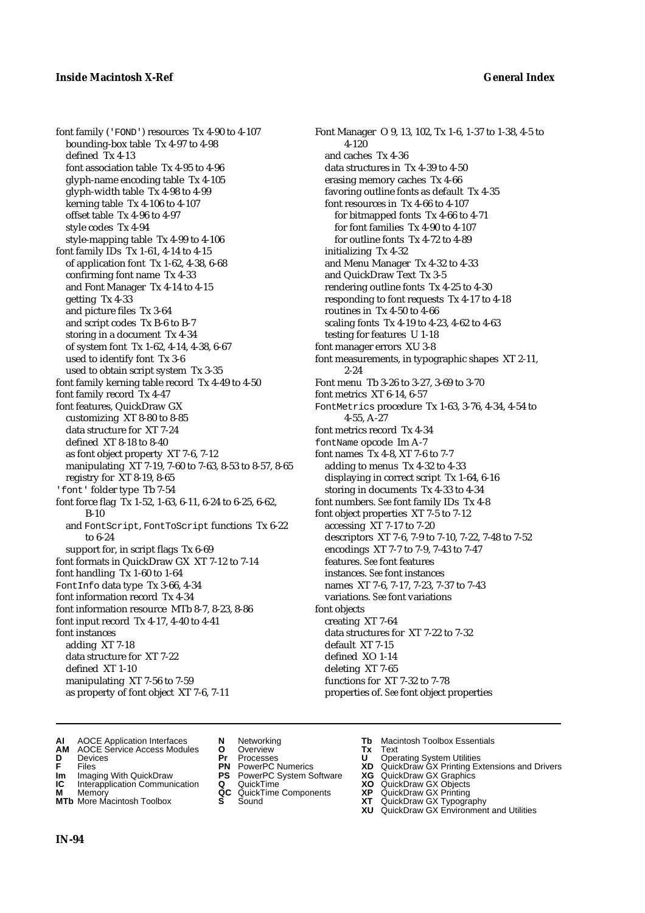font family ('FOND') resources Tx 4-90 to 4-107
  bounding-box table Tx 4-97 to 4-98
  defined Tx 4-13
  font association table Tx 4-95 to 4-96
  glyph-name encoding table Tx 4-105
  glyph-width table Tx 4-98 to 4-99
  kerning table Tx 4-106 to 4-107
  offset table Tx 4-96 to 4-97
  style codes Tx 4-94
  style-mapping table Tx 4-99 to 4-106
font family IDs Tx 1-61, 4-14 to 4-15
  of application font Tx 1-62, 4-38, 6-68
  confirming font name Tx 4-33
  and Font Manager Tx 4-14 to 4-15
  getting Tx 4-33
  and picture files Tx 3-64
  and script codes Tx B-6 to B-7
  storing in a document Tx 4-34
  of system font Tx 1-62, 4-14, 4-38, 6-67
  used to identify font Tx 3-6
  used to obtain script system Tx 3-35
font family kerning table record Tx 4-49 to 4-50
font family record Tx 4-47
font features, QuickDraw GX
  customizing XT 8-80 to 8-85
  data structure for XT 7-24
  defined XT 8-18 to 8-40
  as font object property XT 7-6, 7-12
  manipulating XT 7-19, 7-60 to 7-63, 8-53 to 8-57, 8-65
  registry for XT 8-19, 8-65
'font' folder type Tb 7-54
font force flag Tx 1-52, 1-63, 6-11, 6-24 to 6-25, 6-62, B-10
  and FontScript, FontToScript functions Tx 6-22 to 6-24
  support for, in script flags Tx 6-69
font formats in QuickDraw GX XT 7-12 to 7-14
font handling Tx 1-60 to 1-64
FontInfo data type Tx 3-66, 4-34
font information record Tx 4-34
font information resource MTb 8-7, 8-23, 8-86
font input record Tx 4-17, 4-40 to 4-41
font instances
  adding XT 7-18
  data structure for XT 7-22
  defined XT 1-10
  manipulating XT 7-56 to 7-59
  as property of font object XT 7-6, 7-11
Font Manager O 9, 13, 102, Tx 1-6, 1-37 to 1-38, 4-5 to 4-120
  and caches Tx 4-36
  data structures in Tx 4-39 to 4-50
  erasing memory caches Tx 4-66
  favoring outline fonts as default Tx 4-35
  font resources in Tx 4-66 to 4-107
    for bitmapped fonts Tx 4-66 to 4-71
    for font families Tx 4-90 to 4-107
    for outline fonts Tx 4-72 to 4-89
  initializing Tx 4-32
  and Menu Manager Tx 4-32 to 4-33
  and QuickDraw Text Tx 3-5
  rendering outline fonts Tx 4-25 to 4-30
  responding to font requests Tx 4-17 to 4-18
  routines in Tx 4-50 to 4-66
  scaling fonts Tx 4-19 to 4-23, 4-62 to 4-63
  testing for features U 1-18
font manager errors XU 3-8
font measurements, in typographic shapes XT 2-11, 2-24
Font menu Tb 3-26 to 3-27, 3-69 to 3-70
font metrics XT 6-14, 6-57
FontMetrics procedure Tx 1-63, 3-76, 4-34, 4-54 to 4-55, A-27
font metrics record Tx 4-34
fontName opcode Im A-7
font names Tx 4-8, XT 7-6 to 7-7
  adding to menus Tx 4-32 to 4-33
  displaying in correct script Tx 1-64, 6-16
  storing in documents Tx 4-33 to 4-34
font numbers. *See* font family IDs Tx 4-8
font object properties XT 7-5 to 7-12
  accessing XT 7-17 to 7-20
  descriptors XT 7-6, 7-9 to 7-10, 7-22, 7-48 to 7-52
  encodings XT 7-7 to 7-9, 7-43 to 7-47
  features. *See* font features
  instances. *See* font instances
  names XT 7-6, 7-17, 7-23, 7-37 to 7-43
  variations. *See* font variations
font objects
  creating XT 7-64
  data structures for XT 7-22 to 7-32
  default XT 7-15
  defined XO 1-14
  deleting XT 7-65
  functions for XT 7-32 to 7-78
  properties of. *See* font object properties

**AI** AOCE Application Interfaces
**AM** AOCE Service Access Modules
**D** Devices
**F** Files
**Im** Imaging With QuickDraw
**IC** Interapplication Communication
**M** Memory
**MTb** More Macintosh Toolbox
**N** Networking
**O** Overview
**Pr** Processes
**PN** PowerPC Numerics
**PS** PowerPC System Software
**Q** QuickTime
**QC** QuickTime Components
**S** Sound
**Tb** Macintosh Toolbox Essentials
**Tx** Text
**U** Operating System Utilities
**XD** QuickDraw GX Printing Extensions and Drivers
**XG** QuickDraw GX Graphics
**XO** QuickDraw GX Objects
**XP** QuickDraw GX Printing
**XT** QuickDraw GX Typography
**XU** QuickDraw GX Environment and Utilities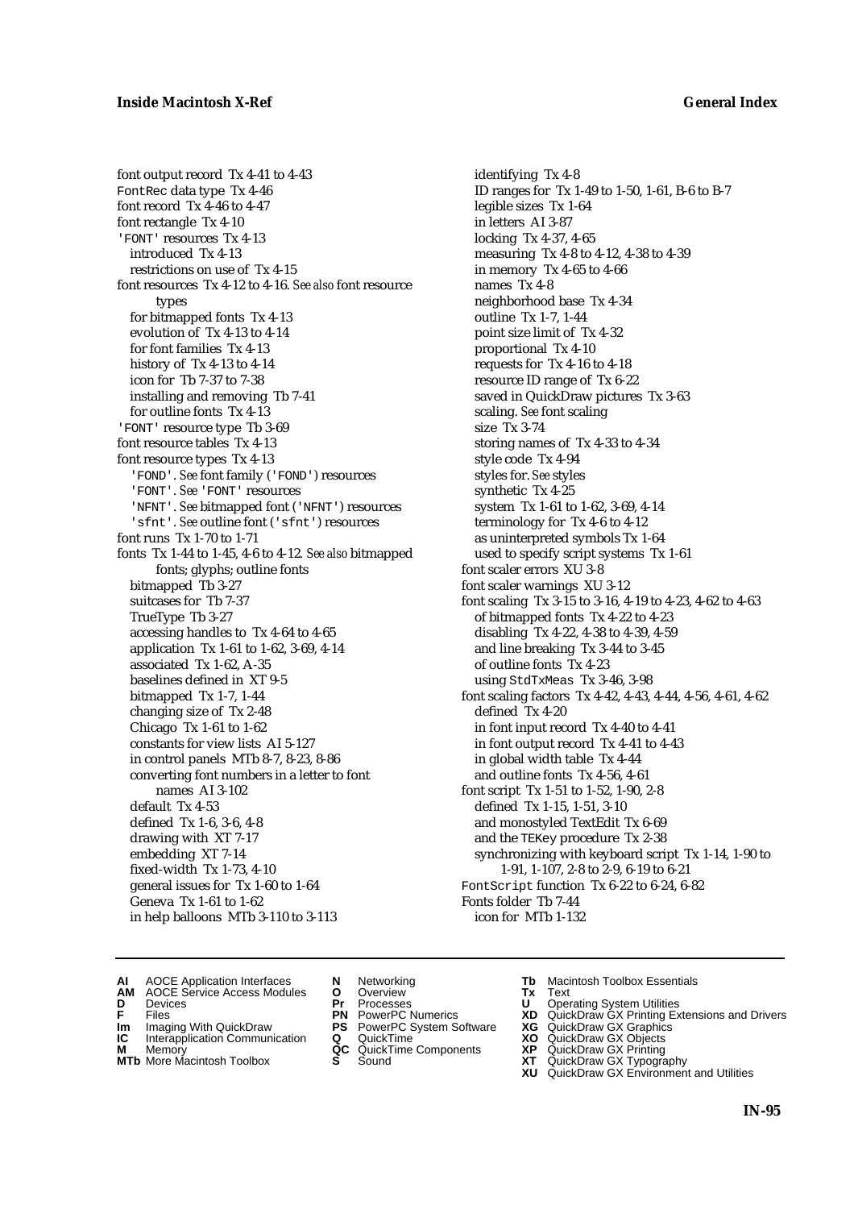font output record Tx 4-41 to 4-43
FontRec data type Tx 4-46
font record Tx 4-46 to 4-47
font rectangle Tx 4-10
'FONT' resources Tx 4-13
  introduced Tx 4-13
  restrictions on use of Tx 4-15
font resources Tx 4-12 to 4-16. *See also* font resource types
  for bitmapped fonts Tx 4-13
  evolution of Tx 4-13 to 4-14
  for font families Tx 4-13
  history of Tx 4-13 to 4-14
  icon for Tb 7-37 to 7-38
  installing and removing Tb 7-41
  for outline fonts Tx 4-13
'FONT' resource type Tb 3-69
font resource tables Tx 4-13
font resource types Tx 4-13
  'FOND'. *See* font family ('FOND') resources
  'FONT'. *See* 'FONT' resources
  'NFNT'. *See* bitmapped font ('NFNT') resources
  'sfnt'. *See* outline font ('sfnt') resources
font runs Tx 1-70 to 1-71
fonts Tx 1-44 to 1-45, 4-6 to 4-12. *See also* bitmapped fonts; glyphs; outline fonts
  bitmapped Tb 3-27
  suitcases for Tb 7-37
  TrueType Tb 3-27
  accessing handles to Tx 4-64 to 4-65
  application Tx 1-61 to 1-62, 3-69, 4-14
  associated Tx 1-62, A-35
  baselines defined in XT 9-5
  bitmapped Tx 1-7, 1-44
  changing size of Tx 2-48
  Chicago Tx 1-61 to 1-62
  constants for view lists AI 5-127
  in control panels MTb 8-7, 8-23, 8-86
  converting font numbers in a letter to font names AI 3-102
  default Tx 4-53
  defined Tx 1-6, 3-6, 4-8
  drawing with XT 7-17
  embedding XT 7-14
  fixed-width Tx 1-73, 4-10
  general issues for Tx 1-60 to 1-64
  Geneva Tx 1-61 to 1-62
  in help balloons MTb 3-110 to 3-113
  identifying Tx 4-8
  ID ranges for Tx 1-49 to 1-50, 1-61, B-6 to B-7
  legible sizes Tx 1-64
  in letters AI 3-87
  locking Tx 4-37, 4-65
  measuring Tx 4-8 to 4-12, 4-38 to 4-39
  in memory Tx 4-65 to 4-66
  names Tx 4-8
  neighborhood base Tx 4-34
  outline Tx 1-7, 1-44
  point size limit of Tx 4-32
  proportional Tx 4-10
  requests for Tx 4-16 to 4-18
  resource ID range of Tx 6-22
  saved in QuickDraw pictures Tx 3-63
  scaling. *See* font scaling
  size Tx 3-74
  storing names of Tx 4-33 to 4-34
  style code Tx 4-94
  styles for. *See* styles
  synthetic Tx 4-25
  system Tx 1-61 to 1-62, 3-69, 4-14
  terminology for Tx 4-6 to 4-12
  as uninterpreted symbols Tx 1-64
  used to specify script systems Tx 1-61
font scaler errors XU 3-8
font scaler warnings XU 3-12
font scaling Tx 3-15 to 3-16, 4-19 to 4-23, 4-62 to 4-63
  of bitmapped fonts Tx 4-22 to 4-23
  disabling Tx 4-22, 4-38 to 4-39, 4-59
  and line breaking Tx 3-44 to 3-45
  of outline fonts Tx 4-23
  using StdTxMeas Tx 3-46, 3-98
font scaling factors Tx 4-42, 4-43, 4-44, 4-56, 4-61, 4-62
  defined Tx 4-20
  in font input record Tx 4-40 to 4-41
  in font output record Tx 4-41 to 4-43
  in global width table Tx 4-44
  and outline fonts Tx 4-56, 4-61
font script Tx 1-51 to 1-52, 1-90, 2-8
  defined Tx 1-15, 1-51, 3-10
  and monostyled TextEdit Tx 6-69
  and the TEKey procedure Tx 2-38
  synchronizing with keyboard script Tx 1-14, 1-90 to 1-91, 1-107, 2-8 to 2-9, 6-19 to 6-21
FontScript function Tx 6-22 to 6-24, 6-82
Fonts folder Tb 7-44
  icon for MTb 1-132

**AI** AOCE Application Interfaces
**AM** AOCE Service Access Modules
**D** Devices
**F** Files
**Im** Imaging With QuickDraw
**IC** Interapplication Communication
**M** Memory
**MTb** More Macintosh Toolbox
**N** Networking
**O** Overview
**Pr** Processes
**PN** PowerPC Numerics
**PS** PowerPC System Software
**Q** QuickTime
**QC** QuickTime Components
**S** Sound
**Tb** Macintosh Toolbox Essentials
**Tx** Text
**U** Operating System Utilities
**XD** QuickDraw GX Printing Extensions and Drivers
**XG** QuickDraw GX Graphics
**XO** QuickDraw GX Objects
**XP** QuickDraw GX Printing
**XT** QuickDraw GX Typography
**XU** QuickDraw GX Environment and Utilities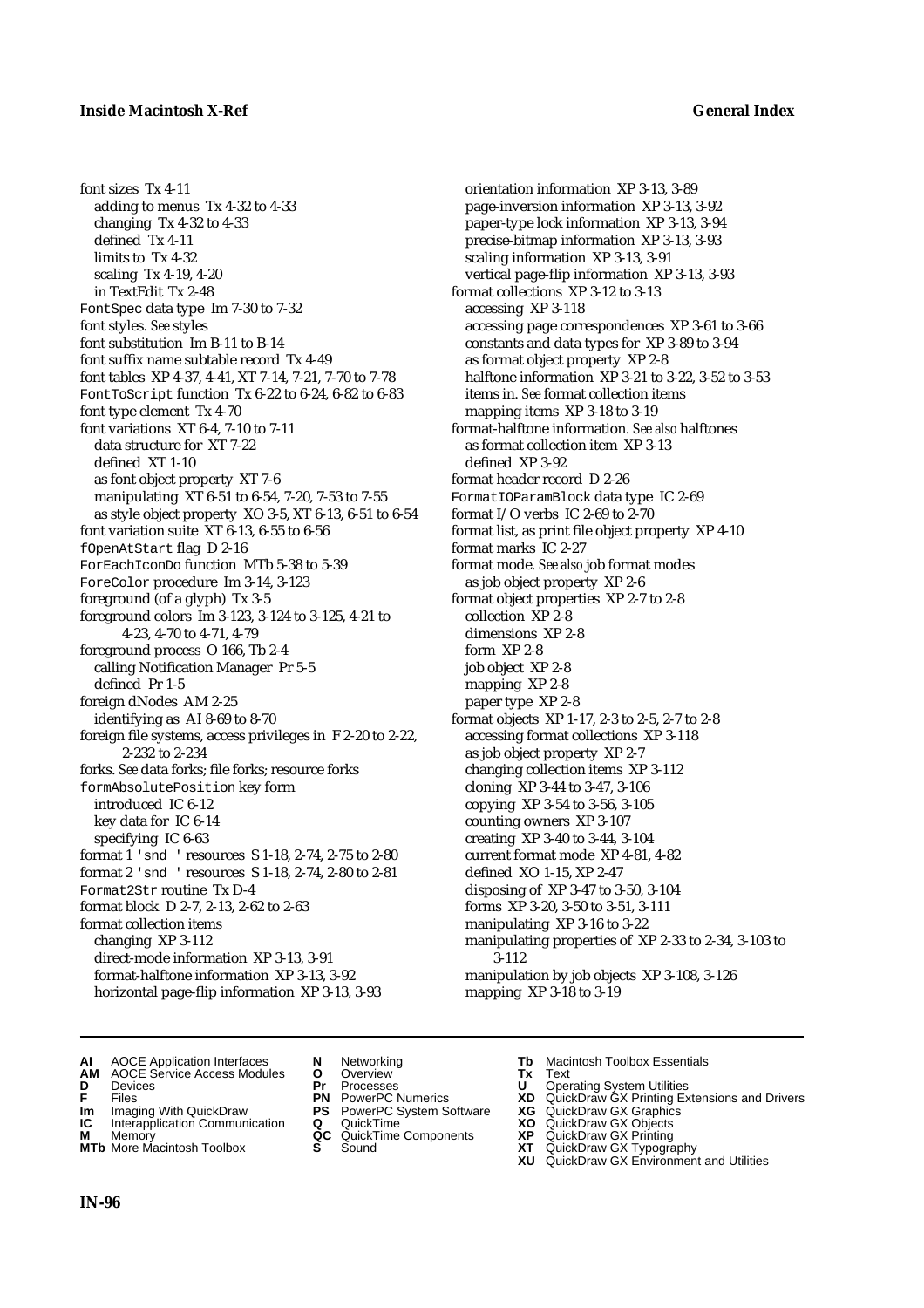font sizes Tx 4-11
- adding to menus Tx 4-32 to 4-33
- changing Tx 4-32 to 4-33
- defined Tx 4-11
- limits to Tx 4-32
- scaling Tx 4-19, 4-20
- in TextEdit Tx 2-48

FontSpec data type Im 7-30 to 7-32
font styles. *See* styles
font substitution Im B-11 to B-14
font suffix name subtable record Tx 4-49
font tables XP 4-37, 4-41, XT 7-14, 7-21, 7-70 to 7-78
FontToScript function Tx 6-22 to 6-24, 6-82 to 6-83
font type element Tx 4-70
font variations XT 6-4, 7-10 to 7-11
- data structure for XT 7-22
- defined XT 1-10
- as font object property XT 7-6
- manipulating XT 6-51 to 6-54, 7-20, 7-53 to 7-55
- as style object property XO 3-5, XT 6-13, 6-51 to 6-54

font variation suite XT 6-13, 6-55 to 6-56
fOpenAtStart flag D 2-16
ForEachIconDo function MTb 5-38 to 5-39
ForeColor procedure Im 3-14, 3-123
foreground (of a glyph) Tx 3-5
foreground colors Im 3-123, 3-124 to 3-125, 4-21 to 4-23, 4-70 to 4-71, 4-79
foreground process O 166, Tb 2-4
- calling Notification Manager Pr 5-5
- defined Pr 1-5

foreign dNodes AM 2-25
- identifying as AI 8-69 to 8-70

foreign file systems, access privileges in F 2-20 to 2-22, 2-232 to 2-234
forks. *See* data forks; file forks; resource forks
formAbsolutePosition key form
- introduced IC 6-12
- key data for IC 6-14
- specifying IC 6-63

format 1 'snd ' resources S 1-18, 2-74, 2-75 to 2-80
format 2 'snd ' resources S 1-18, 2-74, 2-80 to 2-81
Format2Str routine Tx D-4
format block D 2-7, 2-13, 2-62 to 2-63
format collection items
- changing XP 3-112
- direct-mode information XP 3-13, 3-91
- format-halftone information XP 3-13, 3-92
- horizontal page-flip information XP 3-13, 3-93
- orientation information XP 3-13, 3-89
- page-inversion information XP 3-13, 3-92
- paper-type lock information XP 3-13, 3-94
- precise-bitmap information XP 3-13, 3-93
- scaling information XP 3-13, 3-91
- vertical page-flip information XP 3-13, 3-93

format collections XP 3-12 to 3-13
- accessing XP 3-118
- accessing page correspondences XP 3-61 to 3-66
- constants and data types for XP 3-89 to 3-94
- as format object property XP 2-8
- halftone information XP 3-21 to 3-22, 3-52 to 3-53
- items in. *See* format collection items
- mapping items XP 3-18 to 3-19

format-halftone information. *See also* halftones
- as format collection item XP 3-13
- defined XP 3-92

format header record D 2-26
FormatIOParamBlock data type IC 2-69
format I/O verbs IC 2-69 to 2-70
format list, as print file object property XP 4-10
format marks IC 2-27
format mode. *See also* job format modes
- as job object property XP 2-6

format object properties XP 2-7 to 2-8
- collection XP 2-8
- dimensions XP 2-8
- form XP 2-8
- job object XP 2-8
- mapping XP 2-8
- paper type XP 2-8

format objects XP 1-17, 2-3 to 2-5, 2-7 to 2-8
- accessing format collections XP 3-118
- as job object property XP 2-7
- changing collection items XP 3-112
- cloning XP 3-44 to 3-47, 3-106
- copying XP 3-54 to 3-56, 3-105
- counting owners XP 3-107
- creating XP 3-40 to 3-44, 3-104
- current format mode XP 4-81, 4-82
- defined XO 1-15, XP 2-47
- disposing of XP 3-47 to 3-50, 3-104
- forms XP 3-20, 3-50 to 3-51, 3-111
- manipulating XP 3-16 to 3-22
- manipulating properties of XP 2-33 to 2-34, 3-103 to 3-112
- manipulation by job objects XP 3-108, 3-126
- mapping XP 3-18 to 3-19

**AI** AOCE Application Interfaces
**AM** AOCE Service Access Modules
**D** Devices
**F** Files
**Im** Imaging With QuickDraw
**IC** Interapplication Communication
**M** Memory
**MTb** More Macintosh Toolbox
**N** Networking
**O** Overview
**Pr** Processes
**PN** PowerPC Numerics
**PS** PowerPC System Software
**Q** QuickTime
**QC** QuickTime Components
**S** Sound
**Tb** Macintosh Toolbox Essentials
**Tx** Text
**U** Operating System Utilities
**XD** QuickDraw GX Printing Extensions and Drivers
**XG** QuickDraw GX Graphics
**XO** QuickDraw GX Objects
**XP** QuickDraw GX Printing
**XT** QuickDraw GX Typography
**XU** QuickDraw GX Environment and Utilities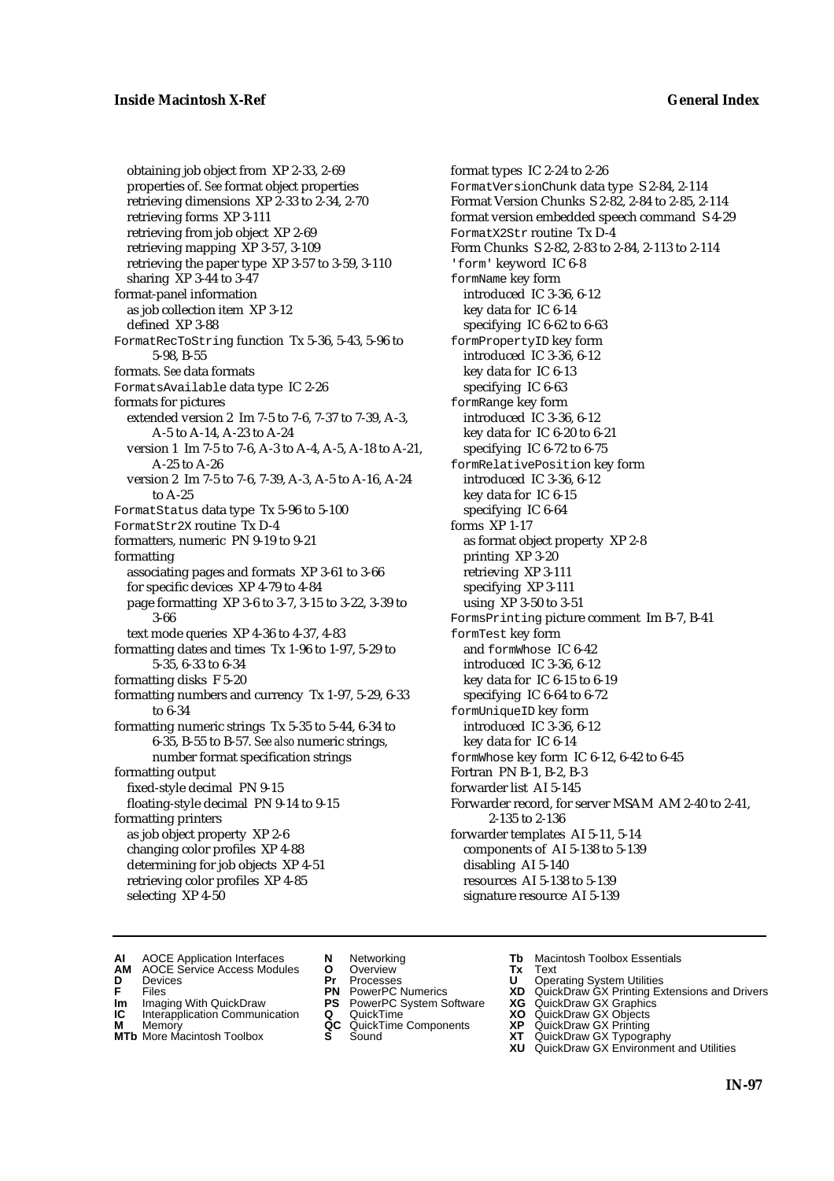obtaining job object from XP 2-33, 2-69
properties of. *See* format object properties
retrieving dimensions XP 2-33 to 2-34, 2-70
retrieving forms XP 3-111
retrieving from job object XP 2-69
retrieving mapping XP 3-57, 3-109
retrieving the paper type XP 3-57 to 3-59, 3-110
sharing XP 3-44 to 3-47

format-panel information
- as job collection item XP 3-12
- defined XP 3-88

FormatRecToString function Tx 5-36, 5-43, 5-96 to 5-98, B-55

formats. *See* data formats

FormatsAvailable data type IC 2-26

formats for pictures
- extended version 2 Im 7-5 to 7-6, 7-37 to 7-39, A-3, A-5 to A-14, A-23 to A-24
- version 1 Im 7-5 to 7-6, A-3 to A-4, A-5, A-18 to A-21, A-25 to A-26
- version 2 Im 7-5 to 7-6, 7-39, A-3, A-5 to A-16, A-24 to A-25

FormatStatus data type Tx 5-96 to 5-100

FormatStr2X routine Tx D-4

formatters, numeric PN 9-19 to 9-21

formatting
- associating pages and formats XP 3-61 to 3-66
- for specific devices XP 4-79 to 4-84
- page formatting XP 3-6 to 3-7, 3-15 to 3-22, 3-39 to 3-66
- text mode queries XP 4-36 to 4-37, 4-83

formatting dates and times Tx 1-96 to 1-97, 5-29 to 5-35, 6-33 to 6-34

formatting disks F 5-20

formatting numbers and currency Tx 1-97, 5-29, 6-33 to 6-34

formatting numeric strings Tx 5-35 to 5-44, 6-34 to 6-35, B-55 to B-57. *See also* numeric strings, number format specification strings

formatting output
- fixed-style decimal PN 9-15
- floating-style decimal PN 9-14 to 9-15

formatting printers
- as job object property XP 2-6
- changing color profiles XP 4-88
- determining for job objects XP 4-51
- retrieving color profiles XP 4-85
- selecting XP 4-50

format types IC 2-24 to 2-26

FormatVersionChunk data type S 2-84, 2-114

Format Version Chunks S 2-82, 2-84 to 2-85, 2-114

format version embedded speech command S 4-29

FormatX2Str routine Tx D-4

Form Chunks S 2-82, 2-83 to 2-84, 2-113 to 2-114

'form' keyword IC 6-8

formName key form
- introduced IC 3-36, 6-12
- key data for IC 6-14
- specifying IC 6-62 to 6-63

formPropertyID key form
- introduced IC 3-36, 6-12
- key data for IC 6-13
- specifying IC 6-63

formRange key form
- introduced IC 3-36, 6-12
- key data for IC 6-20 to 6-21
- specifying IC 6-72 to 6-75

formRelativePosition key form
- introduced IC 3-36, 6-12
- key data for IC 6-15
- specifying IC 6-64

forms XP 1-17
- as format object property XP 2-8
- printing XP 3-20
- retrieving XP 3-111
- specifying XP 3-111
- using XP 3-50 to 3-51

FormsPrinting picture comment Im B-7, B-41

formTest key form
- and formWhose IC 6-42
- introduced IC 3-36, 6-12
- key data for IC 6-15 to 6-19
- specifying IC 6-64 to 6-72

formUniqueID key form
- introduced IC 3-36, 6-12
- key data for IC 6-14

formWhose key form IC 6-12, 6-42 to 6-45

Fortran PN B-1, B-2, B-3

forwarder list AI 5-145

Forwarder record, for server MSAM AM 2-40 to 2-41, 2-135 to 2-136

forwarder templates AI 5-11, 5-14
- components of AI 5-138 to 5-139
- disabling AI 5-140
- resources AI 5-138 to 5-139
- signature resource AI 5-139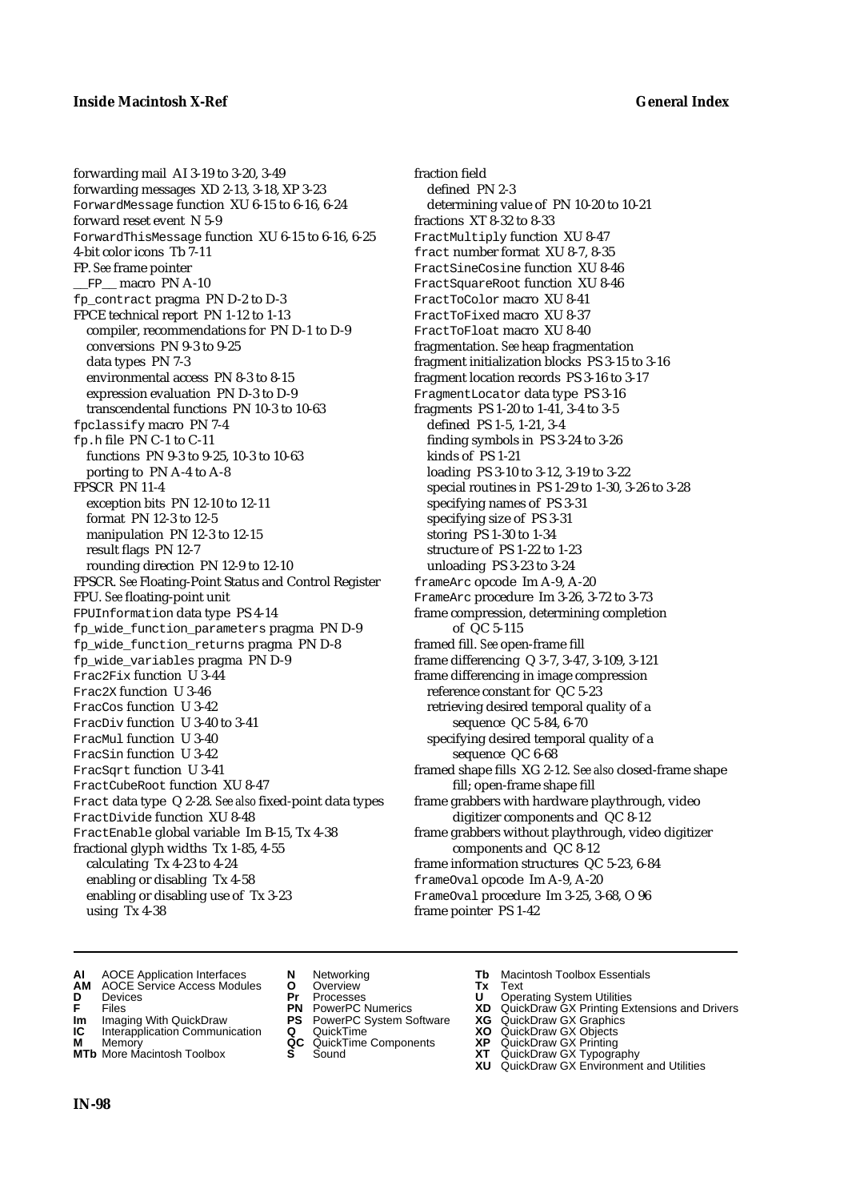forwarding mail AI 3-19 to 3-20, 3-49
forwarding messages XD 2-13, 3-18, XP 3-23
ForwardMessage function XU 6-15 to 6-16, 6-24
forward reset event N 5-9
ForwardThisMessage function XU 6-15 to 6-16, 6-25
4-bit color icons Tb 7-11
FP. *See* frame pointer
__FP__ macro PN A-10
fp_contract pragma PN D-2 to D-3
FPCE technical report PN 1-12 to 1-13
  compiler, recommendations for PN D-1 to D-9
  conversions PN 9-3 to 9-25
  data types PN 7-3
  environmental access PN 8-3 to 8-15
  expression evaluation PN D-3 to D-9
  transcendental functions PN 10-3 to 10-63
fpclassify macro PN 7-4
fp.h file PN C-1 to C-11
  functions PN 9-3 to 9-25, 10-3 to 10-63
  porting to PN A-4 to A-8
FPSCR PN 11-4
  exception bits PN 12-10 to 12-11
  format PN 12-3 to 12-5
  manipulation PN 12-3 to 12-15
  result flags PN 12-7
  rounding direction PN 12-9 to 12-10
FPSCR. *See* Floating-Point Status and Control Register
FPU. *See* floating-point unit
FPUInformation data type PS 4-14
fp_wide_function_parameters pragma PN D-9
fp_wide_function_returns pragma PN D-8
fp_wide_variables pragma PN D-9
Frac2Fix function U 3-44
Frac2X function U 3-46
FracCos function U 3-42
FracDiv function U 3-40 to 3-41
FracMul function U 3-40
FracSin function U 3-42
FracSqrt function U 3-41
FractCubeRoot function XU 8-47
Fract data type Q 2-28. *See also* fixed-point data types
FractDivide function XU 8-48
FractEnable global variable Im B-15, Tx 4-38
fractional glyph widths Tx 1-85, 4-55
  calculating Tx 4-23 to 4-24
  enabling or disabling Tx 4-58
  enabling or disabling use of Tx 3-23
  using Tx 4-38
fraction field
  defined PN 2-3
  determining value of PN 10-20 to 10-21
fractions XT 8-32 to 8-33
FractMultiply function XU 8-47
fract number format XU 8-7, 8-35
FractSineCosine function XU 8-46
FractSquareRoot function XU 8-46
FractToColor macro XU 8-41
FractToFixed macro XU 8-37
FractToFloat macro XU 8-40
fragmentation. *See* heap fragmentation
fragment initialization blocks PS 3-15 to 3-16
fragment location records PS 3-16 to 3-17
FragmentLocator data type PS 3-16
fragments PS 1-20 to 1-41, 3-4 to 3-5
  defined PS 1-5, 1-21, 3-4
  finding symbols in PS 3-24 to 3-26
  kinds of PS 1-21
  loading PS 3-10 to 3-12, 3-19 to 3-22
  special routines in PS 1-29 to 1-30, 3-26 to 3-28
  specifying names of PS 3-31
  specifying size of PS 3-31
  storing PS 1-30 to 1-34
  structure of PS 1-22 to 1-23
  unloading PS 3-23 to 3-24
frameArc opcode Im A-9, A-20
FrameArc procedure Im 3-26, 3-72 to 3-73
frame compression, determining completion of QC 5-115
framed fill. *See* open-frame fill
frame differencing Q 3-7, 3-47, 3-109, 3-121
frame differencing in image compression
  reference constant for QC 5-23
  retrieving desired temporal quality of a sequence QC 5-84, 6-70
  specifying desired temporal quality of a sequence QC 6-68
framed shape fills XG 2-12. *See also* closed-frame shape fill; open-frame shape fill
frame grabbers with hardware playthrough, video digitizer components and QC 8-12
frame grabbers without playthrough, video digitizer components and QC 8-12
frame information structures QC 5-23, 6-84
frameOval opcode Im A-9, A-20
FrameOval procedure Im 3-25, 3-68, O 96
frame pointer PS 1-42

**AI** AOCE Application Interfaces
**AM** AOCE Service Access Modules
**D** Devices
**F** Files
**Im** Imaging With QuickDraw
**IC** Interapplication Communication
**M** Memory
**MTb** More Macintosh Toolbox
**N** Networking
**O** Overview
**Pr** Processes
**PN** PowerPC Numerics
**PS** PowerPC System Software
**Q** QuickTime
**QC** QuickTime Components
**S** Sound
**Tb** Macintosh Toolbox Essentials
**Tx** Text
**U** Operating System Utilities
**XD** QuickDraw GX Printing Extensions and Drivers
**XG** QuickDraw GX Graphics
**XO** QuickDraw GX Objects
**XP** QuickDraw GX Printing
**XT** QuickDraw GX Typography
**XU** QuickDraw GX Environment and Utilities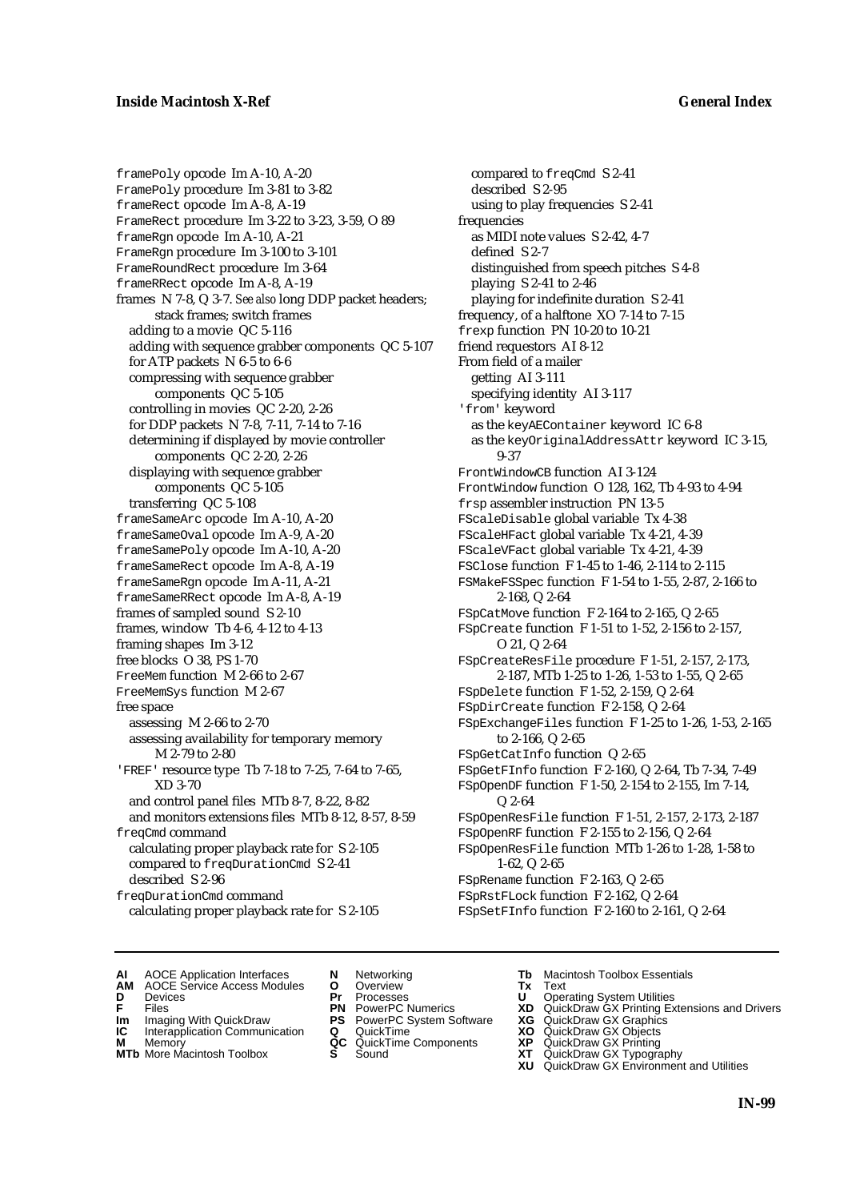framePoly opcode Im A-10, A-20
FramePoly procedure Im 3-81 to 3-82
frameRect opcode Im A-8, A-19
FrameRect procedure Im 3-22 to 3-23, 3-59, O 89
frameRgn opcode Im A-10, A-21
FrameRgn procedure Im 3-100 to 3-101
FrameRoundRect procedure Im 3-64
frameRRect opcode Im A-8, A-19
frames N 7-8, Q 3-7. *See also* long DDP packet headers; stack frames; switch frames
  adding to a movie QC 5-116
  adding with sequence grabber components QC 5-107
  for ATP packets N 6-5 to 6-6
  compressing with sequence grabber components QC 5-105
  controlling in movies QC 2-20, 2-26
  for DDP packets N 7-8, 7-11, 7-14 to 7-16
  determining if displayed by movie controller components QC 2-20, 2-26
  displaying with sequence grabber components QC 5-105
  transferring QC 5-108
frameSameArc opcode Im A-10, A-20
frameSameOval opcode Im A-9, A-20
frameSamePoly opcode Im A-10, A-20
frameSameRect opcode Im A-8, A-19
frameSameRgn opcode Im A-11, A-21
frameSameRRect opcode Im A-8, A-19
frames of sampled sound S 2-10
frames, window Tb 4-6, 4-12 to 4-13
framing shapes Im 3-12
free blocks O 38, PS 1-70
FreeMem function M 2-66 to 2-67
FreeMemSys function M 2-67
free space
  assessing M 2-66 to 2-70
  assessing availability for temporary memory M 2-79 to 2-80
'FREF' resource type Tb 7-18 to 7-25, 7-64 to 7-65, XD 3-70
  and control panel files MTb 8-7, 8-22, 8-82
  and monitors extensions files MTb 8-12, 8-57, 8-59
freqCmd command
  calculating proper playback rate for S 2-105
  compared to freqDurationCmd S 2-41
  described S 2-96
freqDurationCmd command
  calculating proper playback rate for S 2-105
  compared to freqCmd S 2-41
  described S 2-95
  using to play frequencies S 2-41
frequencies
  as MIDI note values S 2-42, 4-7
  defined S 2-7
  distinguished from speech pitches S 4-8
  playing S 2-41 to 2-46
  playing for indefinite duration S 2-41
frequency, of a halftone XO 7-14 to 7-15
frexp function PN 10-20 to 10-21
friend requestors AI 8-12
From field of a mailer
  getting AI 3-111
  specifying identity AI 3-117
'from' keyword
  as the keyAEContainer keyword IC 6-8
  as the keyOriginalAddressAttr keyword IC 3-15, 9-37
FrontWindowCB function AI 3-124
FrontWindow function O 128, 162, Tb 4-93 to 4-94
frsp assembler instruction PN 13-5
FScaleDisable global variable Tx 4-38
FScaleHFact global variable Tx 4-21, 4-39
FScaleVFact global variable Tx 4-21, 4-39
FSClose function F 1-45 to 1-46, 2-114 to 2-115
FSMakeFSSpec function F 1-54 to 1-55, 2-87, 2-166 to 2-168, Q 2-64
FSpCatMove function F 2-164 to 2-165, Q 2-65
FSpCreate function F 1-51 to 1-52, 2-156 to 2-157, O 21, Q 2-64
FSpCreateResFile procedure F 1-51, 2-157, 2-173, 2-187, MTb 1-25 to 1-26, 1-53 to 1-55, Q 2-65
FSpDelete function F 1-52, 2-159, Q 2-64
FSpDirCreate function F 2-158, Q 2-64
FSpExchangeFiles function F 1-25 to 1-26, 1-53, 2-165 to 2-166, Q 2-65
FSpGetCatInfo function Q 2-65
FSpGetFInfo function F 2-160, Q 2-64, Tb 7-34, 7-49
FSpOpenDF function F 1-50, 2-154 to 2-155, Im 7-14, Q 2-64
FSpOpenResFile function F 1-51, 2-157, 2-173, 2-187
FSpOpenRF function F 2-155 to 2-156, Q 2-64
FSpOpenResFile function MTb 1-26 to 1-28, 1-58 to 1-62, Q 2-65
FSpRename function F 2-163, Q 2-65
FSpRstFLock function F 2-162, Q 2-64
FSpSetFInfo function F 2-160 to 2-161, Q 2-64

**AI** AOCE Application Interfaces
**AM** AOCE Service Access Modules
**D** Devices
**F** Files
**Im** Imaging With QuickDraw
**IC** Interapplication Communication
**M** Memory
**MTb** More Macintosh Toolbox
**N** Networking
**O** Overview
**Pr** Processes
**PN** PowerPC Numerics
**PS** PowerPC System Software
**Q** QuickTime
**QC** QuickTime Components
**S** Sound
**Tb** Macintosh Toolbox Essentials
**Tx** Text
**U** Operating System Utilities
**XD** QuickDraw GX Printing Extensions and Drivers
**XG** QuickDraw GX Graphics
**XO** QuickDraw GX Objects
**XP** QuickDraw GX Printing
**XT** QuickDraw GX Typography
**XU** QuickDraw GX Environment and Utilities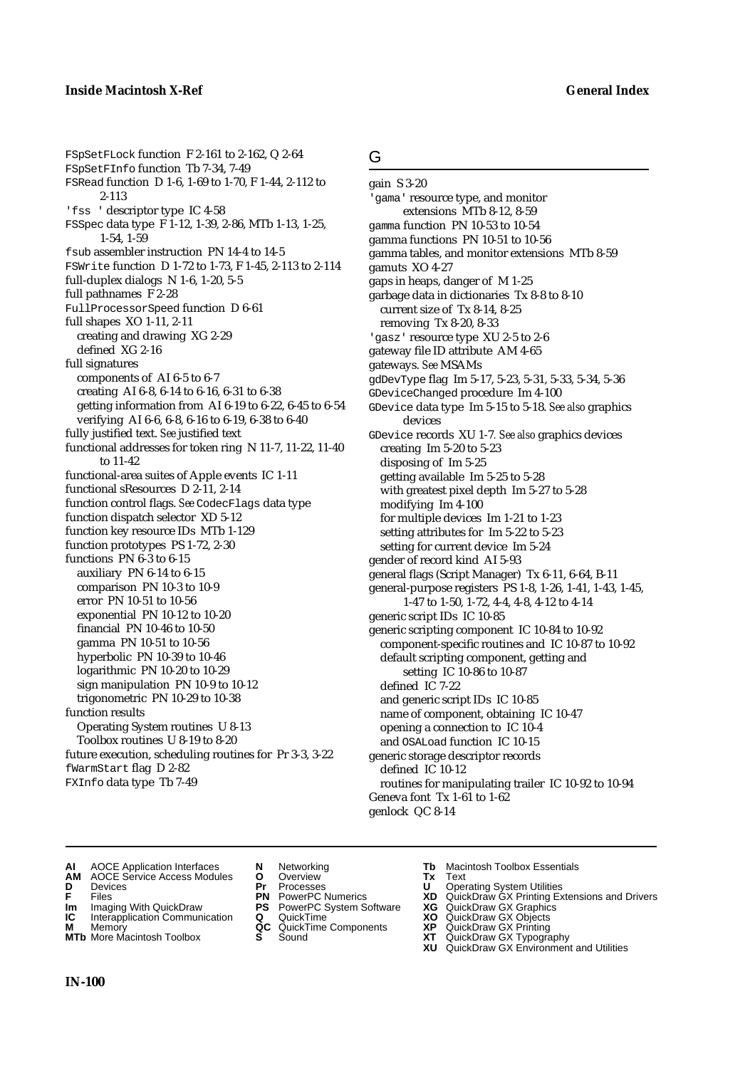FSpSetFLock function F 2-161 to 2-162, Q 2-64
FSpSetFInfo function Tb 7-34, 7-49
FSRead function D 1-6, 1-69 to 1-70, F 1-44, 2-112 to 2-113
'fss ' descriptor type IC 4-58
FSSpec data type F 1-12, 1-39, 2-86, MTb 1-13, 1-25, 1-54, 1-59
fsub assembler instruction PN 14-4 to 14-5
FSWrite function D 1-72 to 1-73, F 1-45, 2-113 to 2-114
full-duplex dialogs N 1-6, 1-20, 5-5
full pathnames F 2-28
FullProcessorSpeed function D 6-61
full shapes XO 1-11, 2-11
  creating and drawing XG 2-29
  defined XG 2-16
full signatures
  components of AI 6-5 to 6-7
  creating AI 6-8, 6-14 to 6-16, 6-31 to 6-38
  getting information from AI 6-19 to 6-22, 6-45 to 6-54
  verifying AI 6-6, 6-8, 6-16 to 6-19, 6-38 to 6-40
fully justified text. *See* justified text
functional addresses for token ring N 11-7, 11-22, 11-40 to 11-42
functional-area suites of Apple events IC 1-11
functional sResources D 2-11, 2-14
function control flags. *See* CodecFlags data type
function dispatch selector XD 5-12
function key resource IDs MTb 1-129
function prototypes PS 1-72, 2-30
functions PN 6-3 to 6-15
  auxiliary PN 6-14 to 6-15
  comparison PN 10-3 to 10-9
  error PN 10-51 to 10-56
  exponential PN 10-12 to 10-20
  financial PN 10-46 to 10-50
  gamma PN 10-51 to 10-56
  hyperbolic PN 10-39 to 10-46
  logarithmic PN 10-20 to 10-29
  sign manipulation PN 10-9 to 10-12
  trigonometric PN 10-29 to 10-38
function results
  Operating System routines U 8-13
  Toolbox routines U 8-19 to 8-20
future execution, scheduling routines for Pr 3-3, 3-22
fWarmStart flag D 2-82
FXInfo data type Tb 7-49

## G

gain S 3-20
'gama' resource type, and monitor extensions MTb 8-12, 8-59
gamma function PN 10-53 to 10-54
gamma functions PN 10-51 to 10-56
gamma tables, and monitor extensions MTb 8-59
gamuts XO 4-27
gaps in heaps, danger of M 1-25
garbage data in dictionaries Tx 8-8 to 8-10
  current size of Tx 8-14, 8-25
  removing Tx 8-20, 8-33
'gasz' resource type XU 2-5 to 2-6
gateway file ID attribute AM 4-65
gateways. *See* MSAMs
gdDevType flag Im 5-17, 5-23, 5-31, 5-33, 5-34, 5-36
GDeviceChanged procedure Im 4-100
GDevice data type Im 5-15 to 5-18. *See also* graphics devices
GDevice records XU 1-7. *See also* graphics devices
  creating Im 5-20 to 5-23
  disposing of Im 5-25
  getting available Im 5-25 to 5-28
  with greatest pixel depth Im 5-27 to 5-28
  modifying Im 4-100
  for multiple devices Im 1-21 to 1-23
  setting attributes for Im 5-22 to 5-23
  setting for current device Im 5-24
gender of record kind AI 5-93
general flags (Script Manager) Tx 6-11, 6-64, B-11
general-purpose registers PS 1-8, 1-26, 1-41, 1-43, 1-45, 1-47 to 1-50, 1-72, 4-4, 4-8, 4-12 to 4-14
generic script IDs IC 10-85
generic scripting component IC 10-84 to 10-92
  component-specific routines and IC 10-87 to 10-92
  default scripting component, getting and setting IC 10-86 to 10-87
  defined IC 7-22
  and generic script IDs IC 10-85
  name of component, obtaining IC 10-47
  opening a connection to IC 10-4
  and OSALoad function IC 10-15
generic storage descriptor records
  defined IC 10-12
  routines for manipulating trailer IC 10-92 to 10-94
Geneva font Tx 1-61 to 1-62
genlock QC 8-14

**AI** AOCE Application Interfaces
**AM** AOCE Service Access Modules
**D** Devices
**F** Files
**Im** Imaging With QuickDraw
**IC** Interapplication Communication
**M** Memory
**MTb** More Macintosh Toolbox
**N** Networking
**O** Overview
**Pr** Processes
**PN** PowerPC Numerics
**PS** PowerPC System Software
**Q** QuickTime
**QC** QuickTime Components
**S** Sound
**Tb** Macintosh Toolbox Essentials
**Tx** Text
**U** Operating System Utilities
**XD** QuickDraw GX Printing Extensions and Drivers
**XG** QuickDraw GX Graphics
**XO** QuickDraw GX Objects
**XP** QuickDraw GX Printing
**XT** QuickDraw GX Typography
**XU** QuickDraw GX Environment and Utilities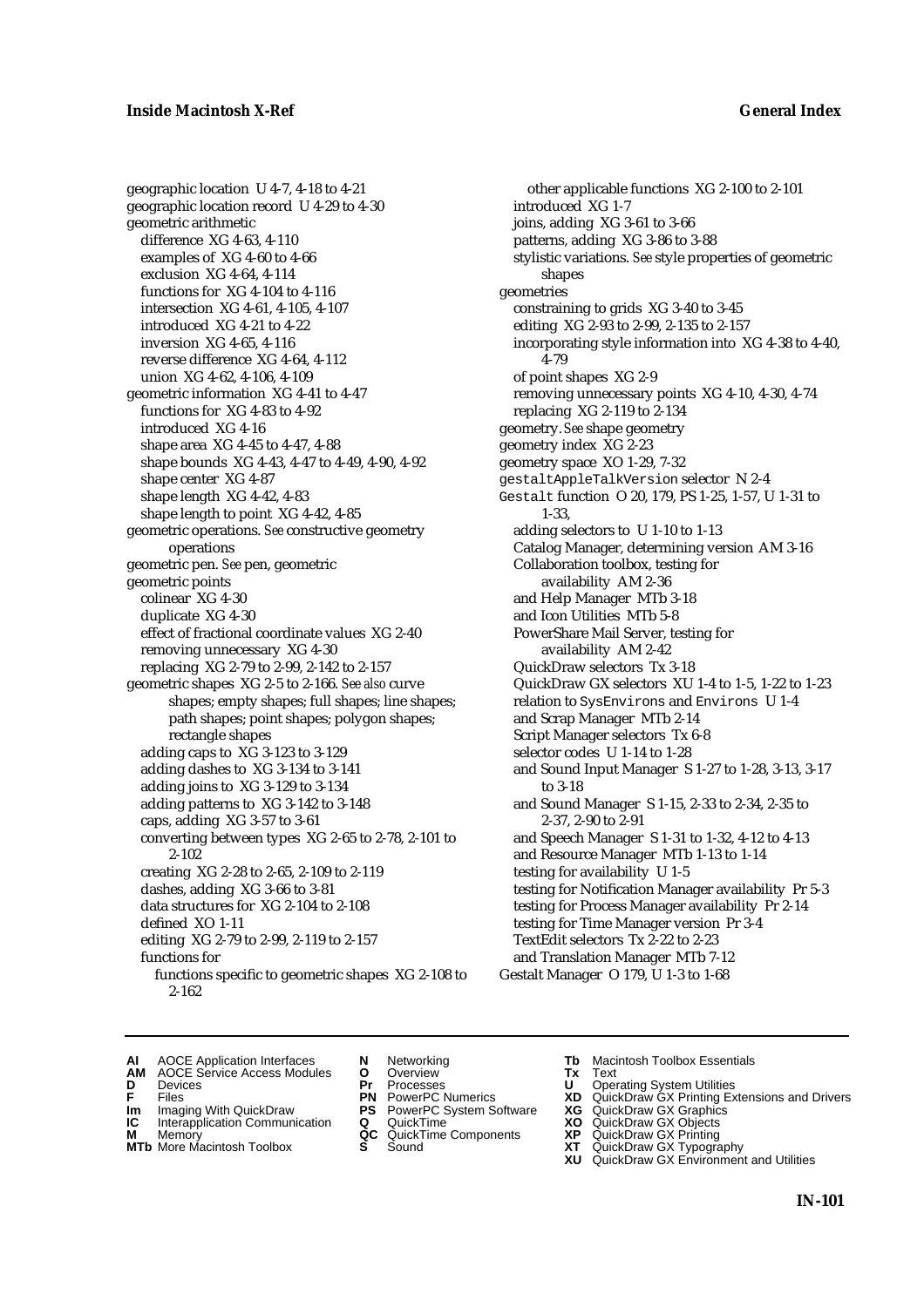geographic location U 4-7, 4-18 to 4-21
geographic location record U 4-29 to 4-30
geometric arithmetic
  difference XG 4-63, 4-110
  examples of XG 4-60 to 4-66
  exclusion XG 4-64, 4-114
  functions for XG 4-104 to 4-116
  intersection XG 4-61, 4-105, 4-107
  introduced XG 4-21 to 4-22
  inversion XG 4-65, 4-116
  reverse difference XG 4-64, 4-112
  union XG 4-62, 4-106, 4-109
geometric information XG 4-41 to 4-47
  functions for XG 4-83 to 4-92
  introduced XG 4-16
  shape area XG 4-45 to 4-47, 4-88
  shape bounds XG 4-43, 4-47 to 4-49, 4-90, 4-92
  shape center XG 4-87
  shape length XG 4-42, 4-83
  shape length to point XG 4-42, 4-85
geometric operations. *See* constructive geometry operations
geometric pen. *See* pen, geometric
geometric points
  colinear XG 4-30
  duplicate XG 4-30
  effect of fractional coordinate values XG 2-40
  removing unnecessary XG 4-30
  replacing XG 2-79 to 2-99, 2-142 to 2-157
geometric shapes XG 2-5 to 2-166. *See also* curve shapes; empty shapes; full shapes; line shapes; path shapes; point shapes; polygon shapes; rectangle shapes
  adding caps to XG 3-123 to 3-129
  adding dashes to XG 3-134 to 3-141
  adding joins to XG 3-129 to 3-134
  adding patterns to XG 3-142 to 3-148
  caps, adding XG 3-57 to 3-61
  converting between types XG 2-65 to 2-78, 2-101 to 2-102
  creating XG 2-28 to 2-65, 2-109 to 2-119
  dashes, adding XG 3-66 to 3-81
  data structures for XG 2-104 to 2-108
  defined XO 1-11
  editing XG 2-79 to 2-99, 2-119 to 2-157
  functions for
    functions specific to geometric shapes XG 2-108 to 2-162
    other applicable functions XG 2-100 to 2-101
  introduced XG 1-7
  joins, adding XG 3-61 to 3-66
  patterns, adding XG 3-86 to 3-88
  stylistic variations. *See* style properties of geometric shapes
geometries
  constraining to grids XG 3-40 to 3-45
  editing XG 2-93 to 2-99, 2-135 to 2-157
  incorporating style information into XG 4-38 to 4-40, 4-79
  of point shapes XG 2-9
  removing unnecessary points XG 4-10, 4-30, 4-74
  replacing XG 2-119 to 2-134
geometry. *See* shape geometry
geometry index XG 2-23
geometry space XO 1-29, 7-32
`gestaltAppleTalkVersion` selector N 2-4
`Gestalt` function O 20, 179, PS 1-25, 1-57, U 1-31 to 1-33,
  adding selectors to U 1-10 to 1-13
  Catalog Manager, determining version AM 3-16
  Collaboration toolbox, testing for availability AM 2-36
  and Help Manager MTb 3-18
  and Icon Utilities MTb 5-8
  PowerShare Mail Server, testing for availability AM 2-42
  QuickDraw selectors Tx 3-18
  QuickDraw GX selectors XU 1-4 to 1-5, 1-22 to 1-23
  relation to `SysEnvirons` and `Environs` U 1-4
  and Scrap Manager MTb 2-14
  Script Manager selectors Tx 6-8
  selector codes U 1-14 to 1-28
  and Sound Input Manager S 1-27 to 1-28, 3-13, 3-17 to 3-18
  and Sound Manager S 1-15, 2-33 to 2-34, 2-35 to 2-37, 2-90 to 2-91
  and Speech Manager S 1-31 to 1-32, 4-12 to 4-13
  and Resource Manager MTb 1-13 to 1-14
  testing for availability U 1-5
  testing for Notification Manager availability Pr 5-3
  testing for Process Manager availability Pr 2-14
  testing for Time Manager version Pr 3-4
  TextEdit selectors Tx 2-22 to 2-23
  and Translation Manager MTb 7-12
Gestalt Manager O 179, U 1-3 to 1-68

**AI** AOCE Application Interfaces
**AM** AOCE Service Access Modules
**D** Devices
**F** Files
**Im** Imaging With QuickDraw
**IC** Interapplication Communication
**M** Memory
**MTb** More Macintosh Toolbox
**N** Networking
**O** Overview
**Pr** Processes
**PN** PowerPC Numerics
**PS** PowerPC System Software
**Q** QuickTime
**QC** QuickTime Components
**S** Sound
**Tb** Macintosh Toolbox Essentials
**Tx** Text
**U** Operating System Utilities
**XD** QuickDraw GX Printing Extensions and Drivers
**XG** QuickDraw GX Graphics
**XO** QuickDraw GX Objects
**XP** QuickDraw GX Printing
**XT** QuickDraw GX Typography
**XU** QuickDraw GX Environment and Utilities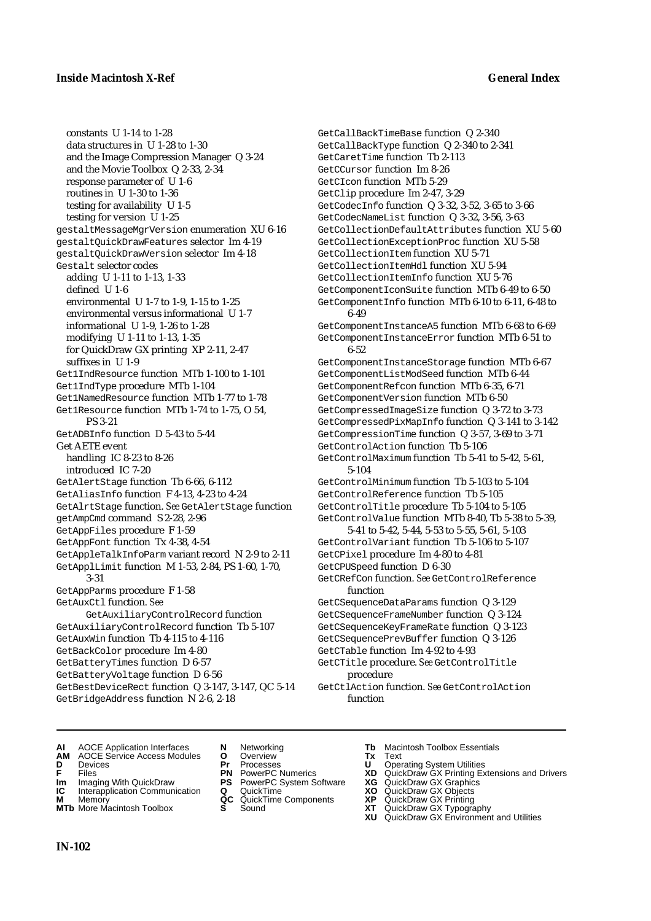constants U 1-14 to 1-28
data structures in U 1-28 to 1-30
and the Image Compression Manager Q 3-24
and the Movie Toolbox Q 2-33, 2-34
response parameter of U 1-6
routines in U 1-30 to 1-36
testing for availability U 1-5
testing for version U 1-25

gestaltMessageMgrVersion enumeration XU 6-16
gestaltQuickDrawFeatures selector Im 4-19
gestaltQuickDrawVersion selector Im 4-18
Gestalt selector codes
adding U 1-11 to 1-13, 1-33
defined U 1-6
environmental U 1-7 to 1-9, 1-15 to 1-25
environmental versus informational U 1-7
informational U 1-9, 1-26 to 1-28
modifying U 1-11 to 1-13, 1-35
for QuickDraw GX printing XP 2-11, 2-47
suffixes in U 1-9

Get1IndResource function MTb 1-100 to 1-101
Get1IndType procedure MTb 1-104
Get1NamedResource function MTb 1-77 to 1-78
Get1Resource function MTb 1-74 to 1-75, O 54, PS 3-21
GetADBInfo function D 5-43 to 5-44
Get AETE event
handling IC 8-23 to 8-26
introduced IC 7-20

GetAlertStage function Tb 6-66, 6-112
GetAliasInfo function F 4-13, 4-23 to 4-24
GetAlrtStage function. *See* GetAlertStage function
getAmpCmd command S 2-28, 2-96
GetAppFiles procedure F 1-59
GetAppFont function Tx 4-38, 4-54
GetAppleTalkInfoParm variant record N 2-9 to 2-11
GetApplLimit function M 1-53, 2-84, PS 1-60, 1-70, 3-31
GetAppParms procedure F 1-58
GetAuxCtl function. *See* GetAuxiliaryControlRecord function
GetAuxiliaryControlRecord function Tb 5-107
GetAuxWin function Tb 4-115 to 4-116
GetBackColor procedure Im 4-80
GetBatteryTimes function D 6-57
GetBatteryVoltage function D 6-56
GetBestDeviceRect function Q 3-147, 3-147, QC 5-14
GetBridgeAddress function N 2-6, 2-18
GetCallBackTimeBase function Q 2-340
GetCallBackType function Q 2-340 to 2-341
GetCaretTime function Tb 2-113
GetCCursor function Im 8-26
GetCIcon function MTb 5-29
GetClip procedure Im 2-47, 3-29
GetCodecInfo function Q 3-32, 3-52, 3-65 to 3-66
GetCodecNameList function Q 3-32, 3-56, 3-63
GetCollectionDefaultAttributes function XU 5-60
GetCollectionExceptionProc function XU 5-58
GetCollectionItem function XU 5-71
GetCollectionItemHdl function XU 5-94
GetCollectionItemInfo function XU 5-76
GetComponentIconSuite function MTb 6-49 to 6-50
GetComponentInfo function MTb 6-10 to 6-11, 6-48 to 6-49
GetComponentInstanceA5 function MTb 6-68 to 6-69
GetComponentInstanceError function MTb 6-51 to 6-52
GetComponentInstanceStorage function MTb 6-67
GetComponentListModSeed function MTb 6-44
GetComponentRefcon function MTb 6-35, 6-71
GetComponentVersion function MTb 6-50
GetCompressedImageSize function Q 3-72 to 3-73
GetCompressedPixMapInfo function Q 3-141 to 3-142
GetCompressionTime function Q 3-57, 3-69 to 3-71
GetControlAction function Tb 5-106
GetControlMaximum function Tb 5-41 to 5-42, 5-61, 5-104
GetControlMinimum function Tb 5-103 to 5-104
GetControlReference function Tb 5-105
GetControlTitle procedure Tb 5-104 to 5-105
GetControlValue function MTb 8-40, Tb 5-38 to 5-39, 5-41 to 5-42, 5-44, 5-53 to 5-55, 5-61, 5-103
GetControlVariant function Tb 5-106 to 5-107
GetCPixel procedure Im 4-80 to 4-81
GetCPUSpeed function D 6-30
GetCRefCon function. *See* GetControlReference function
GetCSequenceDataParams function Q 3-129
GetCSequenceFrameNumber function Q 3-124
GetCSequenceKeyFrameRate function Q 3-123
GetCSequencePrevBuffer function Q 3-126
GetCTable function Im 4-92 to 4-93
GetCTitle procedure. *See* GetControlTitle procedure
GetCtlAction function. *See* GetControlAction function

**AI** AOCE Application Interfaces
**AM** AOCE Service Access Modules
**D** Devices
**F** Files
**Im** Imaging With QuickDraw
**IC** Interapplication Communication
**M** Memory
**MTb** More Macintosh Toolbox
**N** Networking
**O** Overview
**Pr** Processes
**PN** PowerPC Numerics
**PS** PowerPC System Software
**Q** QuickTime
**QC** QuickTime Components
**S** Sound
**Tb** Macintosh Toolbox Essentials
**Tx** Text
**U** Operating System Utilities
**XD** QuickDraw GX Printing Extensions and Drivers
**XG** QuickDraw GX Graphics
**XO** QuickDraw GX Objects
**XP** QuickDraw GX Printing
**XT** QuickDraw GX Typography
**XU** QuickDraw GX Environment and Utilities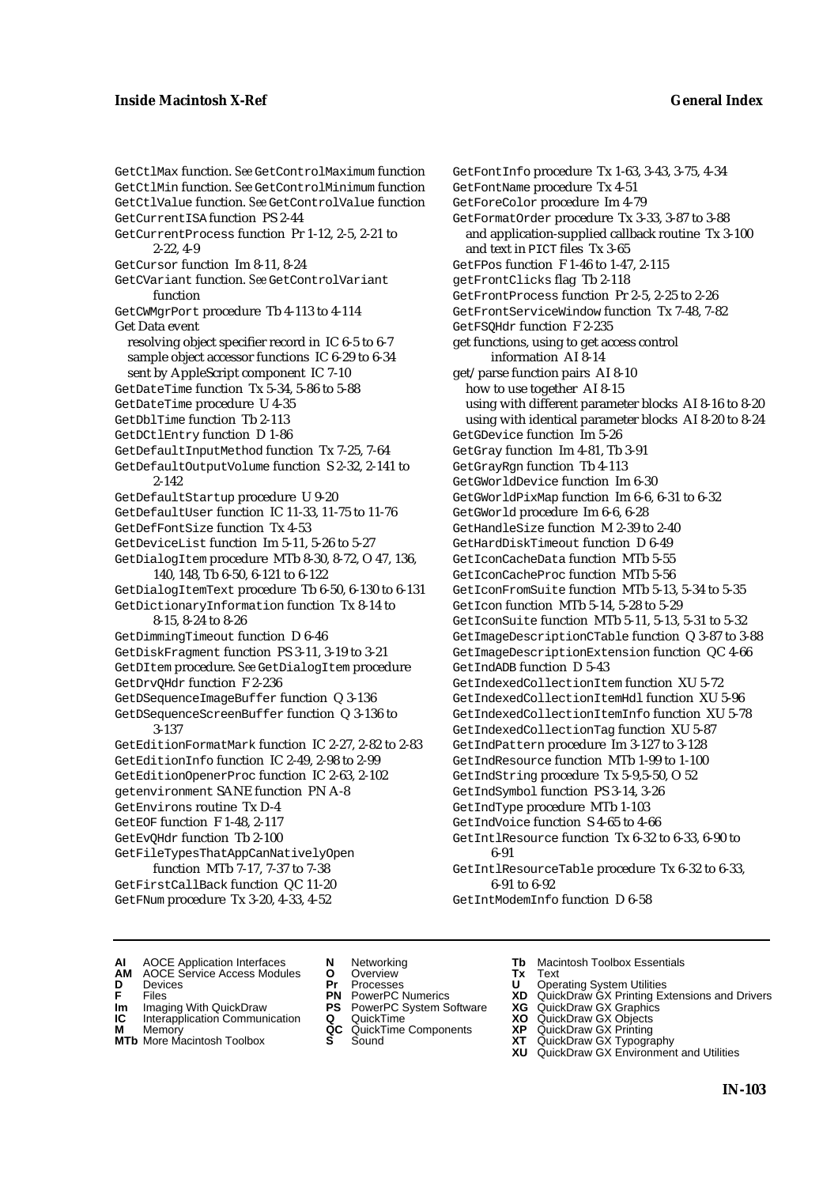GetCtlMax function. *See* GetControlMaximum function
GetCtlMin function. *See* GetControlMinimum function
GetCtlValue function. *See* GetControlValue function
GetCurrentISA function PS 2-44
GetCurrentProcess function Pr 1-12, 2-5, 2-21 to 2-22, 4-9
GetCursor function Im 8-11, 8-24
GetCVariant function. *See* GetControlVariant function
GetCWMgrPort procedure Tb 4-113 to 4-114
Get Data event
  resolving object specifier record in IC 6-5 to 6-7
  sample object accessor functions IC 6-29 to 6-34
  sent by AppleScript component IC 7-10
GetDateTime function Tx 5-34, 5-86 to 5-88
GetDateTime procedure U 4-35
GetDblTime function Tb 2-113
GetDCtlEntry function D 1-86
GetDefaultInputMethod function Tx 7-25, 7-64
GetDefaultOutputVolume function S 2-32, 2-141 to 2-142
GetDefaultStartup procedure U 9-20
GetDefaultUser function IC 11-33, 11-75 to 11-76
GetDefFontSize function Tx 4-53
GetDeviceList function Im 5-11, 5-26 to 5-27
GetDialogItem procedure MTb 8-30, 8-72, O 47, 136, 140, 148, Tb 6-50, 6-121 to 6-122
GetDialogItemText procedure Tb 6-50, 6-130 to 6-131
GetDictionaryInformation function Tx 8-14 to 8-15, 8-24 to 8-26
GetDimmingTimeout function D 6-46
GetDiskFragment function PS 3-11, 3-19 to 3-21
GetDItem procedure. *See* GetDialogItem procedure
GetDrvQHdr function F 2-236
GetDSequenceImageBuffer function Q 3-136
GetDSequenceScreenBuffer function Q 3-136 to 3-137
GetEditionFormatMark function IC 2-27, 2-82 to 2-83
GetEditionInfo function IC 2-49, 2-98 to 2-99
GetEditionOpenerProc function IC 2-63, 2-102
getenvironment SANE function PN A-8
GetEnvirons routine Tx D-4
GetEOF function F 1-48, 2-117
GetEvQHdr function Tb 2-100
GetFileTypesThatAppCanNativelyOpen function MTb 7-17, 7-37 to 7-38
GetFirstCallBack function QC 11-20
GetFNum procedure Tx 3-20, 4-33, 4-52
GetFontInfo procedure Tx 1-63, 3-43, 3-75, 4-34
GetFontName procedure Tx 4-51
GetForeColor procedure Im 4-79
GetFormatOrder procedure Tx 3-33, 3-87 to 3-88
  and application-supplied callback routine Tx 3-100
  and text in PICT files Tx 3-65
GetFPos function F 1-46 to 1-47, 2-115
getFrontClicks flag Tb 2-118
GetFrontProcess function Pr 2-5, 2-25 to 2-26
GetFrontServiceWindow function Tx 7-48, 7-82
GetFSQHdr function F 2-235
get functions, using to get access control information AI 8-14
get/parse function pairs AI 8-10
  how to use together AI 8-15
  using with different parameter blocks AI 8-16 to 8-20
  using with identical parameter blocks AI 8-20 to 8-24
GetGDevice function Im 5-26
GetGray function Im 4-81, Tb 3-91
GetGrayRgn function Tb 4-113
GetGWorldDevice function Im 6-30
GetGWorldPixMap function Im 6-6, 6-31 to 6-32
GetGWorld procedure Im 6-6, 6-28
GetHandleSize function M 2-39 to 2-40
GetHardDiskTimeout function D 6-49
GetIconCacheData function MTb 5-55
GetIconCacheProc function MTb 5-56
GetIconFromSuite function MTb 5-13, 5-34 to 5-35
GetIcon function MTb 5-14, 5-28 to 5-29
GetIconSuite function MTb 5-11, 5-13, 5-31 to 5-32
GetImageDescriptionCTable function Q 3-87 to 3-88
GetImageDescriptionExtension function QC 4-66
GetIndADB function D 5-43
GetIndexedCollectionItem function XU 5-72
GetIndexedCollectionItemHdl function XU 5-96
GetIndexedCollectionItemInfo function XU 5-78
GetIndexedCollectionTag function XU 5-87
GetIndPattern procedure Im 3-127 to 3-128
GetIndResource function MTb 1-99 to 1-100
GetIndString procedure Tx 5-9,5-50, O 52
GetIndSymbol function PS 3-14, 3-26
GetIndType procedure MTb 1-103
GetIndVoice function S 4-65 to 4-66
GetIntlResource function Tx 6-32 to 6-33, 6-90 to 6-91
GetIntlResourceTable procedure Tx 6-32 to 6-33, 6-91 to 6-92
GetIntModemInfo function D 6-58

**AI** AOCE Application Interfaces
**AM** AOCE Service Access Modules
**D** Devices
**F** Files
**Im** Imaging With QuickDraw
**IC** Interapplication Communication
**M** Memory
**MTb** More Macintosh Toolbox
**N** Networking
**O** Overview
**Pr** Processes
**PN** PowerPC Numerics
**PS** PowerPC System Software
**Q** QuickTime
**QC** QuickTime Components
**S** Sound
**Tb** Macintosh Toolbox Essentials
**Tx** Text
**U** Operating System Utilities
**XD** QuickDraw GX Printing Extensions and Drivers
**XG** QuickDraw GX Graphics
**XO** QuickDraw GX Objects
**XP** QuickDraw GX Printing
**XT** QuickDraw GX Typography
**XU** QuickDraw GX Environment and Utilities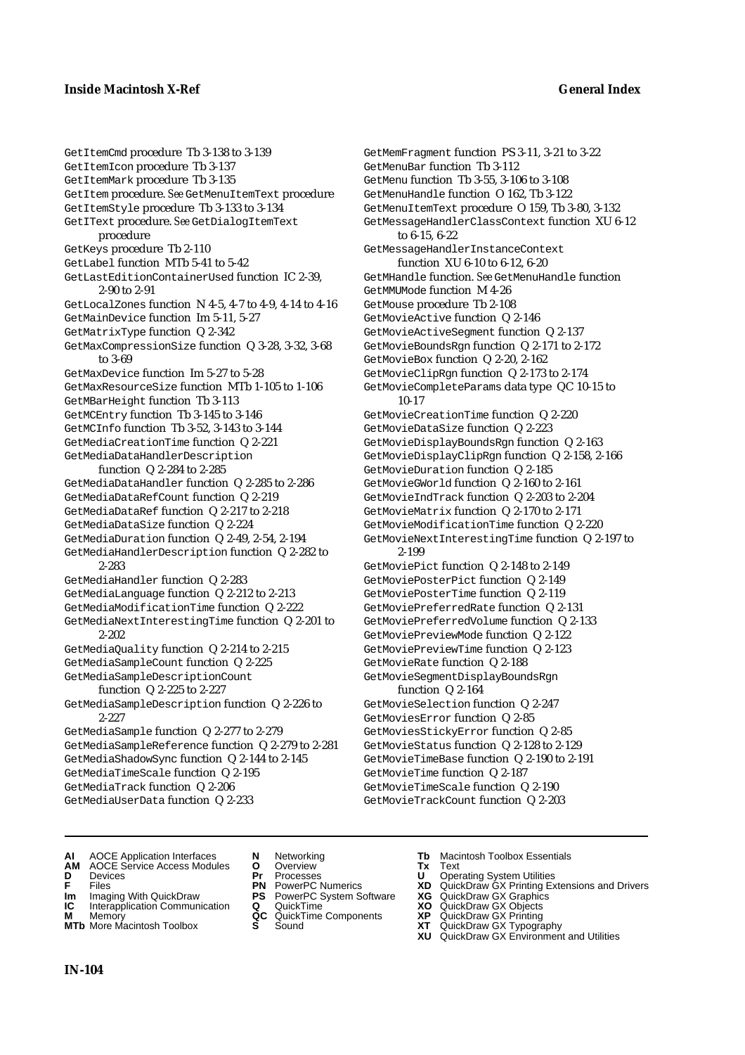GetItemCmd procedure Tb 3-138 to 3-139
GetItemIcon procedure Tb 3-137
GetItemMark procedure Tb 3-135
GetItem procedure. *See* GetMenuItemText procedure
GetItemStyle procedure Tb 3-133 to 3-134
GetIText procedure. *See* GetDialogItemText procedure
GetKeys procedure Tb 2-110
GetLabel function MTb 5-41 to 5-42
GetLastEditionContainerUsed function IC 2-39, 2-90 to 2-91
GetLocalZones function N 4-5, 4-7 to 4-9, 4-14 to 4-16
GetMainDevice function Im 5-11, 5-27
GetMatrixType function Q 2-342
GetMaxCompressionSize function Q 3-28, 3-32, 3-68 to 3-69
GetMaxDevice function Im 5-27 to 5-28
GetMaxResourceSize function MTb 1-105 to 1-106
GetMBarHeight function Tb 3-113
GetMCEntry function Tb 3-145 to 3-146
GetMCInfo function Tb 3-52, 3-143 to 3-144
GetMediaCreationTime function Q 2-221
GetMediaDataHandlerDescription function Q 2-284 to 2-285
GetMediaDataHandler function Q 2-285 to 2-286
GetMediaDataRefCount function Q 2-219
GetMediaDataRef function Q 2-217 to 2-218
GetMediaDataSize function Q 2-224
GetMediaDuration function Q 2-49, 2-54, 2-194
GetMediaHandlerDescription function Q 2-282 to 2-283
GetMediaHandler function Q 2-283
GetMediaLanguage function Q 2-212 to 2-213
GetMediaModificationTime function Q 2-222
GetMediaNextInterestingTime function Q 2-201 to 2-202
GetMediaQuality function Q 2-214 to 2-215
GetMediaSampleCount function Q 2-225
GetMediaSampleDescriptionCount function Q 2-225 to 2-227
GetMediaSampleDescription function Q 2-226 to 2-227
GetMediaSample function Q 2-277 to 2-279
GetMediaSampleReference function Q 2-279 to 2-281
GetMediaShadowSync function Q 2-144 to 2-145
GetMediaTimeScale function Q 2-195
GetMediaTrack function Q 2-206
GetMediaUserData function Q 2-233
GetMemFragment function PS 3-11, 3-21 to 3-22
GetMenuBar function Tb 3-112
GetMenu function Tb 3-55, 3-106 to 3-108
GetMenuHandle function O 162, Tb 3-122
GetMenuItemText procedure O 159, Tb 3-80, 3-132
GetMessageHandlerClassContext function XU 6-12 to 6-15, 6-22
GetMessageHandlerInstanceContext function XU 6-10 to 6-12, 6-20
GetMHandle function. *See* GetMenuHandle function
GetMMUMode function M 4-26
GetMouse procedure Tb 2-108
GetMovieActive function Q 2-146
GetMovieActiveSegment function Q 2-137
GetMovieBoundsRgn function Q 2-171 to 2-172
GetMovieBox function Q 2-20, 2-162
GetMovieClipRgn function Q 2-173 to 2-174
GetMovieCompleteParams data type QC 10-15 to 10-17
GetMovieCreationTime function Q 2-220
GetMovieDataSize function Q 2-223
GetMovieDisplayBoundsRgn function Q 2-163
GetMovieDisplayClipRgn function Q 2-158, 2-166
GetMovieDuration function Q 2-185
GetMovieGWorld function Q 2-160 to 2-161
GetMovieIndTrack function Q 2-203 to 2-204
GetMovieMatrix function Q 2-170 to 2-171
GetMovieModificationTime function Q 2-220
GetMovieNextInterestingTime function Q 2-197 to 2-199
GetMoviePict function Q 2-148 to 2-149
GetMoviePosterPict function Q 2-149
GetMoviePosterTime function Q 2-119
GetMoviePreferredRate function Q 2-131
GetMoviePreferredVolume function Q 2-133
GetMoviePreviewMode function Q 2-122
GetMoviePreviewTime function Q 2-123
GetMovieRate function Q 2-188
GetMovieSegmentDisplayBoundsRgn function Q 2-164
GetMovieSelection function Q 2-247
GetMoviesError function Q 2-85
GetMoviesStickyError function Q 2-85
GetMovieStatus function Q 2-128 to 2-129
GetMovieTimeBase function Q 2-190 to 2-191
GetMovieTime function Q 2-187
GetMovieTimeScale function Q 2-190
GetMovieTrackCount function Q 2-203

**AI** AOCE Application Interfaces
**AM** AOCE Service Access Modules
**D** Devices
**F** Files
**Im** Imaging With QuickDraw
**IC** Interapplication Communication
**M** Memory
**MTb** More Macintosh Toolbox
**N** Networking
**O** Overview
**Pr** Processes
**PN** PowerPC Numerics
**PS** PowerPC System Software
**Q** QuickTime
**QC** QuickTime Components
**S** Sound
**Tb** Macintosh Toolbox Essentials
**Tx** Text
**U** Operating System Utilities
**XD** QuickDraw GX Printing Extensions and Drivers
**XG** QuickDraw GX Graphics
**XO** QuickDraw GX Objects
**XP** QuickDraw GX Printing
**XT** QuickDraw GX Typography
**XU** QuickDraw GX Environment and Utilities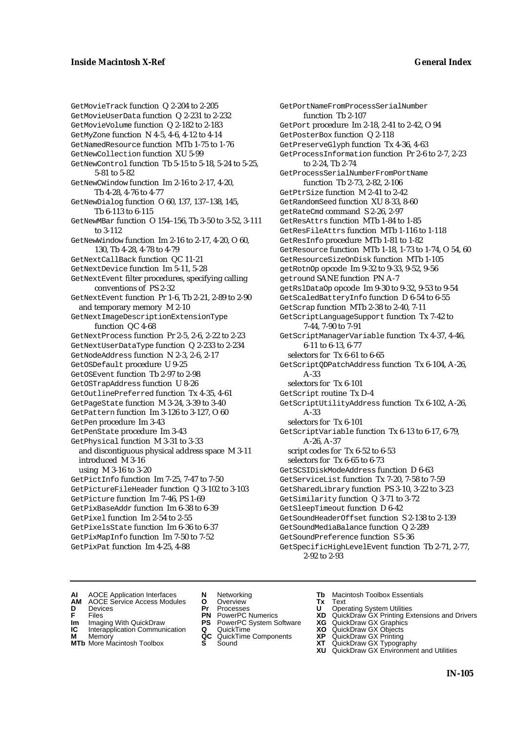GetMovieTrack function Q 2-204 to 2-205
GetMovieUserData function Q 2-231 to 2-232
GetMovieVolume function Q 2-182 to 2-183
GetMyZone function N 4-5, 4-6, 4-12 to 4-14
GetNamedResource function MTb 1-75 to 1-76
GetNewCollection function XU 5-99
GetNewControl function Tb 5-15 to 5-18, 5-24 to 5-25, 5-81 to 5-82
GetNewCWindow function Im 2-16 to 2-17, 4-20, Tb 4-28, 4-76 to 4-77
GetNewDialog function O 60, 137, 137–138, 145, Tb 6-113 to 6-115
GetNewMBar function O 154–156, Tb 3-50 to 3-52, 3-111 to 3-112
GetNewWindow function Im 2-16 to 2-17, 4-20, O 60, 130, Tb 4-28, 4-78 to 4-79
GetNextCallBack function QC 11-21
GetNextDevice function Im 5-11, 5-28
GetNextEvent filter procedures, specifying calling conventions of PS 2-32
GetNextEvent function Pr 1-6, Tb 2-21, 2-89 to 2-90
  and temporary memory M 2-10
GetNextImageDescriptionExtensionType function QC 4-68
GetNextProcess function Pr 2-5, 2-6, 2-22 to 2-23
GetNextUserDataType function Q 2-233 to 2-234
GetNodeAddress function N 2-3, 2-6, 2-17
GetOSDefault procedure U 9-25
GetOSEvent function Tb 2-97 to 2-98
GetOSTrapAddress function U 8-26
GetOutlinePreferred function Tx 4-35, 4-61
GetPageState function M 3-24, 3-39 to 3-40
GetPattern function Im 3-126 to 3-127, O 60
GetPen procedure Im 3-43
GetPenState procedure Im 3-43
GetPhysical function M 3-31 to 3-33
  and discontiguous physical address space M 3-11
  introduced M 3-16
  using M 3-16 to 3-20
GetPictInfo function Im 7-25, 7-47 to 7-50
GetPictureFileHeader function Q 3-102 to 3-103
GetPicture function Im 7-46, PS 1-69
GetPixBaseAddr function Im 6-38 to 6-39
GetPixel function Im 2-54 to 2-55
GetPixelsState function Im 6-36 to 6-37
GetPixMapInfo function Im 7-50 to 7-52
GetPixPat function Im 4-25, 4-88
GetPortNameFromProcessSerialNumber function Tb 2-107
GetPort procedure Im 2-18, 2-41 to 2-42, O 94
GetPosterBox function Q 2-118
GetPreserveGlyph function Tx 4-36, 4-63
GetProcessInformation function Pr 2-6 to 2-7, 2-23 to 2-24, Tb 2-74
GetProcessSerialNumberFromPortName function Tb 2-73, 2-82, 2-106
GetPtrSize function M 2-41 to 2-42
GetRandomSeed function XU 8-33, 8-60
getRateCmd command S 2-26, 2-97
GetResAttrs function MTb 1-84 to 1-85
GetResFileAttrs function MTb 1-116 to 1-118
GetResInfo procedure MTb 1-81 to 1-82
GetResource function MTb 1-18, 1-73 to 1-74, O 54, 60
GetResourceSizeOnDisk function MTb 1-105
getRotnOp opcode Im 9-32 to 9-33, 9-52, 9-56
getround SANE function PN A-7
getRslDataOp opcode Im 9-30 to 9-32, 9-53 to 9-54
GetScaledBatteryInfo function D 6-54 to 6-55
GetScrap function MTb 2-38 to 2-40, 7-11
GetScriptLanguageSupport function Tx 7-42 to 7-44, 7-90 to 7-91
GetScriptManagerVariable function Tx 4-37, 4-46, 6-11 to 6-13, 6-77
  selectors for Tx 6-61 to 6-65
GetScriptQDPatchAddress function Tx 6-104, A-26, A-33
  selectors for Tx 6-101
GetScript routine Tx D-4
GetScriptUtilityAddress function Tx 6-102, A-26, A-33
  selectors for Tx 6-101
GetScriptVariable function Tx 6-13 to 6-17, 6-79, A-26, A-37
  script codes for Tx 6-52 to 6-53
  selectors for Tx 6-65 to 6-73
GetSCSIDiskModeAddress function D 6-63
GetServiceList function Tx 7-20, 7-58 to 7-59
GetSharedLibrary function PS 3-10, 3-22 to 3-23
GetSimilarity function Q 3-71 to 3-72
GetSleepTimeout function D 6-42
GetSoundHeaderOffset function S 2-138 to 2-139
GetSoundMediaBalance function Q 2-289
GetSoundPreference function S 5-36
GetSpecificHighLevelEvent function Tb 2-71, 2-77, 2-92 to 2-93

**AI** AOCE Application Interfaces
**AM** AOCE Service Access Modules
**D** Devices
**F** Files
**Im** Imaging With QuickDraw
**IC** Interapplication Communication
**M** Memory
**MTb** More Macintosh Toolbox
**N** Networking
**O** Overview
**Pr** Processes
**PN** PowerPC Numerics
**PS** PowerPC System Software
**Q** QuickTime
**QC** QuickTime Components
**S** Sound
**Tb** Macintosh Toolbox Essentials
**Tx** Text
**U** Operating System Utilities
**XD** QuickDraw GX Printing Extensions and Drivers
**XG** QuickDraw GX Graphics
**XO** QuickDraw GX Objects
**XP** QuickDraw GX Printing
**XT** QuickDraw GX Typography
**XU** QuickDraw GX Environment and Utilities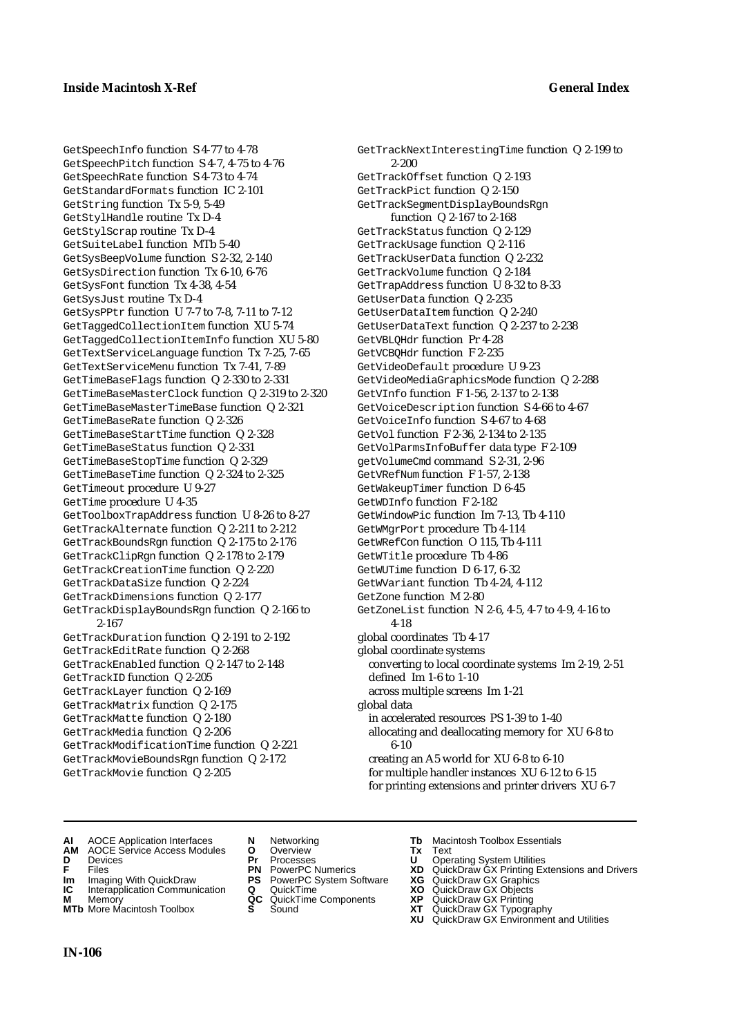GetSpeechInfo function S 4-77 to 4-78
GetSpeechPitch function S 4-7, 4-75 to 4-76
GetSpeechRate function S 4-73 to 4-74
GetStandardFormats function IC 2-101
GetString function Tx 5-9, 5-49
GetStylHandle routine Tx D-4
GetStylScrap routine Tx D-4
GetSuiteLabel function MTb 5-40
GetSysBeepVolume function S 2-32, 2-140
GetSysDirection function Tx 6-10, 6-76
GetSysFont function Tx 4-38, 4-54
GetSysJust routine Tx D-4
GetSysPPtr function U 7-7 to 7-8, 7-11 to 7-12
GetTaggedCollectionItem function XU 5-74
GetTaggedCollectionItemInfo function XU 5-80
GetTextServiceLanguage function Tx 7-25, 7-65
GetTextServiceMenu function Tx 7-41, 7-89
GetTimeBaseFlags function Q 2-330 to 2-331
GetTimeBaseMasterClock function Q 2-319 to 2-320
GetTimeBaseMasterTimeBase function Q 2-321
GetTimeBaseRate function Q 2-326
GetTimeBaseStartTime function Q 2-328
GetTimeBaseStatus function Q 2-331
GetTimeBaseStopTime function Q 2-329
GetTimeBaseTime function Q 2-324 to 2-325
GetTimeout procedure U 9-27
GetTime procedure U 4-35
GetToolboxTrapAddress function U 8-26 to 8-27
GetTrackAlternate function Q 2-211 to 2-212
GetTrackBoundsRgn function Q 2-175 to 2-176
GetTrackClipRgn function Q 2-178 to 2-179
GetTrackCreationTime function Q 2-220
GetTrackDataSize function Q 2-224
GetTrackDimensions function Q 2-177
GetTrackDisplayBoundsRgn function Q 2-166 to 2-167
GetTrackDuration function Q 2-191 to 2-192
GetTrackEditRate function Q 2-268
GetTrackEnabled function Q 2-147 to 2-148
GetTrackID function Q 2-205
GetTrackLayer function Q 2-169
GetTrackMatrix function Q 2-175
GetTrackMatte function Q 2-180
GetTrackMedia function Q 2-206
GetTrackModificationTime function Q 2-221
GetTrackMovieBoundsRgn function Q 2-172
GetTrackMovie function Q 2-205
GetTrackNextInterestingTime function Q 2-199 to 2-200
GetTrackOffset function Q 2-193
GetTrackPict function Q 2-150
GetTrackSegmentDisplayBoundsRgn function Q 2-167 to 2-168
GetTrackStatus function Q 2-129
GetTrackUsage function Q 2-116
GetTrackUserData function Q 2-232
GetTrackVolume function Q 2-184
GetTrapAddress function U 8-32 to 8-33
GetUserData function Q 2-235
GetUserDataItem function Q 2-240
GetUserDataText function Q 2-237 to 2-238
GetVBLQHdr function Pr 4-28
GetVCBQHdr function F 2-235
GetVideoDefault procedure U 9-23
GetVideoMediaGraphicsMode function Q 2-288
GetVInfo function F 1-56, 2-137 to 2-138
GetVoiceDescription function S 4-66 to 4-67
GetVoiceInfo function S 4-67 to 4-68
GetVol function F 2-36, 2-134 to 2-135
GetVolParmsInfoBuffer data type F 2-109
getVolumeCmd command S 2-31, 2-96
GetVRefNum function F 1-57, 2-138
GetWakeupTimer function D 6-45
GetWDInfo function F 2-182
GetWindowPic function Im 7-13, Tb 4-110
GetWMgrPort procedure Tb 4-114
GetWRefCon function O 115, Tb 4-111
GetWTitle procedure Tb 4-86
GetWUTime function D 6-17, 6-32
GetWVariant function Tb 4-24, 4-112
GetZone function M 2-80
GetZoneList function N 2-6, 4-5, 4-7 to 4-9, 4-16 to 4-18
global coordinates Tb 4-17
global coordinate systems
  converting to local coordinate systems Im 2-19, 2-51
  defined Im 1-6 to 1-10
  across multiple screens Im 1-21
global data
  in accelerated resources PS 1-39 to 1-40
  allocating and deallocating memory for XU 6-8 to 6-10
  creating an A5 world for XU 6-8 to 6-10
  for multiple handler instances XU 6-12 to 6-15
  for printing extensions and printer drivers XU 6-7

**AI** AOCE Application Interfaces
**AM** AOCE Service Access Modules
**D** Devices
**F** Files
**Im** Imaging With QuickDraw
**IC** Interapplication Communication
**M** Memory
**MTb** More Macintosh Toolbox
**N** Networking
**O** Overview
**Pr** Processes
**PN** PowerPC Numerics
**PS** PowerPC System Software
**Q** QuickTime
**QC** QuickTime Components
**S** Sound
**Tb** Macintosh Toolbox Essentials
**Tx** Text
**U** Operating System Utilities
**XD** QuickDraw GX Printing Extensions and Drivers
**XG** QuickDraw GX Graphics
**XO** QuickDraw GX Objects
**XP** QuickDraw GX Printing
**XT** QuickDraw GX Typography
**XU** QuickDraw GX Environment and Utilities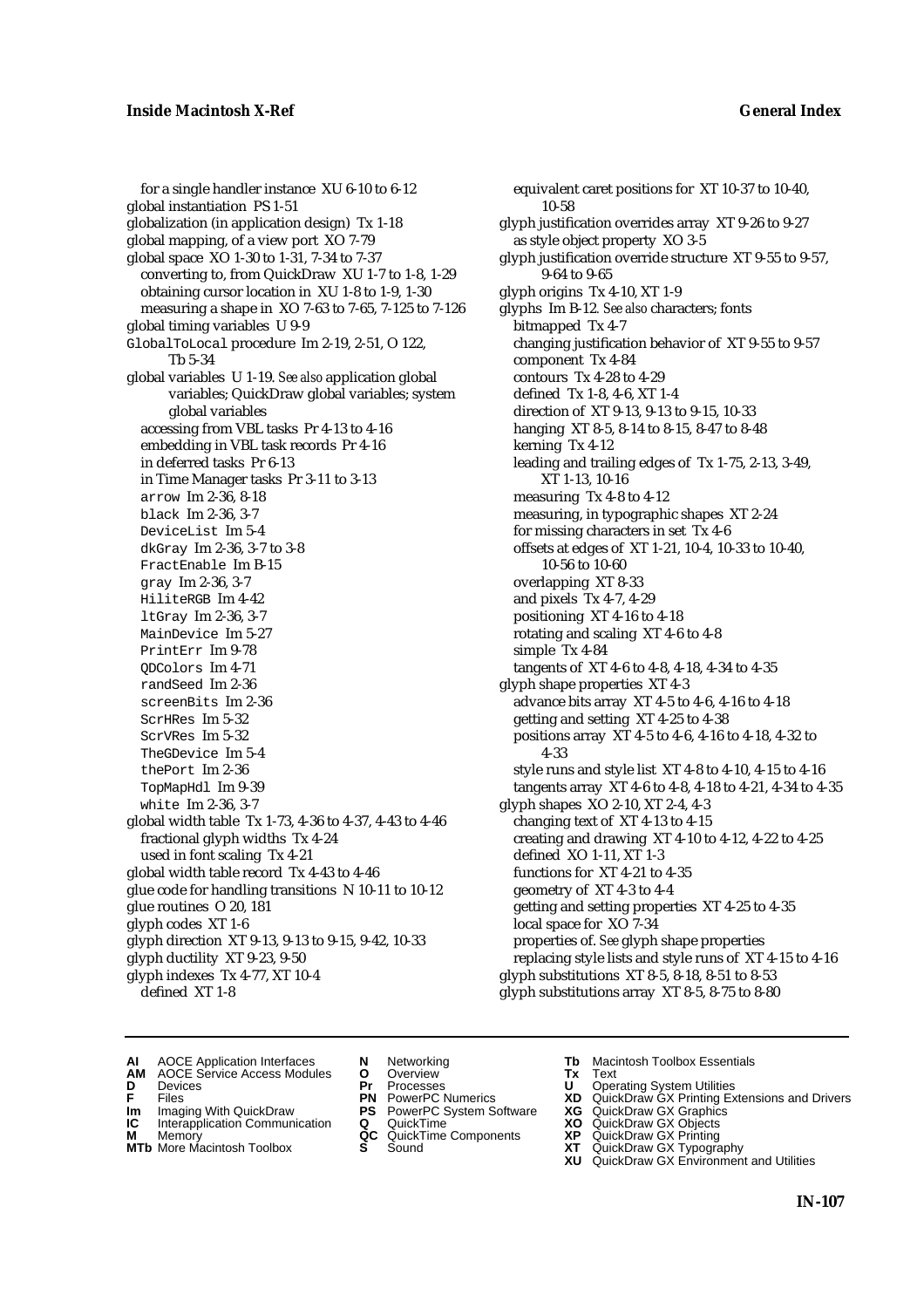for a single handler instance XU 6-10 to 6-12
global instantiation PS 1-51
globalization (in application design) Tx 1-18
global mapping, of a view port XO 7-79
global space XO 1-30 to 1-31, 7-34 to 7-37
  converting to, from QuickDraw XU 1-7 to 1-8, 1-29
  obtaining cursor location in XU 1-8 to 1-9, 1-30
  measuring a shape in XO 7-63 to 7-65, 7-125 to 7-126
global timing variables U 9-9
`GlobalToLocal` procedure Im 2-19, 2-51, O 122, Tb 5-34
global variables U 1-19. *See also* application global variables; QuickDraw global variables; system global variables
  accessing from VBL tasks Pr 4-13 to 4-16
  embedding in VBL task records Pr 4-16
  in deferred tasks Pr 6-13
  in Time Manager tasks Pr 3-11 to 3-13
  `arrow` Im 2-36, 8-18
  `black` Im 2-36, 3-7
  `DeviceList` Im 5-4
  `dkGray` Im 2-36, 3-7 to 3-8
  `FractEnable` Im B-15
  `gray` Im 2-36, 3-7
  `HiliteRGB` Im 4-42
  `ltGray` Im 2-36, 3-7
  `MainDevice` Im 5-27
  `PrintErr` Im 9-78
  `QDColors` Im 4-71
  `randSeed` Im 2-36
  `screenBits` Im 2-36
  `ScrHRes` Im 5-32
  `ScrVRes` Im 5-32
  `TheGDevice` Im 5-4
  `thePort` Im 2-36
  `TopMapHdl` Im 9-39
  `white` Im 2-36, 3-7
global width table Tx 1-73, 4-36 to 4-37, 4-43 to 4-46
  fractional glyph widths Tx 4-24
  used in font scaling Tx 4-21
global width table record Tx 4-43 to 4-46
glue code for handling transitions N 10-11 to 10-12
glue routines O 20, 181
glyph codes XT 1-6
glyph direction XT 9-13, 9-13 to 9-15, 9-42, 10-33
glyph ductility XT 9-23, 9-50
glyph indexes Tx 4-77, XT 10-4
  defined XT 1-8
  equivalent caret positions for XT 10-37 to 10-40, 10-58
glyph justification overrides array XT 9-26 to 9-27
  as style object property XO 3-5
glyph justification override structure XT 9-55 to 9-57, 9-64 to 9-65
glyph origins Tx 4-10, XT 1-9
glyphs Im B-12. *See also* characters; fonts
  bitmapped Tx 4-7
  changing justification behavior of XT 9-55 to 9-57
  component Tx 4-84
  contours Tx 4-28 to 4-29
  defined Tx 1-8, 4-6, XT 1-4
  direction of XT 9-13, 9-13 to 9-15, 10-33
  hanging XT 8-5, 8-14 to 8-15, 8-47 to 8-48
  kerning Tx 4-12
  leading and trailing edges of Tx 1-75, 2-13, 3-49, XT 1-13, 10-16
  measuring Tx 4-8 to 4-12
  measuring, in typographic shapes XT 2-24
  for missing characters in set Tx 4-6
  offsets at edges of XT 1-21, 10-4, 10-33 to 10-40, 10-56 to 10-60
  overlapping XT 8-33
  and pixels Tx 4-7, 4-29
  positioning XT 4-16 to 4-18
  rotating and scaling XT 4-6 to 4-8
  simple Tx 4-84
  tangents of XT 4-6 to 4-8, 4-18, 4-34 to 4-35
glyph shape properties XT 4-3
  advance bits array XT 4-5 to 4-6, 4-16 to 4-18
  getting and setting XT 4-25 to 4-38
  positions array XT 4-5 to 4-6, 4-16 to 4-18, 4-32 to 4-33
  style runs and style list XT 4-8 to 4-10, 4-15 to 4-16
  tangents array XT 4-6 to 4-8, 4-18 to 4-21, 4-34 to 4-35
glyph shapes XO 2-10, XT 2-4, 4-3
  changing text of XT 4-13 to 4-15
  creating and drawing XT 4-10 to 4-12, 4-22 to 4-25
  defined XO 1-11, XT 1-3
  functions for XT 4-21 to 4-35
  geometry of XT 4-3 to 4-4
  getting and setting properties XT 4-25 to 4-35
  local space for XO 7-34
  properties of. *See* glyph shape properties
  replacing style lists and style runs of XT 4-15 to 4-16
glyph substitutions XT 8-5, 8-18, 8-51 to 8-53
glyph substitutions array XT 8-5, 8-75 to 8-80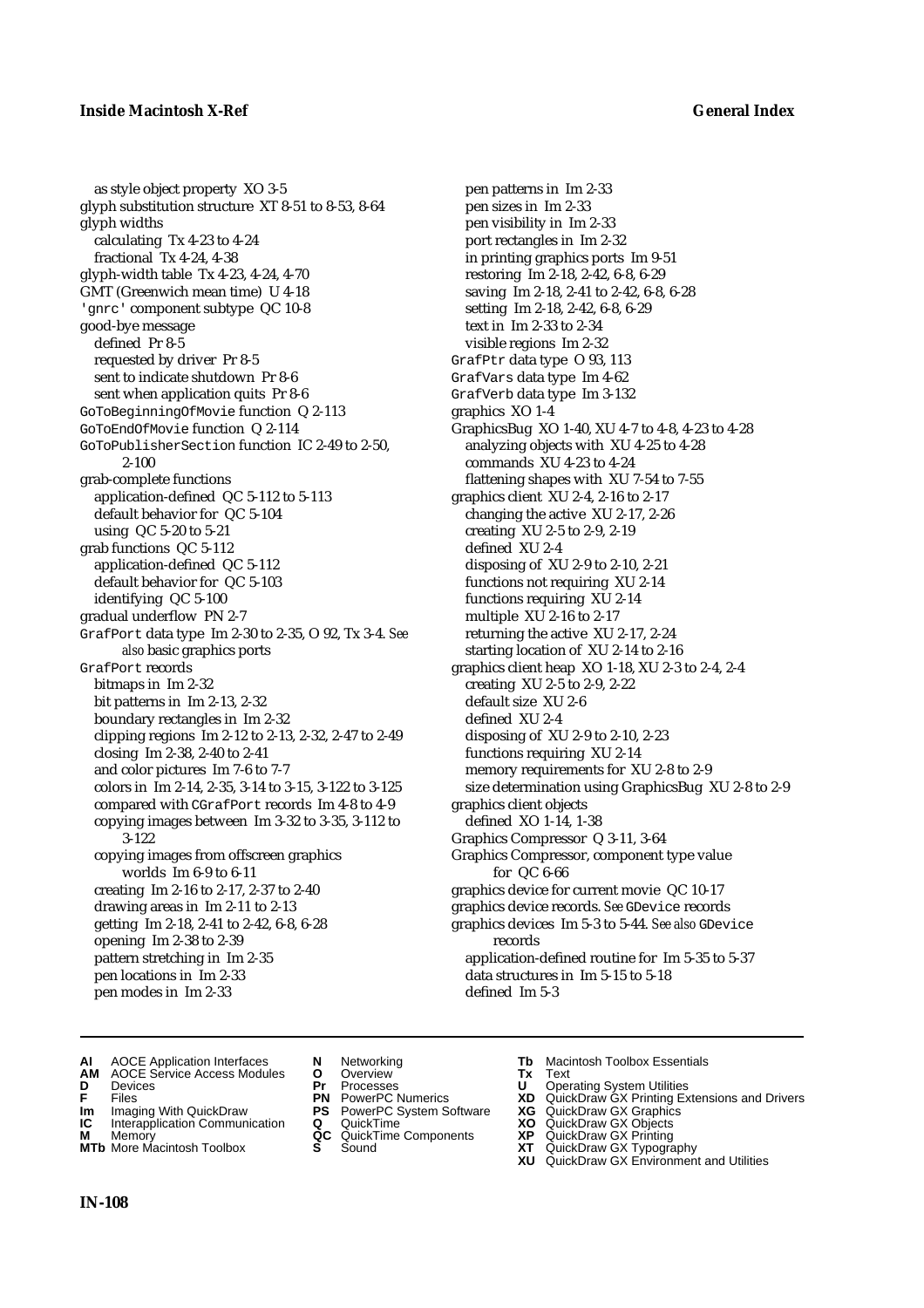as style object property XO 3-5
glyph substitution structure XT 8-51 to 8-53, 8-64
glyph widths
  calculating Tx 4-23 to 4-24
  fractional Tx 4-24, 4-38
glyph-width table Tx 4-23, 4-24, 4-70
GMT (Greenwich mean time) U 4-18
'gnrc' component subtype QC 10-8
good-bye message
  defined Pr 8-5
  requested by driver Pr 8-5
  sent to indicate shutdown Pr 8-6
  sent when application quits Pr 8-6
GoToBeginningOfMovie function Q 2-113
GoToEndOfMovie function Q 2-114
GoToPublisherSection function IC 2-49 to 2-50, 2-100
grab-complete functions
  application-defined QC 5-112 to 5-113
  default behavior for QC 5-104
  using QC 5-20 to 5-21
grab functions QC 5-112
  application-defined QC 5-112
  default behavior for QC 5-103
  identifying QC 5-100
gradual underflow PN 2-7
GrafPort data type Im 2-30 to 2-35, O 92, Tx 3-4. *See also* basic graphics ports
GrafPort records
  bitmaps in Im 2-32
  bit patterns in Im 2-13, 2-32
  boundary rectangles in Im 2-32
  clipping regions Im 2-12 to 2-13, 2-32, 2-47 to 2-49
  closing Im 2-38, 2-40 to 2-41
  and color pictures Im 7-6 to 7-7
  colors in Im 2-14, 2-35, 3-14 to 3-15, 3-122 to 3-125
  compared with CGrafPort records Im 4-8 to 4-9
  copying images between Im 3-32 to 3-35, 3-112 to 3-122
  copying images from offscreen graphics worlds Im 6-9 to 6-11
  creating Im 2-16 to 2-17, 2-37 to 2-40
  drawing areas in Im 2-11 to 2-13
  getting Im 2-18, 2-41 to 2-42, 6-8, 6-28
  opening Im 2-38 to 2-39
  pattern stretching in Im 2-35
  pen locations in Im 2-33
  pen modes in Im 2-33
  pen patterns in Im 2-33
  pen sizes in Im 2-33
  pen visibility in Im 2-33
  port rectangles in Im 2-32
  in printing graphics ports Im 9-51
  restoring Im 2-18, 2-42, 6-8, 6-29
  saving Im 2-18, 2-41 to 2-42, 6-8, 6-28
  setting Im 2-18, 2-42, 6-8, 6-29
  text in Im 2-33 to 2-34
  visible regions Im 2-32
GrafPtr data type O 93, 113
GrafVars data type Im 4-62
GrafVerb data type Im 3-132
graphics XO 1-4
GraphicsBug XO 1-40, XU 4-7 to 4-8, 4-23 to 4-28
  analyzing objects with XU 4-25 to 4-28
  commands XU 4-23 to 4-24
  flattening shapes with XU 7-54 to 7-55
graphics client XU 2-4, 2-16 to 2-17
  changing the active XU 2-17, 2-26
  creating XU 2-5 to 2-9, 2-19
  defined XU 2-4
  disposing of XU 2-9 to 2-10, 2-21
  functions not requiring XU 2-14
  functions requiring XU 2-14
  multiple XU 2-16 to 2-17
  returning the active XU 2-17, 2-24
  starting location of XU 2-14 to 2-16
graphics client heap XO 1-18, XU 2-3 to 2-4, 2-4
  creating XU 2-5 to 2-9, 2-22
  default size XU 2-6
  defined XU 2-4
  disposing of XU 2-9 to 2-10, 2-23
  functions requiring XU 2-14
  memory requirements for XU 2-8 to 2-9
  size determination using GraphicsBug XU 2-8 to 2-9
graphics client objects
  defined XO 1-14, 1-38
Graphics Compressor Q 3-11, 3-64
Graphics Compressor, component type value for QC 6-66
graphics device for current movie QC 10-17
graphics device records. *See* GDevice records
graphics devices Im 5-3 to 5-44. *See also* GDevice records
  application-defined routine for Im 5-35 to 5-37
  data structures in Im 5-15 to 5-18
  defined Im 5-3

**AI** AOCE Application Interfaces
**AM** AOCE Service Access Modules
**D** Devices
**F** Files
**Im** Imaging With QuickDraw
**IC** Interapplication Communication
**M** Memory
**MTb** More Macintosh Toolbox
**N** Networking
**O** Overview
**Pr** Processes
**PN** PowerPC Numerics
**PS** PowerPC System Software
**Q** QuickTime
**QC** QuickTime Components
**S** Sound
**Tb** Macintosh Toolbox Essentials
**Tx** Text
**U** Operating System Utilities
**XD** QuickDraw GX Printing Extensions and Drivers
**XG** QuickDraw GX Graphics
**XO** QuickDraw GX Objects
**XP** QuickDraw GX Printing
**XT** QuickDraw GX Typography
**XU** QuickDraw GX Environment and Utilities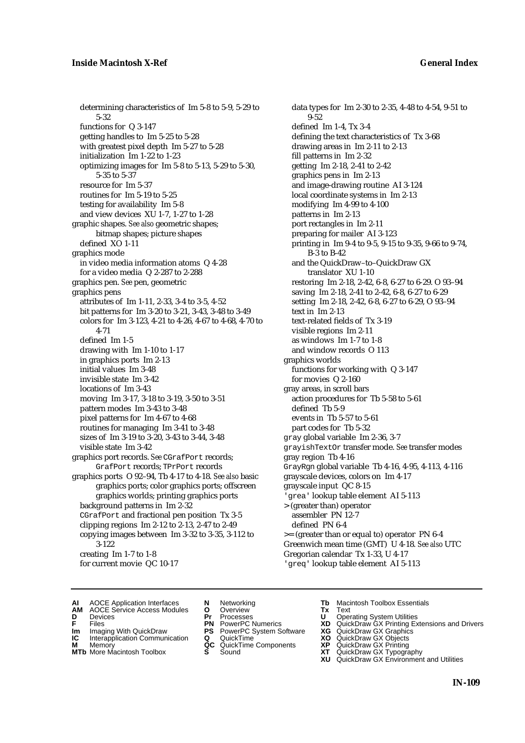determining characteristics of Im 5-8 to 5-9, 5-29 to 5-32
functions for Q 3-147
getting handles to Im 5-25 to 5-28
with greatest pixel depth Im 5-27 to 5-28
initialization Im 1-22 to 1-23
optimizing images for Im 5-8 to 5-13, 5-29 to 5-30, 5-35 to 5-37
resource for Im 5-37
routines for Im 5-19 to 5-25
testing for availability Im 5-8
and view devices XU 1-7, 1-27 to 1-28

graphic shapes. *See also* geometric shapes; bitmap shapes; picture shapes
defined XO 1-11

graphics mode
in video media information atoms Q 4-28
for a video media Q 2-287 to 2-288

graphics pen. *See* pen, geometric

graphics pens
attributes of Im 1-11, 2-33, 3-4 to 3-5, 4-52
bit patterns for Im 3-20 to 3-21, 3-43, 3-48 to 3-49
colors for Im 3-123, 4-21 to 4-26, 4-67 to 4-68, 4-70 to 4-71
defined Im 1-5
drawing with Im 1-10 to 1-17
in graphics ports Im 2-13
initial values Im 3-48
invisible state Im 3-42
locations of Im 3-43
moving Im 3-17, 3-18 to 3-19, 3-50 to 3-51
pattern modes Im 3-43 to 3-48
pixel patterns for Im 4-67 to 4-68
routines for managing Im 3-41 to 3-48
sizes of Im 3-19 to 3-20, 3-43 to 3-44, 3-48
visible state Im 3-42

graphics port records. *See* CGrafPort records; GrafPort records; TPrPort records

graphics ports O 92–94, Tb 4-17 to 4-18. *See also* basic graphics ports; color graphics ports; offscreen graphics worlds; printing graphics ports
background patterns in Im 2-32
CGrafPort and fractional pen position Tx 3-5
clipping regions Im 2-12 to 2-13, 2-47 to 2-49
copying images between Im 3-32 to 3-35, 3-112 to 3-122
creating Im 1-7 to 1-8
for current movie QC 10-17
data types for Im 2-30 to 2-35, 4-48 to 4-54, 9-51 to 9-52
defined Im 1-4, Tx 3-4
defining the text characteristics of Tx 3-68
drawing areas in Im 2-11 to 2-13
fill patterns in Im 2-32
getting Im 2-18, 2-41 to 2-42
graphics pens in Im 2-13
and image-drawing routine AI 3-124
local coordinate systems in Im 2-13
modifying Im 4-99 to 4-100
patterns in Im 2-13
port rectangles in Im 2-11
preparing for mailer AI 3-123
printing in Im 9-4 to 9-5, 9-15 to 9-35, 9-66 to 9-74, B-3 to B-42
and the QuickDraw–to–QuickDraw GX translator XU 1-10
restoring Im 2-18, 2-42, 6-8, 6-27 to 6-29. O 93–94
saving Im 2-18, 2-41 to 2-42, 6-8, 6-27 to 6-29
setting Im 2-18, 2-42, 6-8, 6-27 to 6-29, O 93–94
text in Im 2-13
text-related fields of Tx 3-19
visible regions Im 2-11
as windows Im 1-7 to 1-8
and window records O 113

graphics worlds
functions for working with Q 3-147
for movies Q 2-160

gray areas, in scroll bars
action procedures for Tb 5-58 to 5-61
defined Tb 5-9
events in Tb 5-57 to 5-61
part codes for Tb 5-32

gray global variable Im 2-36, 3-7

grayishTextOr transfer mode. *See* transfer modes

gray region Tb 4-16

GrayRgn global variable Tb 4-16, 4-95, 4-113, 4-116

grayscale devices, colors on Im 4-17

grayscale input QC 8-15

'grea' lookup table element AI 5-113

> (greater than) operator
assembler PN 12-7
defined PN 6-4

>= (greater than or equal to) operator PN 6-4

Greenwich mean time (GMT) U 4-18. *See also* UTC

Gregorian calendar Tx 1-33, U 4-17

'greq' lookup table element AI 5-113

**AI** AOCE Application Interfaces
**AM** AOCE Service Access Modules
**D** Devices
**F** Files
**Im** Imaging With QuickDraw
**IC** Interapplication Communication
**M** Memory
**MTb** More Macintosh Toolbox
**N** Networking
**O** Overview
**Pr** Processes
**PN** PowerPC Numerics
**PS** PowerPC System Software
**Q** QuickTime
**QC** QuickTime Components
**S** Sound
**Tb** Macintosh Toolbox Essentials
**Tx** Text
**U** Operating System Utilities
**XD** QuickDraw GX Printing Extensions and Drivers
**XG** QuickDraw GX Graphics
**XO** QuickDraw GX Objects
**XP** QuickDraw GX Printing
**XT** QuickDraw GX Typography
**XU** QuickDraw GX Environment and Utilities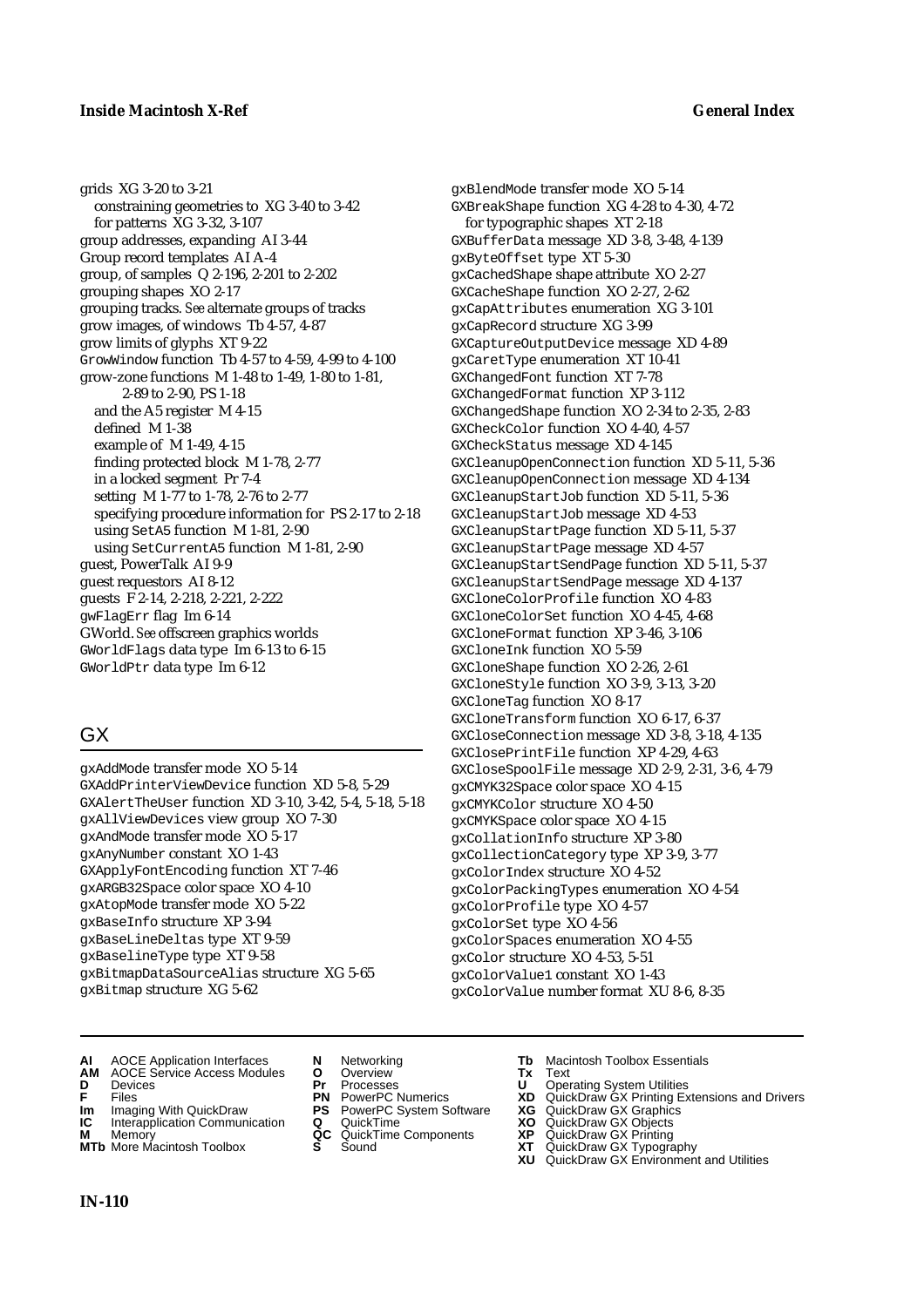grids XG 3-20 to 3-21
  constraining geometries to XG 3-40 to 3-42
  for patterns XG 3-32, 3-107
group addresses, expanding AI 3-44
Group record templates AI A-4
group, of samples Q 2-196, 2-201 to 2-202
grouping shapes XO 2-17
grouping tracks. *See* alternate groups of tracks
grow images, of windows Tb 4-57, 4-87
grow limits of glyphs XT 9-22
GrowWindow function Tb 4-57 to 4-59, 4-99 to 4-100
grow-zone functions M 1-48 to 1-49, 1-80 to 1-81, 2-89 to 2-90, PS 1-18
  and the A5 register M 4-15
  defined M 1-38
  example of M 1-49, 4-15
  finding protected block M 1-78, 2-77
  in a locked segment Pr 7-4
  setting M 1-77 to 1-78, 2-76 to 2-77
  specifying procedure information for PS 2-17 to 2-18
  using SetA5 function M 1-81, 2-90
  using SetCurrentA5 function M 1-81, 2-90
guest, PowerTalk AI 9-9
guest requestors AI 8-12
guests F 2-14, 2-218, 2-221, 2-222
gwFlagErr flag Im 6-14
GWorld. *See* offscreen graphics worlds
GWorldFlags data type Im 6-13 to 6-15
GWorldPtr data type Im 6-12

## GX

gxAddMode transfer mode XO 5-14
GXAddPrinterViewDevice function XD 5-8, 5-29
GXAlertTheUser function XD 3-10, 3-42, 5-4, 5-18, 5-18
gxAllViewDevices view group XO 7-30
gxAndMode transfer mode XO 5-17
gxAnyNumber constant XO 1-43
GXApplyFontEncoding function XT 7-46
gxARGB32Space color space XO 4-10
gxAtopMode transfer mode XO 5-22
gxBaseInfo structure XP 3-94
gxBaseLineDeltas type XT 9-59
gxBaselineType type XT 9-58
gxBitmapDataSourceAlias structure XG 5-65
gxBitmap structure XG 5-62
gxBlendMode transfer mode XO 5-14
GXBreakShape function XG 4-28 to 4-30, 4-72
  for typographic shapes XT 2-18
GXBufferData message XD 3-8, 3-48, 4-139
gxByteOffset type XT 5-30
gxCachedShape shape attribute XO 2-27
GXCacheShape function XO 2-27, 2-62
gxCapAttributes enumeration XG 3-101
gxCapRecord structure XG 3-99
GXCaptureOutputDevice message XD 4-89
gxCaretType enumeration XT 10-41
GXChangedFont function XT 7-78
GXChangedFormat function XP 3-112
GXChangedShape function XO 2-34 to 2-35, 2-83
GXCheckColor function XO 4-40, 4-57
GXCheckStatus message XD 4-145
GXCleanupOpenConnection function XD 5-11, 5-36
GXCleanupOpenConnection message XD 4-134
GXCleanupStartJob function XD 5-11, 5-36
GXCleanupStartJob message XD 4-53
GXCleanupStartPage function XD 5-11, 5-37
GXCleanupStartPage message XD 4-57
GXCleanupStartSendPage function XD 5-11, 5-37
GXCleanupStartSendPage message XD 4-137
GXCloneColorProfile function XO 4-83
GXCloneColorSet function XO 4-45, 4-68
GXCloneFormat function XP 3-46, 3-106
GXCloneInk function XO 5-59
GXCloneShape function XO 2-26, 2-61
GXCloneStyle function XO 3-9, 3-13, 3-20
GXCloneTag function XO 8-17
GXCloneTransform function XO 6-17, 6-37
GXCloseConnection message XD 3-8, 3-18, 4-135
GXClosePrintFile function XP 4-29, 4-63
GXCloseSpoolFile message XD 2-9, 2-31, 3-6, 4-79
gxCMYK32Space color space XO 4-15
gxCMYKColor structure XO 4-50
gxCMYKSpace color space XO 4-15
gxCollationInfo structure XP 3-80
gxCollectionCategory type XP 3-9, 3-77
gxColorIndex structure XO 4-52
gxColorPackingTypes enumeration XO 4-54
gxColorProfile type XO 4-57
gxColorSet type XO 4-56
gxColorSpaces enumeration XO 4-55
gxColor structure XO 4-53, 5-51
gxColorValue1 constant XO 1-43
gxColorValue number format XU 8-6, 8-35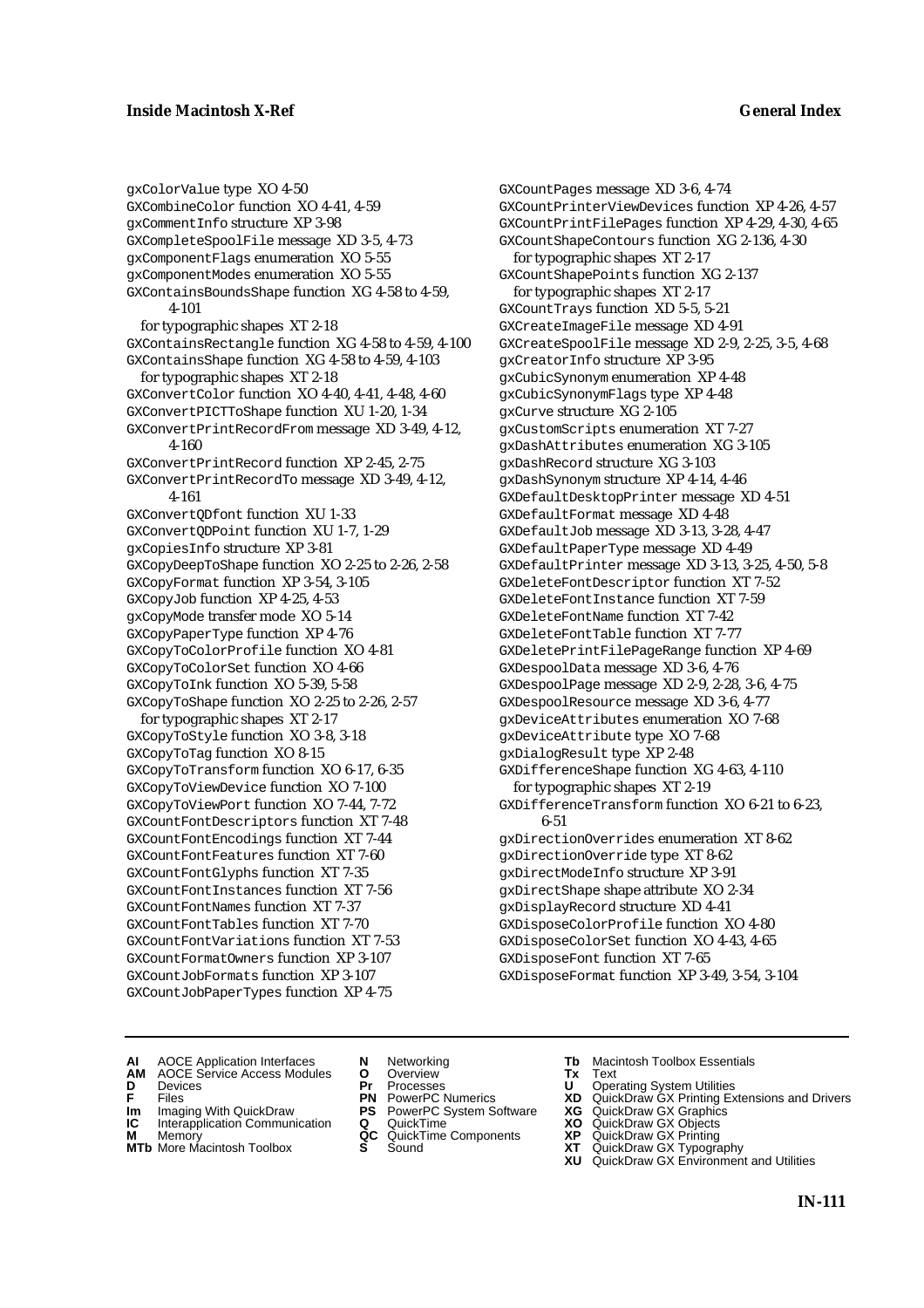gxColorValue type XO 4-50
GXCombineColor function XO 4-41, 4-59
gxCommentInfo structure XP 3-98
GXCompleteSpoolFile message XD 3-5, 4-73
gxComponentFlags enumeration XO 5-55
gxComponentModes enumeration XO 5-55
GXContainsBoundsShape function XG 4-58 to 4-59, 4-101
  for typographic shapes XT 2-18
GXContainsRectangle function XG 4-58 to 4-59, 4-100
GXContainsShape function XG 4-58 to 4-59, 4-103
  for typographic shapes XT 2-18
GXConvertColor function XO 4-40, 4-41, 4-48, 4-60
GXConvertPICTToShape function XU 1-20, 1-34
GXConvertPrintRecordFrom message XD 3-49, 4-12, 4-160
GXConvertPrintRecord function XP 2-45, 2-75
GXConvertPrintRecordTo message XD 3-49, 4-12, 4-161
GXConvertQDfont function XU 1-33
GXConvertQDPoint function XU 1-7, 1-29
gxCopiesInfo structure XP 3-81
GXCopyDeepToShape function XO 2-25 to 2-26, 2-58
GXCopyFormat function XP 3-54, 3-105
GXCopyJob function XP 4-25, 4-53
gxCopyMode transfer mode XO 5-14
GXCopyPaperType function XP 4-76
GXCopyToColorProfile function XO 4-81
GXCopyToColorSet function XO 4-66
GXCopyToInk function XO 5-39, 5-58
GXCopyToShape function XO 2-25 to 2-26, 2-57
  for typographic shapes XT 2-17
GXCopyToStyle function XO 3-8, 3-18
GXCopyToTag function XO 8-15
GXCopyToTransform function XO 6-17, 6-35
GXCopyToViewDevice function XO 7-100
GXCopyToViewPort function XO 7-44, 7-72
GXCountFontDescriptors function XT 7-48
GXCountFontEncodings function XT 7-44
GXCountFontFeatures function XT 7-60
GXCountFontGlyphs function XT 7-35
GXCountFontInstances function XT 7-56
GXCountFontNames function XT 7-37
GXCountFontTables function XT 7-70
GXCountFontVariations function XT 7-53
GXCountFormatOwners function XP 3-107
GXCountJobFormats function XP 3-107
GXCountJobPaperTypes function XP 4-75
GXCountPages message XD 3-6, 4-74
GXCountPrinterViewDevices function XP 4-26, 4-57
GXCountPrintFilePages function XP 4-29, 4-30, 4-65
GXCountShapeContours function XG 2-136, 4-30
  for typographic shapes XT 2-17
GXCountShapePoints function XG 2-137
  for typographic shapes XT 2-17
GXCountTrays function XD 5-5, 5-21
GXCreateImageFile message XD 4-91
GXCreateSpoolFile message XD 2-9, 2-25, 3-5, 4-68
gxCreatorInfo structure XP 3-95
gxCubicSynonym enumeration XP 4-48
gxCubicSynonymFlags type XP 4-48
gxCurve structure XG 2-105
gxCustomScripts enumeration XT 7-27
gxDashAttributes enumeration XG 3-105
gxDashRecord structure XG 3-103
gxDashSynonym structure XP 4-14, 4-46
GXDefaultDesktopPrinter message XD 4-51
GXDefaultFormat message XD 4-48
GXDefaultJob message XD 3-13, 3-28, 4-47
GXDefaultPaperType message XD 4-49
GXDefaultPrinter message XD 3-13, 3-25, 4-50, 5-8
GXDeleteFontDescriptor function XT 7-52
GXDeleteFontInstance function XT 7-59
GXDeleteFontName function XT 7-42
GXDeleteFontTable function XT 7-77
GXDeletePrintFilePageRange function XP 4-69
GXDespoolData message XD 3-6, 4-76
GXDespoolPage message XD 2-9, 2-28, 3-6, 4-75
GXDespoolResource message XD 3-6, 4-77
gxDeviceAttributes enumeration XO 7-68
gxDeviceAttribute type XO 7-68
gxDialogResult type XP 2-48
GXDifferenceShape function XG 4-63, 4-110
  for typographic shapes XT 2-19
GXDifferenceTransform function XO 6-21 to 6-23, 6-51
gxDirectionOverrides enumeration XT 8-62
gxDirectionOverride type XT 8-62
gxDirectModeInfo structure XP 3-91
gxDirectShape shape attribute XO 2-34
gxDisplayRecord structure XD 4-41
GXDisposeColorProfile function XO 4-80
GXDisposeColorSet function XO 4-43, 4-65
GXDisposeFont function XT 7-65
GXDisposeFormat function XP 3-49, 3-54, 3-104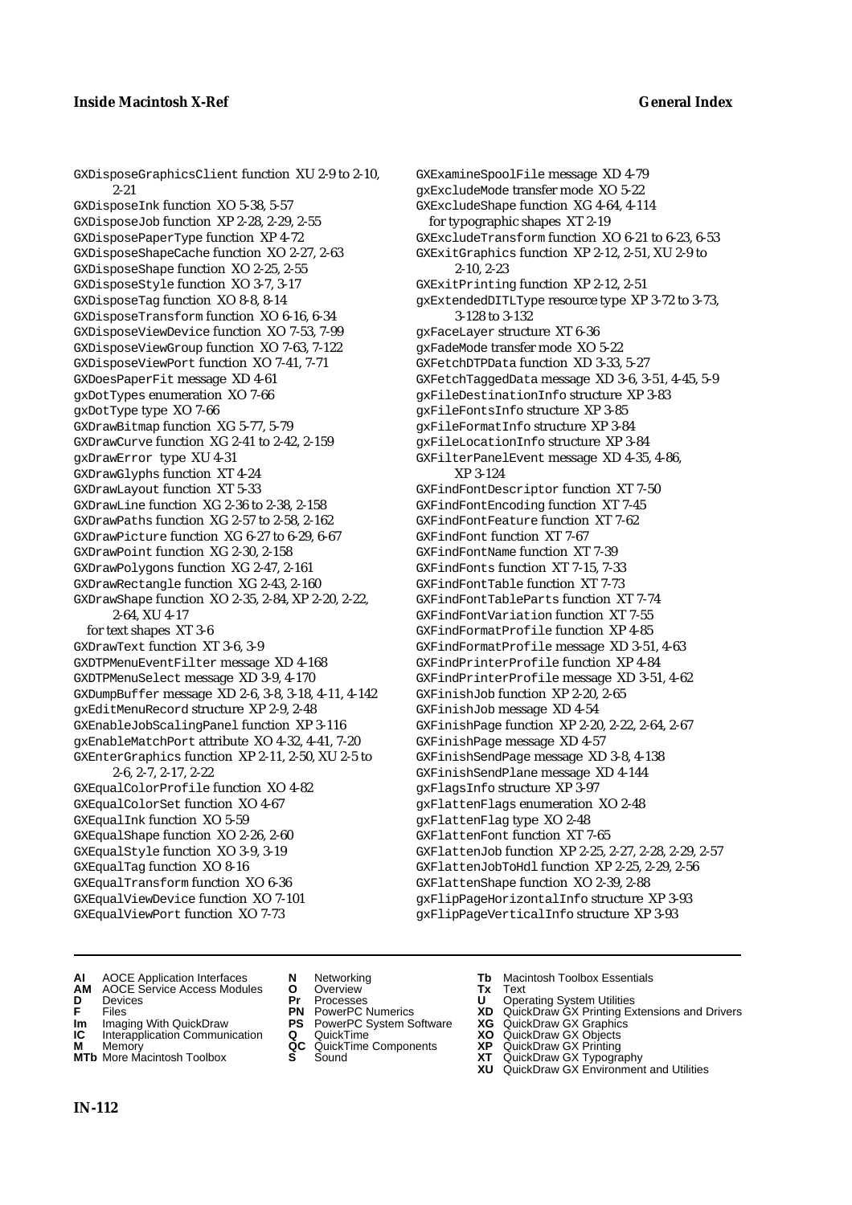GXDisposeGraphicsClient function XU 2-9 to 2-10, 2-21
GXDisposeInk function XO 5-38, 5-57
GXDisposeJob function XP 2-28, 2-29, 2-55
GXDisposePaperType function XP 4-72
GXDisposeShapeCache function XO 2-27, 2-63
GXDisposeShape function XO 2-25, 2-55
GXDisposeStyle function XO 3-7, 3-17
GXDisposeTag function XO 8-8, 8-14
GXDisposeTransform function XO 6-16, 6-34
GXDisposeViewDevice function XO 7-53, 7-99
GXDisposeViewGroup function XO 7-63, 7-122
GXDisposeViewPort function XO 7-41, 7-71
GXDoesPaperFit message XD 4-61
gxDotTypes enumeration XO 7-66
gxDotType type XO 7-66
GXDrawBitmap function XG 5-77, 5-79
GXDrawCurve function XG 2-41 to 2-42, 2-159
gxDrawError type XU 4-31
GXDrawGlyphs function XT 4-24
GXDrawLayout function XT 5-33
GXDrawLine function XG 2-36 to 2-38, 2-158
GXDrawPaths function XG 2-57 to 2-58, 2-162
GXDrawPicture function XG 6-27 to 6-29, 6-67
GXDrawPoint function XG 2-30, 2-158
GXDrawPolygons function XG 2-47, 2-161
GXDrawRectangle function XG 2-43, 2-160
GXDrawShape function XO 2-35, 2-84, XP 2-20, 2-22, 2-64, XU 4-17
  for text shapes XT 3-6
GXDrawText function XT 3-6, 3-9
GXDTPMenuEventFilter message XD 4-168
GXDTPMenuSelect message XD 3-9, 4-170
GXDumpBuffer message XD 2-6, 3-8, 3-18, 4-11, 4-142
gxEditMenuRecord structure XP 2-9, 2-48
GXEnableJobScalingPanel function XP 3-116
gxEnableMatchPort attribute XO 4-32, 4-41, 7-20
GXEnterGraphics function XP 2-11, 2-50, XU 2-5 to 2-6, 2-7, 2-17, 2-22
GXEqualColorProfile function XO 4-82
GXEqualColorSet function XO 4-67
GXEqualInk function XO 5-59
GXEqualShape function XO 2-26, 2-60
GXEqualStyle function XO 3-9, 3-19
GXEqualTag function XO 8-16
GXEqualTransform function XO 6-36
GXEqualViewDevice function XO 7-101
GXEqualViewPort function XO 7-73
GXExamineSpoolFile message XD 4-79
gxExcludeMode transfer mode XO 5-22
GXExcludeShape function XG 4-64, 4-114
  for typographic shapes XT 2-19
GXExcludeTransform function XO 6-21 to 6-23, 6-53
GXExitGraphics function XP 2-12, 2-51, XU 2-9 to 2-10, 2-23
GXExitPrinting function XP 2-12, 2-51
gxExtendedDITLType resource type XP 3-72 to 3-73, 3-128 to 3-132
gxFaceLayer structure XT 6-36
gxFadeMode transfer mode XO 5-22
GXFetchDTPData function XD 3-33, 5-27
GXFetchTaggedData message XD 3-6, 3-51, 4-45, 5-9
gxFileDestinationInfo structure XP 3-83
gxFileFontsInfo structure XP 3-85
gxFileFormatInfo structure XP 3-84
gxFileLocationInfo structure XP 3-84
GXFilterPanelEvent message XD 4-35, 4-86, XP 3-124
GXFindFontDescriptor function XT 7-50
GXFindFontEncoding function XT 7-45
GXFindFontFeature function XT 7-62
GXFindFont function XT 7-67
GXFindFontName function XT 7-39
GXFindFonts function XT 7-15, 7-33
GXFindFontTable function XT 7-73
GXFindFontTableParts function XT 7-74
GXFindFontVariation function XT 7-55
GXFindFormatProfile function XP 4-85
GXFindFormatProfile message XD 3-51, 4-63
GXFindPrinterProfile function XP 4-84
GXFindPrinterProfile message XD 3-51, 4-62
GXFinishJob function XP 2-20, 2-65
GXFinishJob message XD 4-54
GXFinishPage function XP 2-20, 2-22, 2-64, 2-67
GXFinishPage message XD 4-57
GXFinishSendPage message XD 3-8, 4-138
GXFinishSendPlane message XD 4-144
gxFlagsInfo structure XP 3-97
gxFlattenFlags enumeration XO 2-48
gxFlattenFlag type XO 2-48
GXFlattenFont function XT 7-65
GXFlattenJob function XP 2-25, 2-27, 2-28, 2-29, 2-57
GXFlattenJobToHdl function XP 2-25, 2-29, 2-56
GXFlattenShape function XO 2-39, 2-88
gxFlipPageHorizontalInfo structure XP 3-93
gxFlipPageVerticalInfo structure XP 3-93

**AI** AOCE Application Interfaces
**AM** AOCE Service Access Modules
**D** Devices
**F** Files
**Im** Imaging With QuickDraw
**IC** Interapplication Communication
**M** Memory
**MTb** More Macintosh Toolbox
**N** Networking
**O** Overview
**Pr** Processes
**PN** PowerPC Numerics
**PS** PowerPC System Software
**Q** QuickTime
**QC** QuickTime Components
**S** Sound
**Tb** Macintosh Toolbox Essentials
**Tx** Text
**U** Operating System Utilities
**XD** QuickDraw GX Printing Extensions and Drivers
**XG** QuickDraw GX Graphics
**XO** QuickDraw GX Objects
**XP** QuickDraw GX Printing
**XT** QuickDraw GX Typography
**XU** QuickDraw GX Environment and Utilities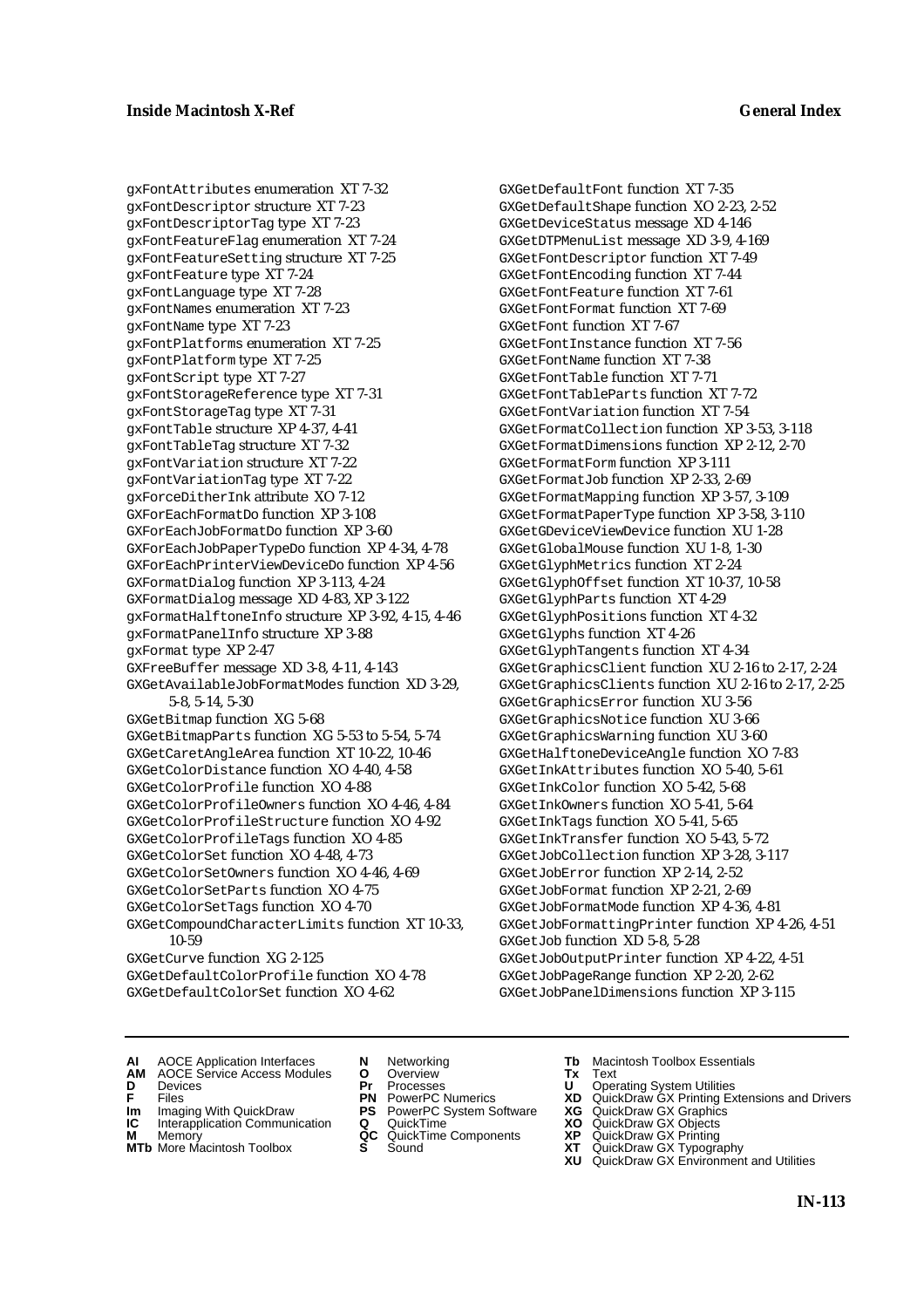gxFontAttributes enumeration XT 7-32
gxFontDescriptor structure XT 7-23
gxFontDescriptorTag type XT 7-23
gxFontFeatureFlag enumeration XT 7-24
gxFontFeatureSetting structure XT 7-25
gxFontFeature type XT 7-24
gxFontLanguage type XT 7-28
gxFontNames enumeration XT 7-23
gxFontName type XT 7-23
gxFontPlatforms enumeration XT 7-25
gxFontPlatform type XT 7-25
gxFontScript type XT 7-27
gxFontStorageReference type XT 7-31
gxFontStorageTag type XT 7-31
gxFontTable structure XP 4-37, 4-41
gxFontTableTag structure XT 7-32
gxFontVariation structure XT 7-22
gxFontVariationTag type XT 7-22
gxForceDitherInk attribute XO 7-12
GXForEachFormatDo function XP 3-108
GXForEachJobFormatDo function XP 3-60
GXForEachJobPaperTypeDo function XP 4-34, 4-78
GXForEachPrinterViewDeviceDo function XP 4-56
GXFormatDialog function XP 3-113, 4-24
GXFormatDialog message XD 4-83, XP 3-122
gxFormatHalftoneInfo structure XP 3-92, 4-15, 4-46
gxFormatPanelInfo structure XP 3-88
gxFormat type XP 2-47
GXFreeBuffer message XD 3-8, 4-11, 4-143
GXGetAvailableJobFormatModes function XD 3-29, 5-8, 5-14, 5-30
GXGetBitmap function XG 5-68
GXGetBitmapParts function XG 5-53 to 5-54, 5-74
GXGetCaretAngleArea function XT 10-22, 10-46
GXGetColorDistance function XO 4-40, 4-58
GXGetColorProfile function XO 4-88
GXGetColorProfileOwners function XO 4-46, 4-84
GXGetColorProfileStructure function XO 4-92
GXGetColorProfileTags function XO 4-85
GXGetColorSet function XO 4-48, 4-73
GXGetColorSetOwners function XO 4-46, 4-69
GXGetColorSetParts function XO 4-75
GXGetColorSetTags function XO 4-70
GXGetCompoundCharacterLimits function XT 10-33, 10-59
GXGetCurve function XG 2-125
GXGetDefaultColorProfile function XO 4-78
GXGetDefaultColorSet function XO 4-62
GXGetDefaultFont function XT 7-35
GXGetDefaultShape function XO 2-23, 2-52
GXGetDeviceStatus message XD 4-146
GXGetDTPMenuList message XD 3-9, 4-169
GXGetFontDescriptor function XT 7-49
GXGetFontEncoding function XT 7-44
GXGetFontFeature function XT 7-61
GXGetFontFormat function XT 7-69
GXGetFont function XT 7-67
GXGetFontInstance function XT 7-56
GXGetFontName function XT 7-38
GXGetFontTable function XT 7-71
GXGetFontTableParts function XT 7-72
GXGetFontVariation function XT 7-54
GXGetFormatCollection function XP 3-53, 3-118
GXGetFormatDimensions function XP 2-12, 2-70
GXGetFormatForm function XP 3-111
GXGetFormatJob function XP 2-33, 2-69
GXGetFormatMapping function XP 3-57, 3-109
GXGetFormatPaperType function XP 3-58, 3-110
GXGetGDeviceViewDevice function XU 1-28
GXGetGlobalMouse function XU 1-8, 1-30
GXGetGlyphMetrics function XT 2-24
GXGetGlyphOffset function XT 10-37, 10-58
GXGetGlyphParts function XT 4-29
GXGetGlyphPositions function XT 4-32
GXGetGlyphs function XT 4-26
GXGetGlyphTangents function XT 4-34
GXGetGraphicsClient function XU 2-16 to 2-17, 2-24
GXGetGraphicsClients function XU 2-16 to 2-17, 2-25
GXGetGraphicsError function XU 3-56
GXGetGraphicsNotice function XU 3-66
GXGetGraphicsWarning function XU 3-60
GXGetHalftoneDeviceAngle function XO 7-83
GXGetInkAttributes function XO 5-40, 5-61
GXGetInkColor function XO 5-42, 5-68
GXGetInkOwners function XO 5-41, 5-64
GXGetInkTags function XO 5-41, 5-65
GXGetInkTransfer function XO 5-43, 5-72
GXGetJobCollection function XP 3-28, 3-117
GXGetJobError function XP 2-14, 2-52
GXGetJobFormat function XP 2-21, 2-69
GXGetJobFormatMode function XP 4-36, 4-81
GXGetJobFormattingPrinter function XP 4-26, 4-51
GXGetJob function XD 5-8, 5-28
GXGetJobOutputPrinter function XP 4-22, 4-51
GXGetJobPageRange function XP 2-20, 2-62
GXGetJobPanelDimensions function XP 3-115

**AI** AOCE Application Interfaces
**AM** AOCE Service Access Modules
**D** Devices
**F** Files
**Im** Imaging With QuickDraw
**IC** Interapplication Communication
**M** Memory
**MTb** More Macintosh Toolbox
**N** Networking
**O** Overview
**Pr** Processes
**PN** PowerPC Numerics
**PS** PowerPC System Software
**Q** QuickTime
**QC** QuickTime Components
**S** Sound
**Tb** Macintosh Toolbox Essentials
**Tx** Text
**U** Operating System Utilities
**XD** QuickDraw GX Printing Extensions and Drivers
**XG** QuickDraw GX Graphics
**XO** QuickDraw GX Objects
**XP** QuickDraw GX Printing
**XT** QuickDraw GX Typography
**XU** QuickDraw GX Environment and Utilities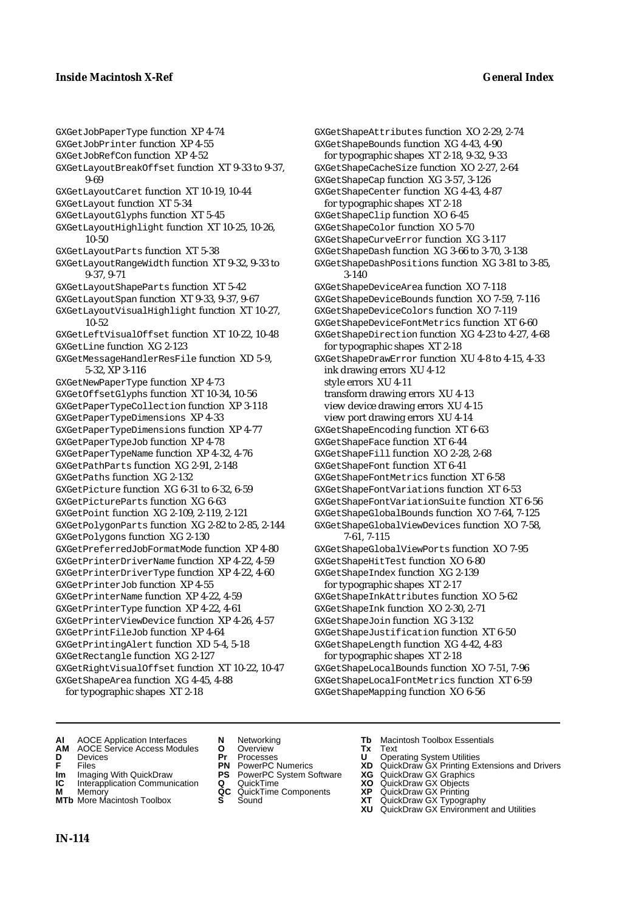GXGetJobPaperType function XP 4-74
GXGetJobPrinter function XP 4-55
GXGetJobRefCon function XP 4-52
GXGetLayoutBreakOffset function XT 9-33 to 9-37, 9-69
GXGetLayoutCaret function XT 10-19, 10-44
GXGetLayout function XT 5-34
GXGetLayoutGlyphs function XT 5-45
GXGetLayoutHighlight function XT 10-25, 10-26, 10-50
GXGetLayoutParts function XT 5-38
GXGetLayoutRangeWidth function XT 9-32, 9-33 to 9-37, 9-71
GXGetLayoutShapeParts function XT 5-42
GXGetLayoutSpan function XT 9-33, 9-37, 9-67
GXGetLayoutVisualHighlight function XT 10-27, 10-52
GXGetLeftVisualOffset function XT 10-22, 10-48
GXGetLine function XG 2-123
GXGetMessageHandlerResFile function XD 5-9, 5-32, XP 3-116
GXGetNewPaperType function XP 4-73
GXGetOffsetGlyphs function XT 10-34, 10-56
GXGetPaperTypeCollection function XP 3-118
GXGetPaperTypeDimensions XP 4-33
GXGetPaperTypeDimensions function XP 4-77
GXGetPaperTypeJob function XP 4-78
GXGetPaperTypeName function XP 4-32, 4-76
GXGetPathParts function XG 2-91, 2-148
GXGetPaths function XG 2-132
GXGetPicture function XG 6-31 to 6-32, 6-59
GXGetPictureParts function XG 6-63
GXGetPoint function XG 2-109, 2-119, 2-121
GXGetPolygonParts function XG 2-82 to 2-85, 2-144
GXGetPolygons function XG 2-130
GXGetPreferredJobFormatMode function XP 4-80
GXGetPrinterDriverName function XP 4-22, 4-59
GXGetPrinterDriverType function XP 4-22, 4-60
GXGetPrinterJob function XP 4-55
GXGetPrinterName function XP 4-22, 4-59
GXGetPrinterType function XP 4-22, 4-61
GXGetPrinterViewDevice function XP 4-26, 4-57
GXGetPrintFileJob function XP 4-64
GXGetPrintingAlert function XD 5-4, 5-18
GXGetRectangle function XG 2-127
GXGetRightVisualOffset function XT 10-22, 10-47
GXGetShapeArea function XG 4-45, 4-88
  for typographic shapes XT 2-18
GXGetShapeAttributes function XO 2-29, 2-74
GXGetShapeBounds function XG 4-43, 4-90
  for typographic shapes XT 2-18, 9-32, 9-33
GXGetShapeCacheSize function XO 2-27, 2-64
GXGetShapeCap function XG 3-57, 3-126
GXGetShapeCenter function XG 4-43, 4-87
  for typographic shapes XT 2-18
GXGetShapeClip function XO 6-45
GXGetShapeColor function XO 5-70
GXGetShapeCurveError function XG 3-117
GXGetShapeDash function XG 3-66 to 3-70, 3-138
GXGetShapeDashPositions function XG 3-81 to 3-85, 3-140
GXGetShapeDeviceArea function XO 7-118
GXGetShapeDeviceBounds function XO 7-59, 7-116
GXGetShapeDeviceColors function XO 7-119
GXGetShapeDeviceFontMetrics function XT 6-60
GXGetShapeDirection function XG 4-23 to 4-27, 4-68
  for typographic shapes XT 2-18
GXGetShapeDrawError function XU 4-8 to 4-15, 4-33
  ink drawing errors XU 4-12
  style errors XU 4-11
  transform drawing errors XU 4-13
  view device drawing errors XU 4-15
  view port drawing errors XU 4-14
GXGetShapeEncoding function XT 6-63
GXGetShapeFace function XT 6-44
GXGetShapeFill function XO 2-28, 2-68
GXGetShapeFont function XT 6-41
GXGetShapeFontMetrics function XT 6-58
GXGetShapeFontVariations function XT 6-53
GXGetShapeFontVariationSuite function XT 6-56
GXGetShapeGlobalBounds function XO 7-64, 7-125
GXGetShapeGlobalViewDevices function XO 7-58, 7-61, 7-115
GXGetShapeGlobalViewPorts function XO 7-95
GXGetShapeHitTest function XO 6-80
GXGetShapeIndex function XG 2-139
  for typographic shapes XT 2-17
GXGetShapeInkAttributes function XO 5-62
GXGetShapeInk function XO 2-30, 2-71
GXGetShapeJoin function XG 3-132
GXGetShapeJustification function XT 6-50
GXGetShapeLength function XG 4-42, 4-83
  for typographic shapes XT 2-18
GXGetShapeLocalBounds function XO 7-51, 7-96
GXGetShapeLocalFontMetrics function XT 6-59
GXGetShapeMapping function XO 6-56

**AI** AOCE Application Interfaces
**AM** AOCE Service Access Modules
**D** Devices
**F** Files
**Im** Imaging With QuickDraw
**IC** Interapplication Communication
**M** Memory
**MTb** More Macintosh Toolbox
**N** Networking
**O** Overview
**Pr** Processes
**PN** PowerPC Numerics
**PS** PowerPC System Software
**Q** QuickTime
**QC** QuickTime Components
**S** Sound
**Tb** Macintosh Toolbox Essentials
**Tx** Text
**U** Operating System Utilities
**XD** QuickDraw GX Printing Extensions and Drivers
**XG** QuickDraw GX Graphics
**XO** QuickDraw GX Objects
**XP** QuickDraw GX Printing
**XT** QuickDraw GX Typography
**XU** QuickDraw GX Environment and Utilities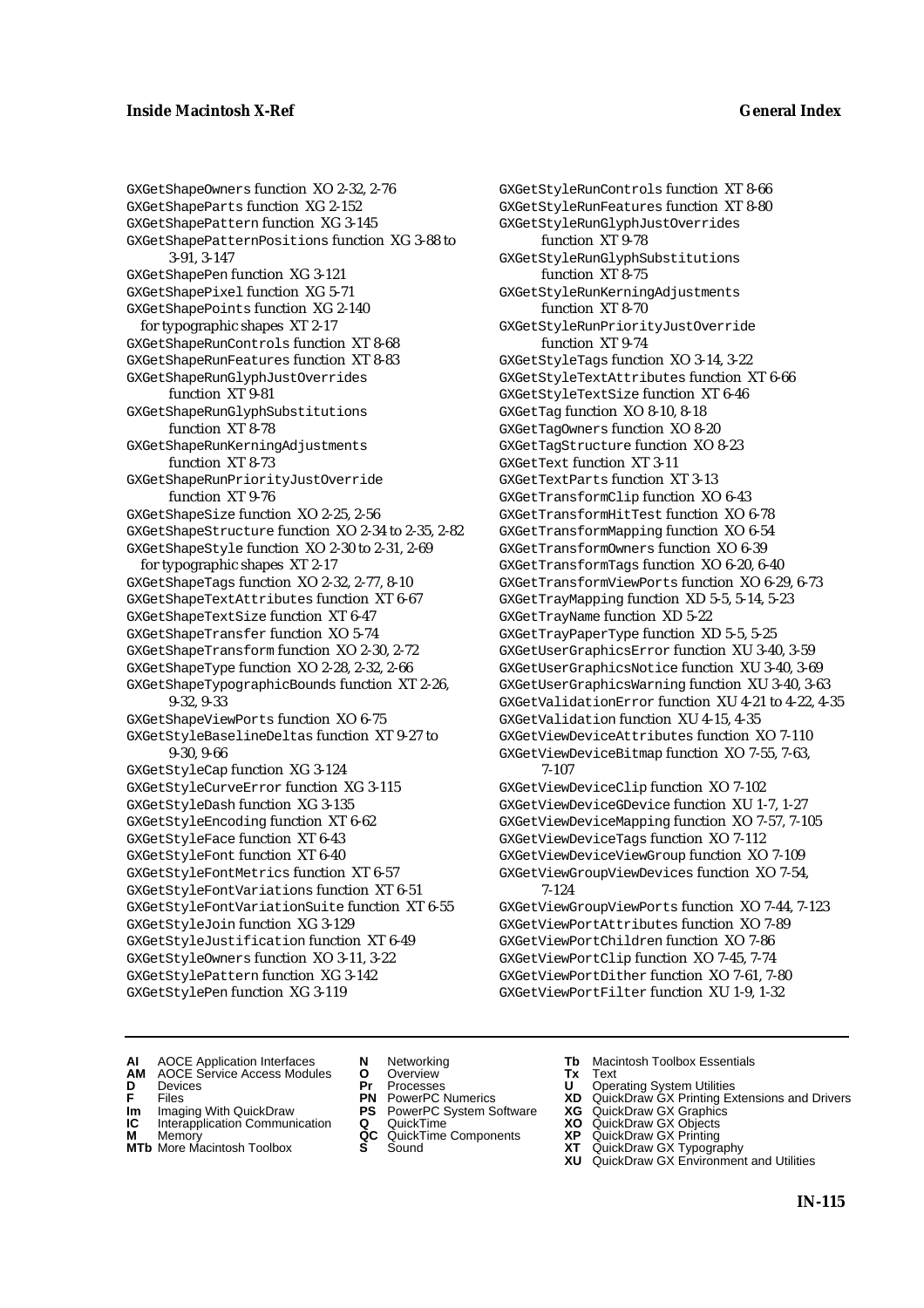GXGetShapeOwners function XO 2-32, 2-76
GXGetShapeParts function XG 2-152
GXGetShapePattern function XG 3-145
GXGetShapePatternPositions function XG 3-88 to 3-91, 3-147
GXGetShapePen function XG 3-121
GXGetShapePixel function XG 5-71
GXGetShapePoints function XG 2-140
  for typographic shapes XT 2-17
GXGetShapeRunControls function XT 8-68
GXGetShapeRunFeatures function XT 8-83
GXGetShapeRunGlyphJustOverrides function XT 9-81
GXGetShapeRunGlyphSubstitutions function XT 8-78
GXGetShapeRunKerningAdjustments function XT 8-73
GXGetShapeRunPriorityJustOverride function XT 9-76
GXGetShapeSize function XO 2-25, 2-56
GXGetShapeStructure function XO 2-34 to 2-35, 2-82
GXGetShapeStyle function XO 2-30 to 2-31, 2-69
  for typographic shapes XT 2-17
GXGetShapeTags function XO 2-32, 2-77, 8-10
GXGetShapeTextAttributes function XT 6-67
GXGetShapeTextSize function XT 6-47
GXGetShapeTransfer function XO 5-74
GXGetShapeTransform function XO 2-30, 2-72
GXGetShapeType function XO 2-28, 2-32, 2-66
GXGetShapeTypographicBounds function XT 2-26, 9-32, 9-33
GXGetShapeViewPorts function XO 6-75
GXGetStyleBaselineDeltas function XT 9-27 to 9-30, 9-66
GXGetStyleCap function XG 3-124
GXGetStyleCurveError function XG 3-115
GXGetStyleDash function XG 3-135
GXGetStyleEncoding function XT 6-62
GXGetStyleFace function XT 6-43
GXGetStyleFont function XT 6-40
GXGetStyleFontMetrics function XT 6-57
GXGetStyleFontVariations function XT 6-51
GXGetStyleFontVariationSuite function XT 6-55
GXGetStyleJoin function XG 3-129
GXGetStyleJustification function XT 6-49
GXGetStyleOwners function XO 3-11, 3-22
GXGetStylePattern function XG 3-142
GXGetStylePen function XG 3-119
GXGetStyleRunControls function XT 8-66
GXGetStyleRunFeatures function XT 8-80
GXGetStyleRunGlyphJustOverrides function XT 9-78
GXGetStyleRunGlyphSubstitutions function XT 8-75
GXGetStyleRunKerningAdjustments function XT 8-70
GXGetStyleRunPriorityJustOverride function XT 9-74
GXGetStyleTags function XO 3-14, 3-22
GXGetStyleTextAttributes function XT 6-66
GXGetStyleTextSize function XT 6-46
GXGetTag function XO 8-10, 8-18
GXGetTagOwners function XO 8-20
GXGetTagStructure function XO 8-23
GXGetText function XT 3-11
GXGetTextParts function XT 3-13
GXGetTransformClip function XO 6-43
GXGetTransformHitTest function XO 6-78
GXGetTransformMapping function XO 6-54
GXGetTransformOwners function XO 6-39
GXGetTransformTags function XO 6-20, 6-40
GXGetTransformViewPorts function XO 6-29, 6-73
GXGetTrayMapping function XD 5-5, 5-14, 5-23
GXGetTrayName function XD 5-22
GXGetTrayPaperType function XD 5-5, 5-25
GXGetUserGraphicsError function XU 3-40, 3-59
GXGetUserGraphicsNotice function XU 3-40, 3-69
GXGetUserGraphicsWarning function XU 3-40, 3-63
GXGetValidationError function XU 4-21 to 4-22, 4-35
GXGetValidation function XU 4-15, 4-35
GXGetViewDeviceAttributes function XO 7-110
GXGetViewDeviceBitmap function XO 7-55, 7-63, 7-107
GXGetViewDeviceClip function XO 7-102
GXGetViewDeviceGDevice function XU 1-7, 1-27
GXGetViewDeviceMapping function XO 7-57, 7-105
GXGetViewDeviceTags function XO 7-112
GXGetViewDeviceViewGroup function XO 7-109
GXGetViewGroupViewDevices function XO 7-54, 7-124
GXGetViewGroupViewPorts function XO 7-44, 7-123
GXGetViewPortAttributes function XO 7-89
GXGetViewPortChildren function XO 7-86
GXGetViewPortClip function XO 7-45, 7-74
GXGetViewPortDither function XO 7-61, 7-80
GXGetViewPortFilter function XU 1-9, 1-32

**AI** AOCE Application Interfaces
**AM** AOCE Service Access Modules
**D** Devices
**F** Files
**Im** Imaging With QuickDraw
**IC** Interapplication Communication
**M** Memory
**MTb** More Macintosh Toolbox
**N** Networking
**O** Overview
**Pr** Processes
**PN** PowerPC Numerics
**PS** PowerPC System Software
**Q** QuickTime
**QC** QuickTime Components
**S** Sound
**Tb** Macintosh Toolbox Essentials
**Tx** Text
**U** Operating System Utilities
**XD** QuickDraw GX Printing Extensions and Drivers
**XG** QuickDraw GX Graphics
**XO** QuickDraw GX Objects
**XP** QuickDraw GX Printing
**XT** QuickDraw GX Typography
**XU** QuickDraw GX Environment and Utilities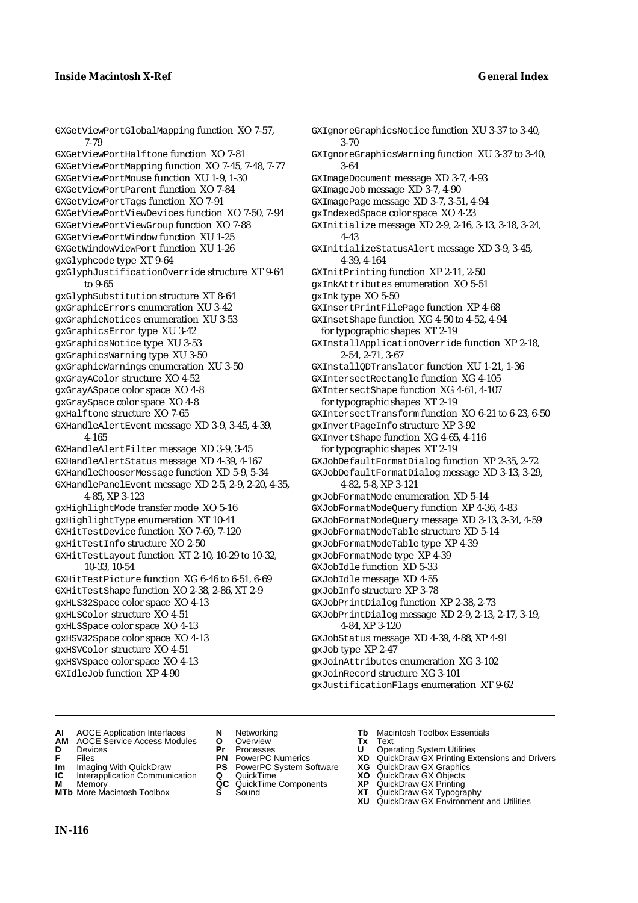GXGetViewPortGlobalMapping function XO 7-57, 7-79
GXGetViewPortHalftone function XO 7-81
GXGetViewPortMapping function XO 7-45, 7-48, 7-77
GXGetViewPortMouse function XU 1-9, 1-30
GXGetViewPortParent function XO 7-84
GXGetViewPortTags function XO 7-91
GXGetViewPortViewDevices function XO 7-50, 7-94
GXGetViewPortViewGroup function XO 7-88
GXGetViewPortWindow function XU 1-25
GXGetWindowViewPort function XU 1-26
gxGlyphcode type XT 9-64
gxGlyphJustificationOverride structure XT 9-64 to 9-65
gxGlyphSubstitution structure XT 8-64
gxGraphicErrors enumeration XU 3-42
gxGraphicNotices enumeration XU 3-53
gxGraphicsError type XU 3-42
gxGraphicsNotice type XU 3-53
gxGraphicsWarning type XU 3-50
gxGraphicWarnings enumeration XU 3-50
gxGrayAColor structure XO 4-52
gxGrayASpace color space XO 4-8
gxGraySpace color space XO 4-8
gxHalftone structure XO 7-65
GXHandleAlertEvent message XD 3-9, 3-45, 4-39, 4-165
GXHandleAlertFilter message XD 3-9, 3-45
GXHandleAlertStatus message XD 4-39, 4-167
GXHandleChooserMessage function XD 5-9, 5-34
GXHandlePanelEvent message XD 2-5, 2-9, 2-20, 4-35, 4-85, XP 3-123
gxHighlightMode transfer mode XO 5-16
gxHighlightType enumeration XT 10-41
GXHitTestDevice function XO 7-60, 7-120
gxHitTestInfo structure XO 2-50
GXHitTestLayout function XT 2-10, 10-29 to 10-32, 10-33, 10-54
GXHitTestPicture function XG 6-46 to 6-51, 6-69
GXHitTestShape function XO 2-38, 2-86, XT 2-9
gxHLS32Space color space XO 4-13
gxHLSColor structure XO 4-51
gxHLSSpace color space XO 4-13
gxHSV32Space color space XO 4-13
gxHSVColor structure XO 4-51
gxHSVSpace color space XO 4-13
GXIdleJob function XP 4-90
GXIgnoreGraphicsNotice function XU 3-37 to 3-40, 3-70
GXIgnoreGraphicsWarning function XU 3-37 to 3-40, 3-64
GXImageDocument message XD 3-7, 4-93
GXImageJob message XD 3-7, 4-90
GXImagePage message XD 3-7, 3-51, 4-94
gxIndexedSpace color space XO 4-23
GXInitialize message XD 2-9, 2-16, 3-13, 3-18, 3-24, 4-43
GXInitializeStatusAlert message XD 3-9, 3-45, 4-39, 4-164
GXInitPrinting function XP 2-11, 2-50
gxInkAttributes enumeration XO 5-51
gxInk type XO 5-50
GXInsertPrintFilePage function XP 4-68
GXInsetShape function XG 4-50 to 4-52, 4-94
  for typographic shapes XT 2-19
GXInstallApplicationOverride function XP 2-18, 2-54, 2-71, 3-67
GXInstallQDTranslator function XU 1-21, 1-36
GXIntersectRectangle function XG 4-105
GXIntersectShape function XG 4-61, 4-107
  for typographic shapes XT 2-19
GXIntersectTransform function XO 6-21 to 6-23, 6-50
gxInvertPageInfo structure XP 3-92
GXInvertShape function XG 4-65, 4-116
  for typographic shapes XT 2-19
GXJobDefaultFormatDialog function XP 2-35, 2-72
GXJobDefaultFormatDialog message XD 3-13, 3-29, 4-82, 5-8, XP 3-121
gxJobFormatMode enumeration XD 5-14
GXJobFormatModeQuery function XP 4-36, 4-83
GXJobFormatModeQuery message XD 3-13, 3-34, 4-59
gxJobFormatModeTable structure XD 5-14
gxJobFormatModeTable type XP 4-39
gxJobFormatMode type XP 4-39
GXJobIdle function XD 5-33
GXJobIdle message XD 4-55
gxJobInfo structure XP 3-78
GXJobPrintDialog function XP 2-38, 2-73
GXJobPrintDialog message XD 2-9, 2-13, 2-17, 3-19, 4-84, XP 3-120
GXJobStatus message XD 4-39, 4-88, XP 4-91
gxJob type XP 2-47
gxJoinAttributes enumeration XG 3-102
gxJoinRecord structure XG 3-101
gxJustificationFlags enumeration XT 9-62

**AI** AOCE Application Interfaces
**AM** AOCE Service Access Modules
**D** Devices
**F** Files
**Im** Imaging With QuickDraw
**IC** Interapplication Communication
**M** Memory
**MTb** More Macintosh Toolbox
**N** Networking
**O** Overview
**Pr** Processes
**PN** PowerPC Numerics
**PS** PowerPC System Software
**Q** QuickTime
**QC** QuickTime Components
**S** Sound
**Tb** Macintosh Toolbox Essentials
**Tx** Text
**U** Operating System Utilities
**XD** QuickDraw GX Printing Extensions and Drivers
**XG** QuickDraw GX Graphics
**XO** QuickDraw GX Objects
**XP** QuickDraw GX Printing
**XT** QuickDraw GX Typography
**XU** QuickDraw GX Environment and Utilities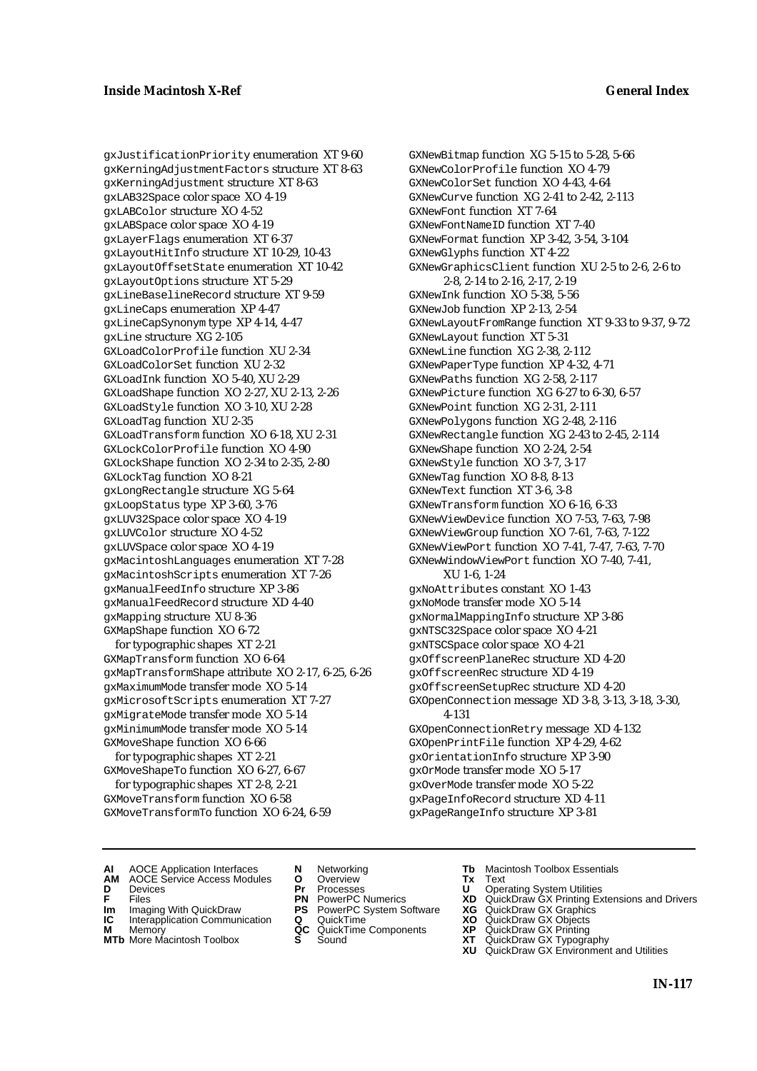gxJustificationPriority enumeration XT 9-60
gxKerningAdjustmentFactors structure XT 8-63
gxKerningAdjustment structure XT 8-63
gxLAB32Space color space XO 4-19
gxLABColor structure XO 4-52
gxLABSpace color space XO 4-19
gxLayerFlags enumeration XT 6-37
gxLayoutHitInfo structure XT 10-29, 10-43
gxLayoutOffsetState enumeration XT 10-42
gxLayoutOptions structure XT 5-29
gxLineBaselineRecord structure XT 9-59
gxLineCaps enumeration XP 4-47
gxLineCapSynonym type XP 4-14, 4-47
gxLine structure XG 2-105
GXLoadColorProfile function XU 2-34
GXLoadColorSet function XU 2-32
GXLoadInk function XO 5-40, XU 2-29
GXLoadShape function XO 2-27, XU 2-13, 2-26
GXLoadStyle function XO 3-10, XU 2-28
GXLoadTag function XU 2-35
GXLoadTransform function XO 6-18, XU 2-31
GXLockColorProfile function XO 4-90
GXLockShape function XO 2-34 to 2-35, 2-80
GXLockTag function XO 8-21
gxLongRectangle structure XG 5-64
gxLoopStatus type XP 3-60, 3-76
gxLUV32Space color space XO 4-19
gxLUVColor structure XO 4-52
gxLUVSpace color space XO 4-19
gxMacintoshLanguages enumeration XT 7-28
gxMacintoshScripts enumeration XT 7-26
gxManualFeedInfo structure XP 3-86
gxManualFeedRecord structure XD 4-40
gxMapping structure XU 8-36
GXMapShape function XO 6-72
  for typographic shapes XT 2-21
GXMapTransform function XO 6-64
gxMapTransformShape attribute XO 2-17, 6-25, 6-26
gxMaximumMode transfer mode XO 5-14
gxMicrosoftScripts enumeration XT 7-27
gxMigrateMode transfer mode XO 5-14
gxMinimumMode transfer mode XO 5-14
GXMoveShape function XO 6-66
  for typographic shapes XT 2-21
GXMoveShapeTo function XO 6-27, 6-67
  for typographic shapes XT 2-8, 2-21
GXMoveTransform function XO 6-58
GXMoveTransformTo function XO 6-24, 6-59
GXNewBitmap function XG 5-15 to 5-28, 5-66
GXNewColorProfile function XO 4-79
GXNewColorSet function XO 4-43, 4-64
GXNewCurve function XG 2-41 to 2-42, 2-113
GXNewFont function XT 7-64
GXNewFontNameID function XT 7-40
GXNewFormat function XP 3-42, 3-54, 3-104
GXNewGlyphs function XT 4-22
GXNewGraphicsClient function XU 2-5 to 2-6, 2-6 to 2-8, 2-14 to 2-16, 2-17, 2-19
GXNewInk function XO 5-38, 5-56
GXNewJob function XP 2-13, 2-54
GXNewLayoutFromRange function XT 9-33 to 9-37, 9-72
GXNewLayout function XT 5-31
GXNewLine function XG 2-38, 2-112
GXNewPaperType function XP 4-32, 4-71
GXNewPaths function XG 2-58, 2-117
GXNewPicture function XG 6-27 to 6-30, 6-57
GXNewPoint function XG 2-31, 2-111
GXNewPolygons function XG 2-48, 2-116
GXNewRectangle function XG 2-43 to 2-45, 2-114
GXNewShape function XO 2-24, 2-54
GXNewStyle function XO 3-7, 3-17
GXNewTag function XO 8-8, 8-13
GXNewText function XT 3-6, 3-8
GXNewTransform function XO 6-16, 6-33
GXNewViewDevice function XO 7-53, 7-63, 7-98
GXNewViewGroup function XO 7-61, 7-63, 7-122
GXNewViewPort function XO 7-41, 7-47, 7-63, 7-70
GXNewWindowViewPort function XO 7-40, 7-41, XU 1-6, 1-24
gxNoAttributes constant XO 1-43
gxNoMode transfer mode XO 5-14
gxNormalMappingInfo structure XP 3-86
gxNTSC32Space color space XO 4-21
gxNTSCSpace color space XO 4-21
gxOffscreenPlaneRec structure XD 4-20
gxOffscreenRec structure XD 4-19
gxOffscreenSetupRec structure XD 4-20
GXOpenConnection message XD 3-8, 3-13, 3-18, 3-30, 4-131
GXOpenConnectionRetry message XD 4-132
GXOpenPrintFile function XP 4-29, 4-62
gxOrientationInfo structure XP 3-90
gxOrMode transfer mode XO 5-17
gxOverMode transfer mode XO 5-22
gxPageInfoRecord structure XD 4-11
gxPageRangeInfo structure XP 3-81

**AI** AOCE Application Interfaces
**AM** AOCE Service Access Modules
**D** Devices
**F** Files
**Im** Imaging With QuickDraw
**IC** Interapplication Communication
**M** Memory
**MTb** More Macintosh Toolbox
**N** Networking
**O** Overview
**Pr** Processes
**PN** PowerPC Numerics
**PS** PowerPC System Software
**Q** QuickTime
**QC** QuickTime Components
**S** Sound
**Tb** Macintosh Toolbox Essentials
**Tx** Text
**U** Operating System Utilities
**XD** QuickDraw GX Printing Extensions and Drivers
**XG** QuickDraw GX Graphics
**XO** QuickDraw GX Objects
**XP** QuickDraw GX Printing
**XT** QuickDraw GX Typography
**XU** QuickDraw GX Environment and Utilities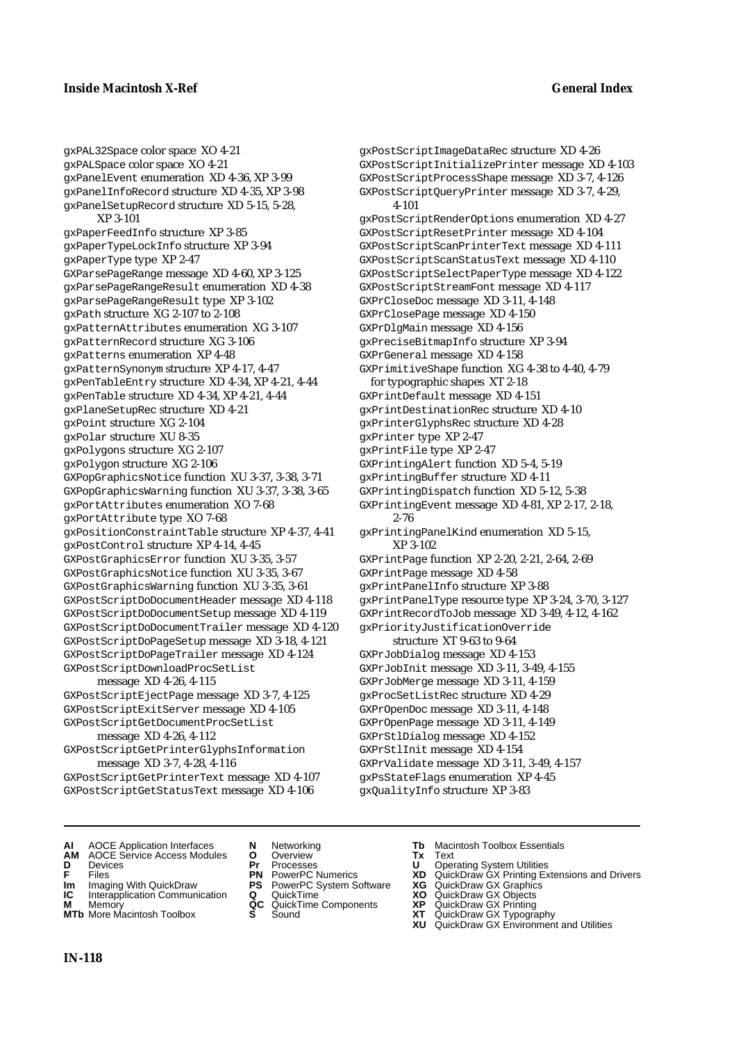gxPAL32Space color space XO 4-21
gxPALSpace color space XO 4-21
gxPanelEvent enumeration XD 4-36, XP 3-99
gxPanelInfoRecord structure XD 4-35, XP 3-98
gxPanelSetupRecord structure XD 5-15, 5-28, XP 3-101
gxPaperFeedInfo structure XP 3-85
gxPaperTypeLockInfo structure XP 3-94
gxPaperType type XP 2-47
GXParsePageRange message XD 4-60, XP 3-125
gxParsePageRangeResult enumeration XD 4-38
gxParsePageRangeResult type XP 3-102
gxPath structure XG 2-107 to 2-108
gxPatternAttributes enumeration XG 3-107
gxPatternRecord structure XG 3-106
gxPatterns enumeration XP 4-48
gxPatternSynonym structure XP 4-17, 4-47
gxPenTableEntry structure XD 4-34, XP 4-21, 4-44
gxPenTable structure XD 4-34, XP 4-21, 4-44
gxPlaneSetupRec structure XD 4-21
gxPoint structure XG 2-104
gxPolar structure XU 8-35
gxPolygons structure XG 2-107
gxPolygon structure XG 2-106
GXPopGraphicsNotice function XU 3-37, 3-38, 3-71
GXPopGraphicsWarning function XU 3-37, 3-38, 3-65
gxPortAttributes enumeration XO 7-68
gxPortAttribute type XO 7-68
gxPositionConstraintTable structure XP 4-37, 4-41
gxPostControl structure XP 4-14, 4-45
GXPostGraphicsError function XU 3-35, 3-57
GXPostGraphicsNotice function XU 3-35, 3-67
GXPostGraphicsWarning function XU 3-35, 3-61
GXPostScriptDoDocumentHeader message XD 4-118
GXPostScriptDoDocumentSetup message XD 4-119
GXPostScriptDoDocumentTrailer message XD 4-120
GXPostScriptDoPageSetup message XD 3-18, 4-121
GXPostScriptDoPageTrailer message XD 4-124
GXPostScriptDownloadProcSetList message XD 4-26, 4-115
GXPostScriptEjectPage message XD 3-7, 4-125
GXPostScriptExitServer message XD 4-105
GXPostScriptGetDocumentProcSetList message XD 4-26, 4-112
GXPostScriptGetPrinterGlyphsInformation message XD 3-7, 4-28, 4-116
GXPostScriptGetPrinterText message XD 4-107
GXPostScriptGetStatusText message XD 4-106
gxPostScriptImageDataRec structure XD 4-26
GXPostScriptInitializePrinter message XD 4-103
GXPostScriptProcessShape message XD 3-7, 4-126
GXPostScriptQueryPrinter message XD 3-7, 4-29, 4-101
gxPostScriptRenderOptions enumeration XD 4-27
GXPostScriptResetPrinter message XD 4-104
GXPostScriptScanPrinterText message XD 4-111
GXPostScriptScanStatusText message XD 4-110
GXPostScriptSelectPaperType message XD 4-122
GXPostScriptStreamFont message XD 4-117
GXPrCloseDoc message XD 3-11, 4-148
GXPrClosePage message XD 4-150
GXPrDlgMain message XD 4-156
gxPreciseBitmapInfo structure XP 3-94
GXPrGeneral message XD 4-158
GXPrimitiveShape function XG 4-38 to 4-40, 4-79
  for typographic shapes XT 2-18
GXPrintDefault message XD 4-151
gxPrintDestinationRec structure XD 4-10
gxPrinterGlyphsRec structure XD 4-28
gxPrinter type XP 2-47
gxPrintFile type XP 2-47
GXPrintingAlert function XD 5-4, 5-19
gxPrintingBuffer structure XD 4-11
GXPrintingDispatch function XD 5-12, 5-38
GXPrintingEvent message XD 4-81, XP 2-17, 2-18, 2-76
gxPrintingPanelKind enumeration XD 5-15, XP 3-102
GXPrintPage function XP 2-20, 2-21, 2-64, 2-69
GXPrintPage message XD 4-58
gxPrintPanelInfo structure XP 3-88
gxPrintPanelType resource type XP 3-24, 3-70, 3-127
GXPrintRecordToJob message XD 3-49, 4-12, 4-162
gxPriorityJustificationOverride structure XT 9-63 to 9-64
GXPrJobDialog message XD 4-153
GXPrJobInit message XD 3-11, 3-49, 4-155
GXPrJobMerge message XD 3-11, 4-159
gxProcSetListRec structure XD 4-29
GXPrOpenDoc message XD 3-11, 4-148
GXPrOpenPage message XD 3-11, 4-149
GXPrStlDialog message XD 4-152
GXPrStlInit message XD 4-154
GXPrValidate message XD 3-11, 3-49, 4-157
gxPsStateFlags enumeration XP 4-45
gxQualityInfo structure XP 3-83

**AI** AOCE Application Interfaces
**AM** AOCE Service Access Modules
**D** Devices
**F** Files
**Im** Imaging With QuickDraw
**IC** Interapplication Communication
**M** Memory
**MTb** More Macintosh Toolbox
**N** Networking
**O** Overview
**Pr** Processes
**PN** PowerPC Numerics
**PS** PowerPC System Software
**Q** QuickTime
**QC** QuickTime Components
**S** Sound
**Tb** Macintosh Toolbox Essentials
**Tx** Text
**U** Operating System Utilities
**XD** QuickDraw GX Printing Extensions and Drivers
**XG** QuickDraw GX Graphics
**XO** QuickDraw GX Objects
**XP** QuickDraw GX Printing
**XT** QuickDraw GX Typography
**XU** QuickDraw GX Environment and Utilities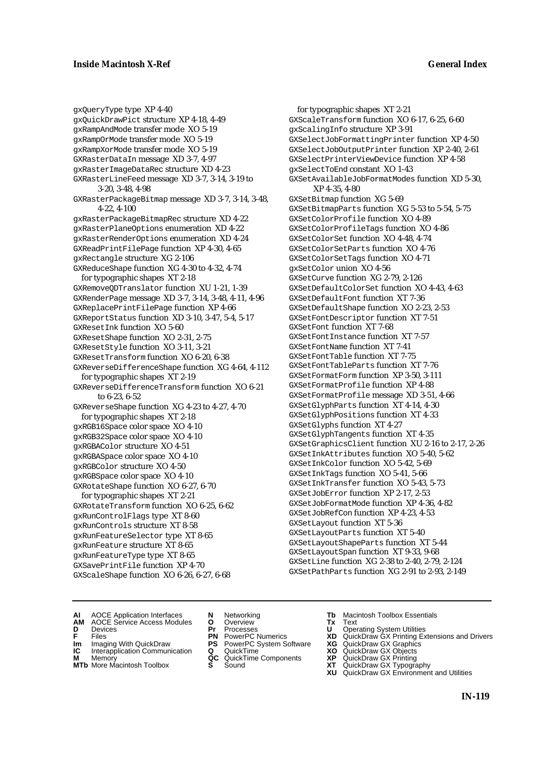gxQueryType type XP 4-40
gxQuickDrawPict structure XP 4-18, 4-49
gxRampAndMode transfer mode XO 5-19
gxRampOrMode transfer mode XO 5-19
gxRampXorMode transfer mode XO 5-19
GXRasterDataIn message XD 3-7, 4-97
gxRasterImageDataRec structure XD 4-23
GXRasterLineFeed message XD 3-7, 3-14, 3-19 to 3-20, 3-48, 4-98
GXRasterPackageBitmap message XD 3-7, 3-14, 3-48, 4-22, 4-100
gxRasterPackageBitmapRec structure XD 4-22
gxRasterPlaneOptions enumeration XD 4-22
gxRasterRenderOptions enumeration XD 4-24
GXReadPrintFilePage function XP 4-30, 4-65
gxRectangle structure XG 2-106
GXReduceShape function XG 4-30 to 4-32, 4-74
  for typographic shapes XT 2-18
GXRemoveQDTranslator function XU 1-21, 1-39
GXRenderPage message XD 3-7, 3-14, 3-48, 4-11, 4-96
GXReplacePrintFilePage function XP 4-66
GXReportStatus function XD 3-10, 3-47, 5-4, 5-17
GXResetInk function XO 5-60
GXResetShape function XO 2-31, 2-75
GXResetStyle function XO 3-11, 3-21
GXResetTransform function XO 6-20, 6-38
GXReverseDifferenceShape function XG 4-64, 4-112
  for typographic shapes XT 2-19
GXReverseDifferenceTransform function XO 6-21 to 6-23, 6-52
GXReverseShape function XG 4-23 to 4-27, 4-70
  for typographic shapes XT 2-18
gxRGB16Space color space XO 4-10
gxRGB32Space color space XO 4-10
gxRGBAColor structure XO 4-51
gxRGBASpace color space XO 4-10
gxRGBColor structure XO 4-50
gxRGBSpace color space XO 4-10
GXRotateShape function XO 6-27, 6-70
  for typographic shapes XT 2-21
GXRotateTransform function XO 6-25, 6-62
gxRunControlFlags type XT 8-60
gxRunControls structure XT 8-58
gxRunFeatureSelector type XT 8-65
gxRunFeature structure XT 8-65
gxRunFeatureType type XT 8-65
GXSavePrintFile function XP 4-70
GXScaleShape function XO 6-26, 6-27, 6-68
  for typographic shapes XT 2-21
GXScaleTransform function XO 6-17, 6-25, 6-60
gxScalingInfo structure XP 3-91
GXSelectJobFormattingPrinter function XP 4-50
GXSelectJobOutputPrinter function XP 2-40, 2-61
GXSelectPrinterViewDevice function XP 4-58
gxSelectToEnd constant XO 1-43
GXSetAvailableJobFormatModes function XD 5-30, XP 4-35, 4-80
GXSetBitmap function XG 5-69
GXSetBitmapParts function XG 5-53 to 5-54, 5-75
GXSetColorProfile function XO 4-89
GXSetColorProfileTags function XO 4-86
GXSetColorSet function XO 4-48, 4-74
GXSetColorSetParts function XO 4-76
GXSetColorSetTags function XO 4-71
gxSetColor union XO 4-56
GXSetCurve function XG 2-79, 2-126
GXSetDefaultColorSet function XO 4-43, 4-63
GXSetDefaultFont function XT 7-36
GXSetDefaultShape function XO 2-23, 2-53
GXSetFontDescriptor function XT 7-51
GXSetFont function XT 7-68
GXSetFontInstance function XT 7-57
GXSetFontName function XT 7-41
GXSetFontTable function XT 7-75
GXSetFontTableParts function XT 7-76
GXSetFormatForm function XP 3-50, 3-111
GXSetFormatProfile function XP 4-88
GXSetFormatProfile message XD 3-51, 4-66
GXSetGlyphParts function XT 4-14, 4-30
GXSetGlyphPositions function XT 4-33
GXSetGlyphs function XT 4-27
GXSetGlyphTangents function XT 4-35
GXSetGraphicsClient function XU 2-16 to 2-17, 2-26
GXSetInkAttributes function XO 5-40, 5-62
GXSetInkColor function XO 5-42, 5-69
GXSetInkTags function XO 5-41, 5-66
GXSetInkTransfer function XO 5-43, 5-73
GXSetJobError function XP 2-17, 2-53
GXSetJobFormatMode function XP 4-36, 4-82
GXSetJobRefCon function XP 4-23, 4-53
GXSetLayout function XT 5-36
GXSetLayoutParts function XT 5-40
GXSetLayoutShapeParts function XT 5-44
GXSetLayoutSpan function XT 9-33, 9-68
GXSetLine function XG 2-38 to 2-40, 2-79, 2-124
GXSetPathParts function XG 2-91 to 2-93, 2-149

**AI** AOCE Application Interfaces
**AM** AOCE Service Access Modules
**D** Devices
**F** Files
**Im** Imaging With QuickDraw
**IC** Interapplication Communication
**M** Memory
**MTb** More Macintosh Toolbox
**N** Networking
**O** Overview
**Pr** Processes
**PN** PowerPC Numerics
**PS** PowerPC System Software
**Q** QuickTime
**QC** QuickTime Components
**S** Sound
**Tb** Macintosh Toolbox Essentials
**Tx** Text
**U** Operating System Utilities
**XD** QuickDraw GX Printing Extensions and Drivers
**XG** QuickDraw GX Graphics
**XO** QuickDraw GX Objects
**XP** QuickDraw GX Printing
**XT** QuickDraw GX Typography
**XU** QuickDraw GX Environment and Utilities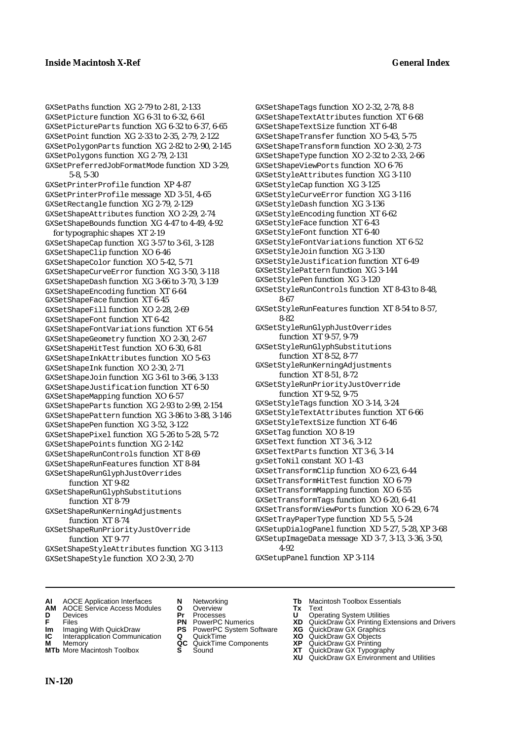GXSetPaths function XG 2-79 to 2-81, 2-133
GXSetPicture function XG 6-31 to 6-32, 6-61
GXSetPictureParts function XG 6-32 to 6-37, 6-65
GXSetPoint function XG 2-33 to 2-35, 2-79, 2-122
GXSetPolygonParts function XG 2-82 to 2-90, 2-145
GXSetPolygons function XG 2-79, 2-131
GXSetPreferredJobFormatMode function XD 3-29, 5-8, 5-30
GXSetPrinterProfile function XP 4-87
GXSetPrinterProfile message XD 3-51, 4-65
GXSetRectangle function XG 2-79, 2-129
GXSetShapeAttributes function XO 2-29, 2-74
GXSetShapeBounds function XG 4-47 to 4-49, 4-92
  for typographic shapes XT 2-19
GXSetShapeCap function XG 3-57 to 3-61, 3-128
GXSetShapeClip function XO 6-46
GXSetShapeColor function XO 5-42, 5-71
GXSetShapeCurveError function XG 3-50, 3-118
GXSetShapeDash function XG 3-66 to 3-70, 3-139
GXSetShapeEncoding function XT 6-64
GXSetShapeFace function XT 6-45
GXSetShapeFill function XO 2-28, 2-69
GXSetShapeFont function XT 6-42
GXSetShapeFontVariations function XT 6-54
GXSetShapeGeometry function XO 2-30, 2-67
GXSetShapeHitTest function XO 6-30, 6-81
GXSetShapeInkAttributes function XO 5-63
GXSetShapeInk function XO 2-30, 2-71
GXSetShapeJoin function XG 3-61 to 3-66, 3-133
GXSetShapeJustification function XT 6-50
GXSetShapeMapping function XO 6-57
GXSetShapeParts function XG 2-93 to 2-99, 2-154
GXSetShapePattern function XG 3-86 to 3-88, 3-146
GXSetShapePen function XG 3-52, 3-122
GXSetShapePixel function XG 5-26 to 5-28, 5-72
GXSetShapePoints function XG 2-142
GXSetShapeRunControls function XT 8-69
GXSetShapeRunFeatures function XT 8-84
GXSetShapeRunGlyphJustOverrides function XT 9-82
GXSetShapeRunGlyphSubstitutions function XT 8-79
GXSetShapeRunKerningAdjustments function XT 8-74
GXSetShapeRunPriorityJustOverride function XT 9-77
GXSetShapeStyleAttributes function XG 3-113
GXSetShapeStyle function XO 2-30, 2-70
GXSetShapeTags function XO 2-32, 2-78, 8-8
GXSetShapeTextAttributes function XT 6-68
GXSetShapeTextSize function XT 6-48
GXSetShapeTransfer function XO 5-43, 5-75
GXSetShapeTransform function XO 2-30, 2-73
GXSetShapeType function XO 2-32 to 2-33, 2-66
GXSetShapeViewPorts function XO 6-76
GXSetStyleAttributes function XG 3-110
GXSetStyleCap function XG 3-125
GXSetStyleCurveError function XG 3-116
GXSetStyleDash function XG 3-136
GXSetStyleEncoding function XT 6-62
GXSetStyleFace function XT 6-43
GXSetStyleFont function XT 6-40
GXSetStyleFontVariations function XT 6-52
GXSetStyleJoin function XG 3-130
GXSetStyleJustification function XT 6-49
GXSetStylePattern function XG 3-144
GXSetStylePen function XG 3-120
GXSetStyleRunControls function XT 8-43 to 8-48, 8-67
GXSetStyleRunFeatures function XT 8-54 to 8-57, 8-82
GXSetStyleRunGlyphJustOverrides function XT 9-57, 9-79
GXSetStyleRunGlyphSubstitutions function XT 8-52, 8-77
GXSetStyleRunKerningAdjustments function XT 8-51, 8-72
GXSetStyleRunPriorityJustOverride function XT 9-52, 9-75
GXSetStyleTags function XO 3-14, 3-24
GXSetStyleTextAttributes function XT 6-66
GXSetStyleTextSize function XT 6-46
GXSetTag function XO 8-19
GXSetText function XT 3-6, 3-12
GXSetTextParts function XT 3-6, 3-14
gxSetToNil constant XO 1-43
GXSetTransformClip function XO 6-23, 6-44
GXSetTransformHitTest function XO 6-79
GXSetTransformMapping function XO 6-55
GXSetTransformTags function XO 6-20, 6-41
GXSetTransformViewPorts function XO 6-29, 6-74
GXSetTrayPaperType function XD 5-5, 5-24
GXSetupDialogPanel function XD 5-27, 5-28, XP 3-68
GXSetupImageData message XD 3-7, 3-13, 3-36, 3-50, 4-92
GXSetupPanel function XP 3-114

**AI** AOCE Application Interfaces
**AM** AOCE Service Access Modules
**D** Devices
**F** Files
**Im** Imaging With QuickDraw
**IC** Interapplication Communication
**M** Memory
**MTb** More Macintosh Toolbox
**N** Networking
**O** Overview
**Pr** Processes
**PN** PowerPC Numerics
**PS** PowerPC System Software
**Q** QuickTime
**QC** QuickTime Components
**S** Sound
**Tb** Macintosh Toolbox Essentials
**Tx** Text
**U** Operating System Utilities
**XD** QuickDraw GX Printing Extensions and Drivers
**XG** QuickDraw GX Graphics
**XO** QuickDraw GX Objects
**XP** QuickDraw GX Printing
**XT** QuickDraw GX Typography
**XU** QuickDraw GX Environment and Utilities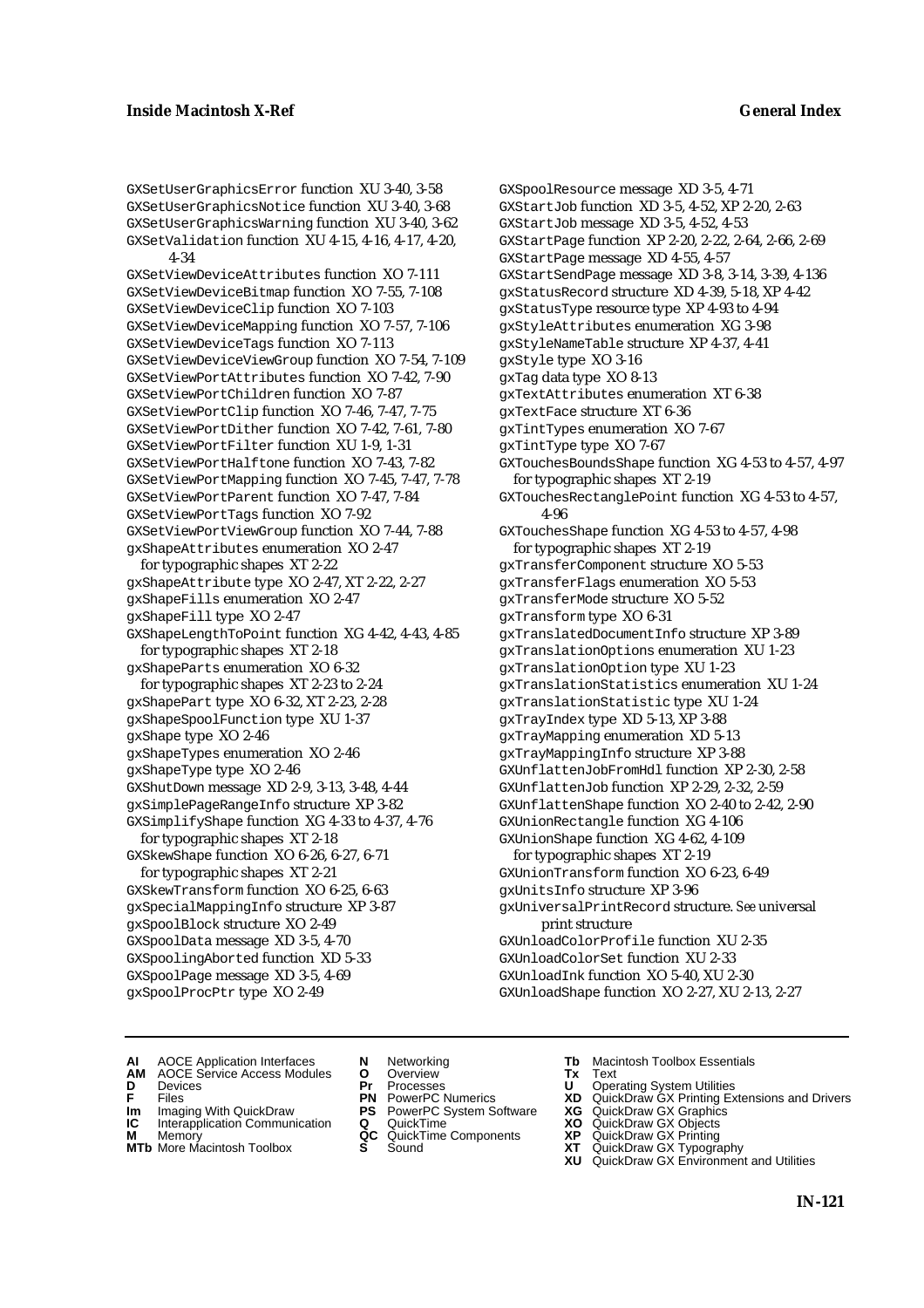GXSetUserGraphicsError function XU 3-40, 3-58
GXSetUserGraphicsNotice function XU 3-40, 3-68
GXSetUserGraphicsWarning function XU 3-40, 3-62
GXSetValidation function XU 4-15, 4-16, 4-17, 4-20, 4-34
GXSetViewDeviceAttributes function XO 7-111
GXSetViewDeviceBitmap function XO 7-55, 7-108
GXSetViewDeviceClip function XO 7-103
GXSetViewDeviceMapping function XO 7-57, 7-106
GXSetViewDeviceTags function XO 7-113
GXSetViewDeviceViewGroup function XO 7-54, 7-109
GXSetViewPortAttributes function XO 7-42, 7-90
GXSetViewPortChildren function XO 7-87
GXSetViewPortClip function XO 7-46, 7-47, 7-75
GXSetViewPortDither function XO 7-42, 7-61, 7-80
GXSetViewPortFilter function XU 1-9, 1-31
GXSetViewPortHalftone function XO 7-43, 7-82
GXSetViewPortMapping function XO 7-45, 7-47, 7-78
GXSetViewPortParent function XO 7-47, 7-84
GXSetViewPortTags function XO 7-92
GXSetViewPortViewGroup function XO 7-44, 7-88
gxShapeAttributes enumeration XO 2-47
  for typographic shapes XT 2-22
gxShapeAttribute type XO 2-47, XT 2-22, 2-27
gxShapeFills enumeration XO 2-47
gxShapeFill type XO 2-47
GXShapeLengthToPoint function XG 4-42, 4-43, 4-85
  for typographic shapes XT 2-18
gxShapeParts enumeration XO 6-32
  for typographic shapes XT 2-23 to 2-24
gxShapePart type XO 6-32, XT 2-23, 2-28
gxShapeSpoolFunction type XU 1-37
gxShape type XO 2-46
gxShapeTypes enumeration XO 2-46
gxShapeType type XO 2-46
GXShutDown message XD 2-9, 3-13, 3-48, 4-44
gxSimplePageRangeInfo structure XP 3-82
GXSimplifyShape function XG 4-33 to 4-37, 4-76
  for typographic shapes XT 2-18
GXSkewShape function XO 6-26, 6-27, 6-71
  for typographic shapes XT 2-21
GXSkewTransform function XO 6-25, 6-63
gxSpecialMappingInfo structure XP 3-87
gxSpoolBlock structure XO 2-49
GXSpoolData message XD 3-5, 4-70
GXSpoolingAborted function XD 5-33
GXSpoolPage message XD 3-5, 4-69
gxSpoolProcPtr type XO 2-49
GXSpoolResource message XD 3-5, 4-71
GXStartJob function XD 3-5, 4-52, XP 2-20, 2-63
GXStartJob message XD 3-5, 4-52, 4-53
GXStartPage function XP 2-20, 2-22, 2-64, 2-66, 2-69
GXStartPage message XD 4-55, 4-57
GXStartSendPage message XD 3-8, 3-14, 3-39, 4-136
gxStatusRecord structure XD 4-39, 5-18, XP 4-42
gxStatusType resource type XP 4-93 to 4-94
gxStyleAttributes enumeration XG 3-98
gxStyleNameTable structure XP 4-37, 4-41
gxStyle type XO 3-16
gxTag data type XO 8-13
gxTextAttributes enumeration XT 6-38
gxTextFace structure XT 6-36
gxTintTypes enumeration XO 7-67
gxTintType type XO 7-67
GXTouchesBoundsShape function XG 4-53 to 4-57, 4-97
  for typographic shapes XT 2-19
GXTouchesRectanglePoint function XG 4-53 to 4-57, 4-96
GXTouchesShape function XG 4-53 to 4-57, 4-98
  for typographic shapes XT 2-19
gxTransferComponent structure XO 5-53
gxTransferFlags enumeration XO 5-53
gxTransferMode structure XO 5-52
gxTransform type XO 6-31
gxTranslatedDocumentInfo structure XP 3-89
gxTranslationOptions enumeration XU 1-23
gxTranslationOption type XU 1-23
gxTranslationStatistics enumeration XU 1-24
gxTranslationStatistic type XU 1-24
gxTrayIndex type XD 5-13, XP 3-88
gxTrayMapping enumeration XD 5-13
gxTrayMappingInfo structure XP 3-88
GXUnflattenJobFromHdl function XP 2-30, 2-58
GXUnflattenJob function XP 2-29, 2-32, 2-59
GXUnflattenShape function XO 2-40 to 2-42, 2-90
GXUnionRectangle function XG 4-106
GXUnionShape function XG 4-62, 4-109
  for typographic shapes XT 2-19
GXUnionTransform function XO 6-23, 6-49
gxUnitsInfo structure XP 3-96
gxUniversalPrintRecord structure. *See* universal print structure
GXUnloadColorProfile function XU 2-35
GXUnloadColorSet function XU 2-33
GXUnloadInk function XO 5-40, XU 2-30
GXUnloadShape function XO 2-27, XU 2-13, 2-27

**AI** AOCE Application Interfaces
**AM** AOCE Service Access Modules
**D** Devices
**F** Files
**Im** Imaging With QuickDraw
**IC** Interapplication Communication
**M** Memory
**MTb** More Macintosh Toolbox
**N** Networking
**O** Overview
**Pr** Processes
**PN** PowerPC Numerics
**PS** PowerPC System Software
**Q** QuickTime
**QC** QuickTime Components
**S** Sound
**Tb** Macintosh Toolbox Essentials
**Tx** Text
**U** Operating System Utilities
**XD** QuickDraw GX Printing Extensions and Drivers
**XG** QuickDraw GX Graphics
**XO** QuickDraw GX Objects
**XP** QuickDraw GX Printing
**XT** QuickDraw GX Typography
**XU** QuickDraw GX Environment and Utilities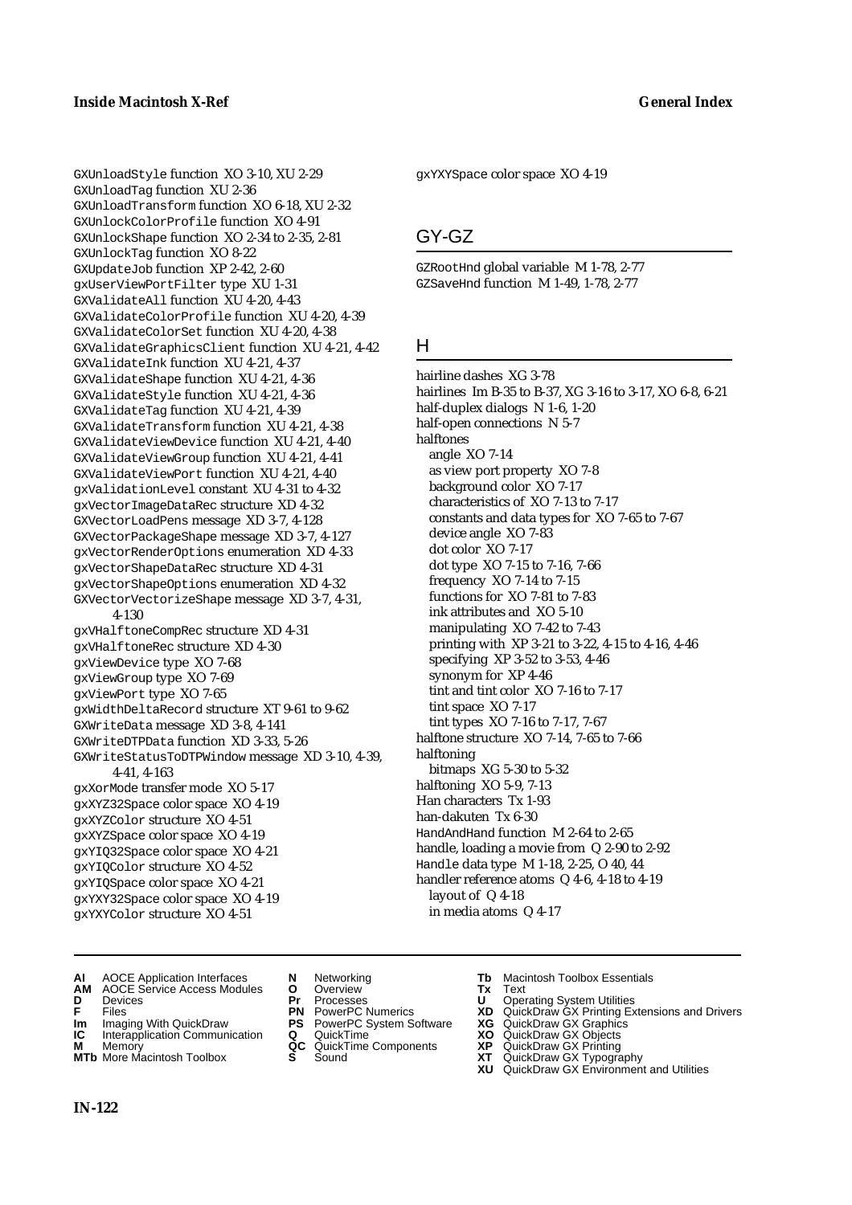GXUnloadStyle function XO 3-10, XU 2-29
GXUnloadTag function XU 2-36
GXUnloadTransform function XO 6-18, XU 2-32
GXUnlockColorProfile function XO 4-91
GXUnlockShape function XO 2-34 to 2-35, 2-81
GXUnlockTag function XO 8-22
GXUpdateJob function XP 2-42, 2-60
gxUserViewPortFilter type XU 1-31
GXValidateAll function XU 4-20, 4-43
GXValidateColorProfile function XU 4-20, 4-39
GXValidateColorSet function XU 4-20, 4-38
GXValidateGraphicsClient function XU 4-21, 4-42
GXValidateInk function XU 4-21, 4-37
GXValidateShape function XU 4-21, 4-36
GXValidateStyle function XU 4-21, 4-36
GXValidateTag function XU 4-21, 4-39
GXValidateTransform function XU 4-21, 4-38
GXValidateViewDevice function XU 4-21, 4-40
GXValidateViewGroup function XU 4-21, 4-41
GXValidateViewPort function XU 4-21, 4-40
gxValidationLevel constant XU 4-31 to 4-32
gxVectorImageDataRec structure XD 4-32
GXVectorLoadPens message XD 3-7, 4-128
GXVectorPackageShape message XD 3-7, 4-127
gxVectorRenderOptions enumeration XD 4-33
gxVectorShapeDataRec structure XD 4-31
gxVectorShapeOptions enumeration XD 4-32
GXVectorVectorizeShape message XD 3-7, 4-31, 4-130
gxVHalftoneCompRec structure XD 4-31
gxVHalftoneRec structure XD 4-30
gxViewDevice type XO 7-68
gxViewGroup type XO 7-69
gxViewPort type XO 7-65
gxWidthDeltaRecord structure XT 9-61 to 9-62
GXWriteData message XD 3-8, 4-141
GXWriteDTPData function XD 3-33, 5-26
GXWriteStatusToDTPWindow message XD 3-10, 4-39, 4-41, 4-163
gxXorMode transfer mode XO 5-17
gxXYZ32Space color space XO 4-19
gxXYZColor structure XO 4-51
gxXYZSpace color space XO 4-19
gxYIQ32Space color space XO 4-21
gxYIQColor structure XO 4-52
gxYIQSpace color space XO 4-21
gxYXY32Space color space XO 4-19
gxYXYColor structure XO 4-51
gxYXYSpace color space XO 4-19

## GY-GZ

GZRootHnd global variable M 1-78, 2-77
GZSaveHnd function M 1-49, 1-78, 2-77

## H

hairline dashes XG 3-78
hairlines Im B-35 to B-37, XG 3-16 to 3-17, XO 6-8, 6-21
half-duplex dialogs N 1-6, 1-20
half-open connections N 5-7
halftones
  angle XO 7-14
  as view port property XO 7-8
  background color XO 7-17
  characteristics of XO 7-13 to 7-17
  constants and data types for XO 7-65 to 7-67
  device angle XO 7-83
  dot color XO 7-17
  dot type XO 7-15 to 7-16, 7-66
  frequency XO 7-14 to 7-15
  functions for XO 7-81 to 7-83
  ink attributes and XO 5-10
  manipulating XO 7-42 to 7-43
  printing with XP 3-21 to 3-22, 4-15 to 4-16, 4-46
  specifying XP 3-52 to 3-53, 4-46
  synonym for XP 4-46
  tint and tint color XO 7-16 to 7-17
  tint space XO 7-17
  tint types XO 7-16 to 7-17, 7-67
halftone structure XO 7-14, 7-65 to 7-66
halftoning
  bitmaps XG 5-30 to 5-32
halftoning XO 5-9, 7-13
Han characters Tx 1-93
han-dakuten Tx 6-30
HandAndHand function M 2-64 to 2-65
handle, loading a movie from Q 2-90 to 2-92
Handle data type M 1-18, 2-25, O 40, 44
handler reference atoms Q 4-6, 4-18 to 4-19
  layout of Q 4-18
  in media atoms Q 4-17

**AI** AOCE Application Interfaces
**AM** AOCE Service Access Modules
**D** Devices
**F** Files
**Im** Imaging With QuickDraw
**IC** Interapplication Communication
**M** Memory
**MTb** More Macintosh Toolbox
**N** Networking
**O** Overview
**Pr** Processes
**PN** PowerPC Numerics
**PS** PowerPC System Software
**Q** QuickTime
**QC** QuickTime Components
**S** Sound
**Tb** Macintosh Toolbox Essentials
**Tx** Text
**U** Operating System Utilities
**XD** QuickDraw GX Printing Extensions and Drivers
**XG** QuickDraw GX Graphics
**XO** QuickDraw GX Objects
**XP** QuickDraw GX Printing
**XT** QuickDraw GX Typography
**XU** QuickDraw GX Environment and Utilities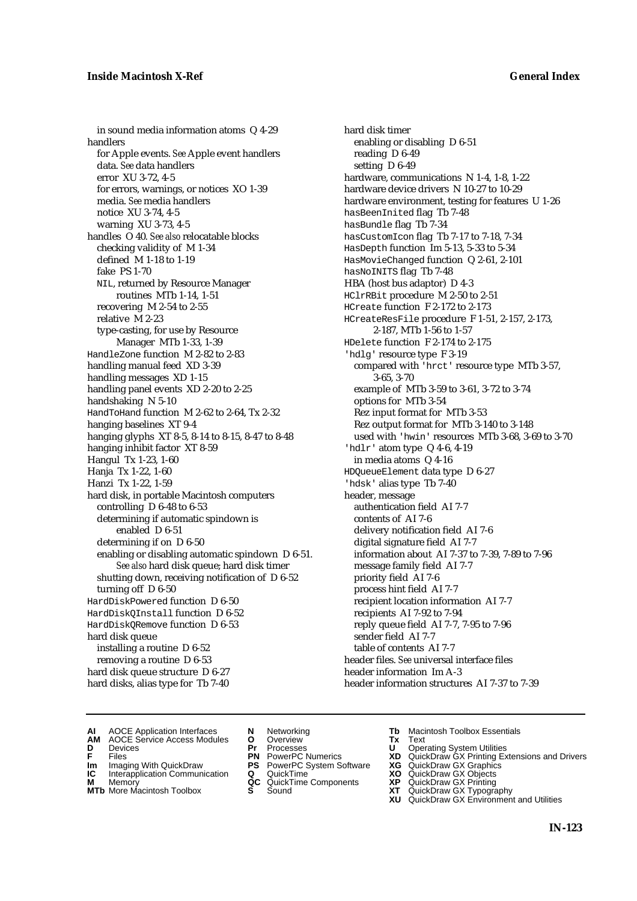in sound media information atoms Q 4-29
handlers
  for Apple events. *See* Apple event handlers
  data. *See* data handlers
  error XU 3-72, 4-5
  for errors, warnings, or notices XO 1-39
  media. *See* media handlers
  notice XU 3-74, 4-5
  warning XU 3-73, 4-5
handles O 40. *See also* relocatable blocks
  checking validity of M 1-34
  defined M 1-18 to 1-19
  fake PS 1-70
  NIL, returned by Resource Manager routines MTb 1-14, 1-51
  recovering M 2-54 to 2-55
  relative M 2-23
  type-casting, for use by Resource Manager MTb 1-33, 1-39
HandleZone function M 2-82 to 2-83
handling manual feed XD 3-39
handling messages XD 1-15
handling panel events XD 2-20 to 2-25
handshaking N 5-10
HandToHand function M 2-62 to 2-64, Tx 2-32
hanging baselines XT 9-4
hanging glyphs XT 8-5, 8-14 to 8-15, 8-47 to 8-48
hanging inhibit factor XT 8-59
Hangul Tx 1-23, 1-60
Hanja Tx 1-22, 1-60
Hanzi Tx 1-22, 1-59
hard disk, in portable Macintosh computers
  controlling D 6-48 to 6-53
  determining if automatic spindown is enabled D 6-51
  determining if on D 6-50
  enabling or disabling automatic spindown D 6-51. *See also* hard disk queue; hard disk timer
  shutting down, receiving notification of D 6-52
  turning off D 6-50
HardDiskPowered function D 6-50
HardDiskQInstall function D 6-52
HardDiskQRemove function D 6-53
hard disk queue
  installing a routine D 6-52
  removing a routine D 6-53
hard disk queue structure D 6-27
hard disks, alias type for Tb 7-40
hard disk timer
  enabling or disabling D 6-51
  reading D 6-49
  setting D 6-49
hardware, communications N 1-4, 1-8, 1-22
hardware device drivers N 10-27 to 10-29
hardware environment, testing for features U 1-26
hasBeenInited flag Tb 7-48
hasBundle flag Tb 7-34
hasCustomIcon flag Tb 7-17 to 7-18, 7-34
HasDepth function Im 5-13, 5-33 to 5-34
HasMovieChanged function Q 2-61, 2-101
hasNoINITS flag Tb 7-48
HBA (host bus adaptor) D 4-3
HClrRBit procedure M 2-50 to 2-51
HCreate function F 2-172 to 2-173
HCreateResFile procedure F 1-51, 2-157, 2-173, 2-187, MTb 1-56 to 1-57
HDelete function F 2-174 to 2-175
'hdlg' resource type F 3-19
  compared with 'hrct' resource type MTb 3-57, 3-65, 3-70
  example of MTb 3-59 to 3-61, 3-72 to 3-74
  options for MTb 3-54
  Rez input format for MTb 3-53
  Rez output format for MTb 3-140 to 3-148
  used with 'hwin' resources MTb 3-68, 3-69 to 3-70
'hdlr' atom type Q 4-6, 4-19
  in media atoms Q 4-16
HDQueueElement data type D 6-27
'hdsk' alias type Tb 7-40
header, message
  authentication field AI 7-7
  contents of AI 7-6
  delivery notification field AI 7-6
  digital signature field AI 7-7
  information about AI 7-37 to 7-39, 7-89 to 7-96
  message family field AI 7-7
  priority field AI 7-6
  process hint field AI 7-7
  recipient location information AI 7-7
  recipients AI 7-92 to 7-94
  reply queue field AI 7-7, 7-95 to 7-96
  sender field AI 7-7
  table of contents AI 7-7
header files. *See* universal interface files
header information Im A-3
header information structures AI 7-37 to 7-39

**AI** AOCE Application Interfaces  **AM** AOCE Service Access Modules  **D** Devices  **F** Files  **Im** Imaging With QuickDraw  **IC** Interapplication Communication  **M** Memory  **MTb** More Macintosh Toolbox  **N** Networking  **O** Overview  **Pr** Processes  **PN** PowerPC Numerics  **PS** PowerPC System Software  **Q** QuickTime  **QC** QuickTime Components  **S** Sound  **Tb** Macintosh Toolbox Essentials  **Tx** Text  **U** Operating System Utilities  **XD** QuickDraw GX Printing Extensions and Drivers  **XG** QuickDraw GX Graphics  **XO** QuickDraw GX Objects  **XP** QuickDraw GX Printing  **XT** QuickDraw GX Typography  **XU** QuickDraw GX Environment and Utilities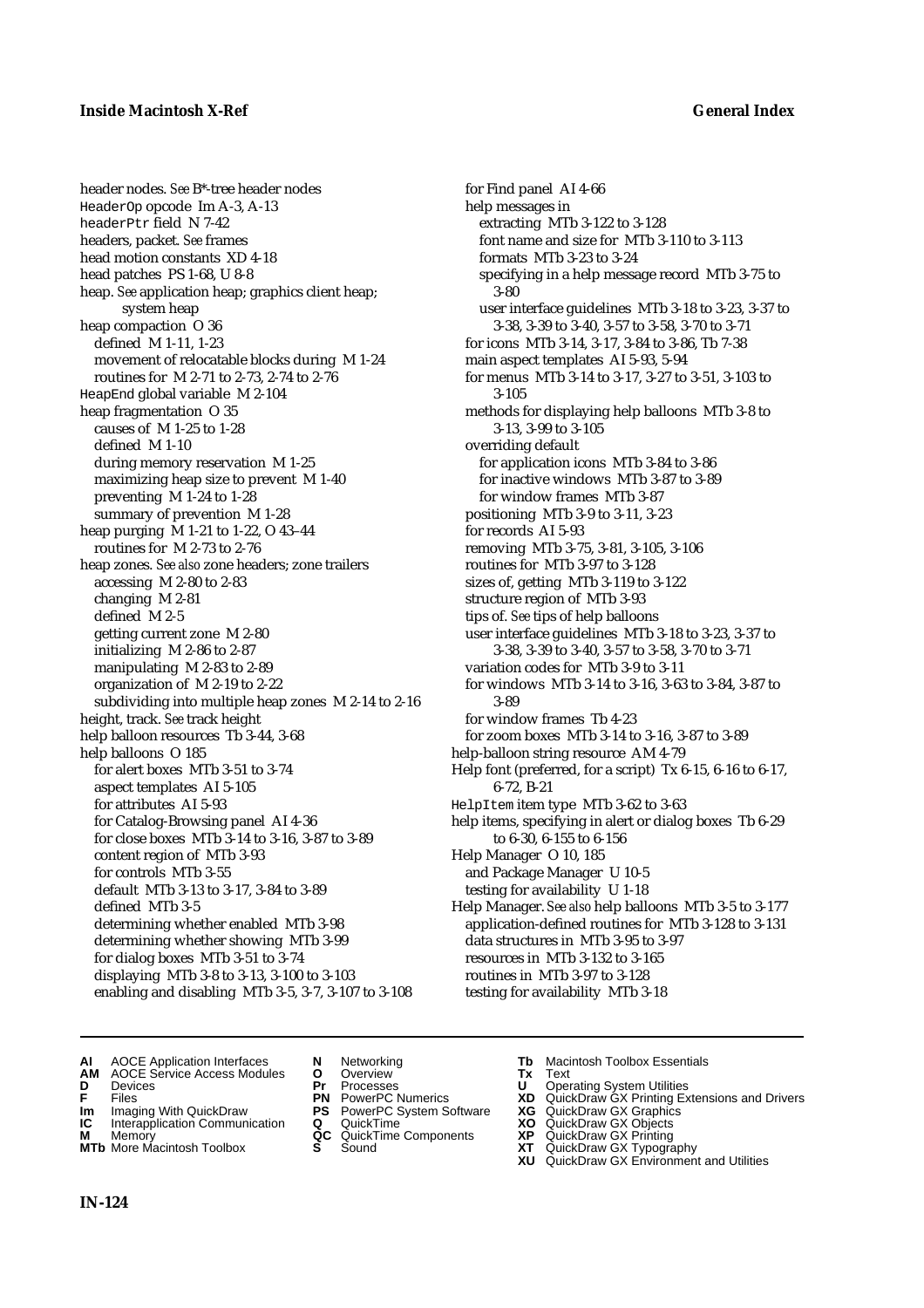header nodes. *See* B*-tree header nodes
HeaderOp opcode Im A-3, A-13
headerPtr field N 7-42
headers, packet. *See* frames
head motion constants XD 4-18
head patches PS 1-68, U 8-8
heap. *See* application heap; graphics client heap; system heap
heap compaction O 36
  defined M 1-11, 1-23
  movement of relocatable blocks during M 1-24
  routines for M 2-71 to 2-73, 2-74 to 2-76
HeapEnd global variable M 2-104
heap fragmentation O 35
  causes of M 1-25 to 1-28
  defined M 1-10
  during memory reservation M 1-25
  maximizing heap size to prevent M 1-40
  preventing M 1-24 to 1-28
  summary of prevention M 1-28
heap purging M 1-21 to 1-22, O 43–44
  routines for M 2-73 to 2-76
heap zones. *See also* zone headers; zone trailers
  accessing M 2-80 to 2-83
  changing M 2-81
  defined M 2-5
  getting current zone M 2-80
  initializing M 2-86 to 2-87
  manipulating M 2-83 to 2-89
  organization of M 2-19 to 2-22
  subdividing into multiple heap zones M 2-14 to 2-16
height, track. *See* track height
help balloon resources Tb 3-44, 3-68
help balloons O 185
  for alert boxes MTb 3-51 to 3-74
  aspect templates AI 5-105
  for attributes AI 5-93
  for Catalog-Browsing panel AI 4-36
  for close boxes MTb 3-14 to 3-16, 3-87 to 3-89
  content region of MTb 3-93
  for controls MTb 3-55
  default MTb 3-13 to 3-17, 3-84 to 3-89
  defined MTb 3-5
  determining whether enabled MTb 3-98
  determining whether showing MTb 3-99
  for dialog boxes MTb 3-51 to 3-74
  displaying MTb 3-8 to 3-13, 3-100 to 3-103
  enabling and disabling MTb 3-5, 3-7, 3-107 to 3-108
  for Find panel AI 4-66
  help messages in
    extracting MTb 3-122 to 3-128
    font name and size for MTb 3-110 to 3-113
    formats MTb 3-23 to 3-24
    specifying in a help message record MTb 3-75 to 3-80
    user interface guidelines MTb 3-18 to 3-23, 3-37 to 3-38, 3-39 to 3-40, 3-57 to 3-58, 3-70 to 3-71
  for icons MTb 3-14, 3-17, 3-84 to 3-86, Tb 7-38
  main aspect templates AI 5-93, 5-94
  for menus MTb 3-14 to 3-17, 3-27 to 3-51, 3-103 to 3-105
  methods for displaying help balloons MTb 3-8 to 3-13, 3-99 to 3-105
  overriding default
    for application icons MTb 3-84 to 3-86
    for inactive windows MTb 3-87 to 3-89
    for window frames MTb 3-87
  positioning MTb 3-9 to 3-11, 3-23
  for records AI 5-93
  removing MTb 3-75, 3-81, 3-105, 3-106
  routines for MTb 3-97 to 3-128
  sizes of, getting MTb 3-119 to 3-122
  structure region of MTb 3-93
  tips of. *See* tips of help balloons
  user interface guidelines MTb 3-18 to 3-23, 3-37 to 3-38, 3-39 to 3-40, 3-57 to 3-58, 3-70 to 3-71
  variation codes for MTb 3-9 to 3-11
  for windows MTb 3-14 to 3-16, 3-63 to 3-84, 3-87 to 3-89
  for window frames Tb 4-23
  for zoom boxes MTb 3-14 to 3-16, 3-87 to 3-89
help-balloon string resource AM 4-79
Help font (preferred, for a script) Tx 6-15, 6-16 to 6-17, 6-72, B-21
HelpItem item type MTb 3-62 to 3-63
help items, specifying in alert or dialog boxes Tb 6-29 to 6-30, 6-155 to 6-156
Help Manager O 10, 185
  and Package Manager U 10-5
  testing for availability U 1-18
Help Manager. *See also* help balloons MTb 3-5 to 3-177
  application-defined routines for MTb 3-128 to 3-131
  data structures in MTb 3-95 to 3-97
  resources in MTb 3-132 to 3-165
  routines in MTb 3-97 to 3-128
  testing for availability MTb 3-18

**AI** AOCE Application Interfaces
**AM** AOCE Service Access Modules
**D** Devices
**F** Files
**Im** Imaging With QuickDraw
**IC** Interapplication Communication
**M** Memory
**MTb** More Macintosh Toolbox
**N** Networking
**O** Overview
**Pr** Processes
**PN** PowerPC Numerics
**PS** PowerPC System Software
**Q** QuickTime
**QC** QuickTime Components
**S** Sound
**Tb** Macintosh Toolbox Essentials
**Tx** Text
**U** Operating System Utilities
**XD** QuickDraw GX Printing Extensions and Drivers
**XG** QuickDraw GX Graphics
**XO** QuickDraw GX Objects
**XP** QuickDraw GX Printing
**XT** QuickDraw GX Typography
**XU** QuickDraw GX Environment and Utilities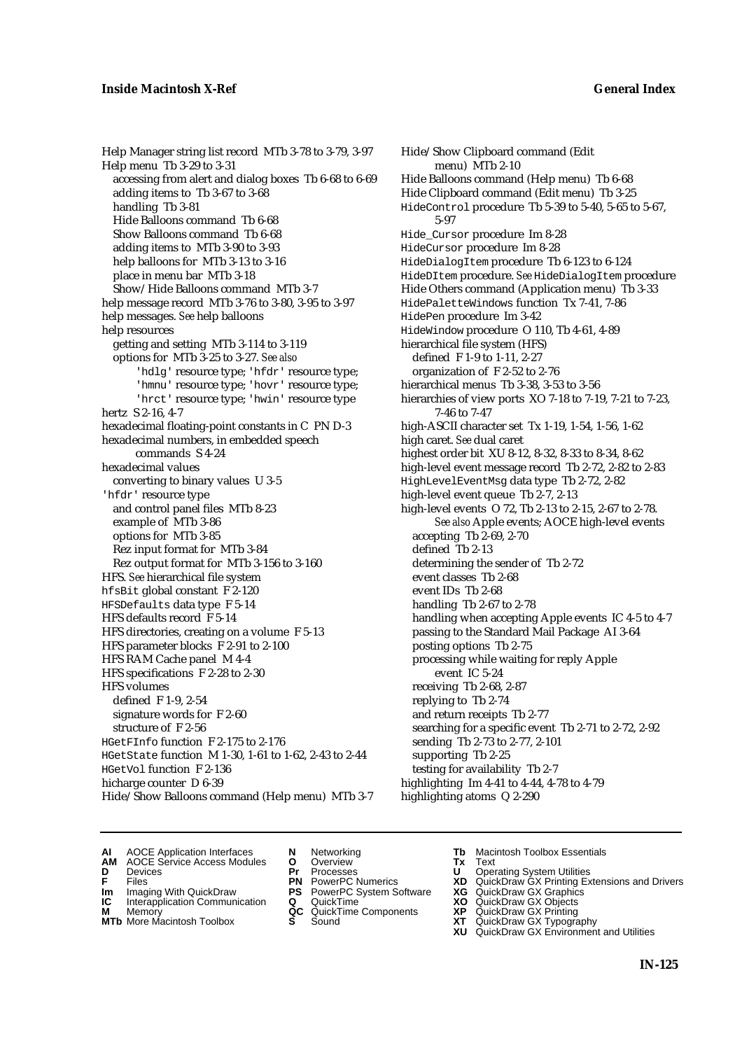Help Manager string list record MTb 3-78 to 3-79, 3-97
Help menu Tb 3-29 to 3-31
  accessing from alert and dialog boxes Tb 6-68 to 6-69
  adding items to Tb 3-67 to 3-68
  handling Tb 3-81
  Hide Balloons command Tb 6-68
  Show Balloons command Tb 6-68
  adding items to MTb 3-90 to 3-93
  help balloons for MTb 3-13 to 3-16
  place in menu bar MTb 3-18
  Show/Hide Balloons command MTb 3-7
help message record MTb 3-76 to 3-80, 3-95 to 3-97
help messages. *See* help balloons
help resources
  getting and setting MTb 3-114 to 3-119
  options for MTb 3-25 to 3-27. *See also* 'hdlg' resource type; 'hfdr' resource type; 'hmnu' resource type; 'hovr' resource type; 'hrct' resource type; 'hwin' resource type
hertz S 2-16, 4-7
hexadecimal floating-point constants in C PN D-3
hexadecimal numbers, in embedded speech commands S 4-24
hexadecimal values
  converting to binary values U 3-5
'hfdr' resource type
  and control panel files MTb 8-23
  example of MTb 3-86
  options for MTb 3-85
  Rez input format for MTb 3-84
  Rez output format for MTb 3-156 to 3-160
HFS. *See* hierarchical file system
hfsBit global constant F 2-120
HFSDefaults data type F 5-14
HFS defaults record F 5-14
HFS directories, creating on a volume F 5-13
HFS parameter blocks F 2-91 to 2-100
HFS RAM Cache panel M 4-4
HFS specifications F 2-28 to 2-30
HFS volumes
  defined F 1-9, 2-54
  signature words for F 2-60
  structure of F 2-56
HGetFInfo function F 2-175 to 2-176
HGetState function M 1-30, 1-61 to 1-62, 2-43 to 2-44
HGetVol function F 2-136
hicharge counter D 6-39
Hide/Show Balloons command (Help menu) MTb 3-7
Hide/Show Clipboard command (Edit menu) MTb 2-10
Hide Balloons command (Help menu) Tb 6-68
Hide Clipboard command (Edit menu) Tb 3-25
HideControl procedure Tb 5-39 to 5-40, 5-65 to 5-67, 5-97
Hide_Cursor procedure Im 8-28
HideCursor procedure Im 8-28
HideDialogItem procedure Tb 6-123 to 6-124
HideDItem procedure. *See* HideDialogItem procedure
Hide Others command (Application menu) Tb 3-33
HidePaletteWindows function Tx 7-41, 7-86
HidePen procedure Im 3-42
HideWindow procedure O 110, Tb 4-61, 4-89
hierarchical file system (HFS)
  defined F 1-9 to 1-11, 2-27
  organization of F 2-52 to 2-76
hierarchical menus Tb 3-38, 3-53 to 3-56
hierarchies of view ports XO 7-18 to 7-19, 7-21 to 7-23, 7-46 to 7-47
high-ASCII character set Tx 1-19, 1-54, 1-56, 1-62
high caret. *See* dual caret
highest order bit XU 8-12, 8-32, 8-33 to 8-34, 8-62
high-level event message record Tb 2-72, 2-82 to 2-83
HighLevelEventMsg data type Tb 2-72, 2-82
high-level event queue Tb 2-7, 2-13
high-level events O 72, Tb 2-13 to 2-15, 2-67 to 2-78. *See also* Apple events; AOCE high-level events
  accepting Tb 2-69, 2-70
  defined Tb 2-13
  determining the sender of Tb 2-72
  event classes Tb 2-68
  event IDs Tb 2-68
  handling Tb 2-67 to 2-78
  handling when accepting Apple events IC 4-5 to 4-7
  passing to the Standard Mail Package AI 3-64
  posting options Tb 2-75
  processing while waiting for reply Apple event IC 5-24
  receiving Tb 2-68, 2-87
  replying to Tb 2-74
  and return receipts Tb 2-77
  searching for a specific event Tb 2-71 to 2-72, 2-92
  sending Tb 2-73 to 2-77, 2-101
  supporting Tb 2-25
  testing for availability Tb 2-7
highlighting Im 4-41 to 4-44, 4-78 to 4-79
highlighting atoms Q 2-290

**AI** AOCE Application Interfaces **AM** AOCE Service Access Modules **D** Devices **F** Files **Im** Imaging With QuickDraw **IC** Interapplication Communication **M** Memory **MTb** More Macintosh Toolbox **N** Networking **O** Overview **Pr** Processes **PN** PowerPC Numerics **PS** PowerPC System Software **Q** QuickTime **QC** QuickTime Components **S** Sound **Tb** Macintosh Toolbox Essentials **Tx** Text **U** Operating System Utilities **XD** QuickDraw GX Printing Extensions and Drivers **XG** QuickDraw GX Graphics **XO** QuickDraw GX Objects **XP** QuickDraw GX Printing **XT** QuickDraw GX Typography **XU** QuickDraw GX Environment and Utilities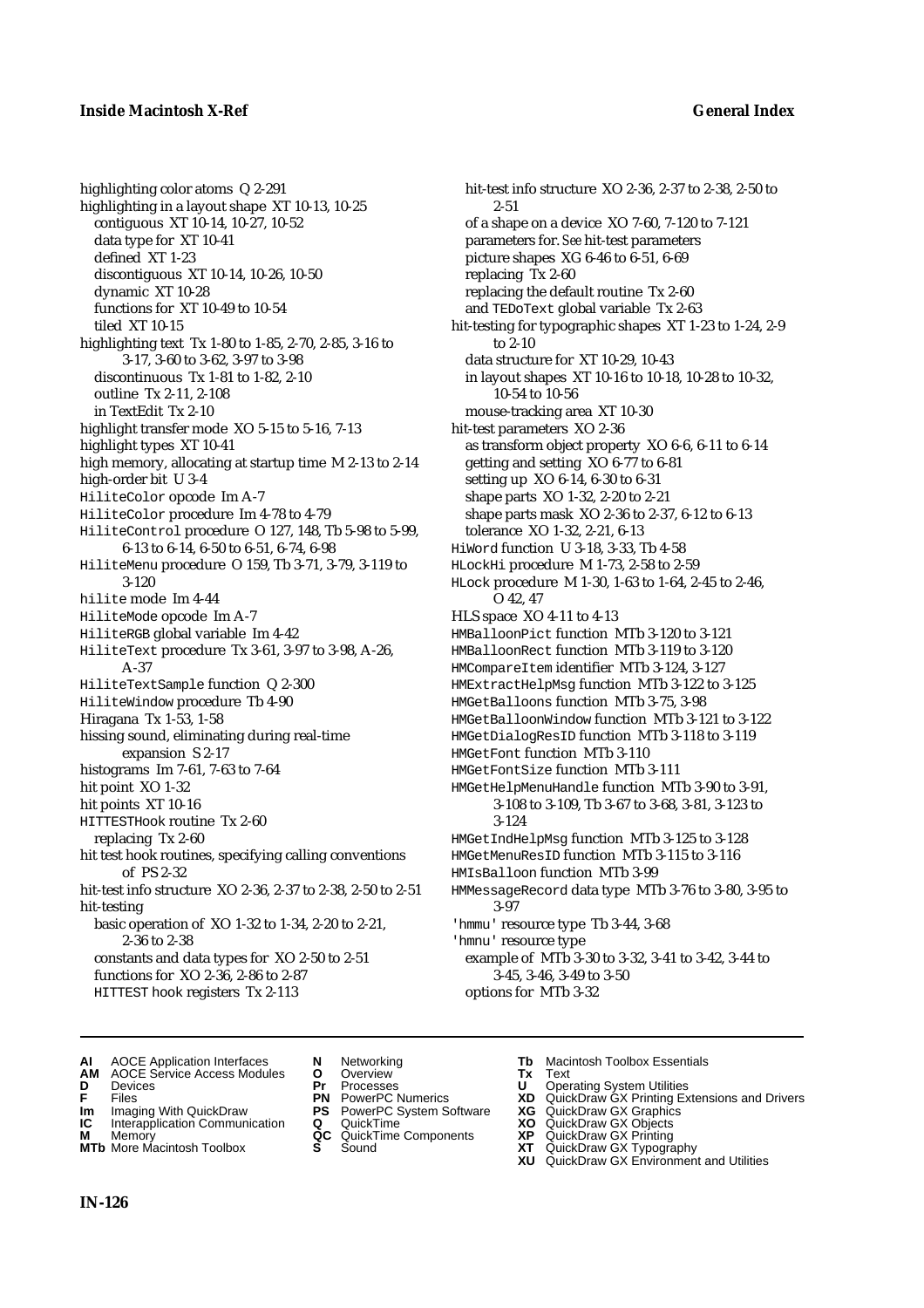highlighting color atoms Q 2-291
highlighting in a layout shape XT 10-13, 10-25
  contiguous XT 10-14, 10-27, 10-52
  data type for XT 10-41
  defined XT 1-23
  discontiguous XT 10-14, 10-26, 10-50
  dynamic XT 10-28
  functions for XT 10-49 to 10-54
  tiled XT 10-15
highlighting text Tx 1-80 to 1-85, 2-70, 2-85, 3-16 to 3-17, 3-60 to 3-62, 3-97 to 3-98
  discontinuous Tx 1-81 to 1-82, 2-10
  outline Tx 2-11, 2-108
  in TextEdit Tx 2-10
highlight transfer mode XO 5-15 to 5-16, 7-13
highlight types XT 10-41
high memory, allocating at startup time M 2-13 to 2-14
high-order bit U 3-4
HiliteColor opcode Im A-7
HiliteColor procedure Im 4-78 to 4-79
HiliteControl procedure O 127, 148, Tb 5-98 to 5-99, 6-13 to 6-14, 6-50 to 6-51, 6-74, 6-98
HiliteMenu procedure O 159, Tb 3-71, 3-79, 3-119 to 3-120
hilite mode Im 4-44
HiliteMode opcode Im A-7
HiliteRGB global variable Im 4-42
HiliteText procedure Tx 3-61, 3-97 to 3-98, A-26, A-37
HiliteTextSample function Q 2-300
HiliteWindow procedure Tb 4-90
Hiragana Tx 1-53, 1-58
hissing sound, eliminating during real-time expansion S 2-17
histograms Im 7-61, 7-63 to 7-64
hit point XO 1-32
hit points XT 10-16
HITTESTHook routine Tx 2-60
  replacing Tx 2-60
hit test hook routines, specifying calling conventions of PS 2-32
hit-test info structure XO 2-36, 2-37 to 2-38, 2-50 to 2-51
hit-testing
  basic operation of XO 1-32 to 1-34, 2-20 to 2-21, 2-36 to 2-38
  constants and data types for XO 2-50 to 2-51
  functions for XO 2-36, 2-86 to 2-87
  HITTEST hook registers Tx 2-113
  hit-test info structure XO 2-36, 2-37 to 2-38, 2-50 to 2-51
  of a shape on a device XO 7-60, 7-120 to 7-121
  parameters for. *See* hit-test parameters
  picture shapes XG 6-46 to 6-51, 6-69
  replacing Tx 2-60
  replacing the default routine Tx 2-60
  and TEDoText global variable Tx 2-63
hit-testing for typographic shapes XT 1-23 to 1-24, 2-9 to 2-10
  data structure for XT 10-29, 10-43
  in layout shapes XT 10-16 to 10-18, 10-28 to 10-32, 10-54 to 10-56
  mouse-tracking area XT 10-30
hit-test parameters XO 2-36
  as transform object property XO 6-6, 6-11 to 6-14
  getting and setting XO 6-77 to 6-81
  setting up XO 6-14, 6-30 to 6-31
  shape parts XO 1-32, 2-20 to 2-21
  shape parts mask XO 2-36 to 2-37, 6-12 to 6-13
  tolerance XO 1-32, 2-21, 6-13
HiWord function U 3-18, 3-33, Tb 4-58
HLockHi procedure M 1-73, 2-58 to 2-59
HLock procedure M 1-30, 1-63 to 1-64, 2-45 to 2-46, O 42, 47
HLS space XO 4-11 to 4-13
HMBalloonPict function MTb 3-120 to 3-121
HMBalloonRect function MTb 3-119 to 3-120
HMCompareItem identifier MTb 3-124, 3-127
HMExtractHelpMsg function MTb 3-122 to 3-125
HMGetBalloons function MTb 3-75, 3-98
HMGetBalloonWindow function MTb 3-121 to 3-122
HMGetDialogResID function MTb 3-118 to 3-119
HMGetFont function MTb 3-110
HMGetFontSize function MTb 3-111
HMGetHelpMenuHandle function MTb 3-90 to 3-91, 3-108 to 3-109, Tb 3-67 to 3-68, 3-81, 3-123 to 3-124
HMGetIndHelpMsg function MTb 3-125 to 3-128
HMGetMenuResID function MTb 3-115 to 3-116
HMIsBalloon function MTb 3-99
HMMessageRecord data type MTb 3-76 to 3-80, 3-95 to 3-97
'hmmu' resource type Tb 3-44, 3-68
'hmnu' resource type
  example of MTb 3-30 to 3-32, 3-41 to 3-42, 3-44 to 3-45, 3-46, 3-49 to 3-50
  options for MTb 3-32

**AI** AOCE Application Interfaces
**AM** AOCE Service Access Modules
**D** Devices
**F** Files
**Im** Imaging With QuickDraw
**IC** Interapplication Communication
**M** Memory
**MTb** More Macintosh Toolbox
**N** Networking
**O** Overview
**Pr** Processes
**PN** PowerPC Numerics
**PS** PowerPC System Software
**Q** QuickTime
**QC** QuickTime Components
**S** Sound
**Tb** Macintosh Toolbox Essentials
**Tx** Text
**U** Operating System Utilities
**XD** QuickDraw GX Printing Extensions and Drivers
**XG** QuickDraw GX Graphics
**XO** QuickDraw GX Objects
**XP** QuickDraw GX Printing
**XT** QuickDraw GX Typography
**XU** QuickDraw GX Environment and Utilities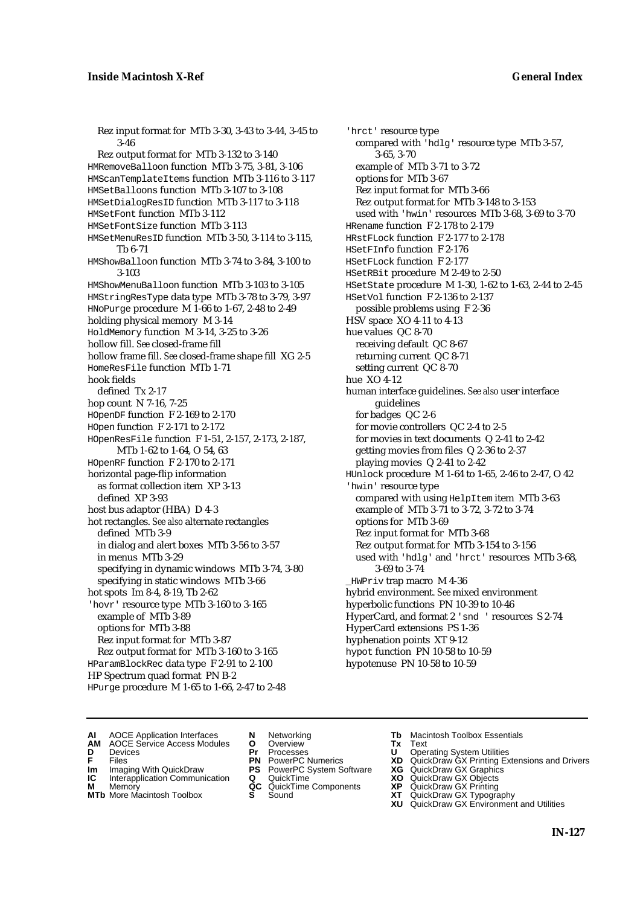Rez input format for MTb 3-30, 3-43 to 3-44, 3-45 to 3-46
Rez output format for MTb 3-132 to 3-140
HMRemoveBalloon function MTb 3-75, 3-81, 3-106
HMScanTemplateItems function MTb 3-116 to 3-117
HMSetBalloons function MTb 3-107 to 3-108
HMSetDialogResID function MTb 3-117 to 3-118
HMSetFont function MTb 3-112
HMSetFontSize function MTb 3-113
HMSetMenuResID function MTb 3-50, 3-114 to 3-115, Tb 6-71
HMShowBalloon function MTb 3-74 to 3-84, 3-100 to 3-103
HMShowMenuBalloon function MTb 3-103 to 3-105
HMStringResType data type MTb 3-78 to 3-79, 3-97
HNoPurge procedure M 1-66 to 1-67, 2-48 to 2-49
holding physical memory M 3-14
HoldMemory function M 3-14, 3-25 to 3-26
hollow fill. *See* closed-frame fill
hollow frame fill. *See* closed-frame shape fill XG 2-5
HomeResFile function MTb 1-71
hook fields
defined Tx 2-17
hop count N 7-16, 7-25
HOpenDF function F 2-169 to 2-170
HOpen function F 2-171 to 2-172
HOpenResFile function F 1-51, 2-157, 2-173, 2-187, MTb 1-62 to 1-64, O 54, 63
HOpenRF function F 2-170 to 2-171
horizontal page-flip information
as format collection item XP 3-13
defined XP 3-93
host bus adaptor (HBA) D 4-3
hot rectangles. *See also* alternate rectangles
defined MTb 3-9
in dialog and alert boxes MTb 3-56 to 3-57
in menus MTb 3-29
specifying in dynamic windows MTb 3-74, 3-80
specifying in static windows MTb 3-66
hot spots Im 8-4, 8-19, Tb 2-62
'hovr' resource type MTb 3-160 to 3-165
example of MTb 3-89
options for MTb 3-88
Rez input format for MTb 3-87
Rez output format for MTb 3-160 to 3-165
HParamBlockRec data type F 2-91 to 2-100
HP Spectrum quad format PN B-2
HPurge procedure M 1-65 to 1-66, 2-47 to 2-48
'hrct' resource type
compared with 'hdlg' resource type MTb 3-57, 3-65, 3-70
example of MTb 3-71 to 3-72
options for MTb 3-67
Rez input format for MTb 3-66
Rez output format for MTb 3-148 to 3-153
used with 'hwin' resources MTb 3-68, 3-69 to 3-70
HRename function F 2-178 to 2-179
HRstFLock function F 2-177 to 2-178
HSetFInfo function F 2-176
HSetFLock function F 2-177
HSetRBit procedure M 2-49 to 2-50
HSetState procedure M 1-30, 1-62 to 1-63, 2-44 to 2-45
HSetVol function F 2-136 to 2-137
possible problems using F 2-36
HSV space XO 4-11 to 4-13
hue values QC 8-70
receiving default QC 8-67
returning current QC 8-71
setting current QC 8-70
hue XO 4-12
human interface guidelines. *See also* user interface guidelines
for badges QC 2-6
for movie controllers QC 2-4 to 2-5
for movies in text documents Q 2-41 to 2-42
getting movies from files Q 2-36 to 2-37
playing movies Q 2-41 to 2-42
HUnlock procedure M 1-64 to 1-65, 2-46 to 2-47, O 42
'hwin' resource type
compared with using HelpItem item MTb 3-63
example of MTb 3-71 to 3-72, 3-72 to 3-74
options for MTb 3-69
Rez input format for MTb 3-68
Rez output format for MTb 3-154 to 3-156
used with 'hdlg' and 'hrct' resources MTb 3-68, 3-69 to 3-74
_HWPriv trap macro M 4-36
hybrid environment. *See* mixed environment
hyperbolic functions PN 10-39 to 10-46
HyperCard, and format 2 'snd ' resources S 2-74
HyperCard extensions PS 1-36
hyphenation points XT 9-12
hypot function PN 10-58 to 10-59
hypotenuse PN 10-58 to 10-59

**AI** AOCE Application Interfaces
**AM** AOCE Service Access Modules
**D** Devices
**F** Files
**Im** Imaging With QuickDraw
**IC** Interapplication Communication
**M** Memory
**MTb** More Macintosh Toolbox
**N** Networking
**O** Overview
**Pr** Processes
**PN** PowerPC Numerics
**PS** PowerPC System Software
**Q** QuickTime
**QC** QuickTime Components
**S** Sound
**Tb** Macintosh Toolbox Essentials
**Tx** Text
**U** Operating System Utilities
**XD** QuickDraw GX Printing Extensions and Drivers
**XG** QuickDraw GX Graphics
**XO** QuickDraw GX Objects
**XP** QuickDraw GX Printing
**XT** QuickDraw GX Typography
**XU** QuickDraw GX Environment and Utilities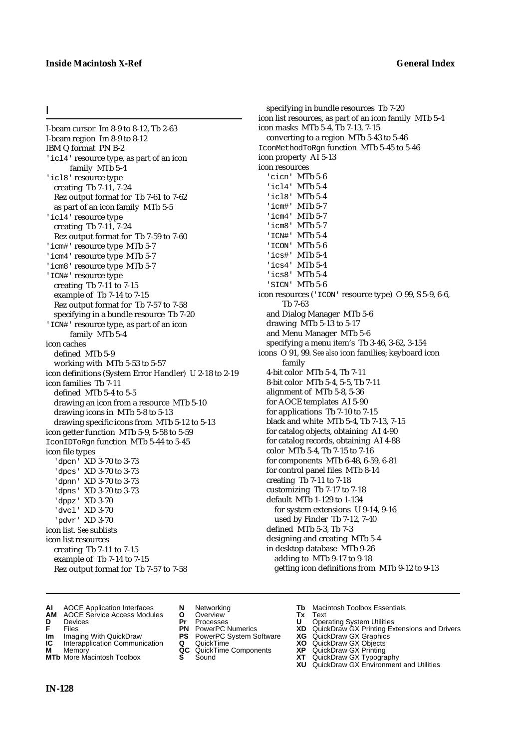## I

I-beam cursor Im 8-9 to 8-12, Tb 2-63
I-beam region Im 8-9 to 8-12
IBM Q format PN B-2
'icl4' resource type, as part of an icon family MTb 5-4
'icl8' resource type
  creating Tb 7-11, 7-24
  Rez output format for Tb 7-61 to 7-62
  as part of an icon family MTb 5-5
'icl4' resource type
  creating Tb 7-11, 7-24
  Rez output format for Tb 7-59 to 7-60
'icm#' resource type MTb 5-7
'icm4' resource type MTb 5-7
'icm8' resource type MTb 5-7
'ICN#' resource type
  creating Tb 7-11 to 7-15
  example of Tb 7-14 to 7-15
  Rez output format for Tb 7-57 to 7-58
  specifying in a bundle resource Tb 7-20
'ICN#' resource type, as part of an icon family MTb 5-4
icon caches
  defined MTb 5-9
  working with MTb 5-53 to 5-57
icon definitions (System Error Handler) U 2-18 to 2-19
icon families Tb 7-11
  defined MTb 5-4 to 5-5
  drawing an icon from a resource MTb 5-10
  drawing icons in MTb 5-8 to 5-13
  drawing specific icons from MTb 5-12 to 5-13
icon getter function MTb 5-9, 5-58 to 5-59
IconIDToRgn function MTb 5-44 to 5-45
icon file types
  'dpcn' XD 3-70 to 3-73
  'dpcs' XD 3-70 to 3-73
  'dpnn' XD 3-70 to 3-73
  'dpns' XD 3-70 to 3-73
  'dppz' XD 3-70
  'dvcl' XD 3-70
  'pdvr' XD 3-70
icon list. *See* sublists
icon list resources
  creating Tb 7-11 to 7-15
  example of Tb 7-14 to 7-15
  Rez output format for Tb 7-57 to 7-58
  specifying in bundle resources Tb 7-20
icon list resources, as part of an icon family MTb 5-4
icon masks MTb 5-4, Tb 7-13, 7-15
  converting to a region MTb 5-43 to 5-46
IconMethodToRgn function MTb 5-45 to 5-46
icon property AI 5-13
icon resources
  'cicn' MTb 5-6
  'icl4' MTb 5-4
  'icl8' MTb 5-4
  'icm#' MTb 5-7
  'icm4' MTb 5-7
  'icm8' MTb 5-7
  'ICN#' MTb 5-4
  'ICON' MTb 5-6
  'ics#' MTb 5-4
  'ics4' MTb 5-4
  'ics8' MTb 5-4
  'SICN' MTb 5-6
icon resources ('ICON' resource type) O 99, S 5-9, 6-6, Tb 7-63
  and Dialog Manager MTb 5-6
  drawing MTb 5-13 to 5-17
  and Menu Manager MTb 5-6
  specifying a menu item's Tb 3-46, 3-62, 3-154
icons O 91, 99. *See also* icon families; keyboard icon family
  4-bit color MTb 5-4, Tb 7-11
  8-bit color MTb 5-4, 5-5, Tb 7-11
  alignment of MTb 5-8, 5-36
  for AOCE templates AI 5-90
  for applications Tb 7-10 to 7-15
  black and white MTb 5-4, Tb 7-13, 7-15
  for catalog objects, obtaining AI 4-90
  for catalog records, obtaining AI 4-88
  color MTb 5-4, Tb 7-15 to 7-16
  for components MTb 6-48, 6-59, 6-81
  for control panel files MTb 8-14
  creating Tb 7-11 to 7-18
  customizing Tb 7-17 to 7-18
  default MTb 1-129 to 1-134
    for system extensions U 9-14, 9-16
    used by Finder Tb 7-12, 7-40
  defined MTb 5-3, Tb 7-3
  designing and creating MTb 5-4
  in desktop database MTb 9-26
    adding to MTb 9-17 to 9-18
    getting icon definitions from MTb 9-12 to 9-13

**AI** AOCE Application Interfaces
**AM** AOCE Service Access Modules
**D** Devices
**F** Files
**Im** Imaging With QuickDraw
**IC** Interapplication Communication
**M** Memory
**MTb** More Macintosh Toolbox
**N** Networking
**O** Overview
**Pr** Processes
**PN** PowerPC Numerics
**PS** PowerPC System Software
**Q** QuickTime
**QC** QuickTime Components
**S** Sound
**Tb** Macintosh Toolbox Essentials
**Tx** Text
**U** Operating System Utilities
**XD** QuickDraw GX Printing Extensions and Drivers
**XG** QuickDraw GX Graphics
**XO** QuickDraw GX Objects
**XP** QuickDraw GX Printing
**XT** QuickDraw GX Typography
**XU** QuickDraw GX Environment and Utilities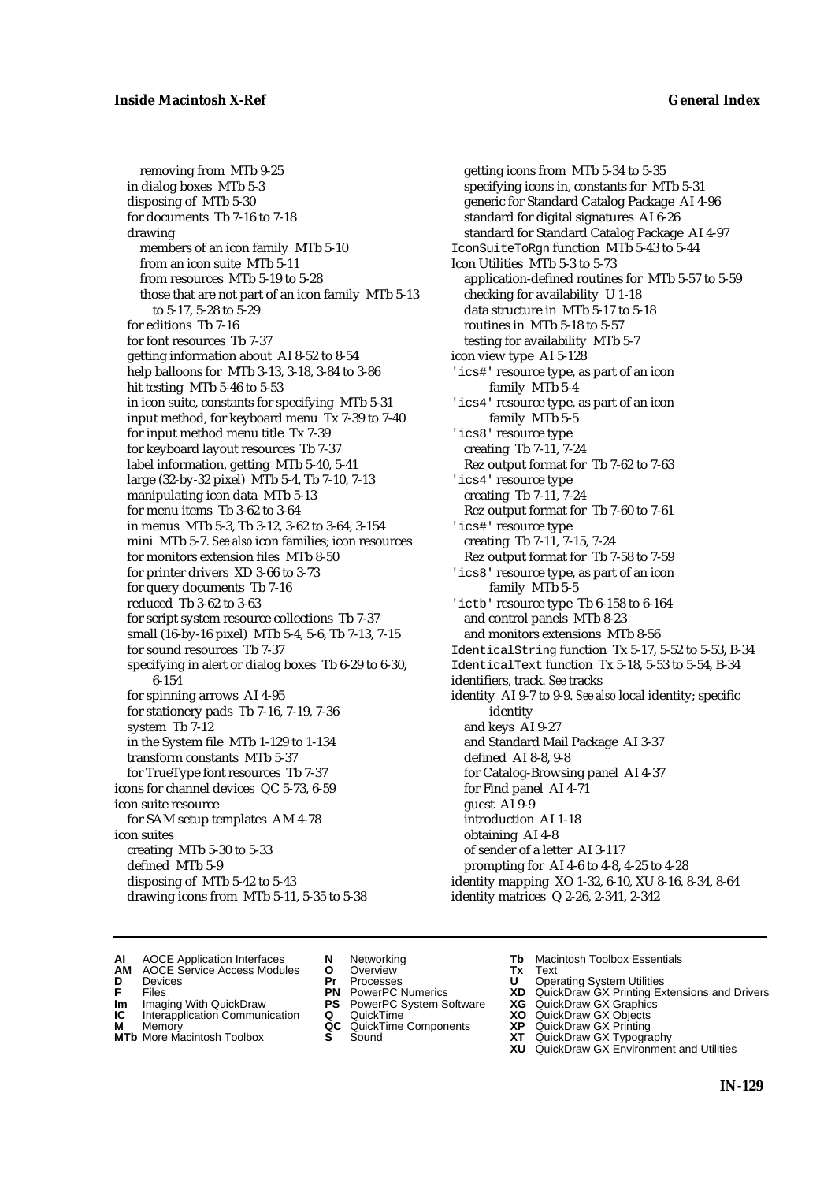removing from MTb 9-25
in dialog boxes MTb 5-3
disposing of MTb 5-30
for documents Tb 7-16 to 7-18
drawing
members of an icon family MTb 5-10
from an icon suite MTb 5-11
from resources MTb 5-19 to 5-28
those that are not part of an icon family MTb 5-13 to 5-17, 5-28 to 5-29
for editions Tb 7-16
for font resources Tb 7-37
getting information about AI 8-52 to 8-54
help balloons for MTb 3-13, 3-18, 3-84 to 3-86
hit testing MTb 5-46 to 5-53
in icon suite, constants for specifying MTb 5-31
input method, for keyboard menu Tx 7-39 to 7-40
for input method menu title Tx 7-39
for keyboard layout resources Tb 7-37
label information, getting MTb 5-40, 5-41
large (32-by-32 pixel) MTb 5-4, Tb 7-10, 7-13
manipulating icon data MTb 5-13
for menu items Tb 3-62 to 3-64
in menus MTb 5-3, Tb 3-12, 3-62 to 3-64, 3-154
mini MTb 5-7. *See also* icon families; icon resources
for monitors extension files MTb 8-50
for printer drivers XD 3-66 to 3-73
for query documents Tb 7-16
reduced Tb 3-62 to 3-63
for script system resource collections Tb 7-37
small (16-by-16 pixel) MTb 5-4, 5-6, Tb 7-13, 7-15
for sound resources Tb 7-37
specifying in alert or dialog boxes Tb 6-29 to 6-30, 6-154
for spinning arrows AI 4-95
for stationery pads Tb 7-16, 7-19, 7-36
system Tb 7-12
in the System file MTb 1-129 to 1-134
transform constants MTb 5-37
for TrueType font resources Tb 7-37
icons for channel devices QC 5-73, 6-59
icon suite resource
for SAM setup templates AM 4-78
icon suites
creating MTb 5-30 to 5-33
defined MTb 5-9
disposing of MTb 5-42 to 5-43
drawing icons from MTb 5-11, 5-35 to 5-38
getting icons from MTb 5-34 to 5-35
specifying icons in, constants for MTb 5-31
generic for Standard Catalog Package AI 4-96
standard for digital signatures AI 6-26
standard for Standard Catalog Package AI 4-97
IconSuiteToRgn function MTb 5-43 to 5-44
Icon Utilities MTb 5-3 to 5-73
application-defined routines for MTb 5-57 to 5-59
checking for availability U 1-18
data structure in MTb 5-17 to 5-18
routines in MTb 5-18 to 5-57
testing for availability MTb 5-7
icon view type AI 5-128
'ics#' resource type, as part of an icon family MTb 5-4
'ics4' resource type, as part of an icon family MTb 5-5
'ics8' resource type
creating Tb 7-11, 7-24
Rez output format for Tb 7-62 to 7-63
'ics4' resource type
creating Tb 7-11, 7-24
Rez output format for Tb 7-60 to 7-61
'ics#' resource type
creating Tb 7-11, 7-15, 7-24
Rez output format for Tb 7-58 to 7-59
'ics8' resource type, as part of an icon family MTb 5-5
'ictb' resource type Tb 6-158 to 6-164
and control panels MTb 8-23
and monitors extensions MTb 8-56
IdenticalString function Tx 5-17, 5-52 to 5-53, B-34
IdenticalText function Tx 5-18, 5-53 to 5-54, B-34
identifiers, track. *See* tracks
identity AI 9-7 to 9-9. *See also* local identity; specific identity
and keys AI 9-27
and Standard Mail Package AI 3-37
defined AI 8-8, 9-8
for Catalog-Browsing panel AI 4-37
for Find panel AI 4-71
guest AI 9-9
introduction AI 1-18
obtaining AI 4-8
of sender of a letter AI 3-117
prompting for AI 4-6 to 4-8, 4-25 to 4-28
identity mapping XO 1-32, 6-10, XU 8-16, 8-34, 8-64
identity matrices Q 2-26, 2-341, 2-342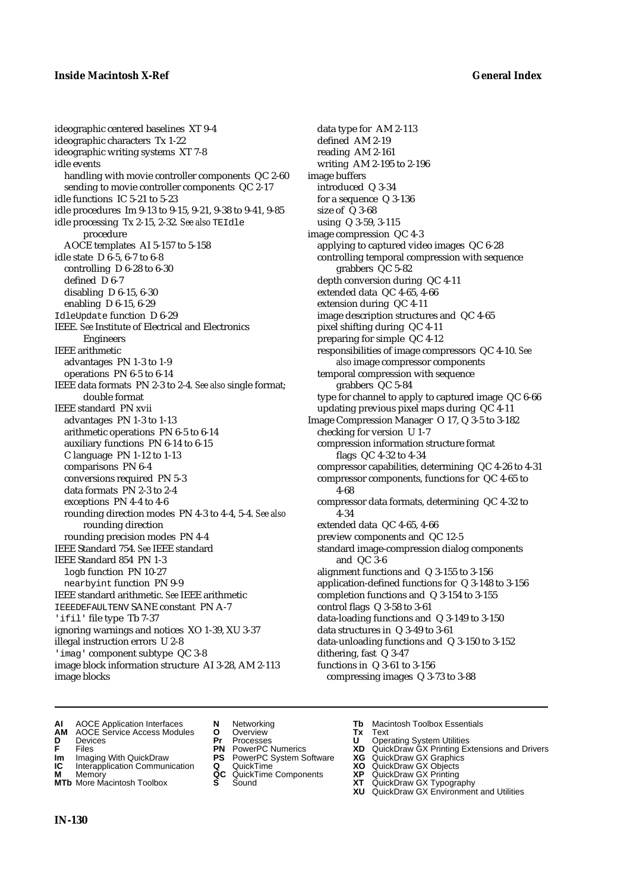ideographic centered baselines XT 9-4
ideographic characters Tx 1-22
ideographic writing systems XT 7-8
idle events
  handling with movie controller components QC 2-60
  sending to movie controller components QC 2-17
idle functions IC 5-21 to 5-23
idle procedures Im 9-13 to 9-15, 9-21, 9-38 to 9-41, 9-85
idle processing Tx 2-15, 2-32. *See also* `TEIdle` procedure
  AOCE templates AI 5-157 to 5-158
idle state D 6-5, 6-7 to 6-8
  controlling D 6-28 to 6-30
  defined D 6-7
  disabling D 6-15, 6-30
  enabling D 6-15, 6-29
`IdleUpdate` function D 6-29
IEEE. *See* Institute of Electrical and Electronics Engineers
IEEE arithmetic
  advantages PN 1-3 to 1-9
  operations PN 6-5 to 6-14
IEEE data formats PN 2-3 to 2-4. *See also* single format; double format
IEEE standard PN xvii
  advantages PN 1-3 to 1-13
  arithmetic operations PN 6-5 to 6-14
  auxiliary functions PN 6-14 to 6-15
  C language PN 1-12 to 1-13
  comparisons PN 6-4
  conversions required PN 5-3
  data formats PN 2-3 to 2-4
  exceptions PN 4-4 to 4-6
  rounding direction modes PN 4-3 to 4-4, 5-4. *See also* rounding direction
  rounding precision modes PN 4-4
IEEE Standard 754. *See* IEEE standard
IEEE Standard 854 PN 1-3
  `logb` function PN 10-27
  `nearbyint` function PN 9-9
IEEE standard arithmetic. *See* IEEE arithmetic
`IEEEDEFAULTENV` SANE constant PN A-7
`'ifil'` file type Tb 7-37
ignoring warnings and notices XO 1-39, XU 3-37
illegal instruction errors U 2-8
`'imag'` component subtype QC 3-8
image block information structure AI 3-28, AM 2-113
image blocks
  data type for AM 2-113
  defined AM 2-19
  reading AM 2-161
  writing AM 2-195 to 2-196
image buffers
  introduced Q 3-34
  for a sequence Q 3-136
  size of Q 3-68
  using Q 3-59, 3-115
image compression QC 4-3
  applying to captured video images QC 6-28
  controlling temporal compression with sequence grabbers QC 5-82
  depth conversion during QC 4-11
  extended data QC 4-65, 4-66
  extension during QC 4-11
  image description structures and QC 4-65
  pixel shifting during QC 4-11
  preparing for simple QC 4-12
  responsibilities of image compressors QC 4-10. *See also* image compressor components
  temporal compression with sequence grabbers QC 5-84
  type for channel to apply to captured image QC 6-66
  updating previous pixel maps during QC 4-11
Image Compression Manager O 17, Q 3-5 to 3-182
  checking for version U 1-7
  compression information structure format flags QC 4-32 to 4-34
  compressor capabilities, determining QC 4-26 to 4-31
  compressor components, functions for QC 4-65 to 4-68
  compressor data formats, determining QC 4-32 to 4-34
  extended data QC 4-65, 4-66
  preview components and QC 12-5
  standard image-compression dialog components and QC 3-6
  alignment functions and Q 3-155 to 3-156
  application-defined functions for Q 3-148 to 3-156
  completion functions and Q 3-154 to 3-155
  control flags Q 3-58 to 3-61
  data-loading functions and Q 3-149 to 3-150
  data structures in Q 3-49 to 3-61
  data-unloading functions and Q 3-150 to 3-152
  dithering, fast Q 3-47
  functions in Q 3-61 to 3-156
    compressing images Q 3-73 to 3-88

**AI** AOCE Application Interfaces
**AM** AOCE Service Access Modules
**D** Devices
**F** Files
**Im** Imaging With QuickDraw
**IC** Interapplication Communication
**M** Memory
**MTb** More Macintosh Toolbox
**N** Networking
**O** Overview
**Pr** Processes
**PN** PowerPC Numerics
**PS** PowerPC System Software
**Q** QuickTime
**QC** QuickTime Components
**S** Sound
**Tb** Macintosh Toolbox Essentials
**Tx** Text
**U** Operating System Utilities
**XD** QuickDraw GX Printing Extensions and Drivers
**XG** QuickDraw GX Graphics
**XO** QuickDraw GX Objects
**XP** QuickDraw GX Printing
**XT** QuickDraw GX Typography
**XU** QuickDraw GX Environment and Utilities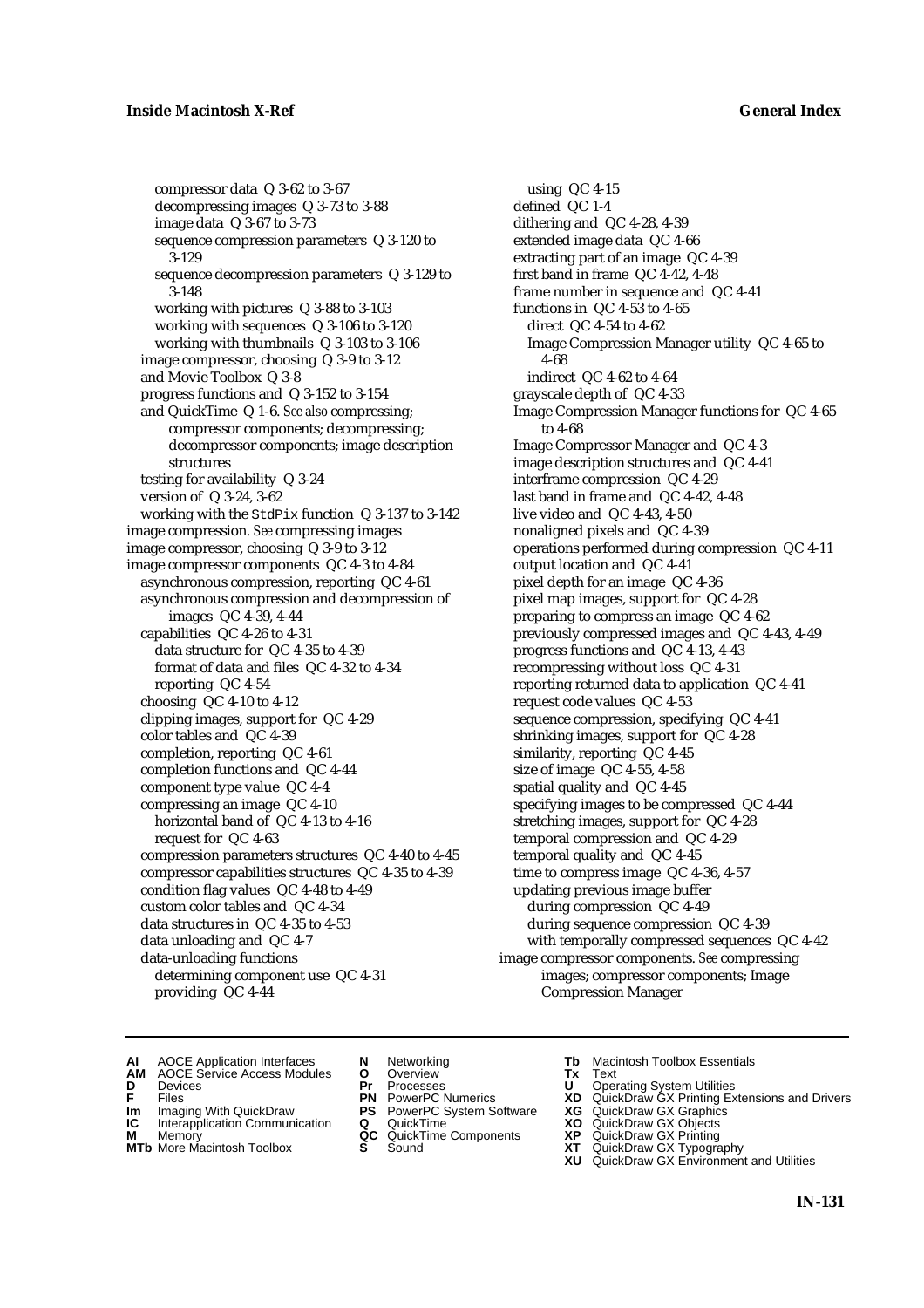compressor data Q 3-62 to 3-67
  decompressing images Q 3-73 to 3-88
  image data Q 3-67 to 3-73
  sequence compression parameters Q 3-120 to 3-129
  sequence decompression parameters Q 3-129 to 3-148
  working with pictures Q 3-88 to 3-103
  working with sequences Q 3-106 to 3-120
  working with thumbnails Q 3-103 to 3-106
 image compressor, choosing Q 3-9 to 3-12
 and Movie Toolbox Q 3-8
 progress functions and Q 3-152 to 3-154
 and QuickTime Q 1-6. *See also* compressing; compressor components; decompressing; decompressor components; image description structures
 testing for availability Q 3-24
 version of Q 3-24, 3-62
 working with the `StdPix` function Q 3-137 to 3-142
image compression. *See* compressing images
image compressor, choosing Q 3-9 to 3-12
image compressor components QC 4-3 to 4-84
 asynchronous compression, reporting QC 4-61
 asynchronous compression and decompression of images QC 4-39, 4-44
 capabilities QC 4-26 to 4-31
  data structure for QC 4-35 to 4-39
  format of data and files QC 4-32 to 4-34
  reporting QC 4-54
 choosing QC 4-10 to 4-12
 clipping images, support for QC 4-29
 color tables and QC 4-39
 completion, reporting QC 4-61
 completion functions and QC 4-44
 component type value QC 4-4
 compressing an image QC 4-10
  horizontal band of QC 4-13 to 4-16
  request for QC 4-63
 compression parameters structures QC 4-40 to 4-45
 compressor capabilities structures QC 4-35 to 4-39
 condition flag values QC 4-48 to 4-49
 custom color tables and QC 4-34
 data structures in QC 4-35 to 4-53
 data unloading and QC 4-7
 data-unloading functions
  determining component use QC 4-31
  providing QC 4-44
  using QC 4-15
 defined QC 1-4
 dithering and QC 4-28, 4-39
 extended image data QC 4-66
 extracting part of an image QC 4-39
 first band in frame QC 4-42, 4-48
 frame number in sequence and QC 4-41
 functions in QC 4-53 to 4-65
  direct QC 4-54 to 4-62
  Image Compression Manager utility QC 4-65 to 4-68
  indirect QC 4-62 to 4-64
 grayscale depth of QC 4-33
 Image Compression Manager functions for QC 4-65 to 4-68
 Image Compressor Manager and QC 4-3
 image description structures and QC 4-41
 interframe compression QC 4-29
 last band in frame and QC 4-42, 4-48
 live video and QC 4-43, 4-50
 nonaligned pixels and QC 4-39
 operations performed during compression QC 4-11
 output location and QC 4-41
 pixel depth for an image QC 4-36
 pixel map images, support for QC 4-28
 preparing to compress an image QC 4-62
 previously compressed images and QC 4-43, 4-49
 progress functions and QC 4-13, 4-43
 recompressing without loss QC 4-31
 reporting returned data to application QC 4-41
 request code values QC 4-53
 sequence compression, specifying QC 4-41
 shrinking images, support for QC 4-28
 similarity, reporting QC 4-45
 size of image QC 4-55, 4-58
 spatial quality and QC 4-45
 specifying images to be compressed QC 4-44
 stretching images, support for QC 4-28
 temporal compression and QC 4-29
 temporal quality and QC 4-45
 time to compress image QC 4-36, 4-57
 updating previous image buffer
  during compression QC 4-49
  during sequence compression QC 4-39
  with temporally compressed sequences QC 4-42
image compressor components. *See* compressing images; compressor components; Image Compression Manager

**AI** AOCE Application Interfaces **AM** AOCE Service Access Modules **D** Devices **F** Files **Im** Imaging With QuickDraw **IC** Interapplication Communication **M** Memory **MTb** More Macintosh Toolbox **N** Networking **O** Overview **Pr** Processes **PN** PowerPC Numerics **PS** PowerPC System Software **Q** QuickTime **QC** QuickTime Components **S** Sound **Tb** Macintosh Toolbox Essentials **Tx** Text **U** Operating System Utilities **XD** QuickDraw GX Printing Extensions and Drivers **XG** QuickDraw GX Graphics **XO** QuickDraw GX Objects **XP** QuickDraw GX Printing **XT** QuickDraw GX Typography **XU** QuickDraw GX Environment and Utilities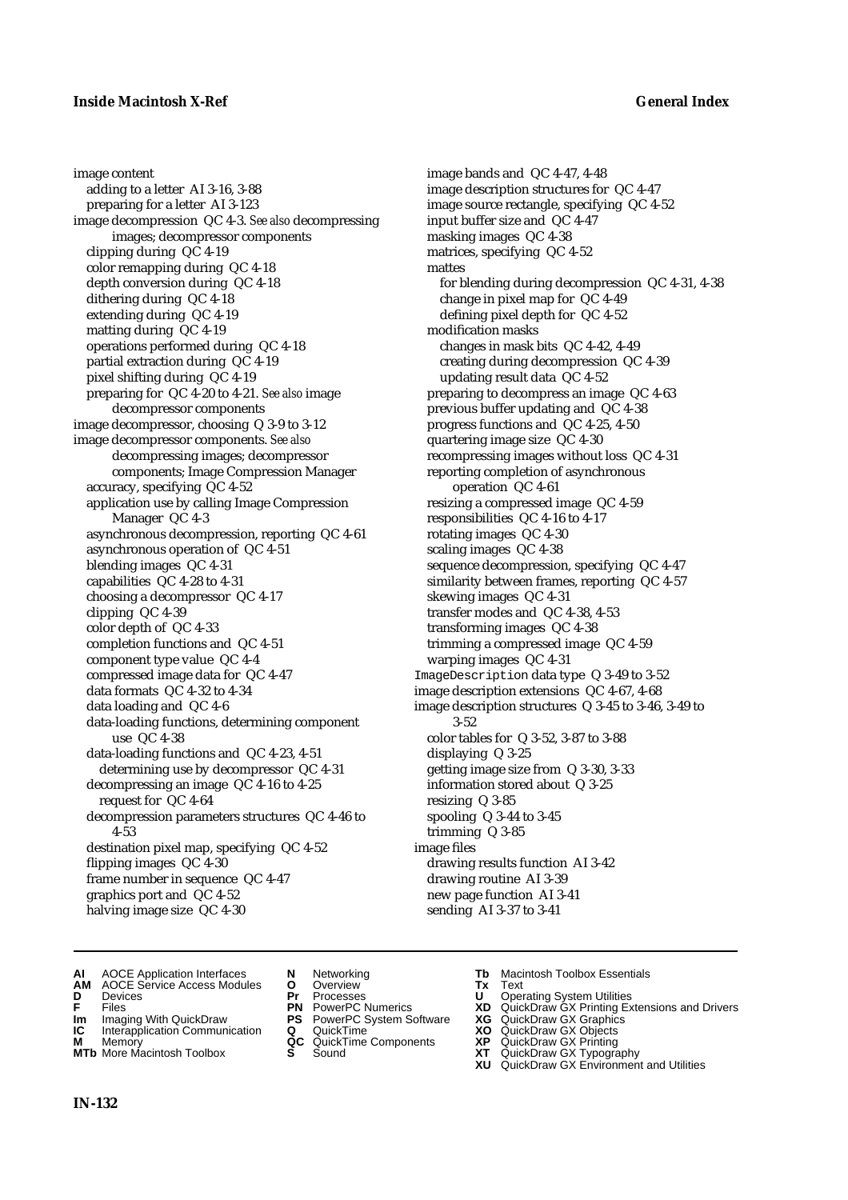image content
  adding to a letter AI 3-16, 3-88
  preparing for a letter AI 3-123
image decompression QC 4-3. *See also* decompressing images; decompressor components
  clipping during QC 4-19
  color remapping during QC 4-18
  depth conversion during QC 4-18
  dithering during QC 4-18
  extending during QC 4-19
  matting during QC 4-19
  operations performed during QC 4-18
  partial extraction during QC 4-19
  pixel shifting during QC 4-19
  preparing for QC 4-20 to 4-21. *See also* image decompressor components
image decompressor, choosing Q 3-9 to 3-12
image decompressor components. *See also* decompressing images; decompressor components; Image Compression Manager
  accuracy, specifying QC 4-52
  application use by calling Image Compression Manager QC 4-3
  asynchronous decompression, reporting QC 4-61
  asynchronous operation of QC 4-51
  blending images QC 4-31
  capabilities QC 4-28 to 4-31
  choosing a decompressor QC 4-17
  clipping QC 4-39
  color depth of QC 4-33
  completion functions and QC 4-51
  component type value QC 4-4
  compressed image data for QC 4-47
  data formats QC 4-32 to 4-34
  data loading and QC 4-6
  data-loading functions, determining component use QC 4-38
  data-loading functions and QC 4-23, 4-51
    determining use by decompressor QC 4-31
  decompressing an image QC 4-16 to 4-25
    request for QC 4-64
  decompression parameters structures QC 4-46 to 4-53
  destination pixel map, specifying QC 4-52
  flipping images QC 4-30
  frame number in sequence QC 4-47
  graphics port and QC 4-52
  halving image size QC 4-30
  image bands and QC 4-47, 4-48
  image description structures for QC 4-47
  image source rectangle, specifying QC 4-52
  input buffer size and QC 4-47
  masking images QC 4-38
  matrices, specifying QC 4-52
  mattes
    for blending during decompression QC 4-31, 4-38
    change in pixel map for QC 4-49
    defining pixel depth for QC 4-52
  modification masks
    changes in mask bits QC 4-42, 4-49
    creating during decompression QC 4-39
    updating result data QC 4-52
  preparing to decompress an image QC 4-63
  previous buffer updating and QC 4-38
  progress functions and QC 4-25, 4-50
  quartering image size QC 4-30
  recompressing images without loss QC 4-31
  reporting completion of asynchronous operation QC 4-61
  resizing a compressed image QC 4-59
  responsibilities QC 4-16 to 4-17
  rotating images QC 4-30
  scaling images QC 4-38
  sequence decompression, specifying QC 4-47
  similarity between frames, reporting QC 4-57
  skewing images QC 4-31
  transfer modes and QC 4-38, 4-53
  transforming images QC 4-38
  trimming a compressed image QC 4-59
  warping images QC 4-31
`ImageDescription` data type Q 3-49 to 3-52
image description extensions QC 4-67, 4-68
image description structures Q 3-45 to 3-46, 3-49 to 3-52
  color tables for Q 3-52, 3-87 to 3-88
  displaying Q 3-25
  getting image size from Q 3-30, 3-33
  information stored about Q 3-25
  resizing Q 3-85
  spooling Q 3-44 to 3-45
  trimming Q 3-85
image files
  drawing results function AI 3-42
  drawing routine AI 3-39
  new page function AI 3-41
  sending AI 3-37 to 3-41

**AI** AOCE Application Interfaces
**AM** AOCE Service Access Modules
**D** Devices
**F** Files
**Im** Imaging With QuickDraw
**IC** Interapplication Communication
**M** Memory
**MTb** More Macintosh Toolbox
**N** Networking
**O** Overview
**Pr** Processes
**PN** PowerPC Numerics
**PS** PowerPC System Software
**Q** QuickTime
**QC** QuickTime Components
**S** Sound
**Tb** Macintosh Toolbox Essentials
**Tx** Text
**U** Operating System Utilities
**XD** QuickDraw GX Printing Extensions and Drivers
**XG** QuickDraw GX Graphics
**XO** QuickDraw GX Objects
**XP** QuickDraw GX Printing
**XT** QuickDraw GX Typography
**XU** QuickDraw GX Environment and Utilities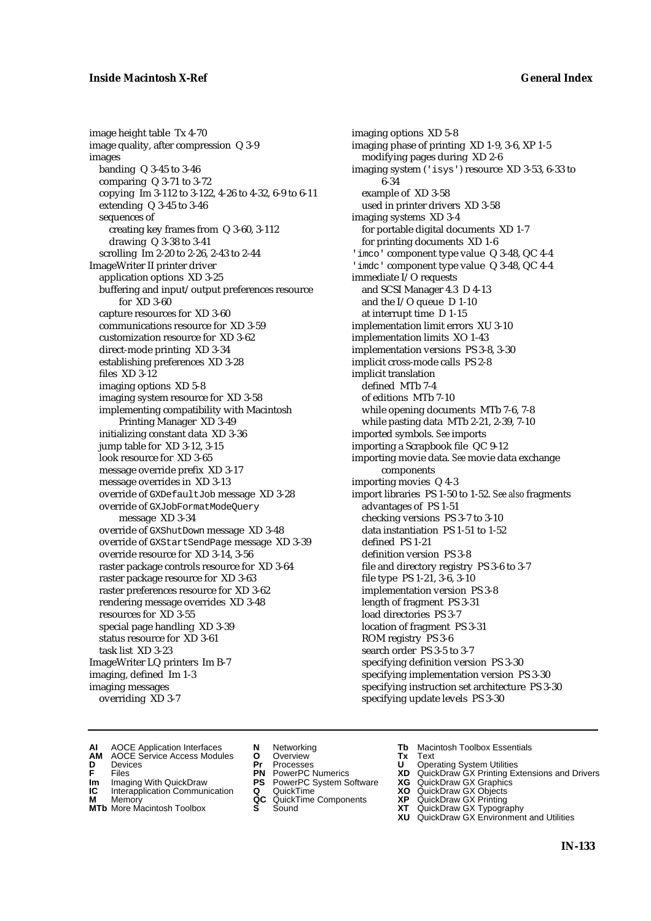image height table Tx 4-70
image quality, after compression Q 3-9
images
  banding Q 3-45 to 3-46
  comparing Q 3-71 to 3-72
  copying Im 3-112 to 3-122, 4-26 to 4-32, 6-9 to 6-11
  extending Q 3-45 to 3-46
  sequences of
    creating key frames from Q 3-60, 3-112
    drawing Q 3-38 to 3-41
  scrolling Im 2-20 to 2-26, 2-43 to 2-44
ImageWriter II printer driver
  application options XD 3-25
  buffering and input/output preferences resource for XD 3-60
  capture resources for XD 3-60
  communications resource for XD 3-59
  customization resource for XD 3-62
  direct-mode printing XD 3-34
  establishing preferences XD 3-28
  files XD 3-12
  imaging options XD 5-8
  imaging system resource for XD 3-58
  implementing compatibility with Macintosh Printing Manager XD 3-49
  initializing constant data XD 3-36
  jump table for XD 3-12, 3-15
  look resource for XD 3-65
  message override prefix XD 3-17
  message overrides in XD 3-13
  override of `GXDefaultJob` message XD 3-28
  override of `GXJobFormatModeQuery` message XD 3-34
  override of `GXShutDown` message XD 3-48
  override of `GXStartSendPage` message XD 3-39
  override resource for XD 3-14, 3-56
  raster package controls resource for XD 3-64
  raster package resource for XD 3-63
  raster preferences resource for XD 3-62
  rendering message overrides XD 3-48
  resources for XD 3-55
  special page handling XD 3-39
  status resource for XD 3-61
  task list XD 3-23
ImageWriter LQ printers Im B-7
imaging, defined Im 1-3
imaging messages
  overriding XD 3-7
imaging options XD 5-8
imaging phase of printing XD 1-9, 3-6, XP 1-5
  modifying pages during XD 2-6
imaging system (`'isys'`) resource XD 3-53, 6-33 to 6-34
  example of XD 3-58
  used in printer drivers XD 3-58
imaging systems XD 3-4
  for portable digital documents XD 1-7
  for printing documents XD 1-6
`'imco'` component type value Q 3-48, QC 4-4
`'imdc'` component type value Q 3-48, QC 4-4
immediate I/O requests
  and SCSI Manager 4.3 D 4-13
  and the I/O queue D 1-10
  at interrupt time D 1-15
implementation limit errors XU 3-10
implementation limits XO 1-43
implementation versions PS 3-8, 3-30
implicit cross-mode calls PS 2-8
implicit translation
  defined MTb 7-4
  of editions MTb 7-10
  while opening documents MTb 7-6, 7-8
  while pasting data MTb 2-21, 2-39, 7-10
imported symbols. *See* imports
importing a Scrapbook file QC 9-12
importing movie data. *See* movie data exchange components
importing movies Q 4-3
import libraries PS 1-50 to 1-52. *See also* fragments
  advantages of PS 1-51
  checking versions PS 3-7 to 3-10
  data instantiation PS 1-51 to 1-52
  defined PS 1-21
  definition version PS 3-8
  file and directory registry PS 3-6 to 3-7
  file type PS 1-21, 3-6, 3-10
  implementation version PS 3-8
  length of fragment PS 3-31
  load directories PS 3-7
  location of fragment PS 3-31
  ROM registry PS 3-6
  search order PS 3-5 to 3-7
  specifying definition version PS 3-30
  specifying implementation version PS 3-30
  specifying instruction set architecture PS 3-30
  specifying update levels PS 3-30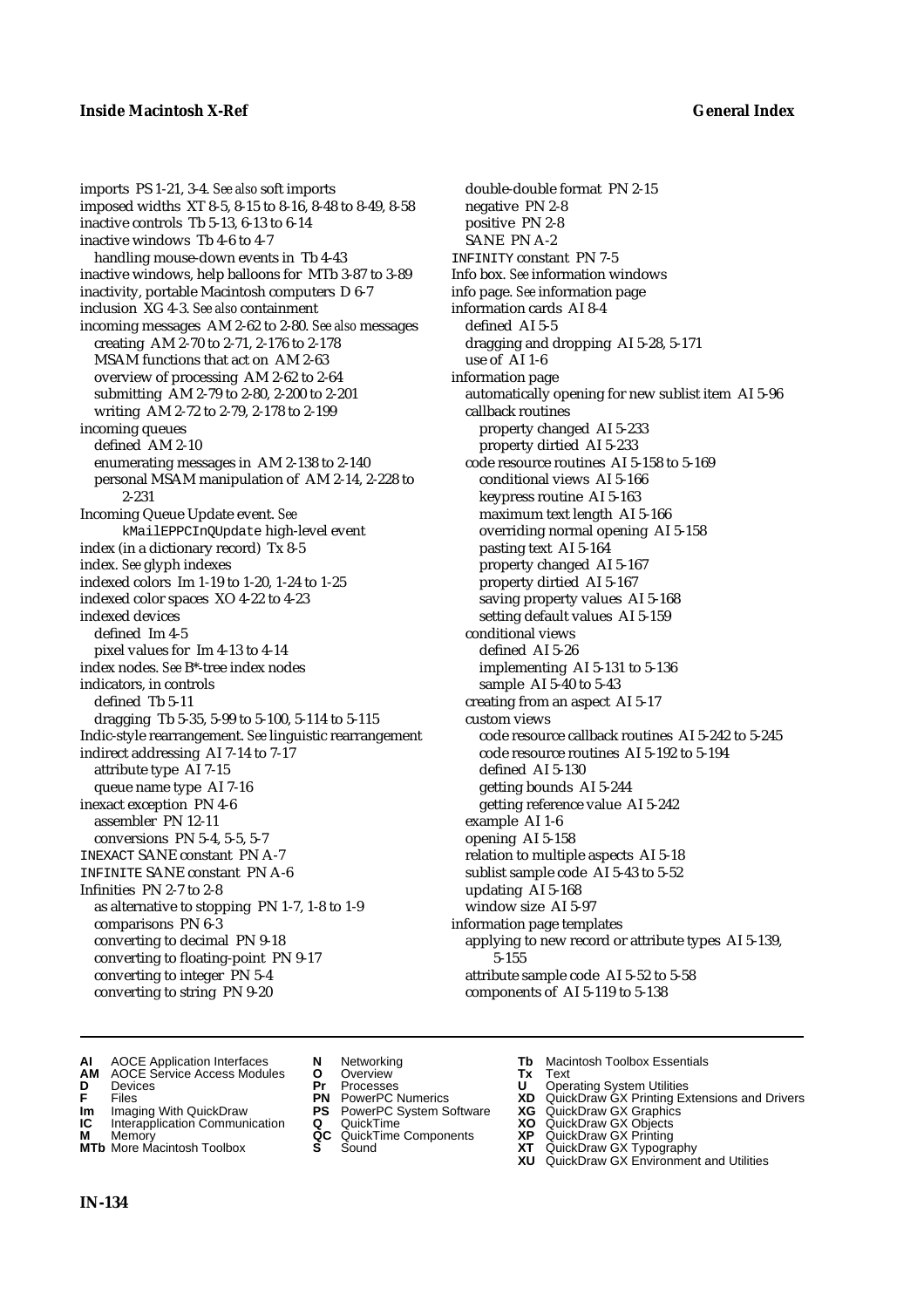imports PS 1-21, 3-4. *See also* soft imports
imposed widths XT 8-5, 8-15 to 8-16, 8-48 to 8-49, 8-58
inactive controls Tb 5-13, 6-13 to 6-14
inactive windows Tb 4-6 to 4-7
  handling mouse-down events in Tb 4-43
inactive windows, help balloons for MTb 3-87 to 3-89
inactivity, portable Macintosh computers D 6-7
inclusion XG 4-3. *See also* containment
incoming messages AM 2-62 to 2-80. *See also* messages
  creating AM 2-70 to 2-71, 2-176 to 2-178
  MSAM functions that act on AM 2-63
  overview of processing AM 2-62 to 2-64
  submitting AM 2-79 to 2-80, 2-200 to 2-201
  writing AM 2-72 to 2-79, 2-178 to 2-199
incoming queues
  defined AM 2-10
  enumerating messages in AM 2-138 to 2-140
  personal MSAM manipulation of AM 2-14, 2-228 to 2-231
Incoming Queue Update event. *See* `kMailEPPCInQUpdate` high-level event
index (in a dictionary record) Tx 8-5
index. *See* glyph indexes
indexed colors Im 1-19 to 1-20, 1-24 to 1-25
indexed color spaces XO 4-22 to 4-23
indexed devices
  defined Im 4-5
  pixel values for Im 4-13 to 4-14
index nodes. *See* B*-tree index nodes
indicators, in controls
  defined Tb 5-11
  dragging Tb 5-35, 5-99 to 5-100, 5-114 to 5-115
Indic-style rearrangement. *See* linguistic rearrangement
indirect addressing AI 7-14 to 7-17
  attribute type AI 7-15
  queue name type AI 7-16
inexact exception PN 4-6
  assembler PN 12-11
  conversions PN 5-4, 5-5, 5-7
`INEXACT` SANE constant PN A-7
`INFINITE` SANE constant PN A-6
Infinities PN 2-7 to 2-8
  as alternative to stopping PN 1-7, 1-8 to 1-9
  comparisons PN 6-3
  converting to decimal PN 9-18
  converting to floating-point PN 9-17
  converting to integer PN 5-4
  converting to string PN 9-20
  double-double format PN 2-15
  negative PN 2-8
  positive PN 2-8
  SANE PN A-2
`INFINITY` constant PN 7-5
Info box. *See* information windows
info page. *See* information page
information cards AI 8-4
  defined AI 5-5
  dragging and dropping AI 5-28, 5-171
  use of AI 1-6
information page
  automatically opening for new sublist item AI 5-96
  callback routines
    property changed AI 5-233
    property dirtied AI 5-233
  code resource routines AI 5-158 to 5-169
    conditional views AI 5-166
    keypress routine AI 5-163
    maximum text length AI 5-166
    overriding normal opening AI 5-158
    pasting text AI 5-164
    property changed AI 5-167
    property dirtied AI 5-167
    saving property values AI 5-168
    setting default values AI 5-159
  conditional views
    defined AI 5-26
    implementing AI 5-131 to 5-136
    sample AI 5-40 to 5-43
  creating from an aspect AI 5-17
  custom views
    code resource callback routines AI 5-242 to 5-245
    code resource routines AI 5-192 to 5-194
    defined AI 5-130
    getting bounds AI 5-244
    getting reference value AI 5-242
  example AI 1-6
  opening AI 5-158
  relation to multiple aspects AI 5-18
  sublist sample code AI 5-43 to 5-52
  updating AI 5-168
  window size AI 5-97
information page templates
  applying to new record or attribute types AI 5-139, 5-155
  attribute sample code AI 5-52 to 5-58
  components of AI 5-119 to 5-138

**AI** AOCE Application Interfaces
**AM** AOCE Service Access Modules
**D** Devices
**F** Files
**Im** Imaging With QuickDraw
**IC** Interapplication Communication
**M** Memory
**MTb** More Macintosh Toolbox
**N** Networking
**O** Overview
**Pr** Processes
**PN** PowerPC Numerics
**PS** PowerPC System Software
**Q** QuickTime
**QC** QuickTime Components
**S** Sound
**Tb** Macintosh Toolbox Essentials
**Tx** Text
**U** Operating System Utilities
**XD** QuickDraw GX Printing Extensions and Drivers
**XG** QuickDraw GX Graphics
**XO** QuickDraw GX Objects
**XP** QuickDraw GX Printing
**XT** QuickDraw GX Typography
**XU** QuickDraw GX Environment and Utilities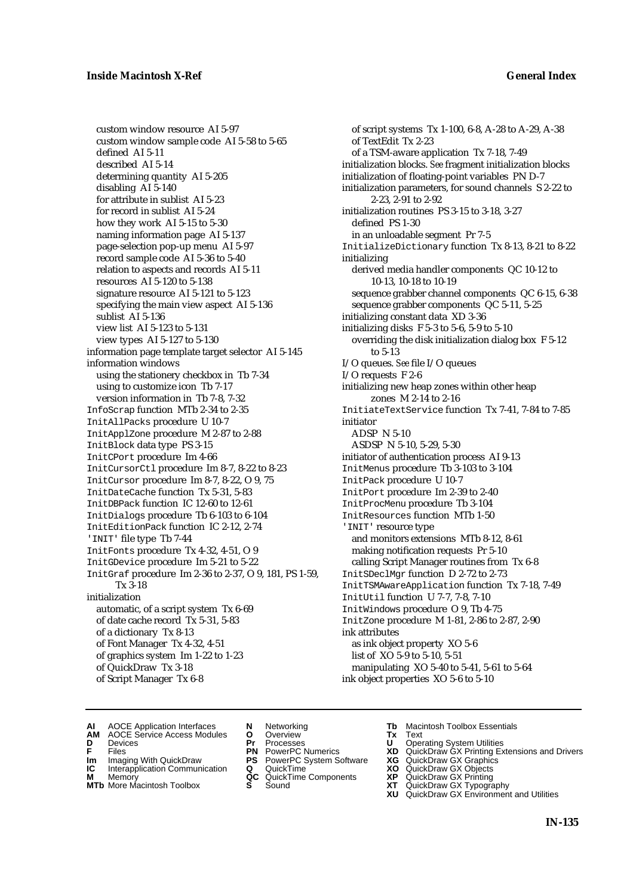custom window resource AI 5-97
custom window sample code AI 5-58 to 5-65
defined AI 5-11
described AI 5-14
determining quantity AI 5-205
disabling AI 5-140
for attribute in sublist AI 5-23
for record in sublist AI 5-24
how they work AI 5-15 to 5-30
naming information page AI 5-137
page-selection pop-up menu AI 5-97
record sample code AI 5-36 to 5-40
relation to aspects and records AI 5-11
resources AI 5-120 to 5-138
signature resource AI 5-121 to 5-123
specifying the main view aspect AI 5-136
sublist AI 5-136
view list AI 5-123 to 5-131
view types AI 5-127 to 5-130

information page template target selector AI 5-145

information windows
using the stationery checkbox in Tb 7-34
using to customize icon Tb 7-17
version information in Tb 7-8, 7-32

InfoScrap function MTb 2-34 to 2-35
InitAllPacks procedure U 10-7
InitApplZone procedure M 2-87 to 2-88
InitBlock data type PS 3-15
InitCPort procedure Im 4-66
InitCursorCtl procedure Im 8-7, 8-22 to 8-23
InitCursor procedure Im 8-7, 8-22, O 9, 75
InitDateCache function Tx 5-31, 5-83
InitDBPack function IC 12-60 to 12-61
InitDialogs procedure Tb 6-103 to 6-104
InitEditionPack function IC 2-12, 2-74
'INIT' file type Tb 7-44
InitFonts procedure Tx 4-32, 4-51, O 9
InitGDevice procedure Im 5-21 to 5-22
InitGraf procedure Im 2-36 to 2-37, O 9, 181, PS 1-59, Tx 3-18

initialization
automatic, of a script system Tx 6-69
of date cache record Tx 5-31, 5-83
of a dictionary Tx 8-13
of Font Manager Tx 4-32, 4-51
of graphics system Im 1-22 to 1-23
of QuickDraw Tx 3-18
of Script Manager Tx 6-8
of script systems Tx 1-100, 6-8, A-28 to A-29, A-38
of TextEdit Tx 2-23
of a TSM-aware application Tx 7-18, 7-49

initialization blocks. *See* fragment initialization blocks
initialization of floating-point variables PN D-7
initialization parameters, for sound channels S 2-22 to 2-23, 2-91 to 2-92
initialization routines PS 3-15 to 3-18, 3-27
defined PS 1-30
in an unloadable segment Pr 7-5

InitializeDictionary function Tx 8-13, 8-21 to 8-22

initializing
derived media handler components QC 10-12 to 10-13, 10-18 to 10-19
sequence grabber channel components QC 6-15, 6-38
sequence grabber components QC 5-11, 5-25

initializing constant data XD 3-36
initializing disks F 5-3 to 5-6, 5-9 to 5-10
overriding the disk initialization dialog box F 5-12 to 5-13

I/O queues. *See* file I/O queues
I/O requests F 2-6
initializing new heap zones within other heap zones M 2-14 to 2-16
InitiateTextService function Tx 7-41, 7-84 to 7-85

initiator
ADSP N 5-10
ASDSP N 5-10, 5-29, 5-30

initiator of authentication process AI 9-13
InitMenus procedure Tb 3-103 to 3-104
InitPack procedure U 10-7
InitPort procedure Im 2-39 to 2-40
InitProcMenu procedure Tb 3-104
InitResources function MTb 1-50

'INIT' resource type
and monitors extensions MTb 8-12, 8-61
making notification requests Pr 5-10
calling Script Manager routines from Tx 6-8

InitSDeclMgr function D 2-72 to 2-73
InitTSMAwareApplication function Tx 7-18, 7-49
InitUtil function U 7-7, 7-8, 7-10
InitWindows procedure O 9, Tb 4-75
InitZone procedure M 1-81, 2-86 to 2-87, 2-90

ink attributes
as ink object property XO 5-6
list of XO 5-9 to 5-10, 5-51
manipulating XO 5-40 to 5-41, 5-61 to 5-64

ink object properties XO 5-6 to 5-10

**AI** AOCE Application Interfaces
**AM** AOCE Service Access Modules
**D** Devices
**F** Files
**Im** Imaging With QuickDraw
**IC** Interapplication Communication
**M** Memory
**MTb** More Macintosh Toolbox
**N** Networking
**O** Overview
**Pr** Processes
**PN** PowerPC Numerics
**PS** PowerPC System Software
**Q** QuickTime
**QC** QuickTime Components
**S** Sound
**Tb** Macintosh Toolbox Essentials
**Tx** Text
**U** Operating System Utilities
**XD** QuickDraw GX Printing Extensions and Drivers
**XG** QuickDraw GX Graphics
**XO** QuickDraw GX Objects
**XP** QuickDraw GX Printing
**XT** QuickDraw GX Typography
**XU** QuickDraw GX Environment and Utilities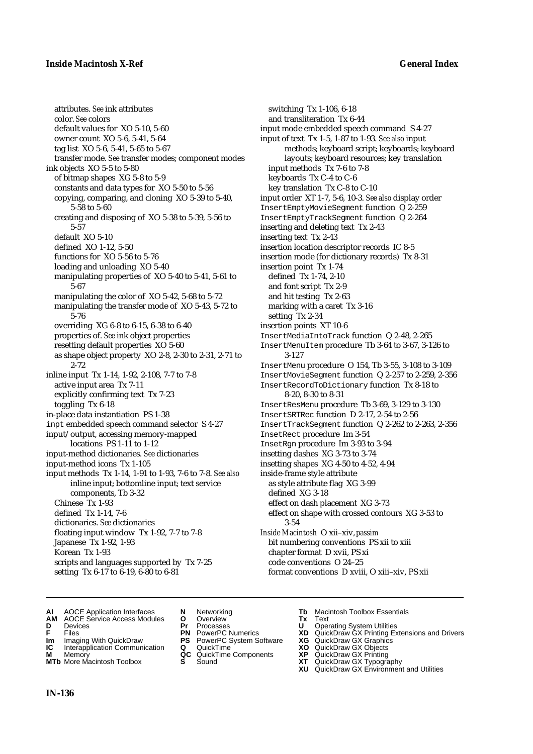attributes. *See* ink attributes
color. *See* colors
default values for XO 5-10, 5-60
owner count XO 5-6, 5-41, 5-64
tag list XO 5-6, 5-41, 5-65 to 5-67
transfer mode. *See* transfer modes; component modes

ink objects XO 5-5 to 5-80
of bitmap shapes XG 5-8 to 5-9
constants and data types for XO 5-50 to 5-56
copying, comparing, and cloning XO 5-39 to 5-40, 5-58 to 5-60
creating and disposing of XO 5-38 to 5-39, 5-56 to 5-57
default XO 5-10
defined XO 1-12, 5-50
functions for XO 5-56 to 5-76
loading and unloading XO 5-40
manipulating properties of XO 5-40 to 5-41, 5-61 to 5-67
manipulating the color of XO 5-42, 5-68 to 5-72
manipulating the transfer mode of XO 5-43, 5-72 to 5-76
overriding XG 6-8 to 6-15, 6-38 to 6-40
properties of. *See* ink object properties
resetting default properties XO 5-60
as shape object property XO 2-8, 2-30 to 2-31, 2-71 to 2-72

inline input Tx 1-14, 1-92, 2-108, 7-7 to 7-8
active input area Tx 7-11
explicitly confirming text Tx 7-23
toggling Tx 6-18

in-place data instantiation PS 1-38

`inpt` embedded speech command selector S 4-27

input/output, accessing memory-mapped locations PS 1-11 to 1-12

input-method dictionaries. *See* dictionaries

input-method icons Tx 1-105

input methods Tx 1-14, 1-91 to 1-93, 7-6 to 7-8. *See also* inline input; bottomline input; text service components, Tb 3-32
Chinese Tx 1-93
defined Tx 1-14, 7-6
dictionaries. *See* dictionaries
floating input window Tx 1-92, 7-7 to 7-8
Japanese Tx 1-92, 1-93
Korean Tx 1-93
scripts and languages supported by Tx 7-25
setting Tx 6-17 to 6-19, 6-80 to 6-81
switching Tx 1-106, 6-18
and transliteration Tx 6-44

input mode embedded speech command S 4-27

input of text Tx 1-5, 1-87 to 1-93. *See also* input methods; keyboard script; keyboards; keyboard layouts; keyboard resources; key translation
input methods Tx 7-6 to 7-8
keyboards Tx C-4 to C-6
key translation Tx C-8 to C-10

input order XT 1-7, 5-6, 10-3. *See also* display order

`InsertEmptyMovieSegment` function Q 2-259

`InsertEmptyTrackSegment` function Q 2-264

inserting and deleting text Tx 2-43

inserting text Tx 2-43

insertion location descriptor records IC 8-5

insertion mode (for dictionary records) Tx 8-31

insertion point Tx 1-74
defined Tx 1-74, 2-10
and font script Tx 2-9
and hit testing Tx 2-63
marking with a caret Tx 3-16
setting Tx 2-34

insertion points XT 10-6

`InsertMediaIntoTrack` function Q 2-48, 2-265

`InsertMenuItem` procedure Tb 3-64 to 3-67, 3-126 to 3-127

`InsertMenu` procedure O 154, Tb 3-55, 3-108 to 3-109

`InsertMovieSegment` function Q 2-257 to 2-259, 2-356

`InsertRecordToDictionary` function Tx 8-18 to 8-20, 8-30 to 8-31

`InsertResMenu` procedure Tb 3-69, 3-129 to 3-130

`InsertSRTRec` function D 2-17, 2-54 to 2-56

`InsertTrackSegment` function Q 2-262 to 2-263, 2-356

`InsetRect` procedure Im 3-54

`InsetRgn` procedure Im 3-93 to 3-94

insetting dashes XG 3-73 to 3-74

insetting shapes XG 4-50 to 4-52, 4-94

inside-frame style attribute
as style attribute flag XG 3-99
defined XG 3-18
effect on dash placement XG 3-73
effect on shape with crossed contours XG 3-53 to 3-54

*Inside Macintosh* O xii–xiv, *passim*
bit numbering conventions PS xii to xiii
chapter format D xvii, PS xi
code conventions O 24–25
format conventions D xviii, O xiii–xiv, PS xii

**AI** AOCE Application Interfaces
**AM** AOCE Service Access Modules
**D** Devices
**F** Files
**Im** Imaging With QuickDraw
**IC** Interapplication Communication
**M** Memory
**MTb** More Macintosh Toolbox
**N** Networking
**O** Overview
**Pr** Processes
**PN** PowerPC Numerics
**PS** PowerPC System Software
**Q** QuickTime
**QC** QuickTime Components
**S** Sound
**Tb** Macintosh Toolbox Essentials
**Tx** Text
**U** Operating System Utilities
**XD** QuickDraw GX Printing Extensions and Drivers
**XG** QuickDraw GX Graphics
**XO** QuickDraw GX Objects
**XP** QuickDraw GX Printing
**XT** QuickDraw GX Typography
**XU** QuickDraw GX Environment and Utilities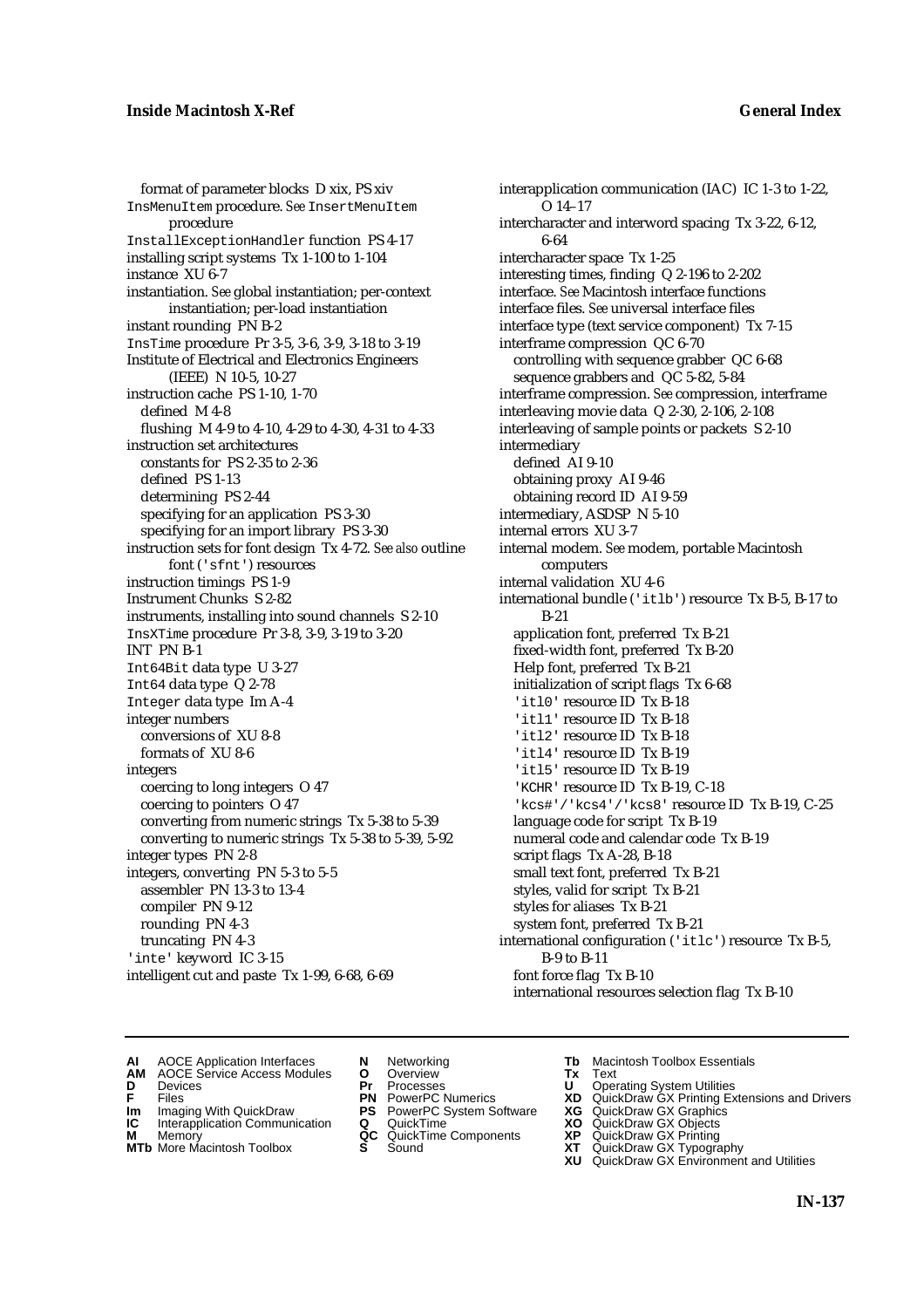format of parameter blocks D xix, PS xiv
InsMenuItem procedure. *See* InsertMenuItem procedure
InstallExceptionHandler function PS 4-17
installing script systems Tx 1-100 to 1-104
instance XU 6-7
instantiation. *See* global instantiation; per-context instantiation; per-load instantiation
instant rounding PN B-2
InsTime procedure Pr 3-5, 3-6, 3-9, 3-18 to 3-19
Institute of Electrical and Electronics Engineers (IEEE) N 10-5, 10-27
instruction cache PS 1-10, 1-70
  defined M 4-8
  flushing M 4-9 to 4-10, 4-29 to 4-30, 4-31 to 4-33
instruction set architectures
  constants for PS 2-35 to 2-36
  defined PS 1-13
  determining PS 2-44
  specifying for an application PS 3-30
  specifying for an import library PS 3-30
instruction sets for font design Tx 4-72. *See also* outline font ('sfnt') resources
instruction timings PS 1-9
Instrument Chunks S 2-82
instruments, installing into sound channels S 2-10
InsXTime procedure Pr 3-8, 3-9, 3-19 to 3-20
INT PN B-1
Int64Bit data type U 3-27
Int64 data type Q 2-78
Integer data type Im A-4
integer numbers
  conversions of XU 8-8
  formats of XU 8-6
integers
  coercing to long integers O 47
  coercing to pointers O 47
  converting from numeric strings Tx 5-38 to 5-39
  converting to numeric strings Tx 5-38 to 5-39, 5-92
integer types PN 2-8
integers, converting PN 5-3 to 5-5
  assembler PN 13-3 to 13-4
  compiler PN 9-12
  rounding PN 4-3
  truncating PN 4-3
'inte' keyword IC 3-15
intelligent cut and paste Tx 1-99, 6-68, 6-69
interapplication communication (IAC) IC 1-3 to 1-22, O 14–17
intercharacter and interword spacing Tx 3-22, 6-12, 6-64
intercharacter space Tx 1-25
interesting times, finding Q 2-196 to 2-202
interface. *See* Macintosh interface functions
interface files. *See* universal interface files
interface type (text service component) Tx 7-15
interframe compression QC 6-70
  controlling with sequence grabber QC 6-68
  sequence grabbers and QC 5-82, 5-84
interframe compression. *See* compression, interframe
interleaving movie data Q 2-30, 2-106, 2-108
interleaving of sample points or packets S 2-10
intermediary
  defined AI 9-10
  obtaining proxy AI 9-46
  obtaining record ID AI 9-59
intermediary, ASDSP N 5-10
internal errors XU 3-7
internal modem. *See* modem, portable Macintosh computers
internal validation XU 4-6
international bundle ('itlb') resource Tx B-5, B-17 to B-21
  application font, preferred Tx B-21
  fixed-width font, preferred Tx B-20
  Help font, preferred Tx B-21
  initialization of script flags Tx 6-68
  'itl0' resource ID Tx B-18
  'itl1' resource ID Tx B-18
  'itl2' resource ID Tx B-18
  'itl4' resource ID Tx B-19
  'itl5' resource ID Tx B-19
  'KCHR' resource ID Tx B-19, C-18
  'kcs#'/'kcs4'/'kcs8' resource ID Tx B-19, C-25
  language code for script Tx B-19
  numeral code and calendar code Tx B-19
  script flags Tx A-28, B-18
  small text font, preferred Tx B-21
  styles, valid for script Tx B-21
  styles for aliases Tx B-21
  system font, preferred Tx B-21
international configuration ('itlc') resource Tx B-5, B-9 to B-11
  font force flag Tx B-10
  international resources selection flag Tx B-10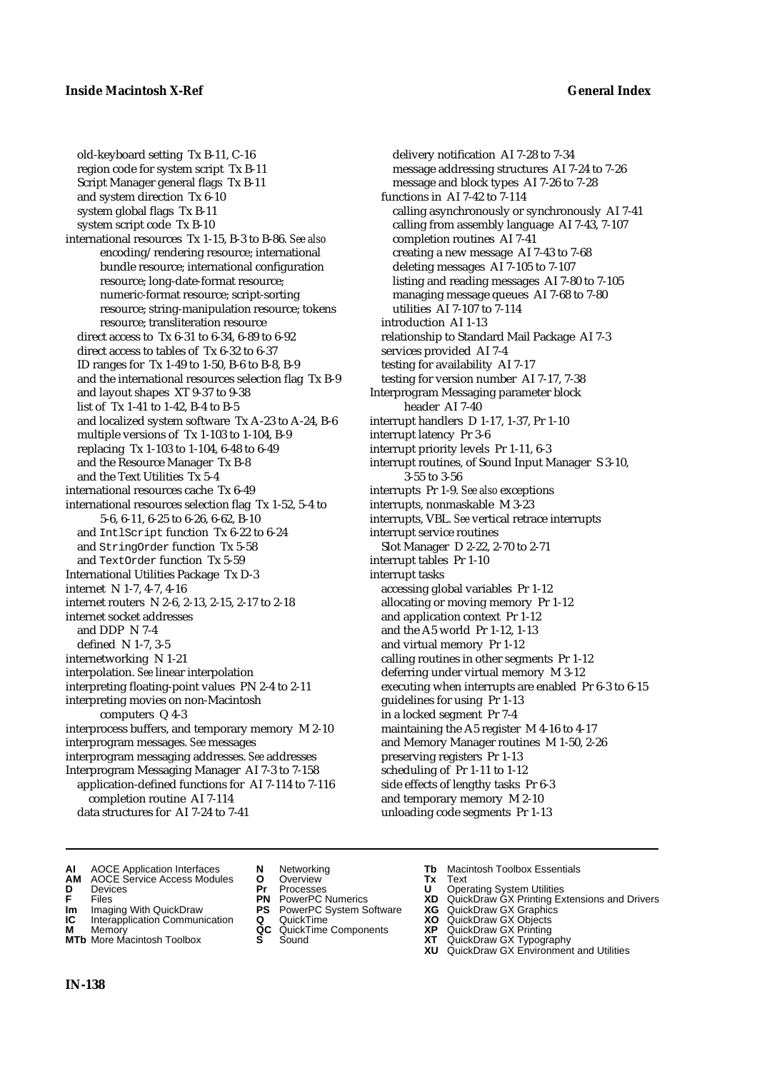old-keyboard setting Tx B-11, C-16
region code for system script Tx B-11
Script Manager general flags Tx B-11
and system direction Tx 6-10
system global flags Tx B-11
system script code Tx B-10

international resources Tx 1-15, B-3 to B-86. *See also* encoding/rendering resource; international bundle resource; international configuration resource; long-date-format resource; numeric-format resource; script-sorting resource; string-manipulation resource; tokens resource; transliteration resource
direct access to Tx 6-31 to 6-34, 6-89 to 6-92
direct access to tables of Tx 6-32 to 6-37
ID ranges for Tx 1-49 to 1-50, B-6 to B-8, B-9
and the international resources selection flag Tx B-9
and layout shapes XT 9-37 to 9-38
list of Tx 1-41 to 1-42, B-4 to B-5
and localized system software Tx A-23 to A-24, B-6
multiple versions of Tx 1-103 to 1-104, B-9
replacing Tx 1-103 to 1-104, 6-48 to 6-49
and the Resource Manager Tx B-8
and the Text Utilities Tx 5-4

international resources cache Tx 6-49

international resources selection flag Tx 1-52, 5-4 to 5-6, 6-11, 6-25 to 6-26, 6-62, B-10
and `IntlScript` function Tx 6-22 to 6-24
and `StringOrder` function Tx 5-58
and `TextOrder` function Tx 5-59

International Utilities Package Tx D-3

internet N 1-7, 4-7, 4-16

internet routers N 2-6, 2-13, 2-15, 2-17 to 2-18

internet socket addresses
and DDP N 7-4
defined N 1-7, 3-5

internetworking N 1-21

interpolation. *See* linear interpolation

interpreting floating-point values PN 2-4 to 2-11

interpreting movies on non-Macintosh computers Q 4-3

interprocess buffers, and temporary memory M 2-10

interprogram messages. *See* messages

interprogram messaging addresses. *See* addresses

Interprogram Messaging Manager AI 7-3 to 7-158
application-defined functions for AI 7-114 to 7-116
completion routine AI 7-114
data structures for AI 7-24 to 7-41
delivery notification AI 7-28 to 7-34
message addressing structures AI 7-24 to 7-26
message and block types AI 7-26 to 7-28
functions in AI 7-42 to 7-114
calling asynchronously or synchronously AI 7-41
calling from assembly language AI 7-43, 7-107
completion routines AI 7-41
creating a new message AI 7-43 to 7-68
deleting messages AI 7-105 to 7-107
listing and reading messages AI 7-80 to 7-105
managing message queues AI 7-68 to 7-80
utilities AI 7-107 to 7-114
introduction AI 1-13
relationship to Standard Mail Package AI 7-3
services provided AI 7-4
testing for availability AI 7-17
testing for version number AI 7-17, 7-38

Interprogram Messaging parameter block header AI 7-40

interrupt handlers D 1-17, 1-37, Pr 1-10

interrupt latency Pr 3-6

interrupt priority levels Pr 1-11, 6-3

interrupt routines, of Sound Input Manager S 3-10, 3-55 to 3-56

interrupts Pr 1-9. *See also* exceptions

interrupts, nonmaskable M 3-23

interrupts, VBL. *See* vertical retrace interrupts

interrupt service routines
Slot Manager D 2-22, 2-70 to 2-71

interrupt tables Pr 1-10

interrupt tasks
accessing global variables Pr 1-12
allocating or moving memory Pr 1-12
and application context Pr 1-12
and the A5 world Pr 1-12, 1-13
and virtual memory Pr 1-12
calling routines in other segments Pr 1-12
deferring under virtual memory M 3-12
executing when interrupts are enabled Pr 6-3 to 6-15
guidelines for using Pr 1-13
in a locked segment Pr 7-4
maintaining the A5 register M 4-16 to 4-17
and Memory Manager routines M 1-50, 2-26
preserving registers Pr 1-13
scheduling of Pr 1-11 to 1-12
side effects of lengthy tasks Pr 6-3
and temporary memory M 2-10
unloading code segments Pr 1-13

**AI** AOCE Application Interfaces
**AM** AOCE Service Access Modules
**D** Devices
**F** Files
**Im** Imaging With QuickDraw
**IC** Interapplication Communication
**M** Memory
**MTb** More Macintosh Toolbox
**N** Networking
**O** Overview
**Pr** Processes
**PN** PowerPC Numerics
**PS** PowerPC System Software
**Q** QuickTime
**QC** QuickTime Components
**S** Sound
**Tb** Macintosh Toolbox Essentials
**Tx** Text
**U** Operating System Utilities
**XD** QuickDraw GX Printing Extensions and Drivers
**XG** QuickDraw GX Graphics
**XO** QuickDraw GX Objects
**XP** QuickDraw GX Printing
**XT** QuickDraw GX Typography
**XU** QuickDraw GX Environment and Utilities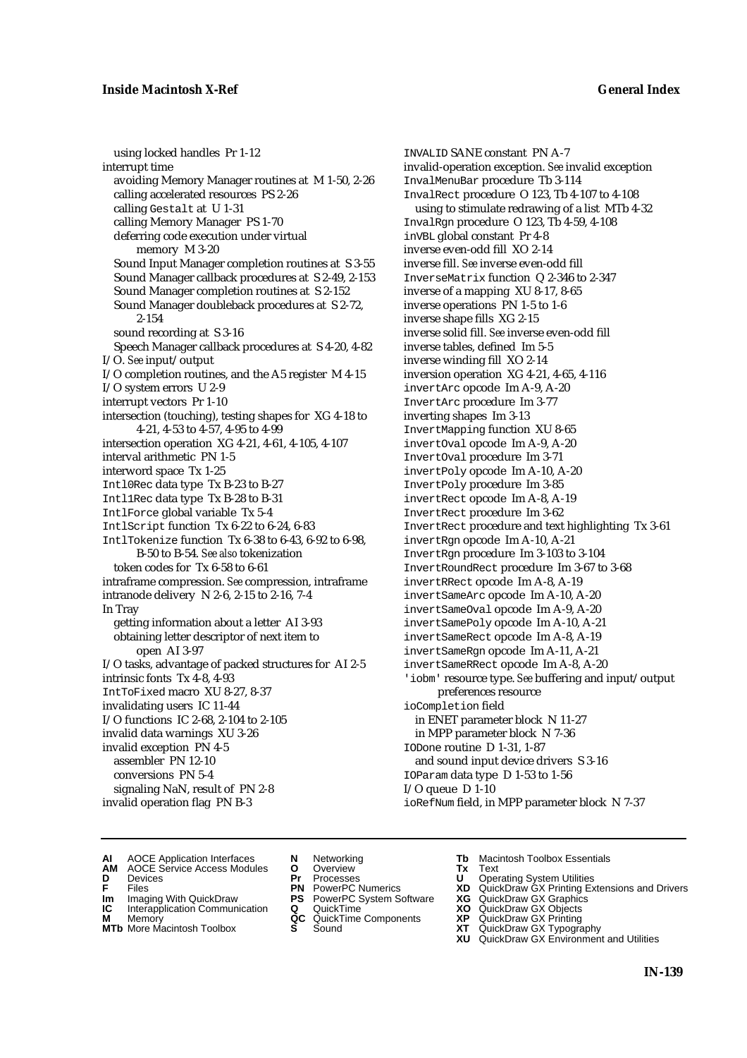using locked handles Pr 1-12
interrupt time
  avoiding Memory Manager routines at M 1-50, 2-26
  calling accelerated resources PS 2-26
  calling Gestalt at U 1-31
  calling Memory Manager PS 1-70
  deferring code execution under virtual memory M 3-20
  Sound Input Manager completion routines at S 3-55
  Sound Manager callback procedures at S 2-49, 2-153
  Sound Manager completion routines at S 2-152
  Sound Manager doubleback procedures at S 2-72, 2-154
  sound recording at S 3-16
  Speech Manager callback procedures at S 4-20, 4-82
I/O. *See* input/output
I/O completion routines, and the A5 register M 4-15
I/O system errors U 2-9
interrupt vectors Pr 1-10
intersection (touching), testing shapes for XG 4-18 to 4-21, 4-53 to 4-57, 4-95 to 4-99
intersection operation XG 4-21, 4-61, 4-105, 4-107
interval arithmetic PN 1-5
interword space Tx 1-25
Intl0Rec data type Tx B-23 to B-27
Intl1Rec data type Tx B-28 to B-31
IntlForce global variable Tx 5-4
IntlScript function Tx 6-22 to 6-24, 6-83
IntlTokenize function Tx 6-38 to 6-43, 6-92 to 6-98, B-50 to B-54. *See also* tokenization
  token codes for Tx 6-58 to 6-61
intraframe compression. *See* compression, intraframe
intranode delivery N 2-6, 2-15 to 2-16, 7-4
In Tray
  getting information about a letter AI 3-93
  obtaining letter descriptor of next item to open AI 3-97
I/O tasks, advantage of packed structures for AI 2-5
intrinsic fonts Tx 4-8, 4-93
IntToFixed macro XU 8-27, 8-37
invalidating users IC 11-44
I/O functions IC 2-68, 2-104 to 2-105
invalid data warnings XU 3-26
invalid exception PN 4-5
  assembler PN 12-10
  conversions PN 5-4
  signaling NaN, result of PN 2-8
invalid operation flag PN B-3
INVALID SANE constant PN A-7
invalid-operation exception. *See* invalid exception
InvalMenuBar procedure Tb 3-114
InvalRect procedure O 123, Tb 4-107 to 4-108
  using to stimulate redrawing of a list MTb 4-32
InvalRgn procedure O 123, Tb 4-59, 4-108
inVBL global constant Pr 4-8
inverse even-odd fill XO 2-14
inverse fill. *See* inverse even-odd fill
InverseMatrix function Q 2-346 to 2-347
inverse of a mapping XU 8-17, 8-65
inverse operations PN 1-5 to 1-6
inverse shape fills XG 2-15
inverse solid fill. *See* inverse even-odd fill
inverse tables, defined Im 5-5
inverse winding fill XO 2-14
inversion operation XG 4-21, 4-65, 4-116
invertArc opcode Im A-9, A-20
InvertArc procedure Im 3-77
inverting shapes Im 3-13
InvertMapping function XU 8-65
invertOval opcode Im A-9, A-20
InvertOval procedure Im 3-71
invertPoly opcode Im A-10, A-20
InvertPoly procedure Im 3-85
invertRect opcode Im A-8, A-19
InvertRect procedure Im 3-62
InvertRect procedure and text highlighting Tx 3-61
invertRgn opcode Im A-10, A-21
InvertRgn procedure Im 3-103 to 3-104
InvertRoundRect procedure Im 3-67 to 3-68
invertRRect opcode Im A-8, A-19
invertSameArc opcode Im A-10, A-20
invertSameOval opcode Im A-9, A-20
invertSamePoly opcode Im A-10, A-21
invertSameRect opcode Im A-8, A-19
invertSameRgn opcode Im A-11, A-21
invertSameRRect opcode Im A-8, A-20
'iobm' resource type. *See* buffering and input/output preferences resource
ioCompletion field
  in ENET parameter block N 11-27
  in MPP parameter block N 7-36
IODone routine D 1-31, 1-87
  and sound input device drivers S 3-16
IOParam data type D 1-53 to 1-56
I/O queue D 1-10
ioRefNum field, in MPP parameter block N 7-37

**AI** AOCE Application Interfaces
**AM** AOCE Service Access Modules
**D** Devices
**F** Files
**Im** Imaging With QuickDraw
**IC** Interapplication Communication
**M** Memory
**MTb** More Macintosh Toolbox
**N** Networking
**O** Overview
**Pr** Processes
**PN** PowerPC Numerics
**PS** PowerPC System Software
**Q** QuickTime
**QC** QuickTime Components
**S** Sound
**Tb** Macintosh Toolbox Essentials
**Tx** Text
**U** Operating System Utilities
**XD** QuickDraw GX Printing Extensions and Drivers
**XG** QuickDraw GX Graphics
**XO** QuickDraw GX Objects
**XP** QuickDraw GX Printing
**XT** QuickDraw GX Typography
**XU** QuickDraw GX Environment and Utilities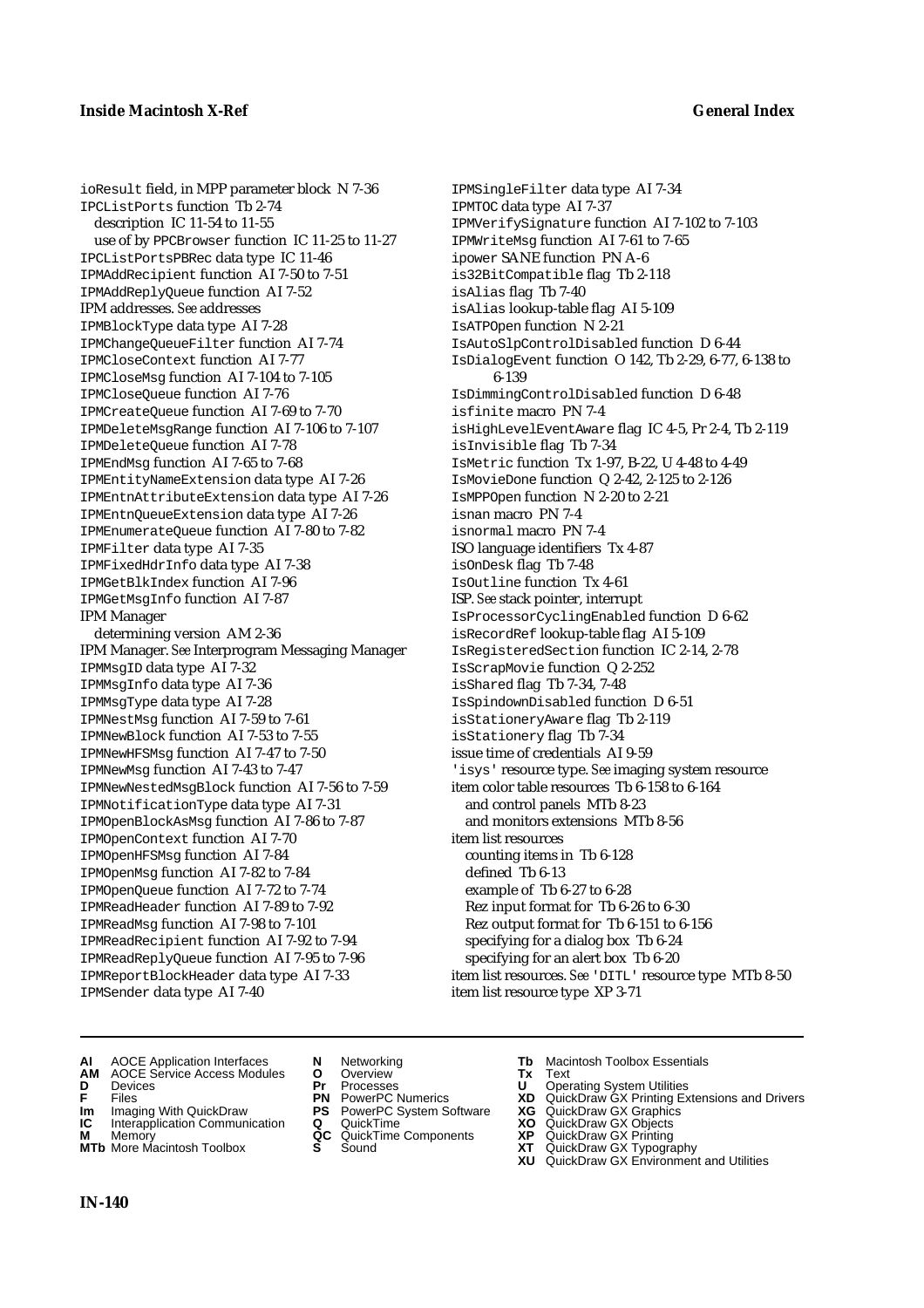ioResult field, in MPP parameter block N 7-36
IPCListPorts function Tb 2-74
  description IC 11-54 to 11-55
  use of by PPCBrowser function IC 11-25 to 11-27
IPCListPortsPBRec data type IC 11-46
IPMAddRecipient function AI 7-50 to 7-51
IPMAddReplyQueue function AI 7-52
IPM addresses. *See* addresses
IPMBlockType data type AI 7-28
IPMChangeQueueFilter function AI 7-74
IPMCloseContext function AI 7-77
IPMCloseMsg function AI 7-104 to 7-105
IPMCloseQueue function AI 7-76
IPMCreateQueue function AI 7-69 to 7-70
IPMDeleteMsgRange function AI 7-106 to 7-107
IPMDeleteQueue function AI 7-78
IPMEndMsg function AI 7-65 to 7-68
IPMEntityNameExtension data type AI 7-26
IPMEntnAttributeExtension data type AI 7-26
IPMEntnQueueExtension data type AI 7-26
IPMEnumerateQueue function AI 7-80 to 7-82
IPMFilter data type AI 7-35
IPMFixedHdrInfo data type AI 7-38
IPMGetBlkIndex function AI 7-96
IPMGetMsgInfo function AI 7-87
IPM Manager
  determining version AM 2-36
IPM Manager. *See* Interprogram Messaging Manager
IPMMsgID data type AI 7-32
IPMMsgInfo data type AI 7-36
IPMMsgType data type AI 7-28
IPMNestMsg function AI 7-59 to 7-61
IPMNewBlock function AI 7-53 to 7-55
IPMNewHFSMsg function AI 7-47 to 7-50
IPMNewMsg function AI 7-43 to 7-47
IPMNewNestedMsgBlock function AI 7-56 to 7-59
IPMNotificationType data type AI 7-31
IPMOpenBlockAsMsg function AI 7-86 to 7-87
IPMOpenContext function AI 7-70
IPMOpenHFSMsg function AI 7-84
IPMOpenMsg function AI 7-82 to 7-84
IPMOpenQueue function AI 7-72 to 7-74
IPMReadHeader function AI 7-89 to 7-92
IPMReadMsg function AI 7-98 to 7-101
IPMReadRecipient function AI 7-92 to 7-94
IPMReadReplyQueue function AI 7-95 to 7-96
IPMReportBlockHeader data type AI 7-33
IPMSender data type AI 7-40
IPMSingleFilter data type AI 7-34
IPMTOC data type AI 7-37
IPMVerifySignature function AI 7-102 to 7-103
IPMWriteMsg function AI 7-61 to 7-65
ipower SANE function PN A-6
is32BitCompatible flag Tb 2-118
isAlias flag Tb 7-40
isAlias lookup-table flag AI 5-109
IsATPOpen function N 2-21
IsAutoSlpControlDisabled function D 6-44
IsDialogEvent function O 142, Tb 2-29, 6-77, 6-138 to 6-139
IsDimmingControlDisabled function D 6-48
isfinite macro PN 7-4
isHighLevelEventAware flag IC 4-5, Pr 2-4, Tb 2-119
isInvisible flag Tb 7-34
IsMetric function Tx 1-97, B-22, U 4-48 to 4-49
IsMovieDone function Q 2-42, 2-125 to 2-126
IsMPPOpen function N 2-20 to 2-21
isnan macro PN 7-4
isnormal macro PN 7-4
ISO language identifiers Tx 4-87
isOnDesk flag Tb 7-48
IsOutline function Tx 4-61
ISP. *See* stack pointer, interrupt
IsProcessorCyclingEnabled function D 6-62
isRecordRef lookup-table flag AI 5-109
IsRegisteredSection function IC 2-14, 2-78
IsScrapMovie function Q 2-252
isShared flag Tb 7-34, 7-48
IsSpindownDisabled function D 6-51
isStationeryAware flag Tb 2-119
isStationery flag Tb 7-34
issue time of credentials AI 9-59
'isys' resource type. *See* imaging system resource
item color table resources Tb 6-158 to 6-164
  and control panels MTb 8-23
  and monitors extensions MTb 8-56
item list resources
  counting items in Tb 6-128
  defined Tb 6-13
  example of Tb 6-27 to 6-28
  Rez input format for Tb 6-26 to 6-30
  Rez output format for Tb 6-151 to 6-156
  specifying for a dialog box Tb 6-24
  specifying for an alert box Tb 6-20
item list resources. *See* 'DITL' resource type MTb 8-50
item list resource type XP 3-71

**AI** AOCE Application Interfaces
**AM** AOCE Service Access Modules
**D** Devices
**F** Files
**Im** Imaging With QuickDraw
**IC** Interapplication Communication
**M** Memory
**MTb** More Macintosh Toolbox
**N** Networking
**O** Overview
**Pr** Processes
**PN** PowerPC Numerics
**PS** PowerPC System Software
**Q** QuickTime
**QC** QuickTime Components
**S** Sound
**Tb** Macintosh Toolbox Essentials
**Tx** Text
**U** Operating System Utilities
**XD** QuickDraw GX Printing Extensions and Drivers
**XG** QuickDraw GX Graphics
**XO** QuickDraw GX Objects
**XP** QuickDraw GX Printing
**XT** QuickDraw GX Typography
**XU** QuickDraw GX Environment and Utilities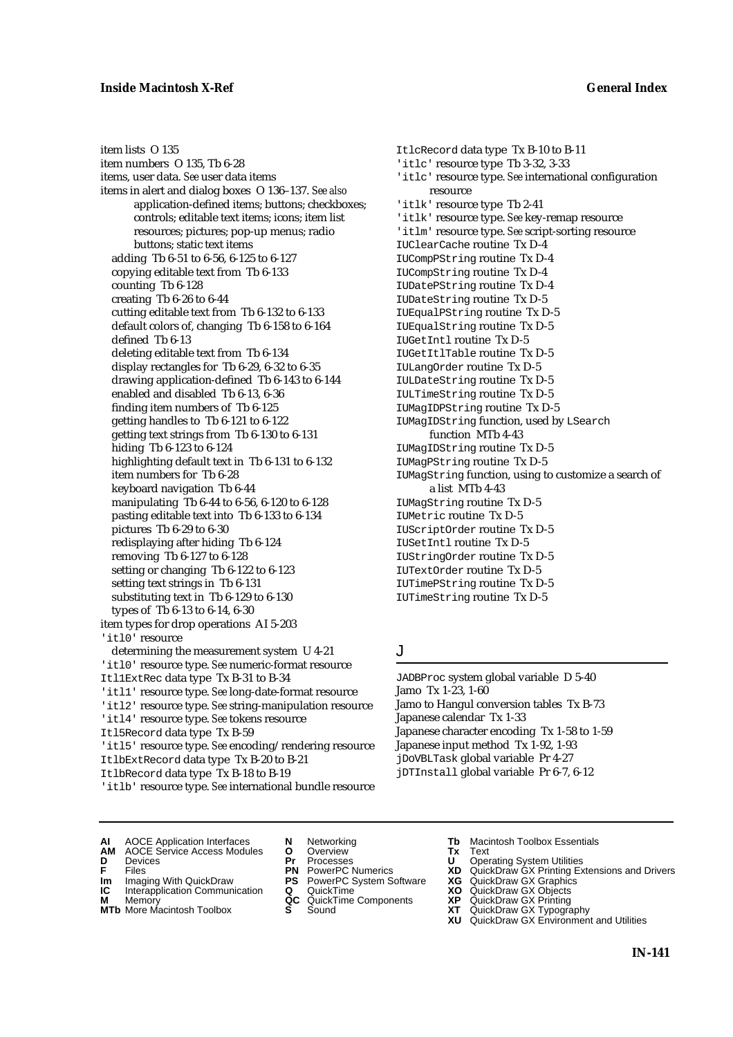item lists O 135
item numbers O 135, Tb 6-28
items, user data. *See* user data items
items in alert and dialog boxes O 136–137. *See also* application-defined items; buttons; checkboxes; controls; editable text items; icons; item list resources; pictures; pop-up menus; radio buttons; static text items
  adding Tb 6-51 to 6-56, 6-125 to 6-127
  copying editable text from Tb 6-133
  counting Tb 6-128
  creating Tb 6-26 to 6-44
  cutting editable text from Tb 6-132 to 6-133
  default colors of, changing Tb 6-158 to 6-164
  defined Tb 6-13
  deleting editable text from Tb 6-134
  display rectangles for Tb 6-29, 6-32 to 6-35
  drawing application-defined Tb 6-143 to 6-144
  enabled and disabled Tb 6-13, 6-36
  finding item numbers of Tb 6-125
  getting handles to Tb 6-121 to 6-122
  getting text strings from Tb 6-130 to 6-131
  hiding Tb 6-123 to 6-124
  highlighting default text in Tb 6-131 to 6-132
  item numbers for Tb 6-28
  keyboard navigation Tb 6-44
  manipulating Tb 6-44 to 6-56, 6-120 to 6-128
  pasting editable text into Tb 6-133 to 6-134
  pictures Tb 6-29 to 6-30
  redisplaying after hiding Tb 6-124
  removing Tb 6-127 to 6-128
  setting or changing Tb 6-122 to 6-123
  setting text strings in Tb 6-131
  substituting text in Tb 6-129 to 6-130
  types of Tb 6-13 to 6-14, 6-30
item types for drop operations AI 5-203
`'itl0'` resource
  determining the measurement system U 4-21
`'itl0'` resource type. *See* numeric-format resource
`Itl1ExtRec` data type Tx B-31 to B-34
`'itl1'` resource type. *See* long-date-format resource
`'itl2'` resource type. *See* string-manipulation resource
`'itl4'` resource type. *See* tokens resource
`Itl5Record` data type Tx B-59
`'itl5'` resource type. *See* encoding/rendering resource
`ItlbExtRecord` data type Tx B-20 to B-21
`ItlbRecord` data type Tx B-18 to B-19
`'itlb'` resource type. *See* international bundle resource
`ItlcRecord` data type Tx B-10 to B-11
`'itlc'` resource type Tb 3-32, 3-33
`'itlc'` resource type. *See* international configuration resource
`'itlk'` resource type Tb 2-41
`'itlk'` resource type. *See* key-remap resource
`'itlm'` resource type. *See* script-sorting resource
`IUClearCache` routine Tx D-4
`IUCompPString` routine Tx D-4
`IUCompString` routine Tx D-4
`IUDatePString` routine Tx D-4
`IUDateString` routine Tx D-5
`IUEqualPString` routine Tx D-5
`IUEqualString` routine Tx D-5
`IUGetIntl` routine Tx D-5
`IUGetItlTable` routine Tx D-5
`IULangOrder` routine Tx D-5
`IULDateString` routine Tx D-5
`IULTimeString` routine Tx D-5
`IUMagIDPString` routine Tx D-5
`IUMagIDString` function, used by `LSearch` function MTb 4-43
`IUMagIDString` routine Tx D-5
`IUMagPString` routine Tx D-5
`IUMagString` function, using to customize a search of a list MTb 4-43
`IUMagString` routine Tx D-5
`IUMetric` routine Tx D-5
`IUScriptOrder` routine Tx D-5
`IUSetIntl` routine Tx D-5
`IUStringOrder` routine Tx D-5
`IUTextOrder` routine Tx D-5
`IUTimePString` routine Tx D-5
`IUTimeString` routine Tx D-5

## J

`JADBProc` system global variable D 5-40
Jamo Tx 1-23, 1-60
Jamo to Hangul conversion tables Tx B-73
Japanese calendar Tx 1-33
Japanese character encoding Tx 1-58 to 1-59
Japanese input method Tx 1-92, 1-93
`jDoVBLTask` global variable Pr 4-27
`jDTInstall` global variable Pr 6-7, 6-12

**AI** AOCE Application Interfaces
**AM** AOCE Service Access Modules
**D** Devices
**F** Files
**Im** Imaging With QuickDraw
**IC** Interapplication Communication
**M** Memory
**MTb** More Macintosh Toolbox
**N** Networking
**O** Overview
**Pr** Processes
**PN** PowerPC Numerics
**PS** PowerPC System Software
**Q** QuickTime
**QC** QuickTime Components
**S** Sound
**Tb** Macintosh Toolbox Essentials
**Tx** Text
**U** Operating System Utilities
**XD** QuickDraw GX Printing Extensions and Drivers
**XG** QuickDraw GX Graphics
**XO** QuickDraw GX Objects
**XP** QuickDraw GX Printing
**XT** QuickDraw GX Typography
**XU** QuickDraw GX Environment and Utilities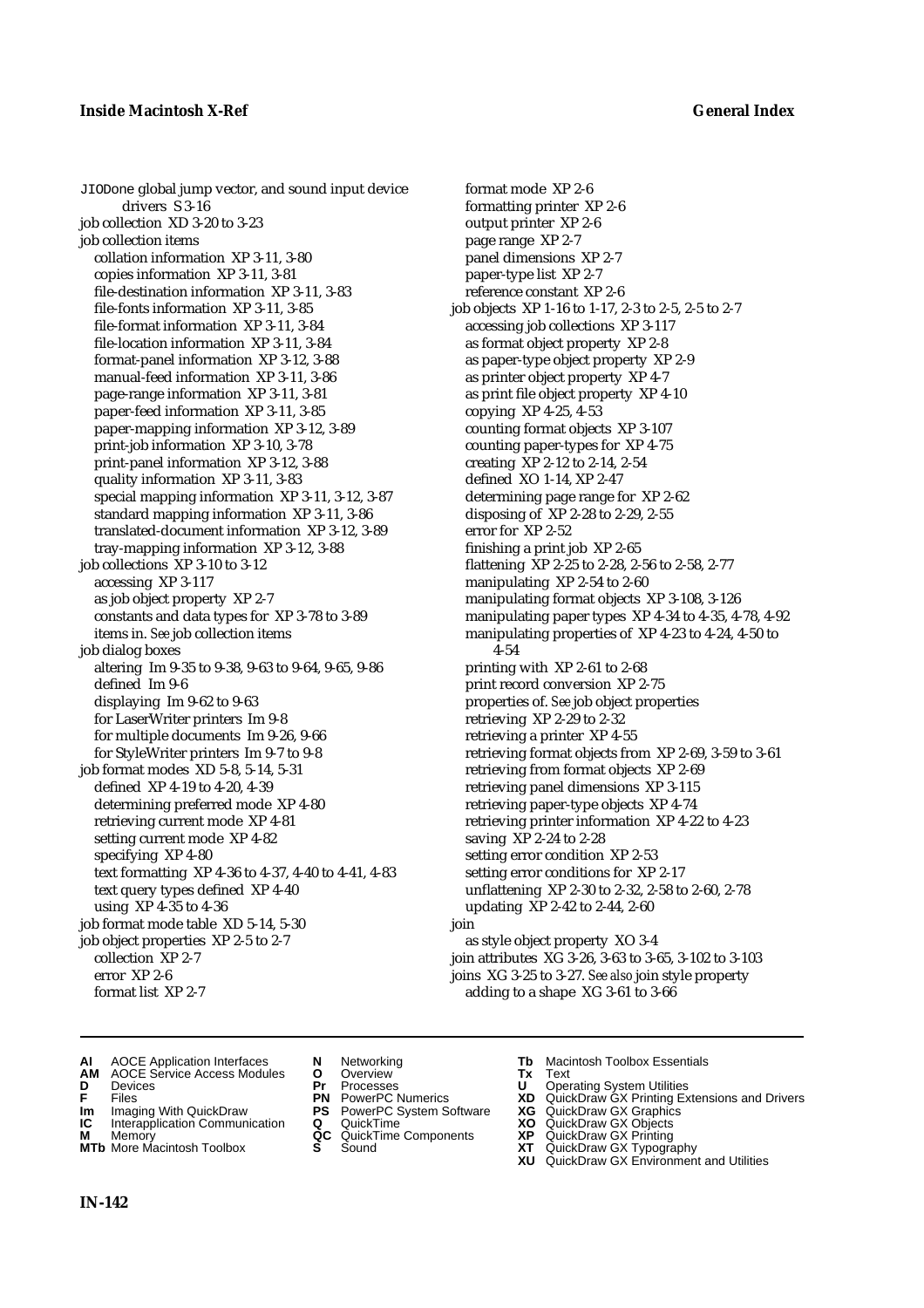JIODone global jump vector, and sound input device drivers S 3-16
job collection XD 3-20 to 3-23
job collection items
  collation information XP 3-11, 3-80
  copies information XP 3-11, 3-81
  file-destination information XP 3-11, 3-83
  file-fonts information XP 3-11, 3-85
  file-format information XP 3-11, 3-84
  file-location information XP 3-11, 3-84
  format-panel information XP 3-12, 3-88
  manual-feed information XP 3-11, 3-86
  page-range information XP 3-11, 3-81
  paper-feed information XP 3-11, 3-85
  paper-mapping information XP 3-12, 3-89
  print-job information XP 3-10, 3-78
  print-panel information XP 3-12, 3-88
  quality information XP 3-11, 3-83
  special mapping information XP 3-11, 3-12, 3-87
  standard mapping information XP 3-11, 3-86
  translated-document information XP 3-12, 3-89
  tray-mapping information XP 3-12, 3-88
job collections XP 3-10 to 3-12
  accessing XP 3-117
  as job object property XP 2-7
  constants and data types for XP 3-78 to 3-89
  items in. *See* job collection items
job dialog boxes
  altering Im 9-35 to 9-38, 9-63 to 9-64, 9-65, 9-86
  defined Im 9-6
  displaying Im 9-62 to 9-63
  for LaserWriter printers Im 9-8
  for multiple documents Im 9-26, 9-66
  for StyleWriter printers Im 9-7 to 9-8
job format modes XD 5-8, 5-14, 5-31
  defined XP 4-19 to 4-20, 4-39
  determining preferred mode XP 4-80
  retrieving current mode XP 4-81
  setting current mode XP 4-82
  specifying XP 4-80
  text formatting XP 4-36 to 4-37, 4-40 to 4-41, 4-83
  text query types defined XP 4-40
  using XP 4-35 to 4-36
job format mode table XD 5-14, 5-30
job object properties XP 2-5 to 2-7
  collection XP 2-7
  error XP 2-6
  format list XP 2-7
  format mode XP 2-6
  formatting printer XP 2-6
  output printer XP 2-6
  page range XP 2-7
  panel dimensions XP 2-7
  paper-type list XP 2-7
  reference constant XP 2-6
job objects XP 1-16 to 1-17, 2-3 to 2-5, 2-5 to 2-7
  accessing job collections XP 3-117
  as format object property XP 2-8
  as paper-type object property XP 2-9
  as printer object property XP 4-7
  as print file object property XP 4-10
  copying XP 4-25, 4-53
  counting format objects XP 3-107
  counting paper-types for XP 4-75
  creating XP 2-12 to 2-14, 2-54
  defined XO 1-14, XP 2-47
  determining page range for XP 2-62
  disposing of XP 2-28 to 2-29, 2-55
  error for XP 2-52
  finishing a print job XP 2-65
  flattening XP 2-25 to 2-28, 2-56 to 2-58, 2-77
  manipulating XP 2-54 to 2-60
  manipulating format objects XP 3-108, 3-126
  manipulating paper types XP 4-34 to 4-35, 4-78, 4-92
  manipulating properties of XP 4-23 to 4-24, 4-50 to 4-54
  printing with XP 2-61 to 2-68
  print record conversion XP 2-75
  properties of. *See* job object properties
  retrieving XP 2-29 to 2-32
  retrieving a printer XP 4-55
  retrieving format objects from XP 2-69, 3-59 to 3-61
  retrieving from format objects XP 2-69
  retrieving panel dimensions XP 3-115
  retrieving paper-type objects XP 4-74
  retrieving printer information XP 4-22 to 4-23
  saving XP 2-24 to 2-28
  setting error condition XP 2-53
  setting error conditions for XP 2-17
  unflattening XP 2-30 to 2-32, 2-58 to 2-60, 2-78
  updating XP 2-42 to 2-44, 2-60
join
  as style object property XO 3-4
join attributes XG 3-26, 3-63 to 3-65, 3-102 to 3-103
joins XG 3-25 to 3-27. *See also* join style property
  adding to a shape XG 3-61 to 3-66

**AI** AOCE Application Interfaces
**AM** AOCE Service Access Modules
**D** Devices
**F** Files
**Im** Imaging With QuickDraw
**IC** Interapplication Communication
**M** Memory
**MTb** More Macintosh Toolbox
**N** Networking
**O** Overview
**Pr** Processes
**PN** PowerPC Numerics
**PS** PowerPC System Software
**Q** QuickTime
**QC** QuickTime Components
**S** Sound
**Tb** Macintosh Toolbox Essentials
**Tx** Text
**U** Operating System Utilities
**XD** QuickDraw GX Printing Extensions and Drivers
**XG** QuickDraw GX Graphics
**XO** QuickDraw GX Objects
**XP** QuickDraw GX Printing
**XT** QuickDraw GX Typography
**XU** QuickDraw GX Environment and Utilities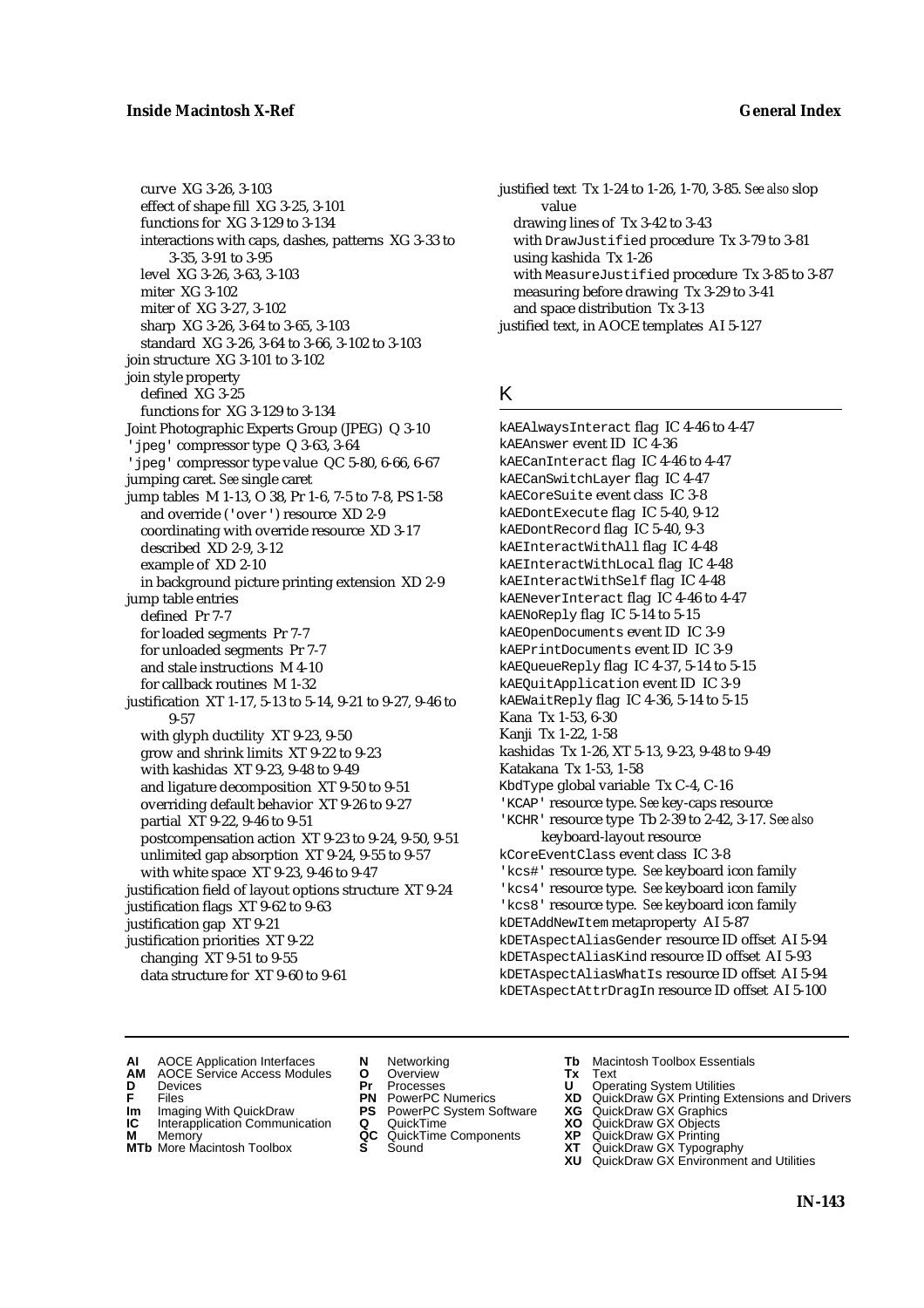curve XG 3-26, 3-103
effect of shape fill XG 3-25, 3-101
functions for XG 3-129 to 3-134
interactions with caps, dashes, patterns XG 3-33 to 3-35, 3-91 to 3-95
level XG 3-26, 3-63, 3-103
miter XG 3-102
miter of XG 3-27, 3-102
sharp XG 3-26, 3-64 to 3-65, 3-103
standard XG 3-26, 3-64 to 3-66, 3-102 to 3-103

join structure XG 3-101 to 3-102

join style property
defined XG 3-25
functions for XG 3-129 to 3-134

Joint Photographic Experts Group (JPEG) Q 3-10

'jpeg' compressor type Q 3-63, 3-64

'jpeg' compressor type value QC 5-80, 6-66, 6-67

jumping caret. *See* single caret

jump tables M 1-13, O 38, Pr 1-6, 7-5 to 7-8, PS 1-58
and override ('over') resource XD 2-9
coordinating with override resource XD 3-17
described XD 2-9, 3-12
example of XD 2-10
in background picture printing extension XD 2-9

jump table entries
defined Pr 7-7
for loaded segments Pr 7-7
for unloaded segments Pr 7-7
and stale instructions M 4-10
for callback routines M 1-32

justification XT 1-17, 5-13 to 5-14, 9-21 to 9-27, 9-46 to 9-57
with glyph ductility XT 9-23, 9-50
grow and shrink limits XT 9-22 to 9-23
with kashidas XT 9-23, 9-48 to 9-49
and ligature decomposition XT 9-50 to 9-51
overriding default behavior XT 9-26 to 9-27
partial XT 9-22, 9-46 to 9-51
postcompensation action XT 9-23 to 9-24, 9-50, 9-51
unlimited gap absorption XT 9-24, 9-55 to 9-57
with white space XT 9-23, 9-46 to 9-47

justification field of layout options structure XT 9-24

justification flags XT 9-62 to 9-63

justification gap XT 9-21

justification priorities XT 9-22
changing XT 9-51 to 9-55
data structure for XT 9-60 to 9-61

justified text Tx 1-24 to 1-26, 1-70, 3-85. *See also* slop value
drawing lines of Tx 3-42 to 3-43
with DrawJustified procedure Tx 3-79 to 3-81
using kashida Tx 1-26
with MeasureJustified procedure Tx 3-85 to 3-87
measuring before drawing Tx 3-29 to 3-41
and space distribution Tx 3-13

justified text, in AOCE templates AI 5-127

## K

kAEAlwaysInteract flag IC 4-46 to 4-47
kAEAnswer event ID IC 4-36
kAECanInteract flag IC 4-46 to 4-47
kAECanSwitchLayer flag IC 4-47
kAECoreSuite event class IC 3-8
kAEDontExecute flag IC 5-40, 9-12
kAEDontRecord flag IC 5-40, 9-3
kAEInteractWithAll flag IC 4-48
kAEInteractWithLocal flag IC 4-48
kAEInteractWithSelf flag IC 4-48
kAENeverInteract flag IC 4-46 to 4-47
kAENoReply flag IC 5-14 to 5-15
kAEOpenDocuments event ID IC 3-9
kAEPrintDocuments event ID IC 3-9
kAEQueueReply flag IC 4-37, 5-14 to 5-15
kAEQuitApplication event ID IC 3-9
kAEWaitReply flag IC 4-36, 5-14 to 5-15
Kana Tx 1-53, 6-30
Kanji Tx 1-22, 1-58
kashidas Tx 1-26, XT 5-13, 9-23, 9-48 to 9-49
Katakana Tx 1-53, 1-58
KbdType global variable Tx C-4, C-16
'KCAP' resource type. *See* key-caps resource
'KCHR' resource type Tb 2-39 to 2-42, 3-17. *See also* keyboard-layout resource
kCoreEventClass event class IC 3-8
'kcs#' resource type. *See* keyboard icon family
'kcs4' resource type. *See* keyboard icon family
'kcs8' resource type. *See* keyboard icon family
kDETAddNewItem metaproperty AI 5-87
kDETAspectAliasGender resource ID offset AI 5-94
kDETAspectAliasKind resource ID offset AI 5-93
kDETAspectAliasWhatIs resource ID offset AI 5-94
kDETAspectAttrDragIn resource ID offset AI 5-100

**AI** AOCE Application Interfaces **AM** AOCE Service Access Modules **D** Devices **F** Files **Im** Imaging With QuickDraw **IC** Interapplication Communication **M** Memory **MTb** More Macintosh Toolbox **N** Networking **O** Overview **Pr** Processes **PN** PowerPC Numerics **PS** PowerPC System Software **Q** QuickTime **QC** QuickTime Components **S** Sound **Tb** Macintosh Toolbox Essentials **Tx** Text **U** Operating System Utilities **XD** QuickDraw GX Printing Extensions and Drivers **XG** QuickDraw GX Graphics **XO** QuickDraw GX Objects **XP** QuickDraw GX Printing **XT** QuickDraw GX Typography **XU** QuickDraw GX Environment and Utilities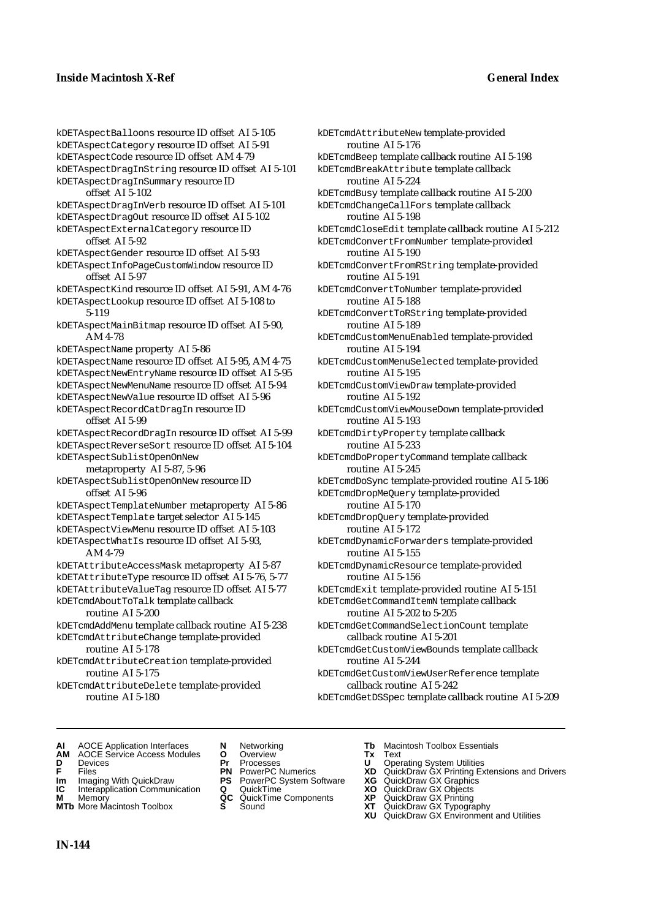kDETAspectBalloons resource ID offset AI 5-105
kDETAspectCategory resource ID offset AI 5-91
kDETAspectCode resource ID offset AM 4-79
kDETAspectDragInString resource ID offset AI 5-101
kDETAspectDragInSummary resource ID offset AI 5-102
kDETAspectDragInVerb resource ID offset AI 5-101
kDETAspectDragOut resource ID offset AI 5-102
kDETAspectExternalCategory resource ID offset AI 5-92
kDETAspectGender resource ID offset AI 5-93
kDETAspectInfoPageCustomWindow resource ID offset AI 5-97
kDETAspectKind resource ID offset AI 5-91, AM 4-76
kDETAspectLookup resource ID offset AI 5-108 to 5-119
kDETAspectMainBitmap resource ID offset AI 5-90, AM 4-78
kDETAspectName property AI 5-86
kDETAspectName resource ID offset AI 5-95, AM 4-75
kDETAspectNewEntryName resource ID offset AI 5-95
kDETAspectNewMenuName resource ID offset AI 5-94
kDETAspectNewValue resource ID offset AI 5-96
kDETAspectRecordCatDragIn resource ID offset AI 5-99
kDETAspectRecordDragIn resource ID offset AI 5-99
kDETAspectReverseSort resource ID offset AI 5-104
kDETAspectSublistOpenOnNew metaproperty AI 5-87, 5-96
kDETAspectSublistOpenOnNew resource ID offset AI 5-96
kDETAspectTemplateNumber metaproperty AI 5-86
kDETAspectTemplate target selector AI 5-145
kDETAspectViewMenu resource ID offset AI 5-103
kDETAspectWhatIs resource ID offset AI 5-93, AM 4-79
kDETAttributeAccessMask metaproperty AI 5-87
kDETAttributeType resource ID offset AI 5-76, 5-77
kDETAttributeValueTag resource ID offset AI 5-77
kDETcmdAboutToTalk template callback routine AI 5-200
kDETcmdAddMenu template callback routine AI 5-238
kDETcmdAttributeChange template-provided routine AI 5-178
kDETcmdAttributeCreation template-provided routine AI 5-175
kDETcmdAttributeDelete template-provided routine AI 5-180
kDETcmdAttributeNew template-provided routine AI 5-176
kDETcmdBeep template callback routine AI 5-198
kDETcmdBreakAttribute template callback routine AI 5-224
kDETcmdBusy template callback routine AI 5-200
kDETcmdChangeCallFors template callback routine AI 5-198
kDETcmdCloseEdit template callback routine AI 5-212
kDETcmdConvertFromNumber template-provided routine AI 5-190
kDETcmdConvertFromRString template-provided routine AI 5-191
kDETcmdConvertToNumber template-provided routine AI 5-188
kDETcmdConvertToRString template-provided routine AI 5-189
kDETcmdCustomMenuEnabled template-provided routine AI 5-194
kDETcmdCustomMenuSelected template-provided routine AI 5-195
kDETcmdCustomViewDraw template-provided routine AI 5-192
kDETcmdCustomViewMouseDown template-provided routine AI 5-193
kDETcmdDirtyProperty template callback routine AI 5-233
kDETcmdDoPropertyCommand template callback routine AI 5-245
kDETcmdDoSync template-provided routine AI 5-186
kDETcmdDropMeQuery template-provided routine AI 5-170
kDETcmdDropQuery template-provided routine AI 5-172
kDETcmdDynamicForwarders template-provided routine AI 5-155
kDETcmdDynamicResource template-provided routine AI 5-156
kDETcmdExit template-provided routine AI 5-151
kDETcmdGetCommandItemN template callback routine AI 5-202 to 5-205
kDETcmdGetCommandSelectionCount template callback routine AI 5-201
kDETcmdGetCustomViewBounds template callback routine AI 5-244
kDETcmdGetCustomViewUserReference template callback routine AI 5-242
kDETcmdGetDSSpec template callback routine AI 5-209

**AI** AOCE Application Interfaces
**AM** AOCE Service Access Modules
**D** Devices
**F** Files
**Im** Imaging With QuickDraw
**IC** Interapplication Communication
**M** Memory
**MTb** More Macintosh Toolbox
**N** Networking
**O** Overview
**Pr** Processes
**PN** PowerPC Numerics
**PS** PowerPC System Software
**Q** QuickTime
**QC** QuickTime Components
**S** Sound
**Tb** Macintosh Toolbox Essentials
**Tx** Text
**U** Operating System Utilities
**XD** QuickDraw GX Printing Extensions and Drivers
**XG** QuickDraw GX Graphics
**XO** QuickDraw GX Objects
**XP** QuickDraw GX Printing
**XT** QuickDraw GX Typography
**XU** QuickDraw GX Environment and Utilities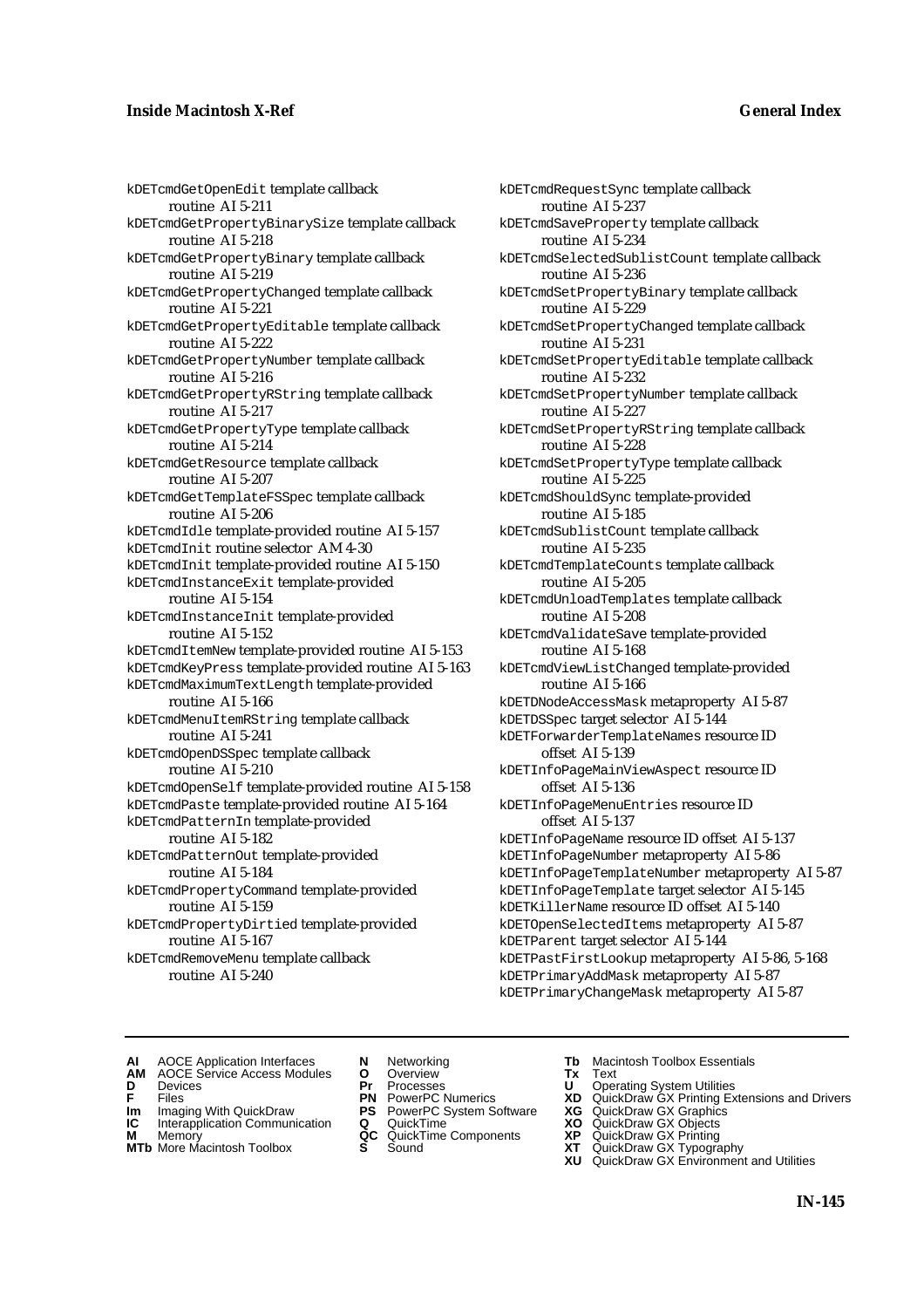kDETcmdGetOpenEdit template callback routine AI 5-211

kDETcmdGetPropertyBinarySize template callback routine AI 5-218

kDETcmdGetPropertyBinary template callback routine AI 5-219

kDETcmdGetPropertyChanged template callback routine AI 5-221

kDETcmdGetPropertyEditable template callback routine AI 5-222

kDETcmdGetPropertyNumber template callback routine AI 5-216

kDETcmdGetPropertyRString template callback routine AI 5-217

kDETcmdGetPropertyType template callback routine AI 5-214

kDETcmdGetResource template callback routine AI 5-207

kDETcmdGetTemplateFSSpec template callback routine AI 5-206

kDETcmdIdle template-provided routine AI 5-157

kDETcmdInit routine selector AM 4-30

kDETcmdInit template-provided routine AI 5-150

kDETcmdInstanceExit template-provided routine AI 5-154

kDETcmdInstanceInit template-provided routine AI 5-152

kDETcmdItemNew template-provided routine AI 5-153

kDETcmdKeyPress template-provided routine AI 5-163

kDETcmdMaximumTextLength template-provided routine AI 5-166

kDETcmdMenuItemRString template callback routine AI 5-241

kDETcmdOpenDSSpec template callback routine AI 5-210

kDETcmdOpenSelf template-provided routine AI 5-158

kDETcmdPaste template-provided routine AI 5-164

kDETcmdPatternIn template-provided routine AI 5-182

kDETcmdPatternOut template-provided routine AI 5-184

kDETcmdPropertyCommand template-provided routine AI 5-159

kDETcmdPropertyDirtied template-provided routine AI 5-167

kDETcmdRemoveMenu template callback routine AI 5-240

kDETcmdRequestSync template callback routine AI 5-237

kDETcmdSaveProperty template callback routine AI 5-234

kDETcmdSelectedSublistCount template callback routine AI 5-236

kDETcmdSetPropertyBinary template callback routine AI 5-229

kDETcmdSetPropertyChanged template callback routine AI 5-231

kDETcmdSetPropertyEditable template callback routine AI 5-232

kDETcmdSetPropertyNumber template callback routine AI 5-227

kDETcmdSetPropertyRString template callback routine AI 5-228

kDETcmdSetPropertyType template callback routine AI 5-225

kDETcmdShouldSync template-provided routine AI 5-185

kDETcmdSublistCount template callback routine AI 5-235

kDETcmdTemplateCounts template callback routine AI 5-205

kDETcmdUnloadTemplates template callback routine AI 5-208

kDETcmdValidateSave template-provided routine AI 5-168

kDETcmdViewListChanged template-provided routine AI 5-166

kDETDNodeAccessMask metaproperty AI 5-87

kDETDSSpec target selector AI 5-144

kDETForwarderTemplateNames resource ID offset AI 5-139

kDETInfoPageMainViewAspect resource ID offset AI 5-136

kDETInfoPageMenuEntries resource ID offset AI 5-137

kDETInfoPageName resource ID offset AI 5-137

kDETInfoPageNumber metaproperty AI 5-86

kDETInfoPageTemplateNumber metaproperty AI 5-87

kDETInfoPageTemplate target selector AI 5-145

kDETKillerName resource ID offset AI 5-140

kDETOpenSelectedItems metaproperty AI 5-87

kDETParent target selector AI 5-144

kDETPastFirstLookup metaproperty AI 5-86, 5-168

kDETPrimaryAddMask metaproperty AI 5-87

kDETPrimaryChangeMask metaproperty AI 5-87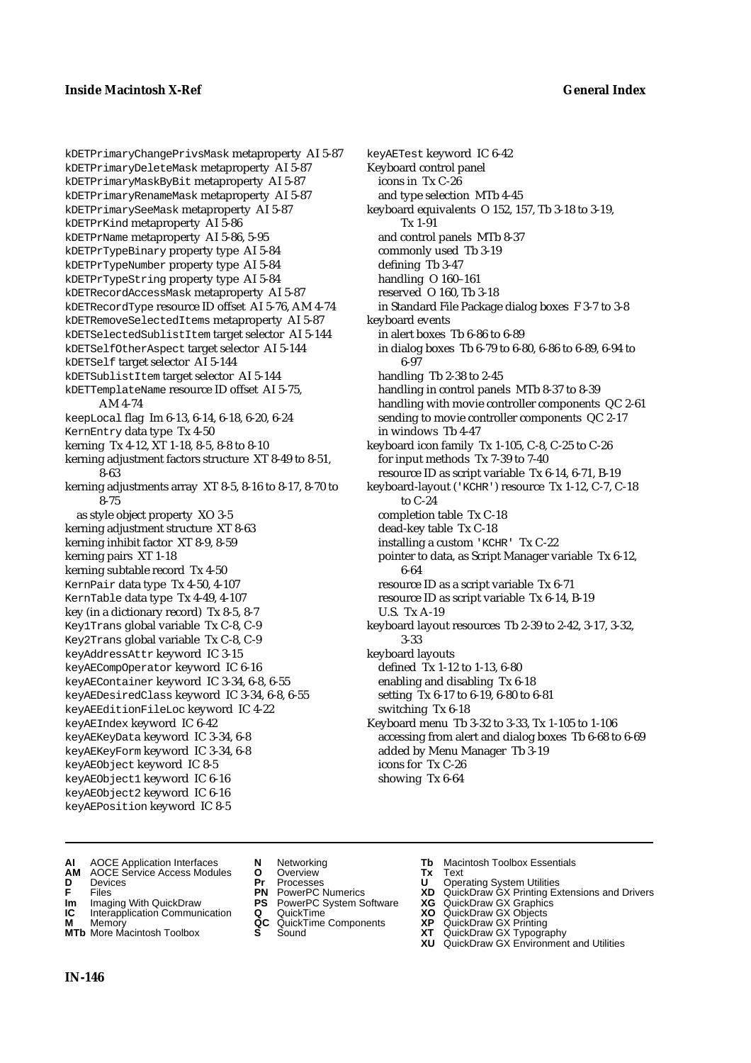kDETPrimaryChangePrivsMask metaproperty AI 5-87
kDETPrimaryDeleteMask metaproperty AI 5-87
kDETPrimaryMaskByBit metaproperty AI 5-87
kDETPrimaryRenameMask metaproperty AI 5-87
kDETPrimarySeeMask metaproperty AI 5-87
kDETPrKind metaproperty AI 5-86
kDETPrName metaproperty AI 5-86, 5-95
kDETPrTypeBinary property type AI 5-84
kDETPrTypeNumber property type AI 5-84
kDETPrTypeString property type AI 5-84
kDETRecordAccessMask metaproperty AI 5-87
kDETRecordType resource ID offset AI 5-76, AM 4-74
kDETRemoveSelectedItems metaproperty AI 5-87
kDETSelectedSublistItem target selector AI 5-144
kDETSelfOtherAspect target selector AI 5-144
kDETSelf target selector AI 5-144
kDETSublistItem target selector AI 5-144
kDETTemplateName resource ID offset AI 5-75, AM 4-74
keepLocal flag Im 6-13, 6-14, 6-18, 6-20, 6-24
KernEntry data type Tx 4-50
kerning Tx 4-12, XT 1-18, 8-5, 8-8 to 8-10
kerning adjustment factors structure XT 8-49 to 8-51, 8-63
kerning adjustments array XT 8-5, 8-16 to 8-17, 8-70 to 8-75
  as style object property XO 3-5
kerning adjustment structure XT 8-63
kerning inhibit factor XT 8-9, 8-59
kerning pairs XT 1-18
kerning subtable record Tx 4-50
KernPair data type Tx 4-50, 4-107
KernTable data type Tx 4-49, 4-107
key (in a dictionary record) Tx 8-5, 8-7
Key1Trans global variable Tx C-8, C-9
Key2Trans global variable Tx C-8, C-9
keyAddressAttr keyword IC 3-15
keyAECompOperator keyword IC 6-16
keyAEContainer keyword IC 3-34, 6-8, 6-55
keyAEDesiredClass keyword IC 3-34, 6-8, 6-55
keyAEEditionFileLoc keyword IC 4-22
keyAEIndex keyword IC 6-42
keyAEKeyData keyword IC 3-34, 6-8
keyAEKeyForm keyword IC 3-34, 6-8
keyAEObject keyword IC 8-5
keyAEObject1 keyword IC 6-16
keyAEObject2 keyword IC 6-16
keyAEPosition keyword IC 8-5
keyAETest keyword IC 6-42
Keyboard control panel
  icons in Tx C-26
  and type selection MTb 4-45
keyboard equivalents O 152, 157, Tb 3-18 to 3-19, Tx 1-91
  and control panels MTb 8-37
  commonly used Tb 3-19
  defining Tb 3-47
  handling O 160–161
  reserved O 160, Tb 3-18
  in Standard File Package dialog boxes F 3-7 to 3-8
keyboard events
  in alert boxes Tb 6-86 to 6-89
  in dialog boxes Tb 6-79 to 6-80, 6-86 to 6-89, 6-94 to 6-97
  handling Tb 2-38 to 2-45
  handling in control panels MTb 8-37 to 8-39
  handling with movie controller components QC 2-61
  sending to movie controller components QC 2-17
  in windows Tb 4-47
keyboard icon family Tx 1-105, C-8, C-25 to C-26
  for input methods Tx 7-39 to 7-40
  resource ID as script variable Tx 6-14, 6-71, B-19
keyboard-layout ('KCHR') resource Tx 1-12, C-7, C-18 to C-24
  completion table Tx C-18
  dead-key table Tx C-18
  installing a custom 'KCHR' Tx C-22
  pointer to data, as Script Manager variable Tx 6-12, 6-64
  resource ID as a script variable Tx 6-71
  resource ID as script variable Tx 6-14, B-19
  U.S. Tx A-19
keyboard layout resources Tb 2-39 to 2-42, 3-17, 3-32, 3-33
keyboard layouts
  defined Tx 1-12 to 1-13, 6-80
  enabling and disabling Tx 6-18
  setting Tx 6-17 to 6-19, 6-80 to 6-81
  switching Tx 6-18
Keyboard menu Tb 3-32 to 3-33, Tx 1-105 to 1-106
  accessing from alert and dialog boxes Tb 6-68 to 6-69
  added by Menu Manager Tb 3-19
  icons for Tx C-26
  showing Tx 6-64

**AI** AOCE Application Interfaces
**AM** AOCE Service Access Modules
**D** Devices
**F** Files
**Im** Imaging With QuickDraw
**IC** Interapplication Communication
**M** Memory
**MTb** More Macintosh Toolbox
**N** Networking
**O** Overview
**Pr** Processes
**PN** PowerPC Numerics
**PS** PowerPC System Software
**Q** QuickTime
**QC** QuickTime Components
**S** Sound
**Tb** Macintosh Toolbox Essentials
**Tx** Text
**U** Operating System Utilities
**XD** QuickDraw GX Printing Extensions and Drivers
**XG** QuickDraw GX Graphics
**XO** QuickDraw GX Objects
**XP** QuickDraw GX Printing
**XT** QuickDraw GX Typography
**XU** QuickDraw GX Environment and Utilities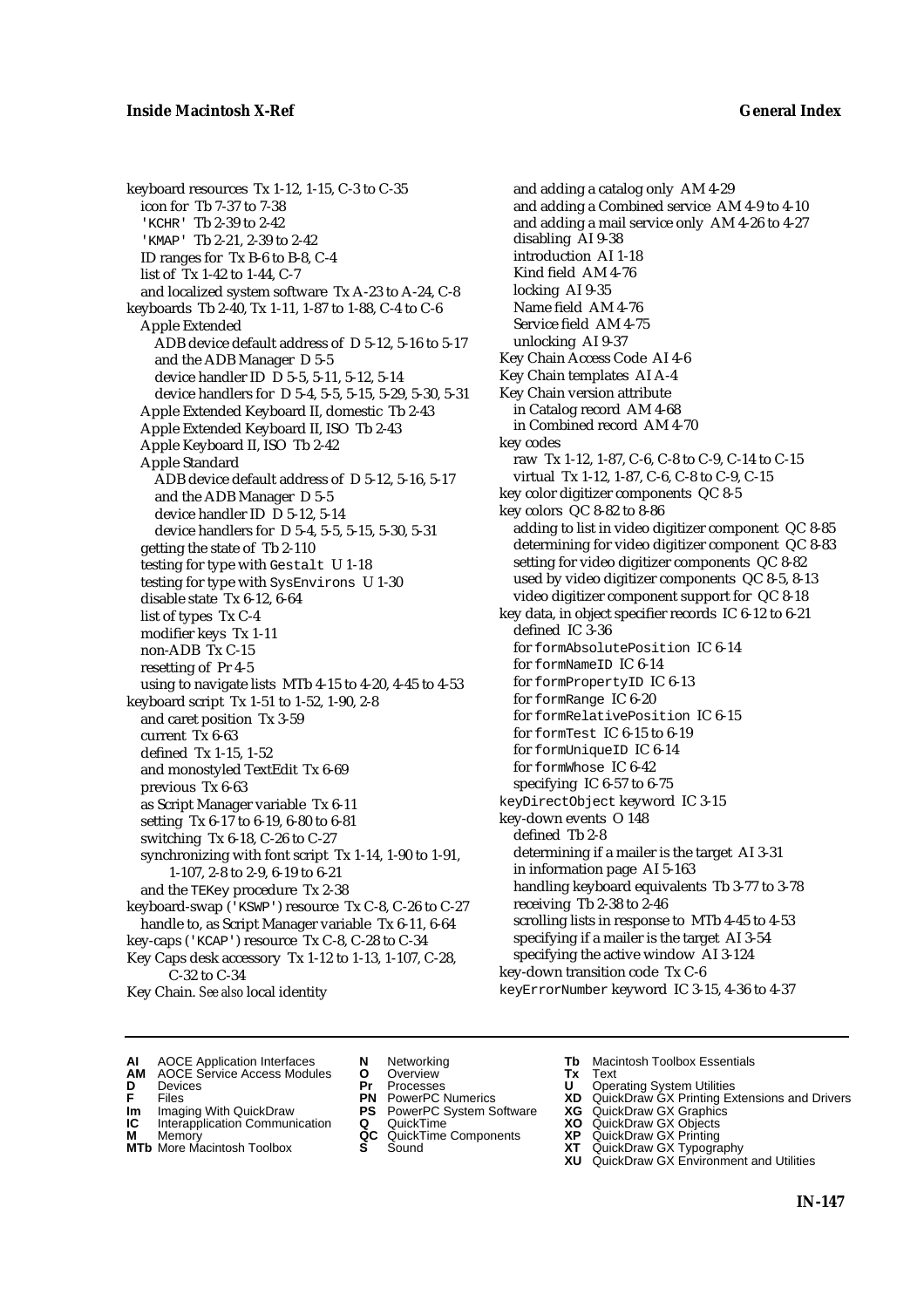keyboard resources  Tx 1-12, 1-15, C-3 to C-35
  icon for  Tb 7-37 to 7-38
  'KCHR'  Tb 2-39 to 2-42
  'KMAP'  Tb 2-21, 2-39 to 2-42
  ID ranges for  Tx B-6 to B-8, C-4
  list of  Tx 1-42 to 1-44, C-7
  and localized system software  Tx A-23 to A-24, C-8
keyboards  Tb 2-40, Tx 1-11, 1-87 to 1-88, C-4 to C-6
  Apple Extended
    ADB device default address of  D 5-12, 5-16 to 5-17
    and the ADB Manager  D 5-5
    device handler ID  D 5-5, 5-11, 5-12, 5-14
    device handlers for  D 5-4, 5-5, 5-15, 5-29, 5-30, 5-31
  Apple Extended Keyboard II, domestic  Tb 2-43
  Apple Extended Keyboard II, ISO  Tb 2-43
  Apple Keyboard II, ISO  Tb 2-42
  Apple Standard
    ADB device default address of  D 5-12, 5-16, 5-17
    and the ADB Manager  D 5-5
    device handler ID  D 5-12, 5-14
    device handlers for  D 5-4, 5-5, 5-15, 5-30, 5-31
  getting the state of  Tb 2-110
  testing for type with Gestalt  U 1-18
  testing for type with SysEnvirons  U 1-30
  disable state  Tx 6-12, 6-64
  list of types  Tx C-4
  modifier keys  Tx 1-11
  non-ADB  Tx C-15
  resetting of  Pr 4-5
  using to navigate lists  MTb 4-15 to 4-20, 4-45 to 4-53
keyboard script  Tx 1-51 to 1-52, 1-90, 2-8
  and caret position  Tx 3-59
  current  Tx 6-63
  defined  Tx 1-15, 1-52
  and monostyled TextEdit  Tx 6-69
  previous  Tx 6-63
  as Script Manager variable  Tx 6-11
  setting  Tx 6-17 to 6-19, 6-80 to 6-81
  switching  Tx 6-18, C-26 to C-27
  synchronizing with font script  Tx 1-14, 1-90 to 1-91, 1-107, 2-8 to 2-9, 6-19 to 6-21
  and the TEKey procedure  Tx 2-38
keyboard-swap ('KSWP') resource  Tx C-8, C-26 to C-27
  handle to, as Script Manager variable  Tx 6-11, 6-64
key-caps ('KCAP') resource  Tx C-8, C-28 to C-34
Key Caps desk accessory  Tx 1-12 to 1-13, 1-107, C-28, C-32 to C-34
Key Chain. *See also* local identity
  and adding a catalog only  AM 4-29
  and adding a Combined service  AM 4-9 to 4-10
  and adding a mail service only  AM 4-26 to 4-27
  disabling  AI 9-38
  introduction  AI 1-18
  Kind field  AM 4-76
  locking  AI 9-35
  Name field  AM 4-76
  Service field  AM 4-75
  unlocking  AI 9-37
Key Chain Access Code  AI 4-6
Key Chain templates  AI A-4
Key Chain version attribute
  in Catalog record  AM 4-68
  in Combined record  AM 4-70
key codes
  raw  Tx 1-12, 1-87, C-6, C-8 to C-9, C-14 to C-15
  virtual  Tx 1-12, 1-87, C-6, C-8 to C-9, C-15
key color digitizer components  QC 8-5
key colors  QC 8-82 to 8-86
  adding to list in video digitizer component  QC 8-85
  determining for video digitizer component  QC 8-83
  setting for video digitizer components  QC 8-82
  used by video digitizer components  QC 8-5, 8-13
  video digitizer component support for  QC 8-18
key data, in object specifier records  IC 6-12 to 6-21
  defined  IC 3-36
  for formAbsolutePosition  IC 6-14
  for formNameID  IC 6-14
  for formPropertyID  IC 6-13
  for formRange  IC 6-20
  for formRelativePosition  IC 6-15
  for formTest  IC 6-15 to 6-19
  for formUniqueID  IC 6-14
  for formWhose  IC 6-42
  specifying  IC 6-57 to 6-75
keyDirectObject keyword  IC 3-15
key-down events  O 148
  defined  Tb 2-8
  determining if a mailer is the target  AI 3-31
  in information page  AI 5-163
  handling keyboard equivalents  Tb 3-77 to 3-78
  receiving  Tb 2-38 to 2-46
  scrolling lists in response to  MTb 4-45 to 4-53
  specifying if a mailer is the target  AI 3-54
  specifying the active window  AI 3-124
key-down transition code  Tx C-6
keyErrorNumber keyword  IC 3-15, 4-36 to 4-37

**AI** AOCE Application Interfaces
**AM** AOCE Service Access Modules
**D** Devices
**F** Files
**Im** Imaging With QuickDraw
**IC** Interapplication Communication
**M** Memory
**MTb** More Macintosh Toolbox
**N** Networking
**O** Overview
**Pr** Processes
**PN** PowerPC Numerics
**PS** PowerPC System Software
**Q** QuickTime
**QC** QuickTime Components
**S** Sound
**Tb** Macintosh Toolbox Essentials
**Tx** Text
**U** Operating System Utilities
**XD** QuickDraw GX Printing Extensions and Drivers
**XG** QuickDraw GX Graphics
**XO** QuickDraw GX Objects
**XP** QuickDraw GX Printing
**XT** QuickDraw GX Typography
**XU** QuickDraw GX Environment and Utilities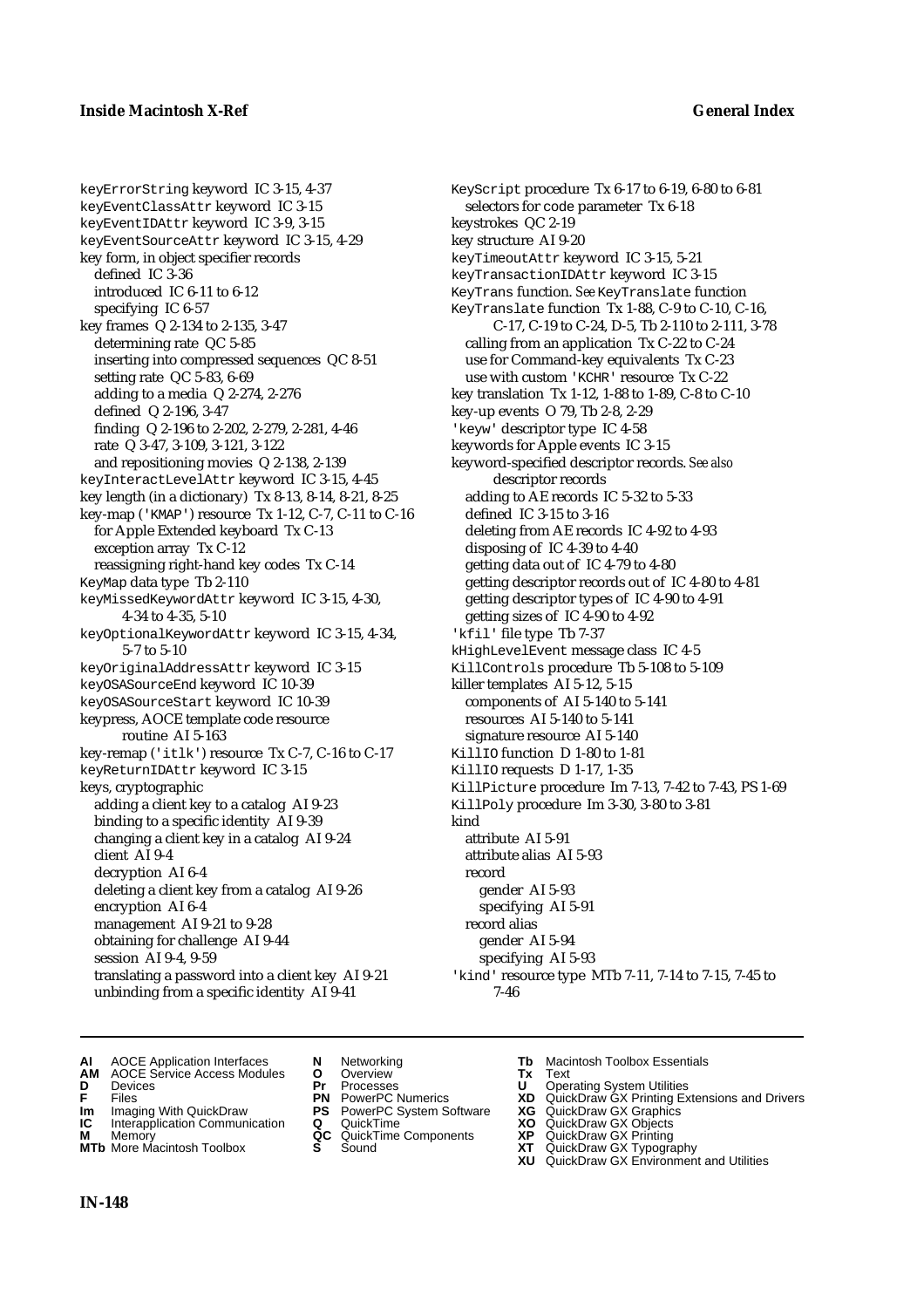keyErrorString keyword IC 3-15, 4-37
keyEventClassAttr keyword IC 3-15
keyEventIDAttr keyword IC 3-9, 3-15
keyEventSourceAttr keyword IC 3-15, 4-29
key form, in object specifier records
  defined IC 3-36
  introduced IC 6-11 to 6-12
  specifying IC 6-57
key frames Q 2-134 to 2-135, 3-47
  determining rate QC 5-85
  inserting into compressed sequences QC 8-51
  setting rate QC 5-83, 6-69
  adding to a media Q 2-274, 2-276
  defined Q 2-196, 3-47
  finding Q 2-196 to 2-202, 2-279, 2-281, 4-46
  rate Q 3-47, 3-109, 3-121, 3-122
  and repositioning movies Q 2-138, 2-139
keyInteractLevelAttr keyword IC 3-15, 4-45
key length (in a dictionary) Tx 8-13, 8-14, 8-21, 8-25
key-map ('KMAP') resource Tx 1-12, C-7, C-11 to C-16
  for Apple Extended keyboard Tx C-13
  exception array Tx C-12
  reassigning right-hand key codes Tx C-14
KeyMap data type Tb 2-110
keyMissedKeywordAttr keyword IC 3-15, 4-30, 4-34 to 4-35, 5-10
keyOptionalKeywordAttr keyword IC 3-15, 4-34, 5-7 to 5-10
keyOriginalAddressAttr keyword IC 3-15
keyOSASourceEnd keyword IC 10-39
keyOSASourceStart keyword IC 10-39
keypress, AOCE template code resource routine AI 5-163
key-remap ('itlk') resource Tx C-7, C-16 to C-17
keyReturnIDAttr keyword IC 3-15
keys, cryptographic
  adding a client key to a catalog AI 9-23
  binding to a specific identity AI 9-39
  changing a client key in a catalog AI 9-24
  client AI 9-4
  decryption AI 6-4
  deleting a client key from a catalog AI 9-26
  encryption AI 6-4
  management AI 9-21 to 9-28
  obtaining for challenge AI 9-44
  session AI 9-4, 9-59
  translating a password into a client key AI 9-21
  unbinding from a specific identity AI 9-41
KeyScript procedure Tx 6-17 to 6-19, 6-80 to 6-81
  selectors for code parameter Tx 6-18
keystrokes QC 2-19
key structure AI 9-20
keyTimeoutAttr keyword IC 3-15, 5-21
keyTransactionIDAttr keyword IC 3-15
KeyTrans function. *See* KeyTranslate function
KeyTranslate function Tx 1-88, C-9 to C-10, C-16, C-17, C-19 to C-24, D-5, Tb 2-110 to 2-111, 3-78
  calling from an application Tx C-22 to C-24
  use for Command-key equivalents Tx C-23
  use with custom 'KCHR' resource Tx C-22
key translation Tx 1-12, 1-88 to 1-89, C-8 to C-10
key-up events O 79, Tb 2-8, 2-29
'keyw' descriptor type IC 4-58
keywords for Apple events IC 3-15
keyword-specified descriptor records. *See also* descriptor records
  adding to AE records IC 5-32 to 5-33
  defined IC 3-15 to 3-16
  deleting from AE records IC 4-92 to 4-93
  disposing of IC 4-39 to 4-40
  getting data out of IC 4-79 to 4-80
  getting descriptor records out of IC 4-80 to 4-81
  getting descriptor types of IC 4-90 to 4-91
  getting sizes of IC 4-90 to 4-92
'kfil' file type Tb 7-37
kHighLevelEvent message class IC 4-5
KillControls procedure Tb 5-108 to 5-109
killer templates AI 5-12, 5-15
  components of AI 5-140 to 5-141
  resources AI 5-140 to 5-141
  signature resource AI 5-140
KillIO function D 1-80 to 1-81
KillIO requests D 1-17, 1-35
KillPicture procedure Im 7-13, 7-42 to 7-43, PS 1-69
KillPoly procedure Im 3-30, 3-80 to 3-81
kind
  attribute AI 5-91
  attribute alias AI 5-93
  record
    gender AI 5-93
    specifying AI 5-91
  record alias
    gender AI 5-94
    specifying AI 5-93
'kind' resource type MTb 7-11, 7-14 to 7-15, 7-45 to 7-46

**AI** AOCE Application Interfaces
**AM** AOCE Service Access Modules
**D** Devices
**F** Files
**Im** Imaging With QuickDraw
**IC** Interapplication Communication
**M** Memory
**MTb** More Macintosh Toolbox
**N** Networking
**O** Overview
**Pr** Processes
**PN** PowerPC Numerics
**PS** PowerPC System Software
**Q** QuickTime
**QC** QuickTime Components
**S** Sound
**Tb** Macintosh Toolbox Essentials
**Tx** Text
**U** Operating System Utilities
**XD** QuickDraw GX Printing Extensions and Drivers
**XG** QuickDraw GX Graphics
**XO** QuickDraw GX Objects
**XP** QuickDraw GX Printing
**XT** QuickDraw GX Typography
**XU** QuickDraw GX Environment and Utilities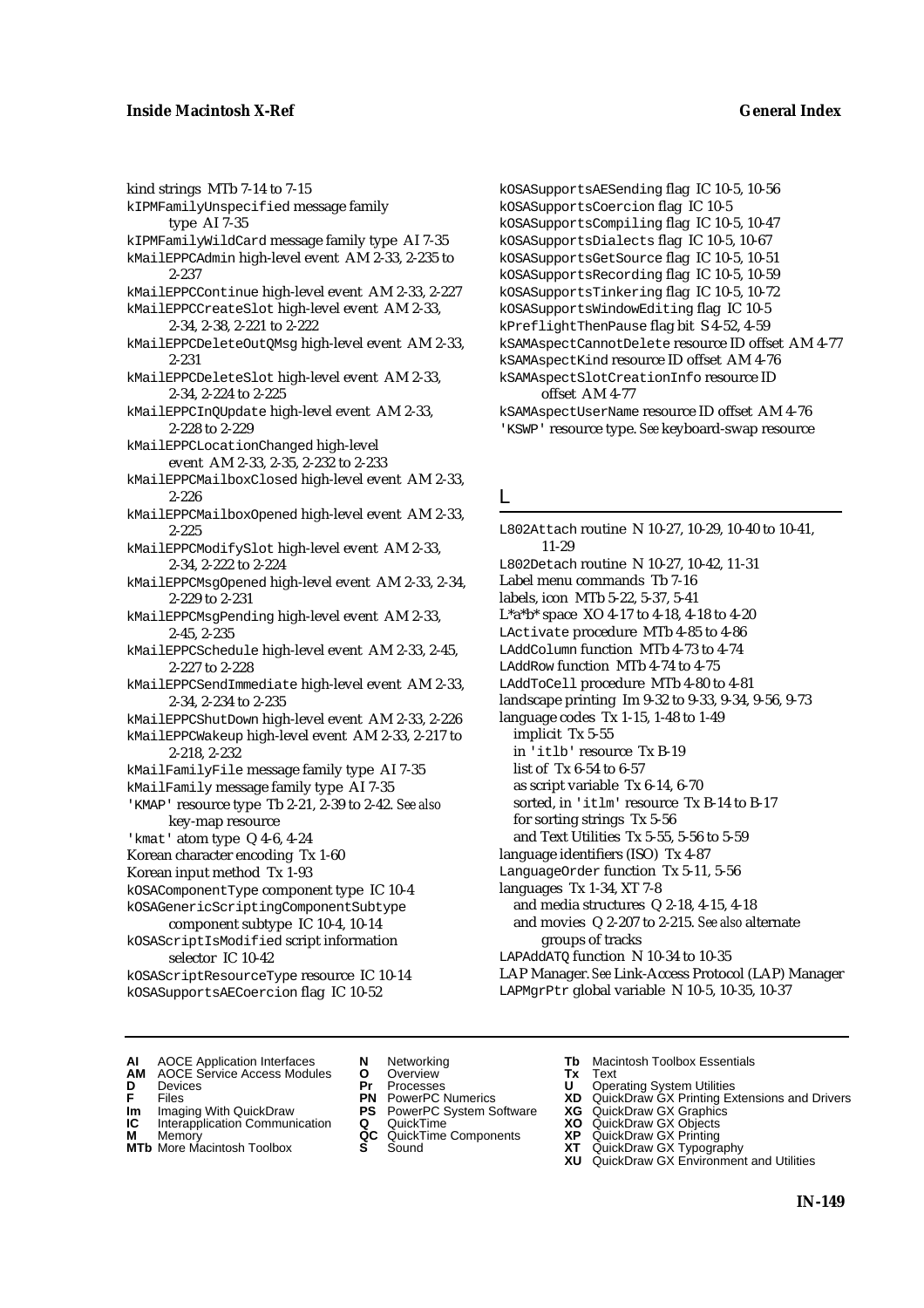kind strings MTb 7-14 to 7-15
kIPMFamilyUnspecified message family type AI 7-35
kIPMFamilyWildCard message family type AI 7-35
kMailEPPCAdmin high-level event AM 2-33, 2-235 to 2-237
kMailEPPCContinue high-level event AM 2-33, 2-227
kMailEPPCCreateSlot high-level event AM 2-33, 2-34, 2-38, 2-221 to 2-222
kMailEPPCDeleteOutQMsg high-level event AM 2-33, 2-231
kMailEPPCDeleteSlot high-level event AM 2-33, 2-34, 2-224 to 2-225
kMailEPPCInQUpdate high-level event AM 2-33, 2-228 to 2-229
kMailEPPCLocationChanged high-level event AM 2-33, 2-35, 2-232 to 2-233
kMailEPPCMailboxClosed high-level event AM 2-33, 2-226
kMailEPPCMailboxOpened high-level event AM 2-33, 2-225
kMailEPPCModifySlot high-level event AM 2-33, 2-34, 2-222 to 2-224
kMailEPPCMsgOpened high-level event AM 2-33, 2-34, 2-229 to 2-231
kMailEPPCMsgPending high-level event AM 2-33, 2-45, 2-235
kMailEPPCSchedule high-level event AM 2-33, 2-45, 2-227 to 2-228
kMailEPPCSendImmediate high-level event AM 2-33, 2-34, 2-234 to 2-235
kMailEPPCShutDown high-level event AM 2-33, 2-226
kMailEPPCWakeup high-level event AM 2-33, 2-217 to 2-218, 2-232
kMailFamilyFile message family type AI 7-35
kMailFamily message family type AI 7-35
'KMAP' resource type Tb 2-21, 2-39 to 2-42. *See also* key-map resource
'kmat' atom type Q 4-6, 4-24
Korean character encoding Tx 1-60
Korean input method Tx 1-93
kOSAComponentType component type IC 10-4
kOSAGenericScriptingComponentSubtype component subtype IC 10-4, 10-14
kOSAScriptIsModified script information selector IC 10-42
kOSAScriptResourceType resource IC 10-14
kOSASupportsAECoercion flag IC 10-52
kOSASupportsAESending flag IC 10-5, 10-56
kOSASupportsCoercion flag IC 10-5
kOSASupportsCompiling flag IC 10-5, 10-47
kOSASupportsDialects flag IC 10-5, 10-67
kOSASupportsGetSource flag IC 10-5, 10-51
kOSASupportsRecording flag IC 10-5, 10-59
kOSASupportsTinkering flag IC 10-5, 10-72
kOSASupportsWindowEditing flag IC 10-5
kPreflightThenPause flag bit S 4-52, 4-59
kSAMAspectCannotDelete resource ID offset AM 4-77
kSAMAspectKind resource ID offset AM 4-76
kSAMAspectSlotCreationInfo resource ID offset AM 4-77
kSAMAspectUserName resource ID offset AM 4-76
'KSWP' resource type. *See* keyboard-swap resource

## L

L802Attach routine N 10-27, 10-29, 10-40 to 10-41, 11-29
L802Detach routine N 10-27, 10-42, 11-31
Label menu commands Tb 7-16
labels, icon MTb 5-22, 5-37, 5-41
L*a*b* space XO 4-17 to 4-18, 4-18 to 4-20
LActivate procedure MTb 4-85 to 4-86
LAddColumn function MTb 4-73 to 4-74
LAddRow function MTb 4-74 to 4-75
LAddToCell procedure MTb 4-80 to 4-81
landscape printing Im 9-32 to 9-33, 9-34, 9-56, 9-73
language codes Tx 1-15, 1-48 to 1-49
  implicit Tx 5-55
  in 'itlb' resource Tx B-19
  list of Tx 6-54 to 6-57
  as script variable Tx 6-14, 6-70
  sorted, in 'itlm' resource Tx B-14 to B-17
  for sorting strings Tx 5-56
  and Text Utilities Tx 5-55, 5-56 to 5-59
language identifiers (ISO) Tx 4-87
LanguageOrder function Tx 5-11, 5-56
languages Tx 1-34, XT 7-8
  and media structures Q 2-18, 4-15, 4-18
  and movies Q 2-207 to 2-215. *See also* alternate groups of tracks
LAPAddATQ function N 10-34 to 10-35
LAP Manager. *See* Link-Access Protocol (LAP) Manager
LAPMgrPtr global variable N 10-5, 10-35, 10-37

**AI** AOCE Application Interfaces
**AM** AOCE Service Access Modules
**D** Devices
**F** Files
**Im** Imaging With QuickDraw
**IC** Interapplication Communication
**M** Memory
**MTb** More Macintosh Toolbox
**N** Networking
**O** Overview
**Pr** Processes
**PN** PowerPC Numerics
**PS** PowerPC System Software
**Q** QuickTime
**QC** QuickTime Components
**S** Sound
**Tb** Macintosh Toolbox Essentials
**Tx** Text
**U** Operating System Utilities
**XD** QuickDraw GX Printing Extensions and Drivers
**XG** QuickDraw GX Graphics
**XO** QuickDraw GX Objects
**XP** QuickDraw GX Printing
**XT** QuickDraw GX Typography
**XU** QuickDraw GX Environment and Utilities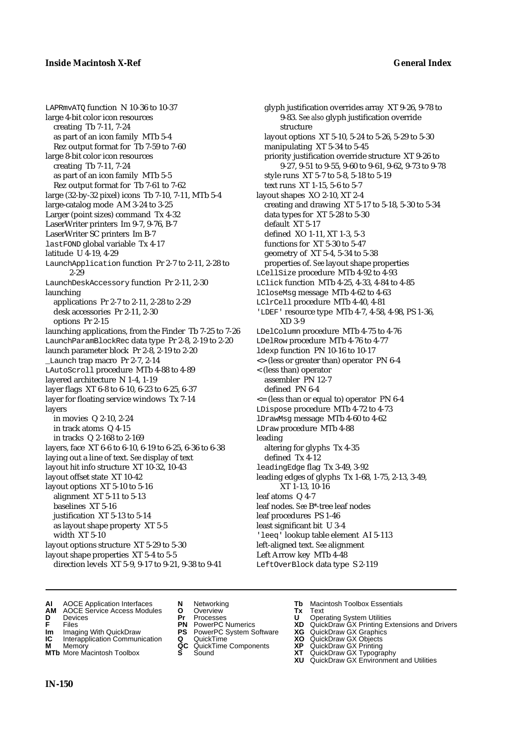LAPRmvATQ function N 10-36 to 10-37
large 4-bit color icon resources
  creating Tb 7-11, 7-24
  as part of an icon family MTb 5-4
  Rez output format for Tb 7-59 to 7-60
large 8-bit color icon resources
  creating Tb 7-11, 7-24
  as part of an icon family MTb 5-5
  Rez output format for Tb 7-61 to 7-62
large (32-by-32 pixel) icons Tb 7-10, 7-11, MTb 5-4
large-catalog mode AM 3-24 to 3-25
Larger (point sizes) command Tx 4-32
LaserWriter printers Im 9-7, 9-76, B-7
LaserWriter SC printers Im B-7
lastFOND global variable Tx 4-17
latitude U 4-19, 4-29
LaunchApplication function Pr 2-7 to 2-11, 2-28 to 2-29
LaunchDeskAccessory function Pr 2-11, 2-30
launching
  applications Pr 2-7 to 2-11, 2-28 to 2-29
  desk accessories Pr 2-11, 2-30
  options Pr 2-15
launching applications, from the Finder Tb 7-25 to 7-26
LaunchParamBlockRec data type Pr 2-8, 2-19 to 2-20
launch parameter block Pr 2-8, 2-19 to 2-20
_Launch trap macro Pr 2-7, 2-14
LAutoScroll procedure MTb 4-88 to 4-89
layered architecture N 1-4, 1-19
layer flags XT 6-8 to 6-10, 6-23 to 6-25, 6-37
layer for floating service windows Tx 7-14
layers
  in movies Q 2-10, 2-24
  in track atoms Q 4-15
  in tracks Q 2-168 to 2-169
layers, face XT 6-6 to 6-10, 6-19 to 6-25, 6-36 to 6-38
laying out a line of text. *See* display of text
layout hit info structure XT 10-32, 10-43
layout offset state XT 10-42
layout options XT 5-10 to 5-16
  alignment XT 5-11 to 5-13
  baselines XT 5-16
  justification XT 5-13 to 5-14
  as layout shape property XT 5-5
  width XT 5-10
layout options structure XT 5-29 to 5-30
layout shape properties XT 5-4 to 5-5
  direction levels XT 5-9, 9-17 to 9-21, 9-38 to 9-41
  glyph justification overrides array XT 9-26, 9-78 to 9-83. *See also* glyph justification override structure
  layout options XT 5-10, 5-24 to 5-26, 5-29 to 5-30
  manipulating XT 5-34 to 5-45
  priority justification override structure XT 9-26 to 9-27, 9-51 to 9-55, 9-60 to 9-61, 9-62, 9-73 to 9-78
  style runs XT 5-7 to 5-8, 5-18 to 5-19
  text runs XT 1-15, 5-6 to 5-7
layout shapes XO 2-10, XT 2-4
  creating and drawing XT 5-17 to 5-18, 5-30 to 5-34
  data types for XT 5-28 to 5-30
  default XT 5-17
  defined XO 1-11, XT 1-3, 5-3
  functions for XT 5-30 to 5-47
  geometry of XT 5-4, 5-34 to 5-38
  properties of. *See* layout shape properties
LCellSize procedure MTb 4-92 to 4-93
LClick function MTb 4-25, 4-33, 4-84 to 4-85
lCloseMsg message MTb 4-62 to 4-63
LClrCell procedure MTb 4-40, 4-81
'LDEF' resource type MTb 4-7, 4-58, 4-98, PS 1-36, XD 3-9
LDelColumn procedure MTb 4-75 to 4-76
LDelRow procedure MTb 4-76 to 4-77
ldexp function PN 10-16 to 10-17
<> (less or greater than) operator PN 6-4
< (less than) operator
  assembler PN 12-7
  defined PN 6-4
<= (less than or equal to) operator PN 6-4
LDispose procedure MTb 4-72 to 4-73
lDrawMsg message MTb 4-60 to 4-62
LDraw procedure MTb 4-88
leading
  altering for glyphs Tx 4-35
  defined Tx 4-12
leadingEdge flag Tx 3-49, 3-92
leading edges of glyphs Tx 1-68, 1-75, 2-13, 3-49, XT 1-13, 10-16
leaf atoms Q 4-7
leaf nodes. *See* B*-tree leaf nodes
leaf procedures PS 1-46
least significant bit U 3-4
'leeq' lookup table element AI 5-113
left-aligned text. *See* alignment
Left Arrow key MTb 4-48
LeftOverBlock data type S 2-119

**AI** AOCE Application Interfaces
**AM** AOCE Service Access Modules
**D** Devices
**F** Files
**Im** Imaging With QuickDraw
**IC** Interapplication Communication
**M** Memory
**MTb** More Macintosh Toolbox
**N** Networking
**O** Overview
**Pr** Processes
**PN** PowerPC Numerics
**PS** PowerPC System Software
**Q** QuickTime
**QC** QuickTime Components
**S** Sound
**Tb** Macintosh Toolbox Essentials
**Tx** Text
**U** Operating System Utilities
**XD** QuickDraw GX Printing Extensions and Drivers
**XG** QuickDraw GX Graphics
**XO** QuickDraw GX Objects
**XP** QuickDraw GX Printing
**XT** QuickDraw GX Typography
**XU** QuickDraw GX Environment and Utilities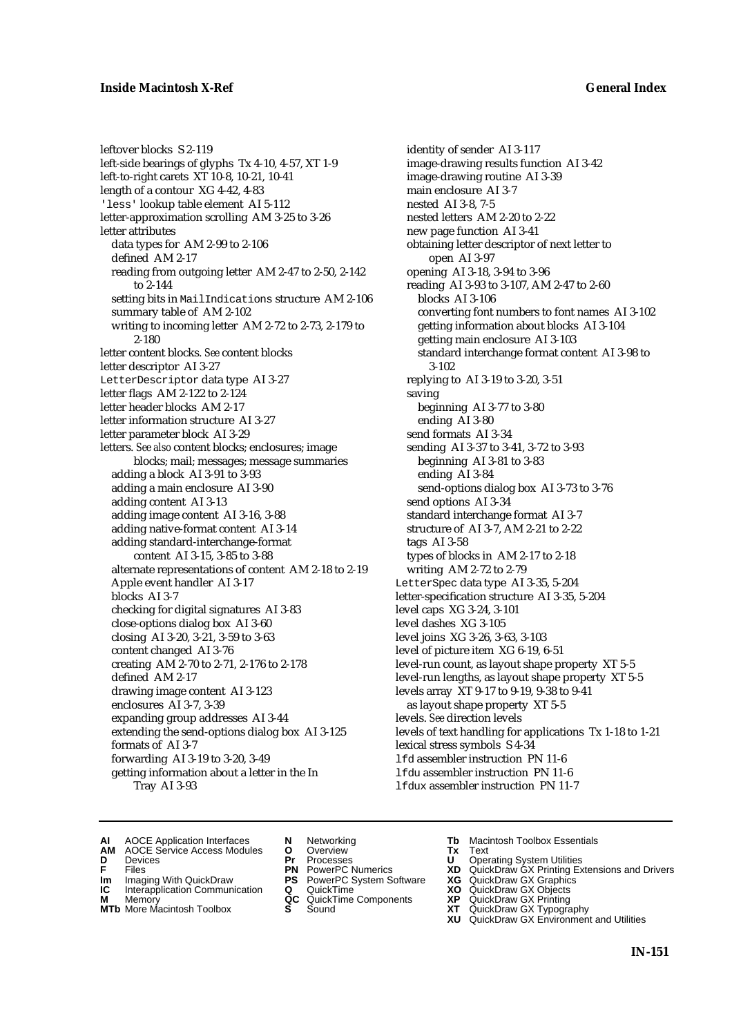leftover blocks S 2-119
left-side bearings of glyphs Tx 4-10, 4-57, XT 1-9
left-to-right carets XT 10-8, 10-21, 10-41
length of a contour XG 4-42, 4-83
'less' lookup table element AI 5-112
letter-approximation scrolling AM 3-25 to 3-26
letter attributes
  data types for AM 2-99 to 2-106
  defined AM 2-17
  reading from outgoing letter AM 2-47 to 2-50, 2-142 to 2-144
  setting bits in MailIndications structure AM 2-106
  summary table of AM 2-102
  writing to incoming letter AM 2-72 to 2-73, 2-179 to 2-180
letter content blocks. *See* content blocks
letter descriptor AI 3-27
LetterDescriptor data type AI 3-27
letter flags AM 2-122 to 2-124
letter header blocks AM 2-17
letter information structure AI 3-27
letter parameter block AI 3-29
letters. *See also* content blocks; enclosures; image blocks; mail; messages; message summaries
  adding a block AI 3-91 to 3-93
  adding a main enclosure AI 3-90
  adding content AI 3-13
  adding image content AI 3-16, 3-88
  adding native-format content AI 3-14
  adding standard-interchange-format content AI 3-15, 3-85 to 3-88
  alternate representations of content AM 2-18 to 2-19
  Apple event handler AI 3-17
  blocks AI 3-7
  checking for digital signatures AI 3-83
  close-options dialog box AI 3-60
  closing AI 3-20, 3-21, 3-59 to 3-63
  content changed AI 3-76
  creating AM 2-70 to 2-71, 2-176 to 2-178
  defined AM 2-17
  drawing image content AI 3-123
  enclosures AI 3-7, 3-39
  expanding group addresses AI 3-44
  extending the send-options dialog box AI 3-125
  formats of AI 3-7
  forwarding AI 3-19 to 3-20, 3-49
  getting information about a letter in the In Tray AI 3-93
  identity of sender AI 3-117
  image-drawing results function AI 3-42
  image-drawing routine AI 3-39
  main enclosure AI 3-7
  nested AI 3-8, 7-5
  nested letters AM 2-20 to 2-22
  new page function AI 3-41
  obtaining letter descriptor of next letter to open AI 3-97
  opening AI 3-18, 3-94 to 3-96
  reading AI 3-93 to 3-107, AM 2-47 to 2-60
    blocks AI 3-106
    converting font numbers to font names AI 3-102
    getting information about blocks AI 3-104
    getting main enclosure AI 3-103
    standard interchange format content AI 3-98 to 3-102
  replying to AI 3-19 to 3-20, 3-51
  saving
    beginning AI 3-77 to 3-80
    ending AI 3-80
  send formats AI 3-34
  sending AI 3-37 to 3-41, 3-72 to 3-93
    beginning AI 3-81 to 3-83
    ending AI 3-84
    send-options dialog box AI 3-73 to 3-76
  send options AI 3-34
  standard interchange format AI 3-7
  structure of AI 3-7, AM 2-21 to 2-22
  tags AI 3-58
  types of blocks in AM 2-17 to 2-18
  writing AM 2-72 to 2-79
LetterSpec data type AI 3-35, 5-204
letter-specification structure AI 3-35, 5-204
level caps XG 3-24, 3-101
level dashes XG 3-105
level joins XG 3-26, 3-63, 3-103
level of picture item XG 6-19, 6-51
level-run count, as layout shape property XT 5-5
level-run lengths, as layout shape property XT 5-5
levels array XT 9-17 to 9-19, 9-38 to 9-41
  as layout shape property XT 5-5
levels. *See* direction levels
levels of text handling for applications Tx 1-18 to 1-21
lexical stress symbols S 4-34
lfd assembler instruction PN 11-6
lfdu assembler instruction PN 11-6
lfdux assembler instruction PN 11-7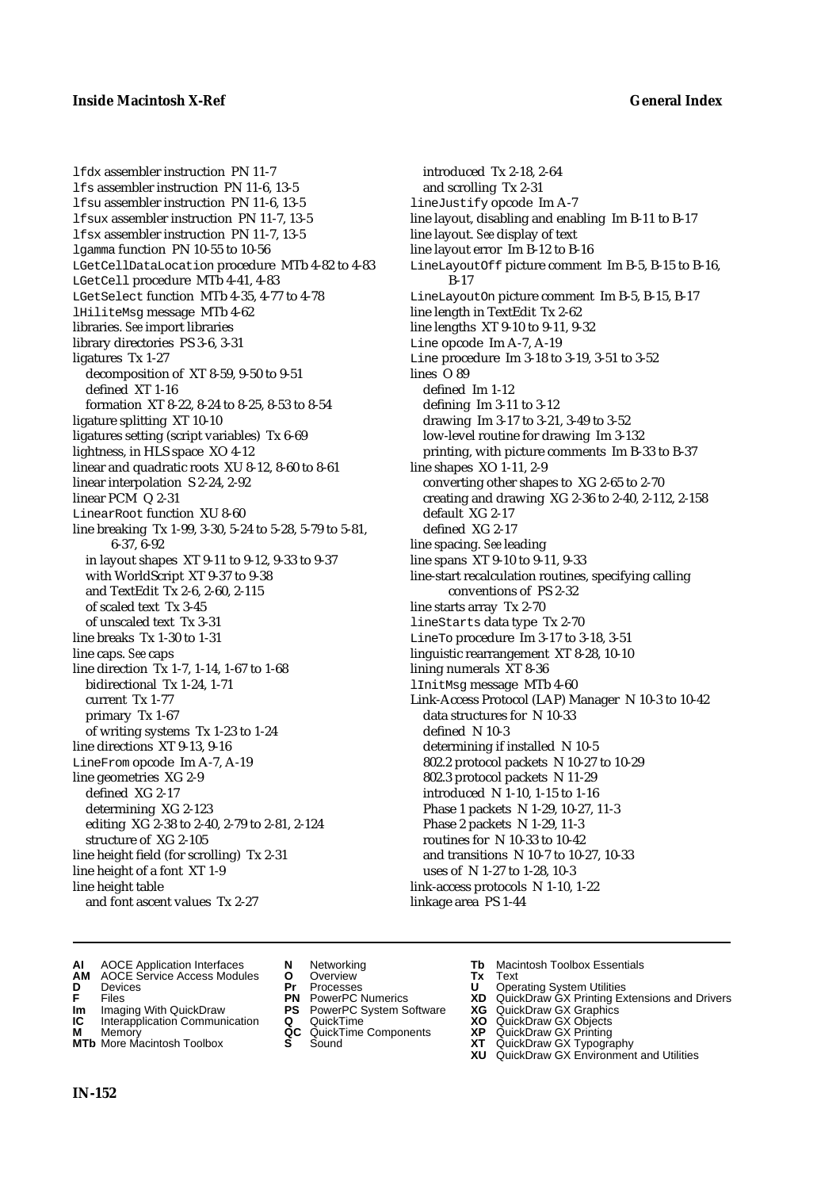lfdx assembler instruction PN 11-7
lfs assembler instruction PN 11-6, 13-5
lfsu assembler instruction PN 11-6, 13-5
lfsux assembler instruction PN 11-7, 13-5
lfsx assembler instruction PN 11-7, 13-5
lgamma function PN 10-55 to 10-56
LGetCellDataLocation procedure MTb 4-82 to 4-83
LGetCell procedure MTb 4-41, 4-83
LGetSelect function MTb 4-35, 4-77 to 4-78
lHiliteMsg message MTb 4-62
libraries. *See* import libraries
library directories PS 3-6, 3-31
ligatures Tx 1-27
  decomposition of XT 8-59, 9-50 to 9-51
  defined XT 1-16
  formation XT 8-22, 8-24 to 8-25, 8-53 to 8-54
ligature splitting XT 10-10
ligatures setting (script variables) Tx 6-69
lightness, in HLS space XO 4-12
linear and quadratic roots XU 8-12, 8-60 to 8-61
linear interpolation S 2-24, 2-92
linear PCM Q 2-31
LinearRoot function XU 8-60
line breaking Tx 1-99, 3-30, 5-24 to 5-28, 5-79 to 5-81, 6-37, 6-92
  in layout shapes XT 9-11 to 9-12, 9-33 to 9-37
  with WorldScript XT 9-37 to 9-38
  and TextEdit Tx 2-6, 2-60, 2-115
  of scaled text Tx 3-45
  of unscaled text Tx 3-31
line breaks Tx 1-30 to 1-31
line caps. *See* caps
line direction Tx 1-7, 1-14, 1-67 to 1-68
  bidirectional Tx 1-24, 1-71
  current Tx 1-77
  primary Tx 1-67
  of writing systems Tx 1-23 to 1-24
line directions XT 9-13, 9-16
LineFrom opcode Im A-7, A-19
line geometries XG 2-9
  defined XG 2-17
  determining XG 2-123
  editing XG 2-38 to 2-40, 2-79 to 2-81, 2-124
  structure of XG 2-105
line height field (for scrolling) Tx 2-31
line height of a font XT 1-9
line height table
  and font ascent values Tx 2-27
  introduced Tx 2-18, 2-64
  and scrolling Tx 2-31
lineJustify opcode Im A-7
line layout, disabling and enabling Im B-11 to B-17
line layout. *See* display of text
line layout error Im B-12 to B-16
LineLayoutOff picture comment Im B-5, B-15 to B-16, B-17
LineLayoutOn picture comment Im B-5, B-15, B-17
line length in TextEdit Tx 2-62
line lengths XT 9-10 to 9-11, 9-32
Line opcode Im A-7, A-19
Line procedure Im 3-18 to 3-19, 3-51 to 3-52
lines O 89
  defined Im 1-12
  defining Im 3-11 to 3-12
  drawing Im 3-17 to 3-21, 3-49 to 3-52
  low-level routine for drawing Im 3-132
  printing, with picture comments Im B-33 to B-37
line shapes XO 1-11, 2-9
  converting other shapes to XG 2-65 to 2-70
  creating and drawing XG 2-36 to 2-40, 2-112, 2-158
  default XG 2-17
  defined XG 2-17
line spacing. *See* leading
line spans XT 9-10 to 9-11, 9-33
line-start recalculation routines, specifying calling conventions of PS 2-32
line starts array Tx 2-70
lineStarts data type Tx 2-70
LineTo procedure Im 3-17 to 3-18, 3-51
linguistic rearrangement XT 8-28, 10-10
lining numerals XT 8-36
lInitMsg message MTb 4-60
Link-Access Protocol (LAP) Manager N 10-3 to 10-42
  data structures for N 10-33
  defined N 10-3
  determining if installed N 10-5
  802.2 protocol packets N 10-27 to 10-29
  802.3 protocol packets N 11-29
  introduced N 1-10, 1-15 to 1-16
  Phase 1 packets N 1-29, 10-27, 11-3
  Phase 2 packets N 1-29, 11-3
  routines for N 10-33 to 10-42
  and transitions N 10-7 to 10-27, 10-33
  uses of N 1-27 to 1-28, 10-3
link-access protocols N 1-10, 1-22
linkage area PS 1-44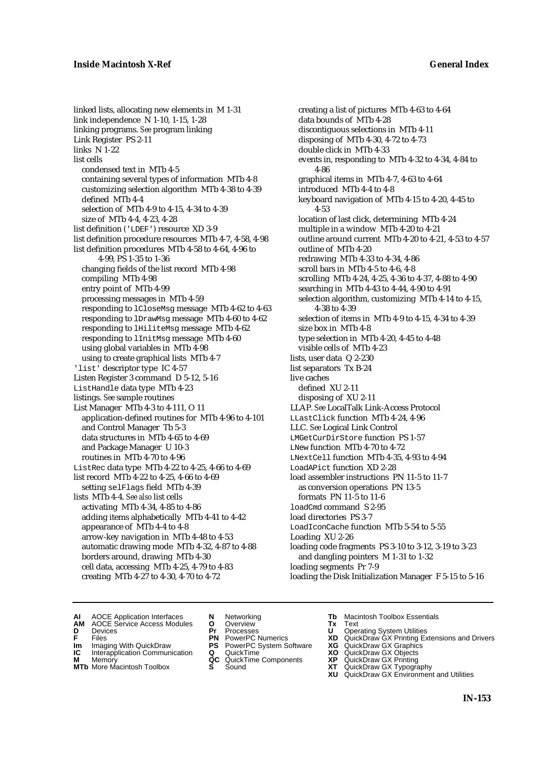linked lists, allocating new elements in  M 1-31
link independence  N 1-10, 1-15, 1-28
linking programs. *See* program linking
Link Register  PS 2-11
links  N 1-22
list cells
  condensed text in  MTb 4-5
  containing several types of information  MTb 4-8
  customizing selection algorithm  MTb 4-38 to 4-39
  defined  MTb 4-4
  selection of  MTb 4-9 to 4-15, 4-34 to 4-39
  size of  MTb 4-4, 4-23, 4-28
list definition ('LDEF') resource  XD 3-9
list definition procedure resources  MTb 4-7, 4-58, 4-98
list definition procedures  MTb 4-58 to 4-64, 4-96 to 4-99, PS 1-35 to 1-36
  changing fields of the list record  MTb 4-98
  compiling  MTb 4-98
  entry point of  MTb 4-99
  processing messages in  MTb 4-59
  responding to lCloseMsg message  MTb 4-62 to 4-63
  responding to lDrawMsg message  MTb 4-60 to 4-62
  responding to lHiliteMsg message  MTb 4-62
  responding to lInitMsg message  MTb 4-60
  using global variables in  MTb 4-98
  using to create graphical lists  MTb 4-7
'list' descriptor type  IC 4-57
Listen Register 3 command  D 5-12, 5-16
ListHandle data type  MTb 4-23
listings. *See* sample routines
List Manager  MTb 4-3 to 4-111, O 11
  application-defined routines for  MTb 4-96 to 4-101
  and Control Manager  Tb 5-3
  data structures in  MTb 4-65 to 4-69
  and Package Manager  U 10-3
  routines in  MTb 4-70 to 4-96
ListRec data type  MTb 4-22 to 4-25, 4-66 to 4-69
list record  MTb 4-22 to 4-25, 4-66 to 4-69
  setting selFlags field  MTb 4-39
lists  MTb 4-4. *See also* list cells
  activating  MTb 4-34, 4-85 to 4-86
  adding items alphabetically  MTb 4-41 to 4-42
  appearance of  MTb 4-4 to 4-8
  arrow-key navigation in  MTb 4-48 to 4-53
  automatic drawing mode  MTb 4-32, 4-87 to 4-88
  borders around, drawing  MTb 4-30
  cell data, accessing  MTb 4-25, 4-79 to 4-83
  creating  MTb 4-27 to 4-30, 4-70 to 4-72
  creating a list of pictures  MTb 4-63 to 4-64
  data bounds of  MTb 4-28
  discontiguous selections in  MTb 4-11
  disposing of  MTb 4-30, 4-72 to 4-73
  double click in  MTb 4-33
  events in, responding to  MTb 4-32 to 4-34, 4-84 to 4-86
  graphical items in  MTb 4-7, 4-63 to 4-64
  introduced  MTb 4-4 to 4-8
  keyboard navigation of  MTb 4-15 to 4-20, 4-45 to 4-53
  location of last click, determining  MTb 4-24
  multiple in a window  MTb 4-20 to 4-21
  outline around current  MTb 4-20 to 4-21, 4-53 to 4-57
  outline of  MTb 4-20
  redrawing  MTb 4-33 to 4-34, 4-86
  scroll bars in  MTb 4-5 to 4-6, 4-8
  scrolling  MTb 4-24, 4-25, 4-36 to 4-37, 4-88 to 4-90
  searching in  MTb 4-43 to 4-44, 4-90 to 4-91
  selection algorithm, customizing  MTb 4-14 to 4-15, 4-38 to 4-39
  selection of items in  MTb 4-9 to 4-15, 4-34 to 4-39
  size box in  MTb 4-8
  type selection in  MTb 4-20, 4-45 to 4-48
  visible cells of  MTb 4-23
lists, user data  Q 2-230
list separators  Tx B-24
live caches
  defined  XU 2-11
  disposing of  XU 2-11
LLAP. *See* LocalTalk Link-Access Protocol
LLastClick function  MTb 4-24, 4-96
LLC. *See* Logical Link Control
LMGetCurDirStore function  PS 1-57
LNew function  MTb 4-70 to 4-72
LNextCell function  MTb 4-35, 4-93 to 4-94
LoadAPict function  XD 2-28
load assembler instructions  PN 11-5 to 11-7
  as conversion operations  PN 13-5
  formats  PN 11-5 to 11-6
loadCmd command  S 2-95
load directories  PS 3-7
LoadIconCache function  MTb 5-54 to 5-55
Loading  XU 2-26
loading code fragments  PS 3-10 to 3-12, 3-19 to 3-23
  and dangling pointers  M 1-31 to 1-32
loading segments  Pr 7-9
loading the Disk Initialization Manager  F 5-15 to 5-16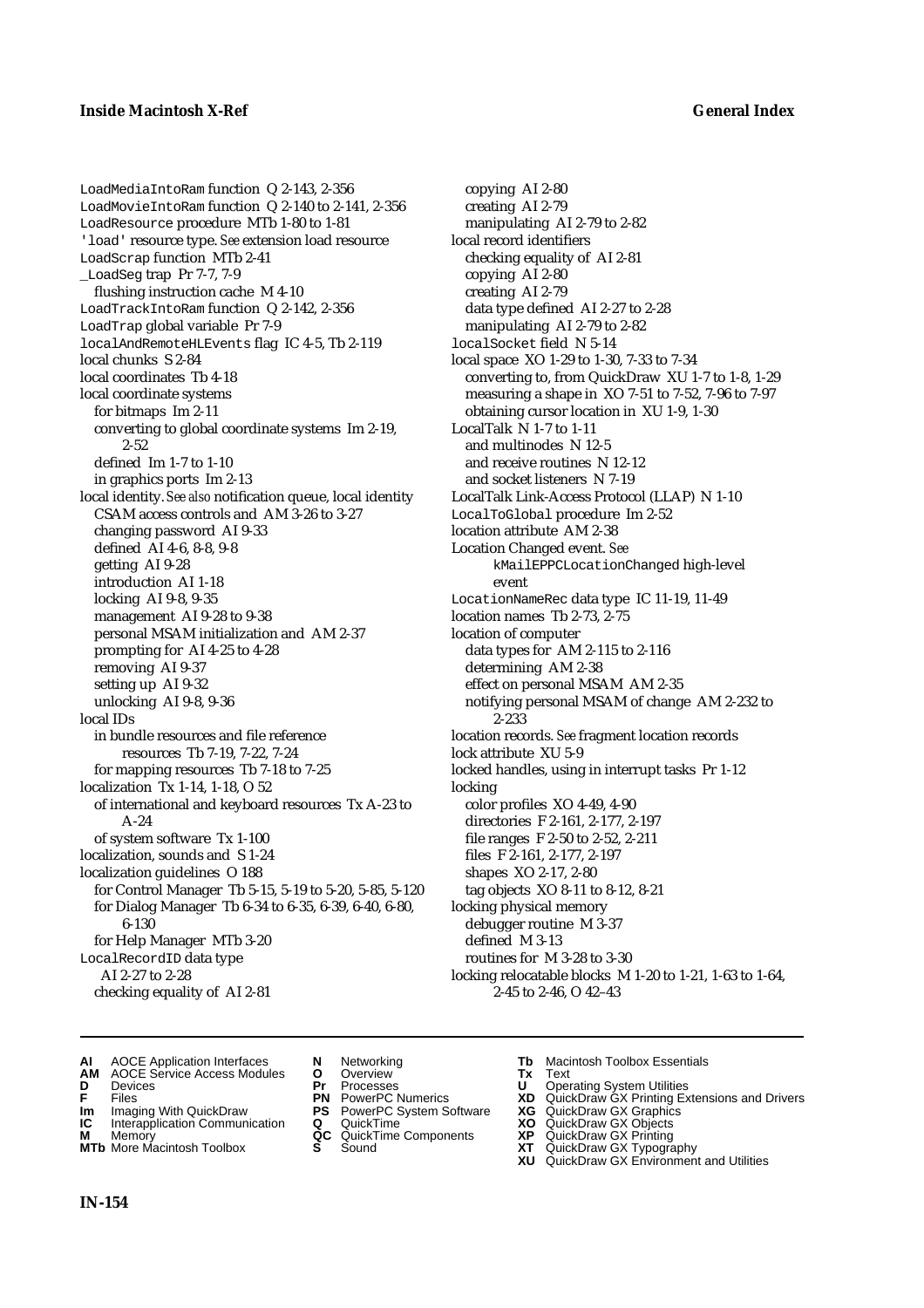LoadMediaIntoRam function Q 2-143, 2-356
LoadMovieIntoRam function Q 2-140 to 2-141, 2-356
LoadResource procedure MTb 1-80 to 1-81
'load' resource type. *See* extension load resource
LoadScrap function MTb 2-41
_LoadSeg trap Pr 7-7, 7-9
  flushing instruction cache M 4-10
LoadTrackIntoRam function Q 2-142, 2-356
LoadTrap global variable Pr 7-9
localAndRemoteHLEvents flag IC 4-5, Tb 2-119
local chunks S 2-84
local coordinates Tb 4-18
local coordinate systems
  for bitmaps Im 2-11
  converting to global coordinate systems Im 2-19, 2-52
  defined Im 1-7 to 1-10
  in graphics ports Im 2-13
local identity. *See also* notification queue, local identity
  CSAM access controls and AM 3-26 to 3-27
  changing password AI 9-33
  defined AI 4-6, 8-8, 9-8
  getting AI 9-28
  introduction AI 1-18
  locking AI 9-8, 9-35
  management AI 9-28 to 9-38
  personal MSAM initialization and AM 2-37
  prompting for AI 4-25 to 4-28
  removing AI 9-37
  setting up AI 9-32
  unlocking AI 9-8, 9-36
local IDs
  in bundle resources and file reference resources Tb 7-19, 7-22, 7-24
  for mapping resources Tb 7-18 to 7-25
localization Tx 1-14, 1-18, O 52
  of international and keyboard resources Tx A-23 to A-24
  of system software Tx 1-100
localization, sounds and S 1-24
localization guidelines O 188
  for Control Manager Tb 5-15, 5-19 to 5-20, 5-85, 5-120
  for Dialog Manager Tb 6-34 to 6-35, 6-39, 6-40, 6-80, 6-130
  for Help Manager MTb 3-20
LocalRecordID data type AI 2-27 to 2-28
  checking equality of AI 2-81
  copying AI 2-80
  creating AI 2-79
  manipulating AI 2-79 to 2-82
local record identifiers
  checking equality of AI 2-81
  copying AI 2-80
  creating AI 2-79
  data type defined AI 2-27 to 2-28
  manipulating AI 2-79 to 2-82
localSocket field N 5-14
local space XO 1-29 to 1-30, 7-33 to 7-34
  converting to, from QuickDraw XU 1-7 to 1-8, 1-29
  measuring a shape in XO 7-51 to 7-52, 7-96 to 7-97
  obtaining cursor location in XU 1-9, 1-30
LocalTalk N 1-7 to 1-11
  and multinodes N 12-5
  and receive routines N 12-12
  and socket listeners N 7-19
LocalTalk Link-Access Protocol (LLAP) N 1-10
LocalToGlobal procedure Im 2-52
location attribute AM 2-38
Location Changed event. *See* kMailEPPCLocationChanged high-level event
LocationNameRec data type IC 11-19, 11-49
location names Tb 2-73, 2-75
location of computer
  data types for AM 2-115 to 2-116
  determining AM 2-38
  effect on personal MSAM AM 2-35
  notifying personal MSAM of change AM 2-232 to 2-233
location records. *See* fragment location records
lock attribute XU 5-9
locked handles, using in interrupt tasks Pr 1-12
locking
  color profiles XO 4-49, 4-90
  directories F 2-161, 2-177, 2-197
  file ranges F 2-50 to 2-52, 2-211
  files F 2-161, 2-177, 2-197
  shapes XO 2-17, 2-80
  tag objects XO 8-11 to 8-12, 8-21
locking physical memory
  debugger routine M 3-37
  defined M 3-13
  routines for M 3-28 to 3-30
locking relocatable blocks M 1-20 to 1-21, 1-63 to 1-64, 2-45 to 2-46, O 42–43

**AI** AOCE Application Interfaces
**AM** AOCE Service Access Modules
**D** Devices
**F** Files
**Im** Imaging With QuickDraw
**IC** Interapplication Communication
**M** Memory
**MTb** More Macintosh Toolbox
**N** Networking
**O** Overview
**Pr** Processes
**PN** PowerPC Numerics
**PS** PowerPC System Software
**Q** QuickTime
**QC** QuickTime Components
**S** Sound
**Tb** Macintosh Toolbox Essentials
**Tx** Text
**U** Operating System Utilities
**XD** QuickDraw GX Printing Extensions and Drivers
**XG** QuickDraw GX Graphics
**XO** QuickDraw GX Objects
**XP** QuickDraw GX Printing
**XT** QuickDraw GX Typography
**XU** QuickDraw GX Environment and Utilities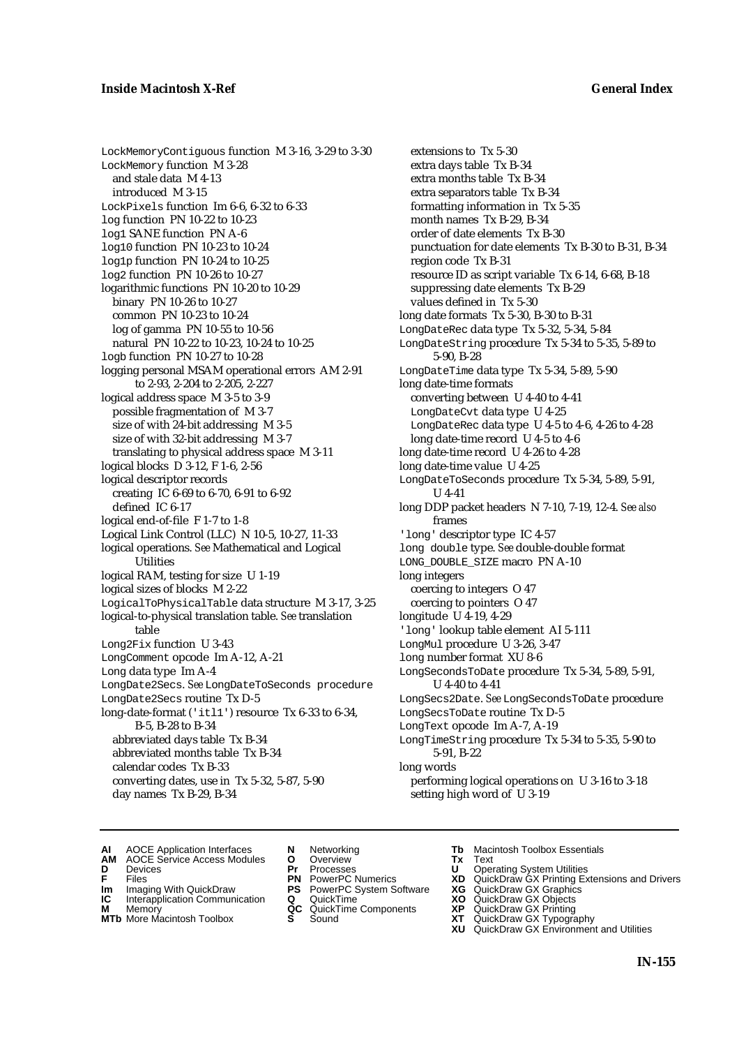LockMemoryContiguous function M 3-16, 3-29 to 3-30
LockMemory function M 3-28
  and stale data M 4-13
  introduced M 3-15
LockPixels function Im 6-6, 6-32 to 6-33
log function PN 10-22 to 10-23
log1 SANE function PN A-6
log10 function PN 10-23 to 10-24
log1p function PN 10-24 to 10-25
log2 function PN 10-26 to 10-27
logarithmic functions PN 10-20 to 10-29
  binary PN 10-26 to 10-27
  common PN 10-23 to 10-24
  log of gamma PN 10-55 to 10-56
  natural PN 10-22 to 10-23, 10-24 to 10-25
logb function PN 10-27 to 10-28
logging personal MSAM operational errors AM 2-91 to 2-93, 2-204 to 2-205, 2-227
logical address space M 3-5 to 3-9
  possible fragmentation of M 3-7
  size of with 24-bit addressing M 3-5
  size of with 32-bit addressing M 3-7
  translating to physical address space M 3-11
logical blocks D 3-12, F 1-6, 2-56
logical descriptor records
  creating IC 6-69 to 6-70, 6-91 to 6-92
  defined IC 6-17
logical end-of-file F 1-7 to 1-8
Logical Link Control (LLC) N 10-5, 10-27, 11-33
logical operations. *See* Mathematical and Logical Utilities
logical RAM, testing for size U 1-19
logical sizes of blocks M 2-22
LogicalToPhysicalTable data structure M 3-17, 3-25
logical-to-physical translation table. *See* translation table
Long2Fix function U 3-43
LongComment opcode Im A-12, A-21
Long data type Im A-4
LongDate2Secs. *See* LongDateToSeconds procedure
LongDate2Secs routine Tx D-5
long-date-format ('itl1') resource Tx 6-33 to 6-34, B-5, B-28 to B-34
  abbreviated days table Tx B-34
  abbreviated months table Tx B-34
  calendar codes Tx B-33
  converting dates, use in Tx 5-32, 5-87, 5-90
  day names Tx B-29, B-34
  extensions to Tx 5-30
  extra days table Tx B-34
  extra months table Tx B-34
  extra separators table Tx B-34
  formatting information in Tx 5-35
  month names Tx B-29, B-34
  order of date elements Tx B-30
  punctuation for date elements Tx B-30 to B-31, B-34
  region code Tx B-31
  resource ID as script variable Tx 6-14, 6-68, B-18
  suppressing date elements Tx B-29
  values defined in Tx 5-30
long date formats Tx 5-30, B-30 to B-31
LongDateRec data type Tx 5-32, 5-34, 5-84
LongDateString procedure Tx 5-34 to 5-35, 5-89 to 5-90, B-28
LongDateTime data type Tx 5-34, 5-89, 5-90
long date-time formats
  converting between U 4-40 to 4-41
  LongDateCvt data type U 4-25
  LongDateRec data type U 4-5 to 4-6, 4-26 to 4-28
  long date-time record U 4-5 to 4-6
long date-time record U 4-26 to 4-28
long date-time value U 4-25
LongDateToSeconds procedure Tx 5-34, 5-89, 5-91, U 4-41
long DDP packet headers N 7-10, 7-19, 12-4. *See also* frames
'long' descriptor type IC 4-57
long double type. *See* double-double format
LONG_DOUBLE_SIZE macro PN A-10
long integers
  coercing to integers O 47
  coercing to pointers O 47
longitude U 4-19, 4-29
'long' lookup table element AI 5-111
LongMul procedure U 3-26, 3-47
long number format XU 8-6
LongSecondsToDate procedure Tx 5-34, 5-89, 5-91, U 4-40 to 4-41
LongSecs2Date. *See* LongSecondsToDate procedure
LongSecsToDate routine Tx D-5
LongText opcode Im A-7, A-19
LongTimeString procedure Tx 5-34 to 5-35, 5-90 to 5-91, B-22
long words
  performing logical operations on U 3-16 to 3-18
  setting high word of U 3-19

**AI** AOCE Application Interfaces
**AM** AOCE Service Access Modules
**D** Devices
**F** Files
**Im** Imaging With QuickDraw
**IC** Interapplication Communication
**M** Memory
**MTb** More Macintosh Toolbox
**N** Networking
**O** Overview
**Pr** Processes
**PN** PowerPC Numerics
**PS** PowerPC System Software
**Q** QuickTime
**QC** QuickTime Components
**S** Sound
**Tb** Macintosh Toolbox Essentials
**Tx** Text
**U** Operating System Utilities
**XD** QuickDraw GX Printing Extensions and Drivers
**XG** QuickDraw GX Graphics
**XO** QuickDraw GX Objects
**XP** QuickDraw GX Printing
**XT** QuickDraw GX Typography
**XU** QuickDraw GX Environment and Utilities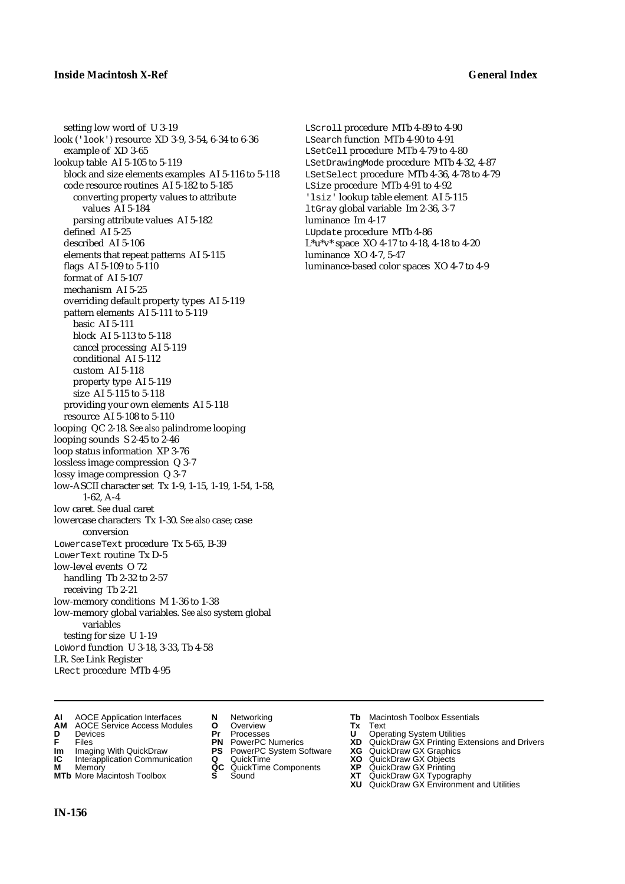setting low word of U 3-19
look ('look') resource XD 3-9, 3-54, 6-34 to 6-36
  example of XD 3-65
lookup table AI 5-105 to 5-119
  block and size elements examples AI 5-116 to 5-118
  code resource routines AI 5-182 to 5-185
    converting property values to attribute values AI 5-184
    parsing attribute values AI 5-182
  defined AI 5-25
  described AI 5-106
  elements that repeat patterns AI 5-115
  flags AI 5-109 to 5-110
  format of AI 5-107
  mechanism AI 5-25
  overriding default property types AI 5-119
  pattern elements AI 5-111 to 5-119
    basic AI 5-111
    block AI 5-113 to 5-118
    cancel processing AI 5-119
    conditional AI 5-112
    custom AI 5-118
    property type AI 5-119
    size AI 5-115 to 5-118
  providing your own elements AI 5-118
  resource AI 5-108 to 5-110
looping QC 2-18. *See also* palindrome looping
looping sounds S 2-45 to 2-46
loop status information XP 3-76
lossless image compression Q 3-7
lossy image compression Q 3-7
low-ASCII character set Tx 1-9, 1-15, 1-19, 1-54, 1-58, 1-62, A-4
low caret. *See* dual caret
lowercase characters Tx 1-30. *See also* case; case conversion
LowercaseText procedure Tx 5-65, B-39
LowerText routine Tx D-5
low-level events O 72
  handling Tb 2-32 to 2-57
  receiving Tb 2-21
low-memory conditions M 1-36 to 1-38
low-memory global variables. *See also* system global variables
  testing for size U 1-19
LoWord function U 3-18, 3-33, Tb 4-58
LR. *See* Link Register
LRect procedure MTb 4-95
LScroll procedure MTb 4-89 to 4-90
LSearch function MTb 4-90 to 4-91
LSetCell procedure MTb 4-79 to 4-80
LSetDrawingMode procedure MTb 4-32, 4-87
LSetSelect procedure MTb 4-36, 4-78 to 4-79
LSize procedure MTb 4-91 to 4-92
'lsiz' lookup table element AI 5-115
ltGray global variable Im 2-36, 3-7
luminance Im 4-17
LUpdate procedure MTb 4-86
L*u*v* space XO 4-17 to 4-18, 4-18 to 4-20
luminance XO 4-7, 5-47
luminance-based color spaces XO 4-7 to 4-9

**AI** AOCE Application Interfaces
**AM** AOCE Service Access Modules
**D** Devices
**F** Files
**Im** Imaging With QuickDraw
**IC** Interapplication Communication
**M** Memory
**MTb** More Macintosh Toolbox
**N** Networking
**O** Overview
**Pr** Processes
**PN** PowerPC Numerics
**PS** PowerPC System Software
**Q** QuickTime
**QC** QuickTime Components
**S** Sound
**Tb** Macintosh Toolbox Essentials
**Tx** Text
**U** Operating System Utilities
**XD** QuickDraw GX Printing Extensions and Drivers
**XG** QuickDraw GX Graphics
**XO** QuickDraw GX Objects
**XP** QuickDraw GX Printing
**XT** QuickDraw GX Typography
**XU** QuickDraw GX Environment and Utilities